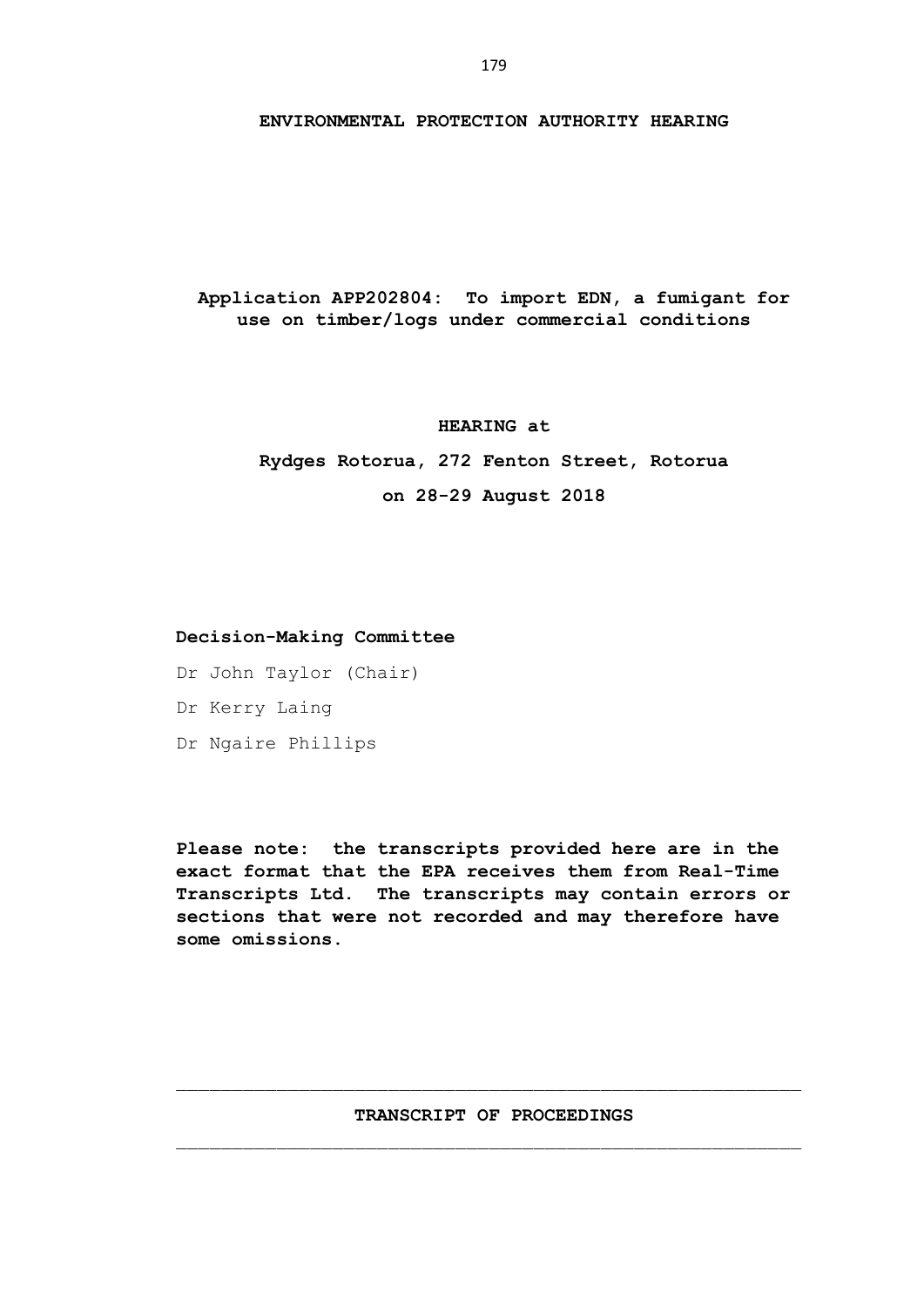# ENVIRONMENTAL PROTECTION AUTHORITY HEARING

**Application APP202804: To import EDN, a fumigant for use on timber/logs under commercial conditions**

**HEARING at**

**Rydges Rotorua, 272 Fenton Street, Rotorua**

**on 28-29 August 2018**

**Decision-Making Committee**

Dr John Taylor (Chair)

Dr Kerry Laing

Dr Ngaire Phillips

**Please note: the transcripts provided here are in the exact format that the EPA receives them from Real-Time Transcripts Ltd. The transcripts may contain errors or sections that were not recorded and may therefore have some omissions.**

---

**TRANSCRIPT OF PROCEEDINGS**

---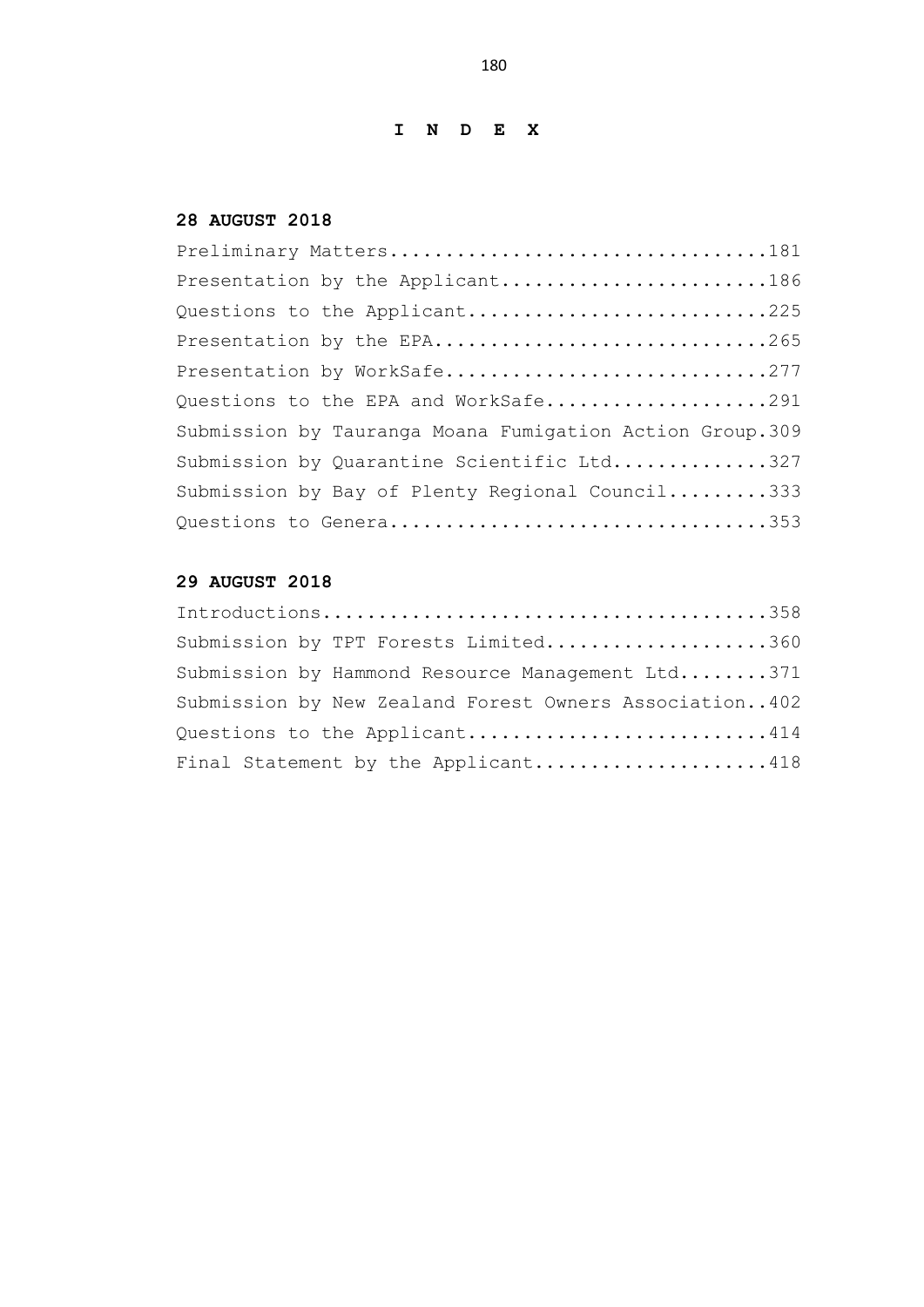# I N D E X

**28 AUGUST 2018**

Preliminary Matters.................................181
Presentation by the Applicant.......................186
Questions to the Applicant..........................225
Presentation by the EPA.............................265
Presentation by WorkSafe............................277
Questions to the EPA and WorkSafe...................291
Submission by Tauranga Moana Fumigation Action Group.309
Submission by Quarantine Scientific Ltd.............327
Submission by Bay of Plenty Regional Council........333
Questions to Genera.................................353

**29 AUGUST 2018**

Introductions.......................................358
Submission by TPT Forests Limited...................360
Submission by Hammond Resource Management Ltd........371
Submission by New Zealand Forest Owners Association..402
Questions to the Applicant..........................414
Final Statement by the Applicant....................418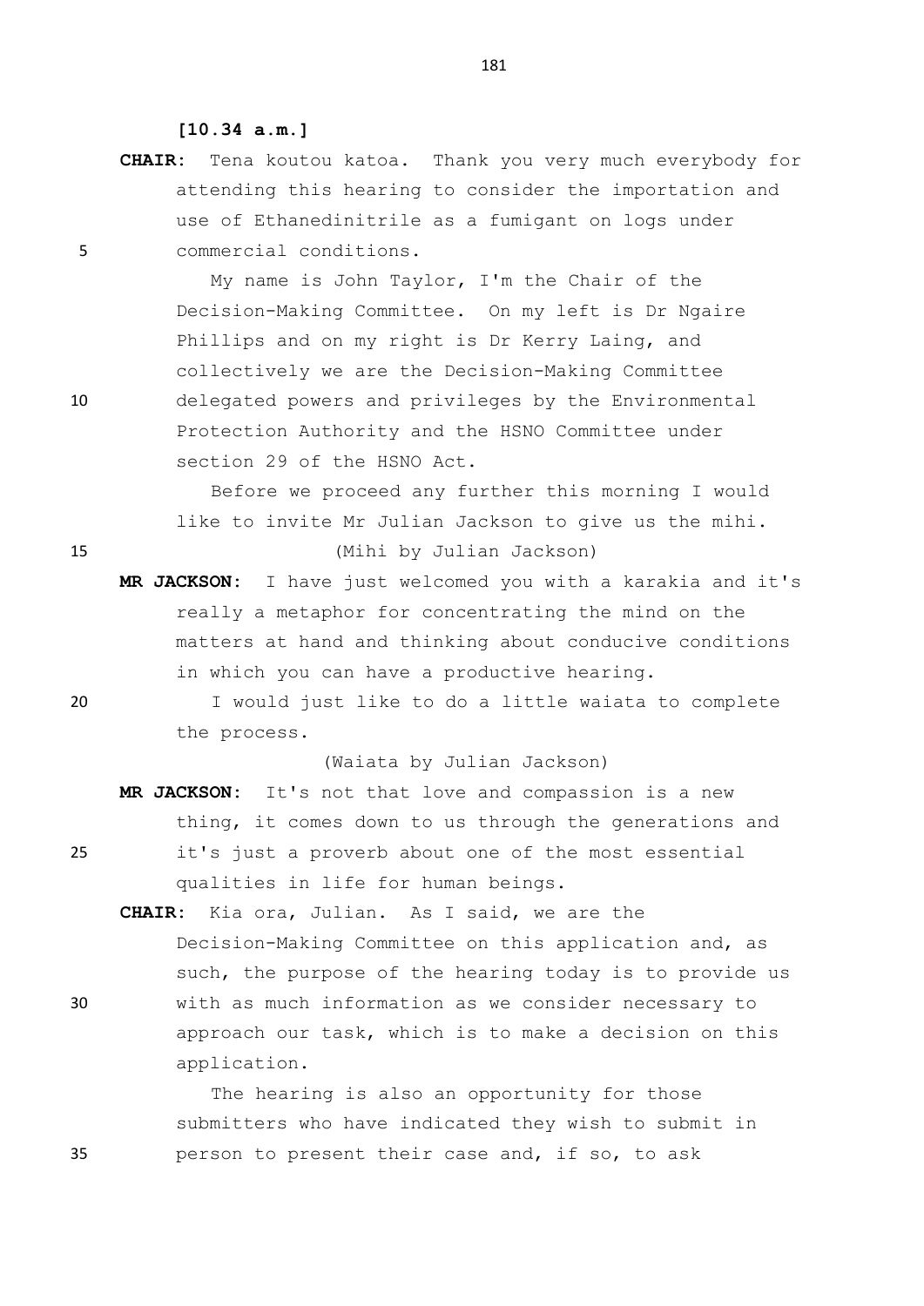**[10.34 a.m.]**

**CHAIR:** Tena koutou katoa. Thank you very much everybody for attending this hearing to consider the importation and use of Ethanedinitrile as a fumigant on logs under commercial conditions.

My name is John Taylor, I'm the Chair of the Decision-Making Committee. On my left is Dr Ngaire Phillips and on my right is Dr Kerry Laing, and collectively we are the Decision-Making Committee delegated powers and privileges by the Environmental Protection Authority and the HSNO Committee under section 29 of the HSNO Act.

Before we proceed any further this morning I would like to invite Mr Julian Jackson to give us the mihi.

(Mihi by Julian Jackson)

**MR JACKSON:** I have just welcomed you with a karakia and it's really a metaphor for concentrating the mind on the matters at hand and thinking about conducive conditions in which you can have a productive hearing.

I would just like to do a little waiata to complete the process.

(Waiata by Julian Jackson)

**MR JACKSON:** It's not that love and compassion is a new thing, it comes down to us through the generations and it's just a proverb about one of the most essential qualities in life for human beings.

**CHAIR:** Kia ora, Julian. As I said, we are the Decision-Making Committee on this application and, as such, the purpose of the hearing today is to provide us with as much information as we consider necessary to approach our task, which is to make a decision on this application.

The hearing is also an opportunity for those submitters who have indicated they wish to submit in person to present their case and, if so, to ask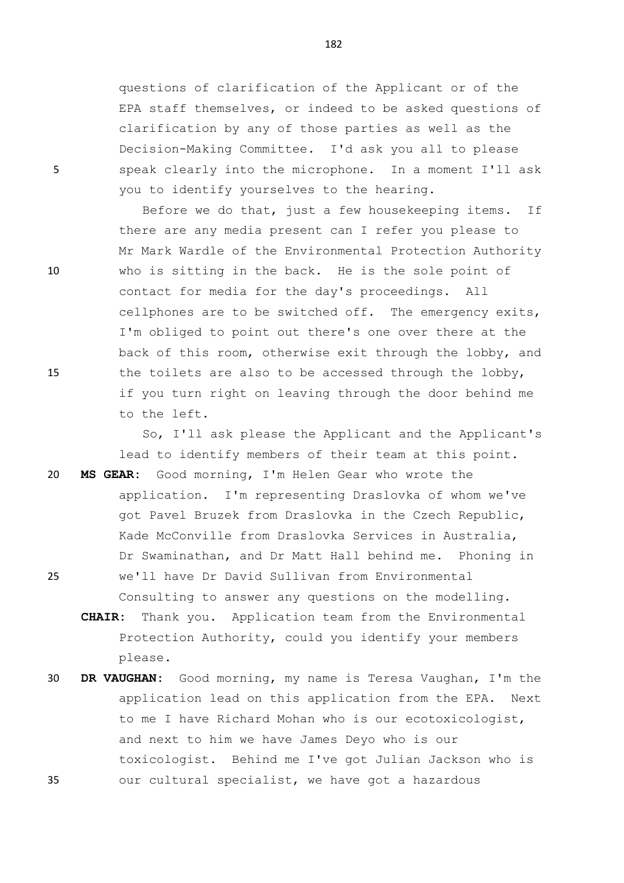questions of clarification of the Applicant or of the EPA staff themselves, or indeed to be asked questions of clarification by any of those parties as well as the Decision-Making Committee. I'd ask you all to please speak clearly into the microphone. In a moment I'll ask you to identify yourselves to the hearing.

Before we do that, just a few housekeeping items. If there are any media present can I refer you please to Mr Mark Wardle of the Environmental Protection Authority who is sitting in the back. He is the sole point of contact for media for the day's proceedings. All cellphones are to be switched off. The emergency exits, I'm obliged to point out there's one over there at the back of this room, otherwise exit through the lobby, and the toilets are also to be accessed through the lobby, if you turn right on leaving through the door behind me to the left.

So, I'll ask please the Applicant and the Applicant's lead to identify members of their team at this point.

**MS GEAR:** Good morning, I'm Helen Gear who wrote the application. I'm representing Draslovka of whom we've got Pavel Bruzek from Draslovka in the Czech Republic, Kade McConville from Draslovka Services in Australia, Dr Swaminathan, and Dr Matt Hall behind me. Phoning in we'll have Dr David Sullivan from Environmental Consulting to answer any questions on the modelling.

**CHAIR:** Thank you. Application team from the Environmental Protection Authority, could you identify your members please.

**DR VAUGHAN:** Good morning, my name is Teresa Vaughan, I'm the application lead on this application from the EPA. Next to me I have Richard Mohan who is our ecotoxicologist, and next to him we have James Deyo who is our toxicologist. Behind me I've got Julian Jackson who is our cultural specialist, we have got a hazardous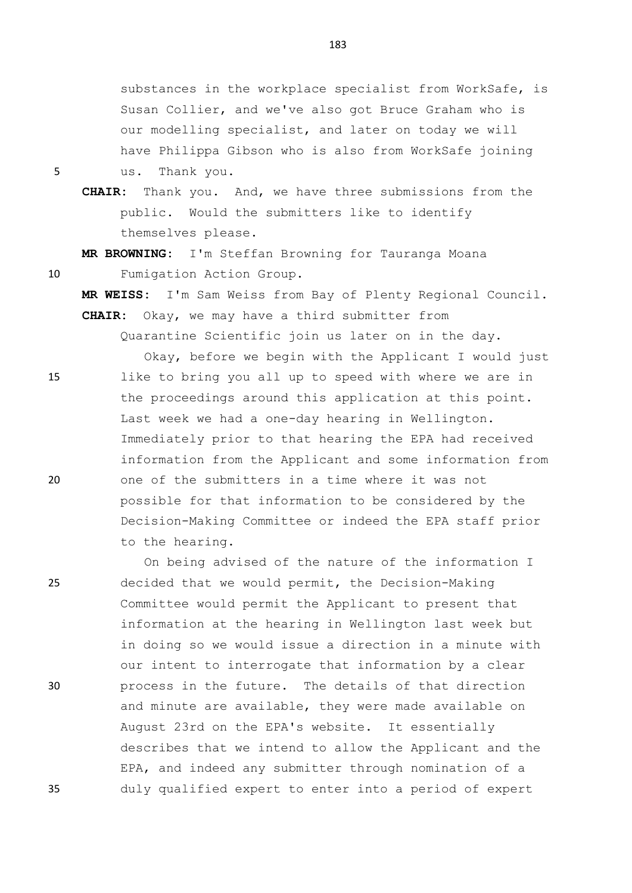substances in the workplace specialist from WorkSafe, is Susan Collier, and we've also got Bruce Graham who is our modelling specialist, and later on today we will have Philippa Gibson who is also from WorkSafe joining us. Thank you.

**CHAIR:** Thank you. And, we have three submissions from the public. Would the submitters like to identify themselves please.

**MR BROWNING:** I'm Steffan Browning for Tauranga Moana Fumigation Action Group.

**MR WEISS:** I'm Sam Weiss from Bay of Plenty Regional Council.

**CHAIR:** Okay, we may have a third submitter from Quarantine Scientific join us later on in the day.

Okay, before we begin with the Applicant I would just like to bring you all up to speed with where we are in the proceedings around this application at this point. Last week we had a one-day hearing in Wellington. Immediately prior to that hearing the EPA had received information from the Applicant and some information from one of the submitters in a time where it was not possible for that information to be considered by the Decision-Making Committee or indeed the EPA staff prior to the hearing.

On being advised of the nature of the information I decided that we would permit, the Decision-Making Committee would permit the Applicant to present that information at the hearing in Wellington last week but in doing so we would issue a direction in a minute with our intent to interrogate that information by a clear process in the future. The details of that direction and minute are available, they were made available on August 23rd on the EPA's website. It essentially describes that we intend to allow the Applicant and the EPA, and indeed any submitter through nomination of a duly qualified expert to enter into a period of expert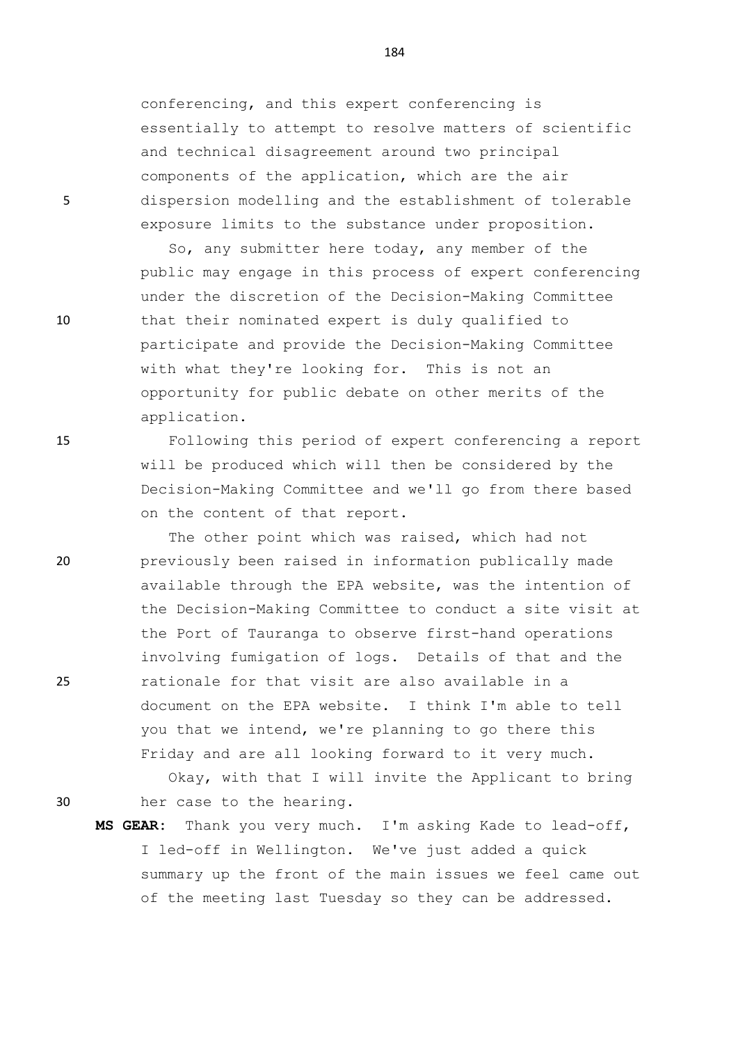conferencing, and this expert conferencing is essentially to attempt to resolve matters of scientific and technical disagreement around two principal components of the application, which are the air dispersion modelling and the establishment of tolerable exposure limits to the substance under proposition.

So, any submitter here today, any member of the public may engage in this process of expert conferencing under the discretion of the Decision-Making Committee that their nominated expert is duly qualified to participate and provide the Decision-Making Committee with what they're looking for. This is not an opportunity for public debate on other merits of the application.

Following this period of expert conferencing a report will be produced which will then be considered by the Decision-Making Committee and we'll go from there based on the content of that report.

The other point which was raised, which had not previously been raised in information publically made available through the EPA website, was the intention of the Decision-Making Committee to conduct a site visit at the Port of Tauranga to observe first-hand operations involving fumigation of logs. Details of that and the rationale for that visit are also available in a document on the EPA website. I think I'm able to tell you that we intend, we're planning to go there this Friday and are all looking forward to it very much.

Okay, with that I will invite the Applicant to bring her case to the hearing.

**MS GEAR:** Thank you very much. I'm asking Kade to lead-off, I led-off in Wellington. We've just added a quick summary up the front of the main issues we feel came out of the meeting last Tuesday so they can be addressed.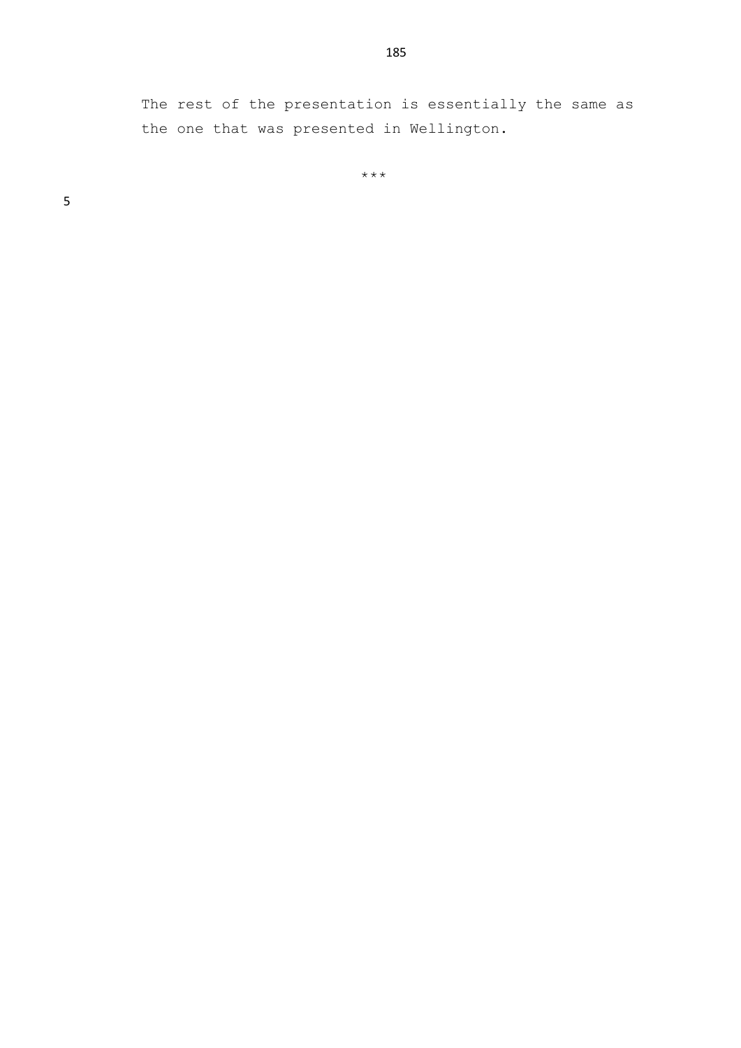The rest of the presentation is essentially the same as the one that was presented in Wellington.

\*\*\*

The rest of the presentation is essentially the same as the one that was presented in Wellington.

***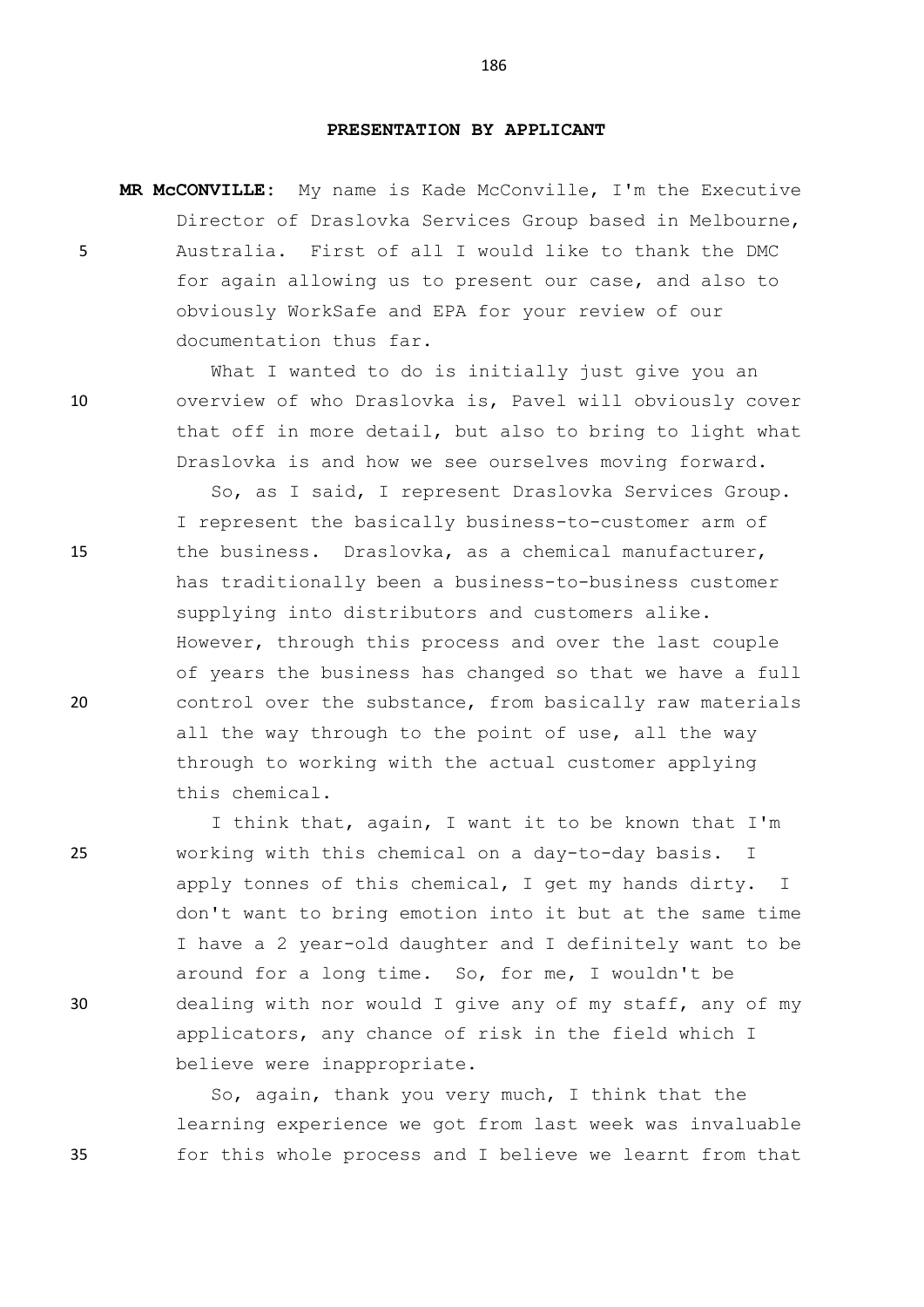## PRESENTATION BY APPLICANT

**MR McCONVILLE:** My name is Kade McConville, I'm the Executive Director of Draslovka Services Group based in Melbourne, Australia. First of all I would like to thank the DMC for again allowing us to present our case, and also to obviously WorkSafe and EPA for your review of our documentation thus far.

What I wanted to do is initially just give you an overview of who Draslovka is, Pavel will obviously cover that off in more detail, but also to bring to light what Draslovka is and how we see ourselves moving forward.

So, as I said, I represent Draslovka Services Group. I represent the basically business-to-customer arm of the business. Draslovka, as a chemical manufacturer, has traditionally been a business-to-business customer supplying into distributors and customers alike. However, through this process and over the last couple of years the business has changed so that we have a full control over the substance, from basically raw materials all the way through to the point of use, all the way through to working with the actual customer applying this chemical.

I think that, again, I want it to be known that I'm working with this chemical on a day-to-day basis. I apply tonnes of this chemical, I get my hands dirty. I don't want to bring emotion into it but at the same time I have a 2 year-old daughter and I definitely want to be around for a long time. So, for me, I wouldn't be dealing with nor would I give any of my staff, any of my applicators, any chance of risk in the field which I believe were inappropriate.

So, again, thank you very much, I think that the learning experience we got from last week was invaluable for this whole process and I believe we learnt from that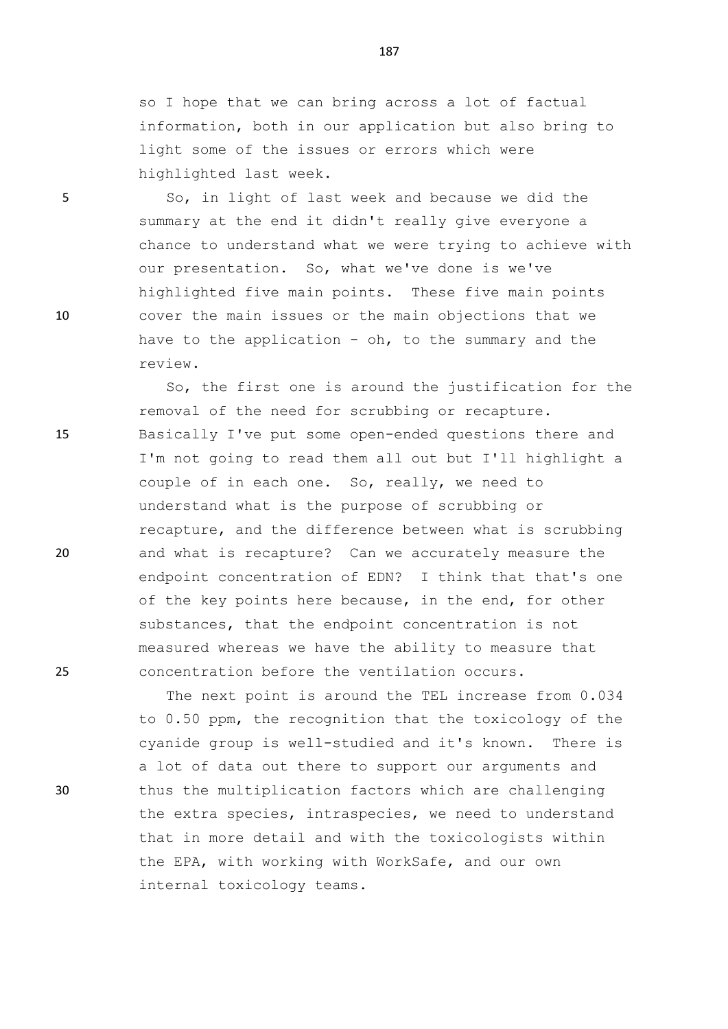so I hope that we can bring across a lot of factual information, both in our application but also bring to light some of the issues or errors which were highlighted last week.

So, in light of last week and because we did the summary at the end it didn't really give everyone a chance to understand what we were trying to achieve with our presentation. So, what we've done is we've highlighted five main points. These five main points cover the main issues or the main objections that we have to the application - oh, to the summary and the review.

So, the first one is around the justification for the removal of the need for scrubbing or recapture. Basically I've put some open-ended questions there and I'm not going to read them all out but I'll highlight a couple of in each one. So, really, we need to understand what is the purpose of scrubbing or recapture, and the difference between what is scrubbing and what is recapture? Can we accurately measure the endpoint concentration of EDN? I think that that's one of the key points here because, in the end, for other substances, that the endpoint concentration is not measured whereas we have the ability to measure that concentration before the ventilation occurs.

The next point is around the TEL increase from 0.034 to 0.50 ppm, the recognition that the toxicology of the cyanide group is well-studied and it's known. There is a lot of data out there to support our arguments and thus the multiplication factors which are challenging the extra species, intraspecies, we need to understand that in more detail and with the toxicologists within the EPA, with working with WorkSafe, and our own internal toxicology teams.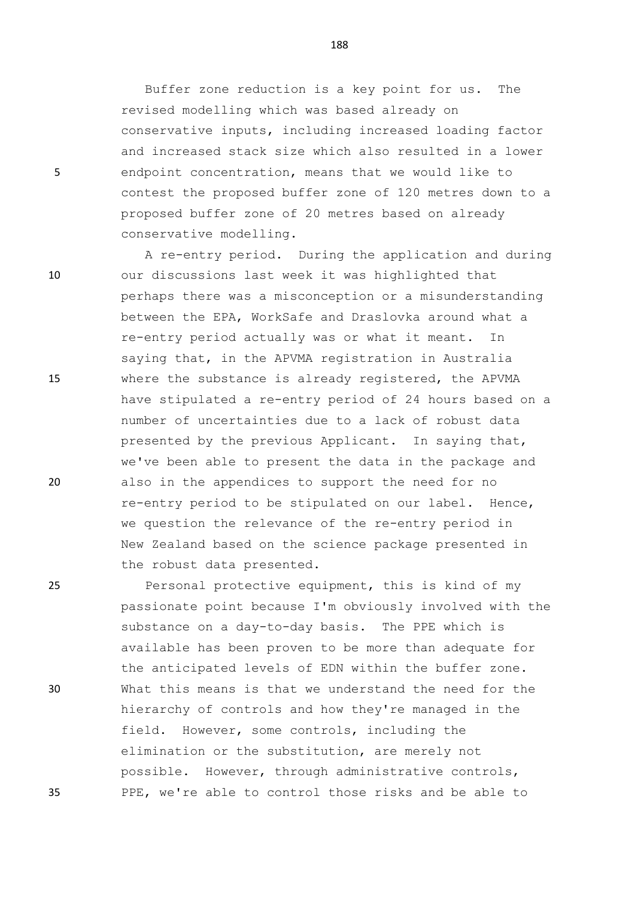Buffer zone reduction is a key point for us. The revised modelling which was based already on conservative inputs, including increased loading factor and increased stack size which also resulted in a lower endpoint concentration, means that we would like to contest the proposed buffer zone of 120 metres down to a proposed buffer zone of 20 metres based on already conservative modelling.

A re-entry period. During the application and during our discussions last week it was highlighted that perhaps there was a misconception or a misunderstanding between the EPA, WorkSafe and Draslovka around what a re-entry period actually was or what it meant. In saying that, in the APVMA registration in Australia where the substance is already registered, the APVMA have stipulated a re-entry period of 24 hours based on a number of uncertainties due to a lack of robust data presented by the previous Applicant. In saying that, we've been able to present the data in the package and also in the appendices to support the need for no re-entry period to be stipulated on our label. Hence, we question the relevance of the re-entry period in New Zealand based on the science package presented in the robust data presented.

Personal protective equipment, this is kind of my passionate point because I'm obviously involved with the substance on a day-to-day basis. The PPE which is available has been proven to be more than adequate for the anticipated levels of EDN within the buffer zone. What this means is that we understand the need for the hierarchy of controls and how they're managed in the field. However, some controls, including the elimination or the substitution, are merely not possible. However, through administrative controls, PPE, we're able to control those risks and be able to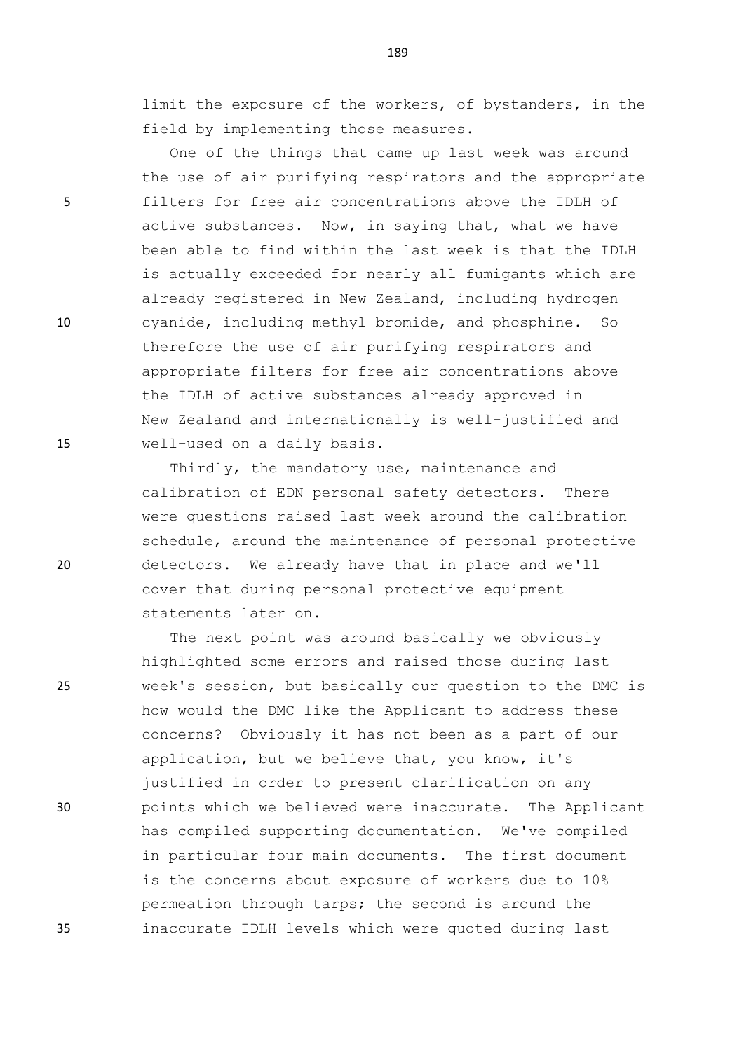limit the exposure of the workers, of bystanders, in the field by implementing those measures.

One of the things that came up last week was around the use of air purifying respirators and the appropriate filters for free air concentrations above the IDLH of active substances. Now, in saying that, what we have been able to find within the last week is that the IDLH is actually exceeded for nearly all fumigants which are already registered in New Zealand, including hydrogen cyanide, including methyl bromide, and phosphine. So therefore the use of air purifying respirators and appropriate filters for free air concentrations above the IDLH of active substances already approved in New Zealand and internationally is well-justified and well-used on a daily basis.

Thirdly, the mandatory use, maintenance and calibration of EDN personal safety detectors. There were questions raised last week around the calibration schedule, around the maintenance of personal protective detectors. We already have that in place and we'll cover that during personal protective equipment statements later on.

The next point was around basically we obviously highlighted some errors and raised those during last week's session, but basically our question to the DMC is how would the DMC like the Applicant to address these concerns? Obviously it has not been as a part of our application, but we believe that, you know, it's justified in order to present clarification on any points which we believed were inaccurate. The Applicant has compiled supporting documentation. We've compiled in particular four main documents. The first document is the concerns about exposure of workers due to 10% permeation through tarps; the second is around the inaccurate IDLH levels which were quoted during last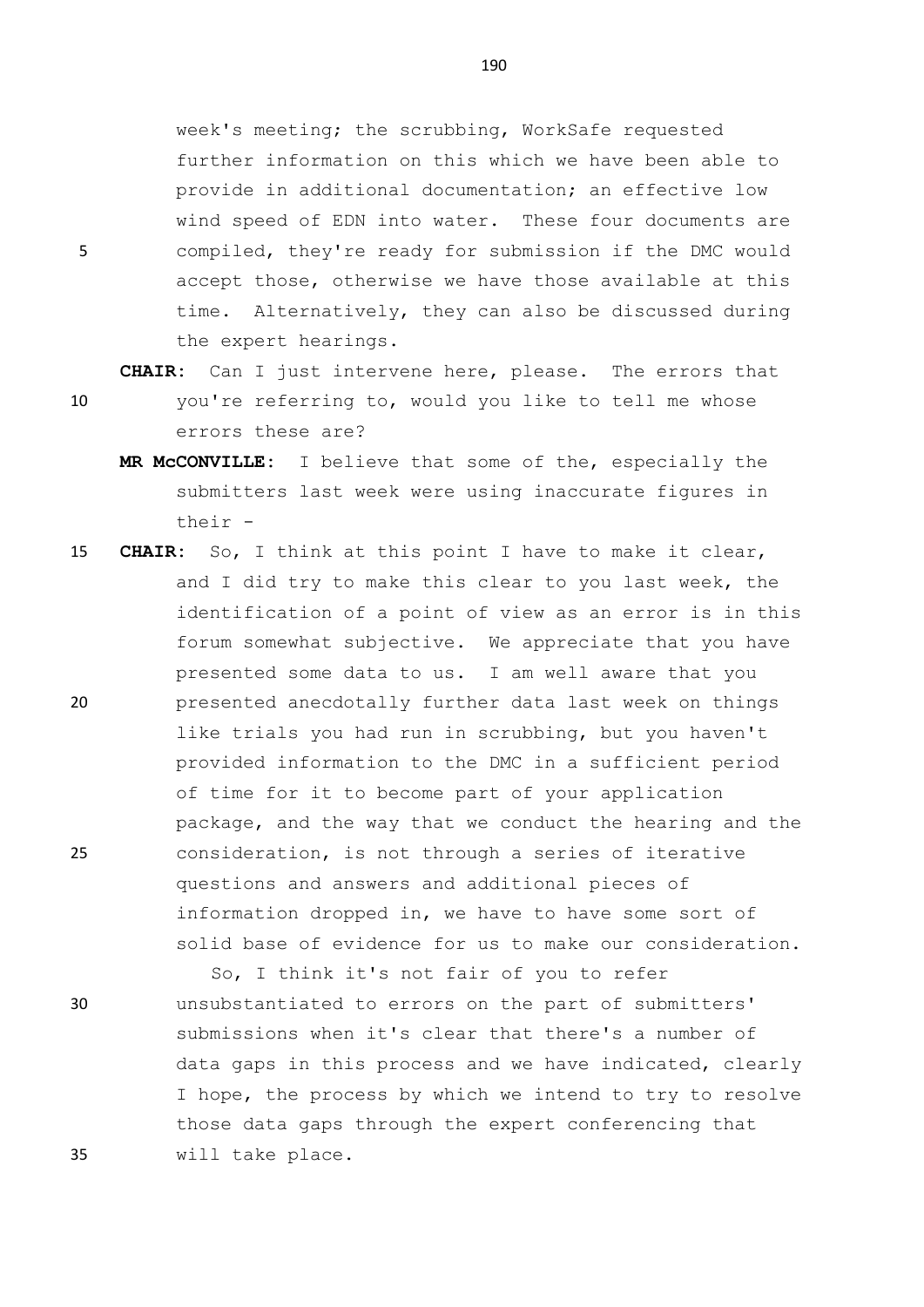week's meeting; the scrubbing, WorkSafe requested further information on this which we have been able to provide in additional documentation; an effective low wind speed of EDN into water. These four documents are compiled, they're ready for submission if the DMC would accept those, otherwise we have those available at this time. Alternatively, they can also be discussed during the expert hearings.

**CHAIR:** Can I just intervene here, please. The errors that you're referring to, would you like to tell me whose errors these are?

**MR McCONVILLE:** I believe that some of the, especially the submitters last week were using inaccurate figures in their -

**CHAIR:** So, I think at this point I have to make it clear, and I did try to make this clear to you last week, the identification of a point of view as an error is in this forum somewhat subjective. We appreciate that you have presented some data to us. I am well aware that you presented anecdotally further data last week on things like trials you had run in scrubbing, but you haven't provided information to the DMC in a sufficient period of time for it to become part of your application package, and the way that we conduct the hearing and the consideration, is not through a series of iterative questions and answers and additional pieces of information dropped in, we have to have some sort of solid base of evidence for us to make our consideration.

So, I think it's not fair of you to refer unsubstantiated to errors on the part of submitters' submissions when it's clear that there's a number of data gaps in this process and we have indicated, clearly I hope, the process by which we intend to try to resolve those data gaps through the expert conferencing that will take place.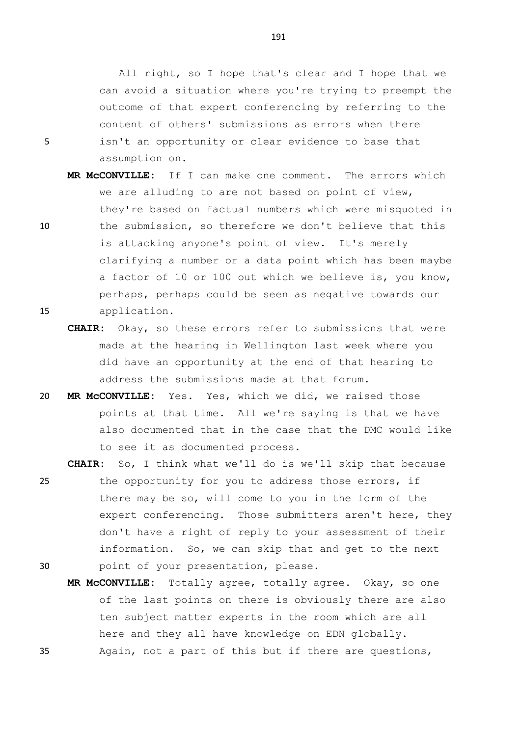All right, so I hope that's clear and I hope that we can avoid a situation where you're trying to preempt the outcome of that expert conferencing by referring to the content of others' submissions as errors when there isn't an opportunity or clear evidence to base that assumption on.

**MR McCONVILLE:** If I can make one comment. The errors which we are alluding to are not based on point of view, they're based on factual numbers which were misquoted in the submission, so therefore we don't believe that this is attacking anyone's point of view. It's merely clarifying a number or a data point which has been maybe a factor of 10 or 100 out which we believe is, you know, perhaps, perhaps could be seen as negative towards our application.

**CHAIR:** Okay, so these errors refer to submissions that were made at the hearing in Wellington last week where you did have an opportunity at the end of that hearing to address the submissions made at that forum.

**MR McCONVILLE:** Yes. Yes, which we did, we raised those points at that time. All we're saying is that we have also documented that in the case that the DMC would like to see it as documented process.

**CHAIR:** So, I think what we'll do is we'll skip that because the opportunity for you to address those errors, if there may be so, will come to you in the form of the expert conferencing. Those submitters aren't here, they don't have a right of reply to your assessment of their information. So, we can skip that and get to the next point of your presentation, please.

**MR McCONVILLE:** Totally agree, totally agree. Okay, so one of the last points on there is obviously there are also ten subject matter experts in the room which are all here and they all have knowledge on EDN globally. Again, not a part of this but if there are questions,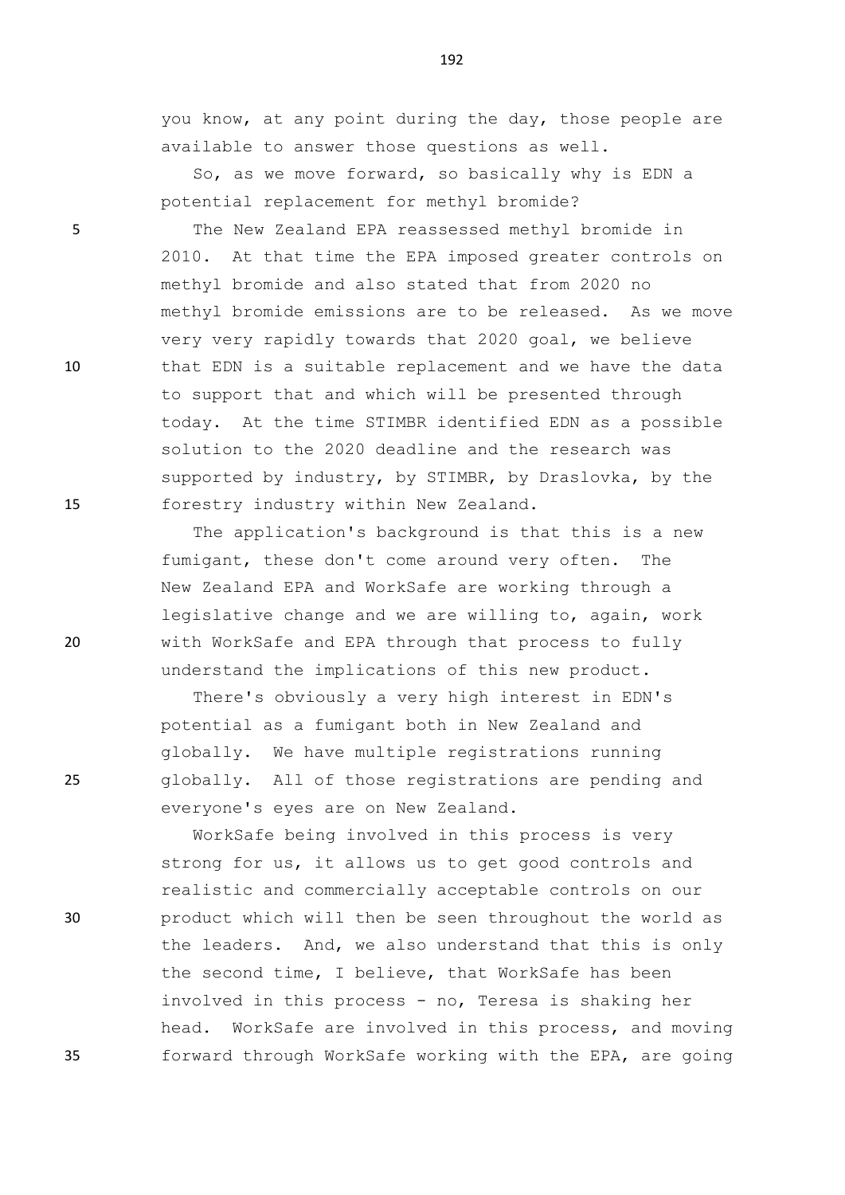you know, at any point during the day, those people are available to answer those questions as well.

So, as we move forward, so basically why is EDN a potential replacement for methyl bromide?

The New Zealand EPA reassessed methyl bromide in 2010. At that time the EPA imposed greater controls on methyl bromide and also stated that from 2020 no methyl bromide emissions are to be released. As we move very very rapidly towards that 2020 goal, we believe that EDN is a suitable replacement and we have the data to support that and which will be presented through today. At the time STIMBR identified EDN as a possible solution to the 2020 deadline and the research was supported by industry, by STIMBR, by Draslovka, by the forestry industry within New Zealand.

The application's background is that this is a new fumigant, these don't come around very often. The New Zealand EPA and WorkSafe are working through a legislative change and we are willing to, again, work with WorkSafe and EPA through that process to fully understand the implications of this new product.

There's obviously a very high interest in EDN's potential as a fumigant both in New Zealand and globally. We have multiple registrations running globally. All of those registrations are pending and everyone's eyes are on New Zealand.

WorkSafe being involved in this process is very strong for us, it allows us to get good controls and realistic and commercially acceptable controls on our product which will then be seen throughout the world as the leaders. And, we also understand that this is only the second time, I believe, that WorkSafe has been involved in this process - no, Teresa is shaking her head. WorkSafe are involved in this process, and moving forward through WorkSafe working with the EPA, are going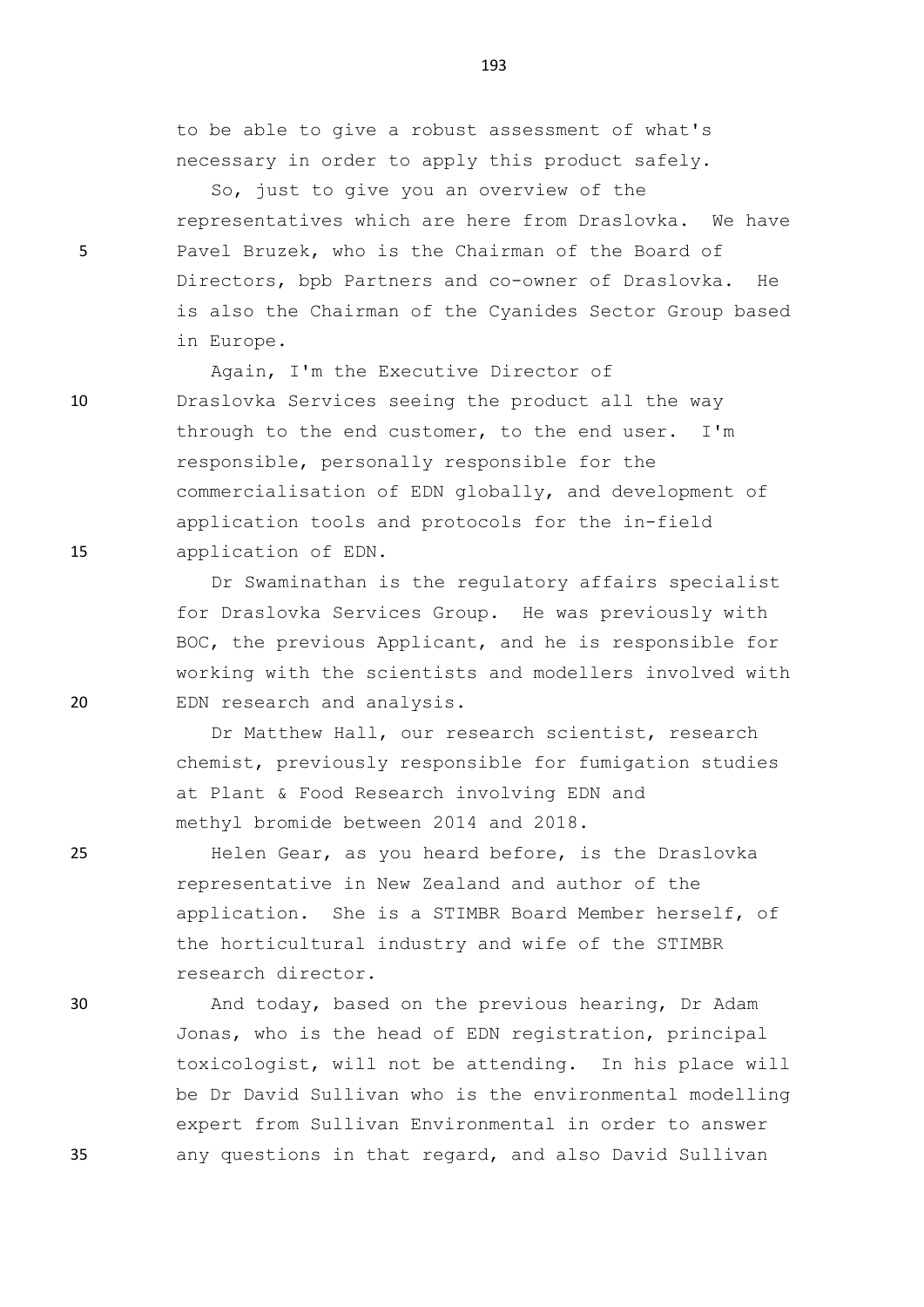to be able to give a robust assessment of what's necessary in order to apply this product safely.

So, just to give you an overview of the representatives which are here from Draslovka. We have Pavel Bruzek, who is the Chairman of the Board of Directors, bpb Partners and co-owner of Draslovka. He is also the Chairman of the Cyanides Sector Group based in Europe.

Again, I'm the Executive Director of Draslovka Services seeing the product all the way through to the end customer, to the end user. I'm responsible, personally responsible for the commercialisation of EDN globally, and development of application tools and protocols for the in-field application of EDN.

Dr Swaminathan is the regulatory affairs specialist for Draslovka Services Group. He was previously with BOC, the previous Applicant, and he is responsible for working with the scientists and modellers involved with EDN research and analysis.

Dr Matthew Hall, our research scientist, research chemist, previously responsible for fumigation studies at Plant & Food Research involving EDN and methyl bromide between 2014 and 2018.

Helen Gear, as you heard before, is the Draslovka representative in New Zealand and author of the application. She is a STIMBR Board Member herself, of the horticultural industry and wife of the STIMBR research director.

And today, based on the previous hearing, Dr Adam Jonas, who is the head of EDN registration, principal toxicologist, will not be attending. In his place will be Dr David Sullivan who is the environmental modelling expert from Sullivan Environmental in order to answer any questions in that regard, and also David Sullivan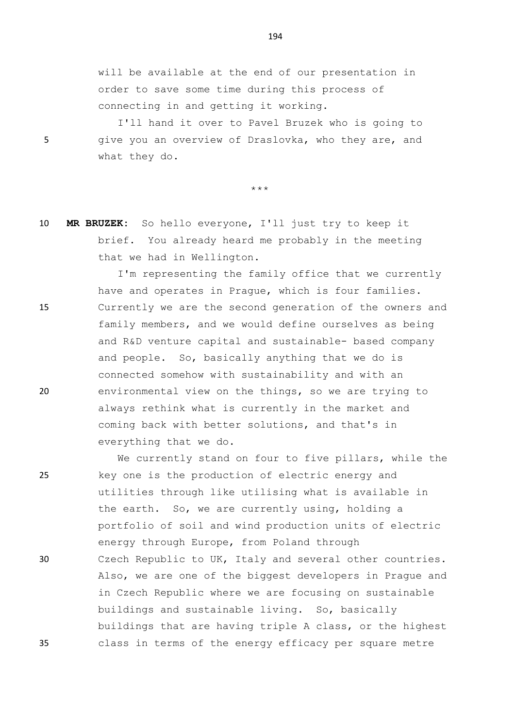will be available at the end of our presentation in order to save some time during this process of connecting in and getting it working.

I'll hand it over to Pavel Bruzek who is going to give you an overview of Draslovka, who they are, and what they do.

***

**MR BRUZEK:** So hello everyone, I'll just try to keep it brief. You already heard me probably in the meeting that we had in Wellington.

I'm representing the family office that we currently have and operates in Prague, which is four families. Currently we are the second generation of the owners and family members, and we would define ourselves as being and R&D venture capital and sustainable- based company and people. So, basically anything that we do is connected somehow with sustainability and with an environmental view on the things, so we are trying to always rethink what is currently in the market and coming back with better solutions, and that's in everything that we do.

We currently stand on four to five pillars, while the key one is the production of electric energy and utilities through like utilising what is available in the earth. So, we are currently using, holding a portfolio of soil and wind production units of electric energy through Europe, from Poland through Czech Republic to UK, Italy and several other countries. Also, we are one of the biggest developers in Prague and in Czech Republic where we are focusing on sustainable buildings and sustainable living. So, basically buildings that are having triple A class, or the highest class in terms of the energy efficacy per square metre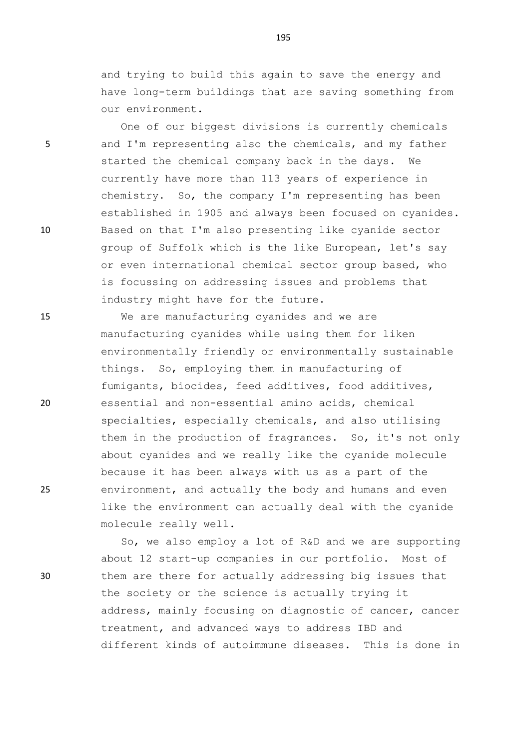and trying to build this again to save the energy and have long-term buildings that are saving something from our environment.

One of our biggest divisions is currently chemicals and I'm representing also the chemicals, and my father started the chemical company back in the days. We currently have more than 113 years of experience in chemistry. So, the company I'm representing has been established in 1905 and always been focused on cyanides. Based on that I'm also presenting like cyanide sector group of Suffolk which is the like European, let's say or even international chemical sector group based, who is focussing on addressing issues and problems that industry might have for the future.

We are manufacturing cyanides and we are manufacturing cyanides while using them for liken environmentally friendly or environmentally sustainable things. So, employing them in manufacturing of fumigants, biocides, feed additives, food additives, essential and non-essential amino acids, chemical specialties, especially chemicals, and also utilising them in the production of fragrances. So, it's not only about cyanides and we really like the cyanide molecule because it has been always with us as a part of the environment, and actually the body and humans and even like the environment can actually deal with the cyanide molecule really well.

So, we also employ a lot of R&D and we are supporting about 12 start-up companies in our portfolio. Most of them are there for actually addressing big issues that the society or the science is actually trying it address, mainly focusing on diagnostic of cancer, cancer treatment, and advanced ways to address IBD and different kinds of autoimmune diseases. This is done in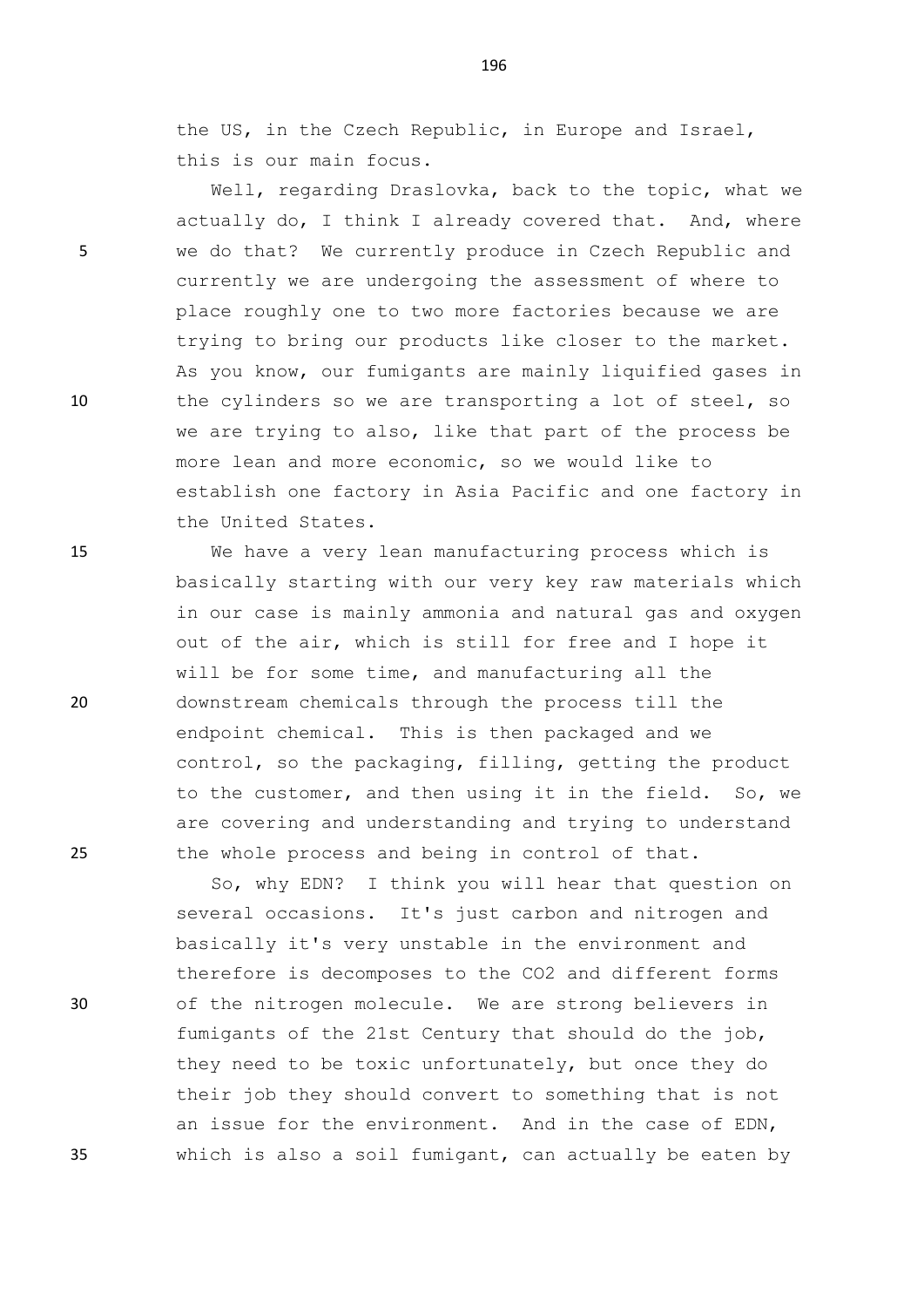the US, in the Czech Republic, in Europe and Israel, this is our main focus.

Well, regarding Draslovka, back to the topic, what we actually do, I think I already covered that. And, where we do that? We currently produce in Czech Republic and currently we are undergoing the assessment of where to place roughly one to two more factories because we are trying to bring our products like closer to the market. As you know, our fumigants are mainly liquified gases in the cylinders so we are transporting a lot of steel, so we are trying to also, like that part of the process be more lean and more economic, so we would like to establish one factory in Asia Pacific and one factory in the United States.

We have a very lean manufacturing process which is basically starting with our very key raw materials which in our case is mainly ammonia and natural gas and oxygen out of the air, which is still for free and I hope it will be for some time, and manufacturing all the downstream chemicals through the process till the endpoint chemical. This is then packaged and we control, so the packaging, filling, getting the product to the customer, and then using it in the field. So, we are covering and understanding and trying to understand the whole process and being in control of that.

So, why EDN? I think you will hear that question on several occasions. It's just carbon and nitrogen and basically it's very unstable in the environment and therefore is decomposes to the CO2 and different forms of the nitrogen molecule. We are strong believers in fumigants of the 21st Century that should do the job, they need to be toxic unfortunately, but once they do their job they should convert to something that is not an issue for the environment. And in the case of EDN, which is also a soil fumigant, can actually be eaten by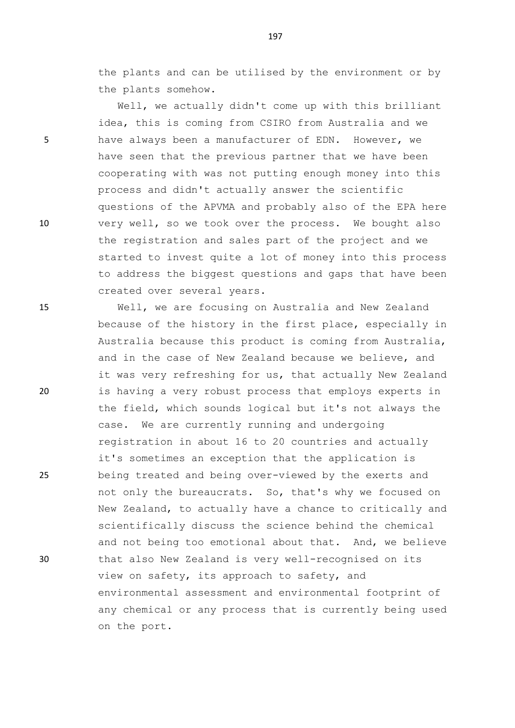the plants and can be utilised by the environment or by the plants somehow.

Well, we actually didn't come up with this brilliant idea, this is coming from CSIRO from Australia and we have always been a manufacturer of EDN. However, we have seen that the previous partner that we have been cooperating with was not putting enough money into this process and didn't actually answer the scientific questions of the APVMA and probably also of the EPA here very well, so we took over the process. We bought also the registration and sales part of the project and we started to invest quite a lot of money into this process to address the biggest questions and gaps that have been created over several years.

Well, we are focusing on Australia and New Zealand because of the history in the first place, especially in Australia because this product is coming from Australia, and in the case of New Zealand because we believe, and it was very refreshing for us, that actually New Zealand is having a very robust process that employs experts in the field, which sounds logical but it's not always the case. We are currently running and undergoing registration in about 16 to 20 countries and actually it's sometimes an exception that the application is being treated and being over-viewed by the exerts and not only the bureaucrats. So, that's why we focused on New Zealand, to actually have a chance to critically and scientifically discuss the science behind the chemical and not being too emotional about that. And, we believe that also New Zealand is very well-recognised on its view on safety, its approach to safety, and environmental assessment and environmental footprint of any chemical or any process that is currently being used on the port.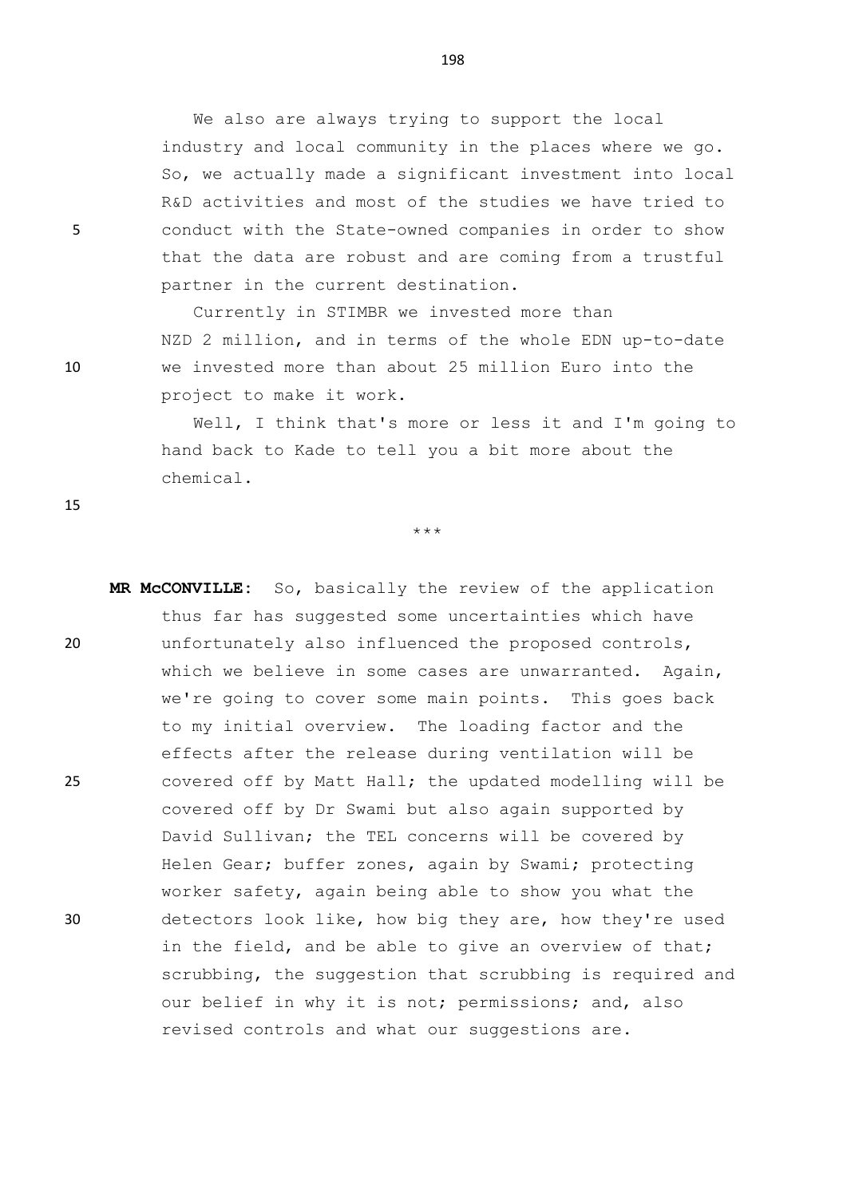We also are always trying to support the local industry and local community in the places where we go. So, we actually made a significant investment into local R&D activities and most of the studies we have tried to conduct with the State-owned companies in order to show that the data are robust and are coming from a trustful partner in the current destination.

Currently in STIMBR we invested more than NZD 2 million, and in terms of the whole EDN up-to-date we invested more than about 25 million Euro into the project to make it work.

Well, I think that's more or less it and I'm going to hand back to Kade to tell you a bit more about the chemical.

\*\*\*

**MR McCONVILLE:** So, basically the review of the application thus far has suggested some uncertainties which have unfortunately also influenced the proposed controls, which we believe in some cases are unwarranted. Again, we're going to cover some main points. This goes back to my initial overview. The loading factor and the effects after the release during ventilation will be covered off by Matt Hall; the updated modelling will be covered off by Dr Swami but also again supported by David Sullivan; the TEL concerns will be covered by Helen Gear; buffer zones, again by Swami; protecting worker safety, again being able to show you what the detectors look like, how big they are, how they're used in the field, and be able to give an overview of that; scrubbing, the suggestion that scrubbing is required and our belief in why it is not; permissions; and, also revised controls and what our suggestions are.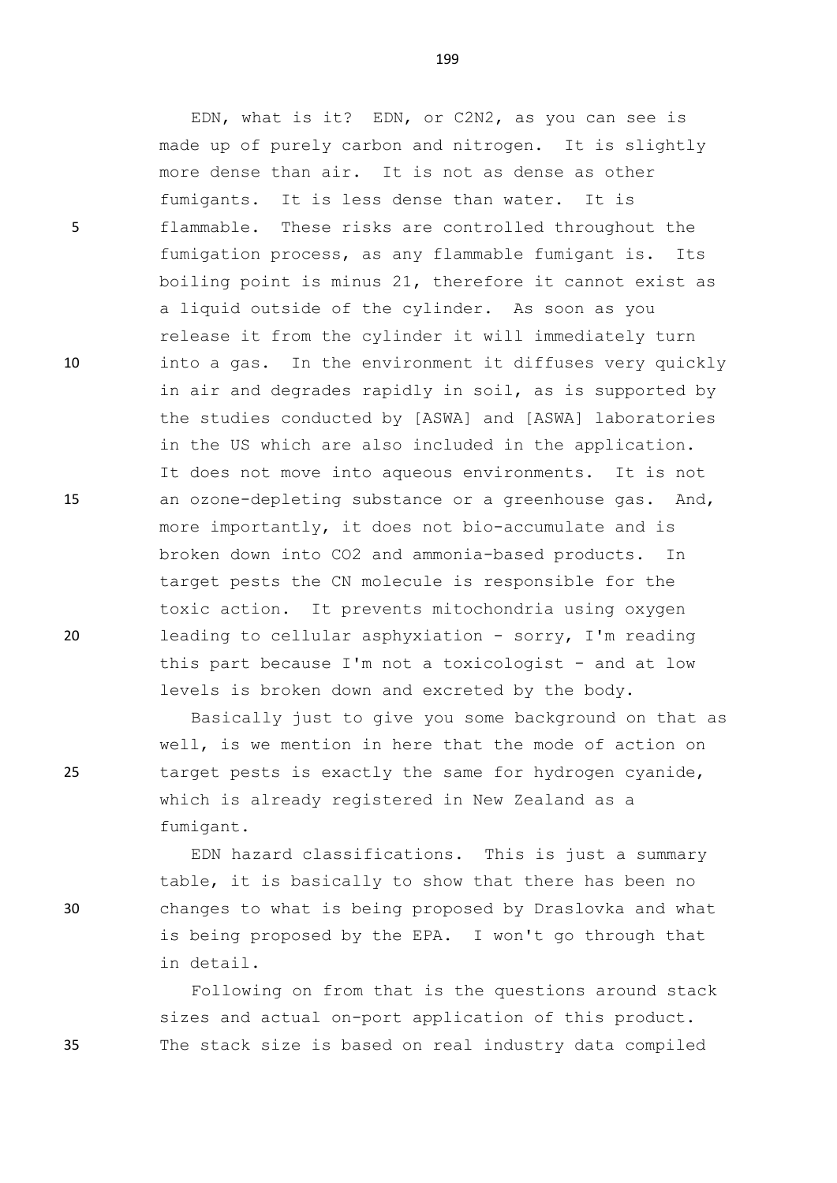EDN, what is it? EDN, or $C_2N_2$, as you can see is made up of purely carbon and nitrogen. It is slightly more dense than air. It is not as dense as other fumigants. It is less dense than water. It is flammable. These risks are controlled throughout the fumigation process, as any flammable fumigant is. Its boiling point is minus 21, therefore it cannot exist as a liquid outside of the cylinder. As soon as you release it from the cylinder it will immediately turn into a gas. In the environment it diffuses very quickly in air and degrades rapidly in soil, as is supported by the studies conducted by [ASWA] and [ASWA] laboratories in the US which are also included in the application. It does not move into aqueous environments. It is not an ozone-depleting substance or a greenhouse gas. And, more importantly, it does not bio-accumulate and is broken down into $CO_2$ and ammonia-based products. In target pests the CN molecule is responsible for the toxic action. It prevents mitochondria using oxygen leading to cellular asphyxiation - sorry, I'm reading this part because I'm not a toxicologist - and at low levels is broken down and excreted by the body.

Basically just to give you some background on that as well, is we mention in here that the mode of action on target pests is exactly the same for hydrogen cyanide, which is already registered in New Zealand as a fumigant.

EDN hazard classifications. This is just a summary table, it is basically to show that there has been no changes to what is being proposed by Draslovka and what is being proposed by the EPA. I won't go through that in detail.

Following on from that is the questions around stack sizes and actual on-port application of this product. The stack size is based on real industry data compiled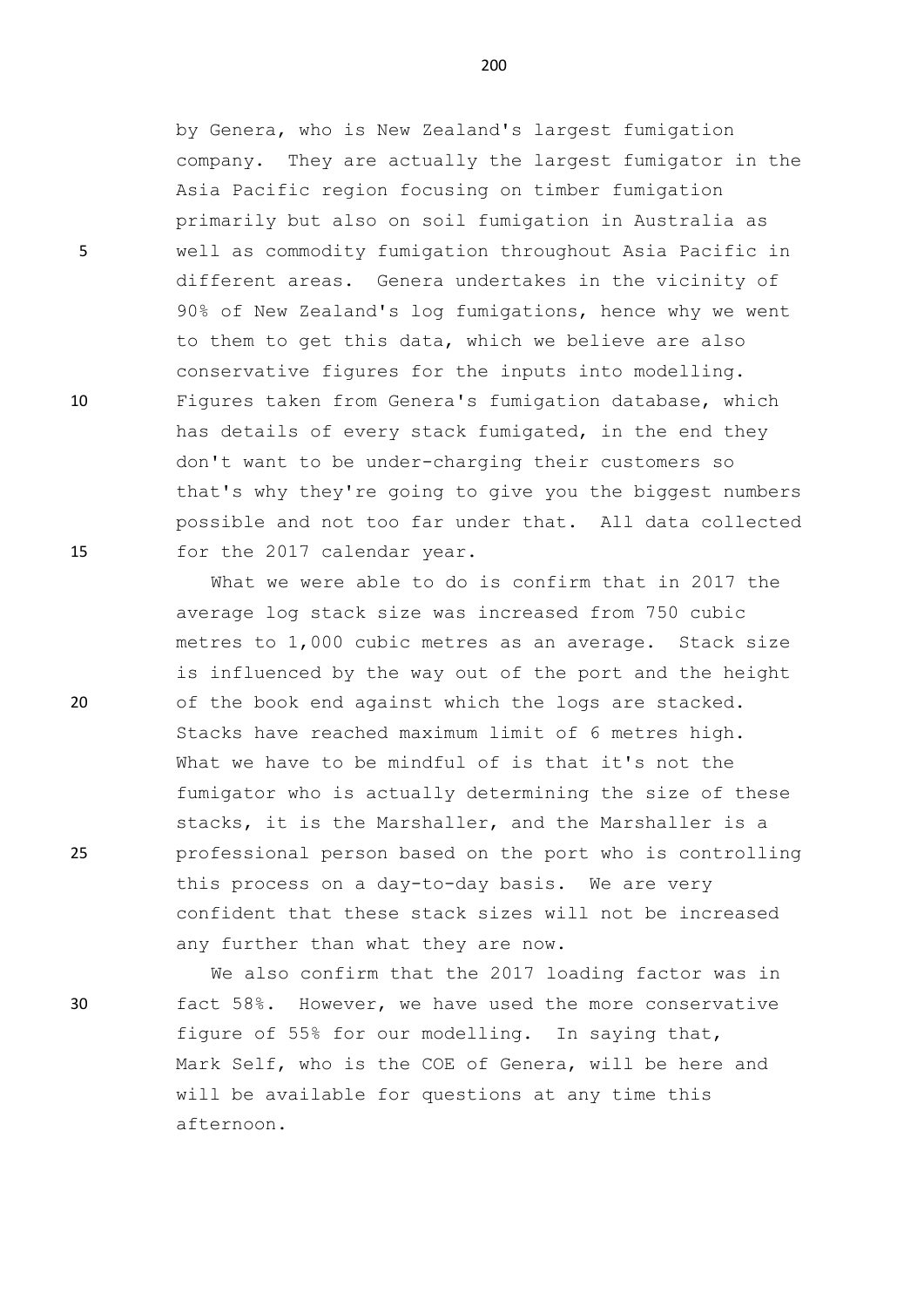by Genera, who is New Zealand's largest fumigation company. They are actually the largest fumigator in the Asia Pacific region focusing on timber fumigation primarily but also on soil fumigation in Australia as well as commodity fumigation throughout Asia Pacific in different areas. Genera undertakes in the vicinity of 90% of New Zealand's log fumigations, hence why we went to them to get this data, which we believe are also conservative figures for the inputs into modelling. Figures taken from Genera's fumigation database, which has details of every stack fumigated, in the end they don't want to be under-charging their customers so that's why they're going to give you the biggest numbers possible and not too far under that. All data collected for the 2017 calendar year.

What we were able to do is confirm that in 2017 the average log stack size was increased from 750 cubic metres to 1,000 cubic metres as an average. Stack size is influenced by the way out of the port and the height of the book end against which the logs are stacked. Stacks have reached maximum limit of 6 metres high. What we have to be mindful of is that it's not the fumigator who is actually determining the size of these stacks, it is the Marshaller, and the Marshaller is a professional person based on the port who is controlling this process on a day-to-day basis. We are very confident that these stack sizes will not be increased any further than what they are now.

We also confirm that the 2017 loading factor was in fact 58%. However, we have used the more conservative figure of 55% for our modelling. In saying that, Mark Self, who is the COE of Genera, will be here and will be available for questions at any time this afternoon.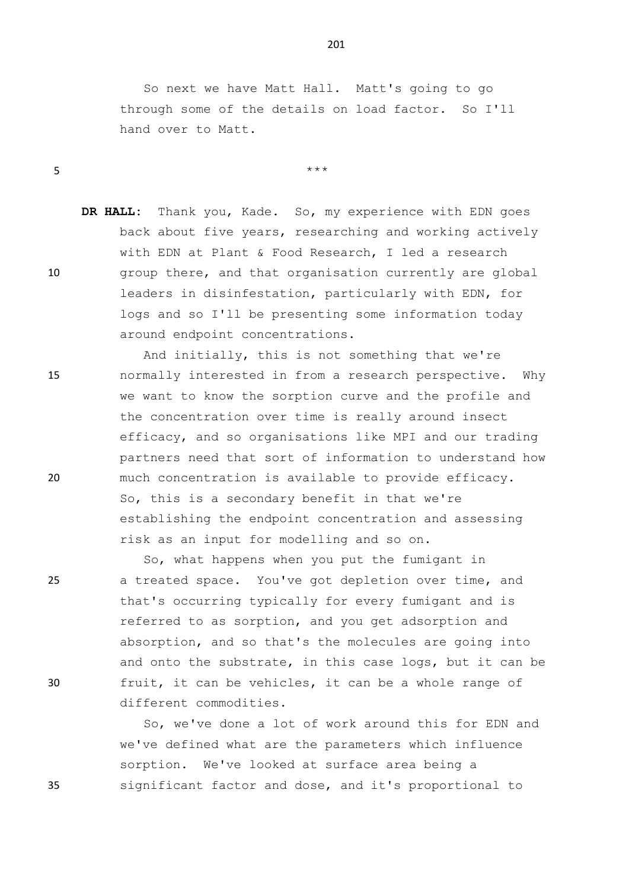So next we have Matt Hall. Matt's going to go through some of the details on load factor. So I'll hand over to Matt.

\*\*\*

**DR HALL:** Thank you, Kade. So, my experience with EDN goes back about five years, researching and working actively with EDN at Plant & Food Research, I led a research group there, and that organisation currently are global leaders in disinfestation, particularly with EDN, for logs and so I'll be presenting some information today around endpoint concentrations.

And initially, this is not something that we're normally interested in from a research perspective. Why we want to know the sorption curve and the profile and the concentration over time is really around insect efficacy, and so organisations like MPI and our trading partners need that sort of information to understand how much concentration is available to provide efficacy. So, this is a secondary benefit in that we're establishing the endpoint concentration and assessing risk as an input for modelling and so on.

So, what happens when you put the fumigant in a treated space. You've got depletion over time, and that's occurring typically for every fumigant and is referred to as sorption, and you get adsorption and absorption, and so that's the molecules are going into and onto the substrate, in this case logs, but it can be fruit, it can be vehicles, it can be a whole range of different commodities.

So, we've done a lot of work around this for EDN and we've defined what are the parameters which influence sorption. We've looked at surface area being a significant factor and dose, and it's proportional to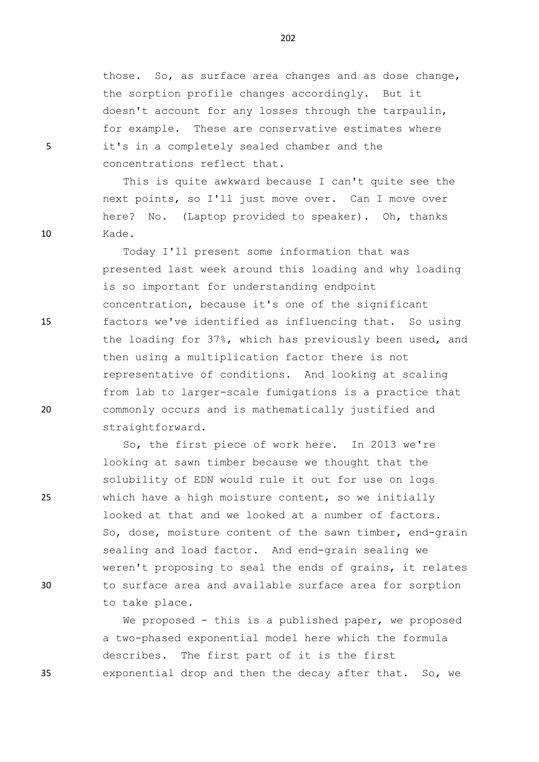those. So, as surface area changes and as dose change, the sorption profile changes accordingly. But it doesn't account for any losses through the tarpaulin, for example. These are conservative estimates where it's in a completely sealed chamber and the concentrations reflect that.

This is quite awkward because I can't quite see the next points, so I'll just move over. Can I move over here? No. (Laptop provided to speaker). Oh, thanks Kade.

Today I'll present some information that was presented last week around this loading and why loading is so important for understanding endpoint concentration, because it's one of the significant factors we've identified as influencing that. So using the loading for 37%, which has previously been used, and then using a multiplication factor there is not representative of conditions. And looking at scaling from lab to larger-scale fumigations is a practice that commonly occurs and is mathematically justified and straightforward.

So, the first piece of work here. In 2013 we're looking at sawn timber because we thought that the solubility of EDN would rule it out for use on logs which have a high moisture content, so we initially looked at that and we looked at a number of factors. So, dose, moisture content of the sawn timber, end-grain sealing and load factor. And end-grain sealing we weren't proposing to seal the ends of grains, it relates to surface area and available surface area for sorption to take place.

We proposed - this is a published paper, we proposed a two-phased exponential model here which the formula describes. The first part of it is the first exponential drop and then the decay after that. So, we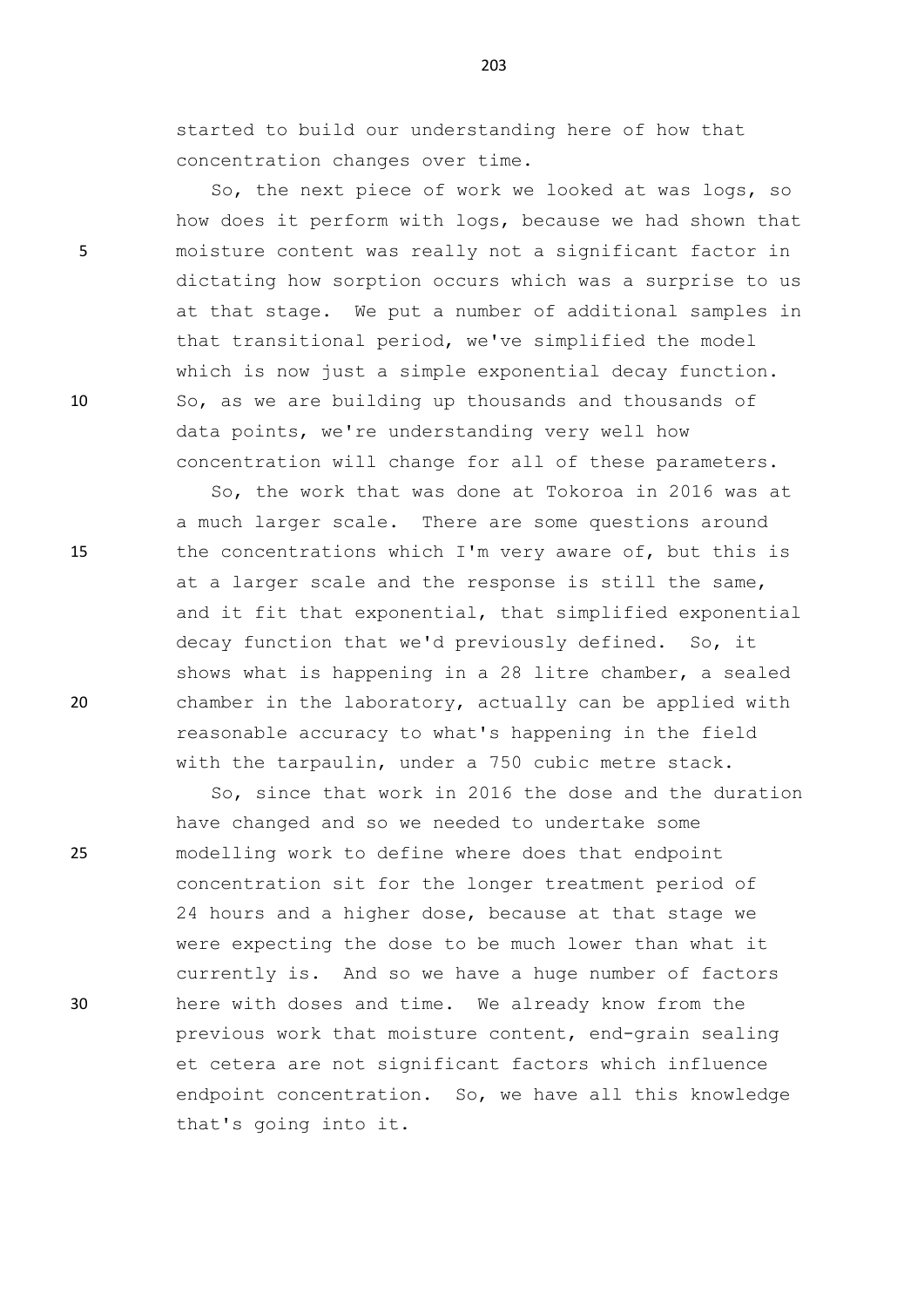started to build our understanding here of how that concentration changes over time.

So, the next piece of work we looked at was logs, so how does it perform with logs, because we had shown that moisture content was really not a significant factor in dictating how sorption occurs which was a surprise to us at that stage. We put a number of additional samples in that transitional period, we've simplified the model which is now just a simple exponential decay function. So, as we are building up thousands and thousands of data points, we're understanding very well how concentration will change for all of these parameters.

So, the work that was done at Tokoroa in 2016 was at a much larger scale. There are some questions around the concentrations which I'm very aware of, but this is at a larger scale and the response is still the same, and it fit that exponential, that simplified exponential decay function that we'd previously defined. So, it shows what is happening in a 28 litre chamber, a sealed chamber in the laboratory, actually can be applied with reasonable accuracy to what's happening in the field with the tarpaulin, under a 750 cubic metre stack.

So, since that work in 2016 the dose and the duration have changed and so we needed to undertake some modelling work to define where does that endpoint concentration sit for the longer treatment period of 24 hours and a higher dose, because at that stage we were expecting the dose to be much lower than what it currently is. And so we have a huge number of factors here with doses and time. We already know from the previous work that moisture content, end-grain sealing et cetera are not significant factors which influence endpoint concentration. So, we have all this knowledge that's going into it.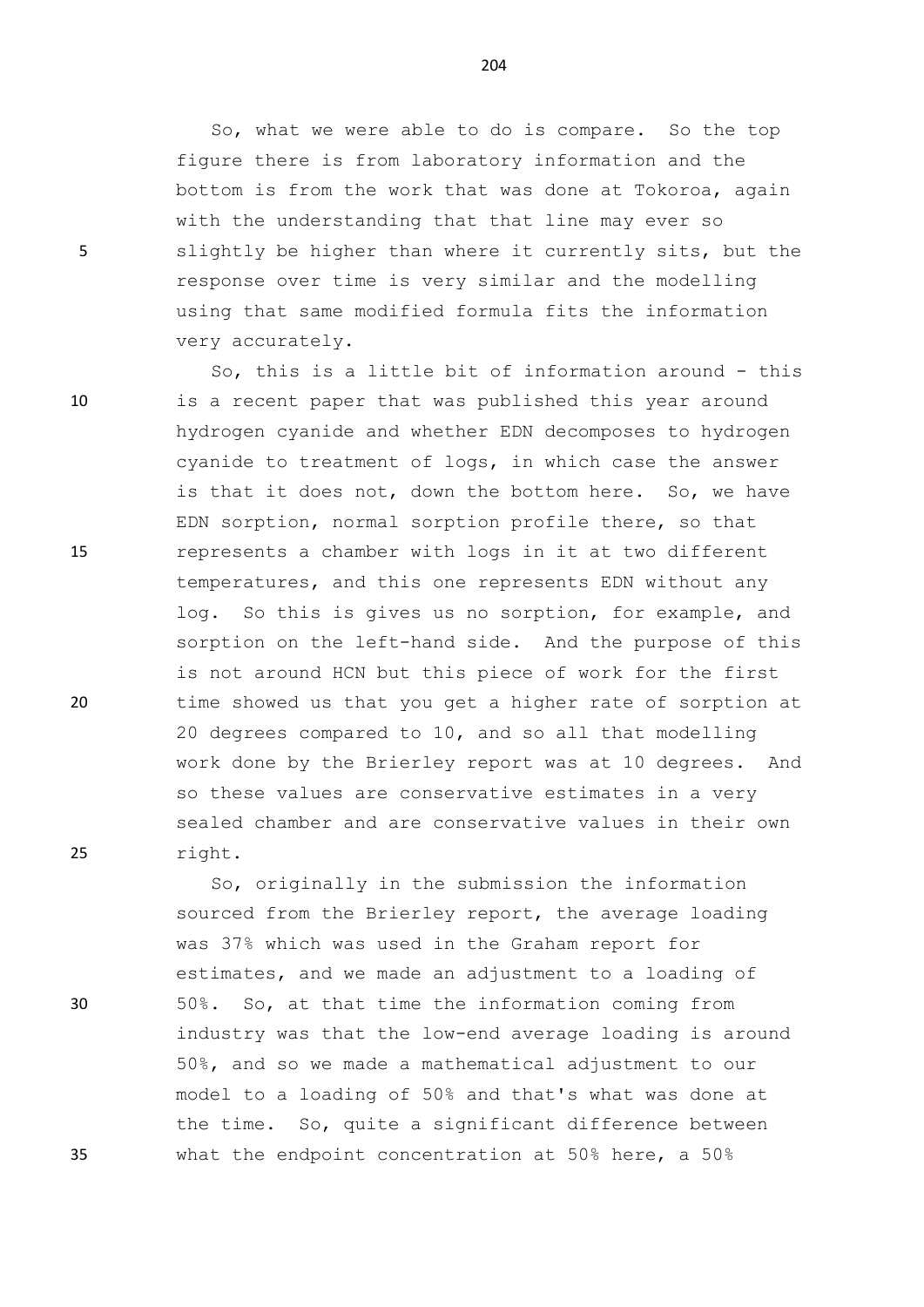So, what we were able to do is compare. So the top figure there is from laboratory information and the bottom is from the work that was done at Tokoroa, again with the understanding that that line may ever so slightly be higher than where it currently sits, but the response over time is very similar and the modelling using that same modified formula fits the information very accurately.

So, this is a little bit of information around - this is a recent paper that was published this year around hydrogen cyanide and whether EDN decomposes to hydrogen cyanide to treatment of logs, in which case the answer is that it does not, down the bottom here. So, we have EDN sorption, normal sorption profile there, so that represents a chamber with logs in it at two different temperatures, and this one represents EDN without any log. So this is gives us no sorption, for example, and sorption on the left-hand side. And the purpose of this is not around HCN but this piece of work for the first time showed us that you get a higher rate of sorption at 20 degrees compared to 10, and so all that modelling work done by the Brierley report was at 10 degrees. And so these values are conservative estimates in a very sealed chamber and are conservative values in their own right.

So, originally in the submission the information sourced from the Brierley report, the average loading was 37% which was used in the Graham report for estimates, and we made an adjustment to a loading of 50%. So, at that time the information coming from industry was that the low-end average loading is around 50%, and so we made a mathematical adjustment to our model to a loading of 50% and that's what was done at the time. So, quite a significant difference between what the endpoint concentration at 50% here, a 50%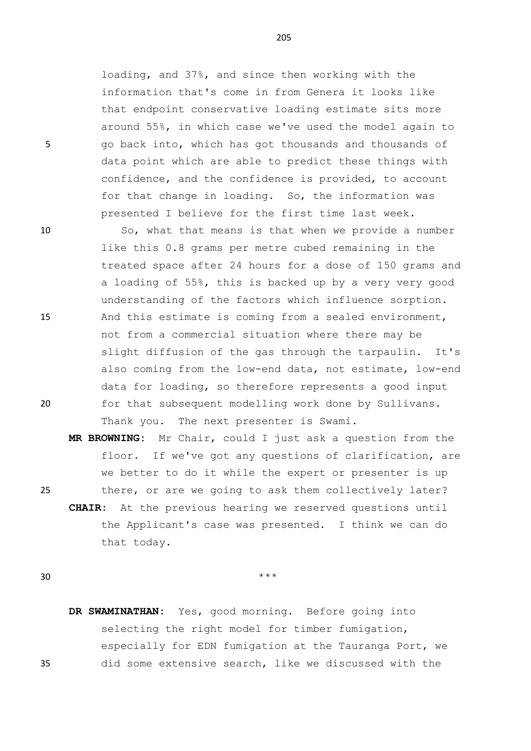loading, and 37%, and since then working with the information that's come in from Genera it looks like that endpoint conservative loading estimate sits more around 55%, in which case we've used the model again to go back into, which has got thousands and thousands of data point which are able to predict these things with confidence, and the confidence is provided, to account for that change in loading. So, the information was presented I believe for the first time last week.

So, what that means is that when we provide a number like this 0.8 grams per metre cubed remaining in the treated space after 24 hours for a dose of 150 grams and a loading of 55%, this is backed up by a very very good understanding of the factors which influence sorption. And this estimate is coming from a sealed environment, not from a commercial situation where there may be slight diffusion of the gas through the tarpaulin. It's also coming from the low-end data, not estimate, low-end data for loading, so therefore represents a good input for that subsequent modelling work done by Sullivans. Thank you. The next presenter is Swami.

**MR BROWNING:** Mr Chair, could I just ask a question from the floor. If we've got any questions of clarification, are we better to do it while the expert or presenter is up there, or are we going to ask them collectively later?

**CHAIR:** At the previous hearing we reserved questions until the Applicant's case was presented. I think we can do that today.

\*\*\*

**DR SWAMINATHAN:** Yes, good morning. Before going into selecting the right model for timber fumigation, especially for EDN fumigation at the Tauranga Port, we did some extensive search, like we discussed with the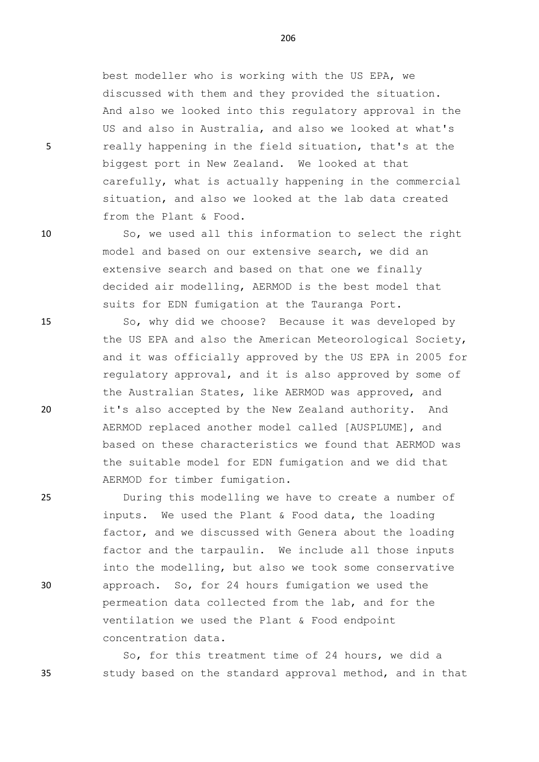best modeller who is working with the US EPA, we discussed with them and they provided the situation. And also we looked into this regulatory approval in the US and also in Australia, and also we looked at what's really happening in the field situation, that's at the biggest port in New Zealand. We looked at that carefully, what is actually happening in the commercial situation, and also we looked at the lab data created from the Plant & Food.

So, we used all this information to select the right model and based on our extensive search, we did an extensive search and based on that one we finally decided air modelling, AERMOD is the best model that suits for EDN fumigation at the Tauranga Port.

So, why did we choose? Because it was developed by the US EPA and also the American Meteorological Society, and it was officially approved by the US EPA in 2005 for regulatory approval, and it is also approved by some of the Australian States, like AERMOD was approved, and it's also accepted by the New Zealand authority. And AERMOD replaced another model called [AUSPLUME], and based on these characteristics we found that AERMOD was the suitable model for EDN fumigation and we did that AERMOD for timber fumigation.

During this modelling we have to create a number of inputs. We used the Plant & Food data, the loading factor, and we discussed with Genera about the loading factor and the tarpaulin. We include all those inputs into the modelling, but also we took some conservative approach. So, for 24 hours fumigation we used the permeation data collected from the lab, and for the ventilation we used the Plant & Food endpoint concentration data.

So, for this treatment time of 24 hours, we did a study based on the standard approval method, and in that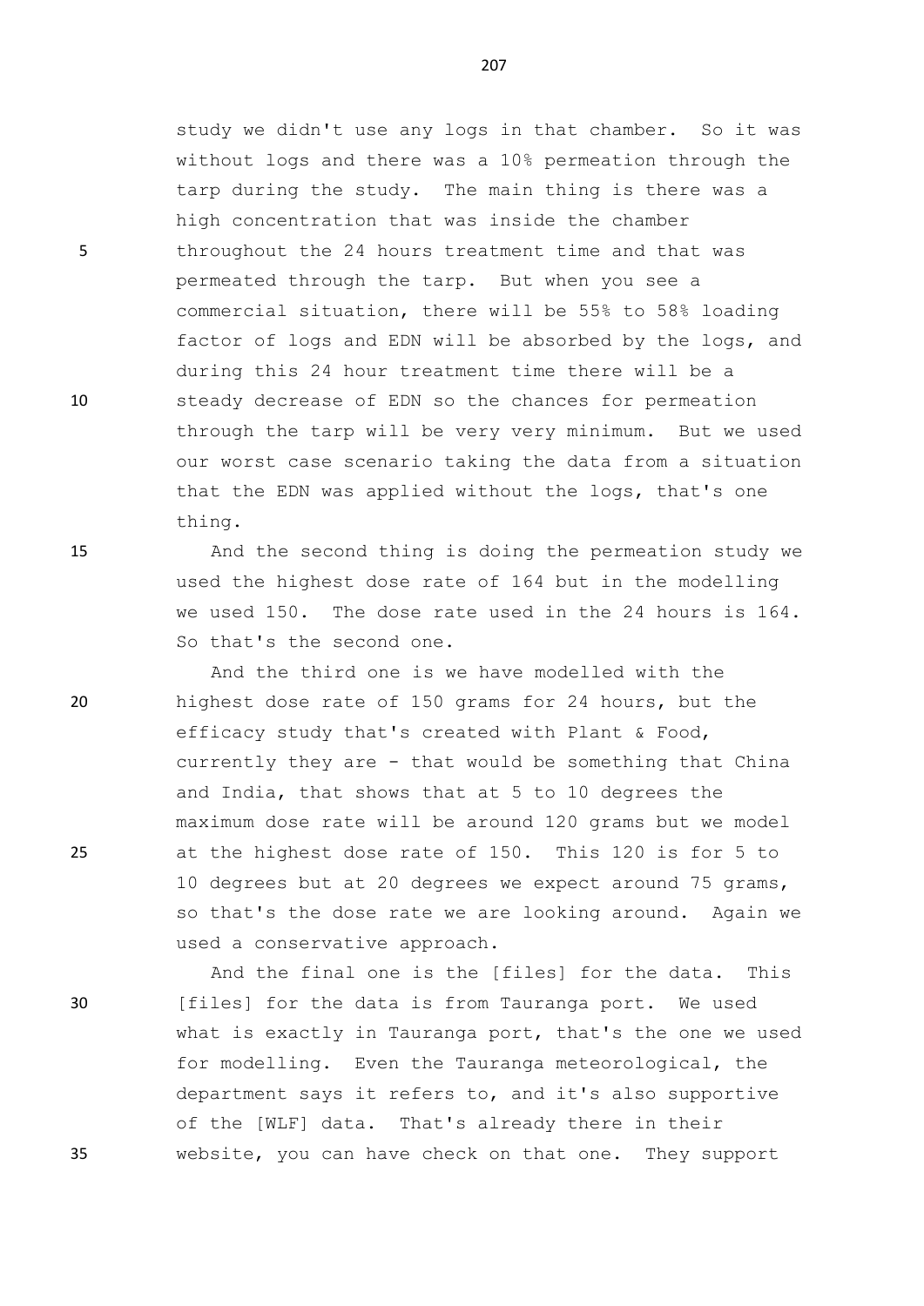study we didn't use any logs in that chamber. So it was without logs and there was a 10% permeation through the tarp during the study. The main thing is there was a high concentration that was inside the chamber throughout the 24 hours treatment time and that was permeated through the tarp. But when you see a commercial situation, there will be 55% to 58% loading factor of logs and EDN will be absorbed by the logs, and during this 24 hour treatment time there will be a steady decrease of EDN so the chances for permeation through the tarp will be very very minimum. But we used our worst case scenario taking the data from a situation that the EDN was applied without the logs, that's one thing.

And the second thing is doing the permeation study we used the highest dose rate of 164 but in the modelling we used 150. The dose rate used in the 24 hours is 164. So that's the second one.

And the third one is we have modelled with the highest dose rate of 150 grams for 24 hours, but the efficacy study that's created with Plant & Food, currently they are - that would be something that China and India, that shows that at 5 to 10 degrees the maximum dose rate will be around 120 grams but we model at the highest dose rate of 150. This 120 is for 5 to 10 degrees but at 20 degrees we expect around 75 grams, so that's the dose rate we are looking around. Again we used a conservative approach.

And the final one is the [files] for the data. This [files] for the data is from Tauranga port. We used what is exactly in Tauranga port, that's the one we used for modelling. Even the Tauranga meteorological, the department says it refers to, and it's also supportive of the [WLF] data. That's already there in their website, you can have check on that one. They support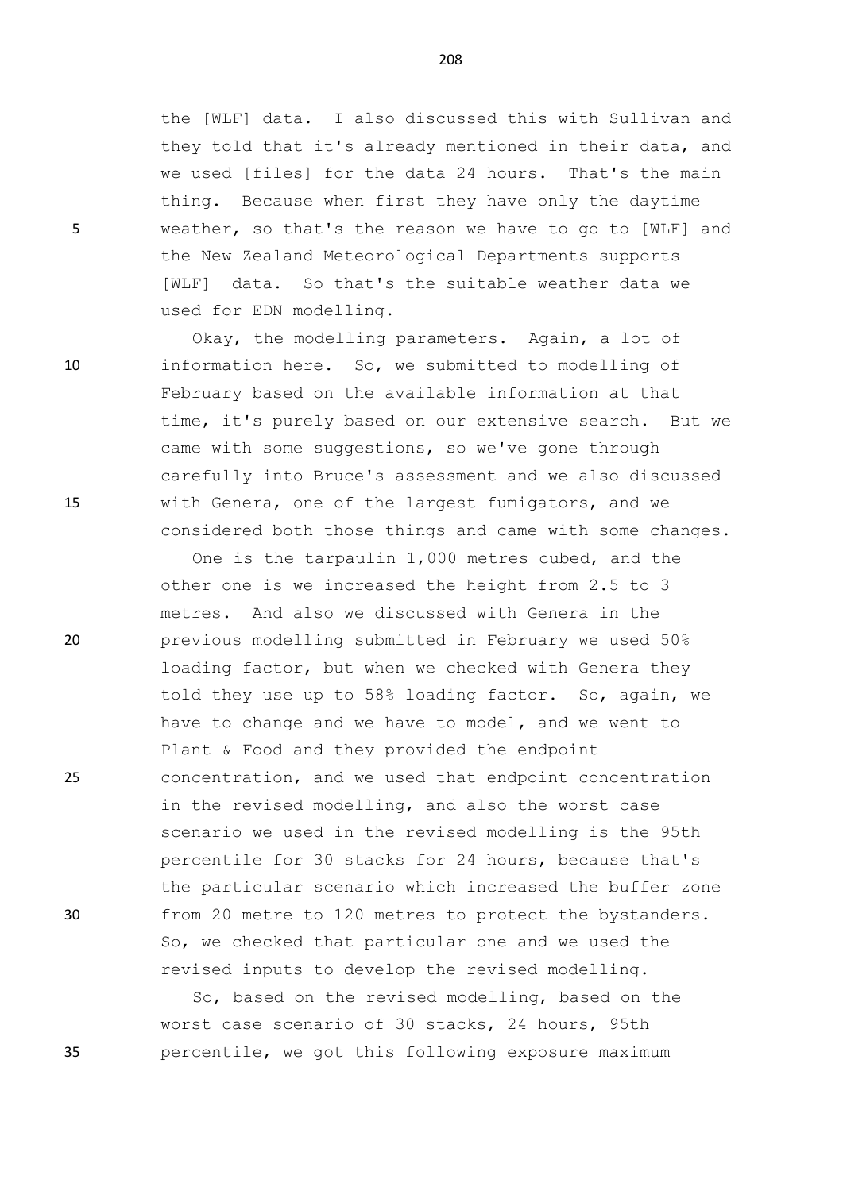the [WLF] data. I also discussed this with Sullivan and they told that it's already mentioned in their data, and we used [files] for the data 24 hours. That's the main thing. Because when first they have only the daytime weather, so that's the reason we have to go to [WLF] and the New Zealand Meteorological Departments supports [WLF] data. So that's the suitable weather data we used for EDN modelling.

Okay, the modelling parameters. Again, a lot of information here. So, we submitted to modelling of February based on the available information at that time, it's purely based on our extensive search. But we came with some suggestions, so we've gone through carefully into Bruce's assessment and we also discussed with Genera, one of the largest fumigators, and we considered both those things and came with some changes.

One is the tarpaulin 1,000 metres cubed, and the other one is we increased the height from 2.5 to 3 metres. And also we discussed with Genera in the previous modelling submitted in February we used 50% loading factor, but when we checked with Genera they told they use up to 58% loading factor. So, again, we have to change and we have to model, and we went to Plant & Food and they provided the endpoint concentration, and we used that endpoint concentration in the revised modelling, and also the worst case scenario we used in the revised modelling is the 95th percentile for 30 stacks for 24 hours, because that's the particular scenario which increased the buffer zone from 20 metre to 120 metres to protect the bystanders. So, we checked that particular one and we used the revised inputs to develop the revised modelling.

So, based on the revised modelling, based on the worst case scenario of 30 stacks, 24 hours, 95th percentile, we got this following exposure maximum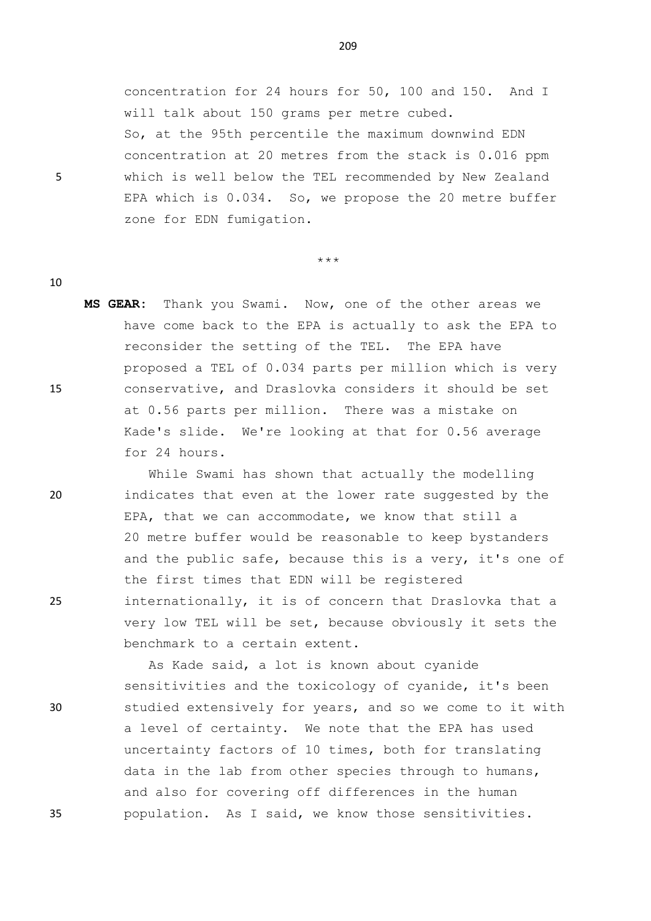concentration for 24 hours for 50, 100 and 150. And I will talk about 150 grams per metre cubed.

So, at the 95th percentile the maximum downwind EDN concentration at 20 metres from the stack is 0.016 ppm which is well below the TEL recommended by New Zealand EPA which is 0.034. So, we propose the 20 metre buffer zone for EDN fumigation.

\*\*\*

**MS GEAR:** Thank you Swami. Now, one of the other areas we have come back to the EPA is actually to ask the EPA to reconsider the setting of the TEL. The EPA have proposed a TEL of 0.034 parts per million which is very conservative, and Draslovka considers it should be set at 0.56 parts per million. There was a mistake on Kade's slide. We're looking at that for 0.56 average for 24 hours.

While Swami has shown that actually the modelling indicates that even at the lower rate suggested by the EPA, that we can accommodate, we know that still a 20 metre buffer would be reasonable to keep bystanders and the public safe, because this is a very, it's one of the first times that EDN will be registered internationally, it is of concern that Draslovka that a very low TEL will be set, because obviously it sets the benchmark to a certain extent.

As Kade said, a lot is known about cyanide sensitivities and the toxicology of cyanide, it's been studied extensively for years, and so we come to it with a level of certainty. We note that the EPA has used uncertainty factors of 10 times, both for translating data in the lab from other species through to humans, and also for covering off differences in the human population. As I said, we know those sensitivities.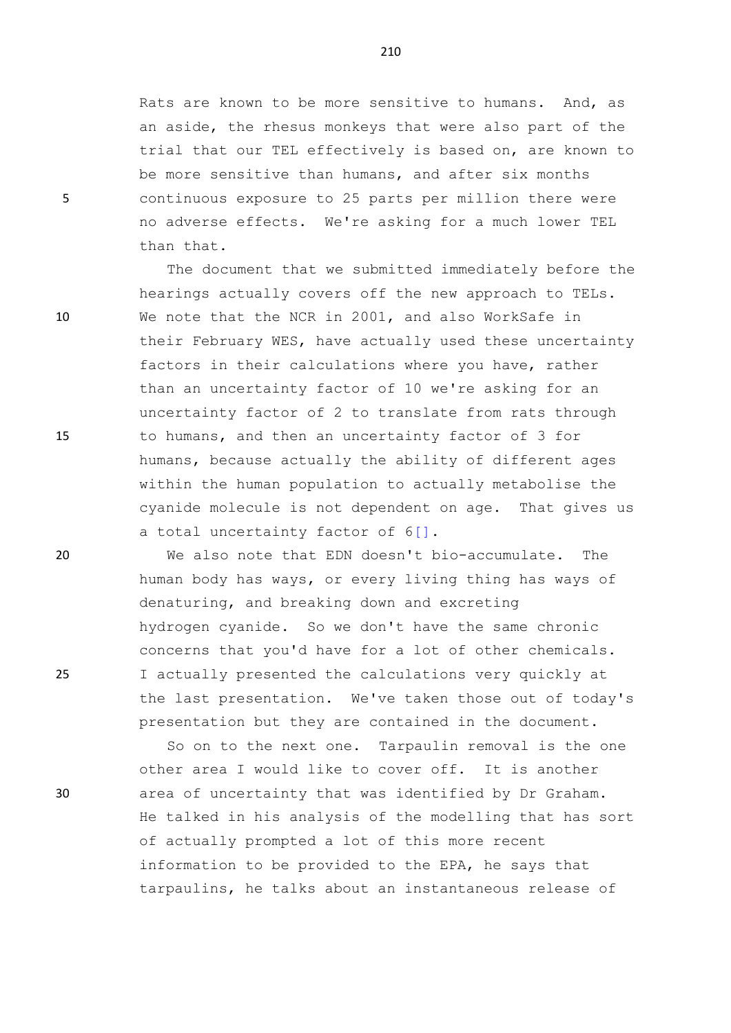Rats are known to be more sensitive to humans. And, as an aside, the rhesus monkeys that were also part of the trial that our TEL effectively is based on, are known to be more sensitive than humans, and after six months continuous exposure to 25 parts per million there were no adverse effects. We're asking for a much lower TEL than that.

The document that we submitted immediately before the hearings actually covers off the new approach to TELs. We note that the NCR in 2001, and also WorkSafe in their February WES, have actually used these uncertainty factors in their calculations where you have, rather than an uncertainty factor of 10 we're asking for an uncertainty factor of 2 to translate from rats through to humans, and then an uncertainty factor of 3 for humans, because actually the ability of different ages within the human population to actually metabolise the cyanide molecule is not dependent on age. That gives us a total uncertainty factor of 6[].

We also note that EDN doesn't bio-accumulate. The human body has ways, or every living thing has ways of denaturing, and breaking down and excreting hydrogen cyanide. So we don't have the same chronic concerns that you'd have for a lot of other chemicals. I actually presented the calculations very quickly at the last presentation. We've taken those out of today's presentation but they are contained in the document.

So on to the next one. Tarpaulin removal is the one other area I would like to cover off. It is another area of uncertainty that was identified by Dr Graham. He talked in his analysis of the modelling that has sort of actually prompted a lot of this more recent information to be provided to the EPA, he says that tarpaulins, he talks about an instantaneous release of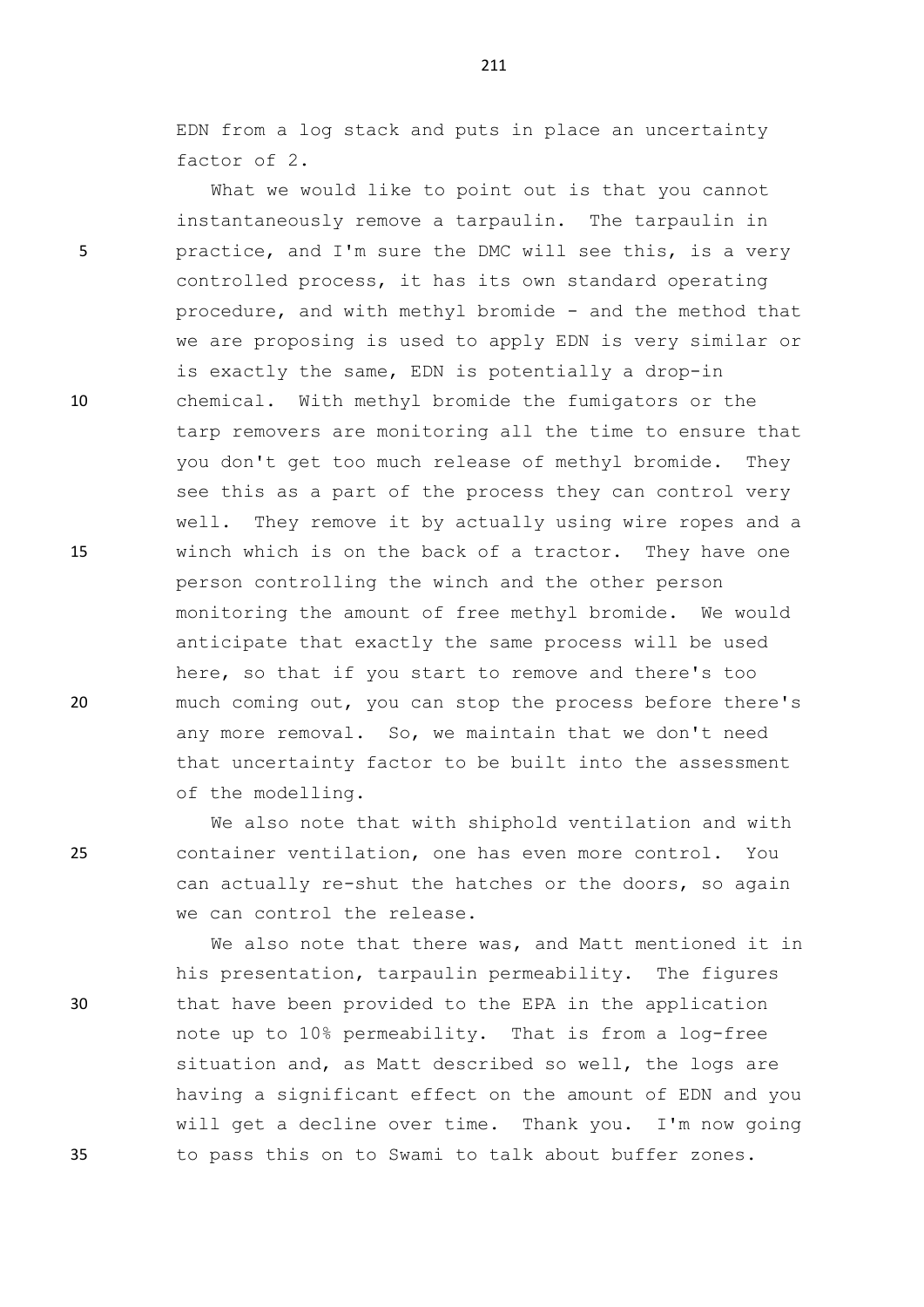EDN from a log stack and puts in place an uncertainty factor of 2.

What we would like to point out is that you cannot instantaneously remove a tarpaulin. The tarpaulin in practice, and I'm sure the DMC will see this, is a very controlled process, it has its own standard operating procedure, and with methyl bromide - and the method that we are proposing is used to apply EDN is very similar or is exactly the same, EDN is potentially a drop-in chemical. With methyl bromide the fumigators or the tarp removers are monitoring all the time to ensure that you don't get too much release of methyl bromide. They see this as a part of the process they can control very well. They remove it by actually using wire ropes and a winch which is on the back of a tractor. They have one person controlling the winch and the other person monitoring the amount of free methyl bromide. We would anticipate that exactly the same process will be used here, so that if you start to remove and there's too much coming out, you can stop the process before there's any more removal. So, we maintain that we don't need that uncertainty factor to be built into the assessment of the modelling.

We also note that with shiphold ventilation and with container ventilation, one has even more control. You can actually re-shut the hatches or the doors, so again we can control the release.

We also note that there was, and Matt mentioned it in his presentation, tarpaulin permeability. The figures that have been provided to the EPA in the application note up to 10% permeability. That is from a log-free situation and, as Matt described so well, the logs are having a significant effect on the amount of EDN and you will get a decline over time. Thank you. I'm now going to pass this on to Swami to talk about buffer zones.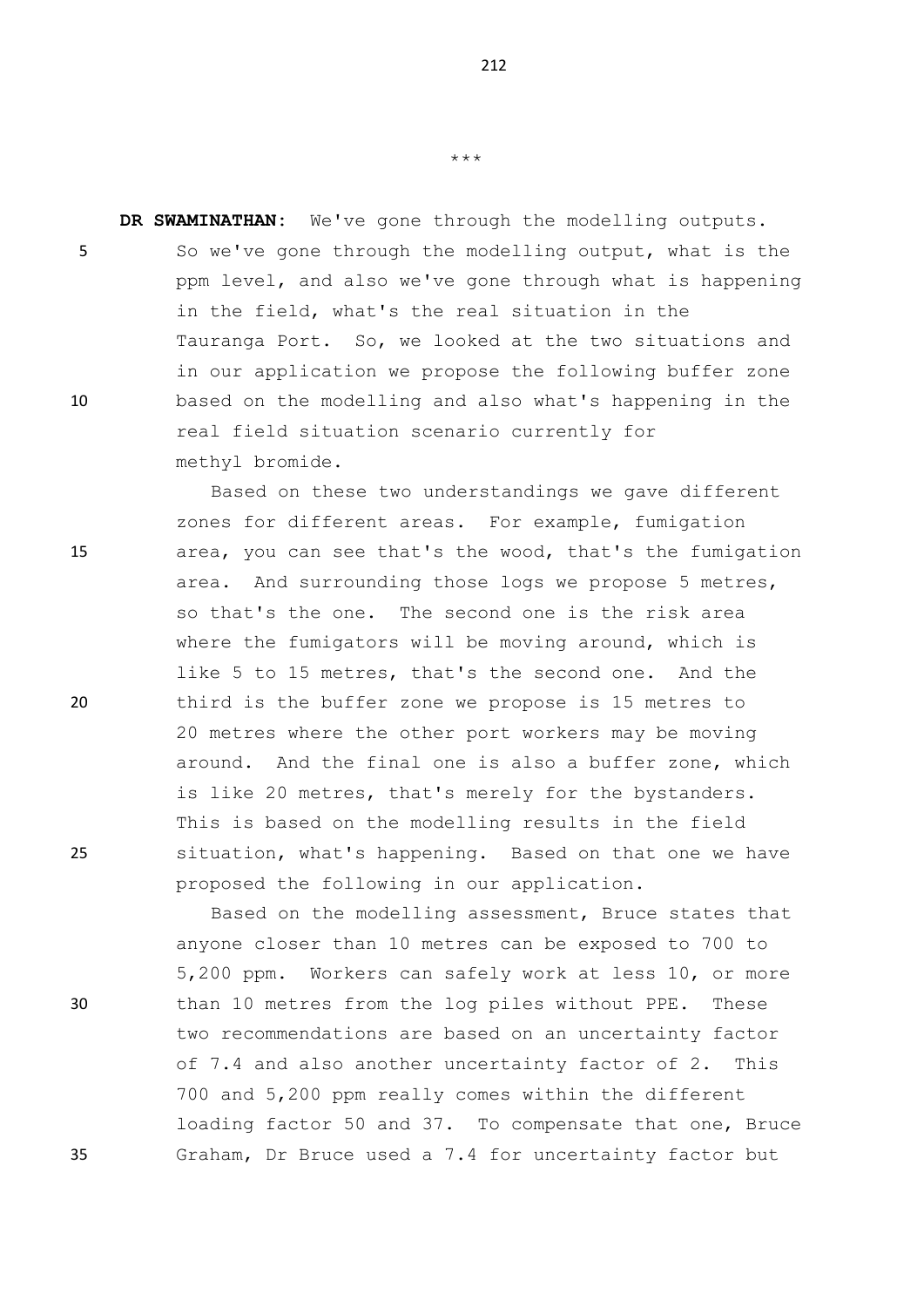\*\*\*

**DR SWAMINATHAN:** We've gone through the modelling outputs. So we've gone through the modelling output, what is the ppm level, and also we've gone through what is happening in the field, what's the real situation in the Tauranga Port. So, we looked at the two situations and in our application we propose the following buffer zone based on the modelling and also what's happening in the real field situation scenario currently for methyl bromide.

Based on these two understandings we gave different zones for different areas. For example, fumigation area, you can see that's the wood, that's the fumigation area. And surrounding those logs we propose 5 metres, so that's the one. The second one is the risk area where the fumigators will be moving around, which is like 5 to 15 metres, that's the second one. And the third is the buffer zone we propose is 15 metres to 20 metres where the other port workers may be moving around. And the final one is also a buffer zone, which is like 20 metres, that's merely for the bystanders. This is based on the modelling results in the field situation, what's happening. Based on that one we have proposed the following in our application.

Based on the modelling assessment, Bruce states that anyone closer than 10 metres can be exposed to 700 to 5,200 ppm. Workers can safely work at less 10, or more than 10 metres from the log piles without PPE. These two recommendations are based on an uncertainty factor of 7.4 and also another uncertainty factor of 2. This 700 and 5,200 ppm really comes within the different loading factor 50 and 37. To compensate that one, Bruce Graham, Dr Bruce used a 7.4 for uncertainty factor but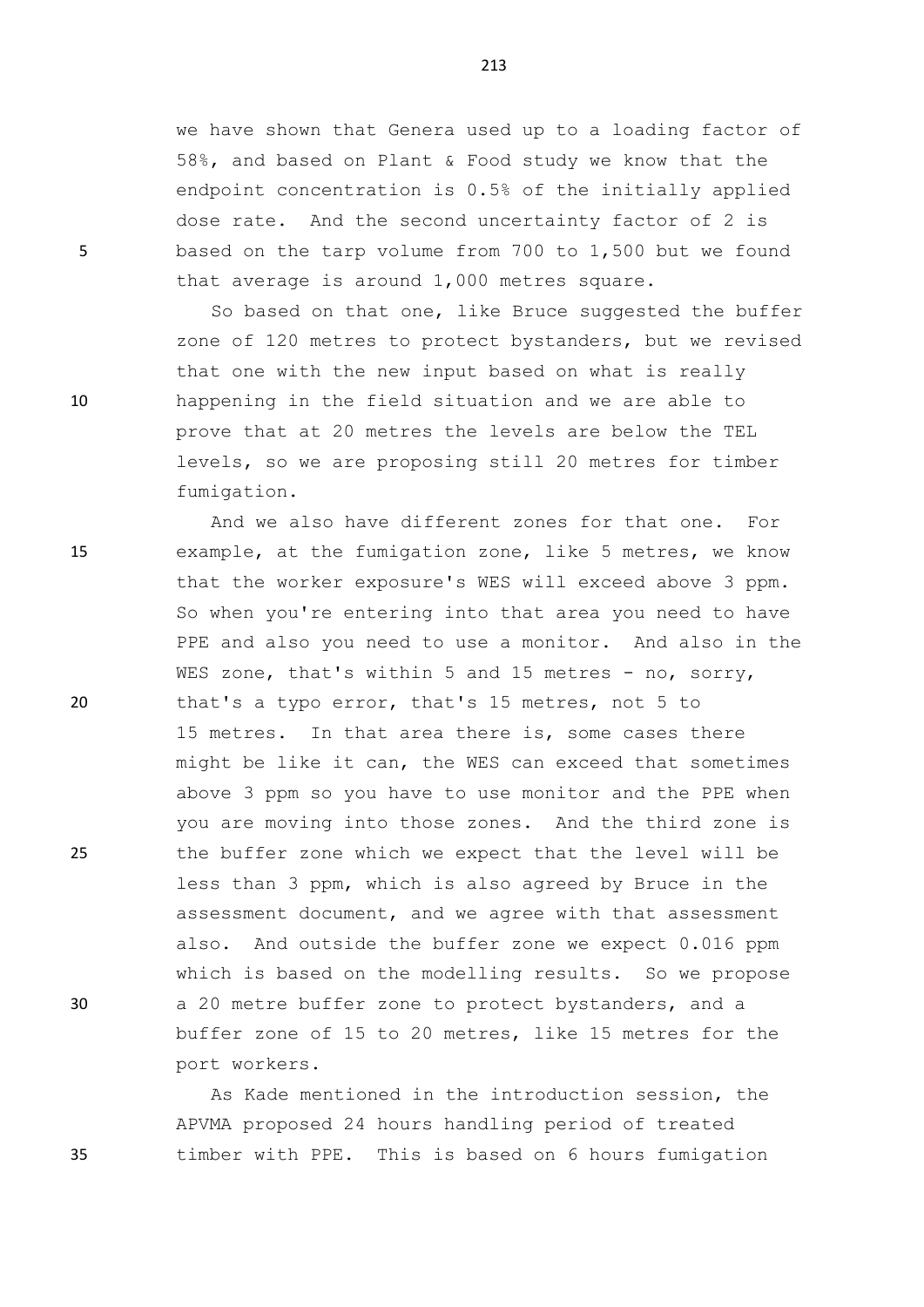we have shown that Genera used up to a loading factor of 58%, and based on Plant & Food study we know that the endpoint concentration is 0.5% of the initially applied dose rate. And the second uncertainty factor of 2 is based on the tarp volume from 700 to 1,500 but we found that average is around 1,000 metres square.

So based on that one, like Bruce suggested the buffer zone of 120 metres to protect bystanders, but we revised that one with the new input based on what is really happening in the field situation and we are able to prove that at 20 metres the levels are below the TEL levels, so we are proposing still 20 metres for timber fumigation.

And we also have different zones for that one. For example, at the fumigation zone, like 5 metres, we know that the worker exposure's WES will exceed above 3 ppm. So when you're entering into that area you need to have PPE and also you need to use a monitor. And also in the WES zone, that's within 5 and 15 metres - no, sorry, that's a typo error, that's 15 metres, not 5 to 15 metres. In that area there is, some cases there might be like it can, the WES can exceed that sometimes above 3 ppm so you have to use monitor and the PPE when you are moving into those zones. And the third zone is the buffer zone which we expect that the level will be less than 3 ppm, which is also agreed by Bruce in the assessment document, and we agree with that assessment also. And outside the buffer zone we expect 0.016 ppm which is based on the modelling results. So we propose a 20 metre buffer zone to protect bystanders, and a buffer zone of 15 to 20 metres, like 15 metres for the port workers.

As Kade mentioned in the introduction session, the APVMA proposed 24 hours handling period of treated timber with PPE. This is based on 6 hours fumigation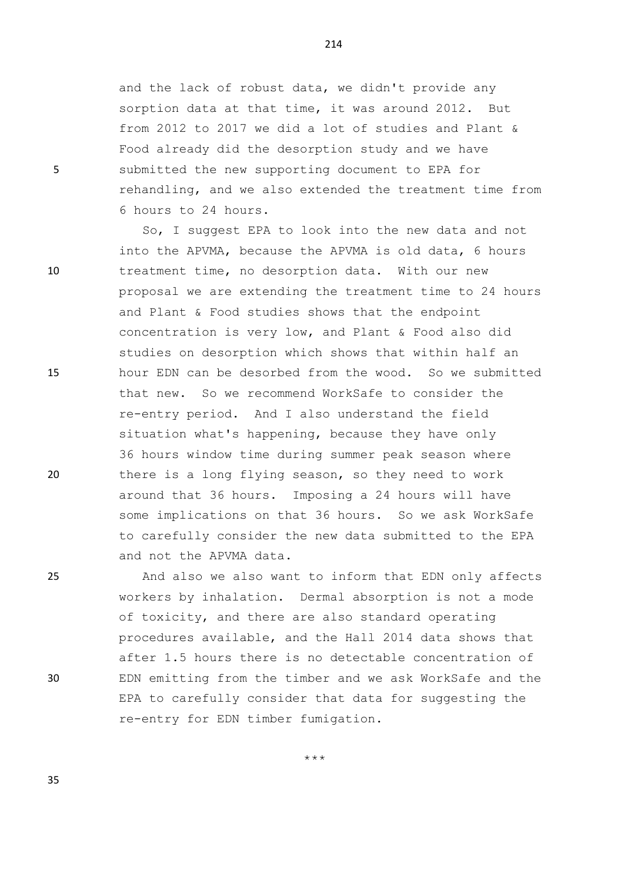and the lack of robust data, we didn't provide any sorption data at that time, it was around 2012. But from 2012 to 2017 we did a lot of studies and Plant & Food already did the desorption study and we have submitted the new supporting document to EPA for rehandling, and we also extended the treatment time from 6 hours to 24 hours.

So, I suggest EPA to look into the new data and not into the APVMA, because the APVMA is old data, 6 hours treatment time, no desorption data. With our new proposal we are extending the treatment time to 24 hours and Plant & Food studies shows that the endpoint concentration is very low, and Plant & Food also did studies on desorption which shows that within half an hour EDN can be desorbed from the wood. So we submitted that new. So we recommend WorkSafe to consider the re-entry period. And I also understand the field situation what's happening, because they have only 36 hours window time during summer peak season where there is a long flying season, so they need to work around that 36 hours. Imposing a 24 hours will have some implications on that 36 hours. So we ask WorkSafe to carefully consider the new data submitted to the EPA and not the APVMA data.

And also we also want to inform that EDN only affects workers by inhalation. Dermal absorption is not a mode of toxicity, and there are also standard operating procedures available, and the Hall 2014 data shows that after 1.5 hours there is no detectable concentration of EDN emitting from the timber and we ask WorkSafe and the EPA to carefully consider that data for suggesting the re-entry for EDN timber fumigation.

***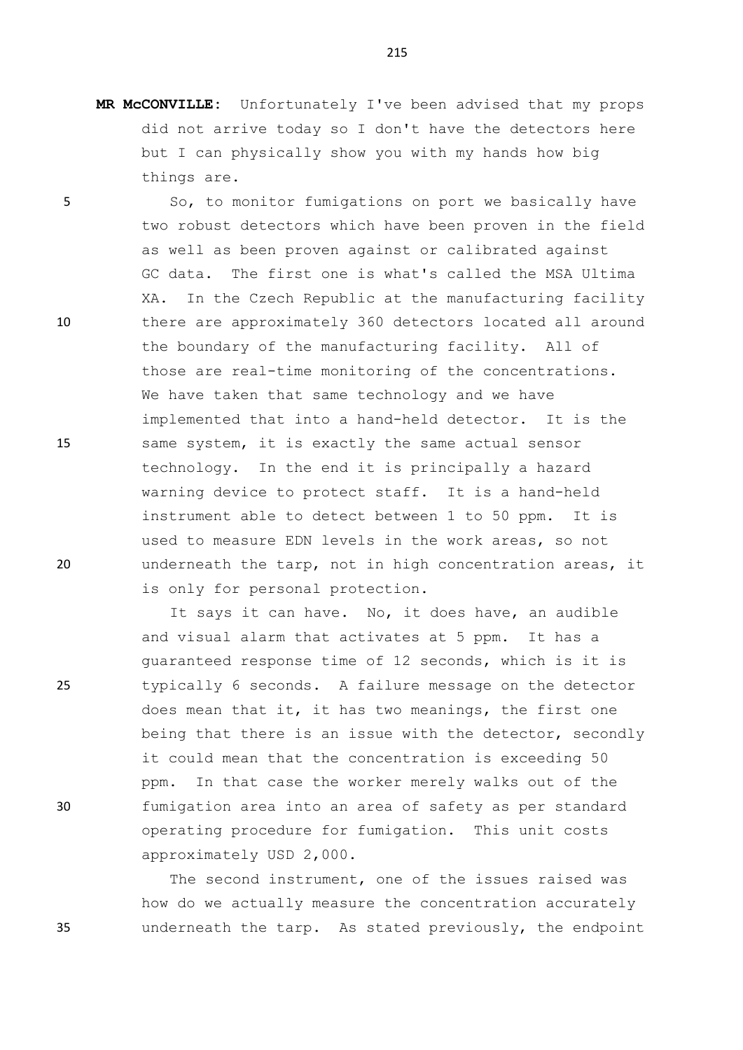**MR McCONVILLE:** Unfortunately I've been advised that my props did not arrive today so I don't have the detectors here but I can physically show you with my hands how big things are.

So, to monitor fumigations on port we basically have two robust detectors which have been proven in the field as well as been proven against or calibrated against GC data. The first one is what's called the MSA Ultima XA. In the Czech Republic at the manufacturing facility there are approximately 360 detectors located all around the boundary of the manufacturing facility. All of those are real-time monitoring of the concentrations. We have taken that same technology and we have implemented that into a hand-held detector. It is the same system, it is exactly the same actual sensor technology. In the end it is principally a hazard warning device to protect staff. It is a hand-held instrument able to detect between 1 to 50 ppm. It is used to measure EDN levels in the work areas, so not underneath the tarp, not in high concentration areas, it is only for personal protection.

It says it can have. No, it does have, an audible and visual alarm that activates at 5 ppm. It has a guaranteed response time of 12 seconds, which is it is typically 6 seconds. A failure message on the detector does mean that it, it has two meanings, the first one being that there is an issue with the detector, secondly it could mean that the concentration is exceeding 50 ppm. In that case the worker merely walks out of the fumigation area into an area of safety as per standard operating procedure for fumigation. This unit costs approximately USD 2,000.

The second instrument, one of the issues raised was how do we actually measure the concentration accurately underneath the tarp. As stated previously, the endpoint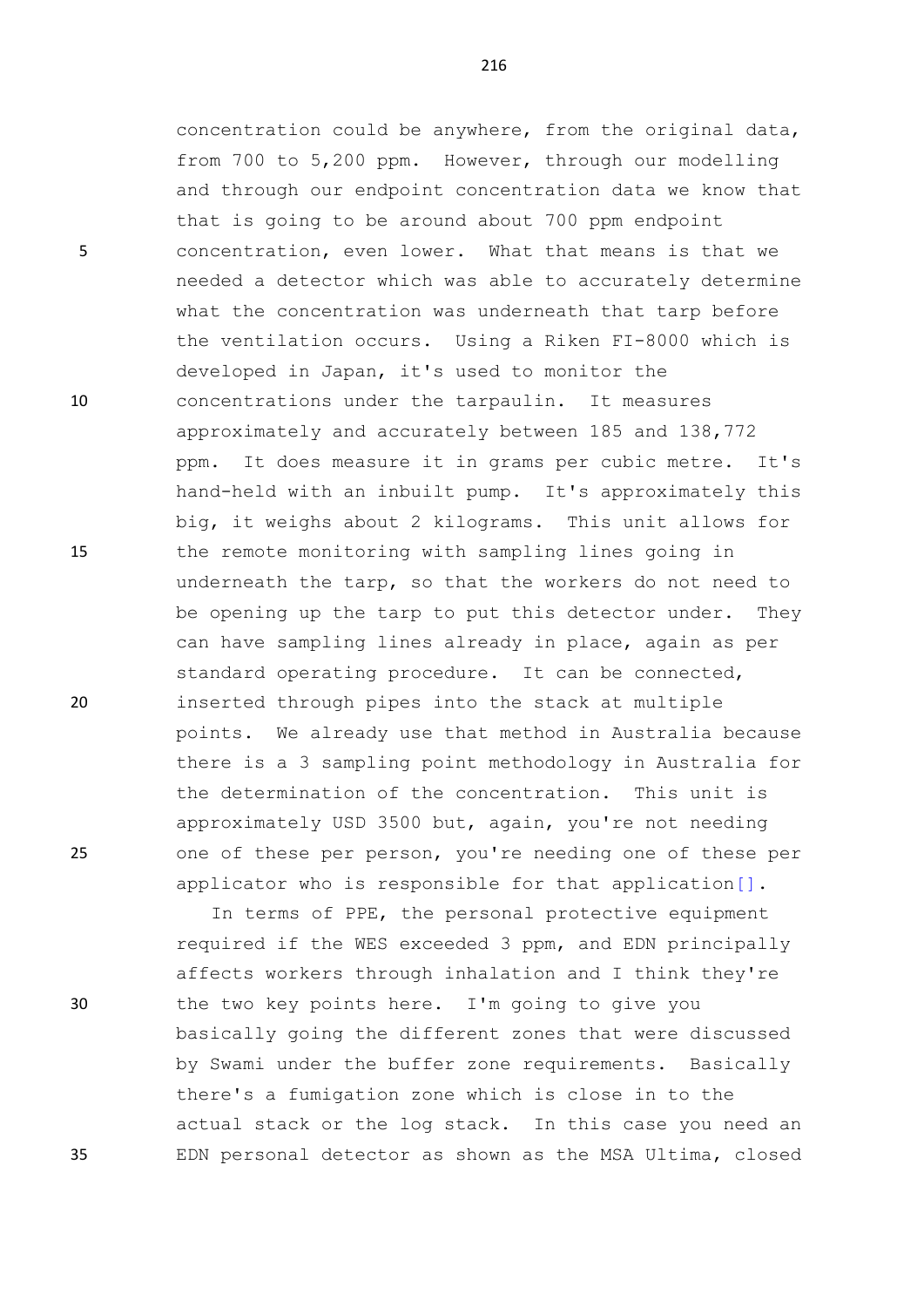concentration could be anywhere, from the original data, from 700 to 5,200 ppm. However, through our modelling and through our endpoint concentration data we know that that is going to be around about 700 ppm endpoint concentration, even lower. What that means is that we needed a detector which was able to accurately determine what the concentration was underneath that tarp before the ventilation occurs. Using a Riken FI-8000 which is developed in Japan, it's used to monitor the concentrations under the tarpaulin. It measures approximately and accurately between 185 and 138,772 ppm. It does measure it in grams per cubic metre. It's hand-held with an inbuilt pump. It's approximately this big, it weighs about 2 kilograms. This unit allows for the remote monitoring with sampling lines going in underneath the tarp, so that the workers do not need to be opening up the tarp to put this detector under. They can have sampling lines already in place, again as per standard operating procedure. It can be connected, inserted through pipes into the stack at multiple points. We already use that method in Australia because there is a 3 sampling point methodology in Australia for the determination of the concentration. This unit is approximately USD 3500 but, again, you're not needing one of these per person, you're needing one of these per applicator who is responsible for that application[].

In terms of PPE, the personal protective equipment required if the WES exceeded 3 ppm, and EDN principally affects workers through inhalation and I think they're the two key points here. I'm going to give you basically going the different zones that were discussed by Swami under the buffer zone requirements. Basically there's a fumigation zone which is close in to the actual stack or the log stack. In this case you need an EDN personal detector as shown as the MSA Ultima, closed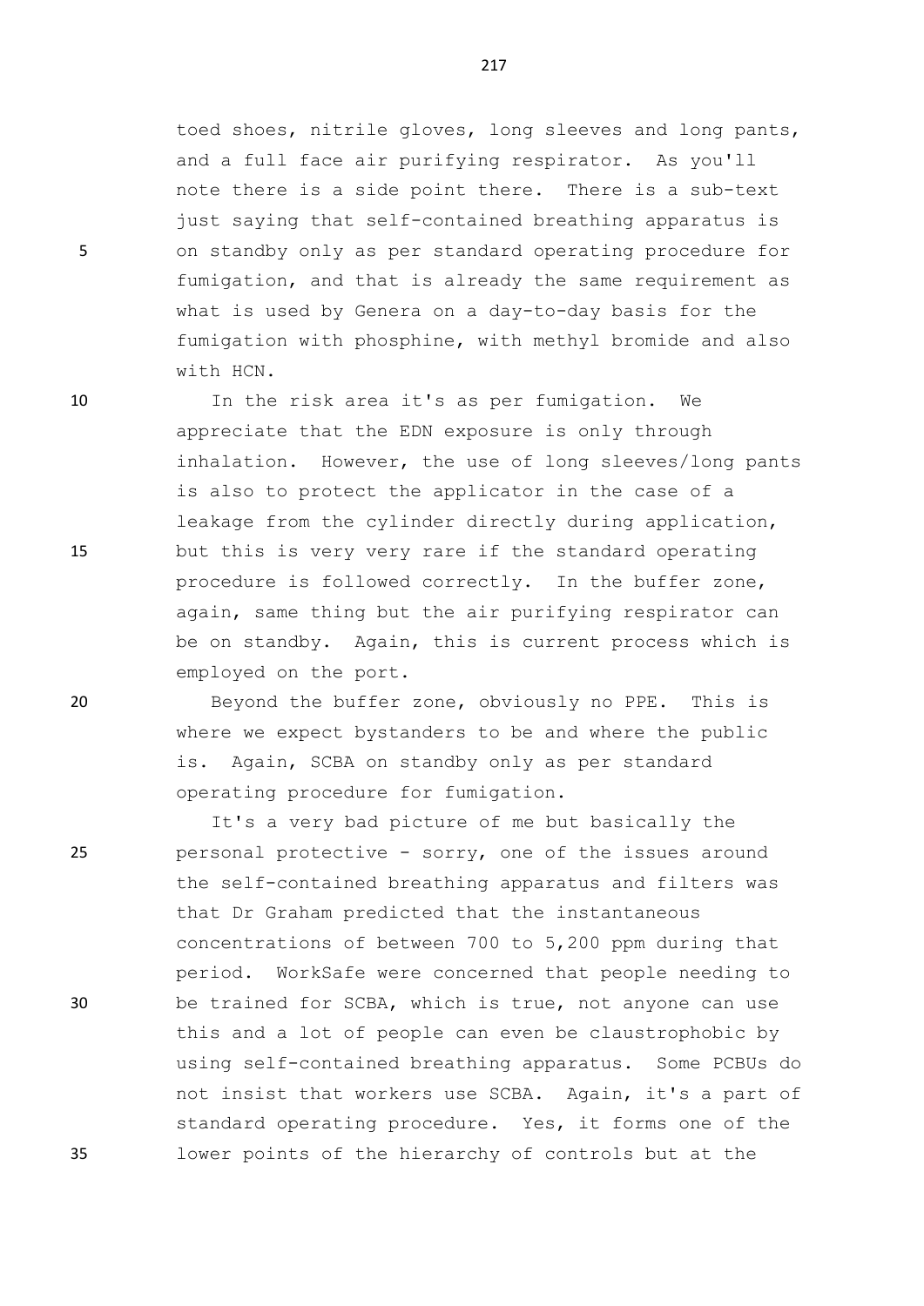toed shoes, nitrile gloves, long sleeves and long pants, and a full face air purifying respirator. As you'll note there is a side point there. There is a sub-text just saying that self-contained breathing apparatus is on standby only as per standard operating procedure for fumigation, and that is already the same requirement as what is used by Genera on a day-to-day basis for the fumigation with phosphine, with methyl bromide and also with HCN.

In the risk area it's as per fumigation. We appreciate that the EDN exposure is only through inhalation. However, the use of long sleeves/long pants is also to protect the applicator in the case of a leakage from the cylinder directly during application, but this is very very rare if the standard operating procedure is followed correctly. In the buffer zone, again, same thing but the air purifying respirator can be on standby. Again, this is current process which is employed on the port.

Beyond the buffer zone, obviously no PPE. This is where we expect bystanders to be and where the public is. Again, SCBA on standby only as per standard operating procedure for fumigation.

It's a very bad picture of me but basically the personal protective - sorry, one of the issues around the self-contained breathing apparatus and filters was that Dr Graham predicted that the instantaneous concentrations of between 700 to 5,200 ppm during that period. WorkSafe were concerned that people needing to be trained for SCBA, which is true, not anyone can use this and a lot of people can even be claustrophobic by using self-contained breathing apparatus. Some PCBUs do not insist that workers use SCBA. Again, it's a part of standard operating procedure. Yes, it forms one of the lower points of the hierarchy of controls but at the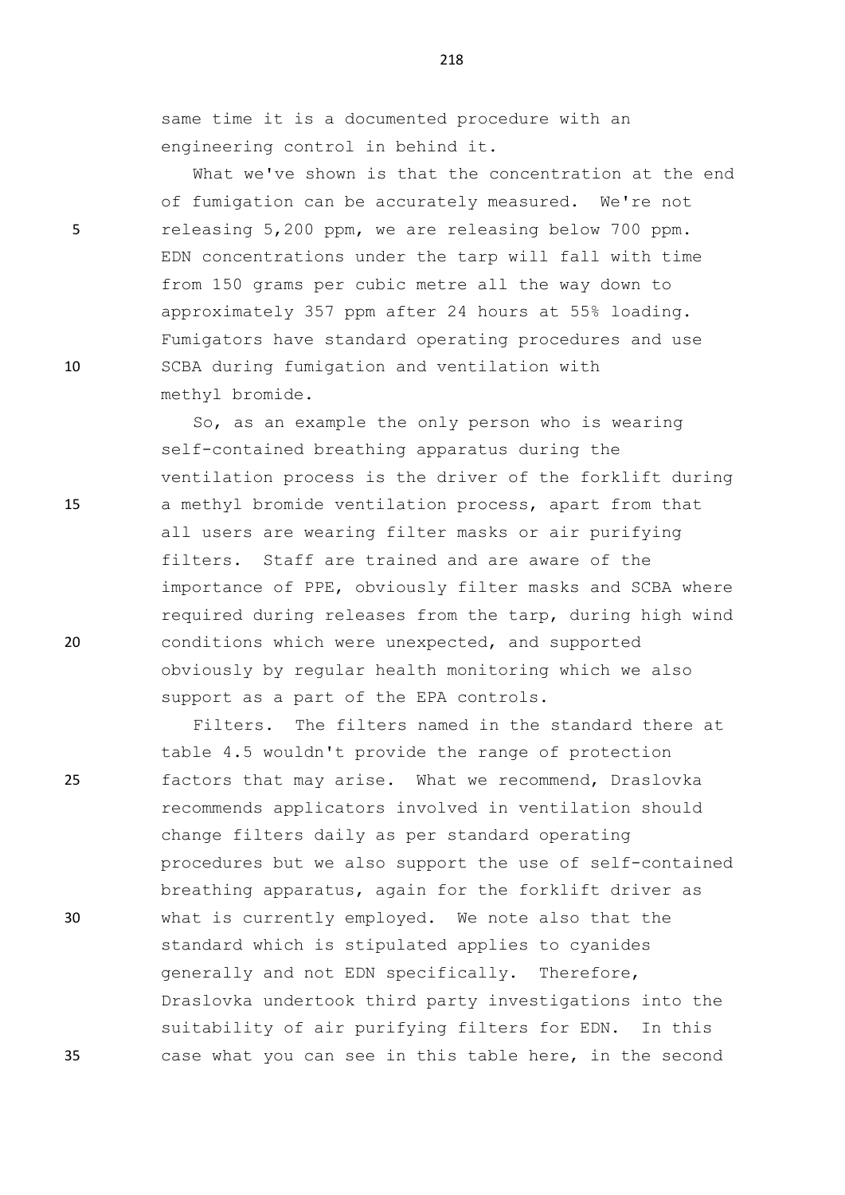same time it is a documented procedure with an engineering control in behind it.

What we've shown is that the concentration at the end of fumigation can be accurately measured. We're not releasing 5,200 ppm, we are releasing below 700 ppm. EDN concentrations under the tarp will fall with time from 150 grams per cubic metre all the way down to approximately 357 ppm after 24 hours at 55% loading. Fumigators have standard operating procedures and use SCBA during fumigation and ventilation with methyl bromide.

So, as an example the only person who is wearing self-contained breathing apparatus during the ventilation process is the driver of the forklift during a methyl bromide ventilation process, apart from that all users are wearing filter masks or air purifying filters. Staff are trained and are aware of the importance of PPE, obviously filter masks and SCBA where required during releases from the tarp, during high wind conditions which were unexpected, and supported obviously by regular health monitoring which we also support as a part of the EPA controls.

Filters. The filters named in the standard there at table 4.5 wouldn't provide the range of protection factors that may arise. What we recommend, Draslovka recommends applicators involved in ventilation should change filters daily as per standard operating procedures but we also support the use of self-contained breathing apparatus, again for the forklift driver as what is currently employed. We note also that the standard which is stipulated applies to cyanides generally and not EDN specifically. Therefore, Draslovka undertook third party investigations into the suitability of air purifying filters for EDN. In this case what you can see in this table here, in the second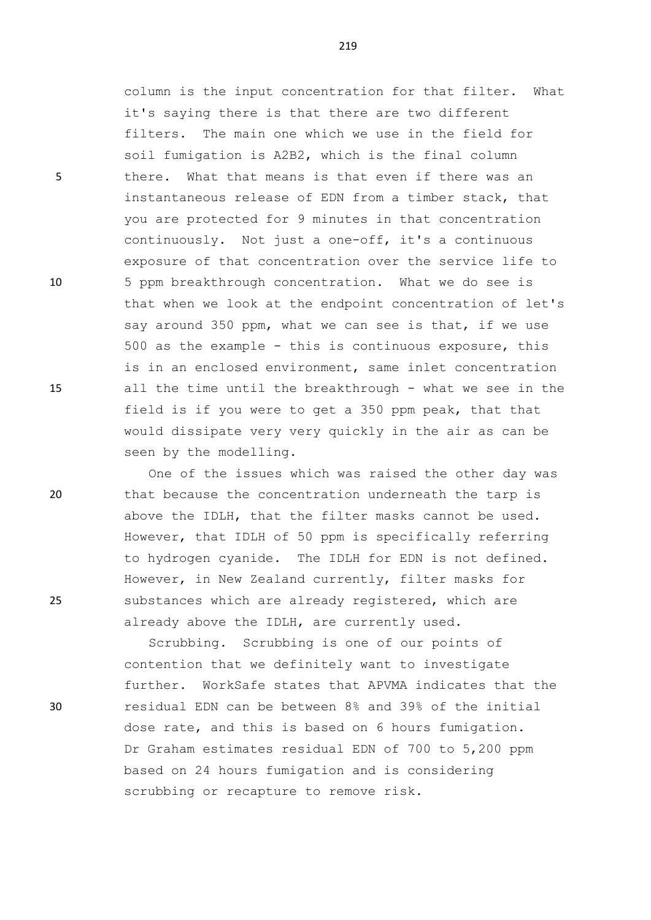column is the input concentration for that filter. What it's saying there is that there are two different filters. The main one which we use in the field for soil fumigation is A2B2, which is the final column there. What that means is that even if there was an instantaneous release of EDN from a timber stack, that you are protected for 9 minutes in that concentration continuously. Not just a one-off, it's a continuous exposure of that concentration over the service life to 5 ppm breakthrough concentration. What we do see is that when we look at the endpoint concentration of let's say around 350 ppm, what we can see is that, if we use 500 as the example - this is continuous exposure, this is in an enclosed environment, same inlet concentration all the time until the breakthrough - what we see in the field is if you were to get a 350 ppm peak, that that would dissipate very very quickly in the air as can be seen by the modelling.

One of the issues which was raised the other day was that because the concentration underneath the tarp is above the IDLH, that the filter masks cannot be used. However, that IDLH of 50 ppm is specifically referring to hydrogen cyanide. The IDLH for EDN is not defined. However, in New Zealand currently, filter masks for substances which are already registered, which are already above the IDLH, are currently used.

Scrubbing. Scrubbing is one of our points of contention that we definitely want to investigate further. WorkSafe states that APVMA indicates that the residual EDN can be between 8% and 39% of the initial dose rate, and this is based on 6 hours fumigation. Dr Graham estimates residual EDN of 700 to 5,200 ppm based on 24 hours fumigation and is considering scrubbing or recapture to remove risk.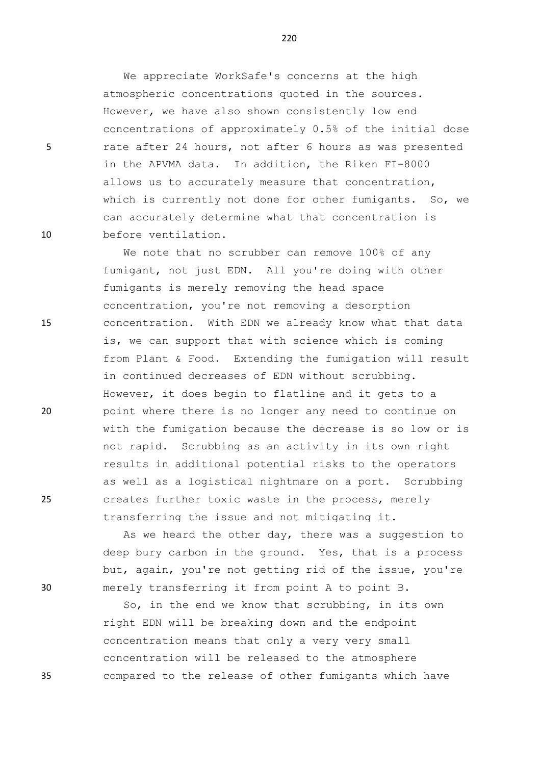We appreciate WorkSafe's concerns at the high atmospheric concentrations quoted in the sources. However, we have also shown consistently low end concentrations of approximately 0.5% of the initial dose rate after 24 hours, not after 6 hours as was presented in the APVMA data. In addition, the Riken FI-8000 allows us to accurately measure that concentration, which is currently not done for other fumigants. So, we can accurately determine what that concentration is before ventilation.

We note that no scrubber can remove 100% of any fumigant, not just EDN. All you're doing with other fumigants is merely removing the head space concentration, you're not removing a desorption concentration. With EDN we already know what that data is, we can support that with science which is coming from Plant & Food. Extending the fumigation will result in continued decreases of EDN without scrubbing. However, it does begin to flatline and it gets to a point where there is no longer any need to continue on with the fumigation because the decrease is so low or is not rapid. Scrubbing as an activity in its own right results in additional potential risks to the operators as well as a logistical nightmare on a port. Scrubbing creates further toxic waste in the process, merely transferring the issue and not mitigating it.

As we heard the other day, there was a suggestion to deep bury carbon in the ground. Yes, that is a process but, again, you're not getting rid of the issue, you're merely transferring it from point A to point B.

So, in the end we know that scrubbing, in its own right EDN will be breaking down and the endpoint concentration means that only a very very small concentration will be released to the atmosphere compared to the release of other fumigants which have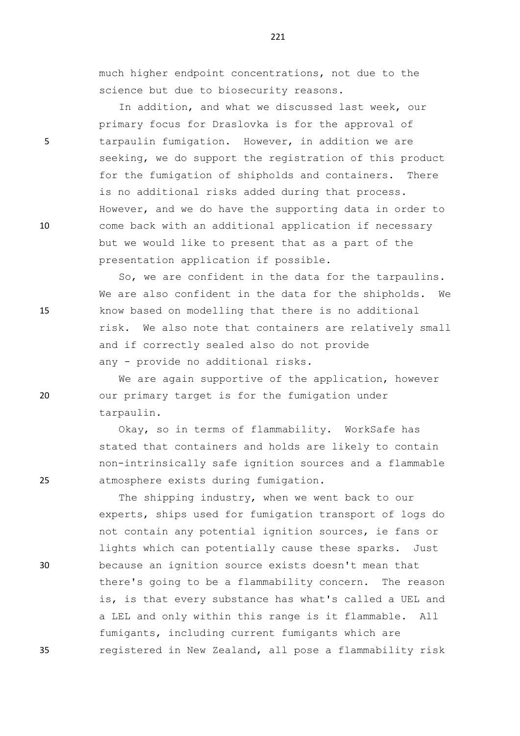much higher endpoint concentrations, not due to the science but due to biosecurity reasons.

In addition, and what we discussed last week, our primary focus for Draslovka is for the approval of tarpaulin fumigation. However, in addition we are seeking, we do support the registration of this product for the fumigation of shipholds and containers. There is no additional risks added during that process. However, and we do have the supporting data in order to come back with an additional application if necessary but we would like to present that as a part of the presentation application if possible.

So, we are confident in the data for the tarpaulins. We are also confident in the data for the shipholds. We know based on modelling that there is no additional risk. We also note that containers are relatively small and if correctly sealed also do not provide any - provide no additional risks.

We are again supportive of the application, however our primary target is for the fumigation under tarpaulin.

Okay, so in terms of flammability. WorkSafe has stated that containers and holds are likely to contain non-intrinsically safe ignition sources and a flammable atmosphere exists during fumigation.

The shipping industry, when we went back to our experts, ships used for fumigation transport of logs do not contain any potential ignition sources, ie fans or lights which can potentially cause these sparks. Just because an ignition source exists doesn't mean that there's going to be a flammability concern. The reason is, is that every substance has what's called a UEL and a LEL and only within this range is it flammable. All fumigants, including current fumigants which are registered in New Zealand, all pose a flammability risk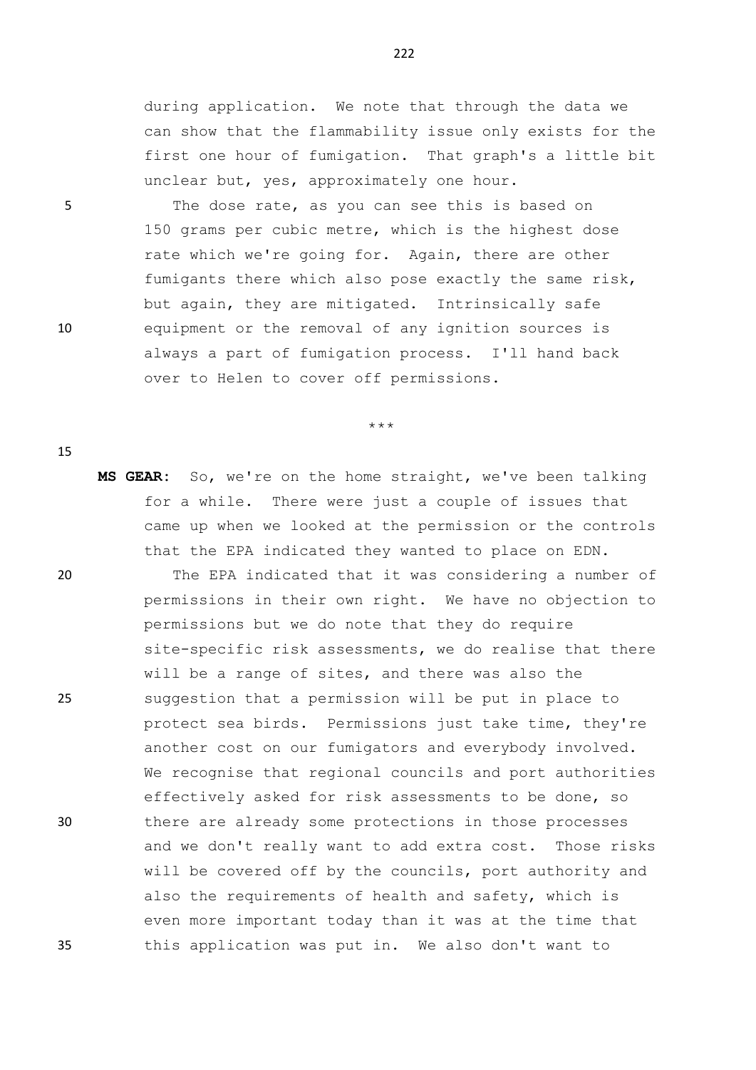during application. We note that through the data we can show that the flammability issue only exists for the first one hour of fumigation. That graph's a little bit unclear but, yes, approximately one hour.

The dose rate, as you can see this is based on 150 grams per cubic metre, which is the highest dose rate which we're going for. Again, there are other fumigants there which also pose exactly the same risk, but again, they are mitigated. Intrinsically safe equipment or the removal of any ignition sources is always a part of fumigation process. I'll hand back over to Helen to cover off permissions.

\*\*\*

**MS GEAR:** So, we're on the home straight, we've been talking for a while. There were just a couple of issues that came up when we looked at the permission or the controls that the EPA indicated they wanted to place on EDN.

The EPA indicated that it was considering a number of permissions in their own right. We have no objection to permissions but we do note that they do require site-specific risk assessments, we do realise that there will be a range of sites, and there was also the suggestion that a permission will be put in place to protect sea birds. Permissions just take time, they're another cost on our fumigators and everybody involved. We recognise that regional councils and port authorities effectively asked for risk assessments to be done, so there are already some protections in those processes and we don't really want to add extra cost. Those risks will be covered off by the councils, port authority and also the requirements of health and safety, which is even more important today than it was at the time that this application was put in. We also don't want to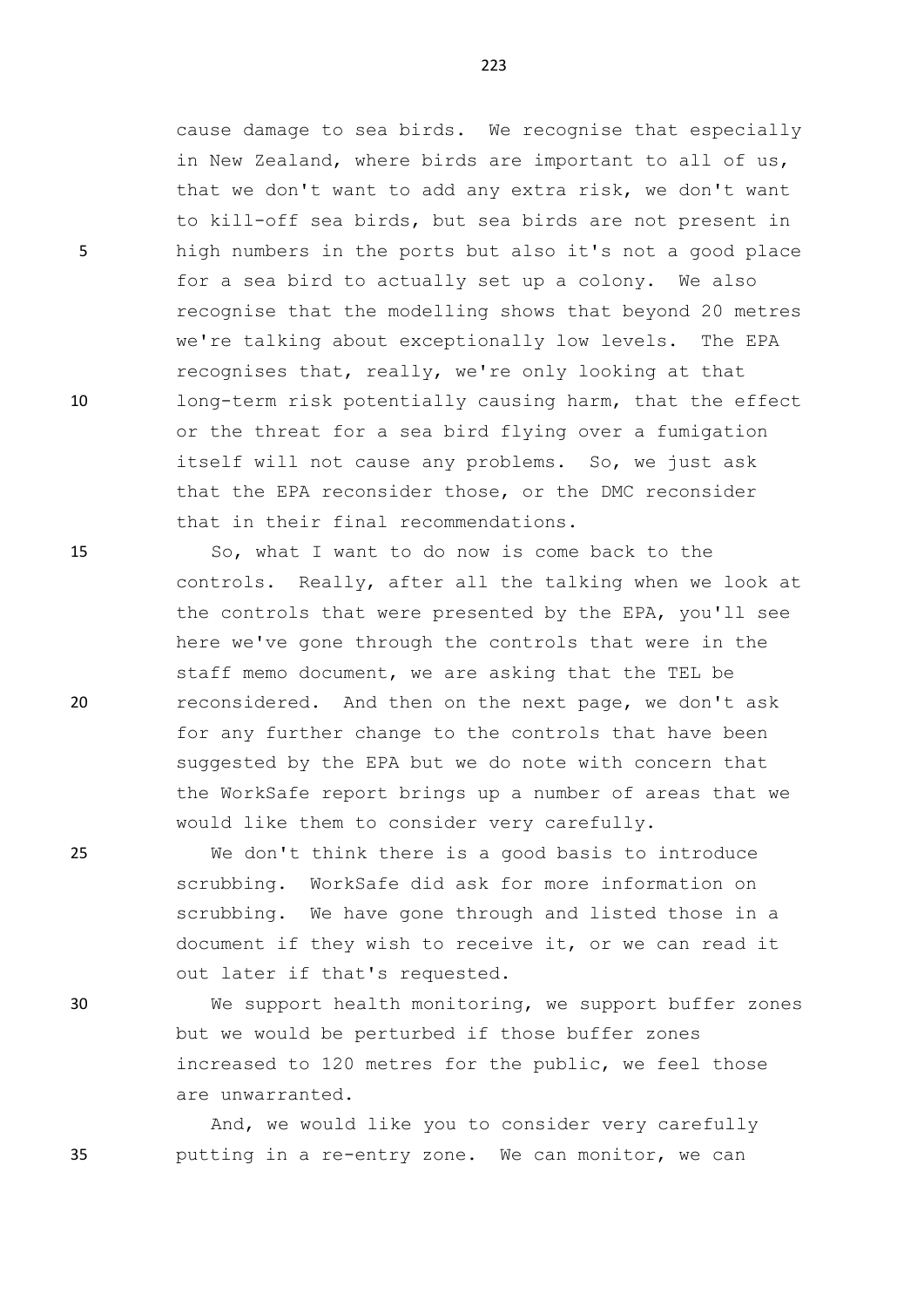cause damage to sea birds. We recognise that especially in New Zealand, where birds are important to all of us, that we don't want to add any extra risk, we don't want to kill-off sea birds, but sea birds are not present in high numbers in the ports but also it's not a good place for a sea bird to actually set up a colony. We also recognise that the modelling shows that beyond 20 metres we're talking about exceptionally low levels. The EPA recognises that, really, we're only looking at that long-term risk potentially causing harm, that the effect or the threat for a sea bird flying over a fumigation itself will not cause any problems. So, we just ask that the EPA reconsider those, or the DMC reconsider that in their final recommendations.

So, what I want to do now is come back to the controls. Really, after all the talking when we look at the controls that were presented by the EPA, you'll see here we've gone through the controls that were in the staff memo document, we are asking that the TEL be reconsidered. And then on the next page, we don't ask for any further change to the controls that have been suggested by the EPA but we do note with concern that the WorkSafe report brings up a number of areas that we would like them to consider very carefully.

We don't think there is a good basis to introduce scrubbing. WorkSafe did ask for more information on scrubbing. We have gone through and listed those in a document if they wish to receive it, or we can read it out later if that's requested.

We support health monitoring, we support buffer zones but we would be perturbed if those buffer zones increased to 120 metres for the public, we feel those are unwarranted.

And, we would like you to consider very carefully putting in a re-entry zone. We can monitor, we can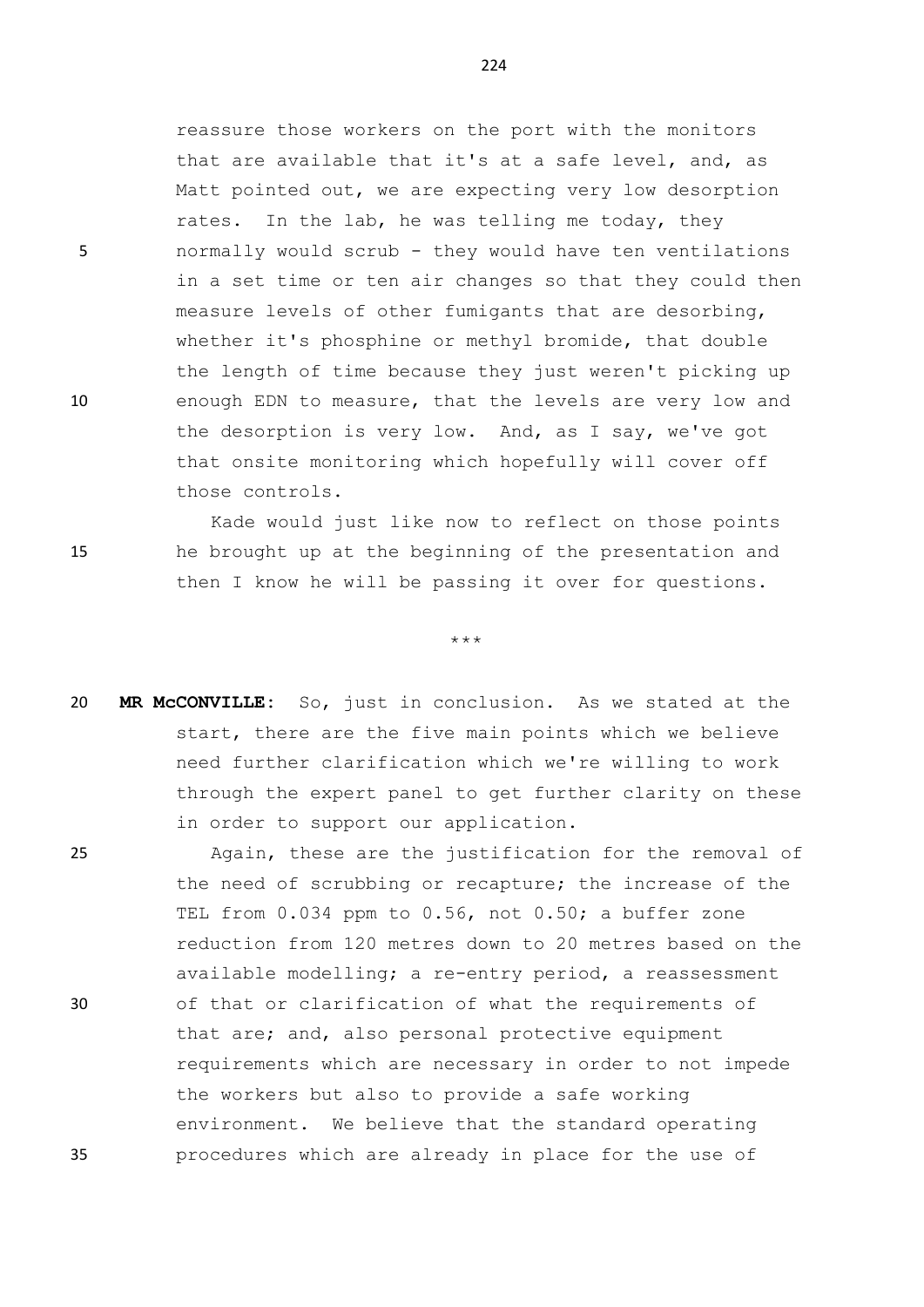reassure those workers on the port with the monitors that are available that it's at a safe level, and, as Matt pointed out, we are expecting very low desorption rates. In the lab, he was telling me today, they normally would scrub - they would have ten ventilations in a set time or ten air changes so that they could then measure levels of other fumigants that are desorbing, whether it's phosphine or methyl bromide, that double the length of time because they just weren't picking up enough EDN to measure, that the levels are very low and the desorption is very low. And, as I say, we've got that onsite monitoring which hopefully will cover off those controls.

Kade would just like now to reflect on those points he brought up at the beginning of the presentation and then I know he will be passing it over for questions.

***

**MR McCONVILLE:** So, just in conclusion. As we stated at the start, there are the five main points which we believe need further clarification which we're willing to work through the expert panel to get further clarity on these in order to support our application.

Again, these are the justification for the removal of the need of scrubbing or recapture; the increase of the TEL from 0.034 ppm to 0.56, not 0.50; a buffer zone reduction from 120 metres down to 20 metres based on the available modelling; a re-entry period, a reassessment of that or clarification of what the requirements of that are; and, also personal protective equipment requirements which are necessary in order to not impede the workers but also to provide a safe working environment. We believe that the standard operating procedures which are already in place for the use of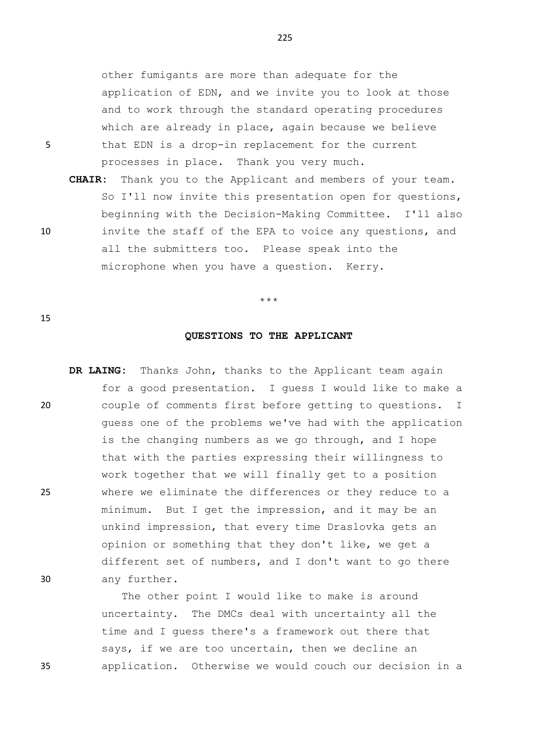other fumigants are more than adequate for the application of EDN, and we invite you to look at those and to work through the standard operating procedures which are already in place, again because we believe that EDN is a drop-in replacement for the current processes in place. Thank you very much.

**CHAIR:** Thank you to the Applicant and members of your team. So I'll now invite this presentation open for questions, beginning with the Decision-Making Committee. I'll also invite the staff of the EPA to voice any questions, and all the submitters too. Please speak into the microphone when you have a question. Kerry.

\*\*\*

**QUESTIONS TO THE APPLICANT**

**DR LAING:** Thanks John, thanks to the Applicant team again for a good presentation. I guess I would like to make a couple of comments first before getting to questions. I guess one of the problems we've had with the application is the changing numbers as we go through, and I hope that with the parties expressing their willingness to work together that we will finally get to a position where we eliminate the differences or they reduce to a minimum. But I get the impression, and it may be an unkind impression, that every time Draslovka gets an opinion or something that they don't like, we get a different set of numbers, and I don't want to go there any further.

The other point I would like to make is around uncertainty. The DMCs deal with uncertainty all the time and I guess there's a framework out there that says, if we are too uncertain, then we decline an application. Otherwise we would couch our decision in a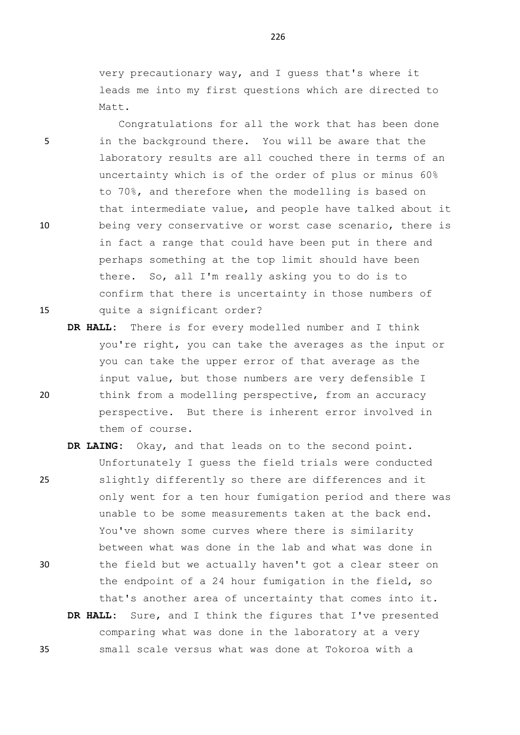very precautionary way, and I guess that's where it leads me into my first questions which are directed to Matt.

Congratulations for all the work that has been done in the background there. You will be aware that the laboratory results are all couched there in terms of an uncertainty which is of the order of plus or minus 60% to 70%, and therefore when the modelling is based on that intermediate value, and people have talked about it being very conservative or worst case scenario, there is in fact a range that could have been put in there and perhaps something at the top limit should have been there. So, all I'm really asking you to do is to confirm that there is uncertainty in those numbers of quite a significant order?

**DR HALL:** There is for every modelled number and I think you're right, you can take the averages as the input or you can take the upper error of that average as the input value, but those numbers are very defensible I think from a modelling perspective, from an accuracy perspective. But there is inherent error involved in them of course.

**DR LAING:** Okay, and that leads on to the second point. Unfortunately I guess the field trials were conducted slightly differently so there are differences and it only went for a ten hour fumigation period and there was unable to be some measurements taken at the back end. You've shown some curves where there is similarity between what was done in the lab and what was done in the field but we actually haven't got a clear steer on the endpoint of a 24 hour fumigation in the field, so that's another area of uncertainty that comes into it.

**DR HALL:** Sure, and I think the figures that I've presented comparing what was done in the laboratory at a very small scale versus what was done at Tokoroa with a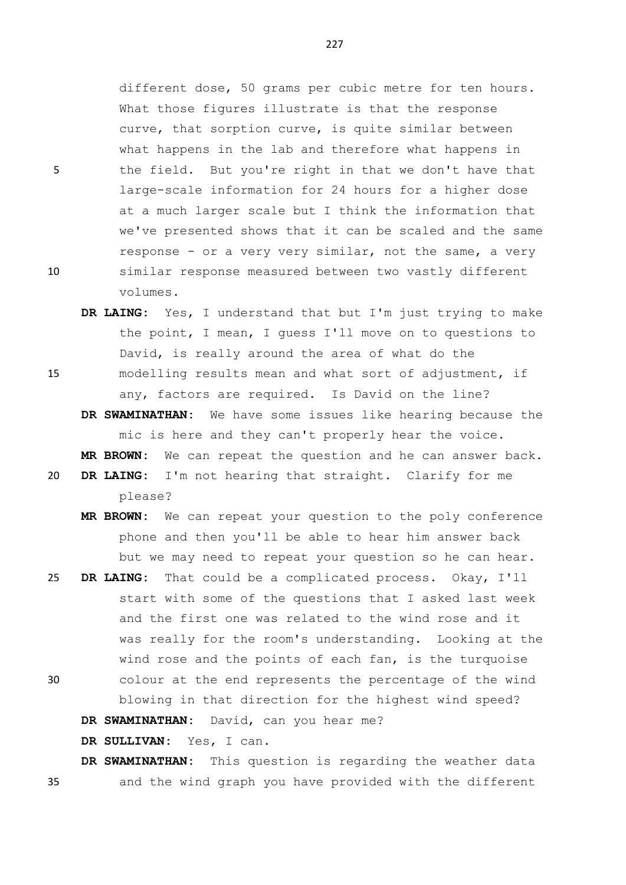different dose, 50 grams per cubic metre for ten hours. What those figures illustrate is that the response curve, that sorption curve, is quite similar between what happens in the lab and therefore what happens in the field. But you're right in that we don't have that large-scale information for 24 hours for a higher dose at a much larger scale but I think the information that we've presented shows that it can be scaled and the same response - or a very very similar, not the same, a very similar response measured between two vastly different volumes.

**DR LAING:** Yes, I understand that but I'm just trying to make the point, I mean, I guess I'll move on to questions to David, is really around the area of what do the modelling results mean and what sort of adjustment, if any, factors are required. Is David on the line?

**DR SWAMINATHAN:** We have some issues like hearing because the mic is here and they can't properly hear the voice.

**MR BROWN:** We can repeat the question and he can answer back.

**DR LAING:** I'm not hearing that straight. Clarify for me please?

**MR BROWN:** We can repeat your question to the poly conference phone and then you'll be able to hear him answer back but we may need to repeat your question so he can hear.

**DR LAING:** That could be a complicated process. Okay, I'll start with some of the questions that I asked last week and the first one was related to the wind rose and it was really for the room's understanding. Looking at the wind rose and the points of each fan, is the turquoise colour at the end represents the percentage of the wind blowing in that direction for the highest wind speed?

**DR SWAMINATHAN:** David, can you hear me?

**DR SULLIVAN:** Yes, I can.

**DR SWAMINATHAN:** This question is regarding the weather data and the wind graph you have provided with the different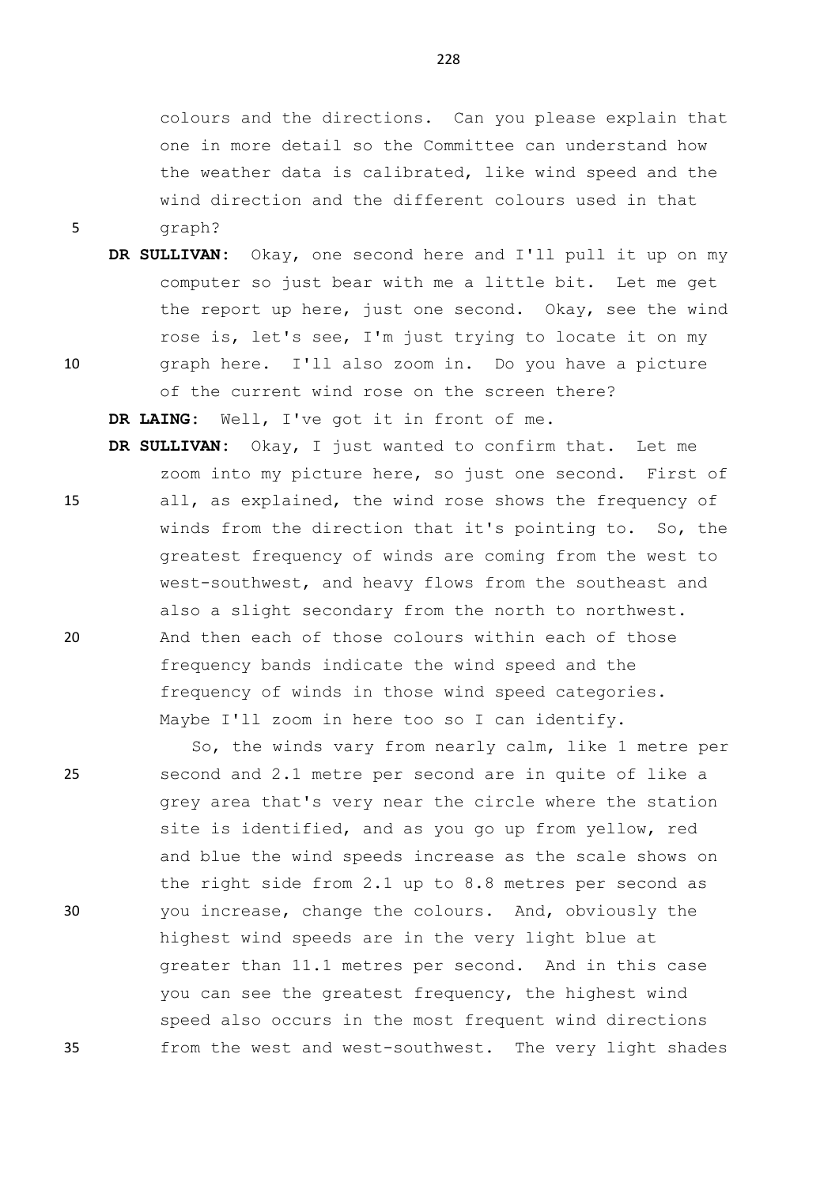colours and the directions. Can you please explain that one in more detail so the Committee can understand how the weather data is calibrated, like wind speed and the wind direction and the different colours used in that graph?

**DR SULLIVAN:** Okay, one second here and I'll pull it up on my computer so just bear with me a little bit. Let me get the report up here, just one second. Okay, see the wind rose is, let's see, I'm just trying to locate it on my graph here. I'll also zoom in. Do you have a picture of the current wind rose on the screen there?

**DR LAING:** Well, I've got it in front of me.

**DR SULLIVAN:** Okay, I just wanted to confirm that. Let me zoom into my picture here, so just one second. First of all, as explained, the wind rose shows the frequency of winds from the direction that it's pointing to. So, the greatest frequency of winds are coming from the west to west-southwest, and heavy flows from the southeast and also a slight secondary from the north to northwest. And then each of those colours within each of those frequency bands indicate the wind speed and the frequency of winds in those wind speed categories. Maybe I'll zoom in here too so I can identify.

So, the winds vary from nearly calm, like 1 metre per second and 2.1 metre per second are in quite of like a grey area that's very near the circle where the station site is identified, and as you go up from yellow, red and blue the wind speeds increase as the scale shows on the right side from 2.1 up to 8.8 metres per second as you increase, change the colours. And, obviously the highest wind speeds are in the very light blue at greater than 11.1 metres per second. And in this case you can see the greatest frequency, the highest wind speed also occurs in the most frequent wind directions from the west and west-southwest. The very light shades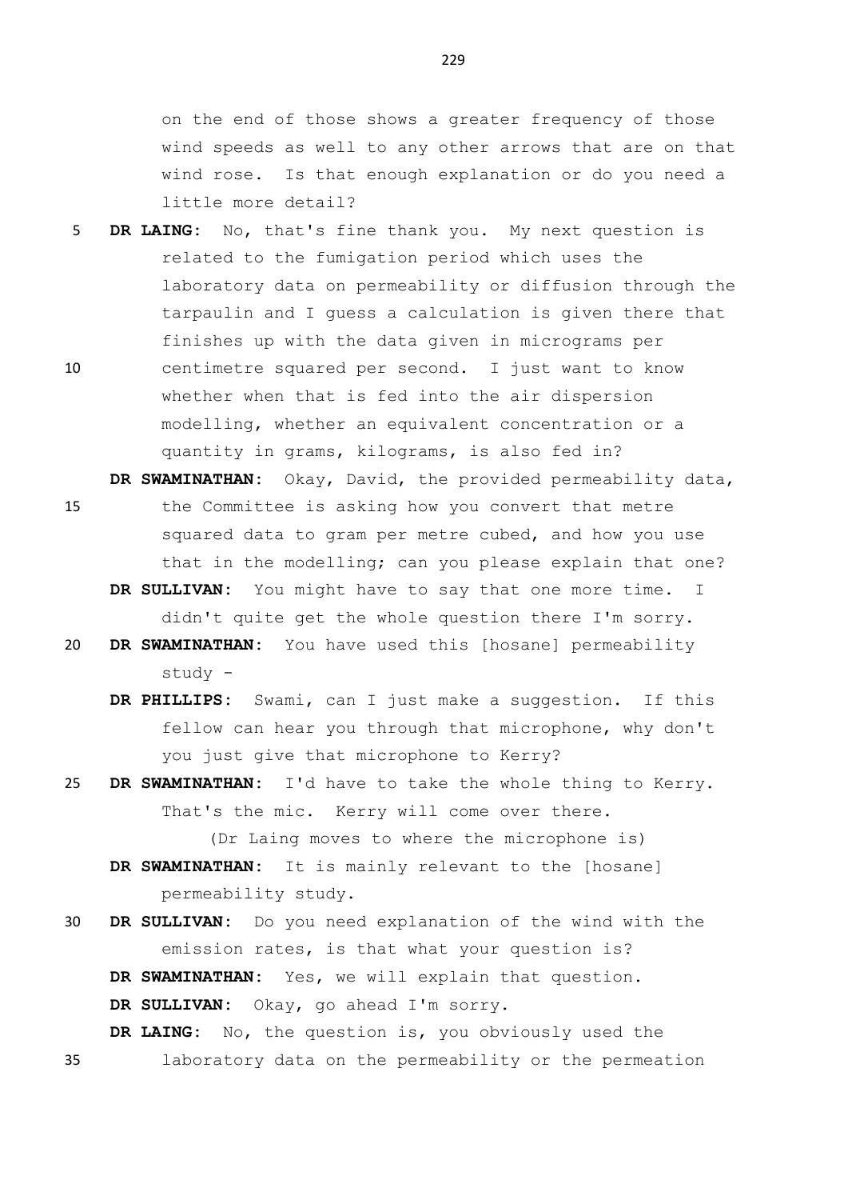on the end of those shows a greater frequency of those wind speeds as well to any other arrows that are on that wind rose. Is that enough explanation or do you need a little more detail?

**DR LAING:** No, that's fine thank you. My next question is related to the fumigation period which uses the laboratory data on permeability or diffusion through the tarpaulin and I guess a calculation is given there that finishes up with the data given in micrograms per centimetre squared per second. I just want to know whether when that is fed into the air dispersion modelling, whether an equivalent concentration or a quantity in grams, kilograms, is also fed in?

**DR SWAMINATHAN:** Okay, David, the provided permeability data, the Committee is asking how you convert that metre squared data to gram per metre cubed, and how you use that in the modelling; can you please explain that one?

**DR SULLIVAN:** You might have to say that one more time. I didn't quite get the whole question there I'm sorry.

**DR SWAMINATHAN:** You have used this [hosane] permeability study -

**DR PHILLIPS:** Swami, can I just make a suggestion. If this fellow can hear you through that microphone, why don't you just give that microphone to Kerry?

**DR SWAMINATHAN:** I'd have to take the whole thing to Kerry. That's the mic. Kerry will come over there.

(Dr Laing moves to where the microphone is)

**DR SWAMINATHAN:** It is mainly relevant to the [hosane] permeability study.

**DR SULLIVAN:** Do you need explanation of the wind with the emission rates, is that what your question is?

**DR SWAMINATHAN:** Yes, we will explain that question.

**DR SULLIVAN:** Okay, go ahead I'm sorry.

**DR LAING:** No, the question is, you obviously used the laboratory data on the permeability or the permeation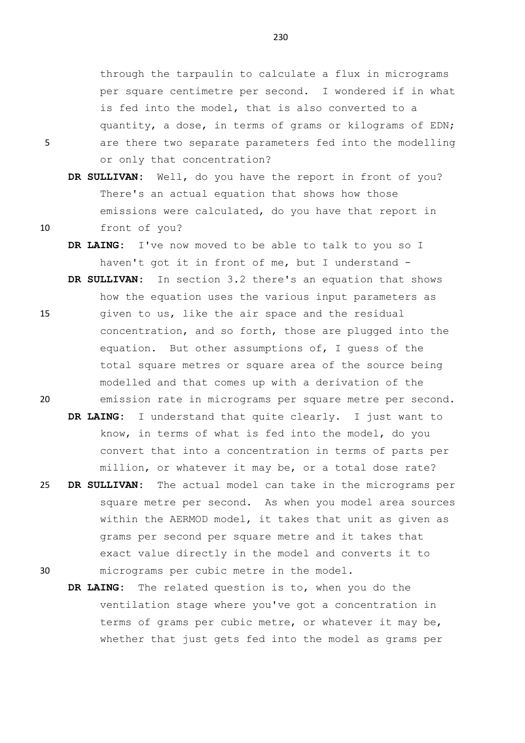through the tarpaulin to calculate a flux in micrograms per square centimetre per second. I wondered if in what is fed into the model, that is also converted to a quantity, a dose, in terms of grams or kilograms of EDN; are there two separate parameters fed into the modelling or only that concentration?

**DR SULLIVAN:** Well, do you have the report in front of you? There's an actual equation that shows how those emissions were calculated, do you have that report in front of you?

**DR LAING:** I've now moved to be able to talk to you so I haven't got it in front of me, but I understand -

**DR SULLIVAN:** In section 3.2 there's an equation that shows how the equation uses the various input parameters as given to us, like the air space and the residual concentration, and so forth, those are plugged into the equation. But other assumptions of, I guess of the total square metres or square area of the source being modelled and that comes up with a derivation of the emission rate in micrograms per square metre per second.

**DR LAING:** I understand that quite clearly. I just want to know, in terms of what is fed into the model, do you convert that into a concentration in terms of parts per million, or whatever it may be, or a total dose rate?

**DR SULLIVAN:** The actual model can take in the micrograms per square metre per second. As when you model area sources within the AERMOD model, it takes that unit as given as grams per second per square metre and it takes that exact value directly in the model and converts it to micrograms per cubic metre in the model.

**DR LAING:** The related question is to, when you do the ventilation stage where you've got a concentration in terms of grams per cubic metre, or whatever it may be, whether that just gets fed into the model as grams per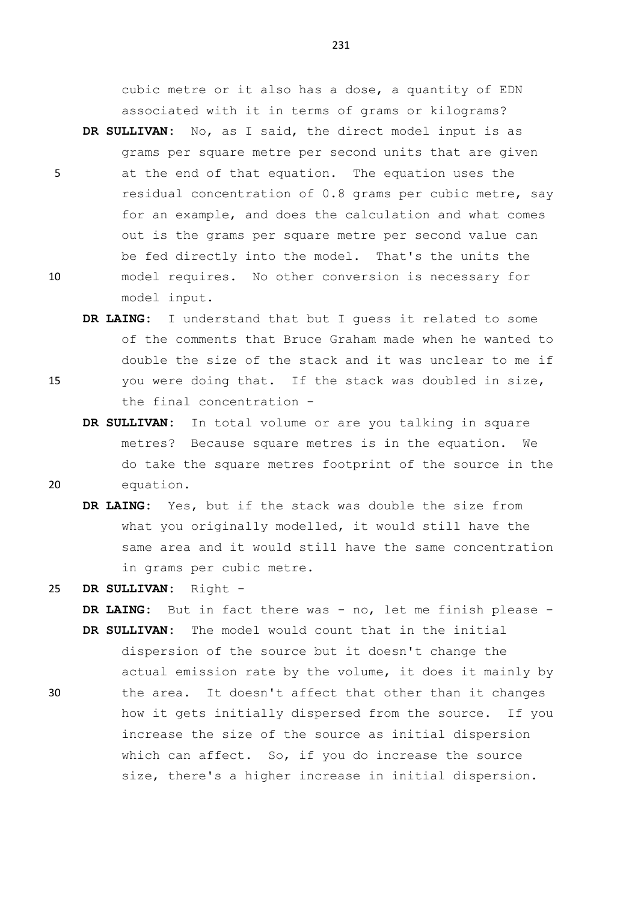cubic metre or it also has a dose, a quantity of EDN associated with it in terms of grams or kilograms?

**DR SULLIVAN:** No, as I said, the direct model input is as grams per square metre per second units that are given at the end of that equation. The equation uses the residual concentration of 0.8 grams per cubic metre, say for an example, and does the calculation and what comes out is the grams per square metre per second value can be fed directly into the model. That's the units the model requires. No other conversion is necessary for model input.

**DR LAING:** I understand that but I guess it related to some of the comments that Bruce Graham made when he wanted to double the size of the stack and it was unclear to me if you were doing that. If the stack was doubled in size, the final concentration -

**DR SULLIVAN:** In total volume or are you talking in square metres? Because square metres is in the equation. We do take the square metres footprint of the source in the equation.

**DR LAING:** Yes, but if the stack was double the size from what you originally modelled, it would still have the same area and it would still have the same concentration in grams per cubic metre.

**DR SULLIVAN:** Right -

**DR LAING:** But in fact there was - no, let me finish please -

**DR SULLIVAN:** The model would count that in the initial dispersion of the source but it doesn't change the actual emission rate by the volume, it does it mainly by the area. It doesn't affect that other than it changes how it gets initially dispersed from the source. If you increase the size of the source as initial dispersion which can affect. So, if you do increase the source size, there's a higher increase in initial dispersion.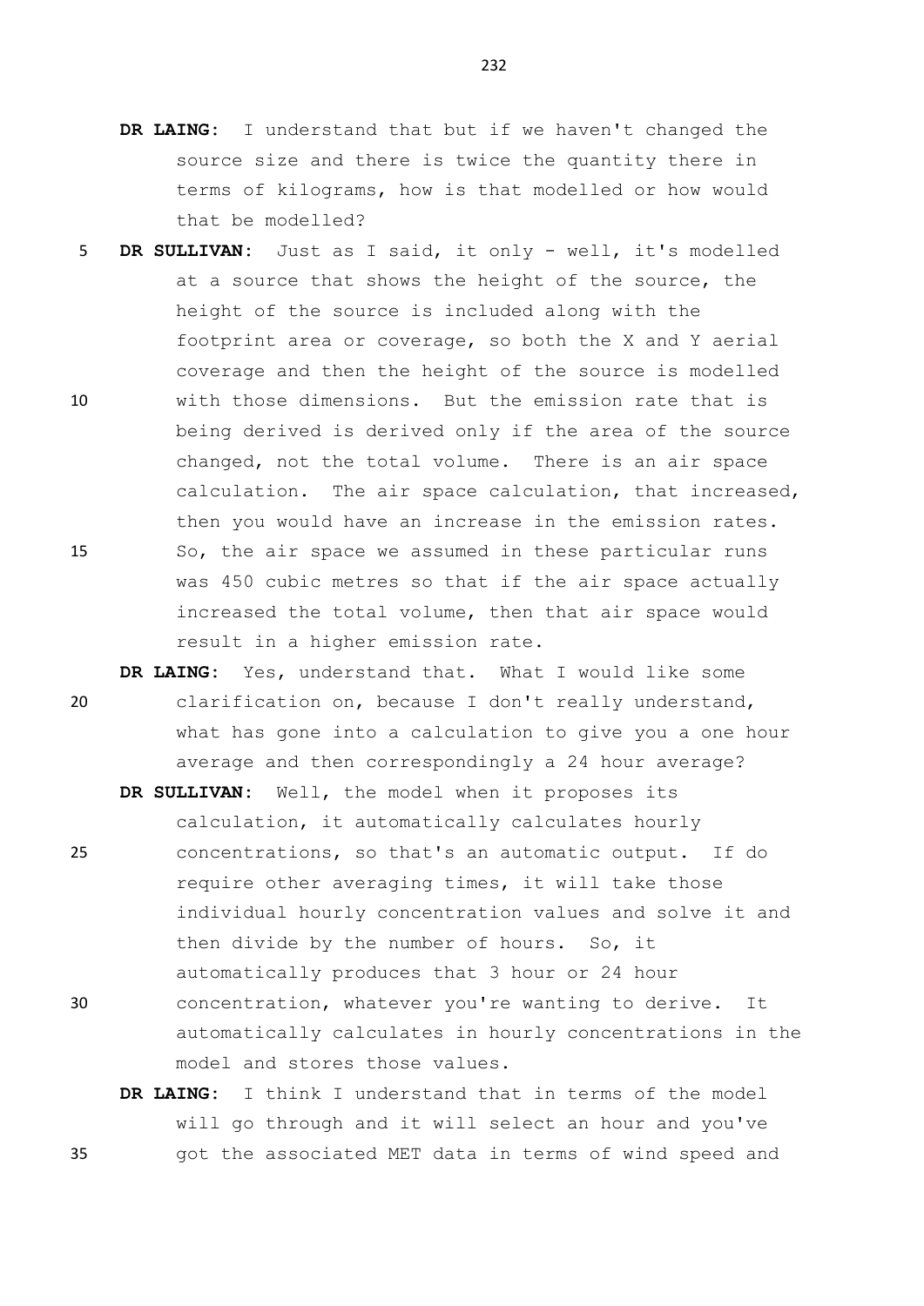**DR LAING:** I understand that but if we haven't changed the source size and there is twice the quantity there in terms of kilograms, how is that modelled or how would that be modelled?

**DR SULLIVAN:** Just as I said, it only - well, it's modelled at a source that shows the height of the source, the height of the source is included along with the footprint area or coverage, so both the X and Y aerial coverage and then the height of the source is modelled with those dimensions. But the emission rate that is being derived is derived only if the area of the source changed, not the total volume. There is an air space calculation. The air space calculation, that increased, then you would have an increase in the emission rates. So, the air space we assumed in these particular runs was 450 cubic metres so that if the air space actually increased the total volume, then that air space would result in a higher emission rate.

**DR LAING:** Yes, understand that. What I would like some clarification on, because I don't really understand, what has gone into a calculation to give you a one hour average and then correspondingly a 24 hour average?

**DR SULLIVAN:** Well, the model when it proposes its calculation, it automatically calculates hourly concentrations, so that's an automatic output. If do require other averaging times, it will take those individual hourly concentration values and solve it and then divide by the number of hours. So, it automatically produces that 3 hour or 24 hour concentration, whatever you're wanting to derive. It automatically calculates in hourly concentrations in the model and stores those values.

**DR LAING:** I think I understand that in terms of the model will go through and it will select an hour and you've got the associated MET data in terms of wind speed and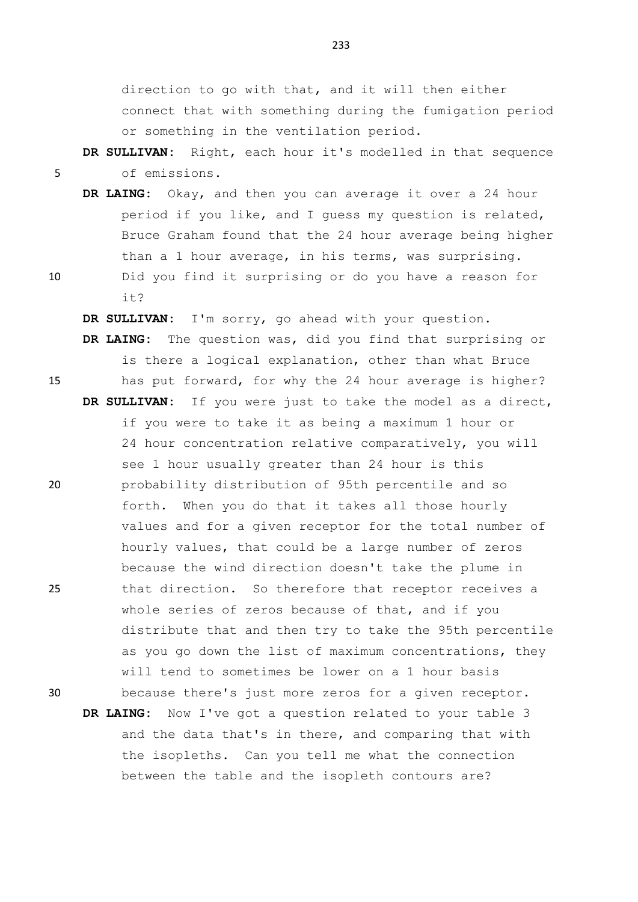direction to go with that, and it will then either connect that with something during the fumigation period or something in the ventilation period.

**DR SULLIVAN:** Right, each hour it's modelled in that sequence of emissions.

**DR LAING:** Okay, and then you can average it over a 24 hour period if you like, and I guess my question is related, Bruce Graham found that the 24 hour average being higher than a 1 hour average, in his terms, was surprising. Did you find it surprising or do you have a reason for it?

**DR SULLIVAN:** I'm sorry, go ahead with your question.

**DR LAING:** The question was, did you find that surprising or is there a logical explanation, other than what Bruce has put forward, for why the 24 hour average is higher?

**DR SULLIVAN:** If you were just to take the model as a direct, if you were to take it as being a maximum 1 hour or 24 hour concentration relative comparatively, you will see 1 hour usually greater than 24 hour is this probability distribution of 95th percentile and so forth. When you do that it takes all those hourly values and for a given receptor for the total number of hourly values, that could be a large number of zeros because the wind direction doesn't take the plume in that direction. So therefore that receptor receives a whole series of zeros because of that, and if you distribute that and then try to take the 95th percentile as you go down the list of maximum concentrations, they will tend to sometimes be lower on a 1 hour basis because there's just more zeros for a given receptor.

**DR LAING:** Now I've got a question related to your table 3 and the data that's in there, and comparing that with the isopleths. Can you tell me what the connection between the table and the isopleth contours are?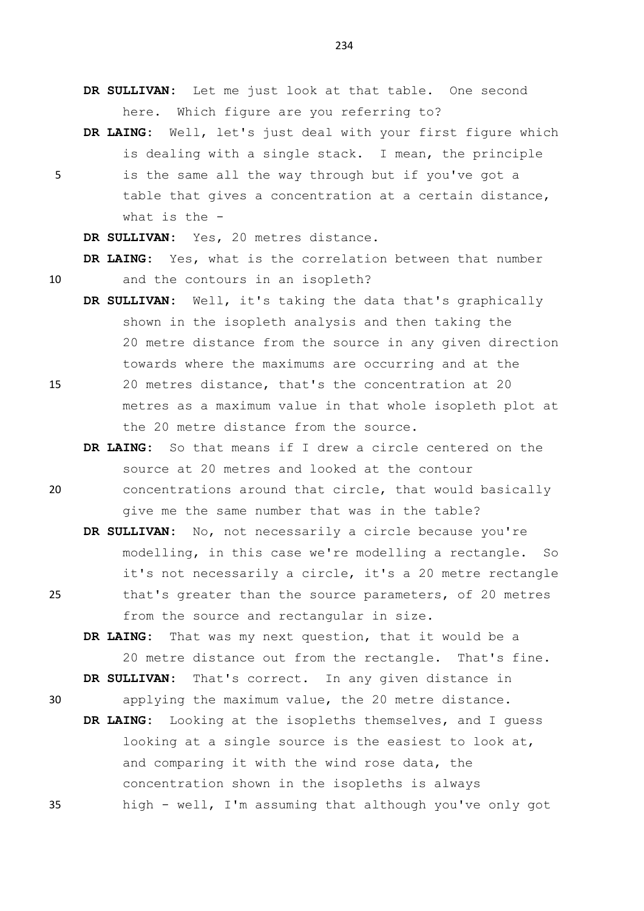**DR SULLIVAN:** Let me just look at that table. One second here. Which figure are you referring to?

**DR LAING:** Well, let's just deal with your first figure which is dealing with a single stack. I mean, the principle is the same all the way through but if you've got a table that gives a concentration at a certain distance, what is the -

**DR SULLIVAN:** Yes, 20 metres distance.

**DR LAING:** Yes, what is the correlation between that number and the contours in an isopleth?

**DR SULLIVAN:** Well, it's taking the data that's graphically shown in the isopleth analysis and then taking the 20 metre distance from the source in any given direction towards where the maximums are occurring and at the 20 metres distance, that's the concentration at 20 metres as a maximum value in that whole isopleth plot at the 20 metre distance from the source.

**DR LAING:** So that means if I drew a circle centered on the source at 20 metres and looked at the contour concentrations around that circle, that would basically give me the same number that was in the table?

**DR SULLIVAN:** No, not necessarily a circle because you're modelling, in this case we're modelling a rectangle. So it's not necessarily a circle, it's a 20 metre rectangle that's greater than the source parameters, of 20 metres from the source and rectangular in size.

**DR LAING:** That was my next question, that it would be a 20 metre distance out from the rectangle. That's fine.

**DR SULLIVAN:** That's correct. In any given distance in applying the maximum value, the 20 metre distance.

**DR LAING:** Looking at the isopleths themselves, and I guess looking at a single source is the easiest to look at, and comparing it with the wind rose data, the concentration shown in the isopleths is always high - well, I'm assuming that although you've only got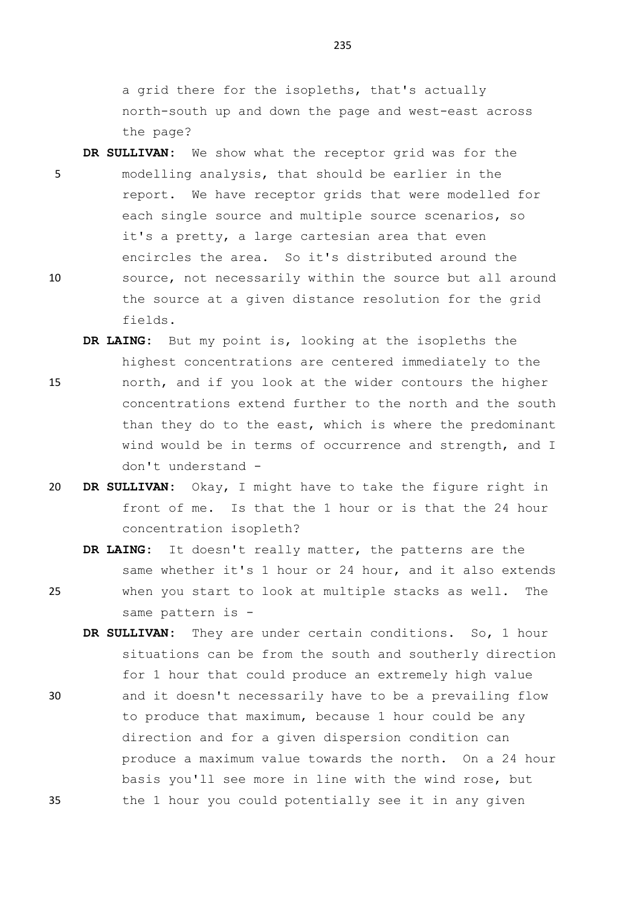a grid there for the isopleths, that's actually north-south up and down the page and west-east across the page?

**DR SULLIVAN:** We show what the receptor grid was for the modelling analysis, that should be earlier in the report. We have receptor grids that were modelled for each single source and multiple source scenarios, so it's a pretty, a large cartesian area that even encircles the area. So it's distributed around the source, not necessarily within the source but all around the source at a given distance resolution for the grid fields.

**DR LAING:** But my point is, looking at the isopleths the highest concentrations are centered immediately to the north, and if you look at the wider contours the higher concentrations extend further to the north and the south than they do to the east, which is where the predominant wind would be in terms of occurrence and strength, and I don't understand -

**DR SULLIVAN:** Okay, I might have to take the figure right in front of me. Is that the 1 hour or is that the 24 hour concentration isopleth?

**DR LAING:** It doesn't really matter, the patterns are the same whether it's 1 hour or 24 hour, and it also extends when you start to look at multiple stacks as well. The same pattern is -

**DR SULLIVAN:** They are under certain conditions. So, 1 hour situations can be from the south and southerly direction for 1 hour that could produce an extremely high value and it doesn't necessarily have to be a prevailing flow to produce that maximum, because 1 hour could be any direction and for a given dispersion condition can produce a maximum value towards the north. On a 24 hour basis you'll see more in line with the wind rose, but the 1 hour you could potentially see it in any given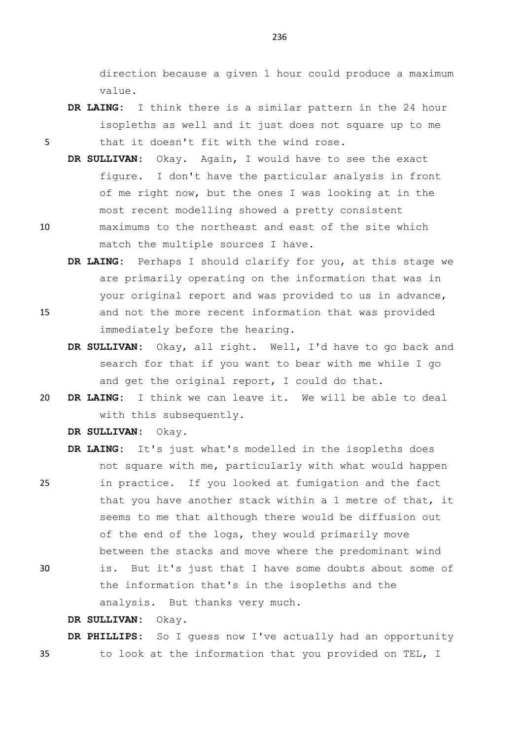direction because a given 1 hour could produce a maximum value.

**DR LAING:** I think there is a similar pattern in the 24 hour isopleths as well and it just does not square up to me that it doesn't fit with the wind rose.

**DR SULLIVAN:** Okay. Again, I would have to see the exact figure. I don't have the particular analysis in front of me right now, but the ones I was looking at in the most recent modelling showed a pretty consistent maximums to the northeast and east of the site which match the multiple sources I have.

**DR LAING:** Perhaps I should clarify for you, at this stage we are primarily operating on the information that was in your original report and was provided to us in advance, and not the more recent information that was provided immediately before the hearing.

**DR SULLIVAN:** Okay, all right. Well, I'd have to go back and search for that if you want to bear with me while I go and get the original report, I could do that.

**DR LAING:** I think we can leave it. We will be able to deal with this subsequently.

**DR SULLIVAN:** Okay.

**DR LAING:** It's just what's modelled in the isopleths does not square with me, particularly with what would happen in practice. If you looked at fumigation and the fact that you have another stack within a 1 metre of that, it seems to me that although there would be diffusion out of the end of the logs, they would primarily move between the stacks and move where the predominant wind is. But it's just that I have some doubts about some of the information that's in the isopleths and the analysis. But thanks very much.

**DR SULLIVAN:** Okay.

**DR PHILLIPS:** So I guess now I've actually had an opportunity to look at the information that you provided on TEL, I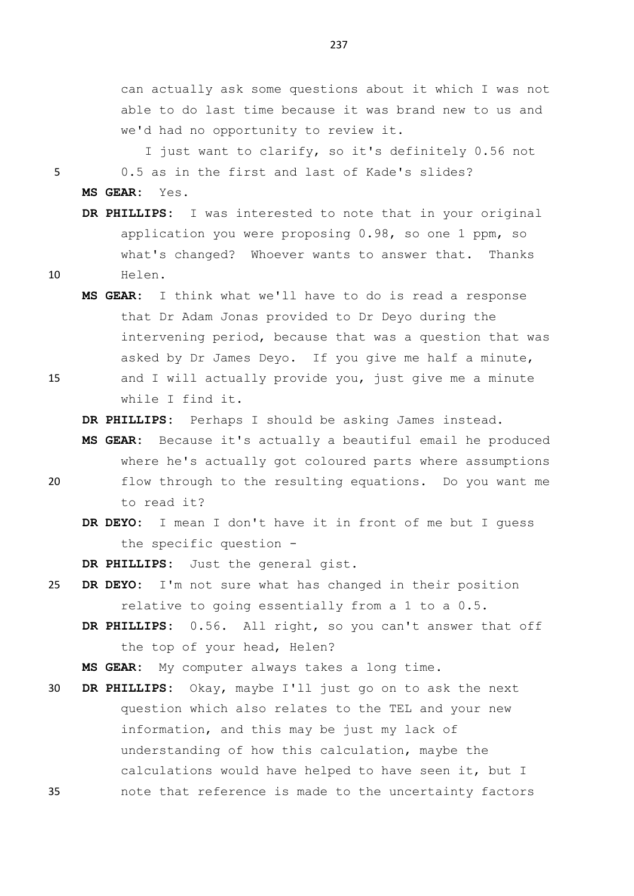can actually ask some questions about it which I was not able to do last time because it was brand new to us and we'd had no opportunity to review it.

I just want to clarify, so it's definitely 0.56 not 0.5 as in the first and last of Kade's slides?

**MS GEAR:** Yes.

**DR PHILLIPS:** I was interested to note that in your original application you were proposing 0.98, so one 1 ppm, so what's changed? Whoever wants to answer that. Thanks Helen.

**MS GEAR:** I think what we'll have to do is read a response that Dr Adam Jonas provided to Dr Deyo during the intervening period, because that was a question that was asked by Dr James Deyo. If you give me half a minute, and I will actually provide you, just give me a minute while I find it.

**DR PHILLIPS:** Perhaps I should be asking James instead.

**MS GEAR:** Because it's actually a beautiful email he produced where he's actually got coloured parts where assumptions flow through to the resulting equations. Do you want me to read it?

**DR DEYO:** I mean I don't have it in front of me but I guess the specific question -

**DR PHILLIPS:** Just the general gist.

**DR DEYO:** I'm not sure what has changed in their position relative to going essentially from a 1 to a 0.5.

**DR PHILLIPS:** 0.56. All right, so you can't answer that off the top of your head, Helen?

**MS GEAR:** My computer always takes a long time.

**DR PHILLIPS:** Okay, maybe I'll just go on to ask the next question which also relates to the TEL and your new information, and this may be just my lack of understanding of how this calculation, maybe the calculations would have helped to have seen it, but I note that reference is made to the uncertainty factors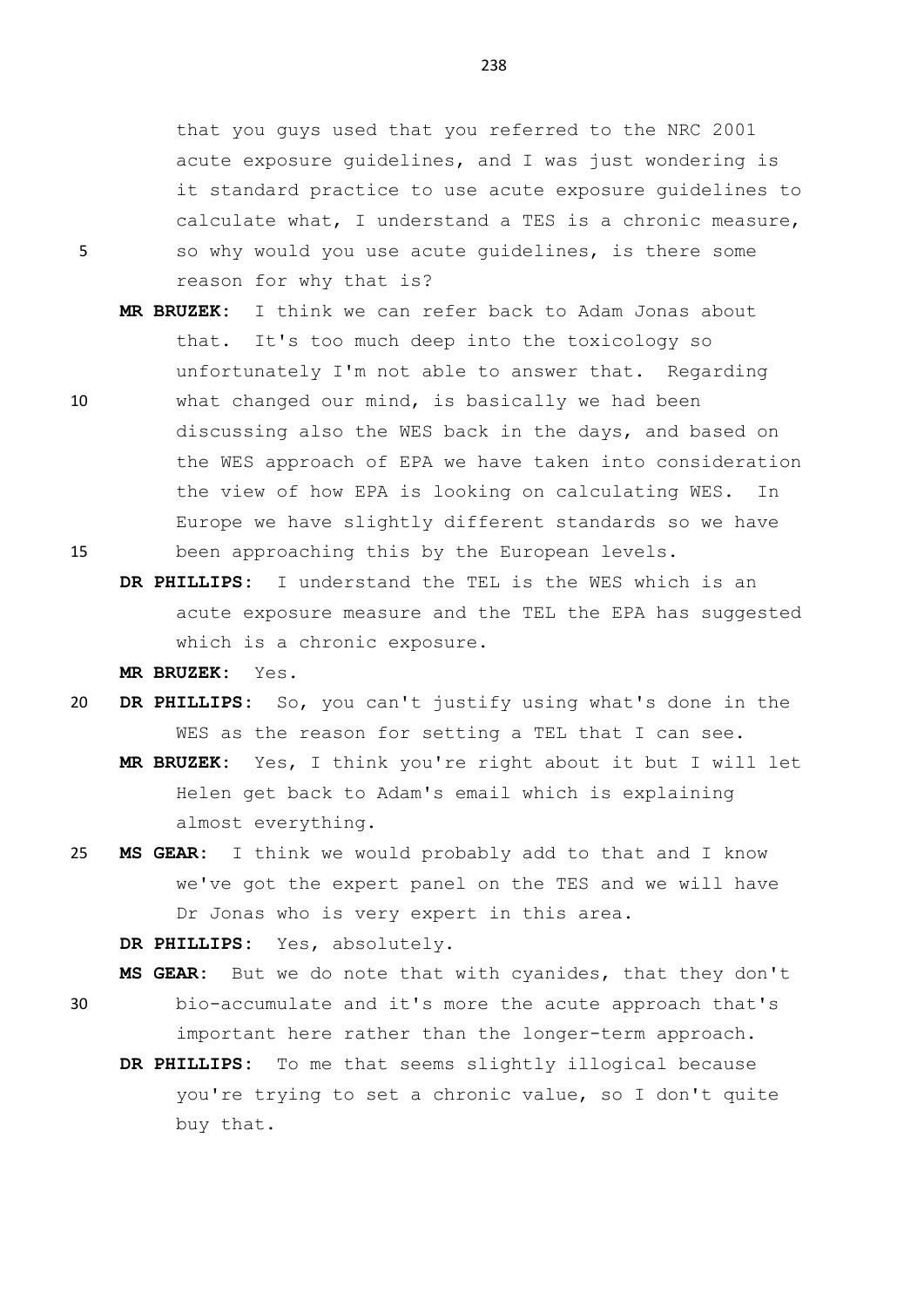that you guys used that you referred to the NRC 2001 acute exposure guidelines, and I was just wondering is it standard practice to use acute exposure guidelines to calculate what, I understand a TES is a chronic measure, so why would you use acute guidelines, is there some reason for why that is?

**MR BRUZEK:** I think we can refer back to Adam Jonas about that. It's too much deep into the toxicology so unfortunately I'm not able to answer that. Regarding what changed our mind, is basically we had been discussing also the WES back in the days, and based on the WES approach of EPA we have taken into consideration the view of how EPA is looking on calculating WES. In Europe we have slightly different standards so we have been approaching this by the European levels.

**DR PHILLIPS:** I understand the TEL is the WES which is an acute exposure measure and the TEL the EPA has suggested which is a chronic exposure.

**MR BRUZEK:** Yes.

**DR PHILLIPS:** So, you can't justify using what's done in the WES as the reason for setting a TEL that I can see.

**MR BRUZEK:** Yes, I think you're right about it but I will let Helen get back to Adam's email which is explaining almost everything.

**MS GEAR:** I think we would probably add to that and I know we've got the expert panel on the TES and we will have Dr Jonas who is very expert in this area.

**DR PHILLIPS:** Yes, absolutely.

**MS GEAR:** But we do note that with cyanides, that they don't bio-accumulate and it's more the acute approach that's important here rather than the longer-term approach.

**DR PHILLIPS:** To me that seems slightly illogical because you're trying to set a chronic value, so I don't quite buy that.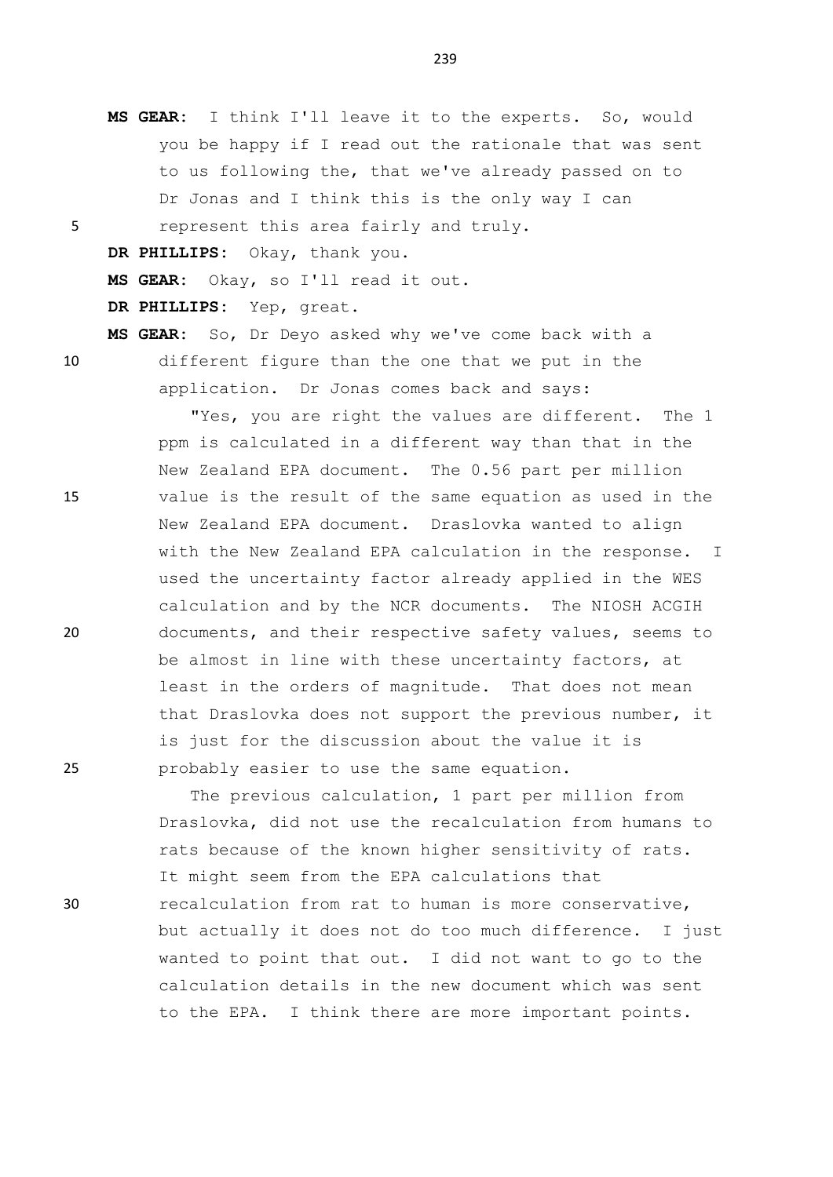**MS GEAR:** I think I'll leave it to the experts. So, would you be happy if I read out the rationale that was sent to us following the, that we've already passed on to Dr Jonas and I think this is the only way I can represent this area fairly and truly.

**DR PHILLIPS:** Okay, thank you.

**MS GEAR:** Okay, so I'll read it out.

**DR PHILLIPS:** Yep, great.

**MS GEAR:** So, Dr Deyo asked why we've come back with a different figure than the one that we put in the application. Dr Jonas comes back and says:

"Yes, you are right the values are different. The 1 ppm is calculated in a different way than that in the New Zealand EPA document. The 0.56 part per million value is the result of the same equation as used in the New Zealand EPA document. Draslovka wanted to align with the New Zealand EPA calculation in the response. I used the uncertainty factor already applied in the WES calculation and by the NCR documents. The NIOSH ACGIH documents, and their respective safety values, seems to be almost in line with these uncertainty factors, at least in the orders of magnitude. That does not mean that Draslovka does not support the previous number, it is just for the discussion about the value it is probably easier to use the same equation.

The previous calculation, 1 part per million from Draslovka, did not use the recalculation from humans to rats because of the known higher sensitivity of rats. It might seem from the EPA calculations that recalculation from rat to human is more conservative, but actually it does not do too much difference. I just wanted to point that out. I did not want to go to the calculation details in the new document which was sent to the EPA. I think there are more important points.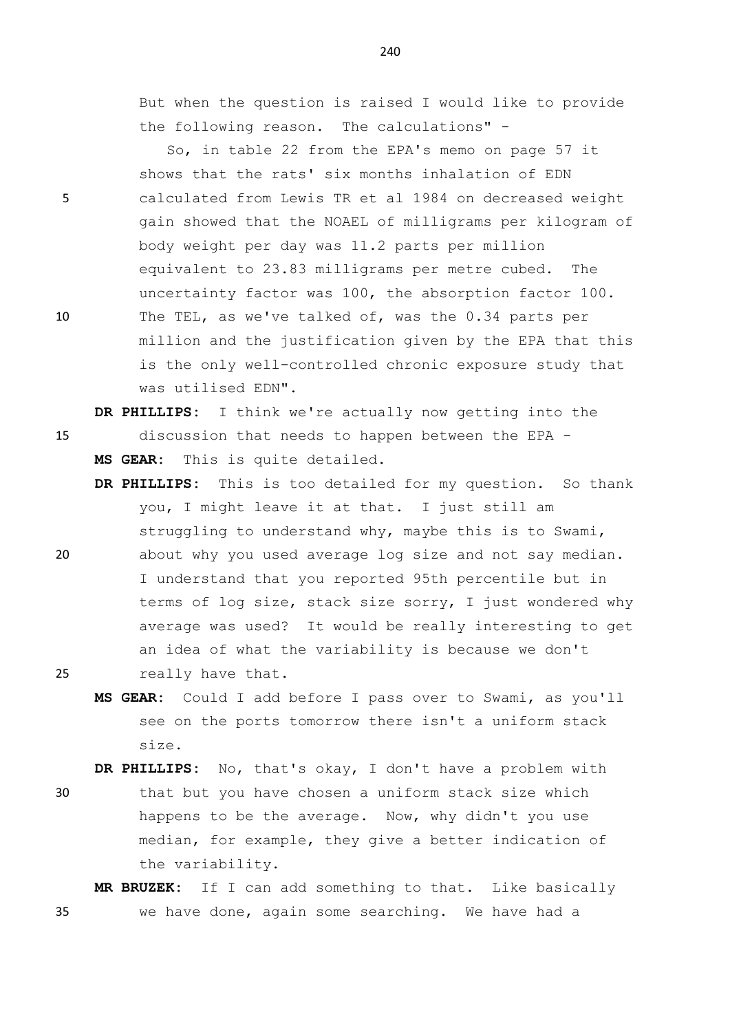But when the question is raised I would like to provide the following reason. The calculations" -

So, in table 22 from the EPA's memo on page 57 it shows that the rats' six months inhalation of EDN calculated from Lewis TR et al 1984 on decreased weight gain showed that the NOAEL of milligrams per kilogram of body weight per day was 11.2 parts per million equivalent to 23.83 milligrams per metre cubed. The uncertainty factor was 100, the absorption factor 100. The TEL, as we've talked of, was the 0.34 parts per million and the justification given by the EPA that this is the only well-controlled chronic exposure study that was utilised EDN".

**DR PHILLIPS**: I think we're actually now getting into the discussion that needs to happen between the EPA -

**MS GEAR**: This is quite detailed.

**DR PHILLIPS**: This is too detailed for my question. So thank you, I might leave it at that. I just still am struggling to understand why, maybe this is to Swami, about why you used average log size and not say median. I understand that you reported 95th percentile but in terms of log size, stack size sorry, I just wondered why average was used? It would be really interesting to get an idea of what the variability is because we don't really have that.

**MS GEAR**: Could I add before I pass over to Swami, as you'll see on the ports tomorrow there isn't a uniform stack size.

**DR PHILLIPS**: No, that's okay, I don't have a problem with that but you have chosen a uniform stack size which happens to be the average. Now, why didn't you use median, for example, they give a better indication of the variability.

**MR BRUZEK**: If I can add something to that. Like basically we have done, again some searching. We have had a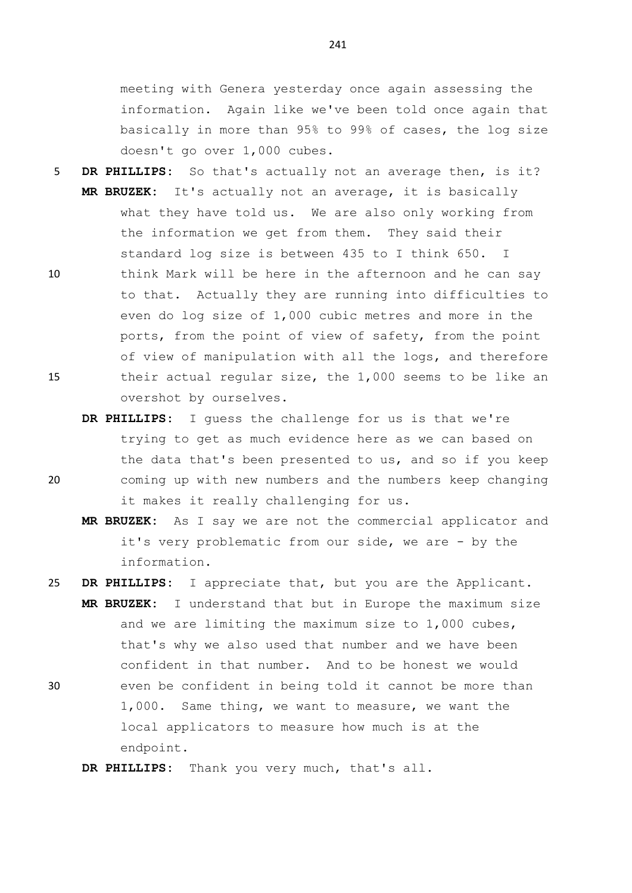meeting with Genera yesterday once again assessing the information. Again like we've been told once again that basically in more than 95% to 99% of cases, the log size doesn't go over 1,000 cubes.

**DR PHILLIPS:** So that's actually not an average then, is it?

**MR BRUZEK:** It's actually not an average, it is basically what they have told us. We are also only working from the information we get from them. They said their standard log size is between 435 to I think 650. I think Mark will be here in the afternoon and he can say to that. Actually they are running into difficulties to even do log size of 1,000 cubic metres and more in the ports, from the point of view of safety, from the point of view of manipulation with all the logs, and therefore their actual regular size, the 1,000 seems to be like an overshot by ourselves.

**DR PHILLIPS:** I guess the challenge for us is that we're trying to get as much evidence here as we can based on the data that's been presented to us, and so if you keep coming up with new numbers and the numbers keep changing it makes it really challenging for us.

**MR BRUZEK:** As I say we are not the commercial applicator and it's very problematic from our side, we are - by the information.

**DR PHILLIPS:** I appreciate that, but you are the Applicant.

**MR BRUZEK:** I understand that but in Europe the maximum size and we are limiting the maximum size to 1,000 cubes, that's why we also used that number and we have been confident in that number. And to be honest we would even be confident in being told it cannot be more than 1,000. Same thing, we want to measure, we want the local applicators to measure how much is at the endpoint.

**DR PHILLIPS:** Thank you very much, that's all.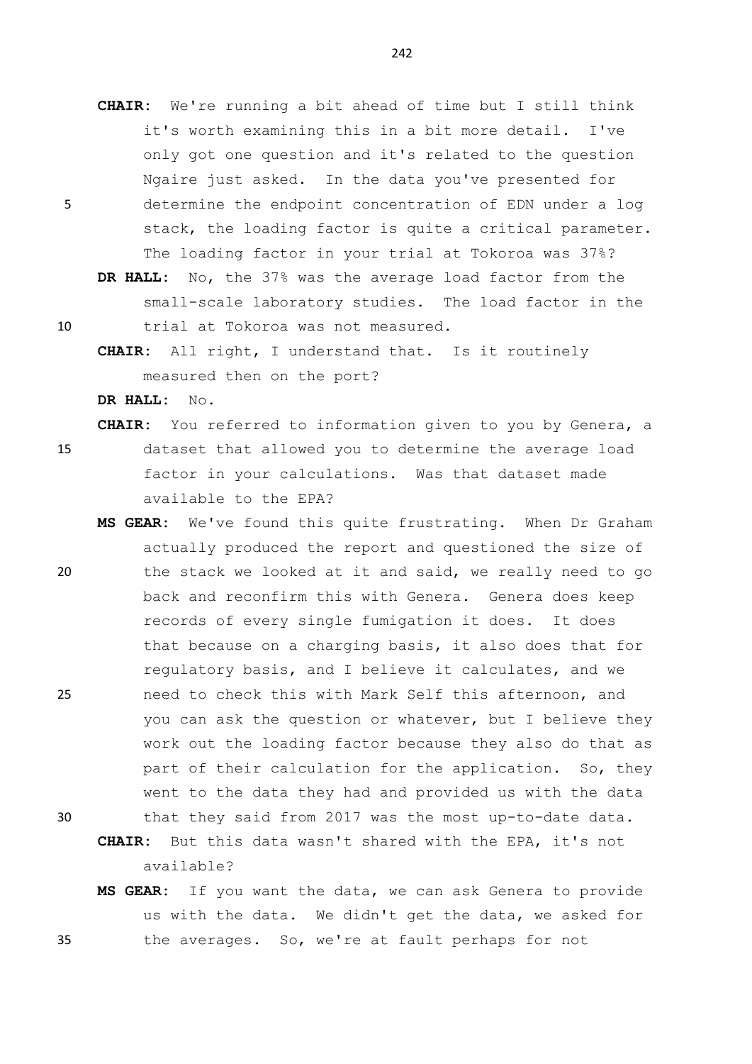**CHAIR:** We're running a bit ahead of time but I still think it's worth examining this in a bit more detail. I've only got one question and it's related to the question Ngaire just asked. In the data you've presented for determine the endpoint concentration of EDN under a log stack, the loading factor is quite a critical parameter. The loading factor in your trial at Tokoroa was 37%?

**DR HALL:** No, the 37% was the average load factor from the small-scale laboratory studies. The load factor in the trial at Tokoroa was not measured.

**CHAIR:** All right, I understand that. Is it routinely measured then on the port?

**DR HALL:** No.

**CHAIR:** You referred to information given to you by Genera, a dataset that allowed you to determine the average load factor in your calculations. Was that dataset made available to the EPA?

**MS GEAR:** We've found this quite frustrating. When Dr Graham actually produced the report and questioned the size of the stack we looked at it and said, we really need to go back and reconfirm this with Genera. Genera does keep records of every single fumigation it does. It does that because on a charging basis, it also does that for regulatory basis, and I believe it calculates, and we need to check this with Mark Self this afternoon, and you can ask the question or whatever, but I believe they work out the loading factor because they also do that as part of their calculation for the application. So, they went to the data they had and provided us with the data that they said from 2017 was the most up-to-date data.

**CHAIR:** But this data wasn't shared with the EPA, it's not available?

**MS GEAR:** If you want the data, we can ask Genera to provide us with the data. We didn't get the data, we asked for the averages. So, we're at fault perhaps for not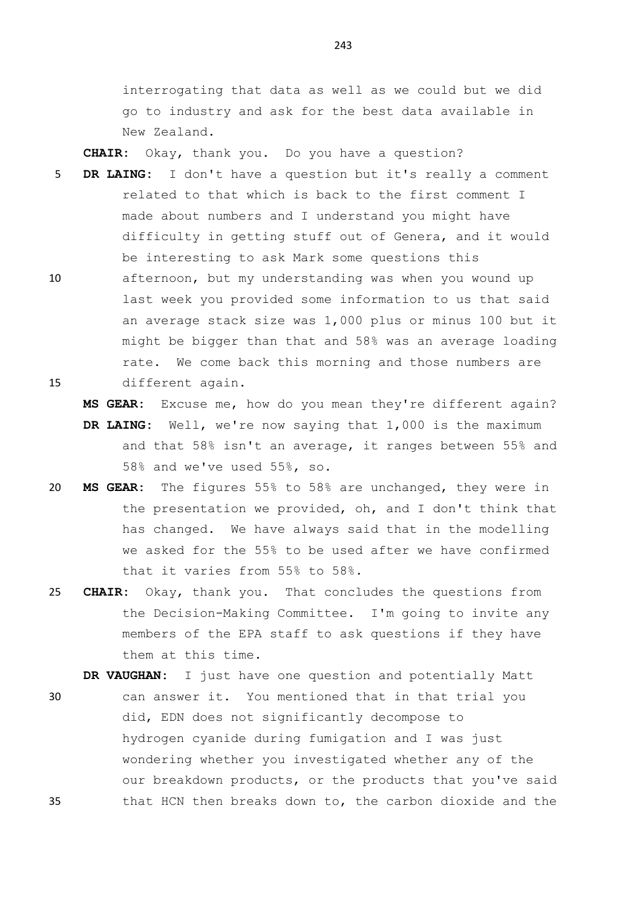interrogating that data as well as we could but we did go to industry and ask for the best data available in New Zealand.

**CHAIR:** Okay, thank you. Do you have a question?

**DR LAING:** I don't have a question but it's really a comment related to that which is back to the first comment I made about numbers and I understand you might have difficulty in getting stuff out of Genera, and it would be interesting to ask Mark some questions this afternoon, but my understanding was when you wound up last week you provided some information to us that said an average stack size was 1,000 plus or minus 100 but it might be bigger than that and 58% was an average loading rate. We come back this morning and those numbers are different again.

**MS GEAR:** Excuse me, how do you mean they're different again?

**DR LAING:** Well, we're now saying that 1,000 is the maximum and that 58% isn't an average, it ranges between 55% and 58% and we've used 55%, so.

**MS GEAR:** The figures 55% to 58% are unchanged, they were in the presentation we provided, oh, and I don't think that has changed. We have always said that in the modelling we asked for the 55% to be used after we have confirmed that it varies from 55% to 58%.

**CHAIR:** Okay, thank you. That concludes the questions from the Decision-Making Committee. I'm going to invite any members of the EPA staff to ask questions if they have them at this time.

**DR VAUGHAN:** I just have one question and potentially Matt can answer it. You mentioned that in that trial you did, EDN does not significantly decompose to hydrogen cyanide during fumigation and I was just wondering whether you investigated whether any of the our breakdown products, or the products that you've said that HCN then breaks down to, the carbon dioxide and the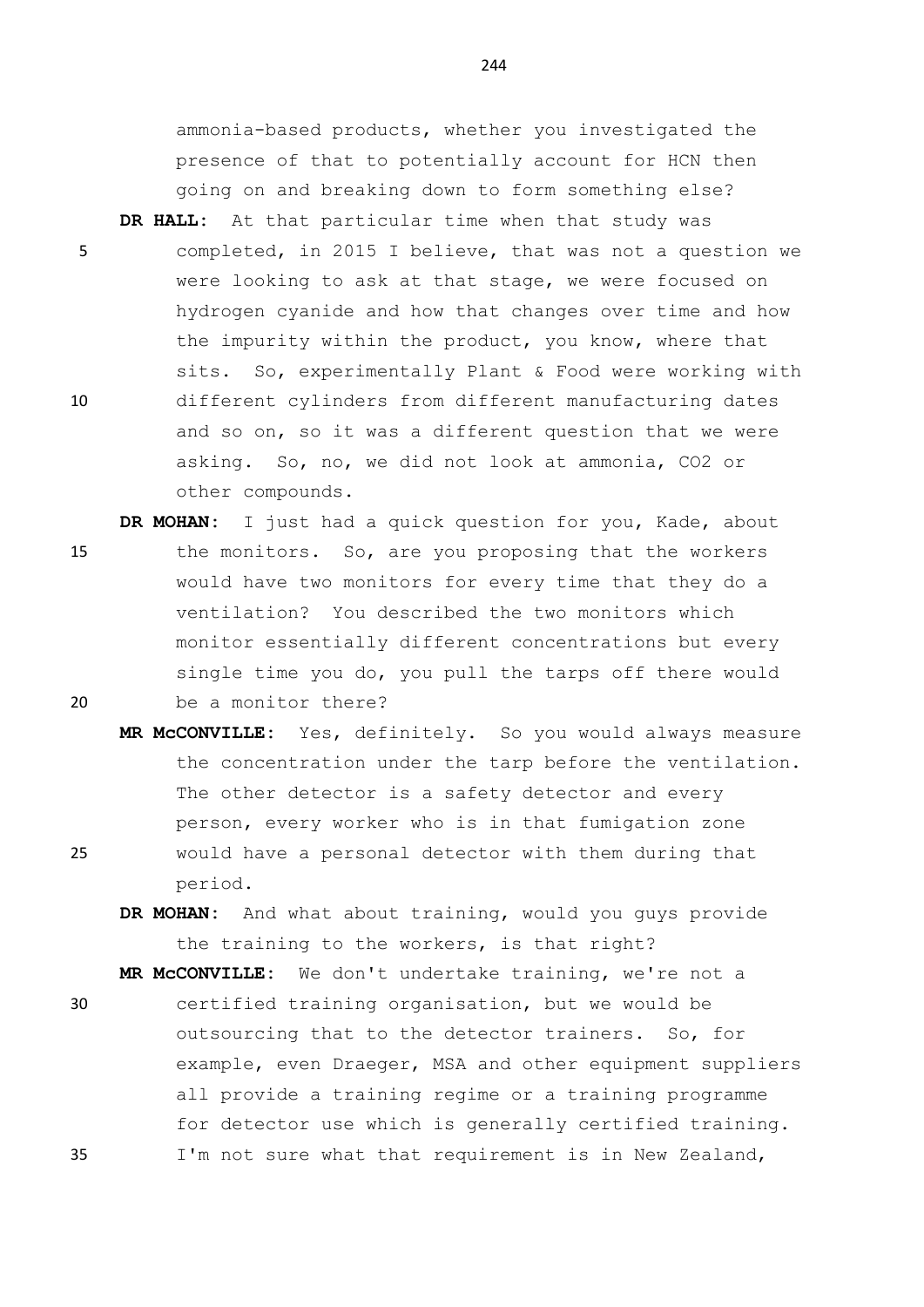ammonia-based products, whether you investigated the presence of that to potentially account for HCN then going on and breaking down to form something else?

**DR HALL:** At that particular time when that study was completed, in 2015 I believe, that was not a question we were looking to ask at that stage, we were focused on hydrogen cyanide and how that changes over time and how the impurity within the product, you know, where that sits. So, experimentally Plant & Food were working with different cylinders from different manufacturing dates and so on, so it was a different question that we were asking. So, no, we did not look at ammonia, CO2 or other compounds.

**DR MOHAN:** I just had a quick question for you, Kade, about the monitors. So, are you proposing that the workers would have two monitors for every time that they do a ventilation? You described the two monitors which monitor essentially different concentrations but every single time you do, you pull the tarps off there would be a monitor there?

**MR McCONVILLE:** Yes, definitely. So you would always measure the concentration under the tarp before the ventilation. The other detector is a safety detector and every person, every worker who is in that fumigation zone would have a personal detector with them during that period.

**DR MOHAN:** And what about training, would you guys provide the training to the workers, is that right?

**MR McCONVILLE:** We don't undertake training, we're not a certified training organisation, but we would be outsourcing that to the detector trainers. So, for example, even Draeger, MSA and other equipment suppliers all provide a training regime or a training programme for detector use which is generally certified training. I'm not sure what that requirement is in New Zealand,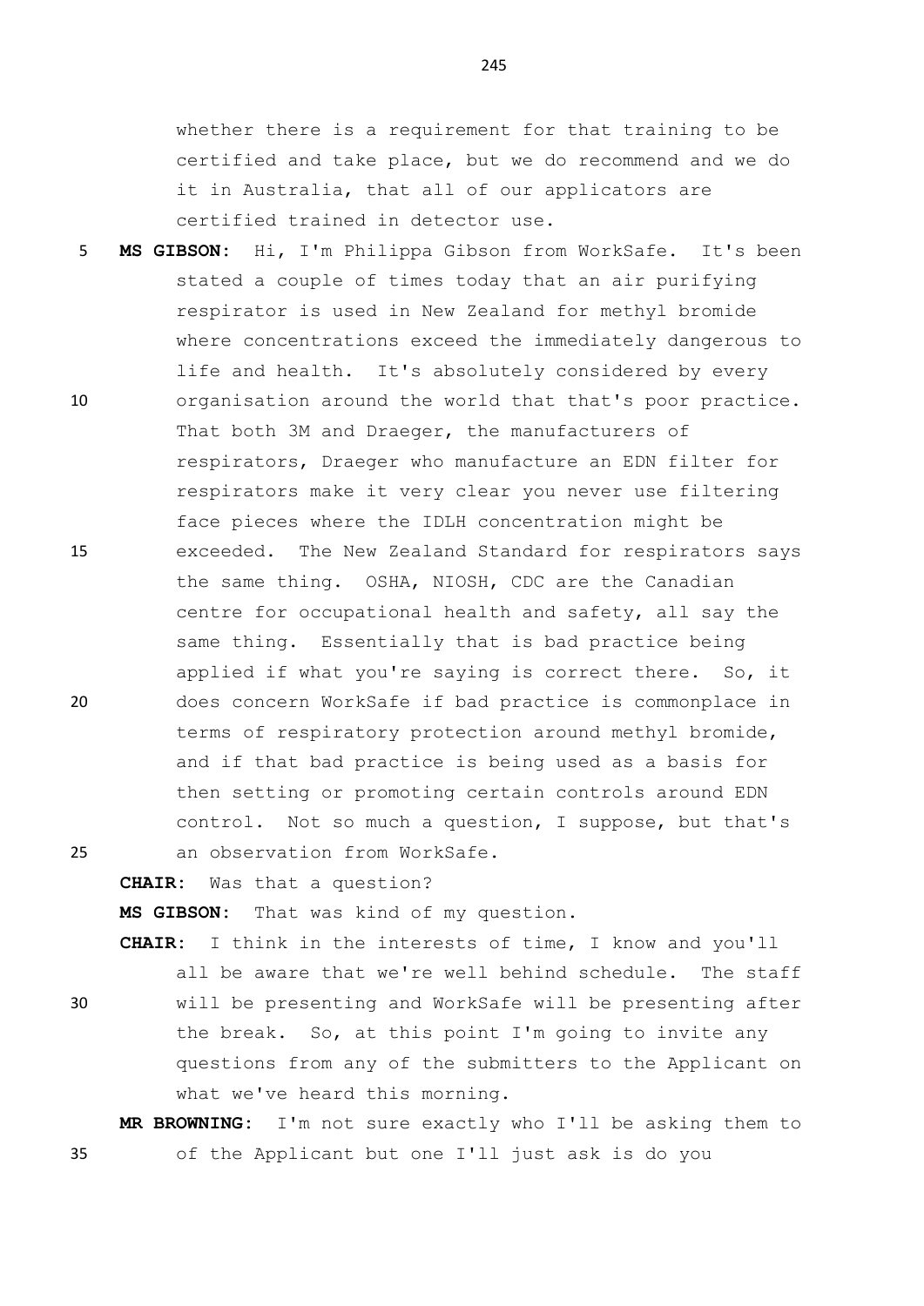whether there is a requirement for that training to be certified and take place, but we do recommend and we do it in Australia, that all of our applicators are certified trained in detector use.

**MS GIBSON:** Hi, I'm Philippa Gibson from WorkSafe. It's been stated a couple of times today that an air purifying respirator is used in New Zealand for methyl bromide where concentrations exceed the immediately dangerous to life and health. It's absolutely considered by every organisation around the world that that's poor practice. That both 3M and Draeger, the manufacturers of respirators, Draeger who manufacture an EDN filter for respirators make it very clear you never use filtering face pieces where the IDLH concentration might be exceeded. The New Zealand Standard for respirators says the same thing. OSHA, NIOSH, CDC are the Canadian centre for occupational health and safety, all say the same thing. Essentially that is bad practice being applied if what you're saying is correct there. So, it does concern WorkSafe if bad practice is commonplace in terms of respiratory protection around methyl bromide, and if that bad practice is being used as a basis for then setting or promoting certain controls around EDN control. Not so much a question, I suppose, but that's an observation from WorkSafe.

**CHAIR:** Was that a question?

**MS GIBSON:** That was kind of my question.

**CHAIR:** I think in the interests of time, I know and you'll all be aware that we're well behind schedule. The staff will be presenting and WorkSafe will be presenting after the break. So, at this point I'm going to invite any questions from any of the submitters to the Applicant on what we've heard this morning.

**MR BROWNING:** I'm not sure exactly who I'll be asking them to of the Applicant but one I'll just ask is do you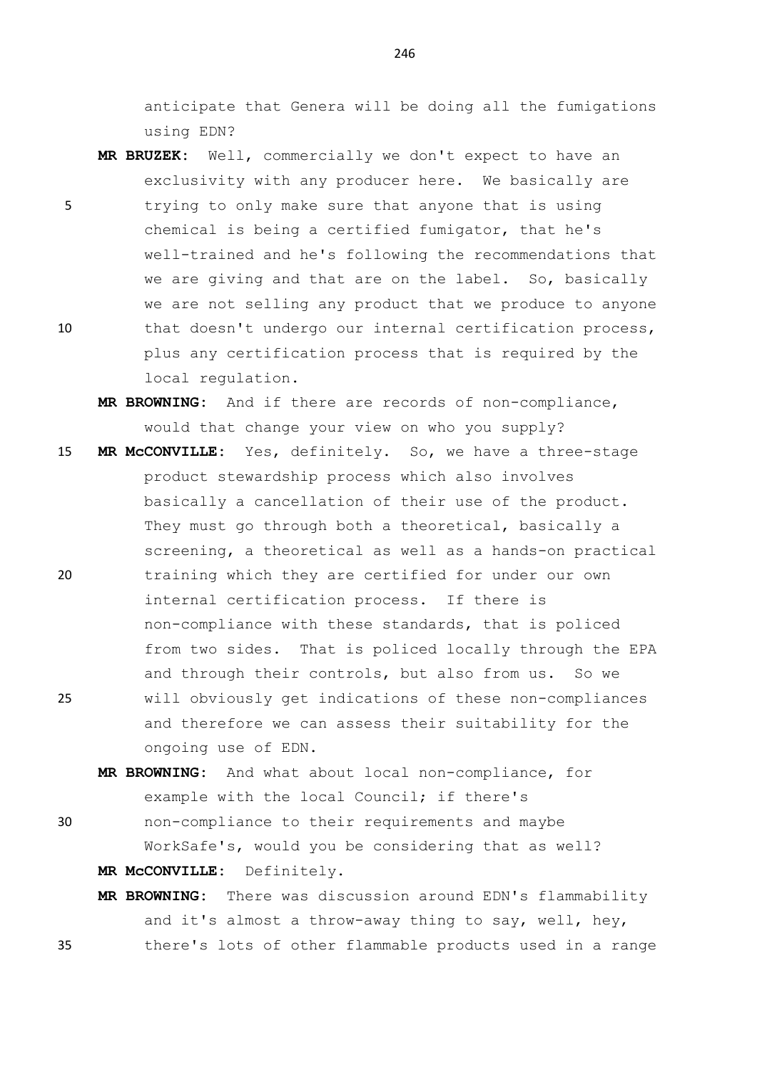anticipate that Genera will be doing all the fumigations using EDN?

**MR BRUZEK:** Well, commercially we don't expect to have an exclusivity with any producer here. We basically are trying to only make sure that anyone that is using chemical is being a certified fumigator, that he's well-trained and he's following the recommendations that we are giving and that are on the label. So, basically we are not selling any product that we produce to anyone that doesn't undergo our internal certification process, plus any certification process that is required by the local regulation.

**MR BROWNING:** And if there are records of non-compliance, would that change your view on who you supply?

**MR McCONVILLE:** Yes, definitely. So, we have a three-stage product stewardship process which also involves basically a cancellation of their use of the product. They must go through both a theoretical, basically a screening, a theoretical as well as a hands-on practical training which they are certified for under our own internal certification process. If there is non-compliance with these standards, that is policed from two sides. That is policed locally through the EPA and through their controls, but also from us. So we will obviously get indications of these non-compliances and therefore we can assess their suitability for the ongoing use of EDN.

**MR BROWNING:** And what about local non-compliance, for example with the local Council; if there's non-compliance to their requirements and maybe WorkSafe's, would you be considering that as well?

**MR McCONVILLE:** Definitely.

**MR BROWNING:** There was discussion around EDN's flammability and it's almost a throw-away thing to say, well, hey, there's lots of other flammable products used in a range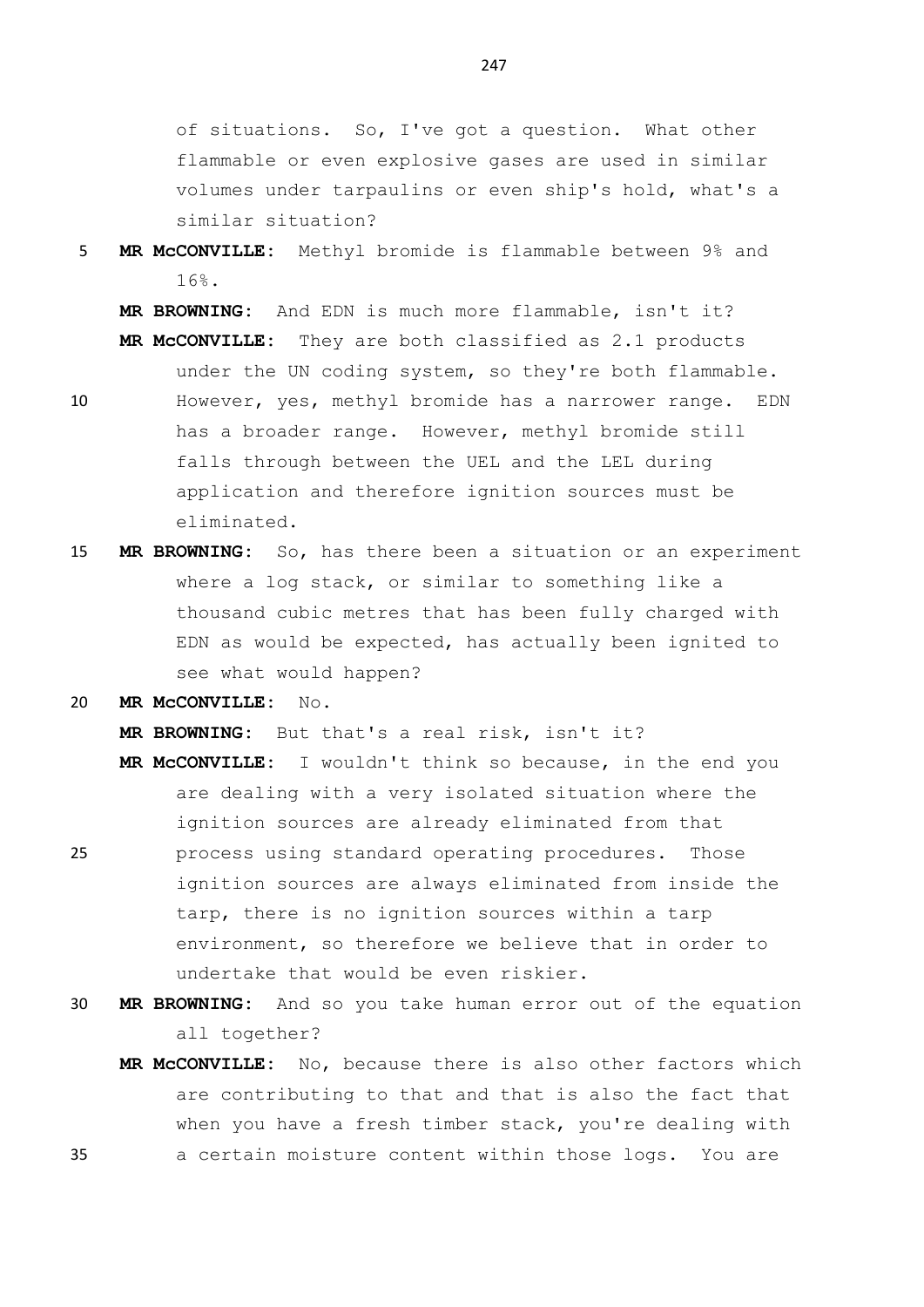of situations. So, I've got a question. What other flammable or even explosive gases are used in similar volumes under tarpaulins or even ship's hold, what's a similar situation?

**MR McCONVILLE:** Methyl bromide is flammable between 9% and 16%.

**MR BROWNING:** And EDN is much more flammable, isn't it?

**MR McCONVILLE:** They are both classified as 2.1 products under the UN coding system, so they're both flammable. However, yes, methyl bromide has a narrower range. EDN has a broader range. However, methyl bromide still falls through between the UEL and the LEL during application and therefore ignition sources must be eliminated.

**MR BROWNING:** So, has there been a situation or an experiment where a log stack, or similar to something like a thousand cubic metres that has been fully charged with EDN as would be expected, has actually been ignited to see what would happen?

**MR McCONVILLE:** No.

**MR BROWNING:** But that's a real risk, isn't it?

**MR McCONVILLE:** I wouldn't think so because, in the end you are dealing with a very isolated situation where the ignition sources are already eliminated from that process using standard operating procedures. Those ignition sources are always eliminated from inside the tarp, there is no ignition sources within a tarp environment, so therefore we believe that in order to undertake that would be even riskier.

**MR BROWNING:** And so you take human error out of the equation all together?

**MR McCONVILLE:** No, because there is also other factors which are contributing to that and that is also the fact that when you have a fresh timber stack, you're dealing with a certain moisture content within those logs. You are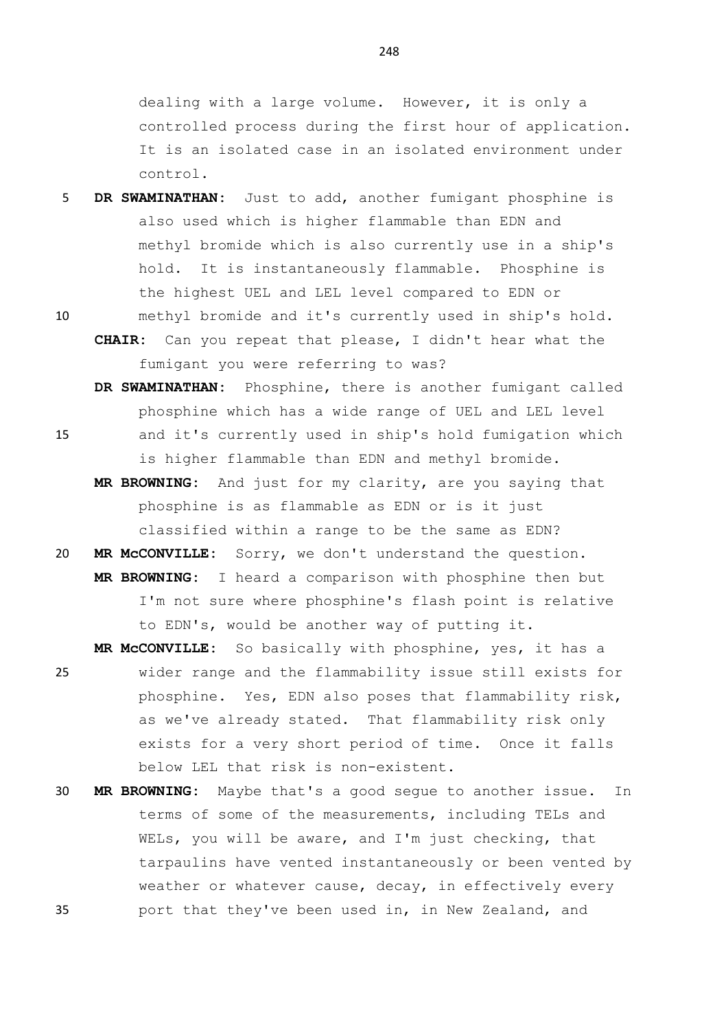dealing with a large volume. However, it is only a controlled process during the first hour of application. It is an isolated case in an isolated environment under control.

**DR SWAMINATHAN:** Just to add, another fumigant phosphine is also used which is higher flammable than EDN and methyl bromide which is also currently use in a ship's hold. It is instantaneously flammable. Phosphine is the highest UEL and LEL level compared to EDN or methyl bromide and it's currently used in ship's hold.

**CHAIR:** Can you repeat that please, I didn't hear what the fumigant you were referring to was?

**DR SWAMINATHAN:** Phosphine, there is another fumigant called phosphine which has a wide range of UEL and LEL level and it's currently used in ship's hold fumigation which is higher flammable than EDN and methyl bromide.

**MR BROWNING:** And just for my clarity, are you saying that phosphine is as flammable as EDN or is it just classified within a range to be the same as EDN?

**MR McCONVILLE:** Sorry, we don't understand the question.

**MR BROWNING:** I heard a comparison with phosphine then but I'm not sure where phosphine's flash point is relative to EDN's, would be another way of putting it.

**MR McCONVILLE:** So basically with phosphine, yes, it has a wider range and the flammability issue still exists for phosphine. Yes, EDN also poses that flammability risk, as we've already stated. That flammability risk only exists for a very short period of time. Once it falls below LEL that risk is non-existent.

**MR BROWNING:** Maybe that's a good segue to another issue. In terms of some of the measurements, including TELs and WELs, you will be aware, and I'm just checking, that tarpaulins have vented instantaneously or been vented by weather or whatever cause, decay, in effectively every port that they've been used in, in New Zealand, and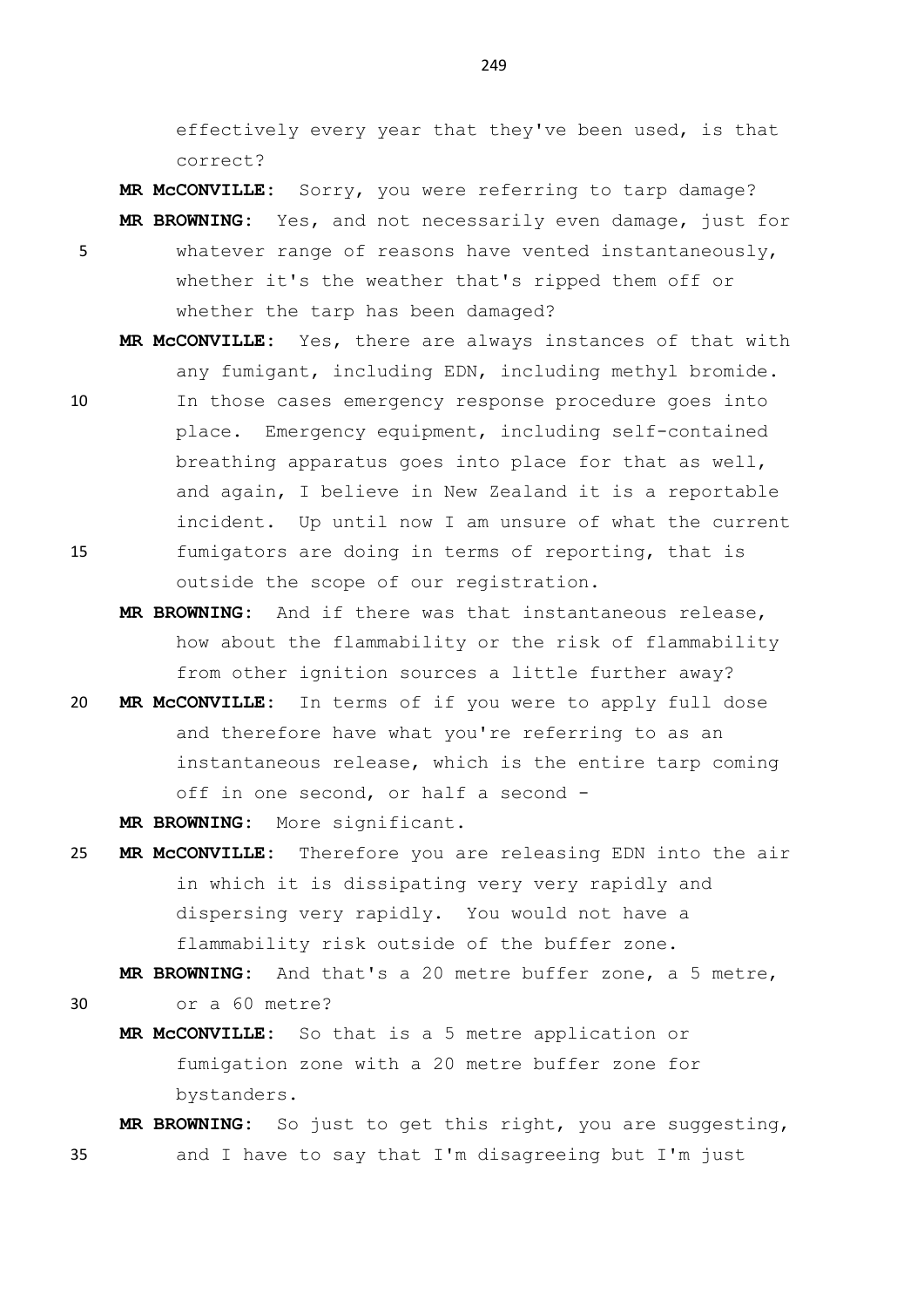effectively every year that they've been used, is that correct?

**MR McCONVILLE:** Sorry, you were referring to tarp damage?

**MR BROWNING:** Yes, and not necessarily even damage, just for whatever range of reasons have vented instantaneously, whether it's the weather that's ripped them off or whether the tarp has been damaged?

**MR McCONVILLE:** Yes, there are always instances of that with any fumigant, including EDN, including methyl bromide. In those cases emergency response procedure goes into place. Emergency equipment, including self-contained breathing apparatus goes into place for that as well, and again, I believe in New Zealand it is a reportable incident. Up until now I am unsure of what the current fumigators are doing in terms of reporting, that is outside the scope of our registration.

**MR BROWNING:** And if there was that instantaneous release, how about the flammability or the risk of flammability from other ignition sources a little further away?

**MR McCONVILLE:** In terms of if you were to apply full dose and therefore have what you're referring to as an instantaneous release, which is the entire tarp coming off in one second, or half a second -

**MR BROWNING:** More significant.

**MR McCONVILLE:** Therefore you are releasing EDN into the air in which it is dissipating very very rapidly and dispersing very rapidly. You would not have a flammability risk outside of the buffer zone.

**MR BROWNING:** And that's a 20 metre buffer zone, a 5 metre, or a 60 metre?

**MR McCONVILLE:** So that is a 5 metre application or fumigation zone with a 20 metre buffer zone for bystanders.

**MR BROWNING:** So just to get this right, you are suggesting, and I have to say that I'm disagreeing but I'm just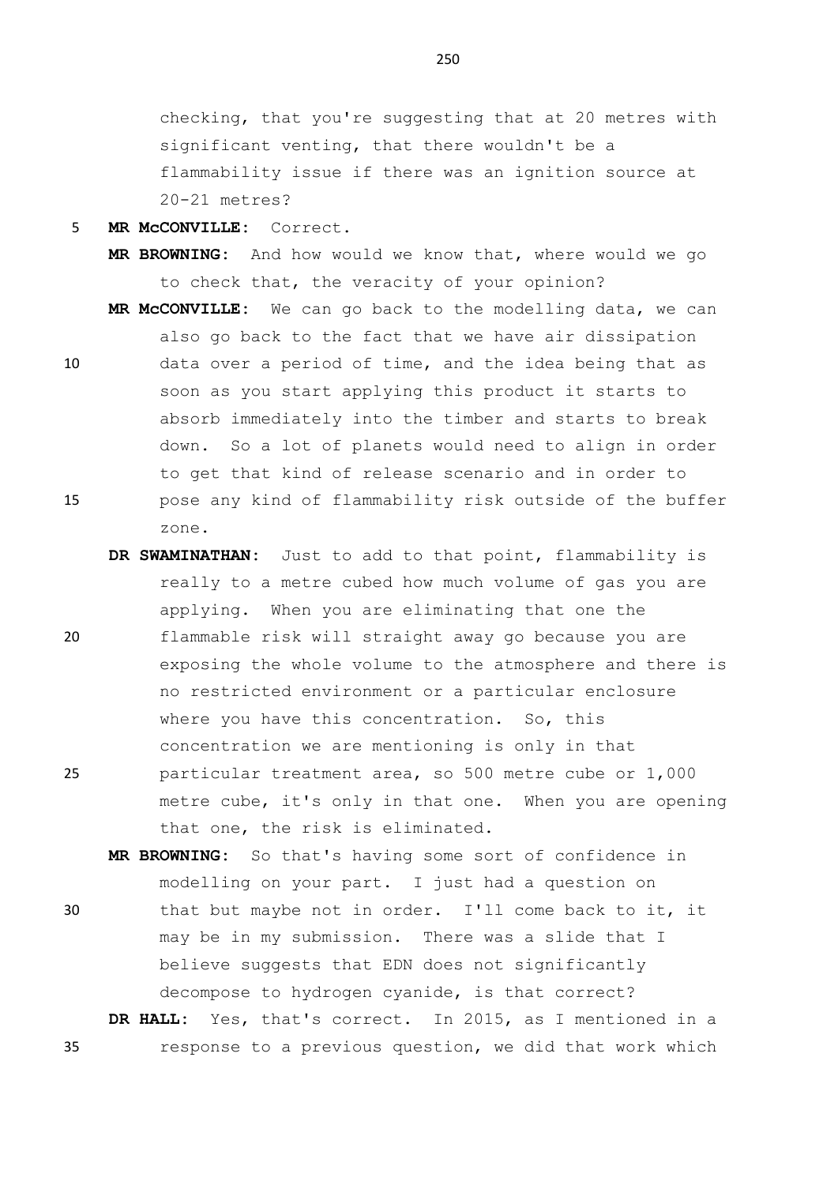checking, that you're suggesting that at 20 metres with significant venting, that there wouldn't be a flammability issue if there was an ignition source at 20-21 metres?

**MR McCONVILLE:** Correct.

**MR BROWNING:** And how would we know that, where would we go to check that, the veracity of your opinion?

**MR McCONVILLE:** We can go back to the modelling data, we can also go back to the fact that we have air dissipation data over a period of time, and the idea being that as soon as you start applying this product it starts to absorb immediately into the timber and starts to break down. So a lot of planets would need to align in order to get that kind of release scenario and in order to pose any kind of flammability risk outside of the buffer zone.

**DR SWAMINATHAN:** Just to add to that point, flammability is really to a metre cubed how much volume of gas you are applying. When you are eliminating that one the flammable risk will straight away go because you are exposing the whole volume to the atmosphere and there is no restricted environment or a particular enclosure where you have this concentration. So, this concentration we are mentioning is only in that particular treatment area, so 500 metre cube or 1,000 metre cube, it's only in that one. When you are opening that one, the risk is eliminated.

**MR BROWNING:** So that's having some sort of confidence in modelling on your part. I just had a question on that but maybe not in order. I'll come back to it, it may be in my submission. There was a slide that I believe suggests that EDN does not significantly decompose to hydrogen cyanide, is that correct?

**DR HALL:** Yes, that's correct. In 2015, as I mentioned in a response to a previous question, we did that work which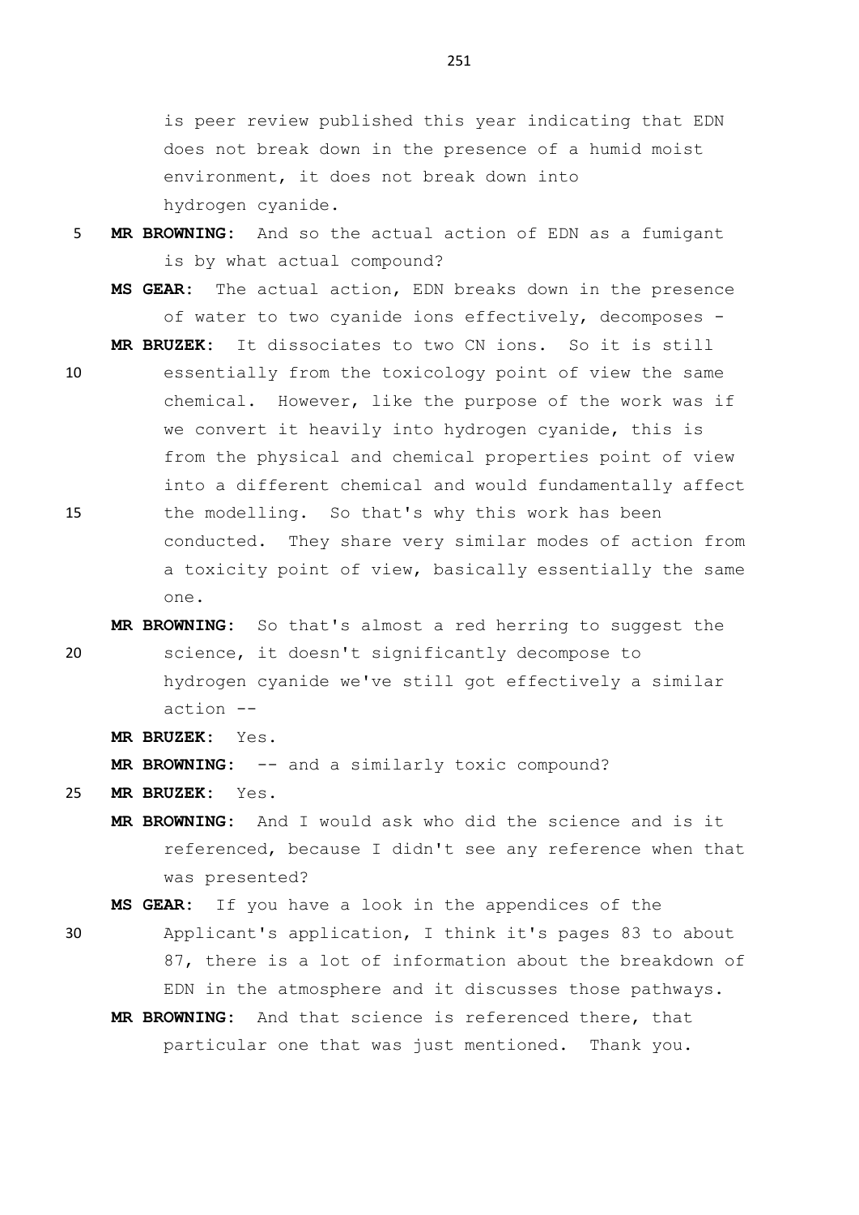is peer review published this year indicating that EDN does not break down in the presence of a humid moist environment, it does not break down into hydrogen cyanide.

**MR BROWNING:** And so the actual action of EDN as a fumigant is by what actual compound?

**MS GEAR:** The actual action, EDN breaks down in the presence of water to two cyanide ions effectively, decomposes -

**MR BRUZEK:** It dissociates to two CN ions. So it is still essentially from the toxicology point of view the same chemical. However, like the purpose of the work was if we convert it heavily into hydrogen cyanide, this is from the physical and chemical properties point of view into a different chemical and would fundamentally affect the modelling. So that's why this work has been conducted. They share very similar modes of action from a toxicity point of view, basically essentially the same one.

**MR BROWNING:** So that's almost a red herring to suggest the science, it doesn't significantly decompose to hydrogen cyanide we've still got effectively a similar action --

**MR BRUZEK:** Yes.

**MR BROWNING:** -- and a similarly toxic compound?

**MR BRUZEK:** Yes.

**MR BROWNING:** And I would ask who did the science and is it referenced, because I didn't see any reference when that was presented?

**MS GEAR:** If you have a look in the appendices of the Applicant's application, I think it's pages 83 to about 87, there is a lot of information about the breakdown of EDN in the atmosphere and it discusses those pathways.

**MR BROWNING:** And that science is referenced there, that particular one that was just mentioned. Thank you.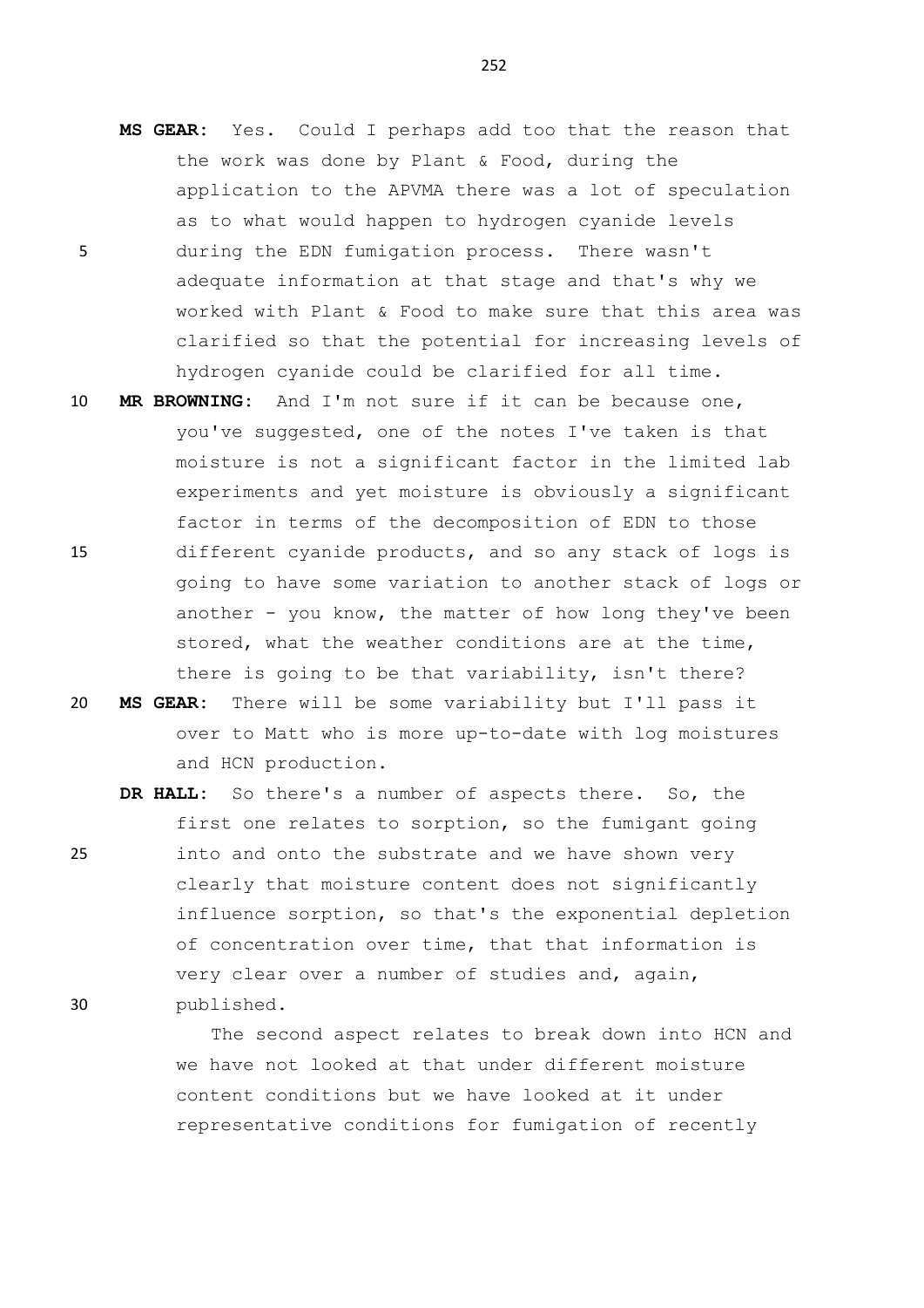**MS GEAR:** Yes. Could I perhaps add too that the reason that the work was done by Plant & Food, during the application to the APVMA there was a lot of speculation as to what would happen to hydrogen cyanide levels during the EDN fumigation process. There wasn't adequate information at that stage and that's why we worked with Plant & Food to make sure that this area was clarified so that the potential for increasing levels of hydrogen cyanide could be clarified for all time.

**MR BROWNING:** And I'm not sure if it can be because one, you've suggested, one of the notes I've taken is that moisture is not a significant factor in the limited lab experiments and yet moisture is obviously a significant factor in terms of the decomposition of EDN to those different cyanide products, and so any stack of logs is going to have some variation to another stack of logs or another - you know, the matter of how long they've been stored, what the weather conditions are at the time, there is going to be that variability, isn't there?

**MS GEAR:** There will be some variability but I'll pass it over to Matt who is more up-to-date with log moistures and HCN production.

**DR HALL:** So there's a number of aspects there. So, the first one relates to sorption, so the fumigant going into and onto the substrate and we have shown very clearly that moisture content does not significantly influence sorption, so that's the exponential depletion of concentration over time, that that information is very clear over a number of studies and, again, published.

The second aspect relates to break down into HCN and we have not looked at that under different moisture content conditions but we have looked at it under representative conditions for fumigation of recently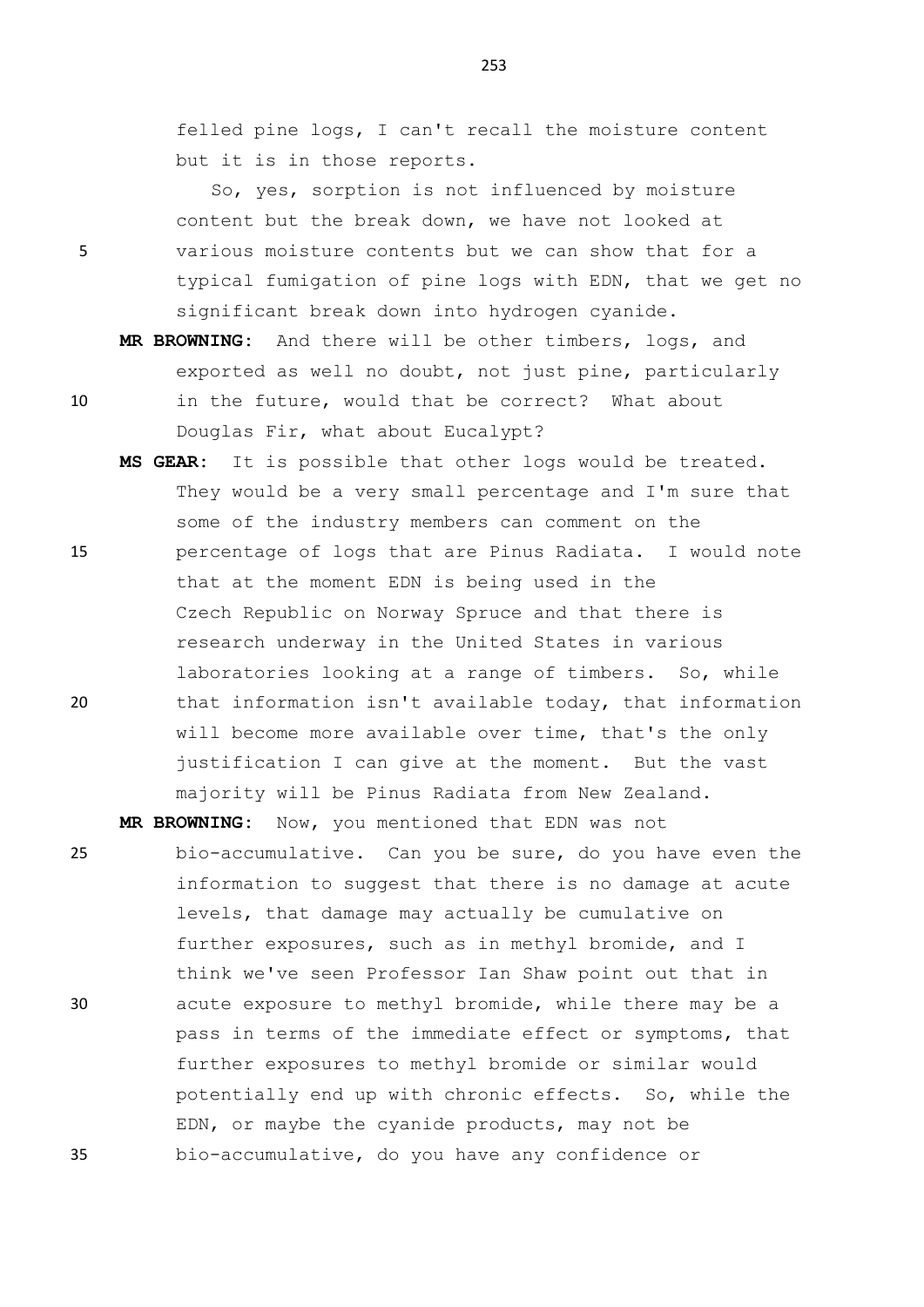felled pine logs, I can't recall the moisture content but it is in those reports.

So, yes, sorption is not influenced by moisture content but the break down, we have not looked at various moisture contents but we can show that for a typical fumigation of pine logs with EDN, that we get no significant break down into hydrogen cyanide.

**MR BROWNING:** And there will be other timbers, logs, and exported as well no doubt, not just pine, particularly in the future, would that be correct? What about Douglas Fir, what about Eucalypt?

**MS GEAR:** It is possible that other logs would be treated. They would be a very small percentage and I'm sure that some of the industry members can comment on the percentage of logs that are Pinus Radiata. I would note that at the moment EDN is being used in the Czech Republic on Norway Spruce and that there is research underway in the United States in various laboratories looking at a range of timbers. So, while that information isn't available today, that information will become more available over time, that's the only justification I can give at the moment. But the vast majority will be Pinus Radiata from New Zealand.

**MR BROWNING:** Now, you mentioned that EDN was not bio-accumulative. Can you be sure, do you have even the information to suggest that there is no damage at acute levels, that damage may actually be cumulative on further exposures, such as in methyl bromide, and I think we've seen Professor Ian Shaw point out that in acute exposure to methyl bromide, while there may be a pass in terms of the immediate effect or symptoms, that further exposures to methyl bromide or similar would potentially end up with chronic effects. So, while the EDN, or maybe the cyanide products, may not be bio-accumulative, do you have any confidence or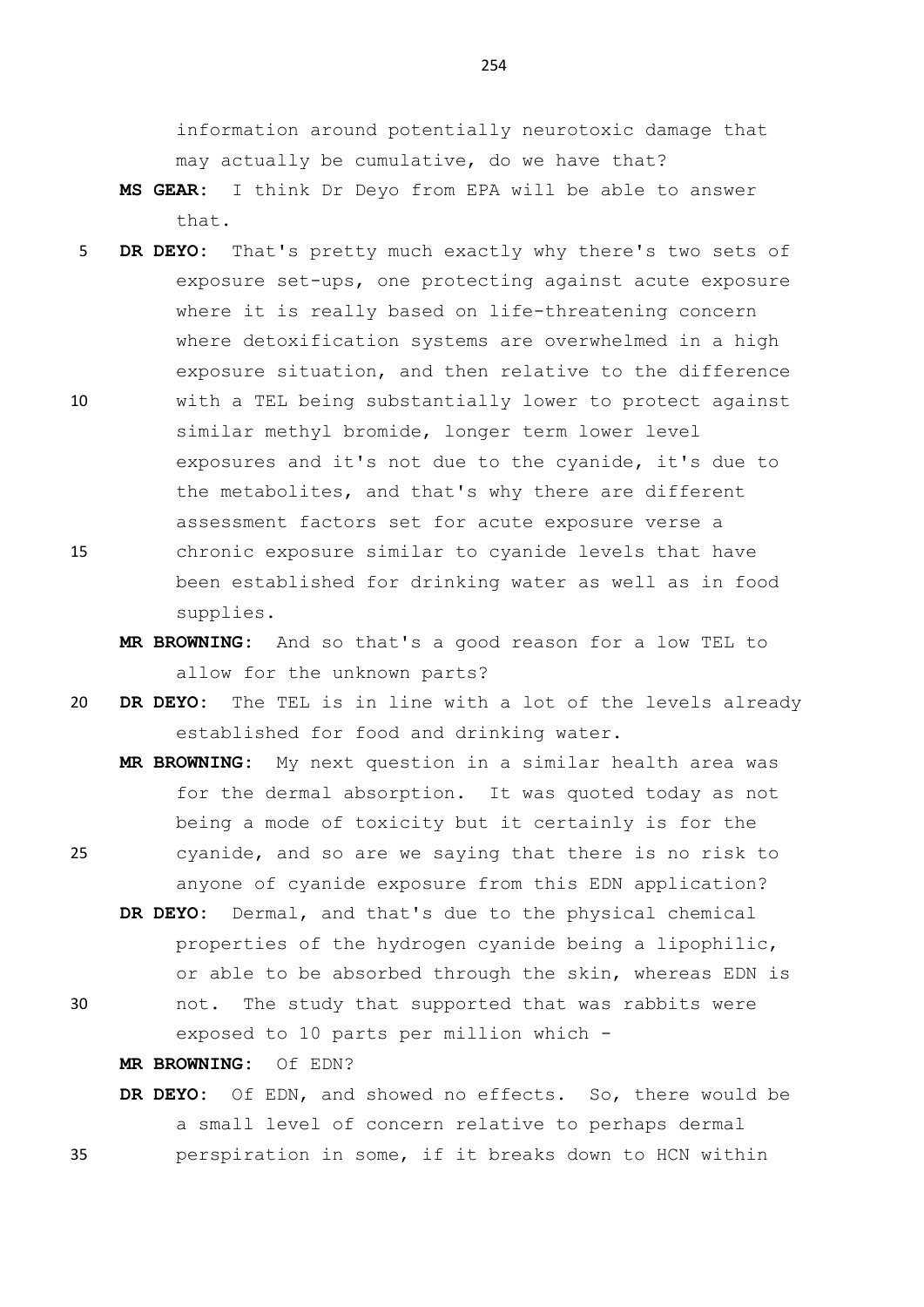information around potentially neurotoxic damage that may actually be cumulative, do we have that?

**MS GEAR:** I think Dr Deyo from EPA will be able to answer that.

**DR DEYO:** That's pretty much exactly why there's two sets of exposure set-ups, one protecting against acute exposure where it is really based on life-threatening concern where detoxification systems are overwhelmed in a high exposure situation, and then relative to the difference with a TEL being substantially lower to protect against similar methyl bromide, longer term lower level exposures and it's not due to the cyanide, it's due to the metabolites, and that's why there are different assessment factors set for acute exposure verse a chronic exposure similar to cyanide levels that have been established for drinking water as well as in food supplies.

**MR BROWNING:** And so that's a good reason for a low TEL to allow for the unknown parts?

**DR DEYO:** The TEL is in line with a lot of the levels already established for food and drinking water.

**MR BROWNING:** My next question in a similar health area was for the dermal absorption. It was quoted today as not being a mode of toxicity but it certainly is for the cyanide, and so are we saying that there is no risk to anyone of cyanide exposure from this EDN application?

**DR DEYO:** Dermal, and that's due to the physical chemical properties of the hydrogen cyanide being a lipophilic, or able to be absorbed through the skin, whereas EDN is not. The study that supported that was rabbits were exposed to 10 parts per million which -

**MR BROWNING:** Of EDN?

**DR DEYO:** Of EDN, and showed no effects. So, there would be a small level of concern relative to perhaps dermal perspiration in some, if it breaks down to HCN within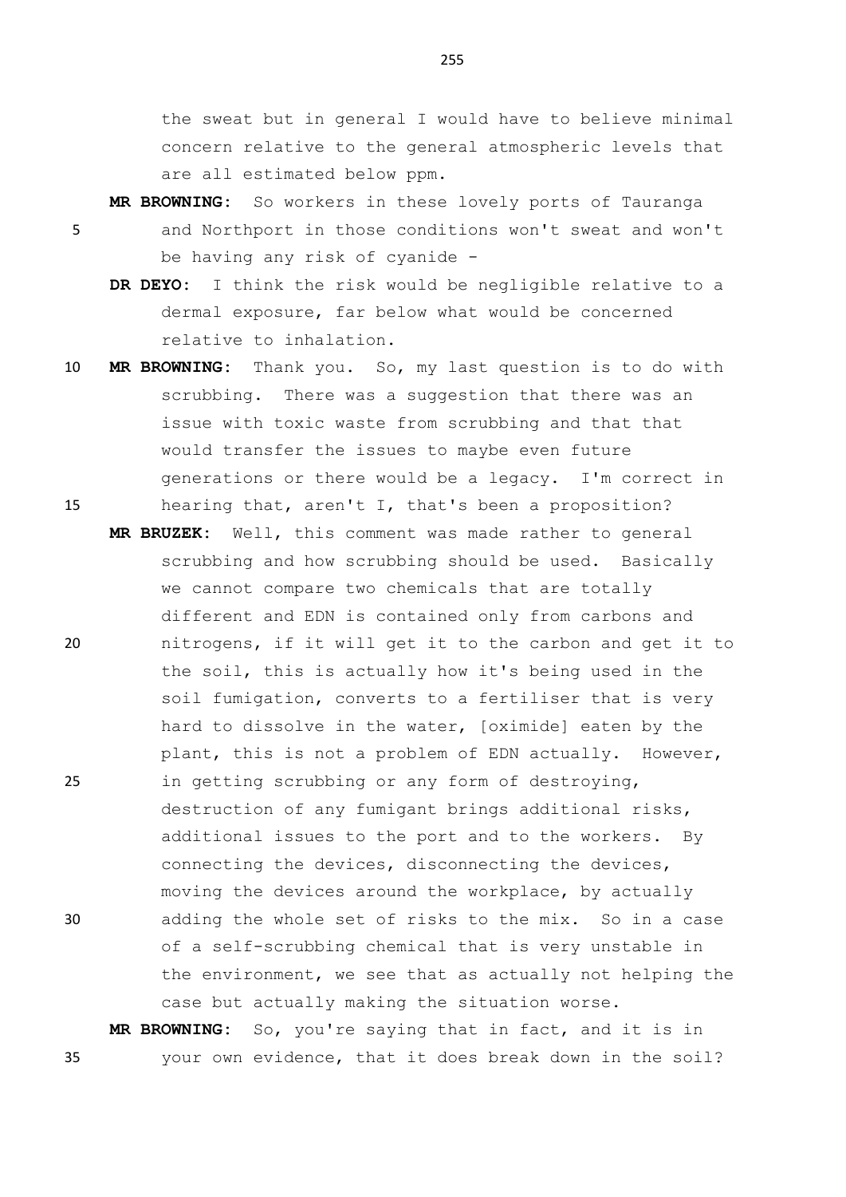the sweat but in general I would have to believe minimal concern relative to the general atmospheric levels that are all estimated below ppm.

**MR BROWNING:** So workers in these lovely ports of Tauranga and Northport in those conditions won't sweat and won't be having any risk of cyanide -

**DR DEYO:** I think the risk would be negligible relative to a dermal exposure, far below what would be concerned relative to inhalation.

**MR BROWNING:** Thank you. So, my last question is to do with scrubbing. There was a suggestion that there was an issue with toxic waste from scrubbing and that that would transfer the issues to maybe even future generations or there would be a legacy. I'm correct in hearing that, aren't I, that's been a proposition?

**MR BRUZEK:** Well, this comment was made rather to general scrubbing and how scrubbing should be used. Basically we cannot compare two chemicals that are totally different and EDN is contained only from carbons and nitrogens, if it will get it to the carbon and get it to the soil, this is actually how it's being used in the soil fumigation, converts to a fertiliser that is very hard to dissolve in the water, [oximide] eaten by the plant, this is not a problem of EDN actually. However, in getting scrubbing or any form of destroying, destruction of any fumigant brings additional risks, additional issues to the port and to the workers. By connecting the devices, disconnecting the devices, moving the devices around the workplace, by actually adding the whole set of risks to the mix. So in a case of a self-scrubbing chemical that is very unstable in the environment, we see that as actually not helping the case but actually making the situation worse.

**MR BROWNING:** So, you're saying that in fact, and it is in your own evidence, that it does break down in the soil?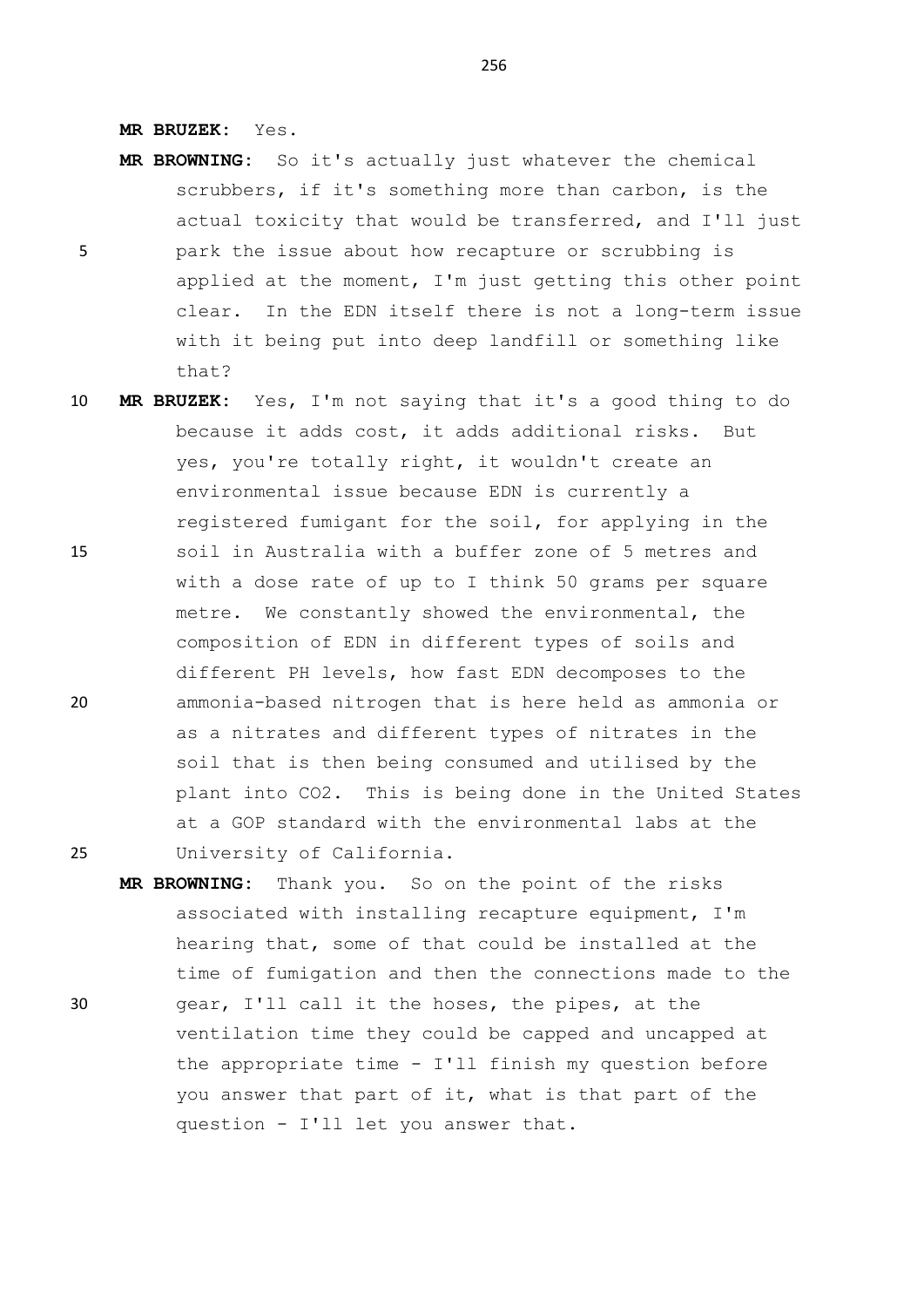**MR BRUZEK:** Yes.

**MR BROWNING:** So it's actually just whatever the chemical scrubbers, if it's something more than carbon, is the actual toxicity that would be transferred, and I'll just park the issue about how recapture or scrubbing is applied at the moment, I'm just getting this other point clear. In the EDN itself there is not a long-term issue with it being put into deep landfill or something like that?

**MR BRUZEK:** Yes, I'm not saying that it's a good thing to do because it adds cost, it adds additional risks. But yes, you're totally right, it wouldn't create an environmental issue because EDN is currently a registered fumigant for the soil, for applying in the soil in Australia with a buffer zone of 5 metres and with a dose rate of up to I think 50 grams per square metre. We constantly showed the environmental, the composition of EDN in different types of soils and different PH levels, how fast EDN decomposes to the ammonia-based nitrogen that is here held as ammonia or as a nitrates and different types of nitrates in the soil that is then being consumed and utilised by the plant into $CO_2$. This is being done in the United States at a GOP standard with the environmental labs at the University of California.

**MR BROWNING:** Thank you. So on the point of the risks associated with installing recapture equipment, I'm hearing that, some of that could be installed at the time of fumigation and then the connections made to the gear, I'll call it the hoses, the pipes, at the ventilation time they could be capped and uncapped at the appropriate time - I'll finish my question before you answer that part of it, what is that part of the question - I'll let you answer that.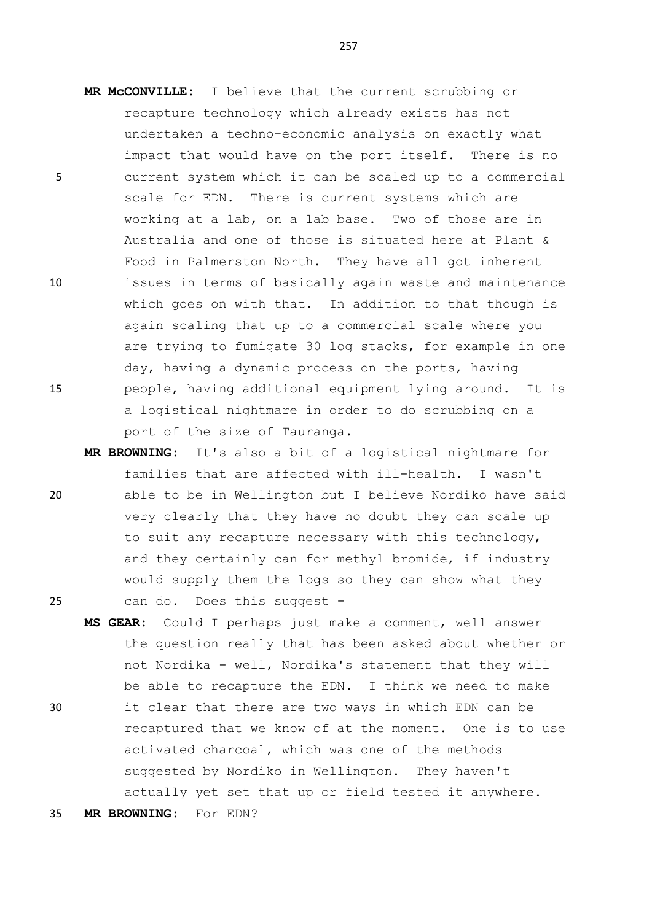**MR McCONVILLE:** I believe that the current scrubbing or recapture technology which already exists has not undertaken a techno-economic analysis on exactly what impact that would have on the port itself. There is no current system which it can be scaled up to a commercial scale for EDN. There is current systems which are working at a lab, on a lab base. Two of those are in Australia and one of those is situated here at Plant & Food in Palmerston North. They have all got inherent issues in terms of basically again waste and maintenance which goes on with that. In addition to that though is again scaling that up to a commercial scale where you are trying to fumigate 30 log stacks, for example in one day, having a dynamic process on the ports, having people, having additional equipment lying around. It is a logistical nightmare in order to do scrubbing on a port of the size of Tauranga.

**MR BROWNING:** It's also a bit of a logistical nightmare for families that are affected with ill-health. I wasn't able to be in Wellington but I believe Nordiko have said very clearly that they have no doubt they can scale up to suit any recapture necessary with this technology, and they certainly can for methyl bromide, if industry would supply them the logs so they can show what they can do. Does this suggest -

**MS GEAR:** Could I perhaps just make a comment, well answer the question really that has been asked about whether or not Nordika - well, Nordika's statement that they will be able to recapture the EDN. I think we need to make it clear that there are two ways in which EDN can be recaptured that we know of at the moment. One is to use activated charcoal, which was one of the methods suggested by Nordiko in Wellington. They haven't actually yet set that up or field tested it anywhere.

**MR BROWNING:** For EDN?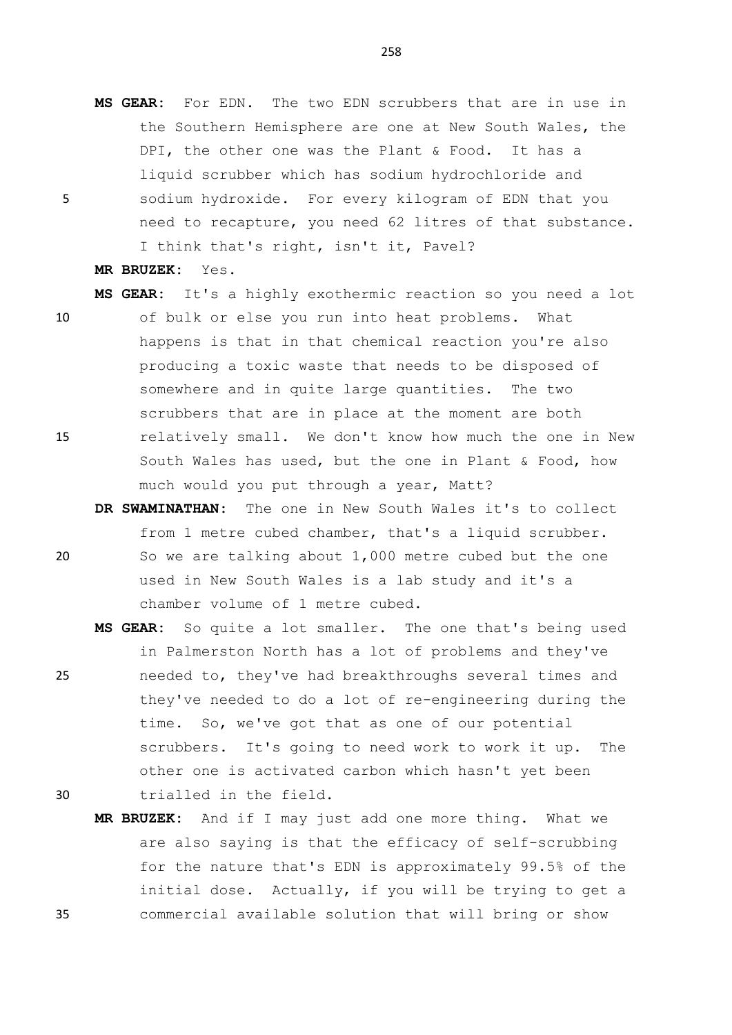**MS GEAR:** For EDN. The two EDN scrubbers that are in use in the Southern Hemisphere are one at New South Wales, the DPI, the other one was the Plant & Food. It has a liquid scrubber which has sodium hydrochloride and sodium hydroxide. For every kilogram of EDN that you need to recapture, you need 62 litres of that substance. I think that's right, isn't it, Pavel?

**MR BRUZEK:** Yes.

**MS GEAR:** It's a highly exothermic reaction so you need a lot of bulk or else you run into heat problems. What happens is that in that chemical reaction you're also producing a toxic waste that needs to be disposed of somewhere and in quite large quantities. The two scrubbers that are in place at the moment are both relatively small. We don't know how much the one in New South Wales has used, but the one in Plant & Food, how much would you put through a year, Matt?

**DR SWAMINATHAN:** The one in New South Wales it's to collect from 1 metre cubed chamber, that's a liquid scrubber. So we are talking about 1,000 metre cubed but the one used in New South Wales is a lab study and it's a chamber volume of 1 metre cubed.

**MS GEAR:** So quite a lot smaller. The one that's being used in Palmerston North has a lot of problems and they've needed to, they've had breakthroughs several times and they've needed to do a lot of re-engineering during the time. So, we've got that as one of our potential scrubbers. It's going to need work to work it up. The other one is activated carbon which hasn't yet been trialled in the field.

**MR BRUZEK:** And if I may just add one more thing. What we are also saying is that the efficacy of self-scrubbing for the nature that's EDN is approximately 99.5% of the initial dose. Actually, if you will be trying to get a commercial available solution that will bring or show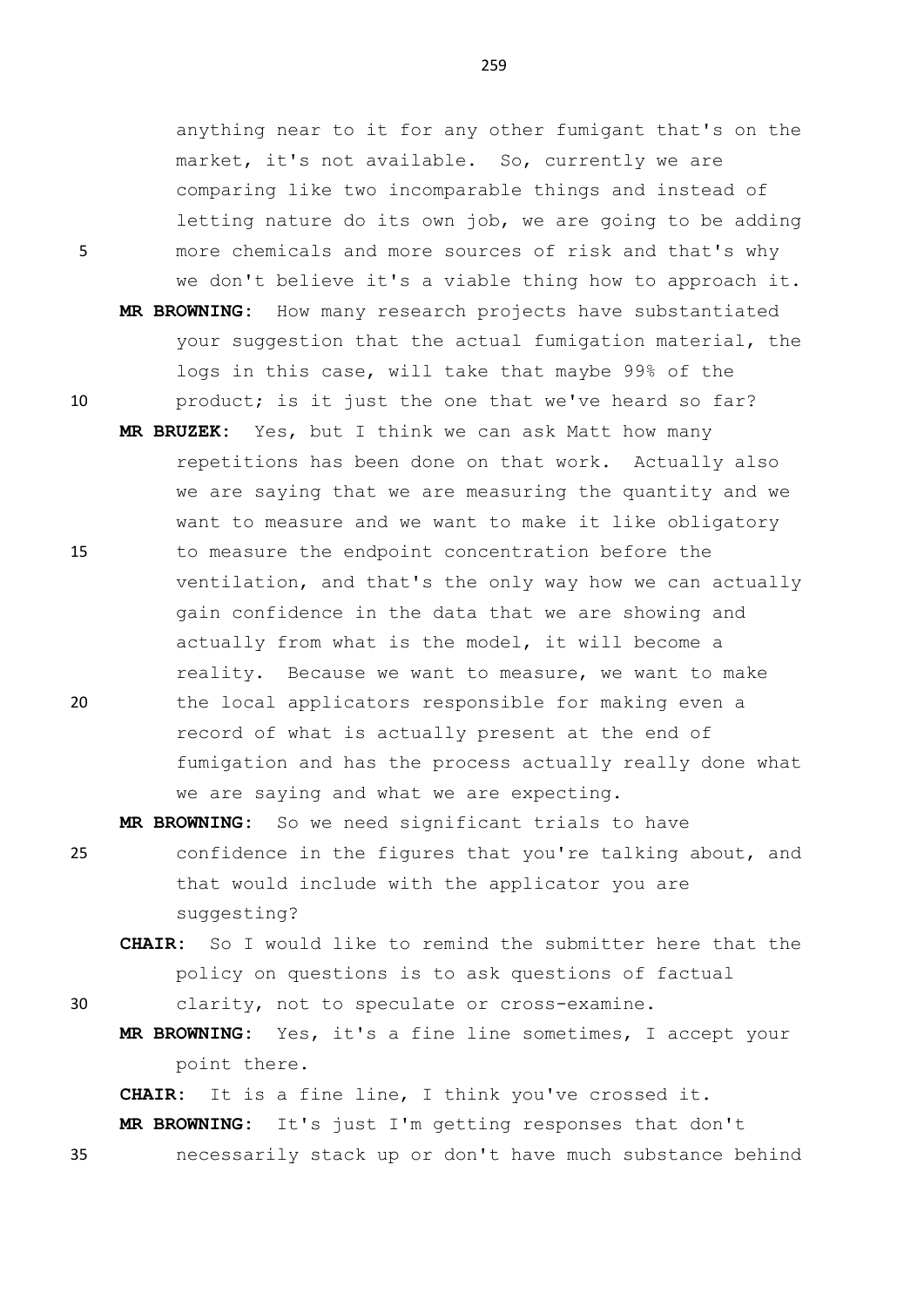anything near to it for any other fumigant that's on the market, it's not available. So, currently we are comparing like two incomparable things and instead of letting nature do its own job, we are going to be adding more chemicals and more sources of risk and that's why we don't believe it's a viable thing how to approach it.

**MR BROWNING:** How many research projects have substantiated your suggestion that the actual fumigation material, the logs in this case, will take that maybe 99% of the product; is it just the one that we've heard so far?

**MR BRUZEK:** Yes, but I think we can ask Matt how many repetitions has been done on that work. Actually also we are saying that we are measuring the quantity and we want to measure and we want to make it like obligatory to measure the endpoint concentration before the ventilation, and that's the only way how we can actually gain confidence in the data that we are showing and actually from what is the model, it will become a reality. Because we want to measure, we want to make the local applicators responsible for making even a record of what is actually present at the end of fumigation and has the process actually really done what we are saying and what we are expecting.

**MR BROWNING:** So we need significant trials to have confidence in the figures that you're talking about, and that would include with the applicator you are suggesting?

**CHAIR:** So I would like to remind the submitter here that the policy on questions is to ask questions of factual clarity, not to speculate or cross-examine.

**MR BROWNING:** Yes, it's a fine line sometimes, I accept your point there.

**CHAIR:** It is a fine line, I think you've crossed it.

**MR BROWNING:** It's just I'm getting responses that don't necessarily stack up or don't have much substance behind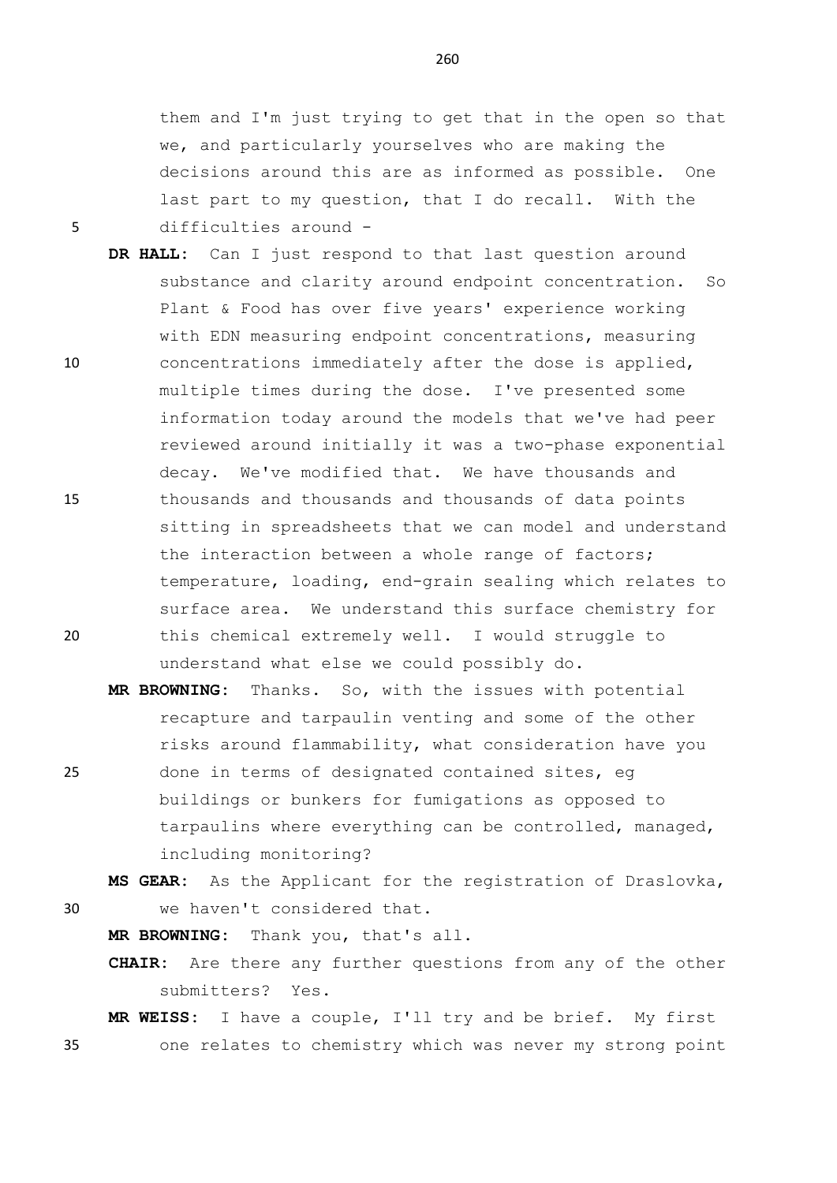them and I'm just trying to get that in the open so that we, and particularly yourselves who are making the decisions around this are as informed as possible. One last part to my question, that I do recall. With the difficulties around -

**DR HALL:** Can I just respond to that last question around substance and clarity around endpoint concentration. So Plant & Food has over five years' experience working with EDN measuring endpoint concentrations, measuring concentrations immediately after the dose is applied, multiple times during the dose. I've presented some information today around the models that we've had peer reviewed around initially it was a two-phase exponential decay. We've modified that. We have thousands and thousands and thousands and thousands of data points sitting in spreadsheets that we can model and understand the interaction between a whole range of factors; temperature, loading, end-grain sealing which relates to surface area. We understand this surface chemistry for this chemical extremely well. I would struggle to understand what else we could possibly do.

**MR BROWNING:** Thanks. So, with the issues with potential recapture and tarpaulin venting and some of the other risks around flammability, what consideration have you done in terms of designated contained sites, eg buildings or bunkers for fumigations as opposed to tarpaulins where everything can be controlled, managed, including monitoring?

**MS GEAR:** As the Applicant for the registration of Draslovka, we haven't considered that.

**MR BROWNING:** Thank you, that's all.

**CHAIR:** Are there any further questions from any of the other submitters? Yes.

**MR WEISS:** I have a couple, I'll try and be brief. My first one relates to chemistry which was never my strong point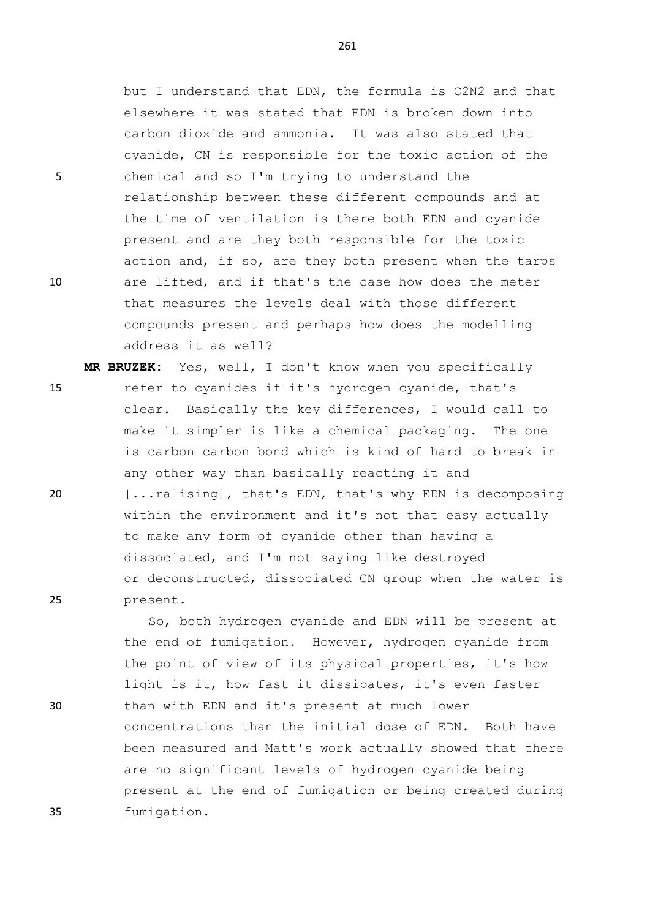but I understand that EDN, the formula is $C_2N_2$ and that elsewhere it was stated that EDN is broken down into carbon dioxide and ammonia. It was also stated that cyanide, CN is responsible for the toxic action of the chemical and so I'm trying to understand the relationship between these different compounds and at the time of ventilation is there both EDN and cyanide present and are they both responsible for the toxic action and, if so, are they both present when the tarps are lifted, and if that's the case how does the meter that measures the levels deal with those different compounds present and perhaps how does the modelling address it as well?

**MR BRUZEK:** Yes, well, I don't know when you specifically refer to cyanides if it's hydrogen cyanide, that's clear. Basically the key differences, I would call to make it simpler is like a chemical packaging. The one is carbon carbon bond which is kind of hard to break in any other way than basically reacting it and [...ralising], that's EDN, that's why EDN is decomposing within the environment and it's not that easy actually to make any form of cyanide other than having a dissociated, and I'm not saying like destroyed or deconstructed, dissociated CN group when the water is present.

So, both hydrogen cyanide and EDN will be present at the end of fumigation. However, hydrogen cyanide from the point of view of its physical properties, it's how light is it, how fast it dissipates, it's even faster than with EDN and it's present at much lower concentrations than the initial dose of EDN. Both have been measured and Matt's work actually showed that there are no significant levels of hydrogen cyanide being present at the end of fumigation or being created during fumigation.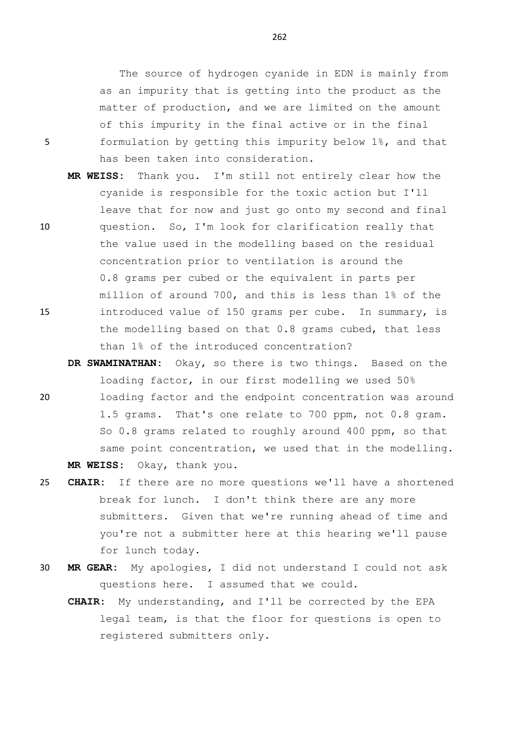The source of hydrogen cyanide in EDN is mainly from as an impurity that is getting into the product as the matter of production, and we are limited on the amount of this impurity in the final active or in the final formulation by getting this impurity below 1%, and that has been taken into consideration.

**MR WEISS:** Thank you. I'm still not entirely clear how the cyanide is responsible for the toxic action but I'll leave that for now and just go onto my second and final question. So, I'm look for clarification really that the value used in the modelling based on the residual concentration prior to ventilation is around the 0.8 grams per cubed or the equivalent in parts per million of around 700, and this is less than 1% of the introduced value of 150 grams per cube. In summary, is the modelling based on that 0.8 grams cubed, that less than 1% of the introduced concentration?

**DR SWAMINATHAN:** Okay, so there is two things. Based on the loading factor, in our first modelling we used 50% loading factor and the endpoint concentration was around 1.5 grams. That's one relate to 700 ppm, not 0.8 gram. So 0.8 grams related to roughly around 400 ppm, so that same point concentration, we used that in the modelling.

**MR WEISS:** Okay, thank you.

**CHAIR:** If there are no more questions we'll have a shortened break for lunch. I don't think there are any more submitters. Given that we're running ahead of time and you're not a submitter here at this hearing we'll pause for lunch today.

**MR GEAR:** My apologies, I did not understand I could not ask questions here. I assumed that we could.

**CHAIR:** My understanding, and I'll be corrected by the EPA legal team, is that the floor for questions is open to registered submitters only.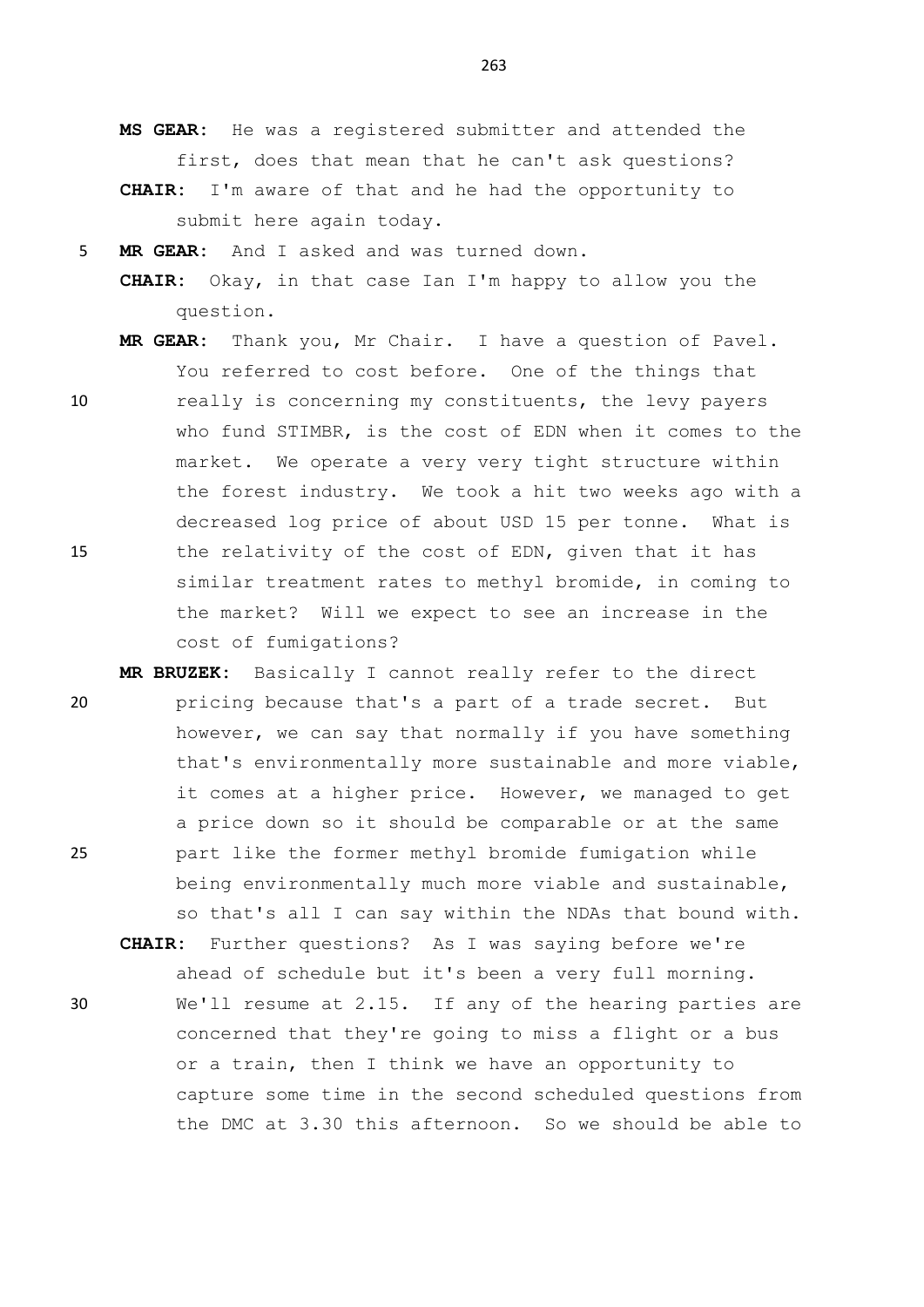**MS GEAR**: He was a registered submitter and attended the first, does that mean that he can't ask questions?

**CHAIR**: I'm aware of that and he had the opportunity to submit here again today.

**MR GEAR**: And I asked and was turned down.

**CHAIR**: Okay, in that case Ian I'm happy to allow you the question.

**MR GEAR**: Thank you, Mr Chair. I have a question of Pavel. You referred to cost before. One of the things that really is concerning my constituents, the levy payers who fund STIMBR, is the cost of EDN when it comes to the market. We operate a very very tight structure within the forest industry. We took a hit two weeks ago with a decreased log price of about USD 15 per tonne. What is the relativity of the cost of EDN, given that it has similar treatment rates to methyl bromide, in coming to the market? Will we expect to see an increase in the cost of fumigations?

**MR BRUZEK**: Basically I cannot really refer to the direct pricing because that's a part of a trade secret. But however, we can say that normally if you have something that's environmentally more sustainable and more viable, it comes at a higher price. However, we managed to get a price down so it should be comparable or at the same part like the former methyl bromide fumigation while being environmentally much more viable and sustainable, so that's all I can say within the NDAs that bound with.

**CHAIR**: Further questions? As I was saying before we're ahead of schedule but it's been a very full morning. We'll resume at 2.15. If any of the hearing parties are concerned that they're going to miss a flight or a bus or a train, then I think we have an opportunity to capture some time in the second scheduled questions from the DMC at 3.30 this afternoon. So we should be able to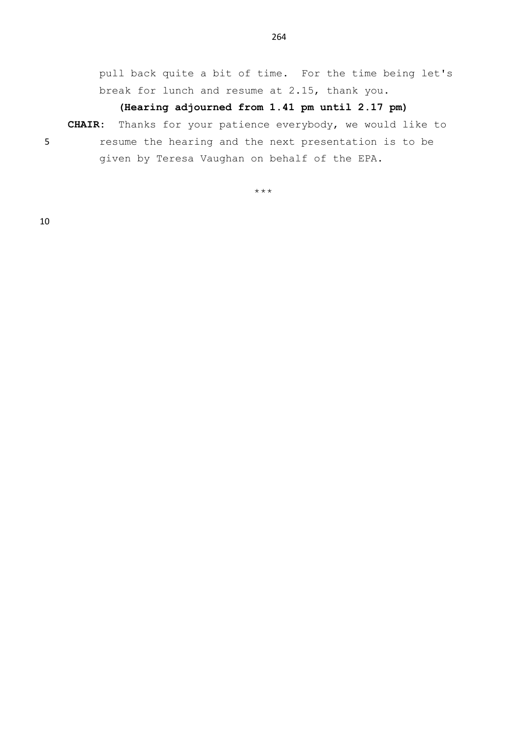pull back quite a bit of time. For the time being let's break for lunch and resume at 2.15, thank you.

**(Hearing adjourned from 1.41 pm until 2.17 pm)**

**CHAIR:** Thanks for your patience everybody, we would like to resume the hearing and the next presentation is to be given by Teresa Vaughan on behalf of the EPA.

***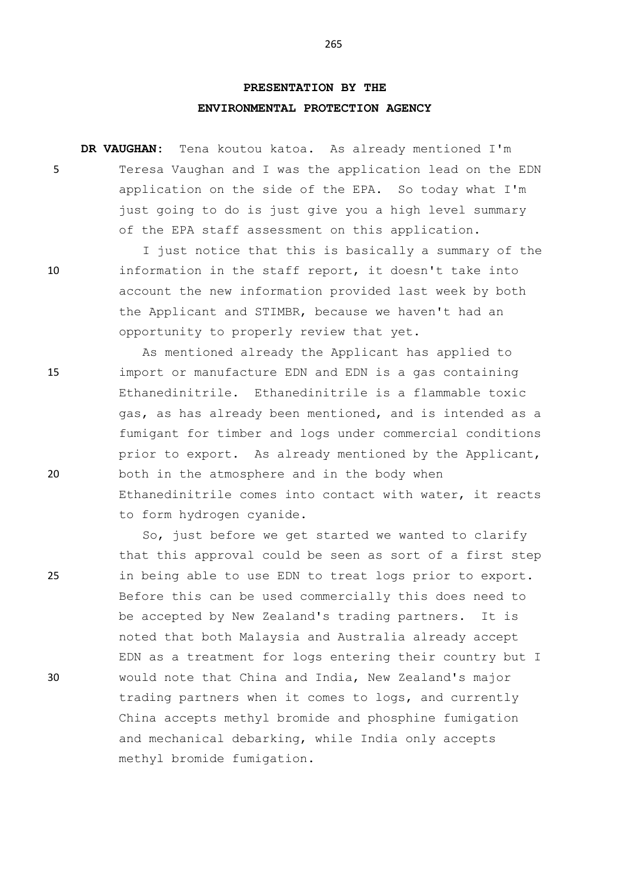## PRESENTATION BY THE ENVIRONMENTAL PROTECTION AGENCY

**DR VAUGHAN:** Tena koutou katoa. As already mentioned I'm Teresa Vaughan and I was the application lead on the EDN application on the side of the EPA. So today what I'm just going to do is just give you a high level summary of the EPA staff assessment on this application.

I just notice that this is basically a summary of the information in the staff report, it doesn't take into account the new information provided last week by both the Applicant and STIMBR, because we haven't had an opportunity to properly review that yet.

As mentioned already the Applicant has applied to import or manufacture EDN and EDN is a gas containing Ethanedinitrile. Ethanedinitrile is a flammable toxic gas, as has already been mentioned, and is intended as a fumigant for timber and logs under commercial conditions prior to export. As already mentioned by the Applicant, both in the atmosphere and in the body when Ethanedinitrile comes into contact with water, it reacts to form hydrogen cyanide.

So, just before we get started we wanted to clarify that this approval could be seen as sort of a first step in being able to use EDN to treat logs prior to export. Before this can be used commercially this does need to be accepted by New Zealand's trading partners. It is noted that both Malaysia and Australia already accept EDN as a treatment for logs entering their country but I would note that China and India, New Zealand's major trading partners when it comes to logs, and currently China accepts methyl bromide and phosphine fumigation and mechanical debarking, while India only accepts methyl bromide fumigation.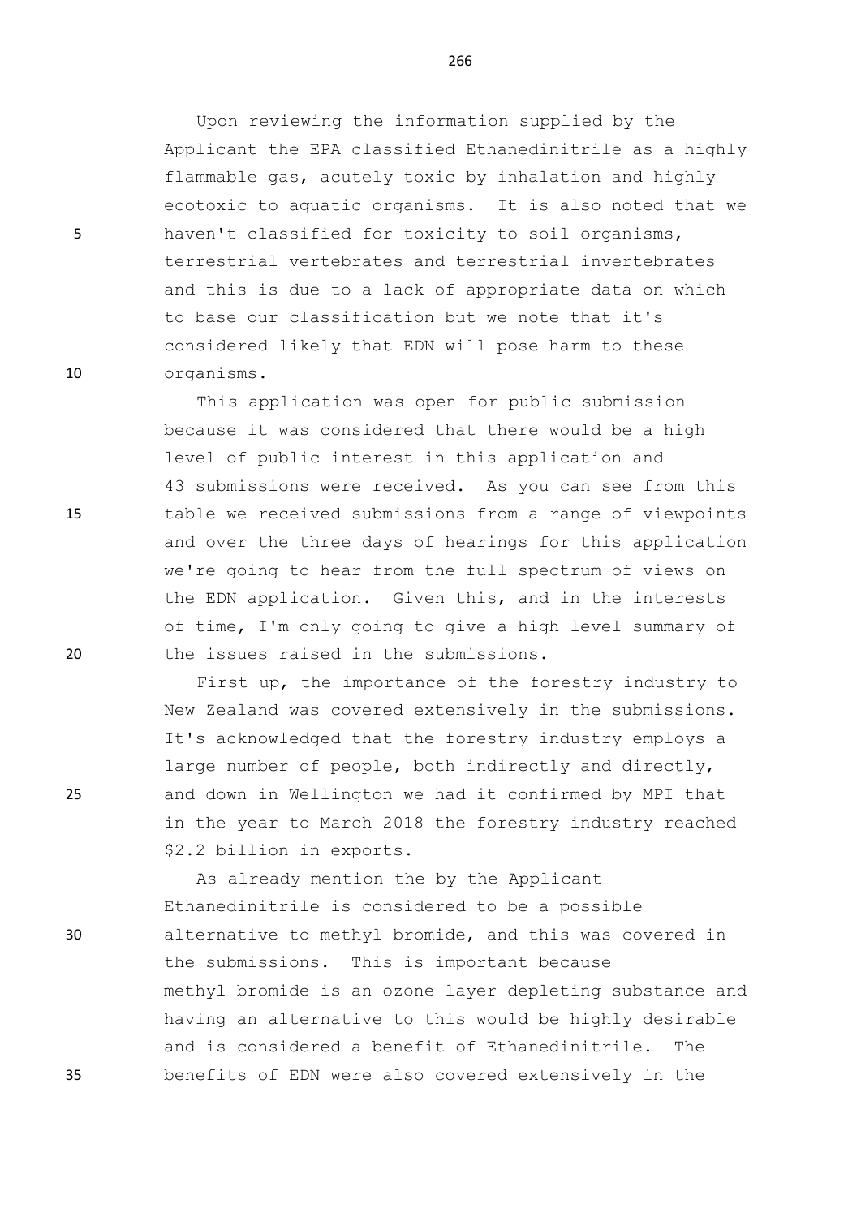Upon reviewing the information supplied by the Applicant the EPA classified Ethanedinitrile as a highly flammable gas, acutely toxic by inhalation and highly ecotoxic to aquatic organisms. It is also noted that we haven't classified for toxicity to soil organisms, terrestrial vertebrates and terrestrial invertebrates and this is due to a lack of appropriate data on which to base our classification but we note that it's considered likely that EDN will pose harm to these organisms.

This application was open for public submission because it was considered that there would be a high level of public interest in this application and 43 submissions were received. As you can see from this table we received submissions from a range of viewpoints and over the three days of hearings for this application we're going to hear from the full spectrum of views on the EDN application. Given this, and in the interests of time, I'm only going to give a high level summary of the issues raised in the submissions.

First up, the importance of the forestry industry to New Zealand was covered extensively in the submissions. It's acknowledged that the forestry industry employs a large number of people, both indirectly and directly, and down in Wellington we had it confirmed by MPI that in the year to March 2018 the forestry industry reached \$2.2 billion in exports.

As already mention the by the Applicant Ethanedinitrile is considered to be a possible alternative to methyl bromide, and this was covered in the submissions. This is important because methyl bromide is an ozone layer depleting substance and having an alternative to this would be highly desirable and is considered a benefit of Ethanedinitrile. The benefits of EDN were also covered extensively in the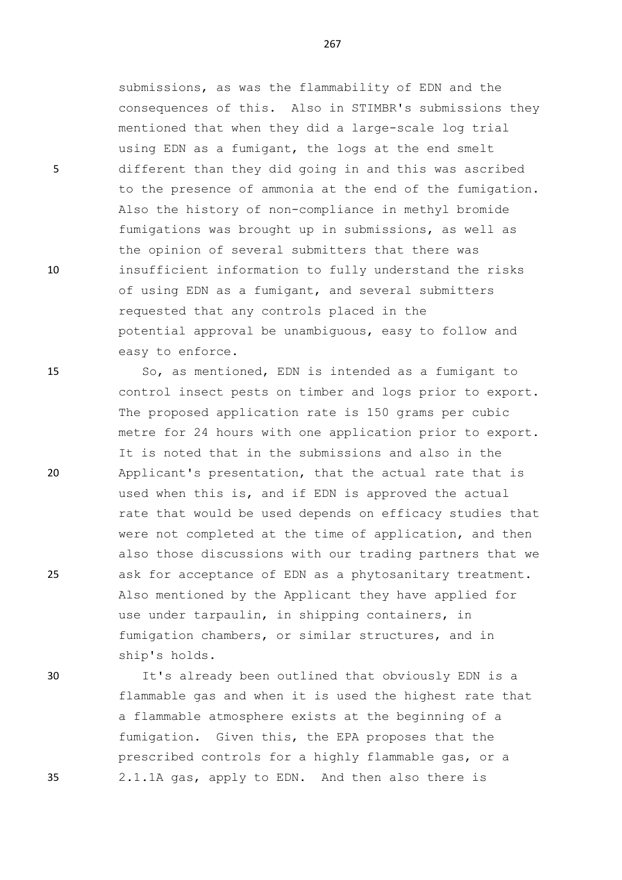submissions, as was the flammability of EDN and the consequences of this. Also in STIMBR's submissions they mentioned that when they did a large-scale log trial using EDN as a fumigant, the logs at the end smelt different than they did going in and this was ascribed to the presence of ammonia at the end of the fumigation. Also the history of non-compliance in methyl bromide fumigations was brought up in submissions, as well as the opinion of several submitters that there was insufficient information to fully understand the risks of using EDN as a fumigant, and several submitters requested that any controls placed in the potential approval be unambiguous, easy to follow and easy to enforce.

So, as mentioned, EDN is intended as a fumigant to control insect pests on timber and logs prior to export. The proposed application rate is 150 grams per cubic metre for 24 hours with one application prior to export. It is noted that in the submissions and also in the Applicant's presentation, that the actual rate that is used when this is, and if EDN is approved the actual rate that would be used depends on efficacy studies that were not completed at the time of application, and then also those discussions with our trading partners that we ask for acceptance of EDN as a phytosanitary treatment. Also mentioned by the Applicant they have applied for use under tarpaulin, in shipping containers, in fumigation chambers, or similar structures, and in ship's holds.

It's already been outlined that obviously EDN is a flammable gas and when it is used the highest rate that a flammable atmosphere exists at the beginning of a fumigation. Given this, the EPA proposes that the prescribed controls for a highly flammable gas, or a 2.1.1A gas, apply to EDN. And then also there is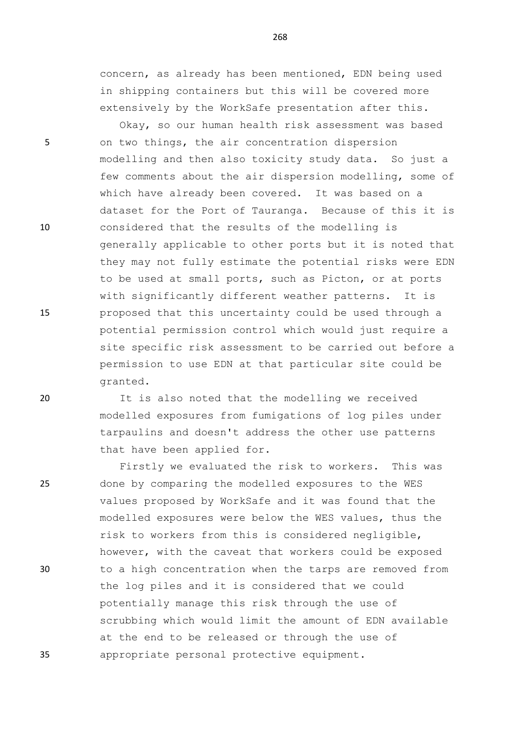concern, as already has been mentioned, EDN being used in shipping containers but this will be covered more extensively by the WorkSafe presentation after this.

Okay, so our human health risk assessment was based on two things, the air concentration dispersion modelling and then also toxicity study data. So just a few comments about the air dispersion modelling, some of which have already been covered. It was based on a dataset for the Port of Tauranga. Because of this it is considered that the results of the modelling is generally applicable to other ports but it is noted that they may not fully estimate the potential risks were EDN to be used at small ports, such as Picton, or at ports with significantly different weather patterns. It is proposed that this uncertainty could be used through a potential permission control which would just require a site specific risk assessment to be carried out before a permission to use EDN at that particular site could be granted.

It is also noted that the modelling we received modelled exposures from fumigations of log piles under tarpaulins and doesn't address the other use patterns that have been applied for.

Firstly we evaluated the risk to workers. This was done by comparing the modelled exposures to the WES values proposed by WorkSafe and it was found that the modelled exposures were below the WES values, thus the risk to workers from this is considered negligible, however, with the caveat that workers could be exposed to a high concentration when the tarps are removed from the log piles and it is considered that we could potentially manage this risk through the use of scrubbing which would limit the amount of EDN available at the end to be released or through the use of appropriate personal protective equipment.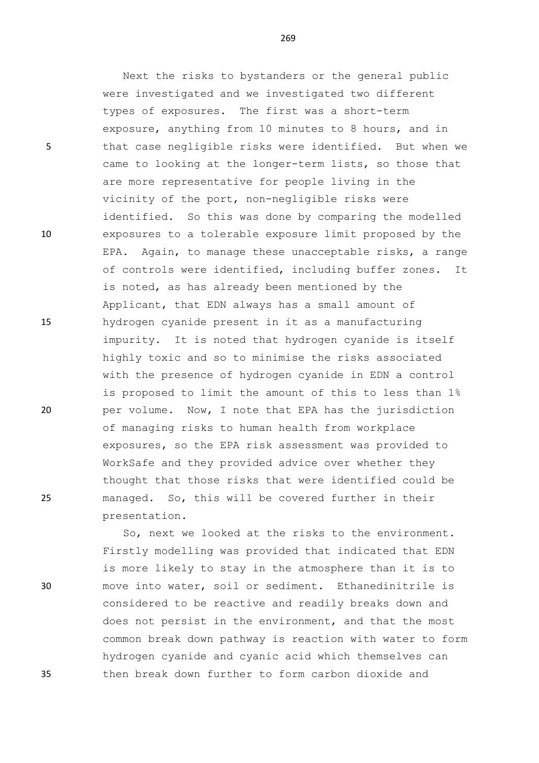Next the risks to bystanders or the general public were investigated and we investigated two different types of exposures. The first was a short-term exposure, anything from 10 minutes to 8 hours, and in that case negligible risks were identified. But when we came to looking at the longer-term lists, so those that are more representative for people living in the vicinity of the port, non-negligible risks were identified. So this was done by comparing the modelled exposures to a tolerable exposure limit proposed by the EPA. Again, to manage these unacceptable risks, a range of controls were identified, including buffer zones. It is noted, as has already been mentioned by the Applicant, that EDN always has a small amount of hydrogen cyanide present in it as a manufacturing impurity. It is noted that hydrogen cyanide is itself highly toxic and so to minimise the risks associated with the presence of hydrogen cyanide in EDN a control is proposed to limit the amount of this to less than 1% per volume. Now, I note that EPA has the jurisdiction of managing risks to human health from workplace exposures, so the EPA risk assessment was provided to WorkSafe and they provided advice over whether they thought that those risks that were identified could be managed. So, this will be covered further in their presentation.

So, next we looked at the risks to the environment. Firstly modelling was provided that indicated that EDN is more likely to stay in the atmosphere than it is to move into water, soil or sediment. Ethanedinitrile is considered to be reactive and readily breaks down and does not persist in the environment, and that the most common break down pathway is reaction with water to form hydrogen cyanide and cyanic acid which themselves can then break down further to form carbon dioxide and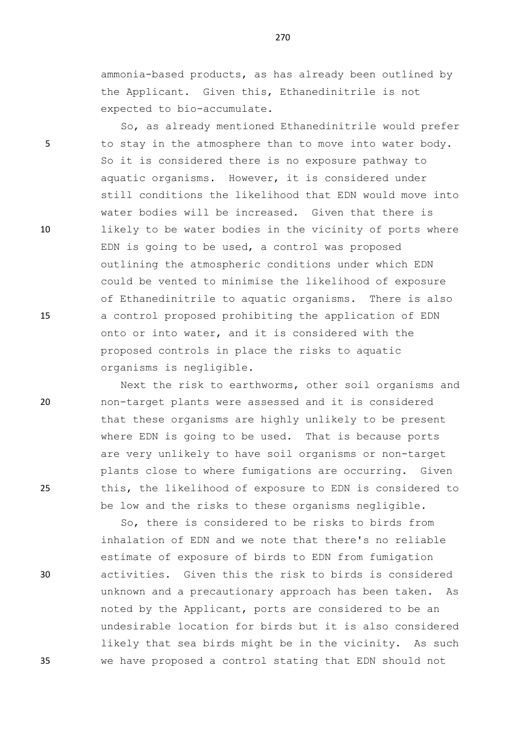ammonia-based products, as has already been outlined by the Applicant. Given this, Ethanedinitrile is not expected to bio-accumulate.

So, as already mentioned Ethanedinitrile would prefer to stay in the atmosphere than to move into water body. So it is considered there is no exposure pathway to aquatic organisms. However, it is considered under still conditions the likelihood that EDN would move into water bodies will be increased. Given that there is likely to be water bodies in the vicinity of ports where EDN is going to be used, a control was proposed outlining the atmospheric conditions under which EDN could be vented to minimise the likelihood of exposure of Ethanedinitrile to aquatic organisms. There is also a control proposed prohibiting the application of EDN onto or into water, and it is considered with the proposed controls in place the risks to aquatic organisms is negligible.

Next the risk to earthworms, other soil organisms and non-target plants were assessed and it is considered that these organisms are highly unlikely to be present where EDN is going to be used. That is because ports are very unlikely to have soil organisms or non-target plants close to where fumigations are occurring. Given this, the likelihood of exposure to EDN is considered to be low and the risks to these organisms negligible.

So, there is considered to be risks to birds from inhalation of EDN and we note that there's no reliable estimate of exposure of birds to EDN from fumigation activities. Given this the risk to birds is considered unknown and a precautionary approach has been taken. As noted by the Applicant, ports are considered to be an undesirable location for birds but it is also considered likely that sea birds might be in the vicinity. As such we have proposed a control stating that EDN should not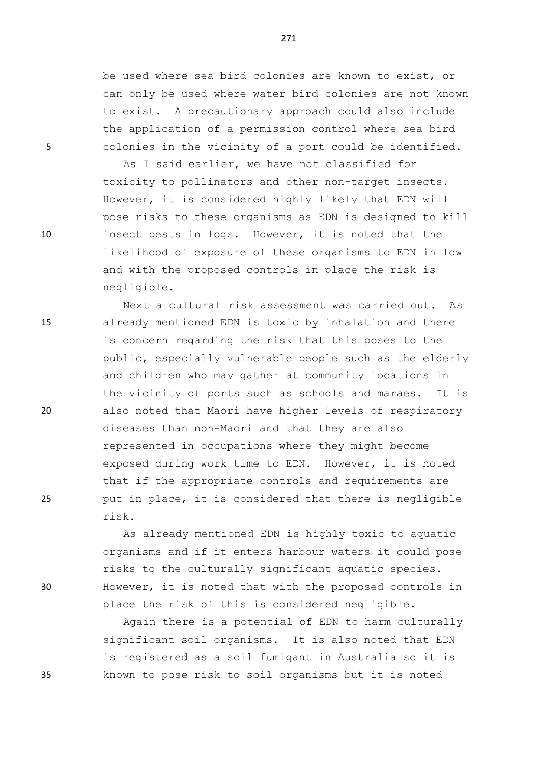be used where sea bird colonies are known to exist, or can only be used where water bird colonies are not known to exist. A precautionary approach could also include the application of a permission control where sea bird colonies in the vicinity of a port could be identified.

As I said earlier, we have not classified for toxicity to pollinators and other non-target insects. However, it is considered highly likely that EDN will pose risks to these organisms as EDN is designed to kill insect pests in logs. However, it is noted that the likelihood of exposure of these organisms to EDN in low and with the proposed controls in place the risk is negligible.

Next a cultural risk assessment was carried out. As already mentioned EDN is toxic by inhalation and there is concern regarding the risk that this poses to the public, especially vulnerable people such as the elderly and children who may gather at community locations in the vicinity of ports such as schools and maraes. It is also noted that Maori have higher levels of respiratory diseases than non-Maori and that they are also represented in occupations where they might become exposed during work time to EDN. However, it is noted that if the appropriate controls and requirements are put in place, it is considered that there is negligible risk.

As already mentioned EDN is highly toxic to aquatic organisms and if it enters harbour waters it could pose risks to the culturally significant aquatic species. However, it is noted that with the proposed controls in place the risk of this is considered negligible.

Again there is a potential of EDN to harm culturally significant soil organisms. It is also noted that EDN is registered as a soil fumigant in Australia so it is known to pose risk to soil organisms but it is noted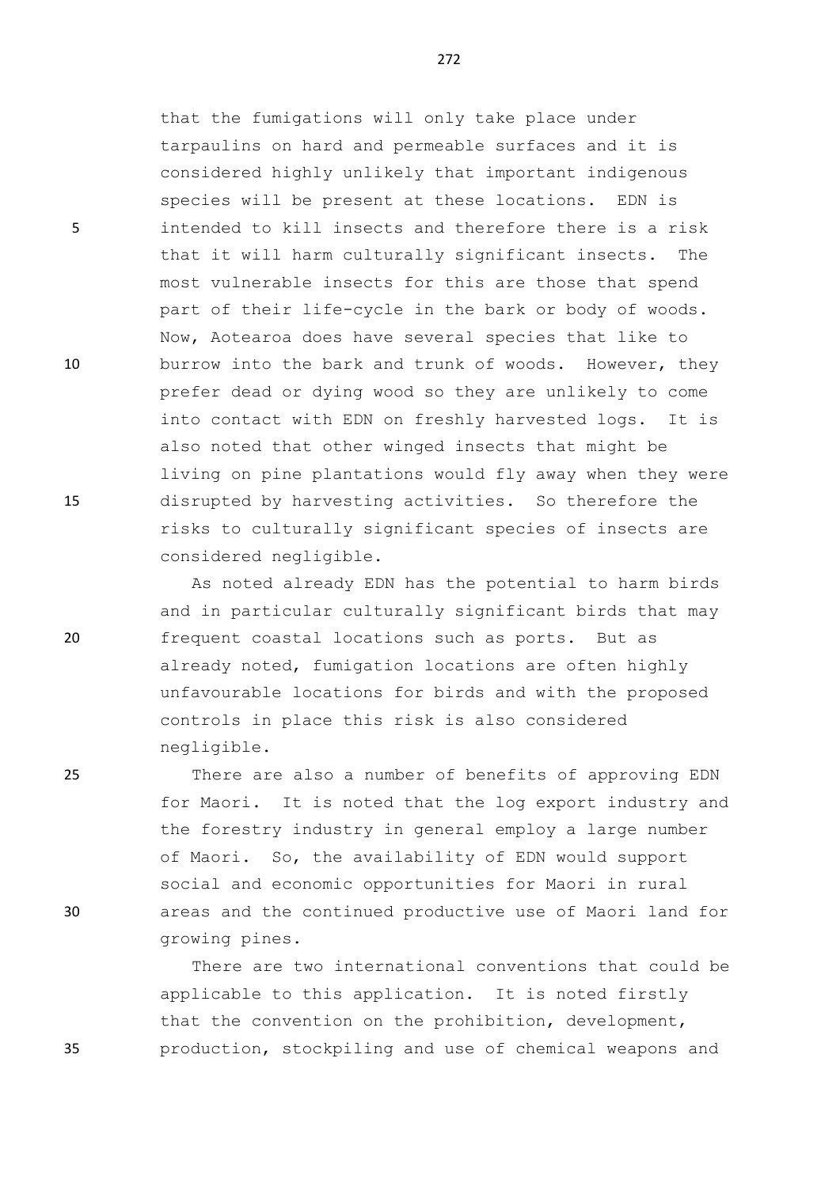that the fumigations will only take place under tarpaulins on hard and permeable surfaces and it is considered highly unlikely that important indigenous species will be present at these locations. EDN is intended to kill insects and therefore there is a risk that it will harm culturally significant insects. The most vulnerable insects for this are those that spend part of their life-cycle in the bark or body of woods. Now, Aotearoa does have several species that like to burrow into the bark and trunk of woods. However, they prefer dead or dying wood so they are unlikely to come into contact with EDN on freshly harvested logs. It is also noted that other winged insects that might be living on pine plantations would fly away when they were disrupted by harvesting activities. So therefore the risks to culturally significant species of insects are considered negligible.

As noted already EDN has the potential to harm birds and in particular culturally significant birds that may frequent coastal locations such as ports. But as already noted, fumigation locations are often highly unfavourable locations for birds and with the proposed controls in place this risk is also considered negligible.

There are also a number of benefits of approving EDN for Maori. It is noted that the log export industry and the forestry industry in general employ a large number of Maori. So, the availability of EDN would support social and economic opportunities for Maori in rural areas and the continued productive use of Maori land for growing pines.

There are two international conventions that could be applicable to this application. It is noted firstly that the convention on the prohibition, development, production, stockpiling and use of chemical weapons and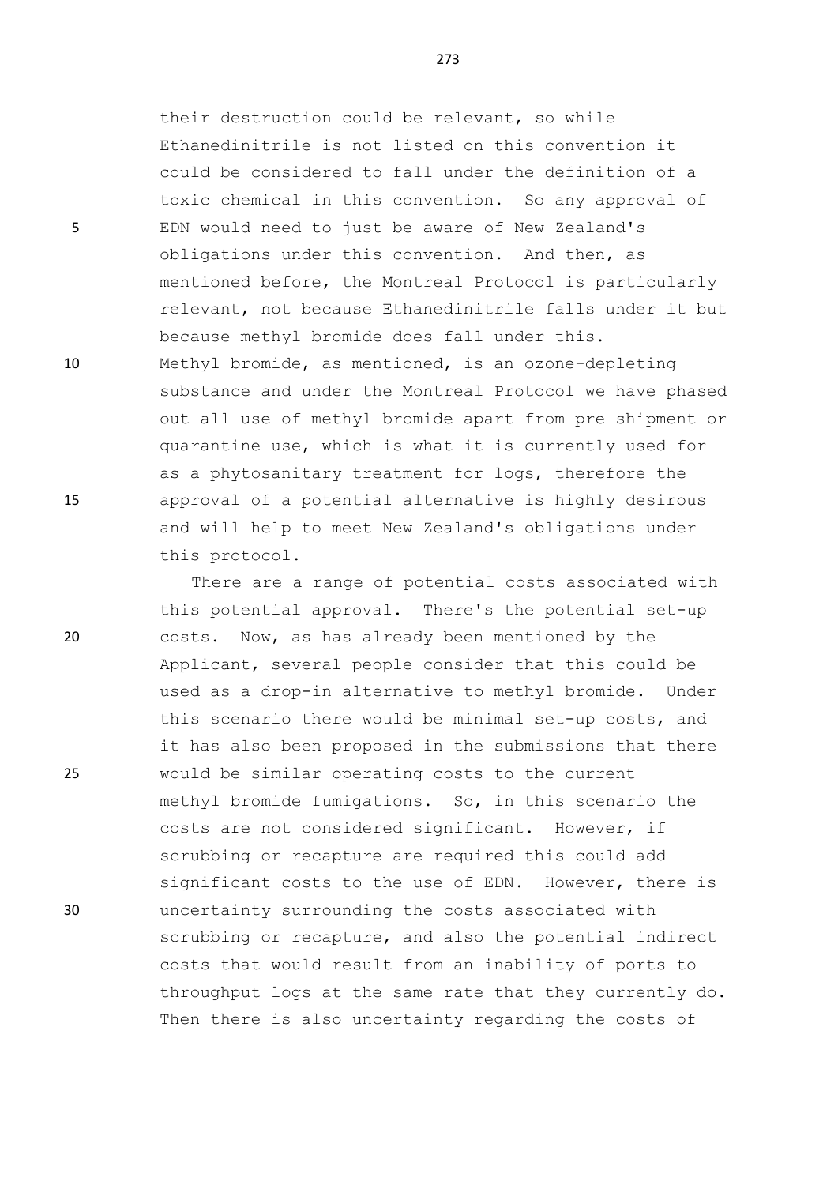their destruction could be relevant, so while Ethanedinitrile is not listed on this convention it could be considered to fall under the definition of a toxic chemical in this convention. So any approval of EDN would need to just be aware of New Zealand's obligations under this convention. And then, as mentioned before, the Montreal Protocol is particularly relevant, not because Ethanedinitrile falls under it but because methyl bromide does fall under this. Methyl bromide, as mentioned, is an ozone-depleting substance and under the Montreal Protocol we have phased out all use of methyl bromide apart from pre shipment or quarantine use, which is what it is currently used for as a phytosanitary treatment for logs, therefore the approval of a potential alternative is highly desirous and will help to meet New Zealand's obligations under this protocol.

There are a range of potential costs associated with this potential approval. There's the potential set-up costs. Now, as has already been mentioned by the Applicant, several people consider that this could be used as a drop-in alternative to methyl bromide. Under this scenario there would be minimal set-up costs, and it has also been proposed in the submissions that there would be similar operating costs to the current methyl bromide fumigations. So, in this scenario the costs are not considered significant. However, if scrubbing or recapture are required this could add significant costs to the use of EDN. However, there is uncertainty surrounding the costs associated with scrubbing or recapture, and also the potential indirect costs that would result from an inability of ports to throughput logs at the same rate that they currently do. Then there is also uncertainty regarding the costs of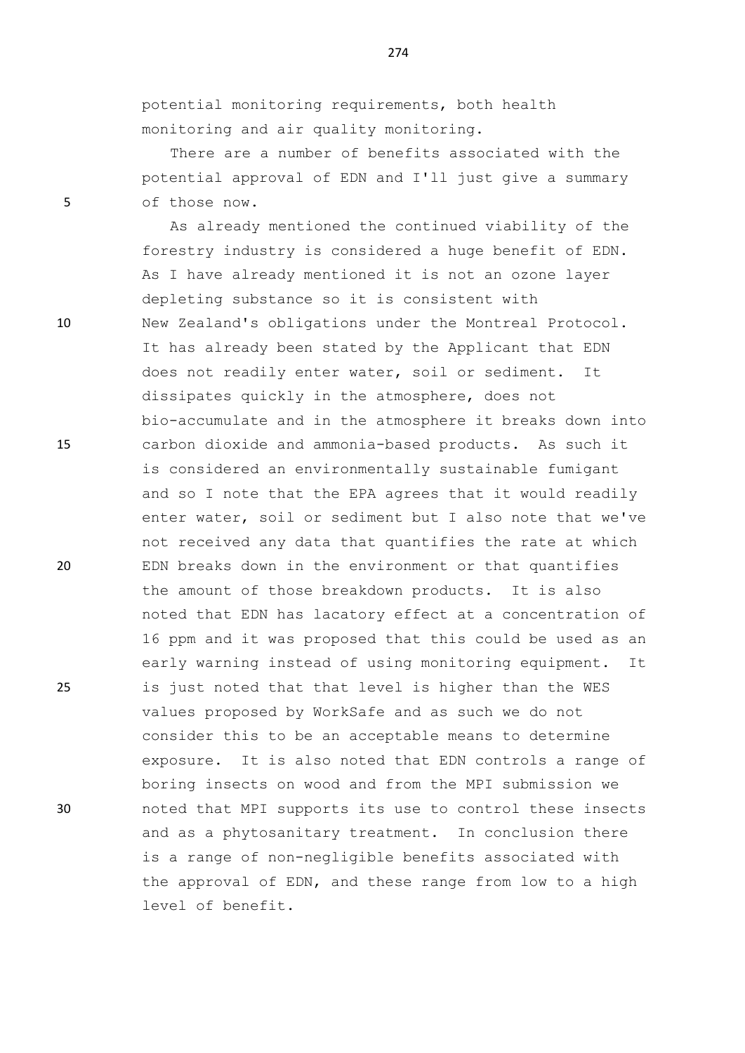potential monitoring requirements, both health monitoring and air quality monitoring.

There are a number of benefits associated with the potential approval of EDN and I'll just give a summary of those now.

As already mentioned the continued viability of the forestry industry is considered a huge benefit of EDN. As I have already mentioned it is not an ozone layer depleting substance so it is consistent with New Zealand's obligations under the Montreal Protocol. It has already been stated by the Applicant that EDN does not readily enter water, soil or sediment. It dissipates quickly in the atmosphere, does not bio-accumulate and in the atmosphere it breaks down into carbon dioxide and ammonia-based products. As such it is considered an environmentally sustainable fumigant and so I note that the EPA agrees that it would readily enter water, soil or sediment but I also note that we've not received any data that quantifies the rate at which EDN breaks down in the environment or that quantifies the amount of those breakdown products. It is also noted that EDN has lacatory effect at a concentration of 16 ppm and it was proposed that this could be used as an early warning instead of using monitoring equipment. It is just noted that that level is higher than the WES values proposed by WorkSafe and as such we do not consider this to be an acceptable means to determine exposure. It is also noted that EDN controls a range of boring insects on wood and from the MPI submission we noted that MPI supports its use to control these insects and as a phytosanitary treatment. In conclusion there is a range of non-negligible benefits associated with the approval of EDN, and these range from low to a high level of benefit.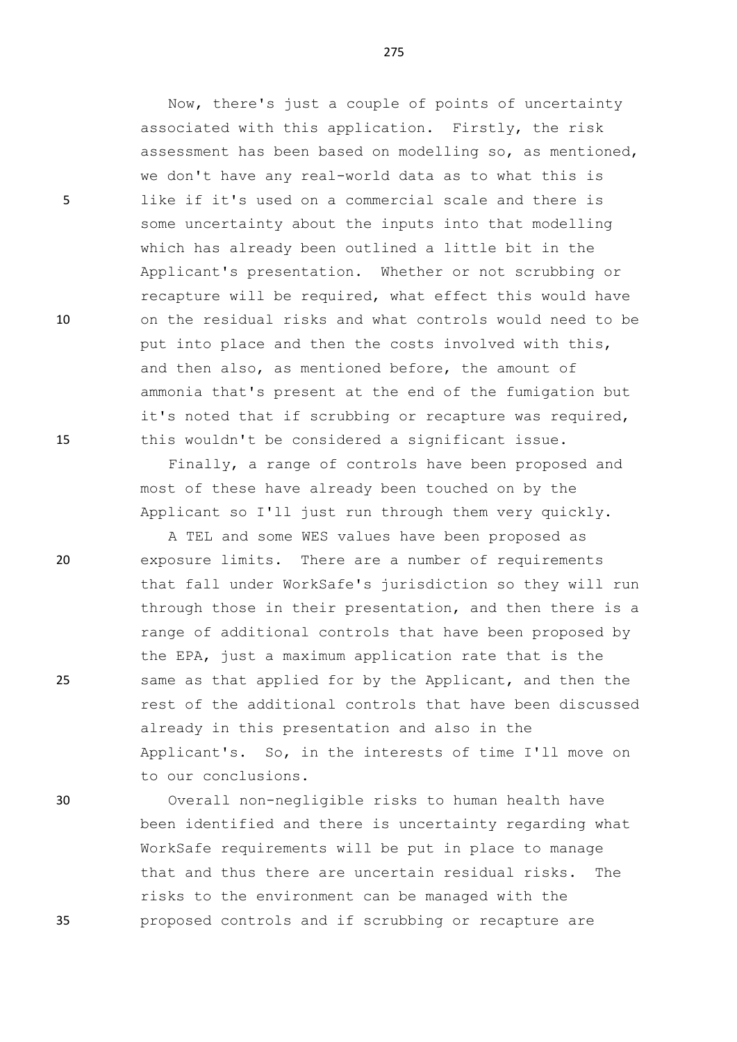Now, there's just a couple of points of uncertainty associated with this application. Firstly, the risk assessment has been based on modelling so, as mentioned, we don't have any real-world data as to what this is like if it's used on a commercial scale and there is some uncertainty about the inputs into that modelling which has already been outlined a little bit in the Applicant's presentation. Whether or not scrubbing or recapture will be required, what effect this would have on the residual risks and what controls would need to be put into place and then the costs involved with this, and then also, as mentioned before, the amount of ammonia that's present at the end of the fumigation but it's noted that if scrubbing or recapture was required, this wouldn't be considered a significant issue.

Finally, a range of controls have been proposed and most of these have already been touched on by the Applicant so I'll just run through them very quickly.

A TEL and some WES values have been proposed as exposure limits. There are a number of requirements that fall under WorkSafe's jurisdiction so they will run through those in their presentation, and then there is a range of additional controls that have been proposed by the EPA, just a maximum application rate that is the same as that applied for by the Applicant, and then the rest of the additional controls that have been discussed already in this presentation and also in the Applicant's. So, in the interests of time I'll move on to our conclusions.

Overall non-negligible risks to human health have been identified and there is uncertainty regarding what WorkSafe requirements will be put in place to manage that and thus there are uncertain residual risks. The risks to the environment can be managed with the proposed controls and if scrubbing or recapture are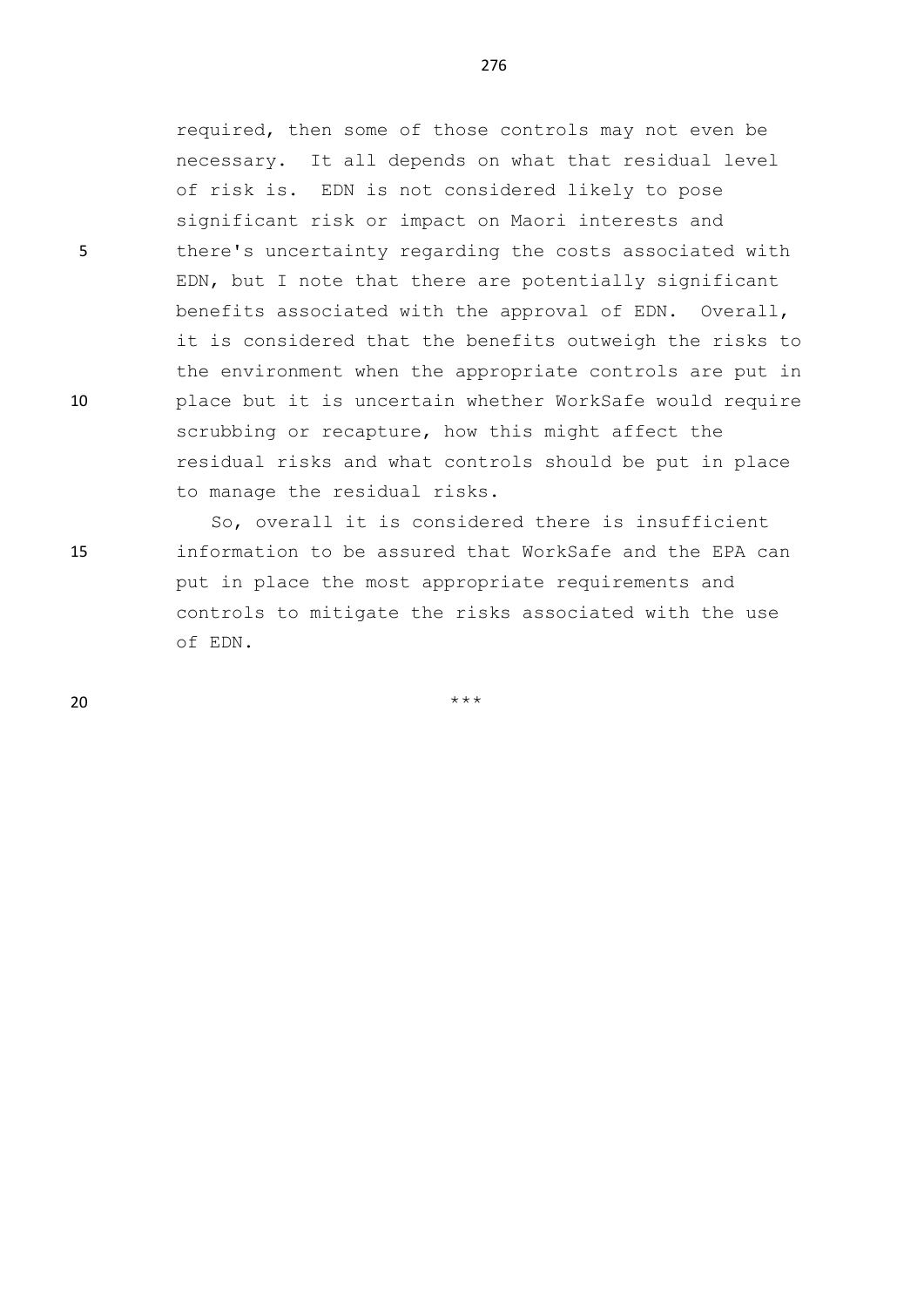required, then some of those controls may not even be necessary. It all depends on what that residual level of risk is. EDN is not considered likely to pose significant risk or impact on Maori interests and there's uncertainty regarding the costs associated with EDN, but I note that there are potentially significant benefits associated with the approval of EDN. Overall, it is considered that the benefits outweigh the risks to the environment when the appropriate controls are put in place but it is uncertain whether WorkSafe would require scrubbing or recapture, how this might affect the residual risks and what controls should be put in place to manage the residual risks.

So, overall it is considered there is insufficient information to be assured that WorkSafe and the EPA can put in place the most appropriate requirements and controls to mitigate the risks associated with the use of EDN.

***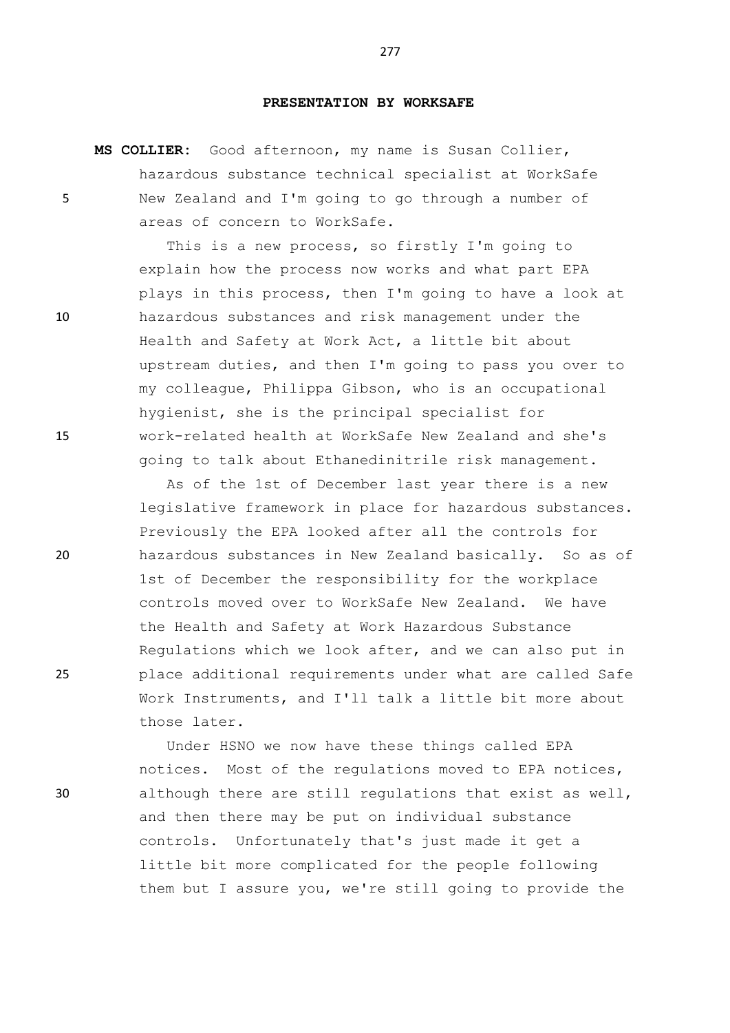**PRESENTATION BY WORKSAFE**

**MS COLLIER:** Good afternoon, my name is Susan Collier, hazardous substance technical specialist at WorkSafe New Zealand and I'm going to go through a number of areas of concern to WorkSafe.

This is a new process, so firstly I'm going to explain how the process now works and what part EPA plays in this process, then I'm going to have a look at hazardous substances and risk management under the Health and Safety at Work Act, a little bit about upstream duties, and then I'm going to pass you over to my colleague, Philippa Gibson, who is an occupational hygienist, she is the principal specialist for work-related health at WorkSafe New Zealand and she's going to talk about Ethanedinitrile risk management.

As of the 1st of December last year there is a new legislative framework in place for hazardous substances. Previously the EPA looked after all the controls for hazardous substances in New Zealand basically. So as of 1st of December the responsibility for the workplace controls moved over to WorkSafe New Zealand. We have the Health and Safety at Work Hazardous Substance Regulations which we look after, and we can also put in place additional requirements under what are called Safe Work Instruments, and I'll talk a little bit more about those later.

Under HSNO we now have these things called EPA notices. Most of the regulations moved to EPA notices, although there are still regulations that exist as well, and then there may be put on individual substance controls. Unfortunately that's just made it get a little bit more complicated for the people following them but I assure you, we're still going to provide the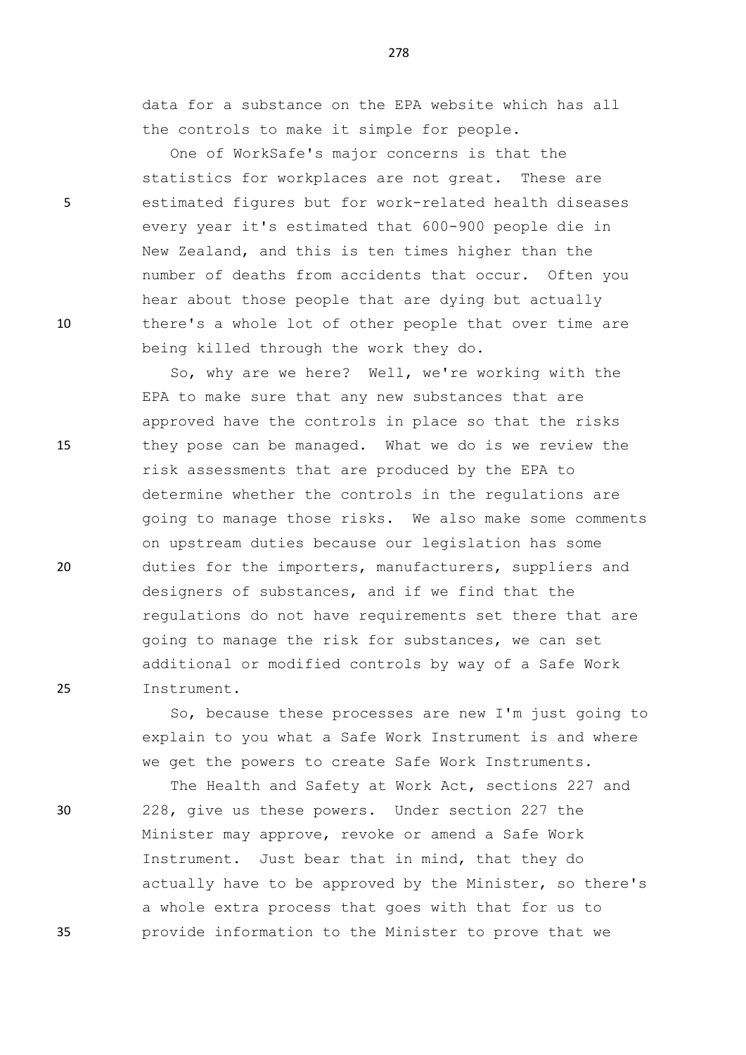data for a substance on the EPA website which has all the controls to make it simple for people.

One of WorkSafe's major concerns is that the statistics for workplaces are not great. These are estimated figures but for work-related health diseases every year it's estimated that 600-900 people die in New Zealand, and this is ten times higher than the number of deaths from accidents that occur. Often you hear about those people that are dying but actually there's a whole lot of other people that over time are being killed through the work they do.

So, why are we here? Well, we're working with the EPA to make sure that any new substances that are approved have the controls in place so that the risks they pose can be managed. What we do is we review the risk assessments that are produced by the EPA to determine whether the controls in the regulations are going to manage those risks. We also make some comments on upstream duties because our legislation has some duties for the importers, manufacturers, suppliers and designers of substances, and if we find that the regulations do not have requirements set there that are going to manage the risk for substances, we can set additional or modified controls by way of a Safe Work Instrument.

So, because these processes are new I'm just going to explain to you what a Safe Work Instrument is and where we get the powers to create Safe Work Instruments.

The Health and Safety at Work Act, sections 227 and 228, give us these powers. Under section 227 the Minister may approve, revoke or amend a Safe Work Instrument. Just bear that in mind, that they do actually have to be approved by the Minister, so there's a whole extra process that goes with that for us to provide information to the Minister to prove that we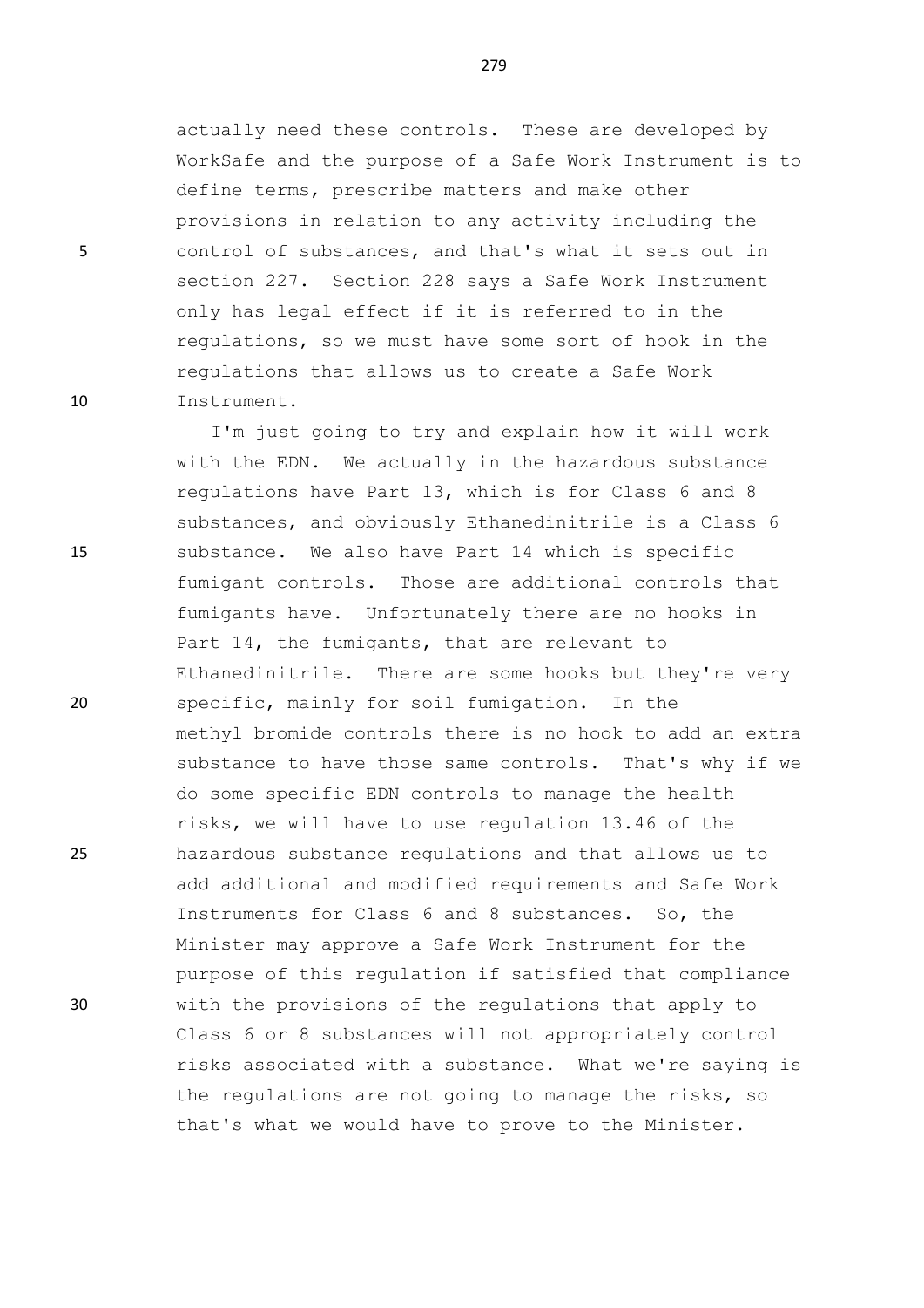actually need these controls. These are developed by WorkSafe and the purpose of a Safe Work Instrument is to define terms, prescribe matters and make other provisions in relation to any activity including the control of substances, and that's what it sets out in section 227. Section 228 says a Safe Work Instrument only has legal effect if it is referred to in the regulations, so we must have some sort of hook in the regulations that allows us to create a Safe Work Instrument.

I'm just going to try and explain how it will work with the EDN. We actually in the hazardous substance regulations have Part 13, which is for Class 6 and 8 substances, and obviously Ethanedinitrile is a Class 6 substance. We also have Part 14 which is specific fumigant controls. Those are additional controls that fumigants have. Unfortunately there are no hooks in Part 14, the fumigants, that are relevant to Ethanedinitrile. There are some hooks but they're very specific, mainly for soil fumigation. In the methyl bromide controls there is no hook to add an extra substance to have those same controls. That's why if we do some specific EDN controls to manage the health risks, we will have to use regulation 13.46 of the hazardous substance regulations and that allows us to add additional and modified requirements and Safe Work Instruments for Class 6 and 8 substances. So, the Minister may approve a Safe Work Instrument for the purpose of this regulation if satisfied that compliance with the provisions of the regulations that apply to Class 6 or 8 substances will not appropriately control risks associated with a substance. What we're saying is the regulations are not going to manage the risks, so that's what we would have to prove to the Minister.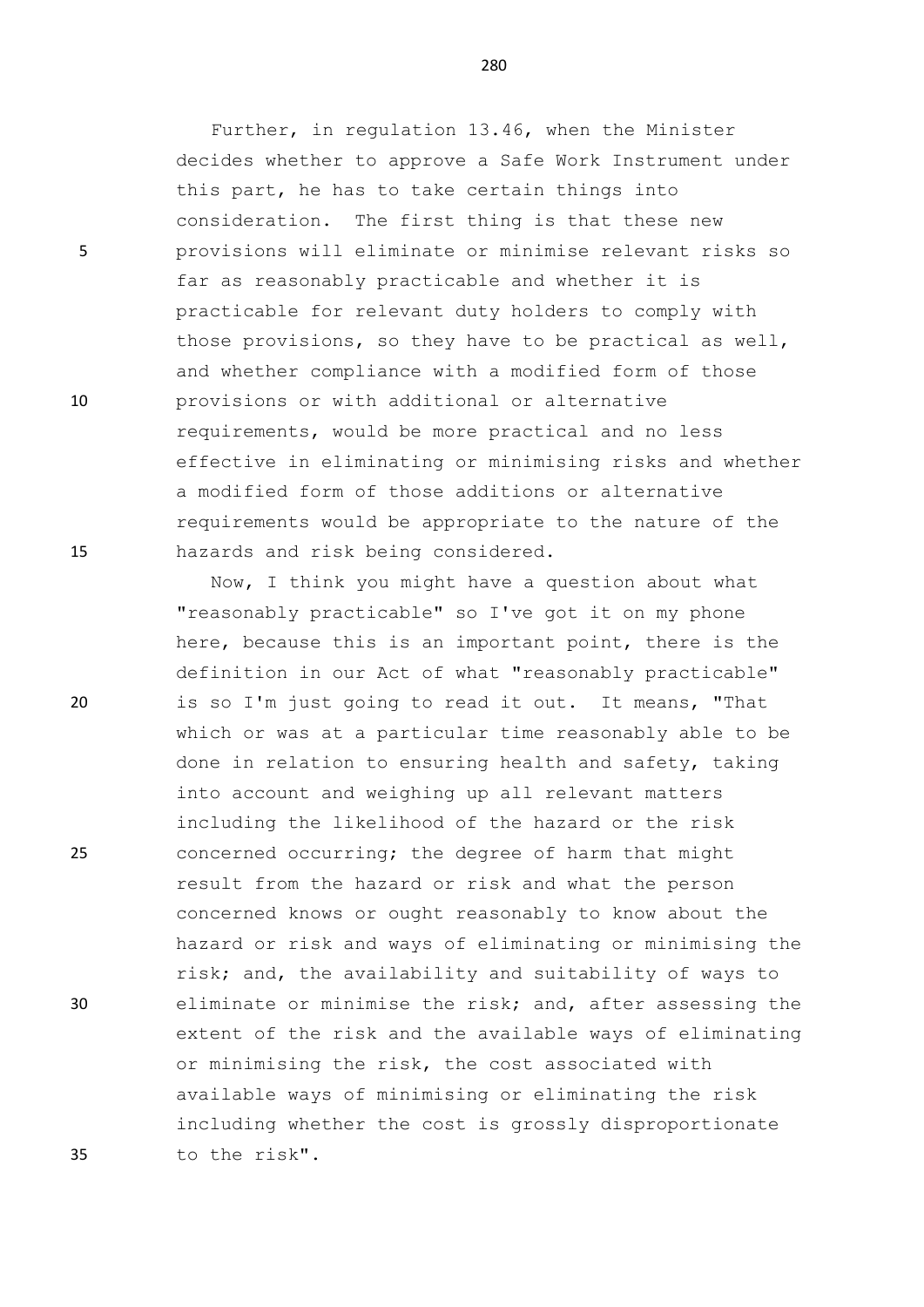Further, in regulation 13.46, when the Minister decides whether to approve a Safe Work Instrument under this part, he has to take certain things into consideration. The first thing is that these new provisions will eliminate or minimise relevant risks so far as reasonably practicable and whether it is practicable for relevant duty holders to comply with those provisions, so they have to be practical as well, and whether compliance with a modified form of those provisions or with additional or alternative requirements, would be more practical and no less effective in eliminating or minimising risks and whether a modified form of those additions or alternative requirements would be appropriate to the nature of the hazards and risk being considered.

Now, I think you might have a question about what "reasonably practicable" so I've got it on my phone here, because this is an important point, there is the definition in our Act of what "reasonably practicable" is so I'm just going to read it out. It means, "That which or was at a particular time reasonably able to be done in relation to ensuring health and safety, taking into account and weighing up all relevant matters including the likelihood of the hazard or the risk concerned occurring; the degree of harm that might result from the hazard or risk and what the person concerned knows or ought reasonably to know about the hazard or risk and ways of eliminating or minimising the risk; and, the availability and suitability of ways to eliminate or minimise the risk; and, after assessing the extent of the risk and the available ways of eliminating or minimising the risk, the cost associated with available ways of minimising or eliminating the risk including whether the cost is grossly disproportionate to the risk".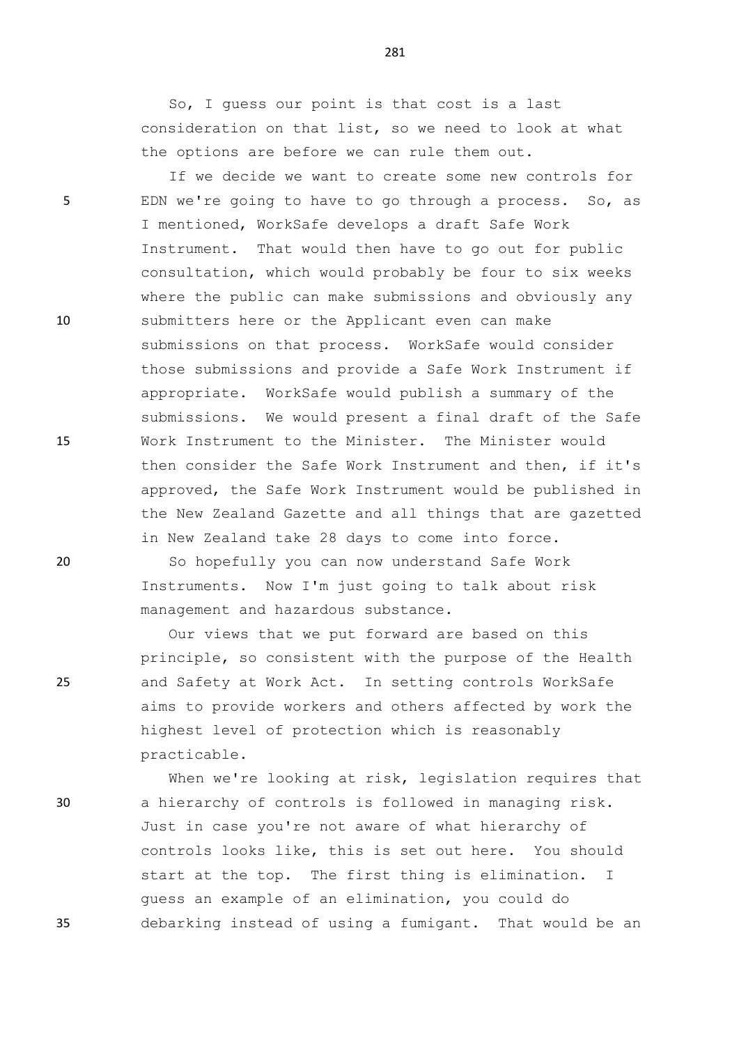So, I guess our point is that cost is a last consideration on that list, so we need to look at what the options are before we can rule them out.

If we decide we want to create some new controls for EDN we're going to have to go through a process. So, as I mentioned, WorkSafe develops a draft Safe Work Instrument. That would then have to go out for public consultation, which would probably be four to six weeks where the public can make submissions and obviously any submitters here or the Applicant even can make submissions on that process. WorkSafe would consider those submissions and provide a Safe Work Instrument if appropriate. WorkSafe would publish a summary of the submissions. We would present a final draft of the Safe Work Instrument to the Minister. The Minister would then consider the Safe Work Instrument and then, if it's approved, the Safe Work Instrument would be published in the New Zealand Gazette and all things that are gazetted in New Zealand take 28 days to come into force.

So hopefully you can now understand Safe Work Instruments. Now I'm just going to talk about risk management and hazardous substance.

Our views that we put forward are based on this principle, so consistent with the purpose of the Health and Safety at Work Act. In setting controls WorkSafe aims to provide workers and others affected by work the highest level of protection which is reasonably practicable.

When we're looking at risk, legislation requires that a hierarchy of controls is followed in managing risk. Just in case you're not aware of what hierarchy of controls looks like, this is set out here. You should start at the top. The first thing is elimination. I guess an example of an elimination, you could do debarking instead of using a fumigant. That would be an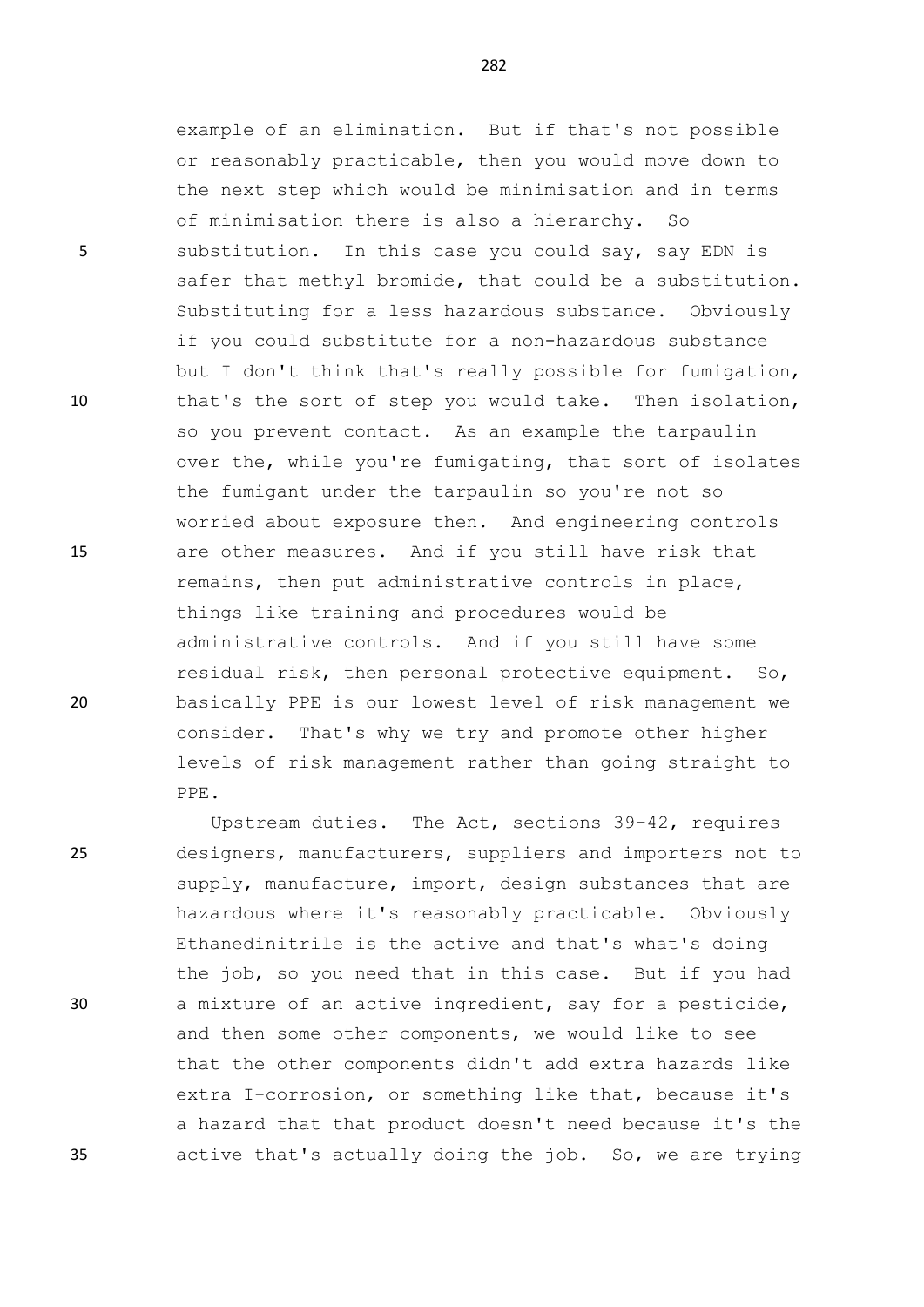example of an elimination. But if that's not possible or reasonably practicable, then you would move down to the next step which would be minimisation and in terms of minimisation there is also a hierarchy. So substitution. In this case you could say, say EDN is safer that methyl bromide, that could be a substitution. Substituting for a less hazardous substance. Obviously if you could substitute for a non-hazardous substance but I don't think that's really possible for fumigation, that's the sort of step you would take. Then isolation, so you prevent contact. As an example the tarpaulin over the, while you're fumigating, that sort of isolates the fumigant under the tarpaulin so you're not so worried about exposure then. And engineering controls are other measures. And if you still have risk that remains, then put administrative controls in place, things like training and procedures would be administrative controls. And if you still have some residual risk, then personal protective equipment. So, basically PPE is our lowest level of risk management we consider. That's why we try and promote other higher levels of risk management rather than going straight to PPE.

Upstream duties. The Act, sections 39-42, requires designers, manufacturers, suppliers and importers not to supply, manufacture, import, design substances that are hazardous where it's reasonably practicable. Obviously Ethanedinitrile is the active and that's what's doing the job, so you need that in this case. But if you had a mixture of an active ingredient, say for a pesticide, and then some other components, we would like to see that the other components didn't add extra hazards like extra I-corrosion, or something like that, because it's a hazard that that product doesn't need because it's the active that's actually doing the job. So, we are trying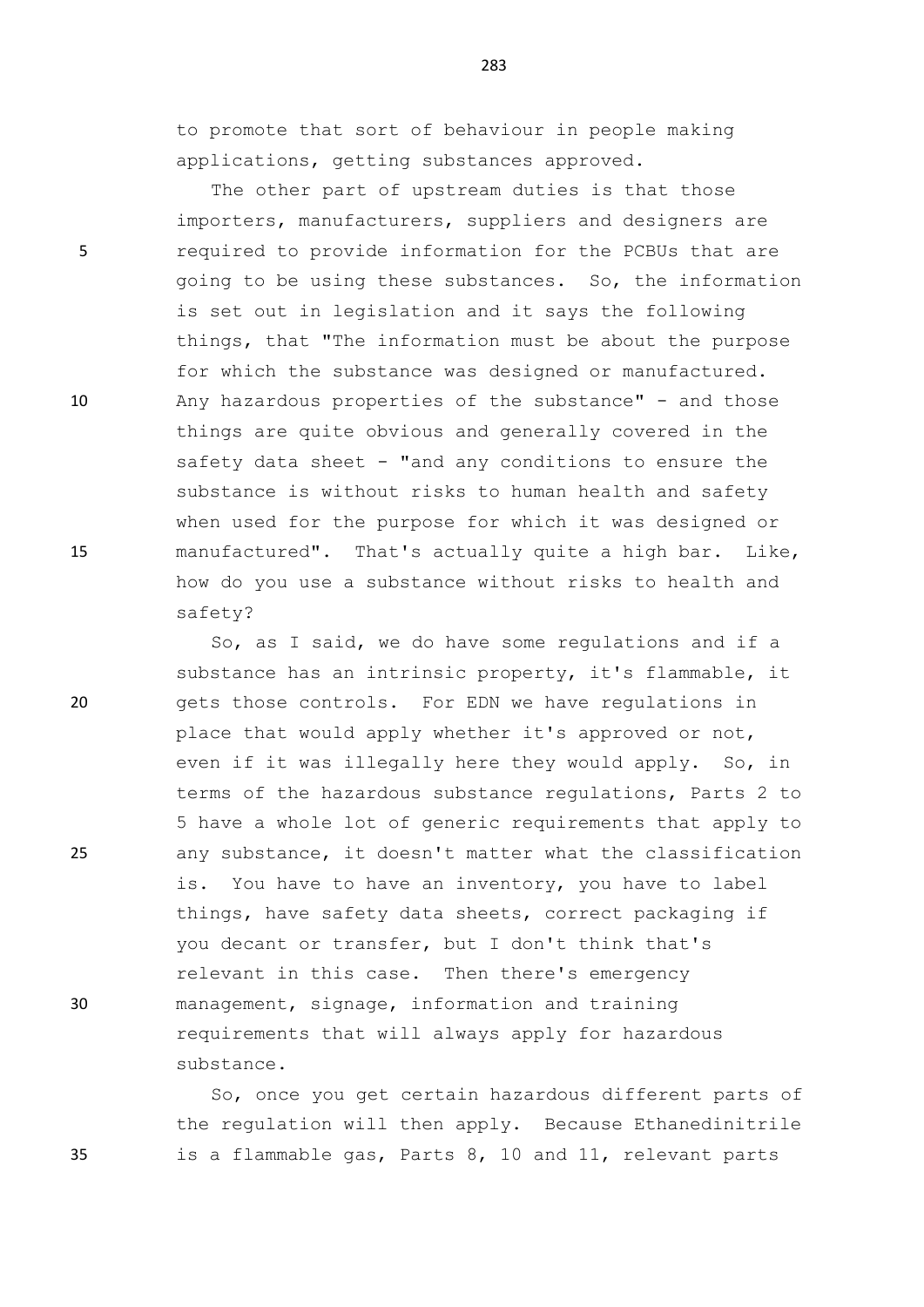to promote that sort of behaviour in people making applications, getting substances approved.

The other part of upstream duties is that those importers, manufacturers, suppliers and designers are required to provide information for the PCBUs that are going to be using these substances. So, the information is set out in legislation and it says the following things, that "The information must be about the purpose for which the substance was designed or manufactured. Any hazardous properties of the substance" - and those things are quite obvious and generally covered in the safety data sheet - "and any conditions to ensure the substance is without risks to human health and safety when used for the purpose for which it was designed or manufactured". That's actually quite a high bar. Like, how do you use a substance without risks to health and safety?

So, as I said, we do have some regulations and if a substance has an intrinsic property, it's flammable, it gets those controls. For EDN we have regulations in place that would apply whether it's approved or not, even if it was illegally here they would apply. So, in terms of the hazardous substance regulations, Parts 2 to 5 have a whole lot of generic requirements that apply to any substance, it doesn't matter what the classification is. You have to have an inventory, you have to label things, have safety data sheets, correct packaging if you decant or transfer, but I don't think that's relevant in this case. Then there's emergency management, signage, information and training requirements that will always apply for hazardous substance.

So, once you get certain hazardous different parts of the regulation will then apply. Because Ethanedinitrile is a flammable gas, Parts 8, 10 and 11, relevant parts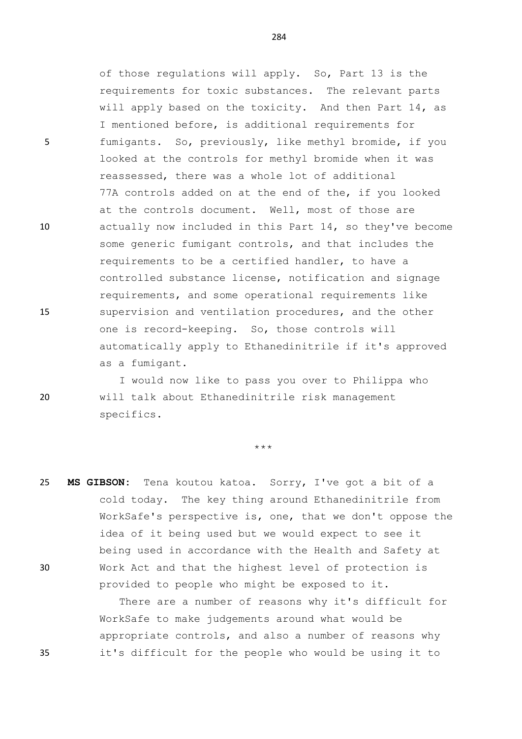of those regulations will apply. So, Part 13 is the requirements for toxic substances. The relevant parts will apply based on the toxicity. And then Part 14, as I mentioned before, is additional requirements for fumigants. So, previously, like methyl bromide, if you looked at the controls for methyl bromide when it was reassessed, there was a whole lot of additional 77A controls added on at the end of the, if you looked at the controls document. Well, most of those are actually now included in this Part 14, so they've become some generic fumigant controls, and that includes the requirements to be a certified handler, to have a controlled substance license, notification and signage requirements, and some operational requirements like supervision and ventilation procedures, and the other one is record-keeping. So, those controls will automatically apply to Ethanedinitrile if it's approved as a fumigant.

I would now like to pass you over to Philippa who will talk about Ethanedinitrile risk management specifics.

\*\*\*

**MS GIBSON:** Tena koutou katoa. Sorry, I've got a bit of a cold today. The key thing around Ethanedinitrile from WorkSafe's perspective is, one, that we don't oppose the idea of it being used but we would expect to see it being used in accordance with the Health and Safety at Work Act and that the highest level of protection is provided to people who might be exposed to it.

There are a number of reasons why it's difficult for WorkSafe to make judgements around what would be appropriate controls, and also a number of reasons why it's difficult for the people who would be using it to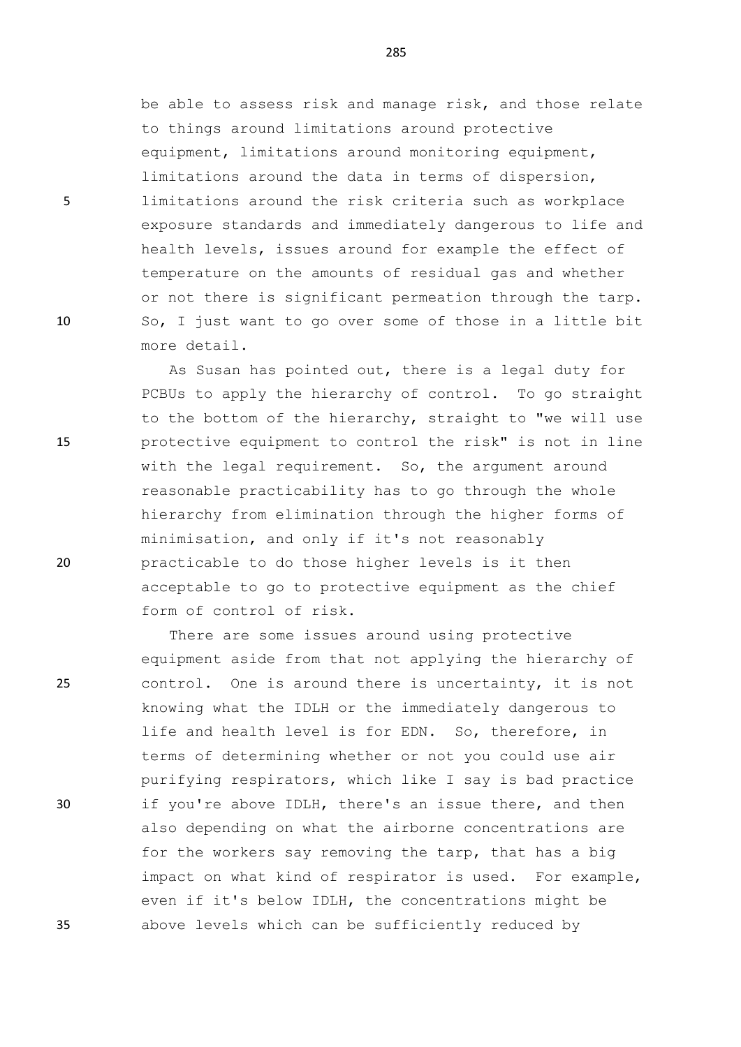be able to assess risk and manage risk, and those relate to things around limitations around protective equipment, limitations around monitoring equipment, limitations around the data in terms of dispersion, limitations around the risk criteria such as workplace exposure standards and immediately dangerous to life and health levels, issues around for example the effect of temperature on the amounts of residual gas and whether or not there is significant permeation through the tarp. So, I just want to go over some of those in a little bit more detail.

As Susan has pointed out, there is a legal duty for PCBUs to apply the hierarchy of control. To go straight to the bottom of the hierarchy, straight to "we will use protective equipment to control the risk" is not in line with the legal requirement. So, the argument around reasonable practicability has to go through the whole hierarchy from elimination through the higher forms of minimisation, and only if it's not reasonably practicable to do those higher levels is it then acceptable to go to protective equipment as the chief form of control of risk.

There are some issues around using protective equipment aside from that not applying the hierarchy of control. One is around there is uncertainty, it is not knowing what the IDLH or the immediately dangerous to life and health level is for EDN. So, therefore, in terms of determining whether or not you could use air purifying respirators, which like I say is bad practice if you're above IDLH, there's an issue there, and then also depending on what the airborne concentrations are for the workers say removing the tarp, that has a big impact on what kind of respirator is used. For example, even if it's below IDLH, the concentrations might be above levels which can be sufficiently reduced by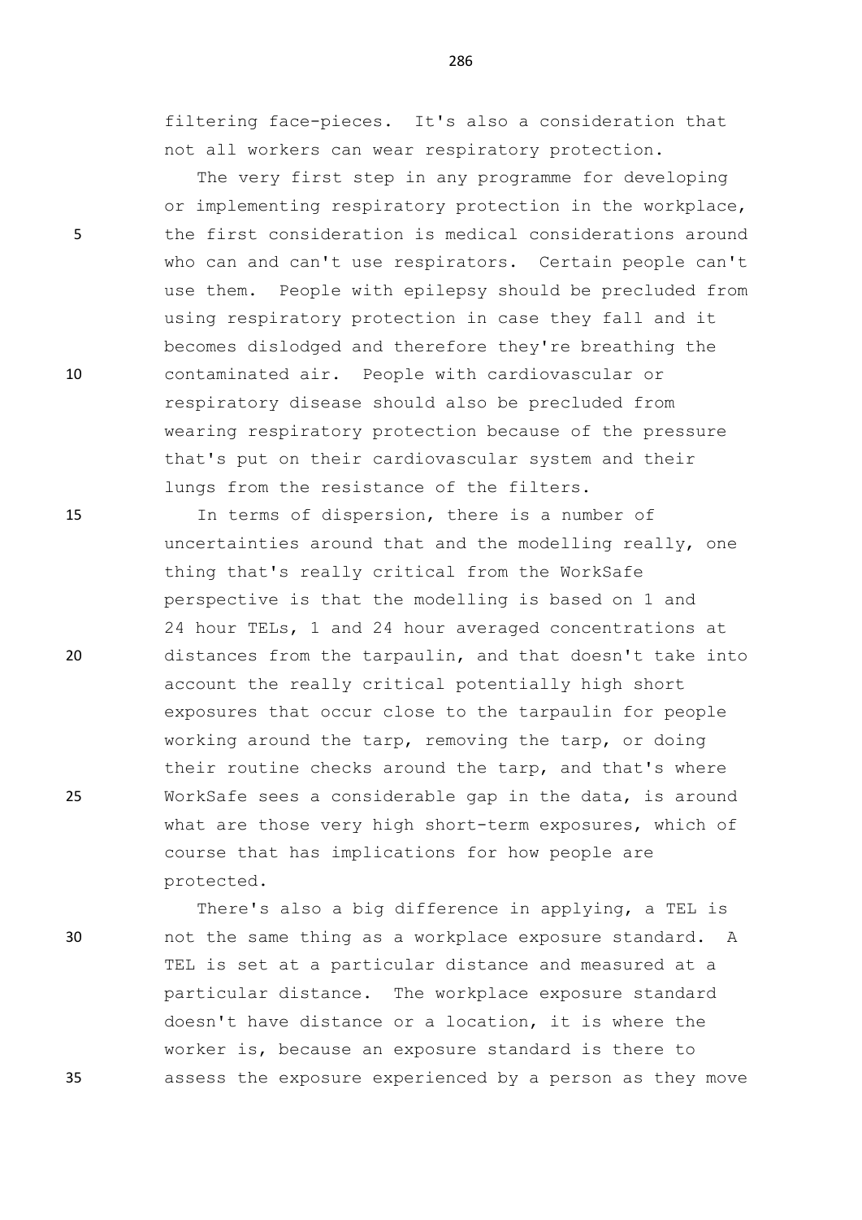filtering face-pieces. It's also a consideration that not all workers can wear respiratory protection.

The very first step in any programme for developing or implementing respiratory protection in the workplace, the first consideration is medical considerations around who can and can't use respirators. Certain people can't use them. People with epilepsy should be precluded from using respiratory protection in case they fall and it becomes dislodged and therefore they're breathing the contaminated air. People with cardiovascular or respiratory disease should also be precluded from wearing respiratory protection because of the pressure that's put on their cardiovascular system and their lungs from the resistance of the filters.

In terms of dispersion, there is a number of uncertainties around that and the modelling really, one thing that's really critical from the WorkSafe perspective is that the modelling is based on 1 and 24 hour TELs, 1 and 24 hour averaged concentrations at distances from the tarpaulin, and that doesn't take into account the really critical potentially high short exposures that occur close to the tarpaulin for people working around the tarp, removing the tarp, or doing their routine checks around the tarp, and that's where WorkSafe sees a considerable gap in the data, is around what are those very high short-term exposures, which of course that has implications for how people are protected.

There's also a big difference in applying, a TEL is not the same thing as a workplace exposure standard. A TEL is set at a particular distance and measured at a particular distance. The workplace exposure standard doesn't have distance or a location, it is where the worker is, because an exposure standard is there to assess the exposure experienced by a person as they move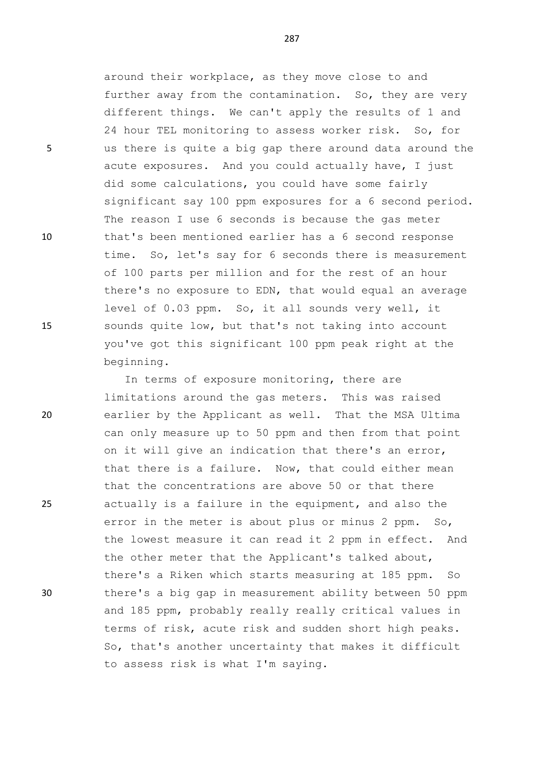around their workplace, as they move close to and further away from the contamination. So, they are very different things. We can't apply the results of 1 and 24 hour TEL monitoring to assess worker risk. So, for us there is quite a big gap there around data around the acute exposures. And you could actually have, I just did some calculations, you could have some fairly significant say 100 ppm exposures for a 6 second period. The reason I use 6 seconds is because the gas meter that's been mentioned earlier has a 6 second response time. So, let's say for 6 seconds there is measurement of 100 parts per million and for the rest of an hour there's no exposure to EDN, that would equal an average level of 0.03 ppm. So, it all sounds very well, it sounds quite low, but that's not taking into account you've got this significant 100 ppm peak right at the beginning.

In terms of exposure monitoring, there are limitations around the gas meters. This was raised earlier by the Applicant as well. That the MSA Ultima can only measure up to 50 ppm and then from that point on it will give an indication that there's an error, that there is a failure. Now, that could either mean that the concentrations are above 50 or that there actually is a failure in the equipment, and also the error in the meter is about plus or minus 2 ppm. So, the lowest measure it can read it 2 ppm in effect. And the other meter that the Applicant's talked about, there's a Riken which starts measuring at 185 ppm. So there's a big gap in measurement ability between 50 ppm and 185 ppm, probably really really critical values in terms of risk, acute risk and sudden short high peaks. So, that's another uncertainty that makes it difficult to assess risk is what I'm saying.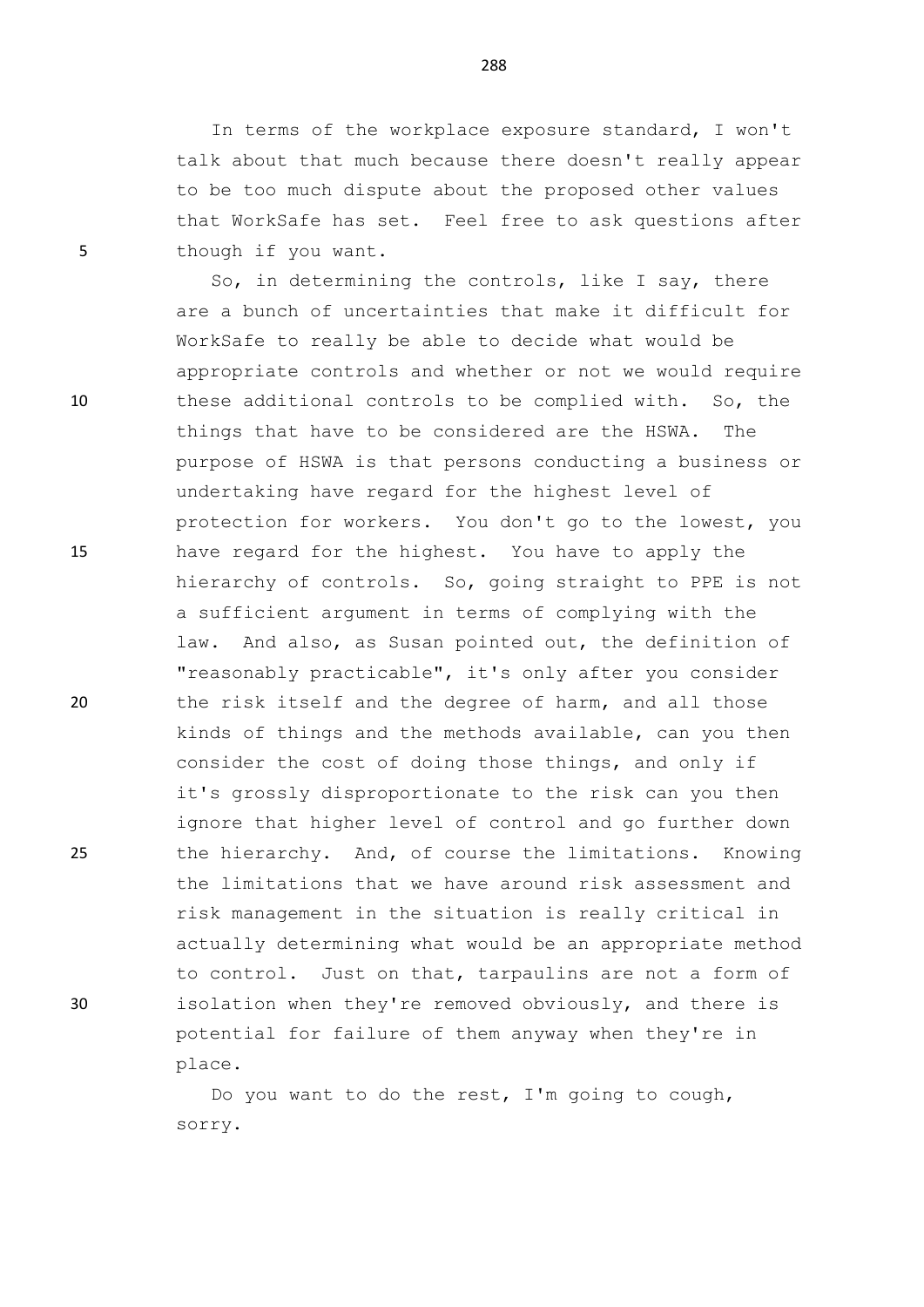In terms of the workplace exposure standard, I won't talk about that much because there doesn't really appear to be too much dispute about the proposed other values that WorkSafe has set. Feel free to ask questions after though if you want.

So, in determining the controls, like I say, there are a bunch of uncertainties that make it difficult for WorkSafe to really be able to decide what would be appropriate controls and whether or not we would require these additional controls to be complied with. So, the things that have to be considered are the HSWA. The purpose of HSWA is that persons conducting a business or undertaking have regard for the highest level of protection for workers. You don't go to the lowest, you have regard for the highest. You have to apply the hierarchy of controls. So, going straight to PPE is not a sufficient argument in terms of complying with the law. And also, as Susan pointed out, the definition of "reasonably practicable", it's only after you consider the risk itself and the degree of harm, and all those kinds of things and the methods available, can you then consider the cost of doing those things, and only if it's grossly disproportionate to the risk can you then ignore that higher level of control and go further down the hierarchy. And, of course the limitations. Knowing the limitations that we have around risk assessment and risk management in the situation is really critical in actually determining what would be an appropriate method to control. Just on that, tarpaulins are not a form of isolation when they're removed obviously, and there is potential for failure of them anyway when they're in place.

Do you want to do the rest, I'm going to cough, sorry.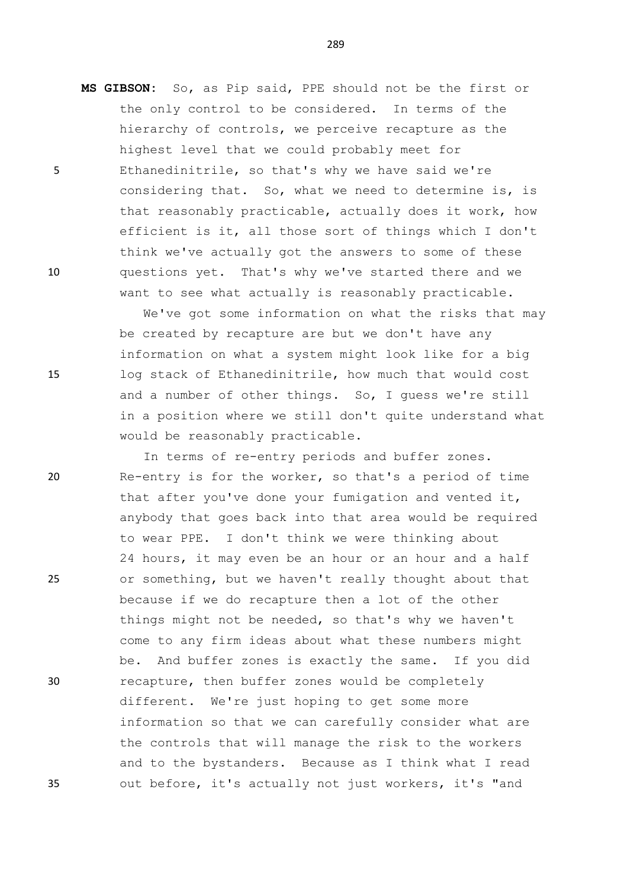**MS GIBSON:** So, as Pip said, PPE should not be the first or the only control to be considered. In terms of the hierarchy of controls, we perceive recapture as the highest level that we could probably meet for Ethanedinitrile, so that's why we have said we're considering that. So, what we need to determine is, is that reasonably practicable, actually does it work, how efficient is it, all those sort of things which I don't think we've actually got the answers to some of these questions yet. That's why we've started there and we want to see what actually is reasonably practicable.

We've got some information on what the risks that may be created by recapture are but we don't have any information on what a system might look like for a big log stack of Ethanedinitrile, how much that would cost and a number of other things. So, I guess we're still in a position where we still don't quite understand what would be reasonably practicable.

In terms of re-entry periods and buffer zones. Re-entry is for the worker, so that's a period of time that after you've done your fumigation and vented it, anybody that goes back into that area would be required to wear PPE. I don't think we were thinking about 24 hours, it may even be an hour or an hour and a half or something, but we haven't really thought about that because if we do recapture then a lot of the other things might not be needed, so that's why we haven't come to any firm ideas about what these numbers might be. And buffer zones is exactly the same. If you did recapture, then buffer zones would be completely different. We're just hoping to get some more information so that we can carefully consider what are the controls that will manage the risk to the workers and to the bystanders. Because as I think what I read out before, it's actually not just workers, it's "and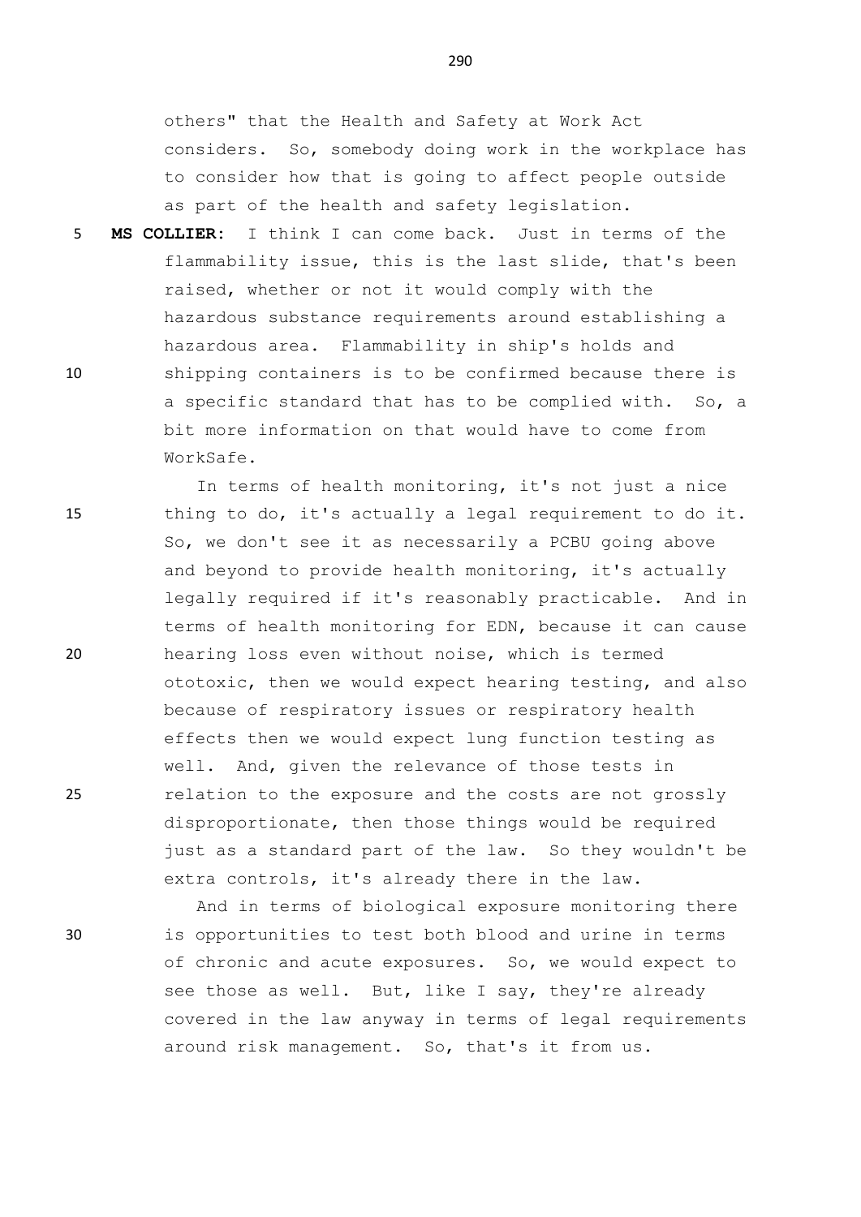others" that the Health and Safety at Work Act considers. So, somebody doing work in the workplace has to consider how that is going to affect people outside as part of the health and safety legislation.

**MS COLLIER:** I think I can come back. Just in terms of the flammability issue, this is the last slide, that's been raised, whether or not it would comply with the hazardous substance requirements around establishing a hazardous area. Flammability in ship's holds and shipping containers is to be confirmed because there is a specific standard that has to be complied with. So, a bit more information on that would have to come from WorkSafe.

In terms of health monitoring, it's not just a nice thing to do, it's actually a legal requirement to do it. So, we don't see it as necessarily a PCBU going above and beyond to provide health monitoring, it's actually legally required if it's reasonably practicable. And in terms of health monitoring for EDN, because it can cause hearing loss even without noise, which is termed ototoxic, then we would expect hearing testing, and also because of respiratory issues or respiratory health effects then we would expect lung function testing as well. And, given the relevance of those tests in relation to the exposure and the costs are not grossly disproportionate, then those things would be required just as a standard part of the law. So they wouldn't be extra controls, it's already there in the law.

And in terms of biological exposure monitoring there is opportunities to test both blood and urine in terms of chronic and acute exposures. So, we would expect to see those as well. But, like I say, they're already covered in the law anyway in terms of legal requirements around risk management. So, that's it from us.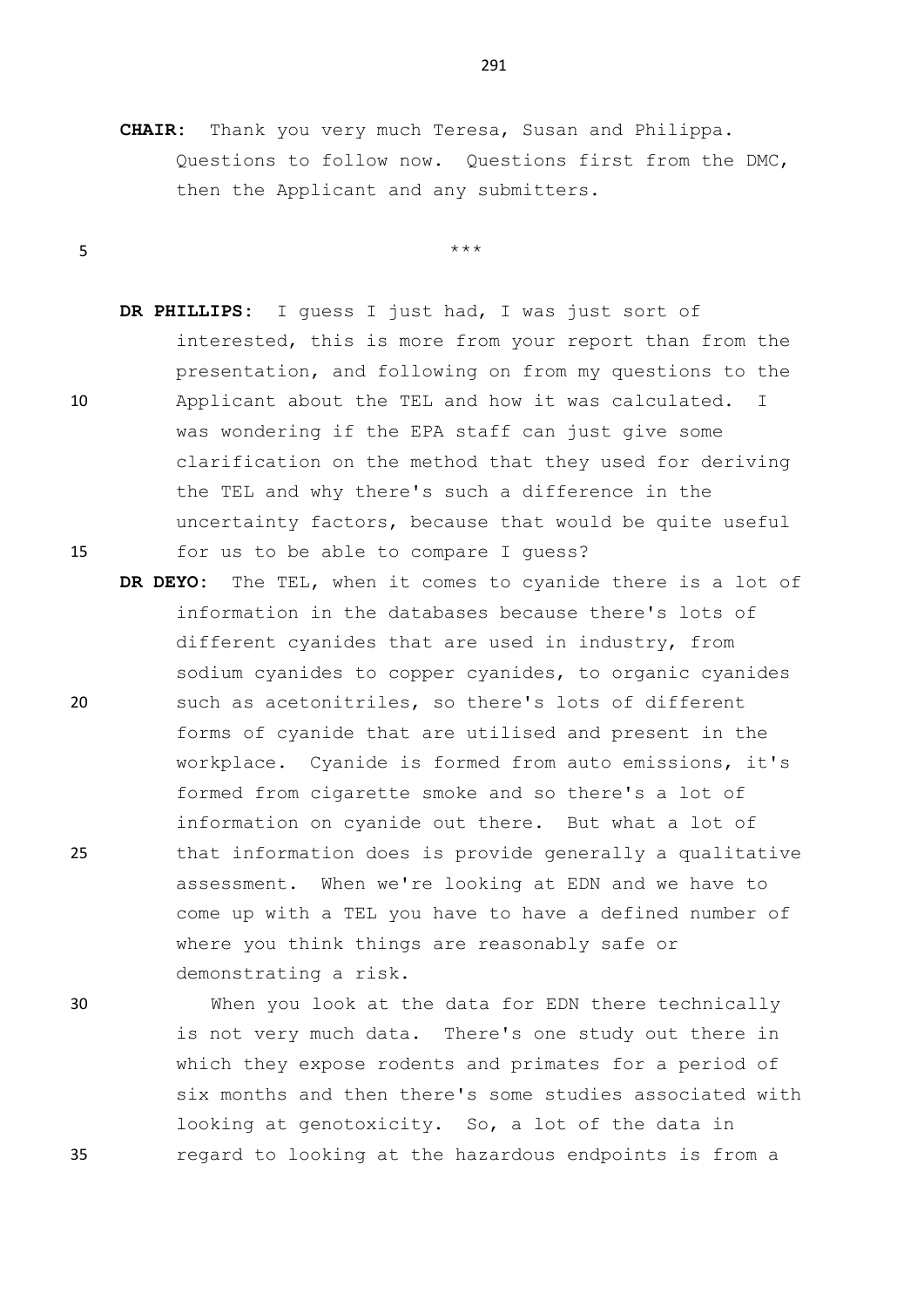**CHAIR:** Thank you very much Teresa, Susan and Philippa. Questions to follow now. Questions first from the DMC, then the Applicant and any submitters.

\*\*\*

**DR PHILLIPS:** I guess I just had, I was just sort of interested, this is more from your report than from the presentation, and following on from my questions to the Applicant about the TEL and how it was calculated. I was wondering if the EPA staff can just give some clarification on the method that they used for deriving the TEL and why there's such a difference in the uncertainty factors, because that would be quite useful for us to be able to compare I guess?

**DR DEYO:** The TEL, when it comes to cyanide there is a lot of information in the databases because there's lots of different cyanides that are used in industry, from sodium cyanides to copper cyanides, to organic cyanides such as acetonitriles, so there's lots of different forms of cyanide that are utilised and present in the workplace. Cyanide is formed from auto emissions, it's formed from cigarette smoke and so there's a lot of information on cyanide out there. But what a lot of that information does is provide generally a qualitative assessment. When we're looking at EDN and we have to come up with a TEL you have to have a defined number of where you think things are reasonably safe or demonstrating a risk.

When you look at the data for EDN there technically is not very much data. There's one study out there in which they expose rodents and primates for a period of six months and then there's some studies associated with looking at genotoxicity. So, a lot of the data in regard to looking at the hazardous endpoints is from a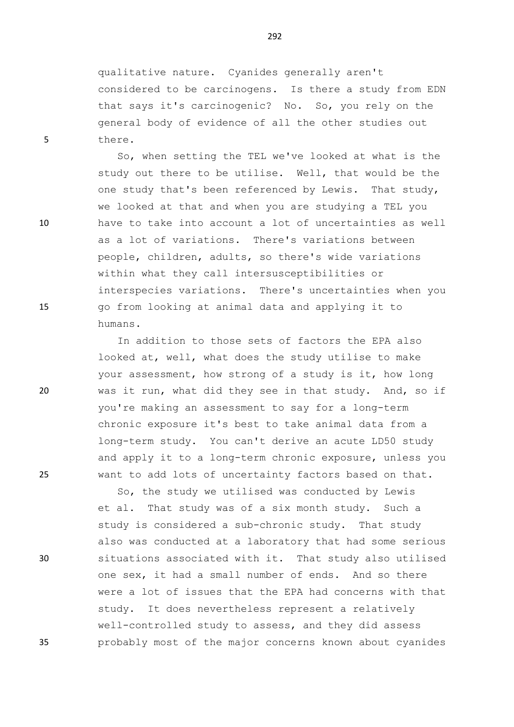qualitative nature. Cyanides generally aren't considered to be carcinogens. Is there a study from EDN that says it's carcinogenic? No. So, you rely on the general body of evidence of all the other studies out there.

So, when setting the TEL we've looked at what is the study out there to be utilise. Well, that would be the one study that's been referenced by Lewis. That study, we looked at that and when you are studying a TEL you have to take into account a lot of uncertainties as well as a lot of variations. There's variations between people, children, adults, so there's wide variations within what they call intersusceptibilities or interspecies variations. There's uncertainties when you go from looking at animal data and applying it to humans.

In addition to those sets of factors the EPA also looked at, well, what does the study utilise to make your assessment, how strong of a study is it, how long was it run, what did they see in that study. And, so if you're making an assessment to say for a long-term chronic exposure it's best to take animal data from a long-term study. You can't derive an acute LD50 study and apply it to a long-term chronic exposure, unless you want to add lots of uncertainty factors based on that.

So, the study we utilised was conducted by Lewis et al. That study was of a six month study. Such a study is considered a sub-chronic study. That study also was conducted at a laboratory that had some serious situations associated with it. That study also utilised one sex, it had a small number of ends. And so there were a lot of issues that the EPA had concerns with that study. It does nevertheless represent a relatively well-controlled study to assess, and they did assess probably most of the major concerns known about cyanides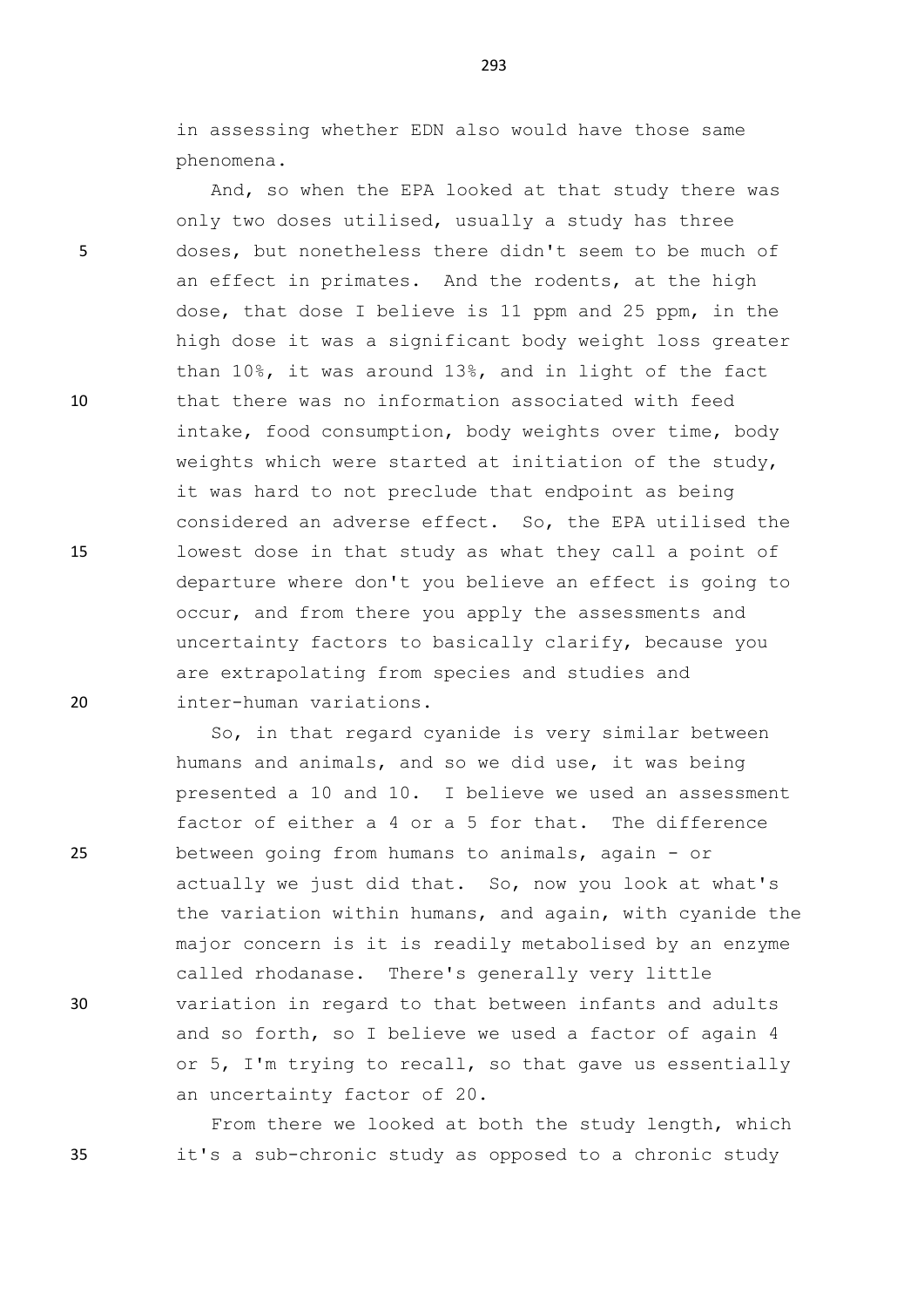in assessing whether EDN also would have those same phenomena.

And, so when the EPA looked at that study there was only two doses utilised, usually a study has three doses, but nonetheless there didn't seem to be much of an effect in primates. And the rodents, at the high dose, that dose I believe is 11 ppm and 25 ppm, in the high dose it was a significant body weight loss greater than 10%, it was around 13%, and in light of the fact that there was no information associated with feed intake, food consumption, body weights over time, body weights which were started at initiation of the study, it was hard to not preclude that endpoint as being considered an adverse effect. So, the EPA utilised the lowest dose in that study as what they call a point of departure where don't you believe an effect is going to occur, and from there you apply the assessments and uncertainty factors to basically clarify, because you are extrapolating from species and studies and inter-human variations.

So, in that regard cyanide is very similar between humans and animals, and so we did use, it was being presented a 10 and 10. I believe we used an assessment factor of either a 4 or a 5 for that. The difference between going from humans to animals, again - or actually we just did that. So, now you look at what's the variation within humans, and again, with cyanide the major concern is it is readily metabolised by an enzyme called rhodanase. There's generally very little variation in regard to that between infants and adults and so forth, so I believe we used a factor of again 4 or 5, I'm trying to recall, so that gave us essentially an uncertainty factor of 20.

From there we looked at both the study length, which it's a sub-chronic study as opposed to a chronic study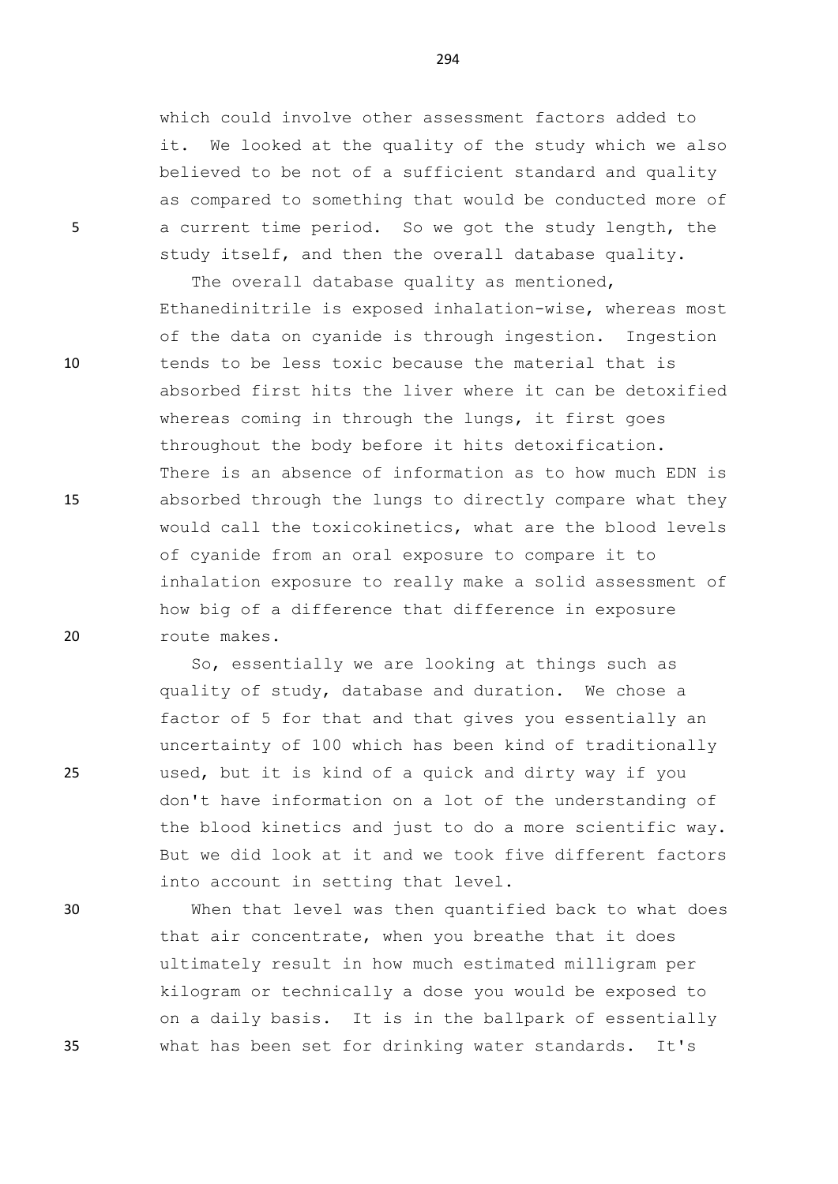which could involve other assessment factors added to it. We looked at the quality of the study which we also believed to be not of a sufficient standard and quality as compared to something that would be conducted more of a current time period. So we got the study length, the study itself, and then the overall database quality.

The overall database quality as mentioned, Ethanedinitrile is exposed inhalation-wise, whereas most of the data on cyanide is through ingestion. Ingestion tends to be less toxic because the material that is absorbed first hits the liver where it can be detoxified whereas coming in through the lungs, it first goes throughout the body before it hits detoxification. There is an absence of information as to how much EDN is absorbed through the lungs to directly compare what they would call the toxicokinetics, what are the blood levels of cyanide from an oral exposure to compare it to inhalation exposure to really make a solid assessment of how big of a difference that difference in exposure route makes.

So, essentially we are looking at things such as quality of study, database and duration. We chose a factor of 5 for that and that gives you essentially an uncertainty of 100 which has been kind of traditionally used, but it is kind of a quick and dirty way if you don't have information on a lot of the understanding of the blood kinetics and just to do a more scientific way. But we did look at it and we took five different factors into account in setting that level.

When that level was then quantified back to what does that air concentrate, when you breathe that it does ultimately result in how much estimated milligram per kilogram or technically a dose you would be exposed to on a daily basis. It is in the ballpark of essentially what has been set for drinking water standards. It's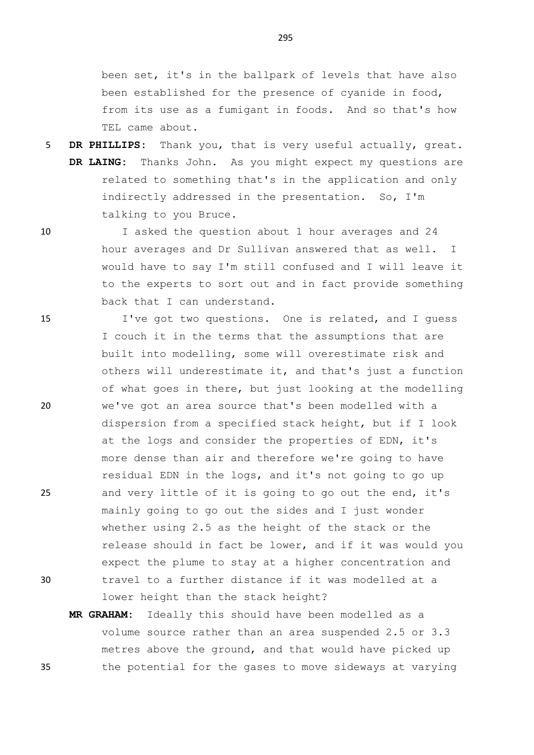been set, it's in the ballpark of levels that have also been established for the presence of cyanide in food, from its use as a fumigant in foods. And so that's how TEL came about.

**DR PHILLIPS:** Thank you, that is very useful actually, great.

**DR LAING:** Thanks John. As you might expect my questions are related to something that's in the application and only indirectly addressed in the presentation. So, I'm talking to you Bruce.

I asked the question about 1 hour averages and 24 hour averages and Dr Sullivan answered that as well. I would have to say I'm still confused and I will leave it to the experts to sort out and in fact provide something back that I can understand.

I've got two questions. One is related, and I guess I couch it in the terms that the assumptions that are built into modelling, some will overestimate risk and others will underestimate it, and that's just a function of what goes in there, but just looking at the modelling we've got an area source that's been modelled with a dispersion from a specified stack height, but if I look at the logs and consider the properties of EDN, it's more dense than air and therefore we're going to have residual EDN in the logs, and it's not going to go up and very little of it is going to go out the end, it's mainly going to go out the sides and I just wonder whether using 2.5 as the height of the stack or the release should in fact be lower, and if it was would you expect the plume to stay at a higher concentration and travel to a further distance if it was modelled at a lower height than the stack height?

**MR GRAHAM:** Ideally this should have been modelled as a volume source rather than an area suspended 2.5 or 3.3 metres above the ground, and that would have picked up the potential for the gases to move sideways at varying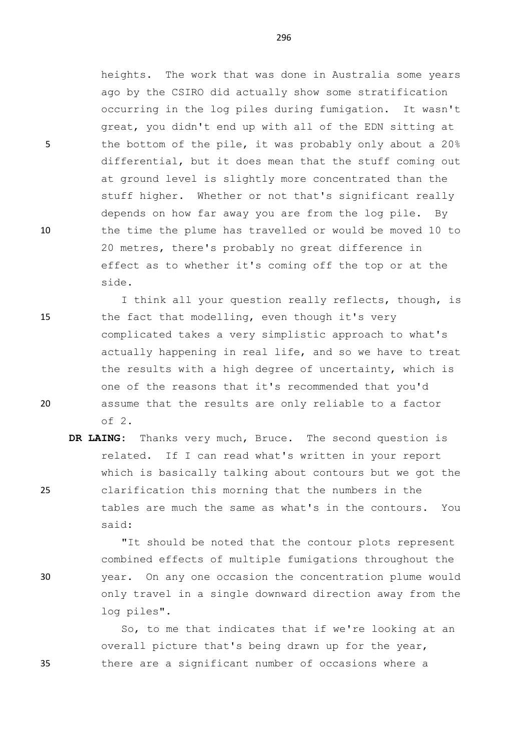heights. The work that was done in Australia some years ago by the CSIRO did actually show some stratification occurring in the log piles during fumigation. It wasn't great, you didn't end up with all of the EDN sitting at the bottom of the pile, it was probably only about a 20% differential, but it does mean that the stuff coming out at ground level is slightly more concentrated than the stuff higher. Whether or not that's significant really depends on how far away you are from the log pile. By the time the plume has travelled or would be moved 10 to 20 metres, there's probably no great difference in effect as to whether it's coming off the top or at the side.

I think all your question really reflects, though, is the fact that modelling, even though it's very complicated takes a very simplistic approach to what's actually happening in real life, and so we have to treat the results with a high degree of uncertainty, which is one of the reasons that it's recommended that you'd assume that the results are only reliable to a factor of 2.

**DR LAING:** Thanks very much, Bruce. The second question is related. If I can read what's written in your report which is basically talking about contours but we got the clarification this morning that the numbers in the tables are much the same as what's in the contours. You said:

"It should be noted that the contour plots represent combined effects of multiple fumigations throughout the year. On any one occasion the concentration plume would only travel in a single downward direction away from the log piles".

So, to me that indicates that if we're looking at an overall picture that's being drawn up for the year, there are a significant number of occasions where a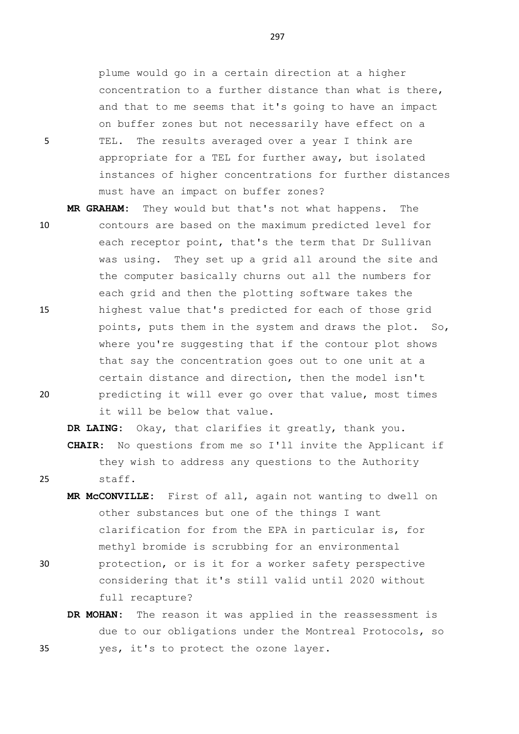plume would go in a certain direction at a higher concentration to a further distance than what is there, and that to me seems that it's going to have an impact on buffer zones but not necessarily have effect on a TEL. The results averaged over a year I think are appropriate for a TEL for further away, but isolated instances of higher concentrations for further distances must have an impact on buffer zones?

**MR GRAHAM:** They would but that's not what happens. The contours are based on the maximum predicted level for each receptor point, that's the term that Dr Sullivan was using. They set up a grid all around the site and the computer basically churns out all the numbers for each grid and then the plotting software takes the highest value that's predicted for each of those grid points, puts them in the system and draws the plot. So, where you're suggesting that if the contour plot shows that say the concentration goes out to one unit at a certain distance and direction, then the model isn't predicting it will ever go over that value, most times it will be below that value.

**DR LAING:** Okay, that clarifies it greatly, thank you.

**CHAIR:** No questions from me so I'll invite the Applicant if they wish to address any questions to the Authority staff.

**MR McCONVILLE:** First of all, again not wanting to dwell on other substances but one of the things I want clarification for from the EPA in particular is, for methyl bromide is scrubbing for an environmental protection, or is it for a worker safety perspective considering that it's still valid until 2020 without full recapture?

**DR MOHAN:** The reason it was applied in the reassessment is due to our obligations under the Montreal Protocols, so yes, it's to protect the ozone layer.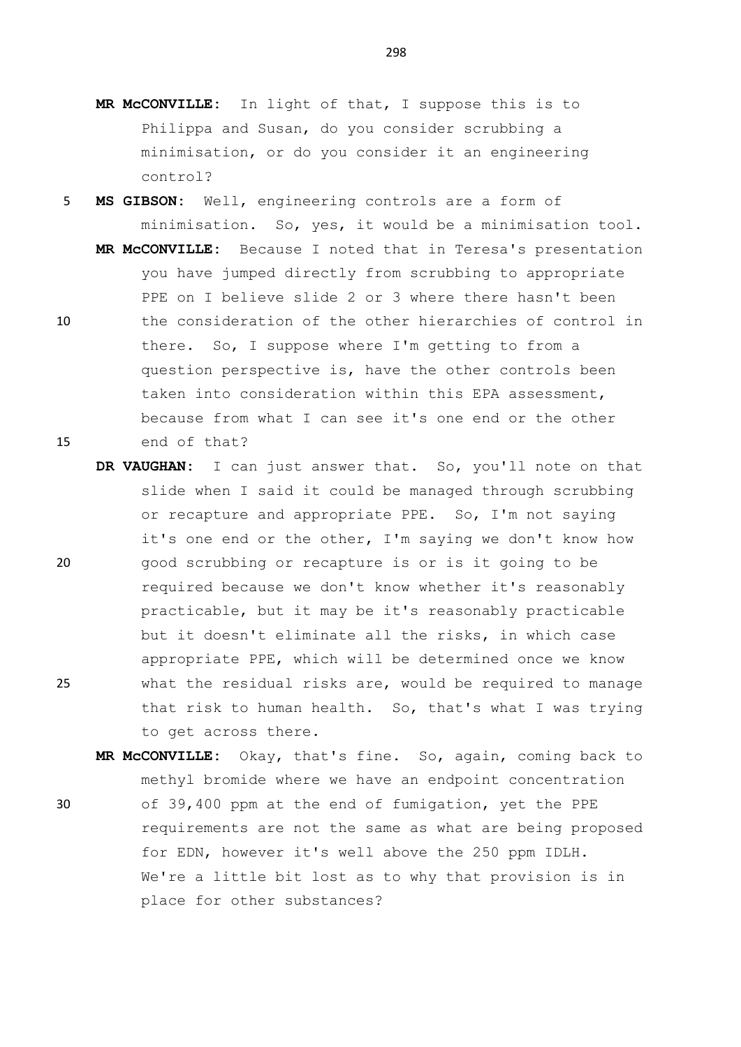**MR McCONVILLE:** In light of that, I suppose this is to Philippa and Susan, do you consider scrubbing a minimisation, or do you consider it an engineering control?

**MS GIBSON:** Well, engineering controls are a form of minimisation. So, yes, it would be a minimisation tool.

**MR McCONVILLE:** Because I noted that in Teresa's presentation you have jumped directly from scrubbing to appropriate PPE on I believe slide 2 or 3 where there hasn't been the consideration of the other hierarchies of control in there. So, I suppose where I'm getting to from a question perspective is, have the other controls been taken into consideration within this EPA assessment, because from what I can see it's one end or the other end of that?

**DR VAUGHAN:** I can just answer that. So, you'll note on that slide when I said it could be managed through scrubbing or recapture and appropriate PPE. So, I'm not saying it's one end or the other, I'm saying we don't know how good scrubbing or recapture is or is it going to be required because we don't know whether it's reasonably practicable, but it may be it's reasonably practicable but it doesn't eliminate all the risks, in which case appropriate PPE, which will be determined once we know what the residual risks are, would be required to manage that risk to human health. So, that's what I was trying to get across there.

**MR McCONVILLE:** Okay, that's fine. So, again, coming back to methyl bromide where we have an endpoint concentration of 39,400 ppm at the end of fumigation, yet the PPE requirements are not the same as what are being proposed for EDN, however it's well above the 250 ppm IDLH. We're a little bit lost as to why that provision is in place for other substances?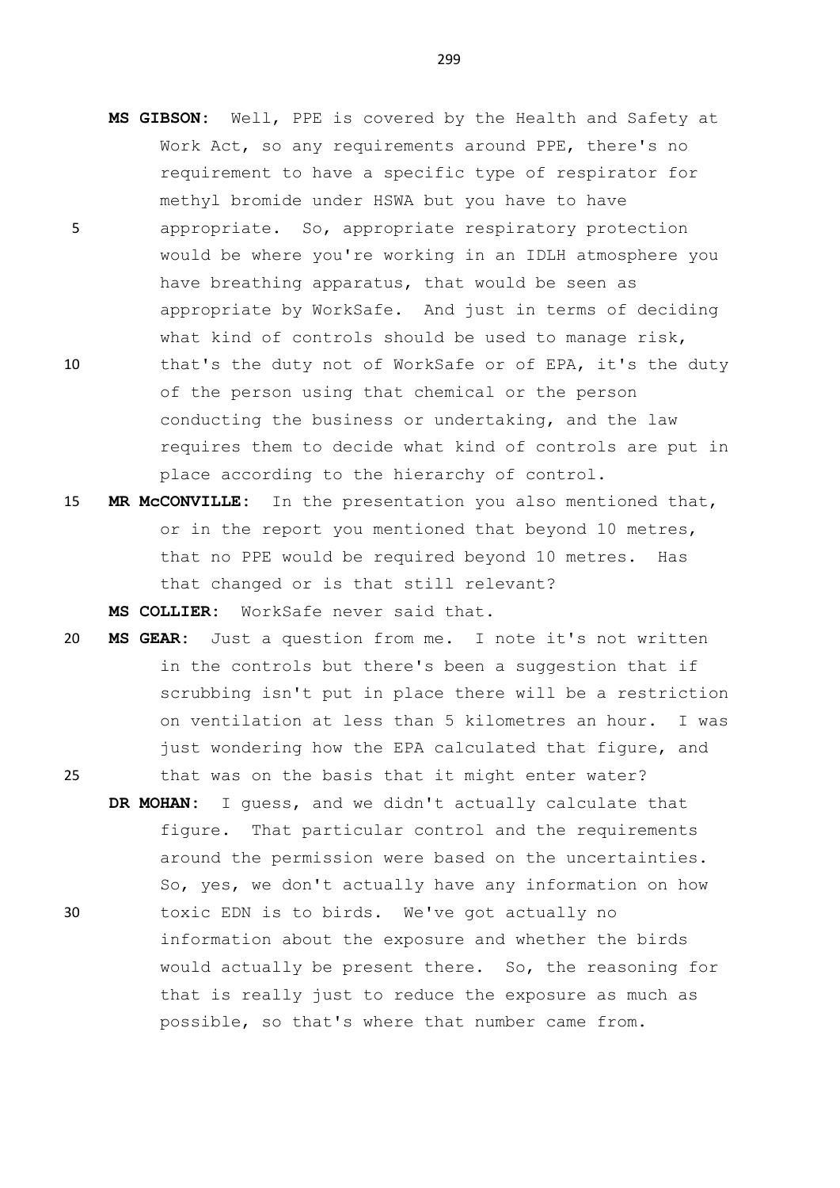**MS GIBSON:** Well, PPE is covered by the Health and Safety at Work Act, so any requirements around PPE, there's no requirement to have a specific type of respirator for methyl bromide under HSWA but you have to have appropriate. So, appropriate respiratory protection would be where you're working in an IDLH atmosphere you have breathing apparatus, that would be seen as appropriate by WorkSafe. And just in terms of deciding what kind of controls should be used to manage risk, that's the duty not of WorkSafe or of EPA, it's the duty of the person using that chemical or the person conducting the business or undertaking, and the law requires them to decide what kind of controls are put in place according to the hierarchy of control.

**MR McCONVILLE:** In the presentation you also mentioned that, or in the report you mentioned that beyond 10 metres, that no PPE would be required beyond 10 metres. Has that changed or is that still relevant?

**MS COLLIER:** WorkSafe never said that.

**MS GEAR:** Just a question from me. I note it's not written in the controls but there's been a suggestion that if scrubbing isn't put in place there will be a restriction on ventilation at less than 5 kilometres an hour. I was just wondering how the EPA calculated that figure, and that was on the basis that it might enter water?

**DR MOHAN:** I guess, and we didn't actually calculate that figure. That particular control and the requirements around the permission were based on the uncertainties. So, yes, we don't actually have any information on how toxic EDN is to birds. We've got actually no information about the exposure and whether the birds would actually be present there. So, the reasoning for that is really just to reduce the exposure as much as possible, so that's where that number came from.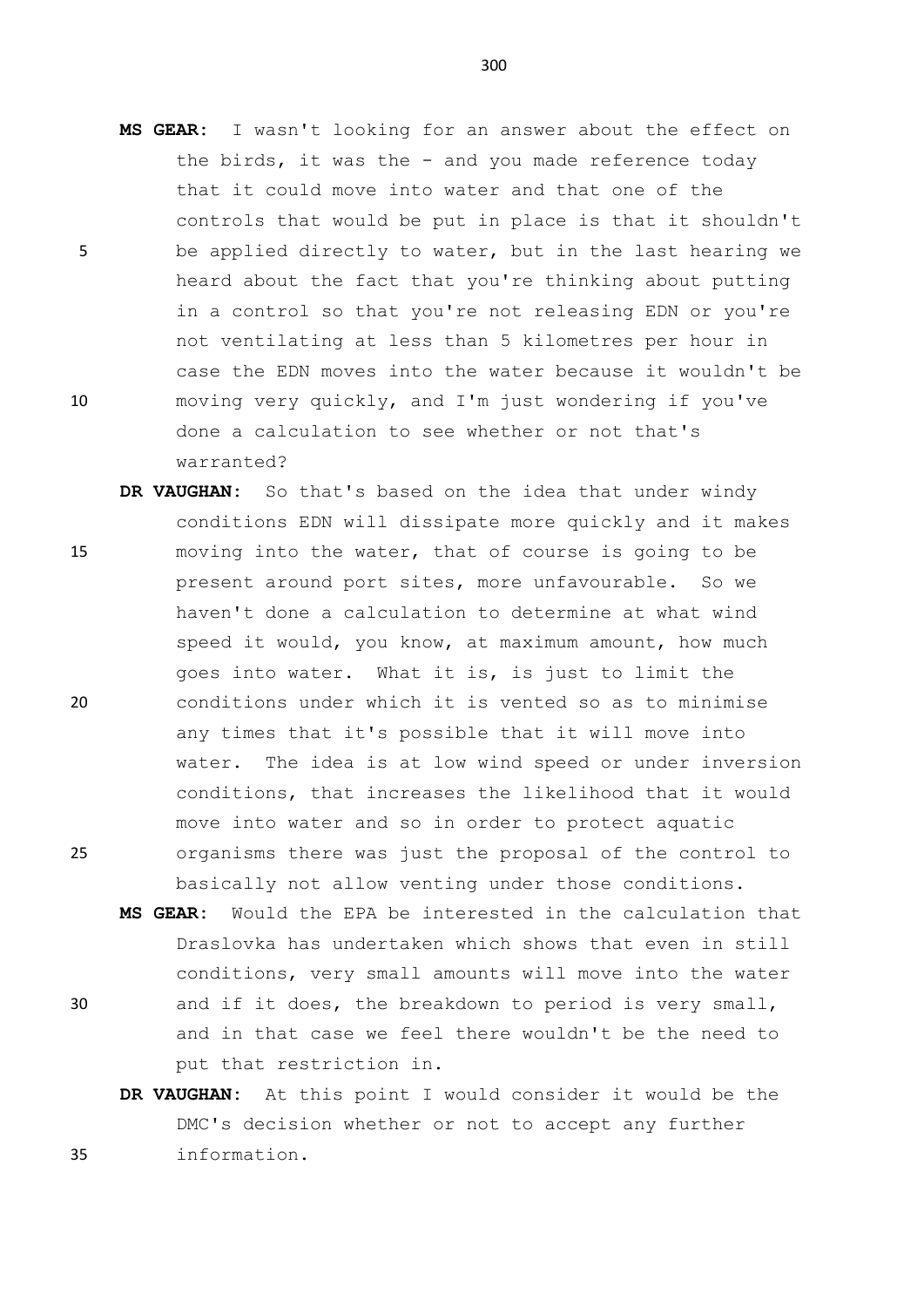**MS GEAR:** I wasn't looking for an answer about the effect on the birds, it was the - and you made reference today that it could move into water and that one of the controls that would be put in place is that it shouldn't be applied directly to water, but in the last hearing we heard about the fact that you're thinking about putting in a control so that you're not releasing EDN or you're not ventilating at less than 5 kilometres per hour in case the EDN moves into the water because it wouldn't be moving very quickly, and I'm just wondering if you've done a calculation to see whether or not that's warranted?

**DR VAUGHAN:** So that's based on the idea that under windy conditions EDN will dissipate more quickly and it makes moving into the water, that of course is going to be present around port sites, more unfavourable. So we haven't done a calculation to determine at what wind speed it would, you know, at maximum amount, how much goes into water. What it is, is just to limit the conditions under which it is vented so as to minimise any times that it's possible that it will move into water. The idea is at low wind speed or under inversion conditions, that increases the likelihood that it would move into water and so in order to protect aquatic organisms there was just the proposal of the control to basically not allow venting under those conditions.

**MS GEAR:** Would the EPA be interested in the calculation that Draslovka has undertaken which shows that even in still conditions, very small amounts will move into the water and if it does, the breakdown to period is very small, and in that case we feel there wouldn't be the need to put that restriction in.

**DR VAUGHAN:** At this point I would consider it would be the DMC's decision whether or not to accept any further information.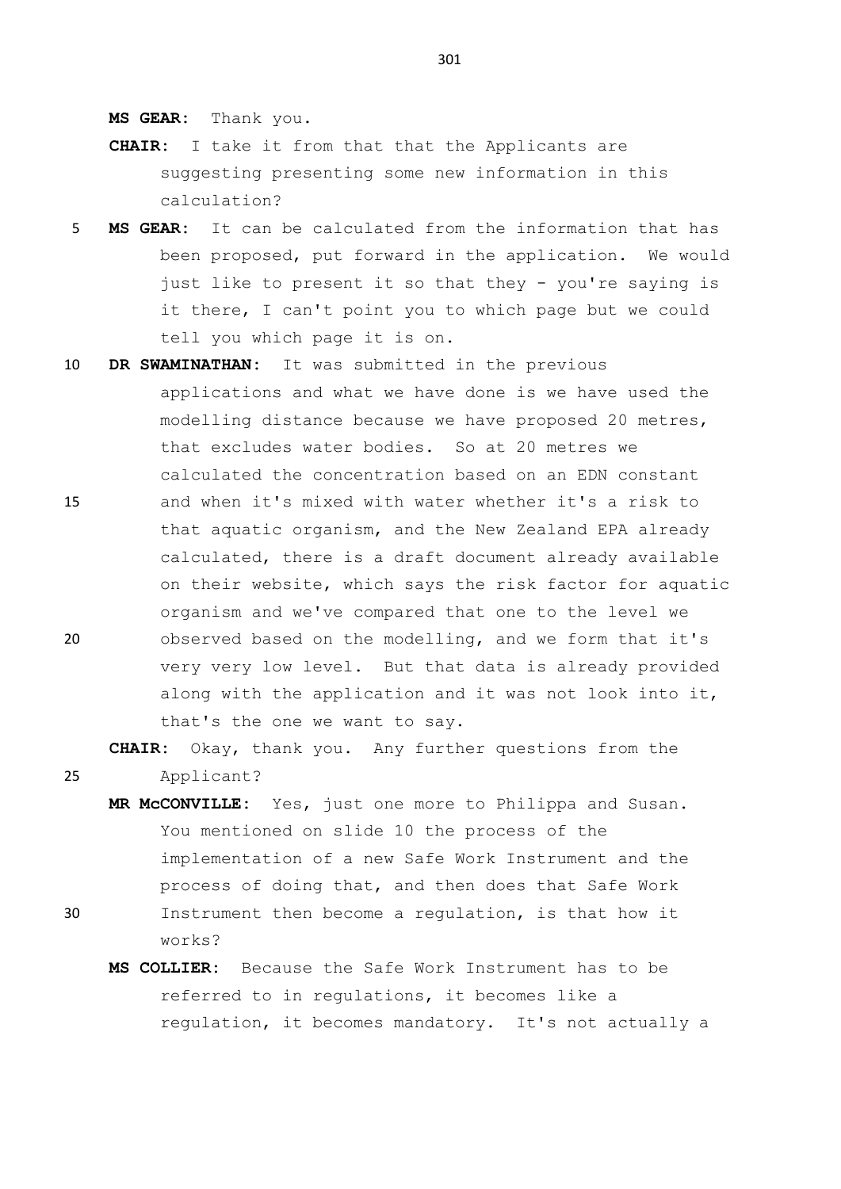**MS GEAR:** Thank you.

**CHAIR:** I take it from that that the Applicants are suggesting presenting some new information in this calculation?

**MS GEAR:** It can be calculated from the information that has been proposed, put forward in the application. We would just like to present it so that they - you're saying is it there, I can't point you to which page but we could tell you which page it is on.

**DR SWAMINATHAN:** It was submitted in the previous applications and what we have done is we have used the modelling distance because we have proposed 20 metres, that excludes water bodies. So at 20 metres we calculated the concentration based on an EDN constant and when it's mixed with water whether it's a risk to that aquatic organism, and the New Zealand EPA already calculated, there is a draft document already available on their website, which says the risk factor for aquatic organism and we've compared that one to the level we observed based on the modelling, and we form that it's very very low level. But that data is already provided along with the application and it was not look into it, that's the one we want to say.

**CHAIR:** Okay, thank you. Any further questions from the Applicant?

**MR McCONVILLE:** Yes, just one more to Philippa and Susan. You mentioned on slide 10 the process of the implementation of a new Safe Work Instrument and the process of doing that, and then does that Safe Work Instrument then become a regulation, is that how it works?

**MS COLLIER:** Because the Safe Work Instrument has to be referred to in regulations, it becomes like a regulation, it becomes mandatory. It's not actually a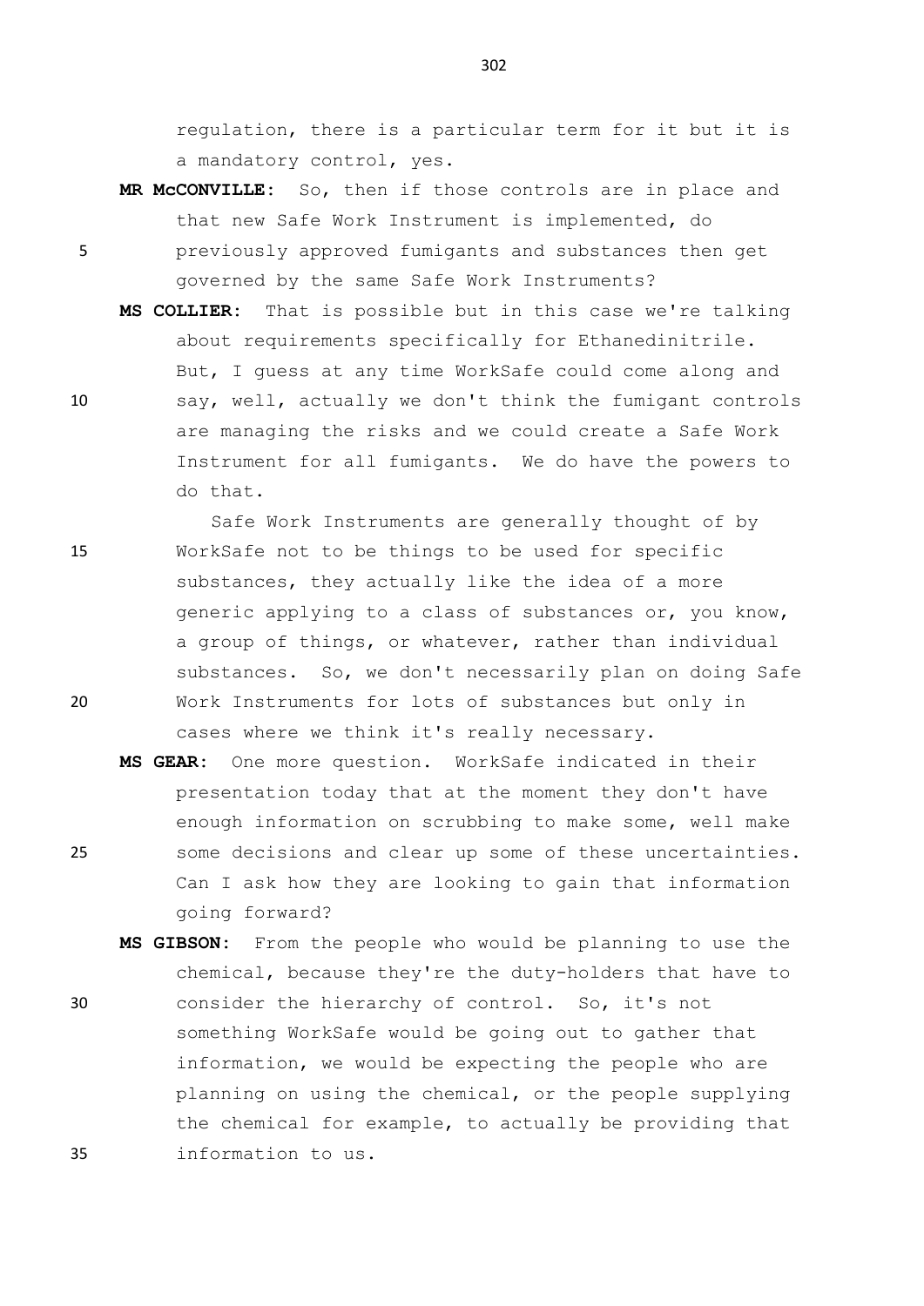regulation, there is a particular term for it but it is a mandatory control, yes.

**MR McCONVILLE:** So, then if those controls are in place and that new Safe Work Instrument is implemented, do previously approved fumigants and substances then get governed by the same Safe Work Instruments?

**MS COLLIER:** That is possible but in this case we're talking about requirements specifically for Ethanedinitrile. But, I guess at any time WorkSafe could come along and say, well, actually we don't think the fumigant controls are managing the risks and we could create a Safe Work Instrument for all fumigants. We do have the powers to do that.

Safe Work Instruments are generally thought of by WorkSafe not to be things to be used for specific substances, they actually like the idea of a more generic applying to a class of substances or, you know, a group of things, or whatever, rather than individual substances. So, we don't necessarily plan on doing Safe Work Instruments for lots of substances but only in cases where we think it's really necessary.

**MS GEAR:** One more question. WorkSafe indicated in their presentation today that at the moment they don't have enough information on scrubbing to make some, well make some decisions and clear up some of these uncertainties. Can I ask how they are looking to gain that information going forward?

**MS GIBSON:** From the people who would be planning to use the chemical, because they're the duty-holders that have to consider the hierarchy of control. So, it's not something WorkSafe would be going out to gather that information, we would be expecting the people who are planning on using the chemical, or the people supplying the chemical for example, to actually be providing that information to us.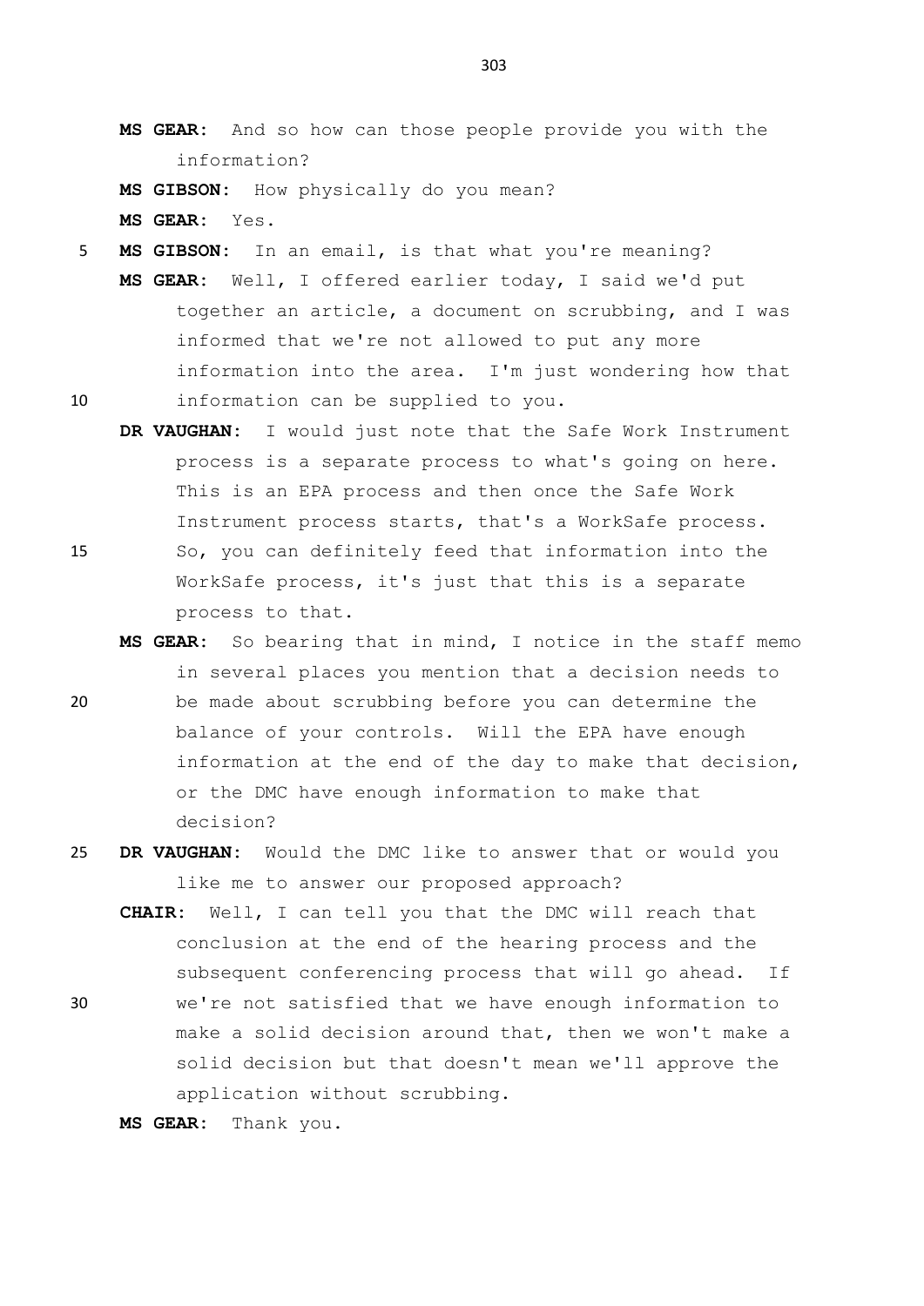**MS GEAR:** And so how can those people provide you with the information?

**MS GIBSON:** How physically do you mean?

**MS GEAR:** Yes.

**MS GIBSON:** In an email, is that what you're meaning?

**MS GEAR:** Well, I offered earlier today, I said we'd put together an article, a document on scrubbing, and I was informed that we're not allowed to put any more information into the area. I'm just wondering how that information can be supplied to you.

**DR VAUGHAN:** I would just note that the Safe Work Instrument process is a separate process to what's going on here. This is an EPA process and then once the Safe Work Instrument process starts, that's a WorkSafe process. So, you can definitely feed that information into the WorkSafe process, it's just that this is a separate process to that.

**MS GEAR:** So bearing that in mind, I notice in the staff memo in several places you mention that a decision needs to be made about scrubbing before you can determine the balance of your controls. Will the EPA have enough information at the end of the day to make that decision, or the DMC have enough information to make that decision?

**DR VAUGHAN:** Would the DMC like to answer that or would you like me to answer our proposed approach?

**CHAIR:** Well, I can tell you that the DMC will reach that conclusion at the end of the hearing process and the subsequent conferencing process that will go ahead. If we're not satisfied that we have enough information to make a solid decision around that, then we won't make a solid decision but that doesn't mean we'll approve the application without scrubbing.

**MS GEAR:** Thank you.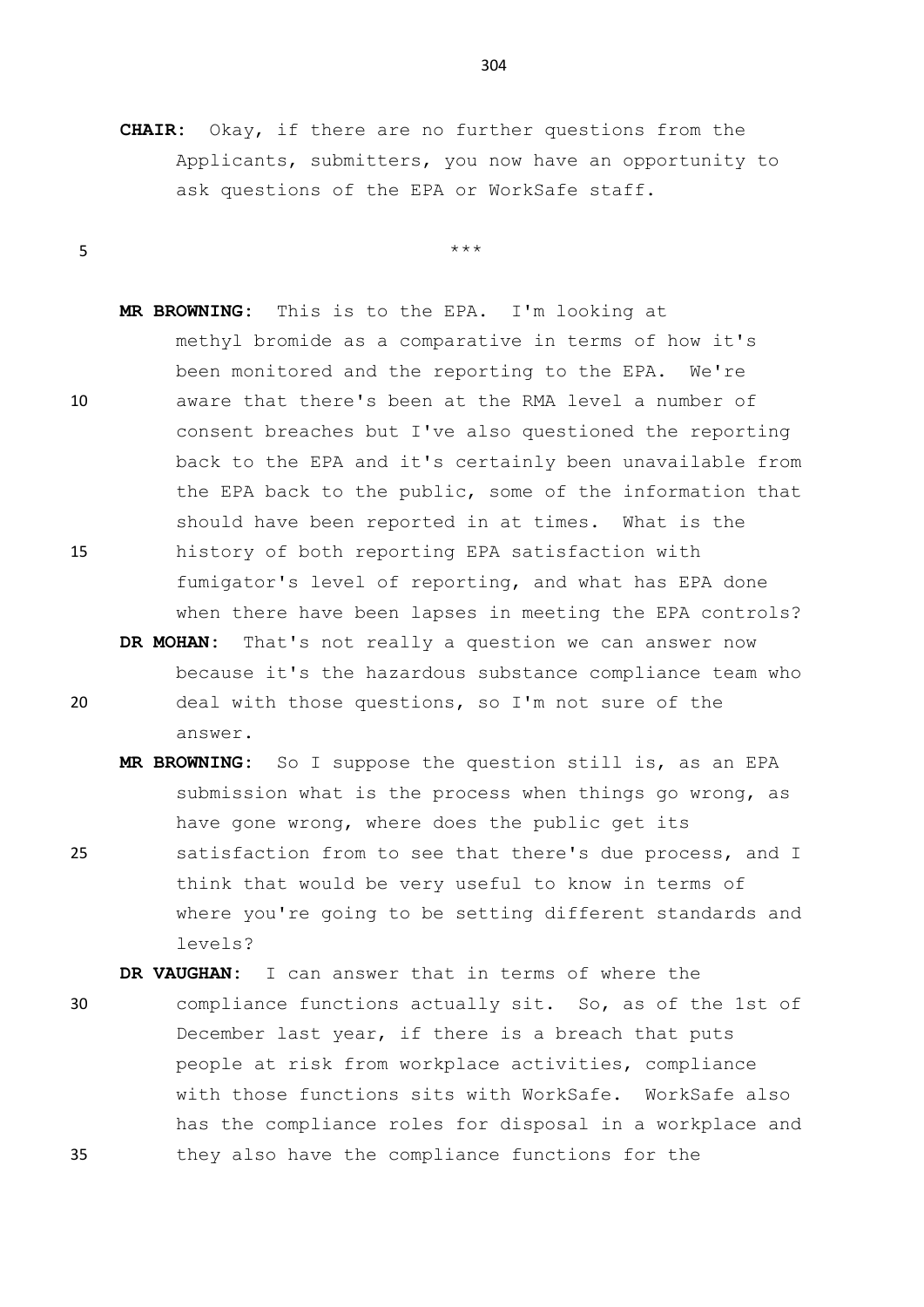**CHAIR:** Okay, if there are no further questions from the Applicants, submitters, you now have an opportunity to ask questions of the EPA or WorkSafe staff.

***

**MR BROWNING:** This is to the EPA. I'm looking at methyl bromide as a comparative in terms of how it's been monitored and the reporting to the EPA. We're aware that there's been at the RMA level a number of consent breaches but I've also questioned the reporting back to the EPA and it's certainly been unavailable from the EPA back to the public, some of the information that should have been reported in at times. What is the history of both reporting EPA satisfaction with fumigator's level of reporting, and what has EPA done when there have been lapses in meeting the EPA controls?

**DR MOHAN:** That's not really a question we can answer now because it's the hazardous substance compliance team who deal with those questions, so I'm not sure of the answer.

**MR BROWNING:** So I suppose the question still is, as an EPA submission what is the process when things go wrong, as have gone wrong, where does the public get its satisfaction from to see that there's due process, and I think that would be very useful to know in terms of where you're going to be setting different standards and levels?

**DR VAUGHAN:** I can answer that in terms of where the compliance functions actually sit. So, as of the 1st of December last year, if there is a breach that puts people at risk from workplace activities, compliance with those functions sits with WorkSafe. WorkSafe also has the compliance roles for disposal in a workplace and they also have the compliance functions for the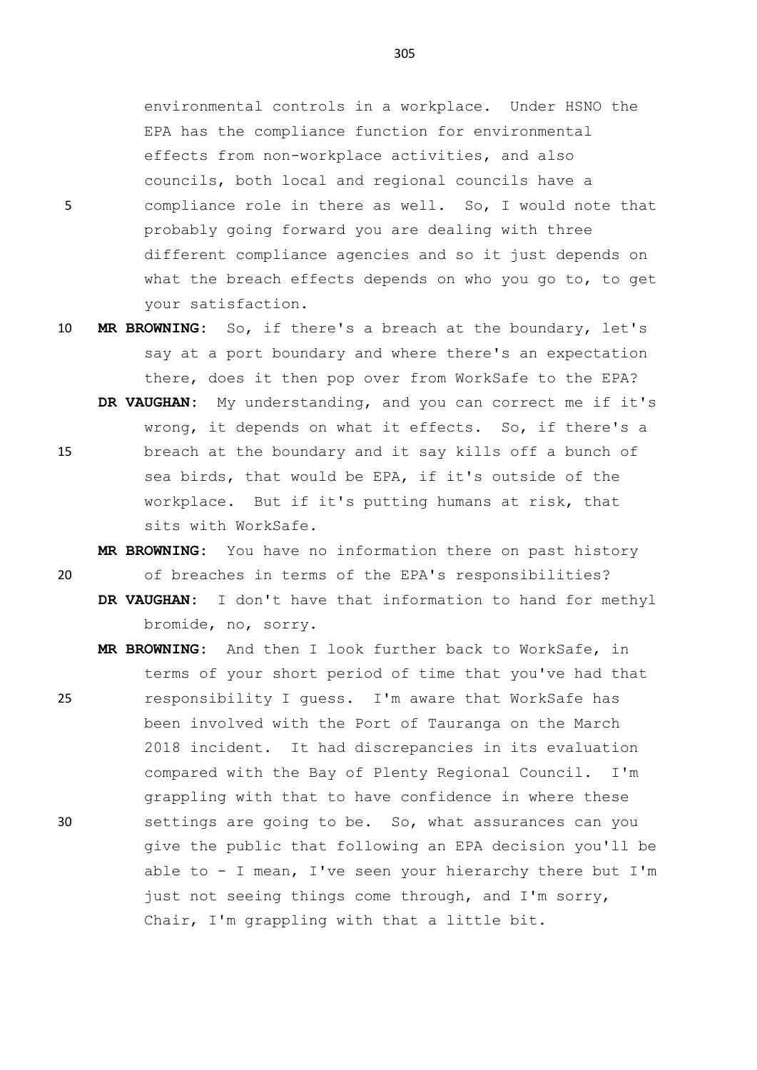environmental controls in a workplace. Under HSNO the EPA has the compliance function for environmental effects from non-workplace activities, and also councils, both local and regional councils have a compliance role in there as well. So, I would note that probably going forward you are dealing with three different compliance agencies and so it just depends on what the breach effects depends on who you go to, to get your satisfaction.

**MR BROWNING:** So, if there's a breach at the boundary, let's say at a port boundary and where there's an expectation there, does it then pop over from WorkSafe to the EPA?

**DR VAUGHAN:** My understanding, and you can correct me if it's wrong, it depends on what it effects. So, if there's a breach at the boundary and it say kills off a bunch of sea birds, that would be EPA, if it's outside of the workplace. But if it's putting humans at risk, that sits with WorkSafe.

**MR BROWNING:** You have no information there on past history of breaches in terms of the EPA's responsibilities?

**DR VAUGHAN:** I don't have that information to hand for methyl bromide, no, sorry.

**MR BROWNING:** And then I look further back to WorkSafe, in terms of your short period of time that you've had that responsibility I guess. I'm aware that WorkSafe has been involved with the Port of Tauranga on the March 2018 incident. It had discrepancies in its evaluation compared with the Bay of Plenty Regional Council. I'm grappling with that to have confidence in where these settings are going to be. So, what assurances can you give the public that following an EPA decision you'll be able to - I mean, I've seen your hierarchy there but I'm just not seeing things come through, and I'm sorry, Chair, I'm grappling with that a little bit.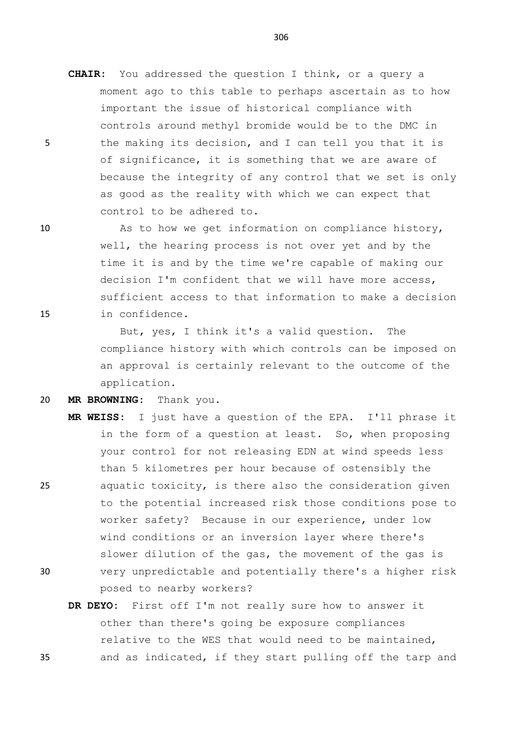**CHAIR:** You addressed the question I think, or a query a moment ago to this table to perhaps ascertain as to how important the issue of historical compliance with controls around methyl bromide would be to the DMC in the making its decision, and I can tell you that it is of significance, it is something that we are aware of because the integrity of any control that we set is only as good as the reality with which we can expect that control to be adhered to.

As to how we get information on compliance history, well, the hearing process is not over yet and by the time it is and by the time we're capable of making our decision I'm confident that we will have more access, sufficient access to that information to make a decision in confidence.

But, yes, I think it's a valid question. The compliance history with which controls can be imposed on an approval is certainly relevant to the outcome of the application.

**MR BROWNING:** Thank you.

**MR WEISS:** I just have a question of the EPA. I'll phrase it in the form of a question at least. So, when proposing your control for not releasing EDN at wind speeds less than 5 kilometres per hour because of ostensibly the aquatic toxicity, is there also the consideration given to the potential increased risk those conditions pose to worker safety? Because in our experience, under low wind conditions or an inversion layer where there's slower dilution of the gas, the movement of the gas is very unpredictable and potentially there's a higher risk posed to nearby workers?

**DR DEYO:** First off I'm not really sure how to answer it other than there's going be exposure compliances relative to the WES that would need to be maintained, and as indicated, if they start pulling off the tarp and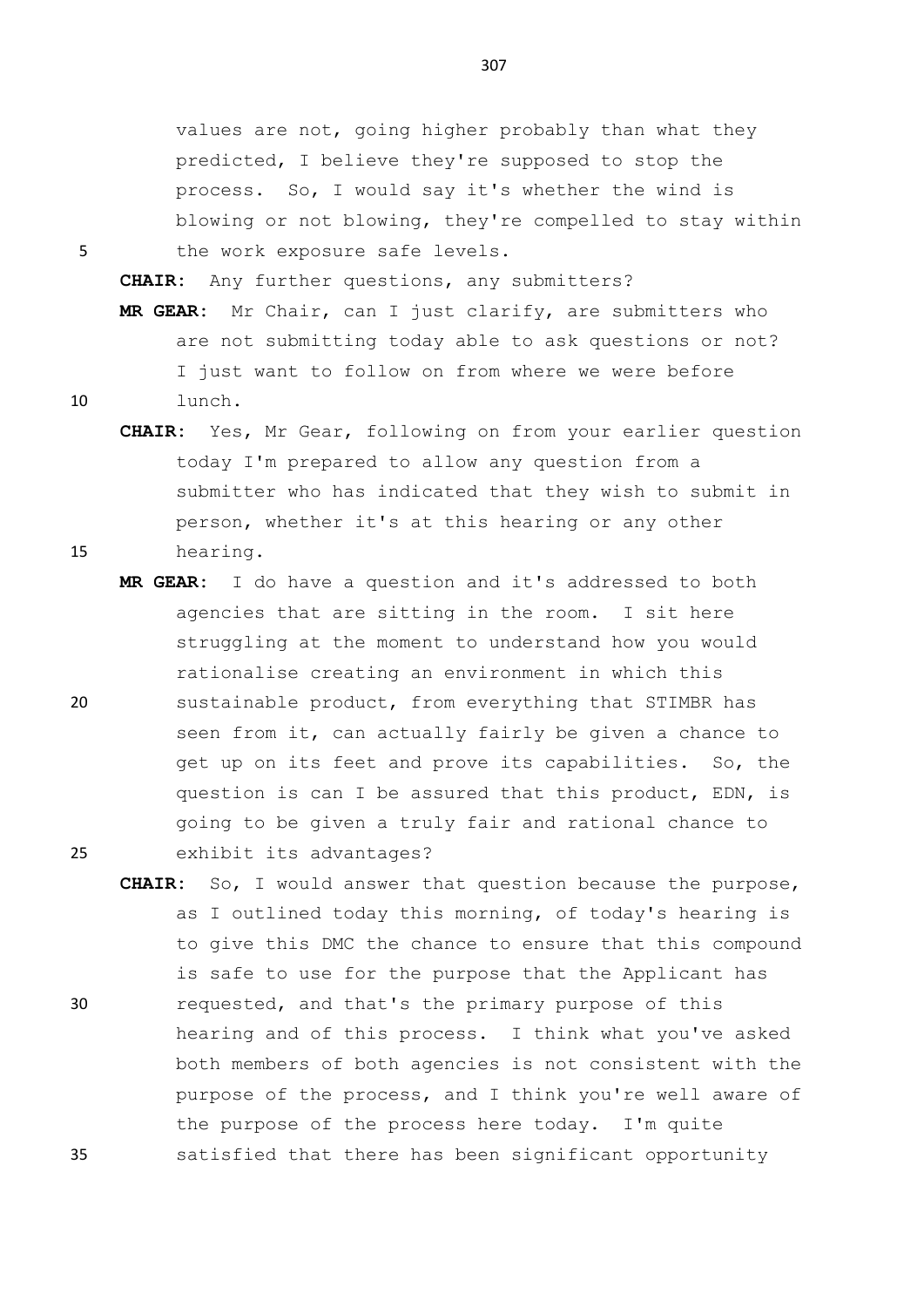values are not, going higher probably than what they predicted, I believe they're supposed to stop the process. So, I would say it's whether the wind is blowing or not blowing, they're compelled to stay within the work exposure safe levels.

**CHAIR:** Any further questions, any submitters?

**MR GEAR:** Mr Chair, can I just clarify, are submitters who are not submitting today able to ask questions or not? I just want to follow on from where we were before lunch.

**CHAIR:** Yes, Mr Gear, following on from your earlier question today I'm prepared to allow any question from a submitter who has indicated that they wish to submit in person, whether it's at this hearing or any other hearing.

**MR GEAR:** I do have a question and it's addressed to both agencies that are sitting in the room. I sit here struggling at the moment to understand how you would rationalise creating an environment in which this sustainable product, from everything that STIMBR has seen from it, can actually fairly be given a chance to get up on its feet and prove its capabilities. So, the question is can I be assured that this product, EDN, is going to be given a truly fair and rational chance to exhibit its advantages?

**CHAIR:** So, I would answer that question because the purpose, as I outlined today this morning, of today's hearing is to give this DMC the chance to ensure that this compound is safe to use for the purpose that the Applicant has requested, and that's the primary purpose of this hearing and of this process. I think what you've asked both members of both agencies is not consistent with the purpose of the process, and I think you're well aware of the purpose of the process here today. I'm quite satisfied that there has been significant opportunity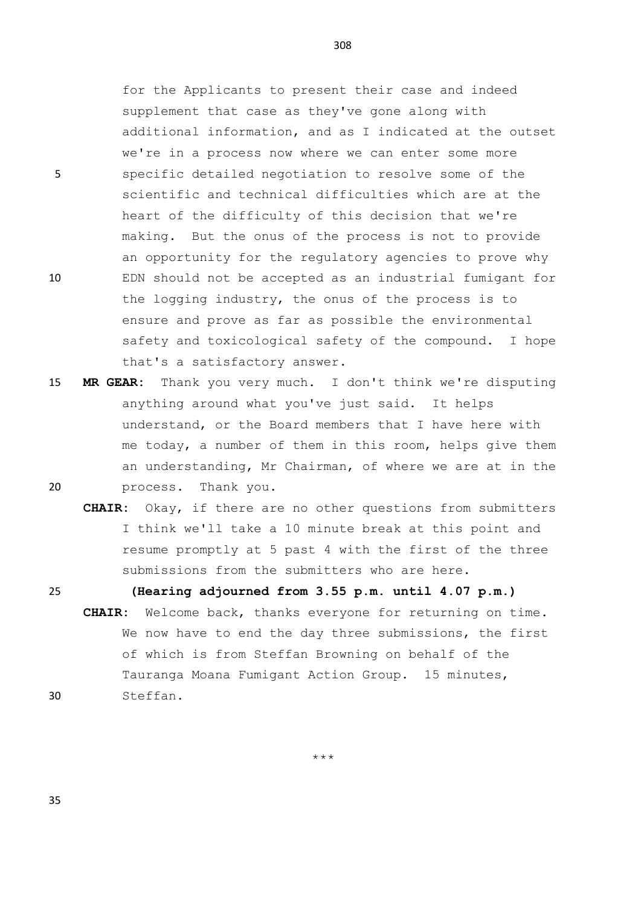for the Applicants to present their case and indeed supplement that case as they've gone along with additional information, and as I indicated at the outset we're in a process now where we can enter some more specific detailed negotiation to resolve some of the scientific and technical difficulties which are at the heart of the difficulty of this decision that we're making. But the onus of the process is not to provide an opportunity for the regulatory agencies to prove why EDN should not be accepted as an industrial fumigant for the logging industry, the onus of the process is to ensure and prove as far as possible the environmental safety and toxicological safety of the compound. I hope that's a satisfactory answer.

**MR GEAR:** Thank you very much. I don't think we're disputing anything around what you've just said. It helps understand, or the Board members that I have here with me today, a number of them in this room, helps give them an understanding, Mr Chairman, of where we are at in the process. Thank you.

**CHAIR:** Okay, if there are no other questions from submitters I think we'll take a 10 minute break at this point and resume promptly at 5 past 4 with the first of the three submissions from the submitters who are here.

**(Hearing adjourned from 3.55 p.m. until 4.07 p.m.)**

**CHAIR:** Welcome back, thanks everyone for returning on time. We now have to end the day three submissions, the first of which is from Steffan Browning on behalf of the Tauranga Moana Fumigant Action Group. 15 minutes, Steffan.

***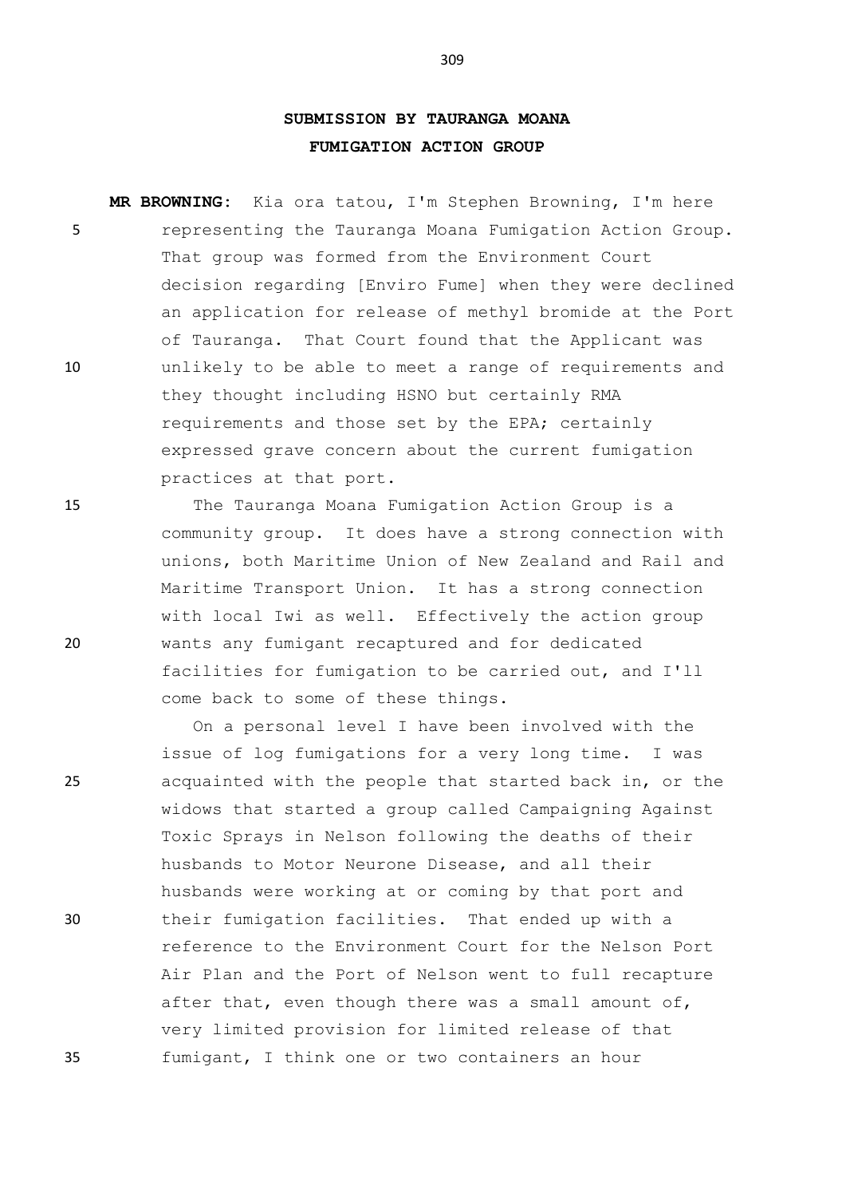## SUBMISSION BY TAURANGA MOANA FUMIGATION ACTION GROUP

**MR BROWNING:** Kia ora tatou, I'm Stephen Browning, I'm here representing the Tauranga Moana Fumigation Action Group. That group was formed from the Environment Court decision regarding [Enviro Fume] when they were declined an application for release of methyl bromide at the Port of Tauranga. That Court found that the Applicant was unlikely to be able to meet a range of requirements and they thought including HSNO but certainly RMA requirements and those set by the EPA; certainly expressed grave concern about the current fumigation practices at that port.

The Tauranga Moana Fumigation Action Group is a community group. It does have a strong connection with unions, both Maritime Union of New Zealand and Rail and Maritime Transport Union. It has a strong connection with local Iwi as well. Effectively the action group wants any fumigant recaptured and for dedicated facilities for fumigation to be carried out, and I'll come back to some of these things.

On a personal level I have been involved with the issue of log fumigations for a very long time. I was acquainted with the people that started back in, or the widows that started a group called Campaigning Against Toxic Sprays in Nelson following the deaths of their husbands to Motor Neurone Disease, and all their husbands were working at or coming by that port and their fumigation facilities. That ended up with a reference to the Environment Court for the Nelson Port Air Plan and the Port of Nelson went to full recapture after that, even though there was a small amount of, very limited provision for limited release of that fumigant, I think one or two containers an hour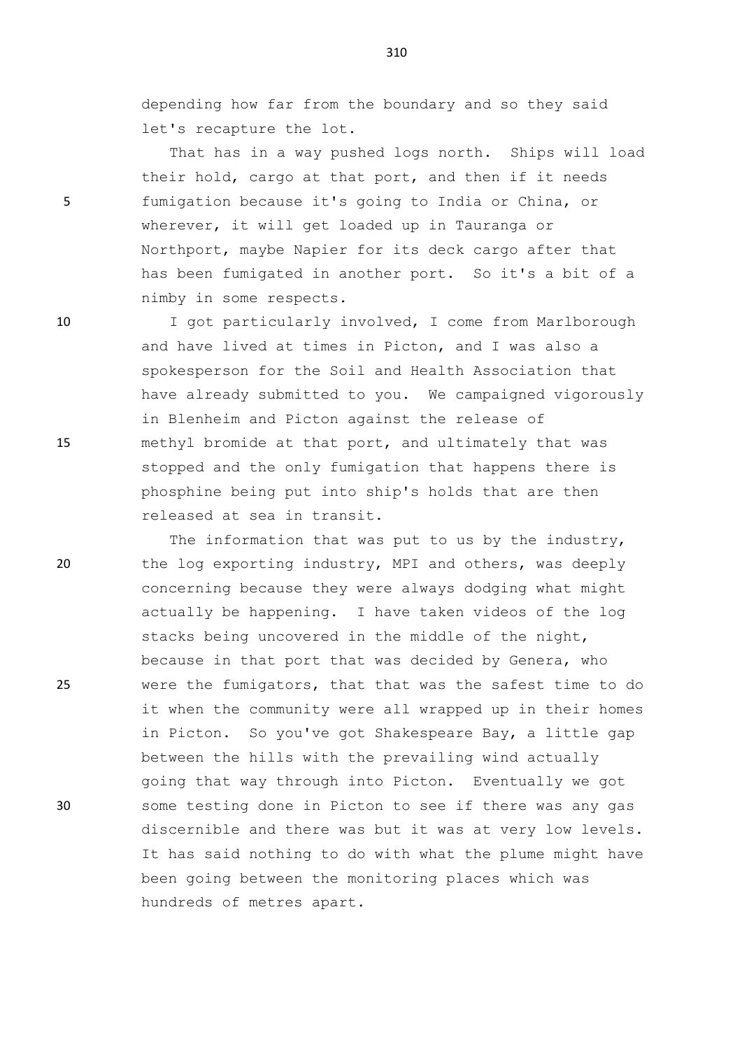depending how far from the boundary and so they said let's recapture the lot.

That has in a way pushed logs north. Ships will load their hold, cargo at that port, and then if it needs fumigation because it's going to India or China, or wherever, it will get loaded up in Tauranga or Northport, maybe Napier for its deck cargo after that has been fumigated in another port. So it's a bit of a nimby in some respects.

I got particularly involved, I come from Marlborough and have lived at times in Picton, and I was also a spokesperson for the Soil and Health Association that have already submitted to you. We campaigned vigorously in Blenheim and Picton against the release of methyl bromide at that port, and ultimately that was stopped and the only fumigation that happens there is phosphine being put into ship's holds that are then released at sea in transit.

The information that was put to us by the industry, the log exporting industry, MPI and others, was deeply concerning because they were always dodging what might actually be happening. I have taken videos of the log stacks being uncovered in the middle of the night, because in that port that was decided by Genera, who were the fumigators, that that was the safest time to do it when the community were all wrapped up in their homes in Picton. So you've got Shakespeare Bay, a little gap between the hills with the prevailing wind actually going that way through into Picton. Eventually we got some testing done in Picton to see if there was any gas discernible and there was but it was at very low levels. It has said nothing to do with what the plume might have been going between the monitoring places which was hundreds of metres apart.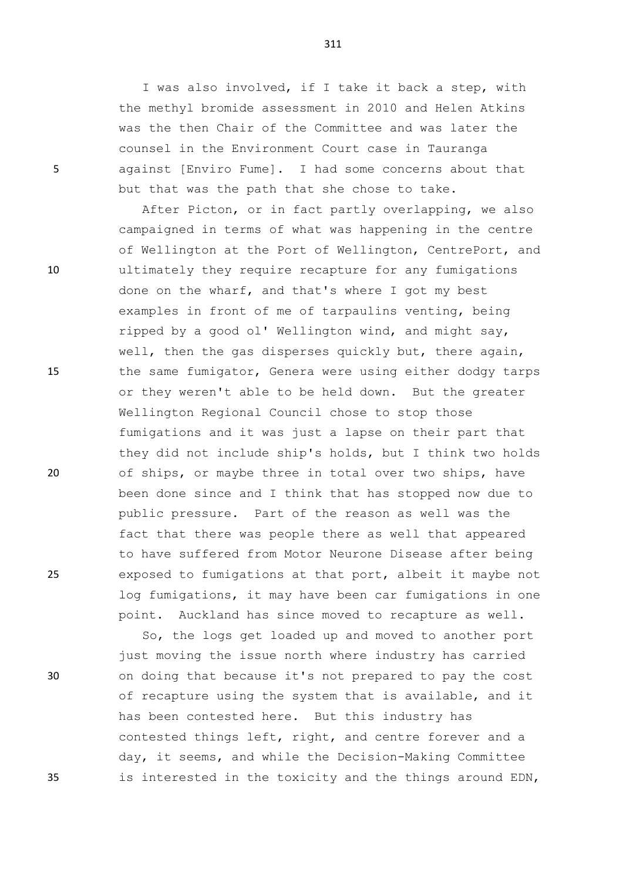I was also involved, if I take it back a step, with the methyl bromide assessment in 2010 and Helen Atkins was the then Chair of the Committee and was later the counsel in the Environment Court case in Tauranga against [Enviro Fume]. I had some concerns about that but that was the path that she chose to take.

After Picton, or in fact partly overlapping, we also campaigned in terms of what was happening in the centre of Wellington at the Port of Wellington, CentrePort, and ultimately they require recapture for any fumigations done on the wharf, and that's where I got my best examples in front of me of tarpaulins venting, being ripped by a good ol' Wellington wind, and might say, well, then the gas disperses quickly but, there again, the same fumigator, Genera were using either dodgy tarps or they weren't able to be held down. But the greater Wellington Regional Council chose to stop those fumigations and it was just a lapse on their part that they did not include ship's holds, but I think two holds of ships, or maybe three in total over two ships, have been done since and I think that has stopped now due to public pressure. Part of the reason as well was the fact that there was people there as well that appeared to have suffered from Motor Neurone Disease after being exposed to fumigations at that port, albeit it maybe not log fumigations, it may have been car fumigations in one point. Auckland has since moved to recapture as well.

So, the logs get loaded up and moved to another port just moving the issue north where industry has carried on doing that because it's not prepared to pay the cost of recapture using the system that is available, and it has been contested here. But this industry has contested things left, right, and centre forever and a day, it seems, and while the Decision-Making Committee is interested in the toxicity and the things around EDN,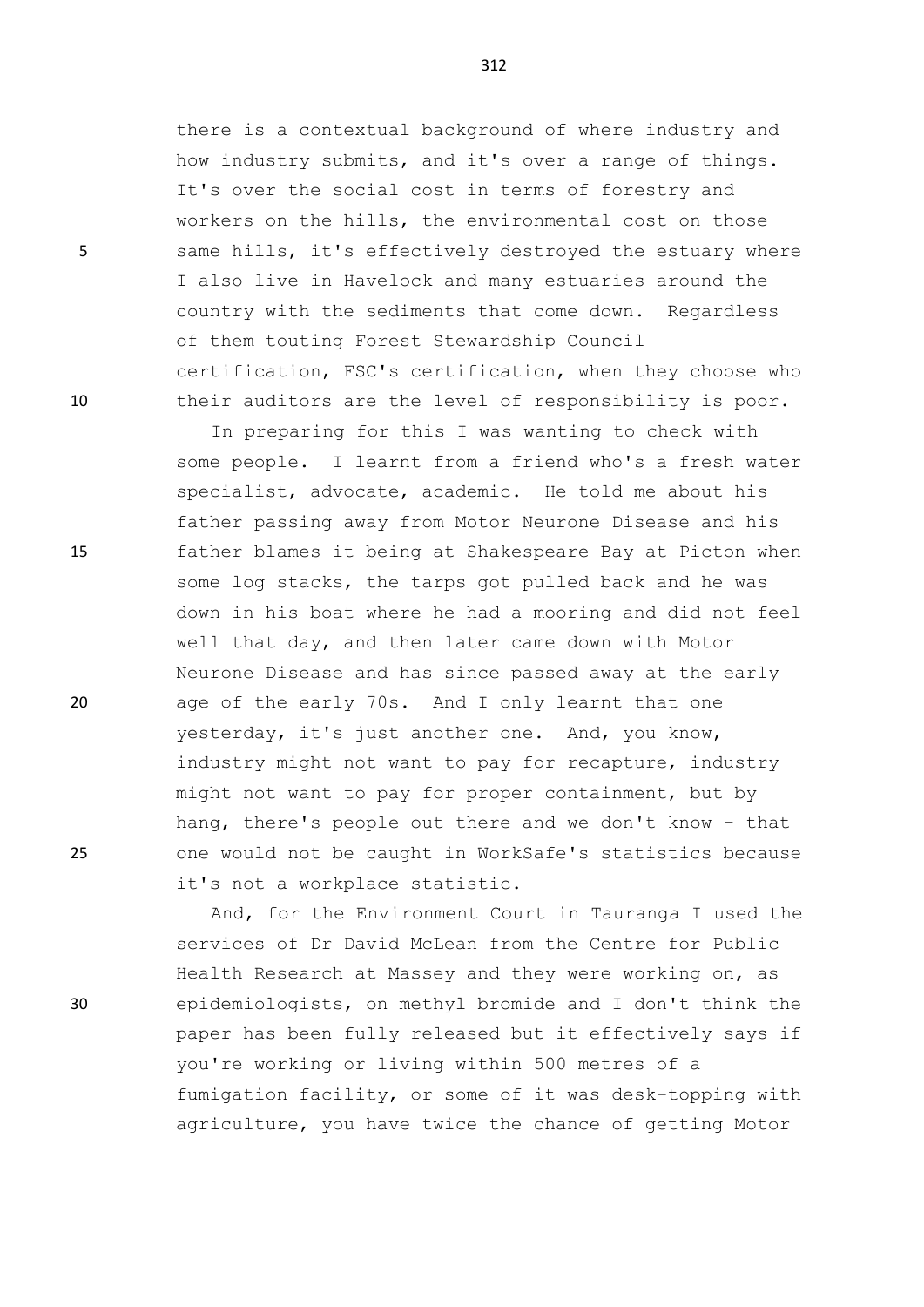there is a contextual background of where industry and how industry submits, and it's over a range of things. It's over the social cost in terms of forestry and workers on the hills, the environmental cost on those same hills, it's effectively destroyed the estuary where I also live in Havelock and many estuaries around the country with the sediments that come down. Regardless of them touting Forest Stewardship Council certification, FSC's certification, when they choose who their auditors are the level of responsibility is poor.

In preparing for this I was wanting to check with some people. I learnt from a friend who's a fresh water specialist, advocate, academic. He told me about his father passing away from Motor Neurone Disease and his father blames it being at Shakespeare Bay at Picton when some log stacks, the tarps got pulled back and he was down in his boat where he had a mooring and did not feel well that day, and then later came down with Motor Neurone Disease and has since passed away at the early age of the early 70s. And I only learnt that one yesterday, it's just another one. And, you know, industry might not want to pay for recapture, industry might not want to pay for proper containment, but by hang, there's people out there and we don't know - that one would not be caught in WorkSafe's statistics because it's not a workplace statistic.

And, for the Environment Court in Tauranga I used the services of Dr David McLean from the Centre for Public Health Research at Massey and they were working on, as epidemiologists, on methyl bromide and I don't think the paper has been fully released but it effectively says if you're working or living within 500 metres of a fumigation facility, or some of it was desk-topping with agriculture, you have twice the chance of getting Motor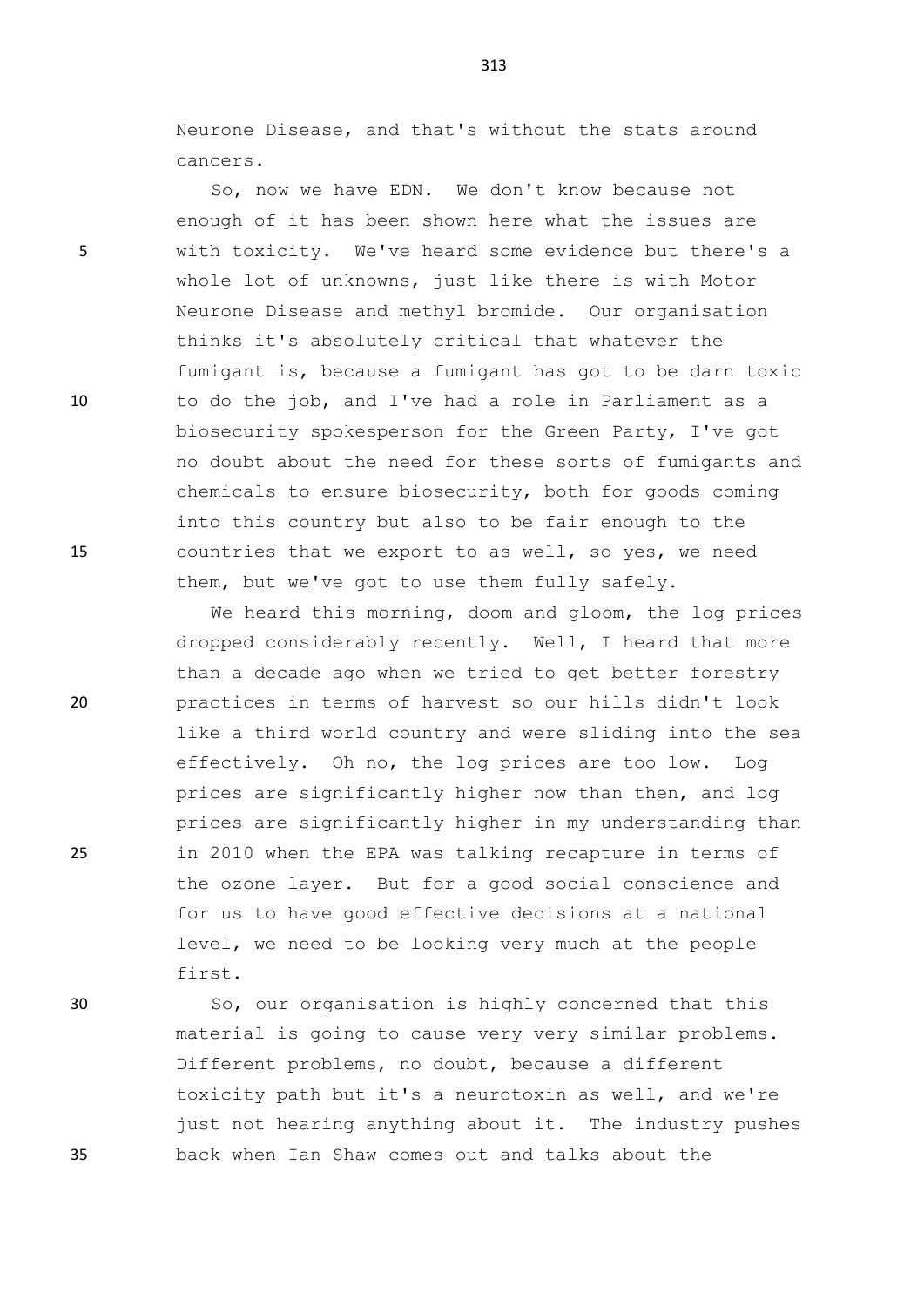Neurone Disease, and that's without the stats around cancers.

So, now we have EDN. We don't know because not enough of it has been shown here what the issues are with toxicity. We've heard some evidence but there's a whole lot of unknowns, just like there is with Motor Neurone Disease and methyl bromide. Our organisation thinks it's absolutely critical that whatever the fumigant is, because a fumigant has got to be darn toxic to do the job, and I've had a role in Parliament as a biosecurity spokesperson for the Green Party, I've got no doubt about the need for these sorts of fumigants and chemicals to ensure biosecurity, both for goods coming into this country but also to be fair enough to the countries that we export to as well, so yes, we need them, but we've got to use them fully safely.

We heard this morning, doom and gloom, the log prices dropped considerably recently. Well, I heard that more than a decade ago when we tried to get better forestry practices in terms of harvest so our hills didn't look like a third world country and were sliding into the sea effectively. Oh no, the log prices are too low. Log prices are significantly higher now than then, and log prices are significantly higher in my understanding than in 2010 when the EPA was talking recapture in terms of the ozone layer. But for a good social conscience and for us to have good effective decisions at a national level, we need to be looking very much at the people first.

So, our organisation is highly concerned that this material is going to cause very very similar problems. Different problems, no doubt, because a different toxicity path but it's a neurotoxin as well, and we're just not hearing anything about it. The industry pushes back when Ian Shaw comes out and talks about the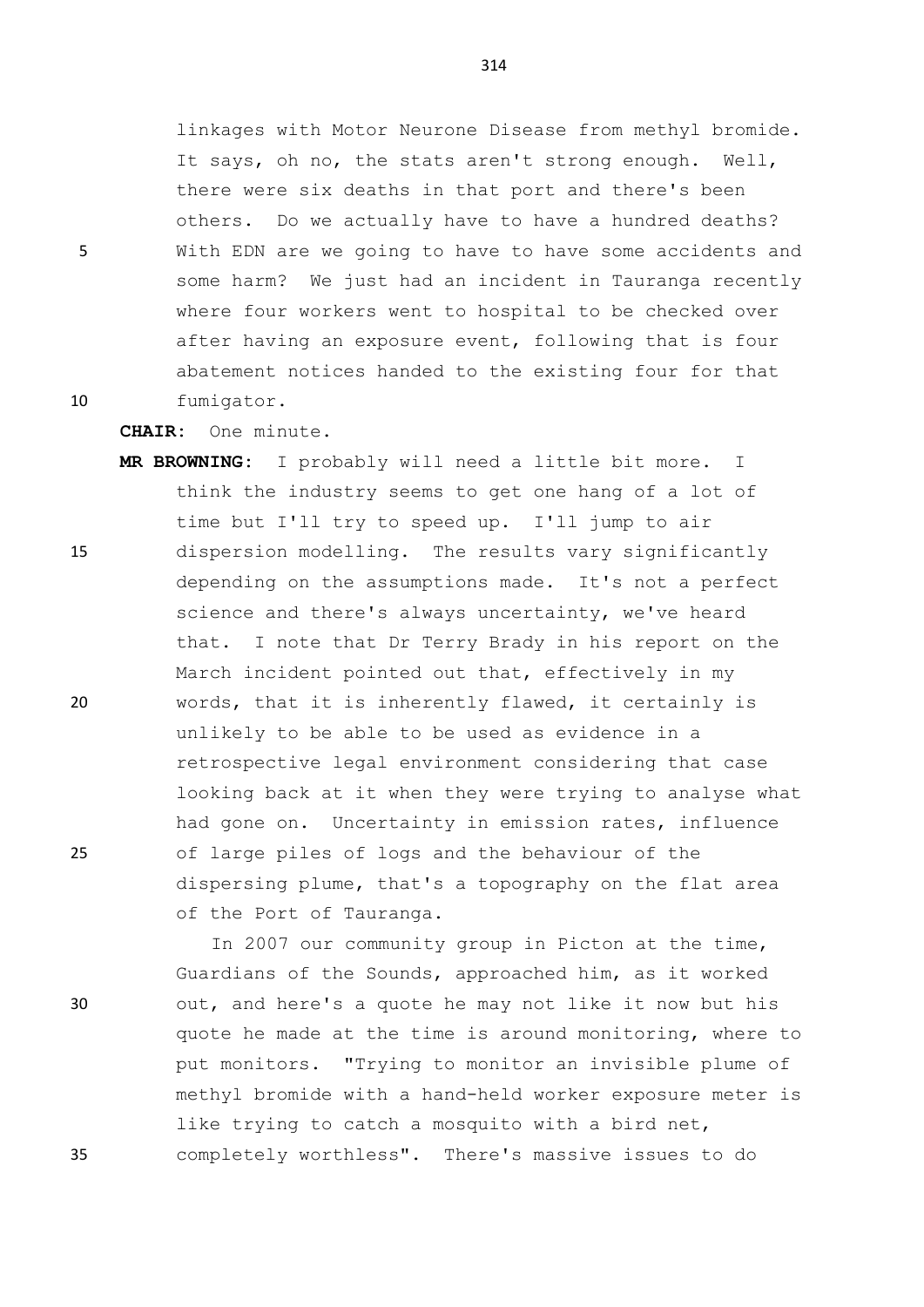linkages with Motor Neurone Disease from methyl bromide. It says, oh no, the stats aren't strong enough. Well, there were six deaths in that port and there's been others. Do we actually have to have a hundred deaths? With EDN are we going to have to have some accidents and some harm? We just had an incident in Tauranga recently where four workers went to hospital to be checked over after having an exposure event, following that is four abatement notices handed to the existing four for that fumigator.

**CHAIR:** One minute.

**MR BROWNING:** I probably will need a little bit more. I think the industry seems to get one hang of a lot of time but I'll try to speed up. I'll jump to air dispersion modelling. The results vary significantly depending on the assumptions made. It's not a perfect science and there's always uncertainty, we've heard that. I note that Dr Terry Brady in his report on the March incident pointed out that, effectively in my words, that it is inherently flawed, it certainly is unlikely to be able to be used as evidence in a retrospective legal environment considering that case looking back at it when they were trying to analyse what had gone on. Uncertainty in emission rates, influence of large piles of logs and the behaviour of the dispersing plume, that's a topography on the flat area of the Port of Tauranga.

In 2007 our community group in Picton at the time, Guardians of the Sounds, approached him, as it worked out, and here's a quote he may not like it now but his quote he made at the time is around monitoring, where to put monitors. "Trying to monitor an invisible plume of methyl bromide with a hand-held worker exposure meter is like trying to catch a mosquito with a bird net, completely worthless". There's massive issues to do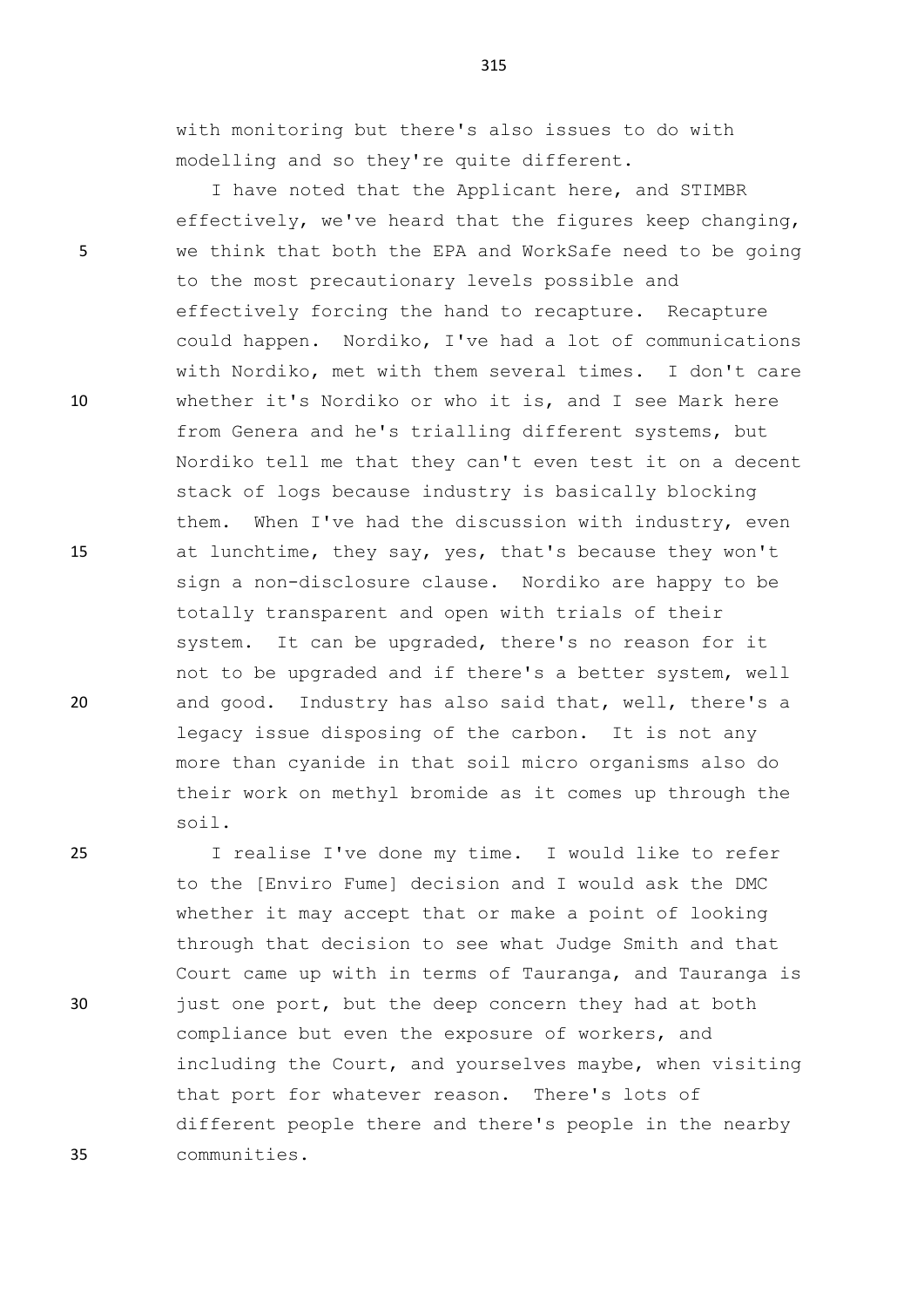with monitoring but there's also issues to do with modelling and so they're quite different.

I have noted that the Applicant here, and STIMBR effectively, we've heard that the figures keep changing, we think that both the EPA and WorkSafe need to be going to the most precautionary levels possible and effectively forcing the hand to recapture. Recapture could happen. Nordiko, I've had a lot of communications with Nordiko, met with them several times. I don't care whether it's Nordiko or who it is, and I see Mark here from Genera and he's trialling different systems, but Nordiko tell me that they can't even test it on a decent stack of logs because industry is basically blocking them. When I've had the discussion with industry, even at lunchtime, they say, yes, that's because they won't sign a non-disclosure clause. Nordiko are happy to be totally transparent and open with trials of their system. It can be upgraded, there's no reason for it not to be upgraded and if there's a better system, well and good. Industry has also said that, well, there's a legacy issue disposing of the carbon. It is not any more than cyanide in that soil micro organisms also do their work on methyl bromide as it comes up through the soil.

I realise I've done my time. I would like to refer to the [Enviro Fume] decision and I would ask the DMC whether it may accept that or make a point of looking through that decision to see what Judge Smith and that Court came up with in terms of Tauranga, and Tauranga is just one port, but the deep concern they had at both compliance but even the exposure of workers, and including the Court, and yourselves maybe, when visiting that port for whatever reason. There's lots of different people there and there's people in the nearby communities.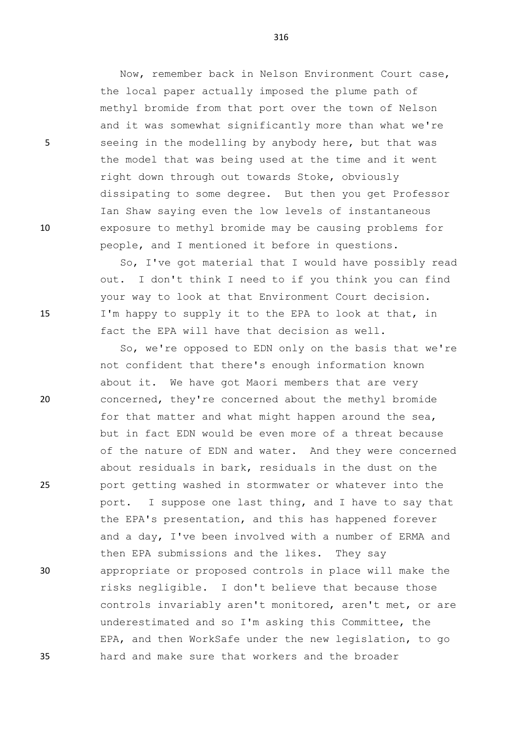Now, remember back in Nelson Environment Court case, the local paper actually imposed the plume path of methyl bromide from that port over the town of Nelson and it was somewhat significantly more than what we're seeing in the modelling by anybody here, but that was the model that was being used at the time and it went right down through out towards Stoke, obviously dissipating to some degree. But then you get Professor Ian Shaw saying even the low levels of instantaneous exposure to methyl bromide may be causing problems for people, and I mentioned it before in questions.

So, I've got material that I would have possibly read out. I don't think I need to if you think you can find your way to look at that Environment Court decision. I'm happy to supply it to the EPA to look at that, in fact the EPA will have that decision as well.

So, we're opposed to EDN only on the basis that we're not confident that there's enough information known about it. We have got Maori members that are very concerned, they're concerned about the methyl bromide for that matter and what might happen around the sea, but in fact EDN would be even more of a threat because of the nature of EDN and water. And they were concerned about residuals in bark, residuals in the dust on the port getting washed in stormwater or whatever into the port. I suppose one last thing, and I have to say that the EPA's presentation, and this has happened forever and a day, I've been involved with a number of ERMA and then EPA submissions and the likes. They say appropriate or proposed controls in place will make the risks negligible. I don't believe that because those controls invariably aren't monitored, aren't met, or are underestimated and so I'm asking this Committee, the EPA, and then WorkSafe under the new legislation, to go hard and make sure that workers and the broader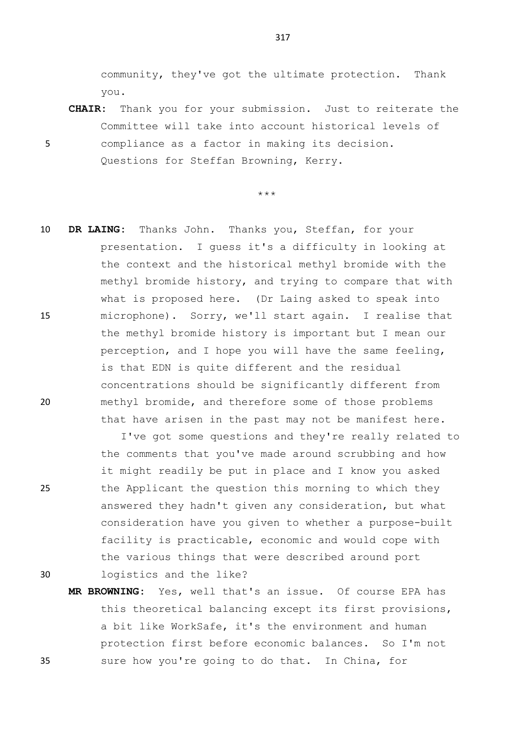community, they've got the ultimate protection. Thank you.

**CHAIR:** Thank you for your submission. Just to reiterate the Committee will take into account historical levels of compliance as a factor in making its decision. Questions for Steffan Browning, Kerry.

\*\*\*

**DR LAING:** Thanks John. Thanks you, Steffan, for your presentation. I guess it's a difficulty in looking at the context and the historical methyl bromide with the methyl bromide history, and trying to compare that with what is proposed here. (Dr Laing asked to speak into microphone). Sorry, we'll start again. I realise that the methyl bromide history is important but I mean our perception, and I hope you will have the same feeling, is that EDN is quite different and the residual concentrations should be significantly different from methyl bromide, and therefore some of those problems that have arisen in the past may not be manifest here.

I've got some questions and they're really related to the comments that you've made around scrubbing and how it might readily be put in place and I know you asked the Applicant the question this morning to which they answered they hadn't given any consideration, but what consideration have you given to whether a purpose-built facility is practicable, economic and would cope with the various things that were described around port logistics and the like?

**MR BROWNING:** Yes, well that's an issue. Of course EPA has this theoretical balancing except its first provisions, a bit like WorkSafe, it's the environment and human protection first before economic balances. So I'm not sure how you're going to do that. In China, for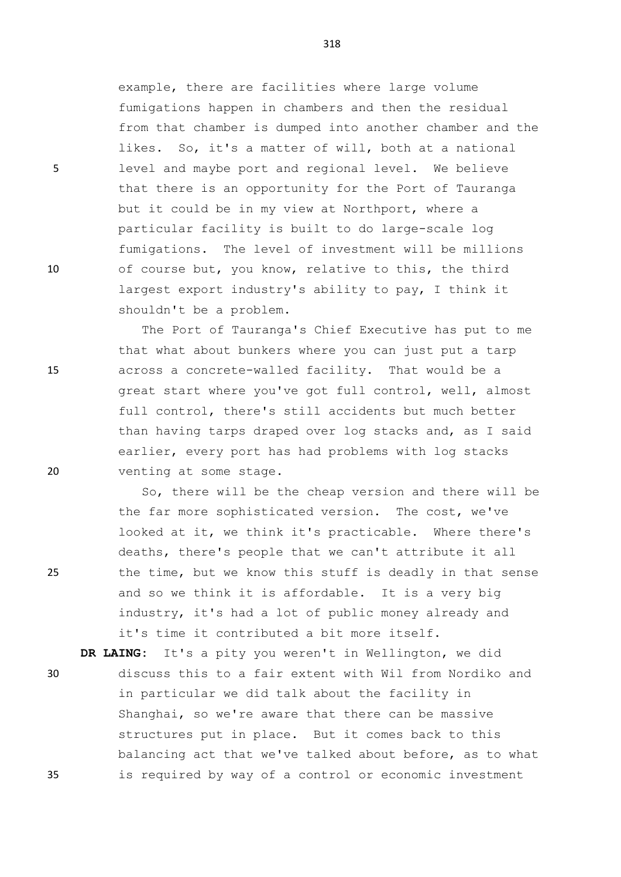example, there are facilities where large volume fumigations happen in chambers and then the residual from that chamber is dumped into another chamber and the likes. So, it's a matter of will, both at a national level and maybe port and regional level. We believe that there is an opportunity for the Port of Tauranga but it could be in my view at Northport, where a particular facility is built to do large-scale log fumigations. The level of investment will be millions of course but, you know, relative to this, the third largest export industry's ability to pay, I think it shouldn't be a problem.

The Port of Tauranga's Chief Executive has put to me that what about bunkers where you can just put a tarp across a concrete-walled facility. That would be a great start where you've got full control, well, almost full control, there's still accidents but much better than having tarps draped over log stacks and, as I said earlier, every port has had problems with log stacks venting at some stage.

So, there will be the cheap version and there will be the far more sophisticated version. The cost, we've looked at it, we think it's practicable. Where there's deaths, there's people that we can't attribute it all the time, but we know this stuff is deadly in that sense and so we think it is affordable. It is a very big industry, it's had a lot of public money already and it's time it contributed a bit more itself.

**DR LAING:** It's a pity you weren't in Wellington, we did discuss this to a fair extent with Wil from Nordiko and in particular we did talk about the facility in Shanghai, so we're aware that there can be massive structures put in place. But it comes back to this balancing act that we've talked about before, as to what is required by way of a control or economic investment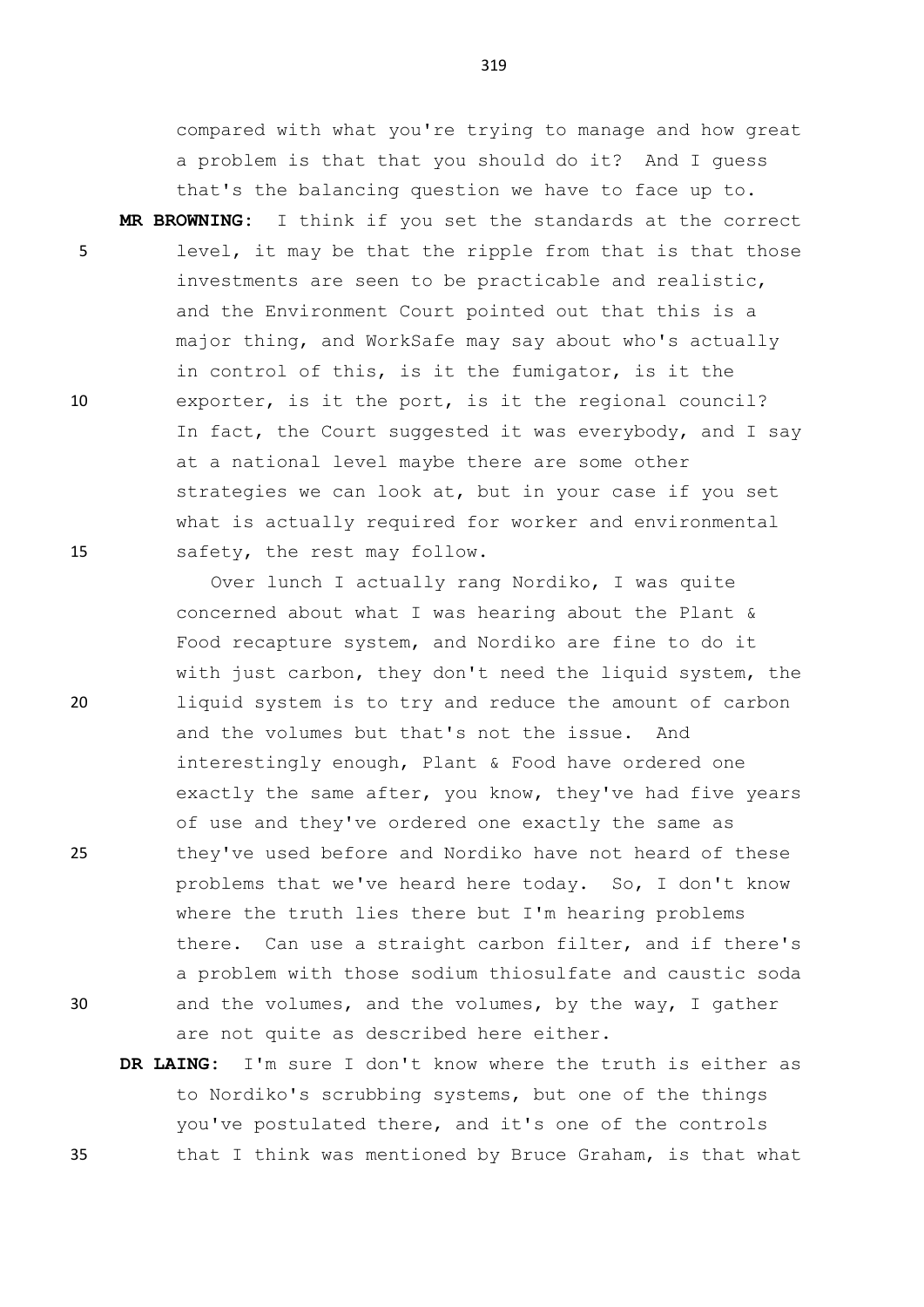compared with what you're trying to manage and how great a problem is that that you should do it? And I guess that's the balancing question we have to face up to.

**MR BROWNING:** I think if you set the standards at the correct level, it may be that the ripple from that is that those investments are seen to be practicable and realistic, and the Environment Court pointed out that this is a major thing, and WorkSafe may say about who's actually in control of this, is it the fumigator, is it the exporter, is it the port, is it the regional council? In fact, the Court suggested it was everybody, and I say at a national level maybe there are some other strategies we can look at, but in your case if you set what is actually required for worker and environmental safety, the rest may follow.

Over lunch I actually rang Nordiko, I was quite concerned about what I was hearing about the Plant & Food recapture system, and Nordiko are fine to do it with just carbon, they don't need the liquid system, the liquid system is to try and reduce the amount of carbon and the volumes but that's not the issue. And interestingly enough, Plant & Food have ordered one exactly the same after, you know, they've had five years of use and they've ordered one exactly the same as they've used before and Nordiko have not heard of these problems that we've heard here today. So, I don't know where the truth lies there but I'm hearing problems there. Can use a straight carbon filter, and if there's a problem with those sodium thiosulfate and caustic soda and the volumes, and the volumes, by the way, I gather are not quite as described here either.

**DR LAING:** I'm sure I don't know where the truth is either as to Nordiko's scrubbing systems, but one of the things you've postulated there, and it's one of the controls that I think was mentioned by Bruce Graham, is that what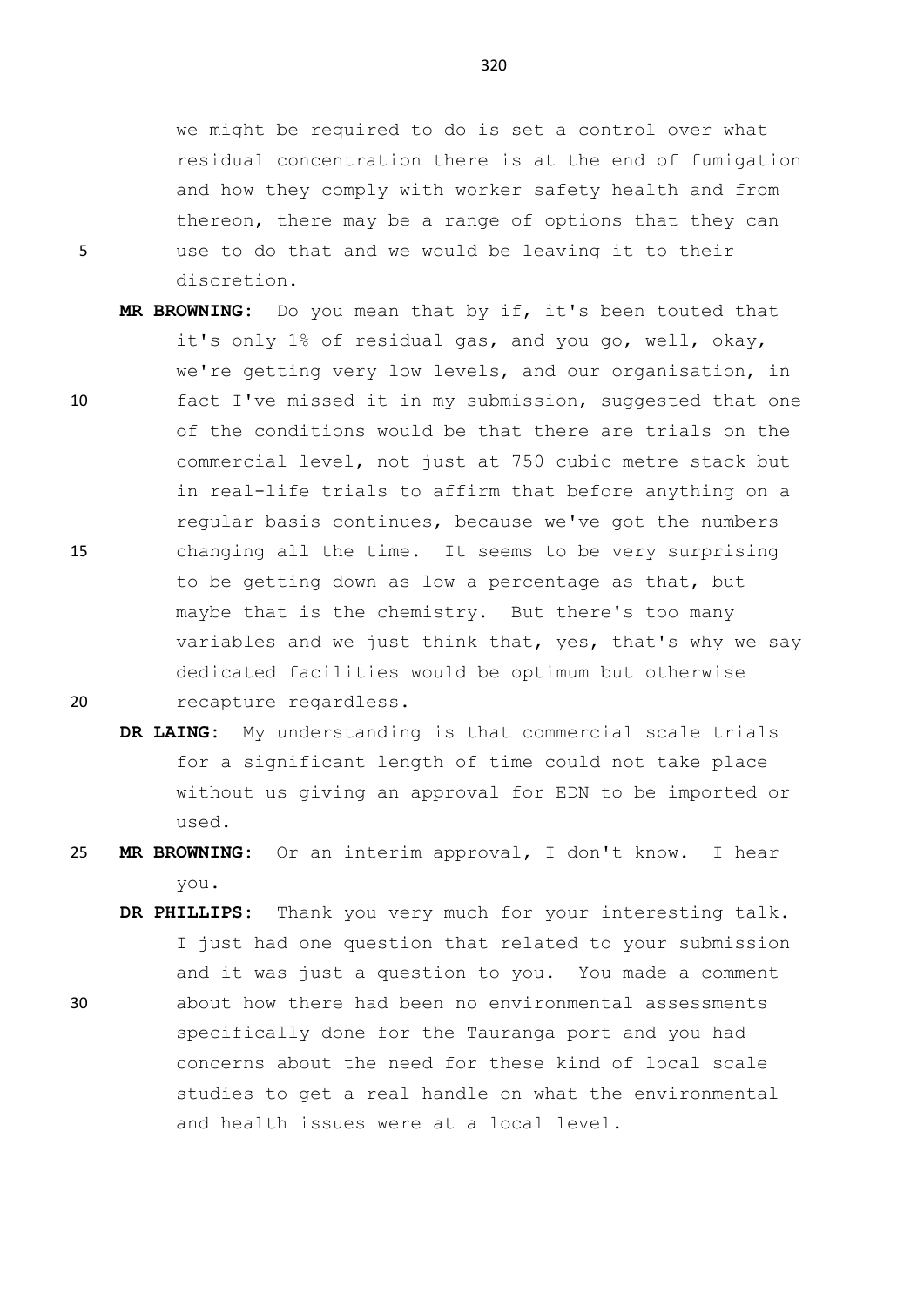we might be required to do is set a control over what residual concentration there is at the end of fumigation and how they comply with worker safety health and from thereon, there may be a range of options that they can use to do that and we would be leaving it to their discretion.

**MR BROWNING:** Do you mean that by if, it's been touted that it's only 1% of residual gas, and you go, well, okay, we're getting very low levels, and our organisation, in fact I've missed it in my submission, suggested that one of the conditions would be that there are trials on the commercial level, not just at 750 cubic metre stack but in real-life trials to affirm that before anything on a regular basis continues, because we've got the numbers changing all the time. It seems to be very surprising to be getting down as low a percentage as that, but maybe that is the chemistry. But there's too many variables and we just think that, yes, that's why we say dedicated facilities would be optimum but otherwise recapture regardless.

**DR LAING:** My understanding is that commercial scale trials for a significant length of time could not take place without us giving an approval for EDN to be imported or used.

**MR BROWNING:** Or an interim approval, I don't know. I hear you.

**DR PHILLIPS:** Thank you very much for your interesting talk. I just had one question that related to your submission and it was just a question to you. You made a comment about how there had been no environmental assessments specifically done for the Tauranga port and you had concerns about the need for these kind of local scale studies to get a real handle on what the environmental and health issues were at a local level.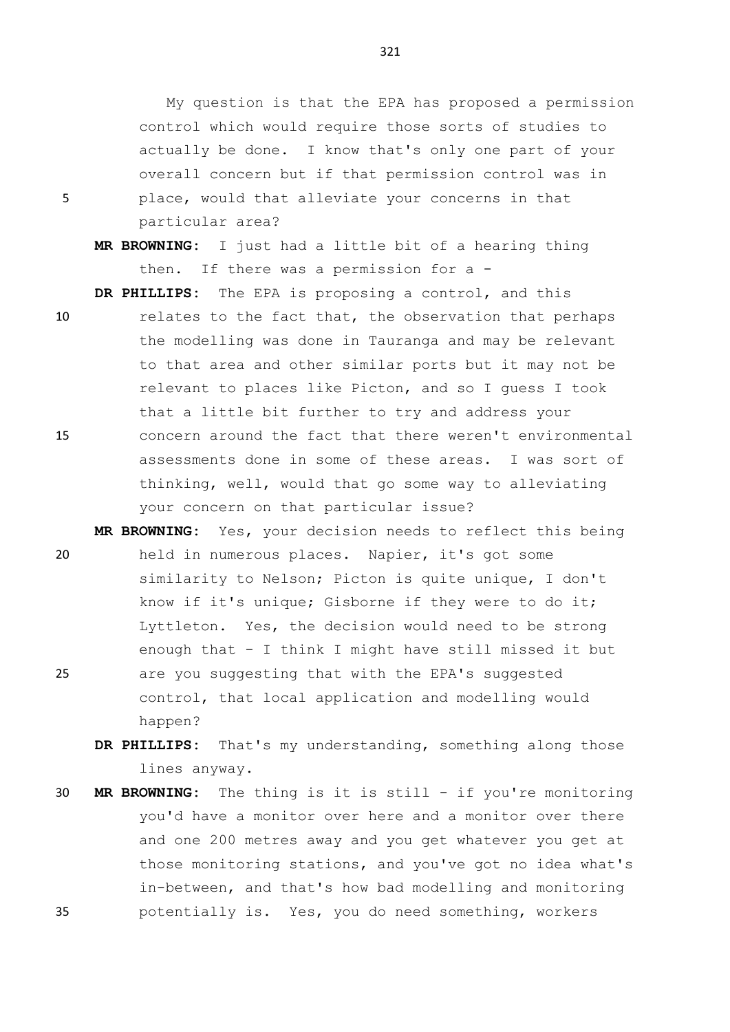My question is that the EPA has proposed a permission control which would require those sorts of studies to actually be done. I know that's only one part of your overall concern but if that permission control was in place, would that alleviate your concerns in that particular area?

**MR BROWNING:** I just had a little bit of a hearing thing then. If there was a permission for a -

**DR PHILLIPS:** The EPA is proposing a control, and this relates to the fact that, the observation that perhaps the modelling was done in Tauranga and may be relevant to that area and other similar ports but it may not be relevant to places like Picton, and so I guess I took that a little bit further to try and address your concern around the fact that there weren't environmental assessments done in some of these areas. I was sort of thinking, well, would that go some way to alleviating your concern on that particular issue?

**MR BROWNING:** Yes, your decision needs to reflect this being held in numerous places. Napier, it's got some similarity to Nelson; Picton is quite unique, I don't know if it's unique; Gisborne if they were to do it; Lyttleton. Yes, the decision would need to be strong enough that - I think I might have still missed it but are you suggesting that with the EPA's suggested control, that local application and modelling would happen?

**DR PHILLIPS:** That's my understanding, something along those lines anyway.

**MR BROWNING:** The thing is it is still - if you're monitoring you'd have a monitor over here and a monitor over there and one 200 metres away and you get whatever you get at those monitoring stations, and you've got no idea what's in-between, and that's how bad modelling and monitoring potentially is. Yes, you do need something, workers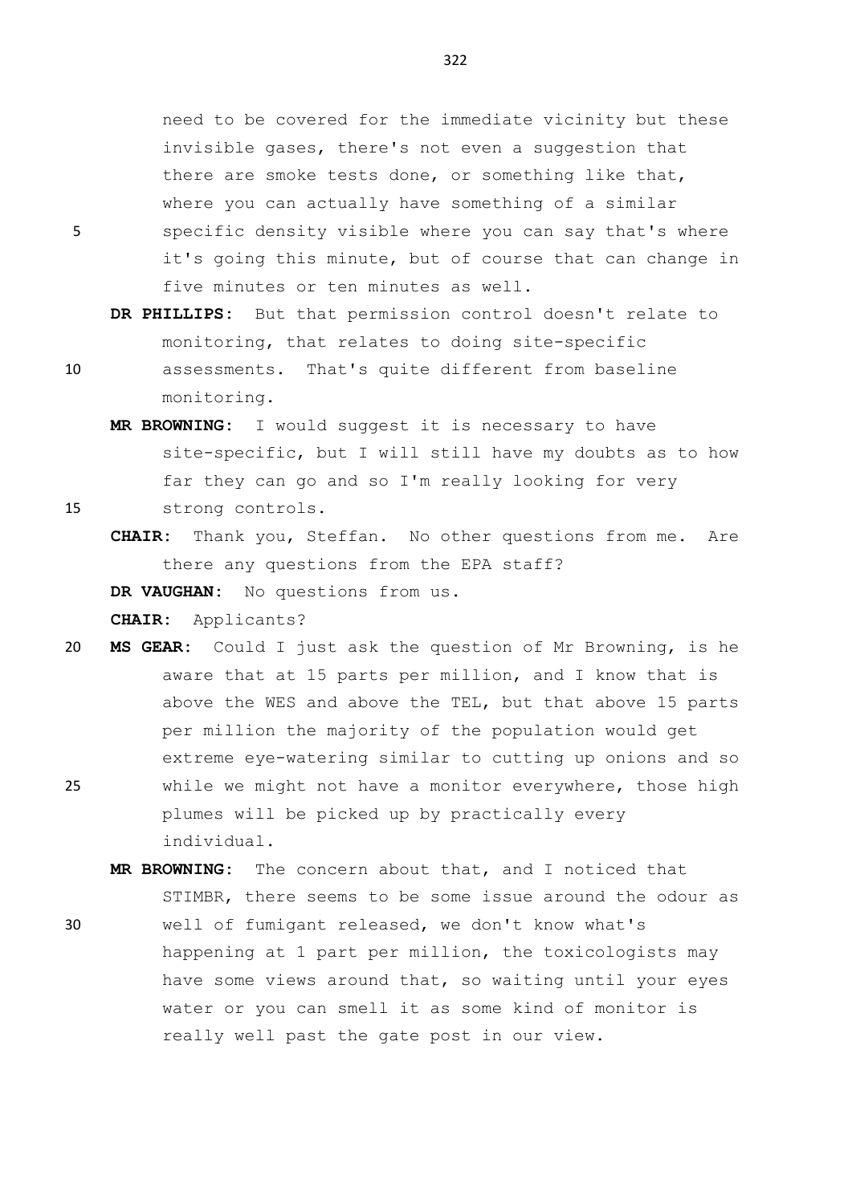need to be covered for the immediate vicinity but these invisible gases, there's not even a suggestion that there are smoke tests done, or something like that, where you can actually have something of a similar specific density visible where you can say that's where it's going this minute, but of course that can change in five minutes or ten minutes as well.

**DR PHILLIPS:** But that permission control doesn't relate to monitoring, that relates to doing site-specific assessments. That's quite different from baseline monitoring.

**MR BROWNING:** I would suggest it is necessary to have site-specific, but I will still have my doubts as to how far they can go and so I'm really looking for very strong controls.

**CHAIR:** Thank you, Steffan. No other questions from me. Are there any questions from the EPA staff?

**DR VAUGHAN:** No questions from us.

**CHAIR:** Applicants?

**MS GEAR:** Could I just ask the question of Mr Browning, is he aware that at 15 parts per million, and I know that is above the WES and above the TEL, but that above 15 parts per million the majority of the population would get extreme eye-watering similar to cutting up onions and so while we might not have a monitor everywhere, those high plumes will be picked up by practically every individual.

**MR BROWNING:** The concern about that, and I noticed that STIMBR, there seems to be some issue around the odour as well of fumigant released, we don't know what's happening at 1 part per million, the toxicologists may have some views around that, so waiting until your eyes water or you can smell it as some kind of monitor is really well past the gate post in our view.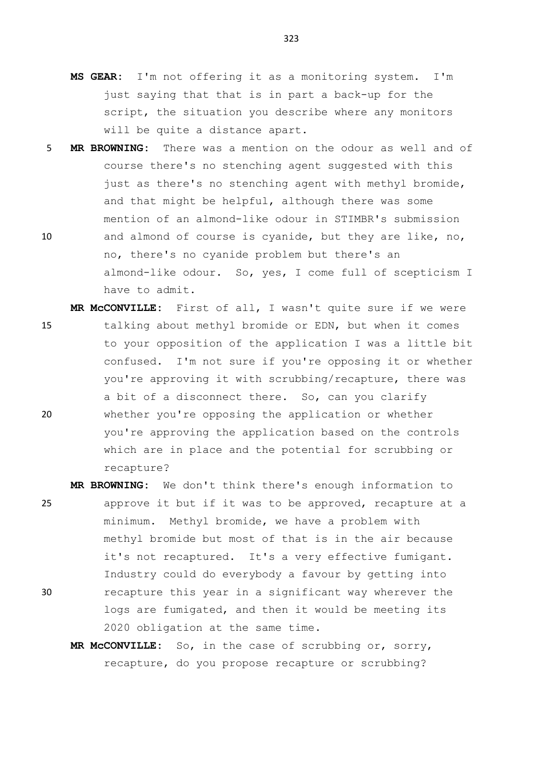**MS GEAR:** I'm not offering it as a monitoring system. I'm just saying that that is in part a back-up for the script, the situation you describe where any monitors will be quite a distance apart.

**MR BROWNING:** There was a mention on the odour as well and of course there's no stenching agent suggested with this just as there's no stenching agent with methyl bromide, and that might be helpful, although there was some mention of an almond-like odour in STIMBR's submission and almond of course is cyanide, but they are like, no, no, there's no cyanide problem but there's an almond-like odour. So, yes, I come full of scepticism I have to admit.

**MR McCONVILLE:** First of all, I wasn't quite sure if we were talking about methyl bromide or EDN, but when it comes to your opposition of the application I was a little bit confused. I'm not sure if you're opposing it or whether you're approving it with scrubbing/recapture, there was a bit of a disconnect there. So, can you clarify whether you're opposing the application or whether you're approving the application based on the controls which are in place and the potential for scrubbing or recapture?

**MR BROWNING:** We don't think there's enough information to approve it but if it was to be approved, recapture at a minimum. Methyl bromide, we have a problem with methyl bromide but most of that is in the air because it's not recaptured. It's a very effective fumigant. Industry could do everybody a favour by getting into recapture this year in a significant way wherever the logs are fumigated, and then it would be meeting its 2020 obligation at the same time.

**MR McCONVILLE:** So, in the case of scrubbing or, sorry, recapture, do you propose recapture or scrubbing?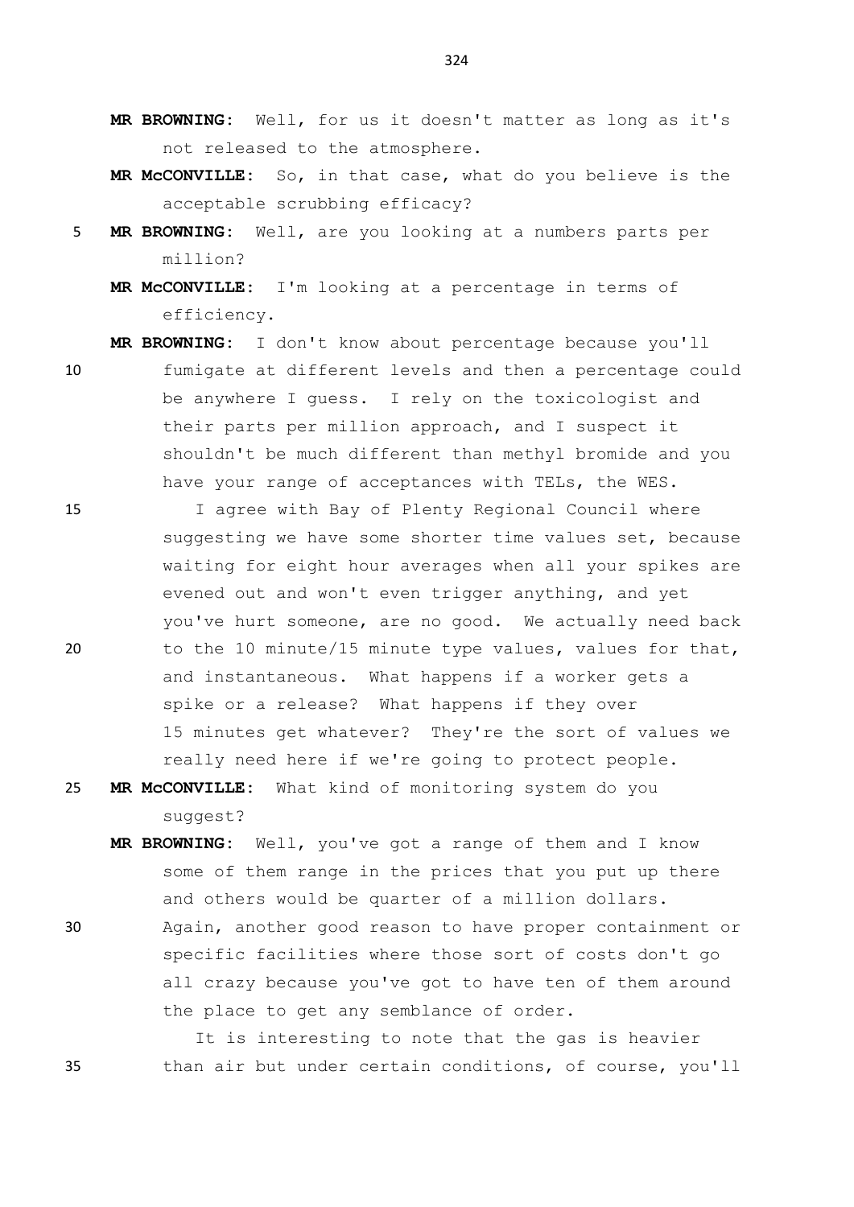**MR BROWNING:** Well, for us it doesn't matter as long as it's not released to the atmosphere.

**MR McCONVILLE:** So, in that case, what do you believe is the acceptable scrubbing efficacy?

**MR BROWNING:** Well, are you looking at a numbers parts per million?

**MR McCONVILLE:** I'm looking at a percentage in terms of efficiency.

**MR BROWNING:** I don't know about percentage because you'll fumigate at different levels and then a percentage could be anywhere I guess. I rely on the toxicologist and their parts per million approach, and I suspect it shouldn't be much different than methyl bromide and you have your range of acceptances with TELs, the WES.

I agree with Bay of Plenty Regional Council where suggesting we have some shorter time values set, because waiting for eight hour averages when all your spikes are evened out and won't even trigger anything, and yet you've hurt someone, are no good. We actually need back to the 10 minute/15 minute type values, values for that, and instantaneous. What happens if a worker gets a spike or a release? What happens if they over 15 minutes get whatever? They're the sort of values we really need here if we're going to protect people.

**MR McCONVILLE:** What kind of monitoring system do you suggest?

**MR BROWNING:** Well, you've got a range of them and I know some of them range in the prices that you put up there and others would be quarter of a million dollars. Again, another good reason to have proper containment or specific facilities where those sort of costs don't go all crazy because you've got to have ten of them around the place to get any semblance of order.

It is interesting to note that the gas is heavier than air but under certain conditions, of course, you'll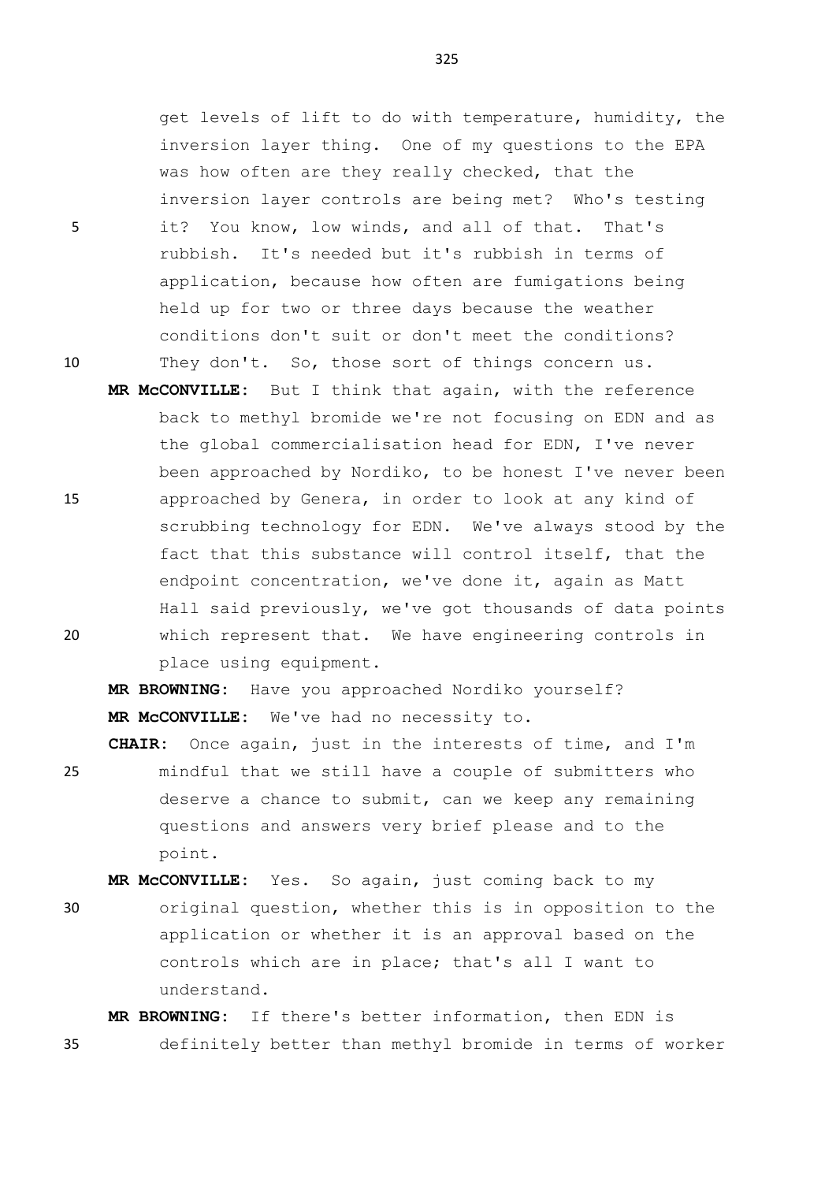get levels of lift to do with temperature, humidity, the inversion layer thing. One of my questions to the EPA was how often are they really checked, that the inversion layer controls are being met? Who's testing it? You know, low winds, and all of that. That's rubbish. It's needed but it's rubbish in terms of application, because how often are fumigations being held up for two or three days because the weather conditions don't suit or don't meet the conditions? They don't. So, those sort of things concern us.

**MR McCONVILLE:** But I think that again, with the reference back to methyl bromide we're not focusing on EDN and as the global commercialisation head for EDN, I've never been approached by Nordiko, to be honest I've never been approached by Genera, in order to look at any kind of scrubbing technology for EDN. We've always stood by the fact that this substance will control itself, that the endpoint concentration, we've done it, again as Matt Hall said previously, we've got thousands of data points which represent that. We have engineering controls in place using equipment.

**MR BROWNING:** Have you approached Nordiko yourself?

**MR McCONVILLE:** We've had no necessity to.

**CHAIR:** Once again, just in the interests of time, and I'm mindful that we still have a couple of submitters who deserve a chance to submit, can we keep any remaining questions and answers very brief please and to the point.

**MR McCONVILLE:** Yes. So again, just coming back to my original question, whether this is in opposition to the application or whether it is an approval based on the controls which are in place; that's all I want to understand.

**MR BROWNING:** If there's better information, then EDN is definitely better than methyl bromide in terms of worker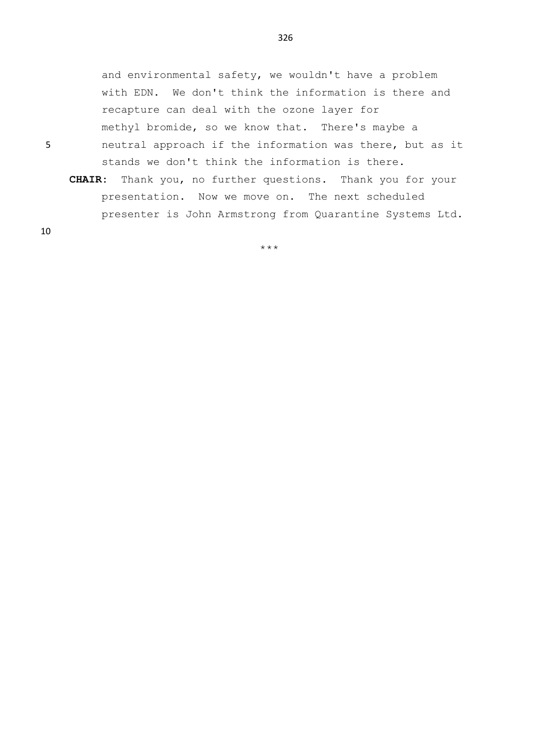and environmental safety, we wouldn't have a problem with EDN. We don't think the information is there and recapture can deal with the ozone layer for methyl bromide, so we know that. There's maybe a neutral approach if the information was there, but as it stands we don't think the information is there.

**CHAIR:** Thank you, no further questions. Thank you for your presentation. Now we move on. The next scheduled presenter is John Armstrong from Quarantine Systems Ltd.

***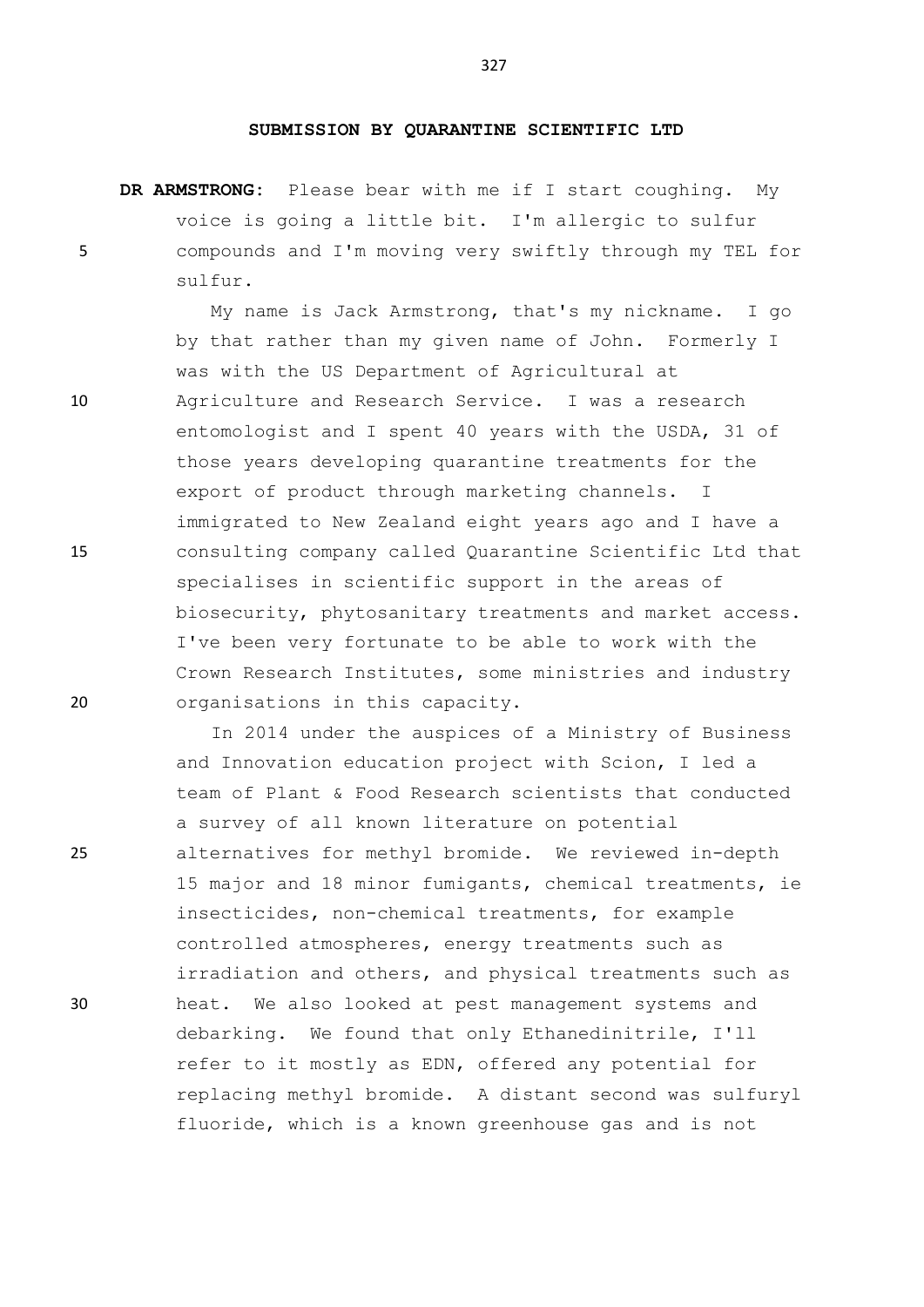**SUBMISSION BY QUARANTINE SCIENTIFIC LTD**

**DR ARMSTRONG:** Please bear with me if I start coughing. My voice is going a little bit. I'm allergic to sulfur compounds and I'm moving very swiftly through my TEL for sulfur.

My name is Jack Armstrong, that's my nickname. I go by that rather than my given name of John. Formerly I was with the US Department of Agricultural at Agriculture and Research Service. I was a research entomologist and I spent 40 years with the USDA, 31 of those years developing quarantine treatments for the export of product through marketing channels. I immigrated to New Zealand eight years ago and I have a consulting company called Quarantine Scientific Ltd that specialises in scientific support in the areas of biosecurity, phytosanitary treatments and market access. I've been very fortunate to be able to work with the Crown Research Institutes, some ministries and industry organisations in this capacity.

In 2014 under the auspices of a Ministry of Business and Innovation education project with Scion, I led a team of Plant & Food Research scientists that conducted a survey of all known literature on potential alternatives for methyl bromide. We reviewed in-depth 15 major and 18 minor fumigants, chemical treatments, ie insecticides, non-chemical treatments, for example controlled atmospheres, energy treatments such as irradiation and others, and physical treatments such as heat. We also looked at pest management systems and debarking. We found that only Ethanedinitrile, I'll refer to it mostly as EDN, offered any potential for replacing methyl bromide. A distant second was sulfuryl fluoride, which is a known greenhouse gas and is not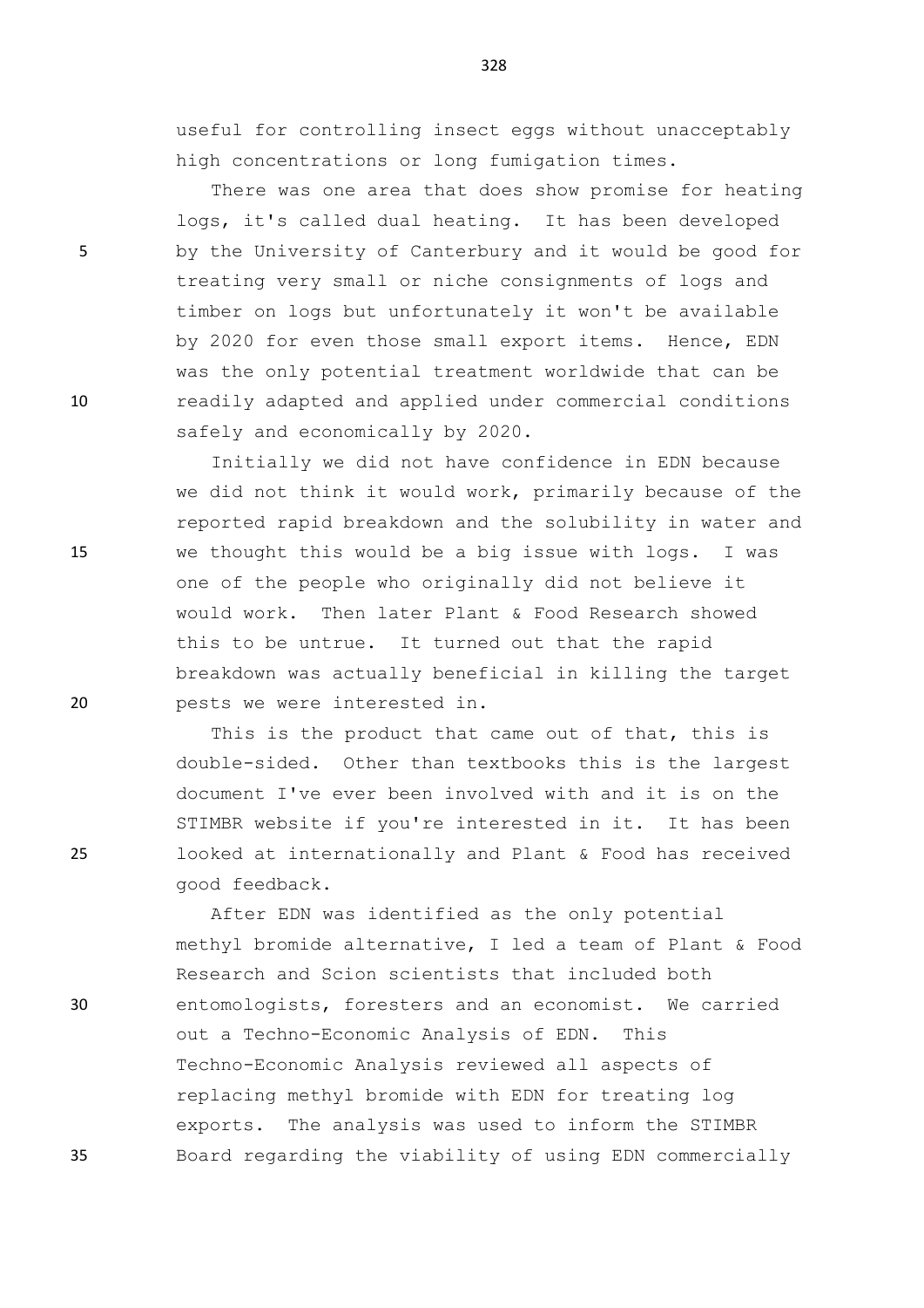useful for controlling insect eggs without unacceptably high concentrations or long fumigation times.

There was one area that does show promise for heating logs, it's called dual heating. It has been developed by the University of Canterbury and it would be good for treating very small or niche consignments of logs and timber on logs but unfortunately it won't be available by 2020 for even those small export items. Hence, EDN was the only potential treatment worldwide that can be readily adapted and applied under commercial conditions safely and economically by 2020.

Initially we did not have confidence in EDN because we did not think it would work, primarily because of the reported rapid breakdown and the solubility in water and we thought this would be a big issue with logs. I was one of the people who originally did not believe it would work. Then later Plant & Food Research showed this to be untrue. It turned out that the rapid breakdown was actually beneficial in killing the target pests we were interested in.

This is the product that came out of that, this is double-sided. Other than textbooks this is the largest document I've ever been involved with and it is on the STIMBR website if you're interested in it. It has been looked at internationally and Plant & Food has received good feedback.

After EDN was identified as the only potential methyl bromide alternative, I led a team of Plant & Food Research and Scion scientists that included both entomologists, foresters and an economist. We carried out a Techno-Economic Analysis of EDN. This Techno-Economic Analysis reviewed all aspects of replacing methyl bromide with EDN for treating log exports. The analysis was used to inform the STIMBR Board regarding the viability of using EDN commercially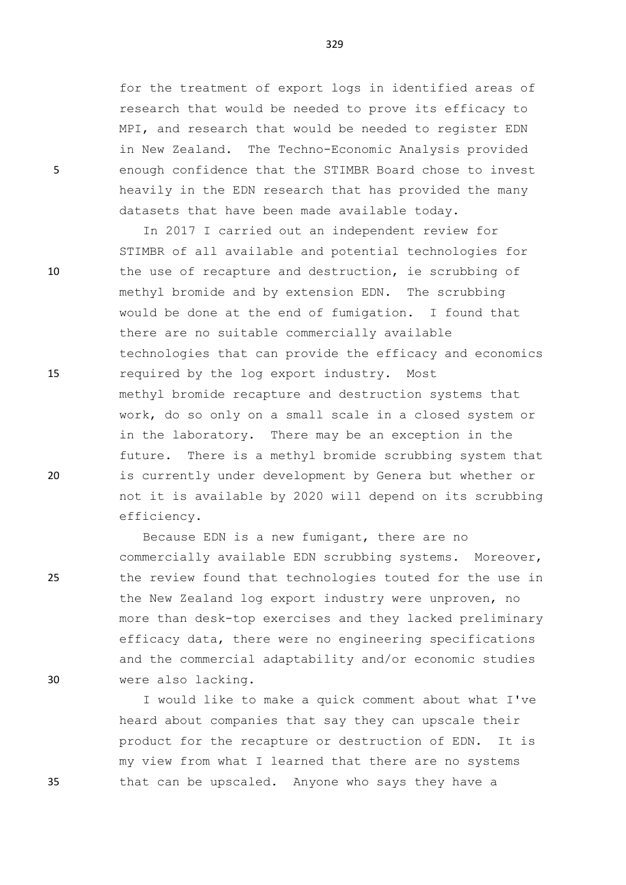for the treatment of export logs in identified areas of research that would be needed to prove its efficacy to MPI, and research that would be needed to register EDN in New Zealand. The Techno-Economic Analysis provided enough confidence that the STIMBR Board chose to invest heavily in the EDN research that has provided the many datasets that have been made available today.

In 2017 I carried out an independent review for STIMBR of all available and potential technologies for the use of recapture and destruction, ie scrubbing of methyl bromide and by extension EDN. The scrubbing would be done at the end of fumigation. I found that there are no suitable commercially available technologies that can provide the efficacy and economics required by the log export industry. Most methyl bromide recapture and destruction systems that work, do so only on a small scale in a closed system or in the laboratory. There may be an exception in the future. There is a methyl bromide scrubbing system that is currently under development by Genera but whether or not it is available by 2020 will depend on its scrubbing efficiency.

Because EDN is a new fumigant, there are no commercially available EDN scrubbing systems. Moreover, the review found that technologies touted for the use in the New Zealand log export industry were unproven, no more than desk-top exercises and they lacked preliminary efficacy data, there were no engineering specifications and the commercial adaptability and/or economic studies were also lacking.

I would like to make a quick comment about what I've heard about companies that say they can upscale their product for the recapture or destruction of EDN. It is my view from what I learned that there are no systems that can be upscaled. Anyone who says they have a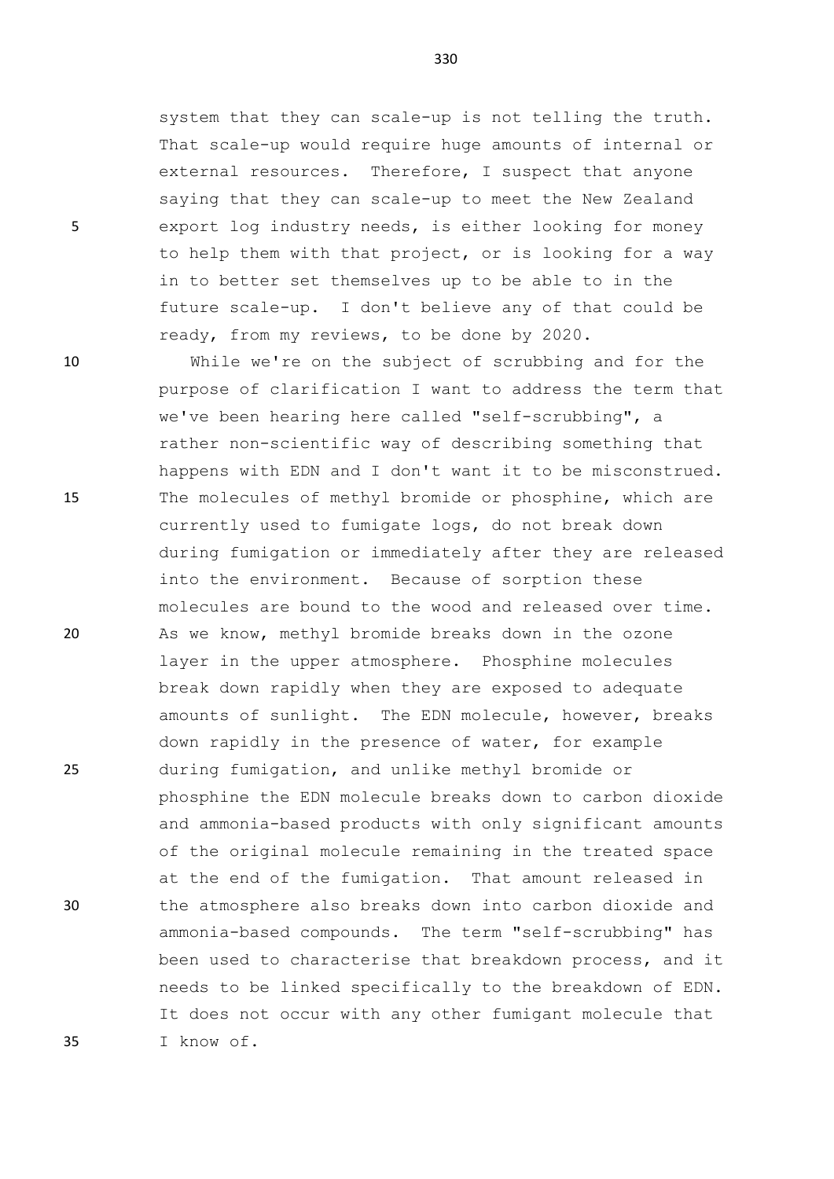system that they can scale-up is not telling the truth. That scale-up would require huge amounts of internal or external resources. Therefore, I suspect that anyone saying that they can scale-up to meet the New Zealand export log industry needs, is either looking for money to help them with that project, or is looking for a way in to better set themselves up to be able to in the future scale-up. I don't believe any of that could be ready, from my reviews, to be done by 2020.

While we're on the subject of scrubbing and for the purpose of clarification I want to address the term that we've been hearing here called "self-scrubbing", a rather non-scientific way of describing something that happens with EDN and I don't want it to be misconstrued. The molecules of methyl bromide or phosphine, which are currently used to fumigate logs, do not break down during fumigation or immediately after they are released into the environment. Because of sorption these molecules are bound to the wood and released over time. As we know, methyl bromide breaks down in the ozone layer in the upper atmosphere. Phosphine molecules break down rapidly when they are exposed to adequate amounts of sunlight. The EDN molecule, however, breaks down rapidly in the presence of water, for example during fumigation, and unlike methyl bromide or phosphine the EDN molecule breaks down to carbon dioxide and ammonia-based products with only significant amounts of the original molecule remaining in the treated space at the end of the fumigation. That amount released in the atmosphere also breaks down into carbon dioxide and ammonia-based compounds. The term "self-scrubbing" has been used to characterise that breakdown process, and it needs to be linked specifically to the breakdown of EDN. It does not occur with any other fumigant molecule that I know of.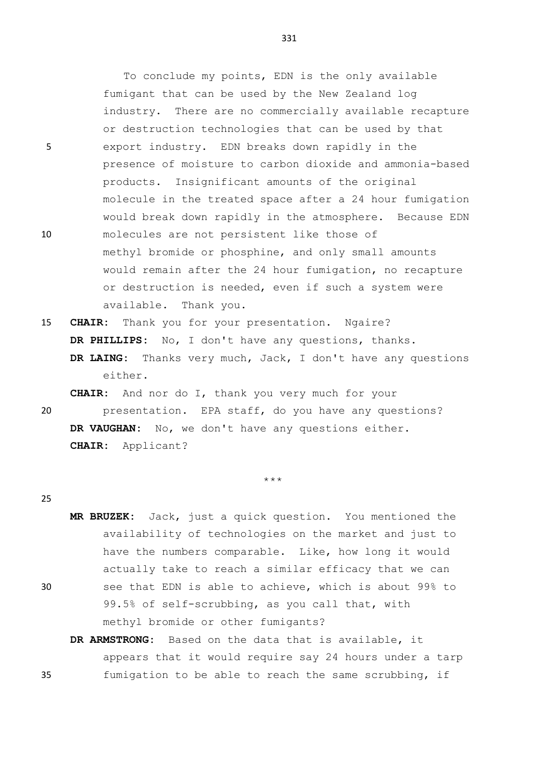To conclude my points, EDN is the only available fumigant that can be used by the New Zealand log industry. There are no commercially available recapture or destruction technologies that can be used by that export industry. EDN breaks down rapidly in the presence of moisture to carbon dioxide and ammonia-based products. Insignificant amounts of the original molecule in the treated space after a 24 hour fumigation would break down rapidly in the atmosphere. Because EDN molecules are not persistent like those of methyl bromide or phosphine, and only small amounts would remain after the 24 hour fumigation, no recapture or destruction is needed, even if such a system were available. Thank you.

**CHAIR:** Thank you for your presentation. Ngaire?

**DR PHILLIPS:** No, I don't have any questions, thanks.

**DR LAING:** Thanks very much, Jack, I don't have any questions either.

**CHAIR:** And nor do I, thank you very much for your presentation. EPA staff, do you have any questions?

**DR VAUGHAN:** No, we don't have any questions either.

**CHAIR:** Applicant?

***

**MR BRUZEK:** Jack, just a quick question. You mentioned the availability of technologies on the market and just to have the numbers comparable. Like, how long it would actually take to reach a similar efficacy that we can see that EDN is able to achieve, which is about 99% to 99.5% of self-scrubbing, as you call that, with methyl bromide or other fumigants?

**DR ARMSTRONG:** Based on the data that is available, it appears that it would require say 24 hours under a tarp fumigation to be able to reach the same scrubbing, if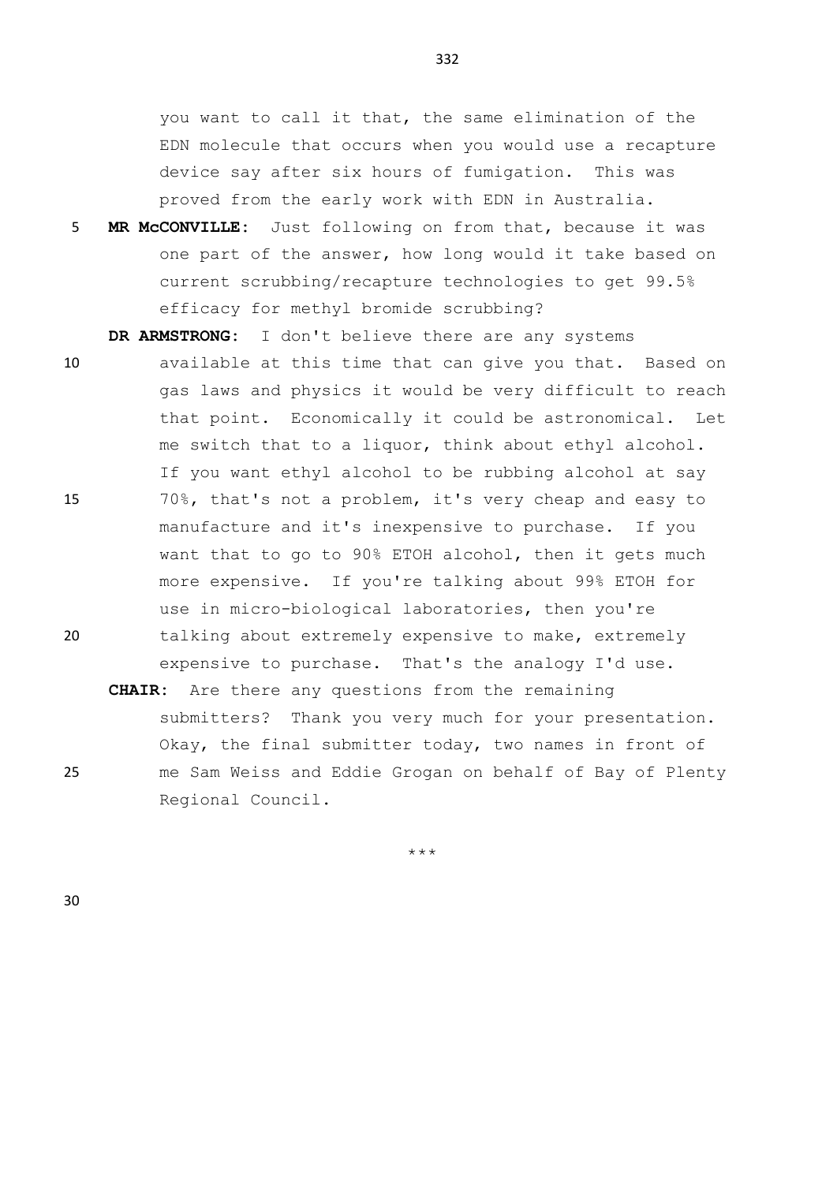you want to call it that, the same elimination of the EDN molecule that occurs when you would use a recapture device say after six hours of fumigation. This was proved from the early work with EDN in Australia.

**MR McCONVILLE:** Just following on from that, because it was one part of the answer, how long would it take based on current scrubbing/recapture technologies to get 99.5% efficacy for methyl bromide scrubbing?

**DR ARMSTRONG:** I don't believe there are any systems available at this time that can give you that. Based on gas laws and physics it would be very difficult to reach that point. Economically it could be astronomical. Let me switch that to a liquor, think about ethyl alcohol. If you want ethyl alcohol to be rubbing alcohol at say 70%, that's not a problem, it's very cheap and easy to manufacture and it's inexpensive to purchase. If you want that to go to 90% ETOH alcohol, then it gets much more expensive. If you're talking about 99% ETOH for use in micro-biological laboratories, then you're talking about extremely expensive to make, extremely expensive to purchase. That's the analogy I'd use.

**CHAIR:** Are there any questions from the remaining submitters? Thank you very much for your presentation. Okay, the final submitter today, two names in front of me Sam Weiss and Eddie Grogan on behalf of Bay of Plenty Regional Council.

\*\*\*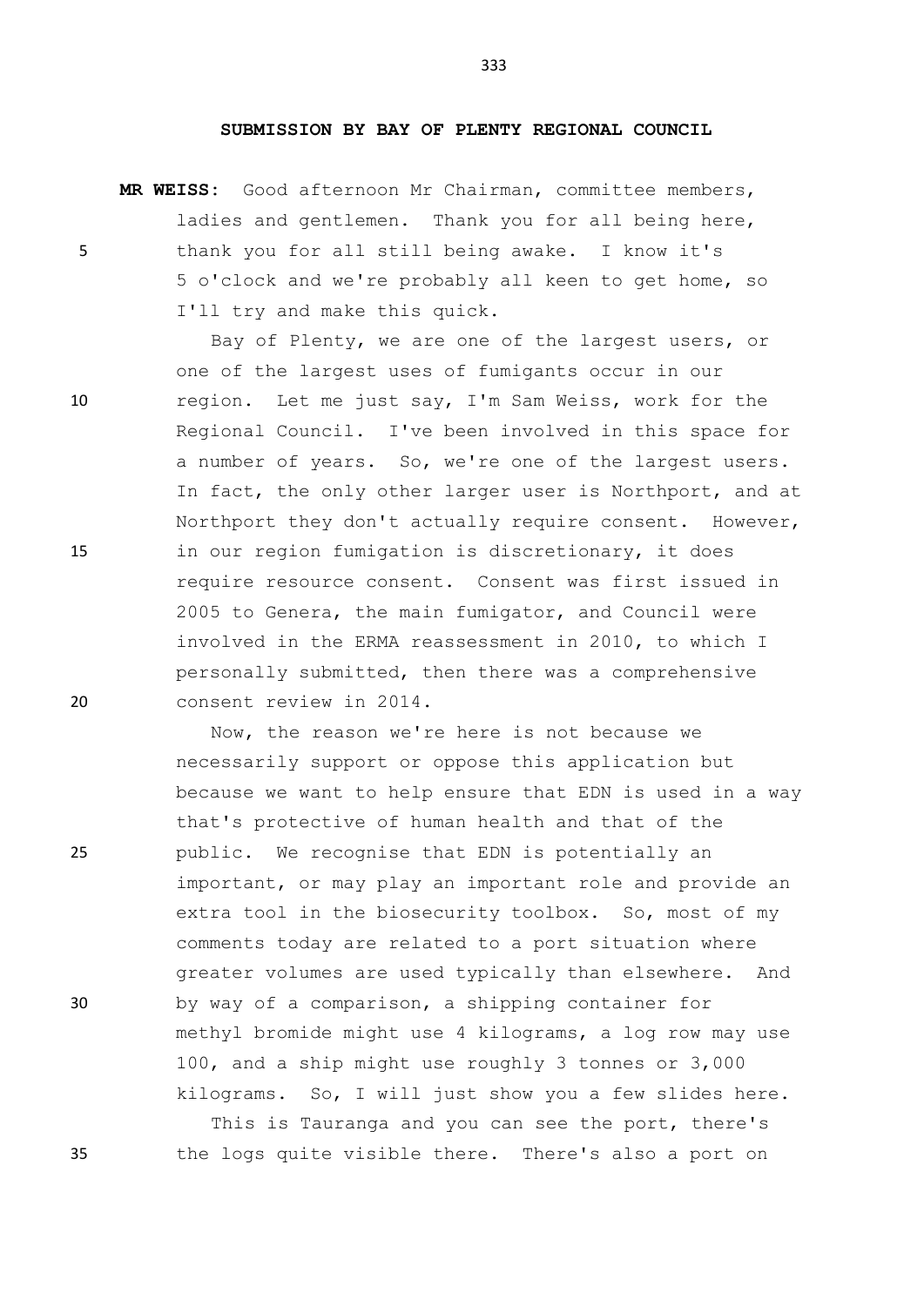## SUBMISSION BY BAY OF PLENTY REGIONAL COUNCIL

**MR WEISS:** Good afternoon Mr Chairman, committee members, ladies and gentlemen. Thank you for all being here, thank you for all still being awake. I know it's 5 o'clock and we're probably all keen to get home, so I'll try and make this quick.

Bay of Plenty, we are one of the largest users, or one of the largest uses of fumigants occur in our region. Let me just say, I'm Sam Weiss, work for the Regional Council. I've been involved in this space for a number of years. So, we're one of the largest users. In fact, the only other larger user is Northport, and at Northport they don't actually require consent. However, in our region fumigation is discretionary, it does require resource consent. Consent was first issued in 2005 to Genera, the main fumigator, and Council were involved in the ERMA reassessment in 2010, to which I personally submitted, then there was a comprehensive consent review in 2014.

Now, the reason we're here is not because we necessarily support or oppose this application but because we want to help ensure that EDN is used in a way that's protective of human health and that of the public. We recognise that EDN is potentially an important, or may play an important role and provide an extra tool in the biosecurity toolbox. So, most of my comments today are related to a port situation where greater volumes are used typically than elsewhere. And by way of a comparison, a shipping container for methyl bromide might use 4 kilograms, a log row may use 100, and a ship might use roughly 3 tonnes or 3,000 kilograms. So, I will just show you a few slides here.

This is Tauranga and you can see the port, there's the logs quite visible there. There's also a port on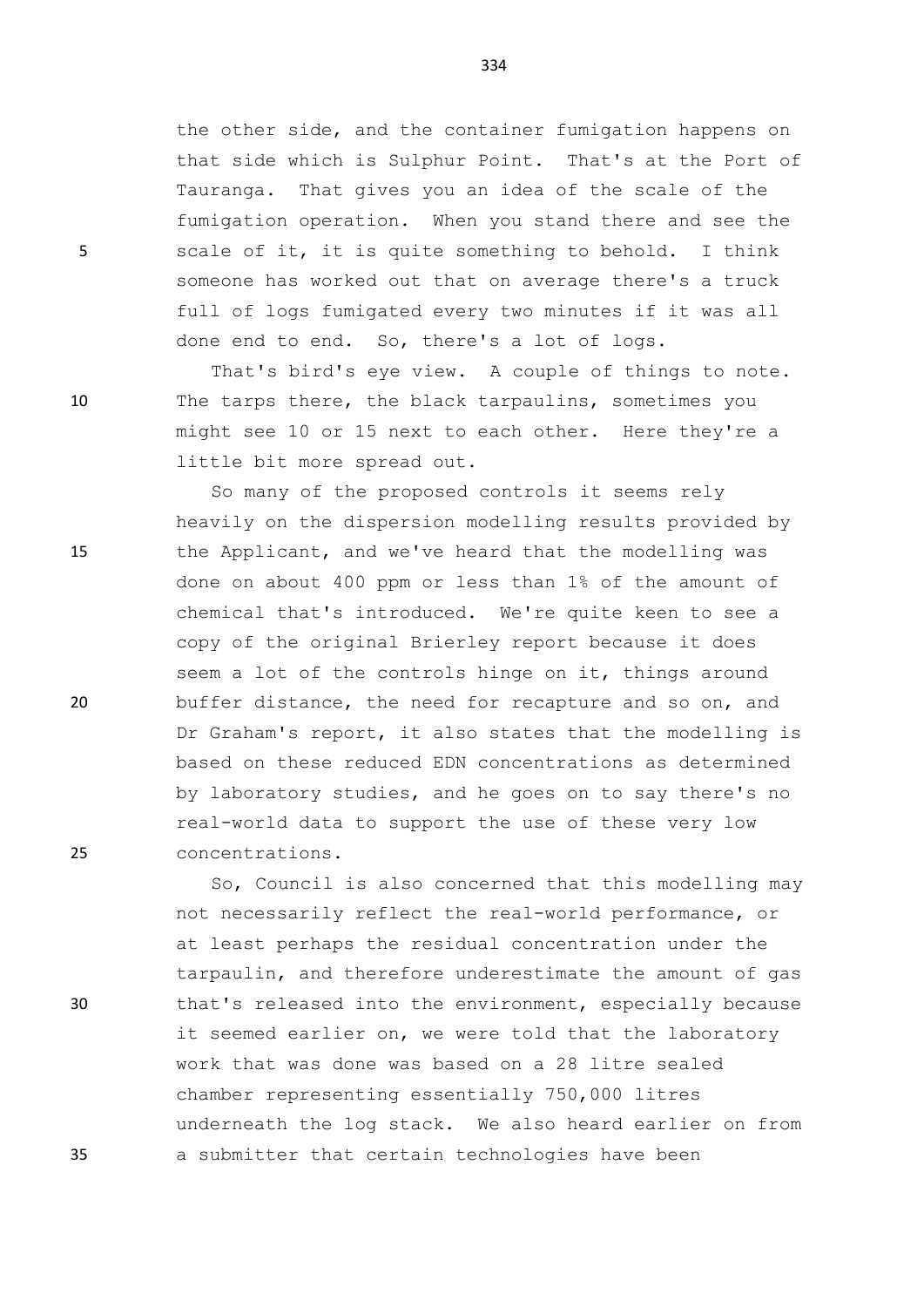the other side, and the container fumigation happens on that side which is Sulphur Point. That's at the Port of Tauranga. That gives you an idea of the scale of the fumigation operation. When you stand there and see the scale of it, it is quite something to behold. I think someone has worked out that on average there's a truck full of logs fumigated every two minutes if it was all done end to end. So, there's a lot of logs.

That's bird's eye view. A couple of things to note. The tarps there, the black tarpaulins, sometimes you might see 10 or 15 next to each other. Here they're a little bit more spread out.

So many of the proposed controls it seems rely heavily on the dispersion modelling results provided by the Applicant, and we've heard that the modelling was done on about 400 ppm or less than 1% of the amount of chemical that's introduced. We're quite keen to see a copy of the original Brierley report because it does seem a lot of the controls hinge on it, things around buffer distance, the need for recapture and so on, and Dr Graham's report, it also states that the modelling is based on these reduced EDN concentrations as determined by laboratory studies, and he goes on to say there's no real-world data to support the use of these very low concentrations.

So, Council is also concerned that this modelling may not necessarily reflect the real-world performance, or at least perhaps the residual concentration under the tarpaulin, and therefore underestimate the amount of gas that's released into the environment, especially because it seemed earlier on, we were told that the laboratory work that was done was based on a 28 litre sealed chamber representing essentially 750,000 litres underneath the log stack. We also heard earlier on from a submitter that certain technologies have been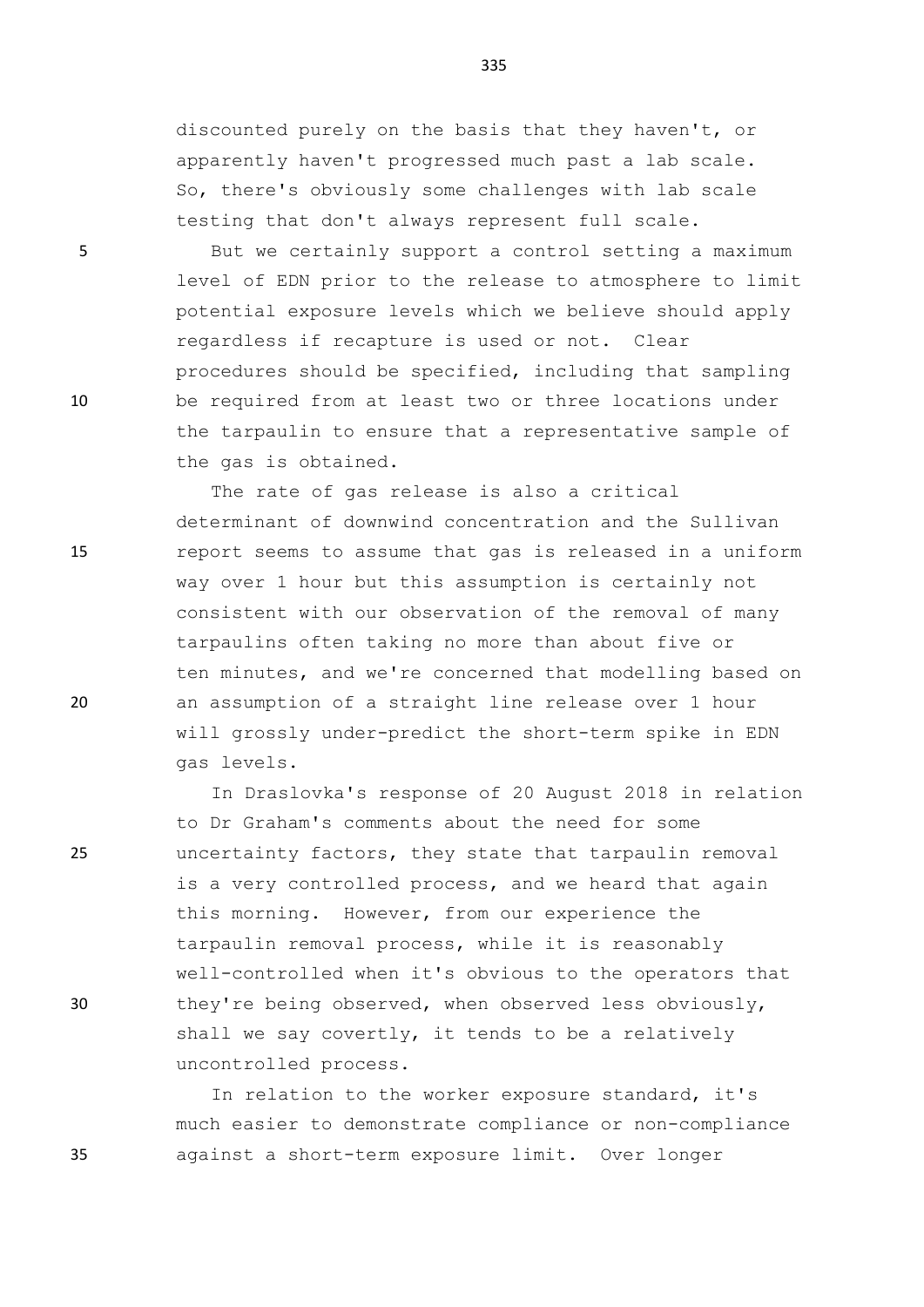discounted purely on the basis that they haven't, or apparently haven't progressed much past a lab scale. So, there's obviously some challenges with lab scale testing that don't always represent full scale.

But we certainly support a control setting a maximum level of EDN prior to the release to atmosphere to limit potential exposure levels which we believe should apply regardless if recapture is used or not. Clear procedures should be specified, including that sampling be required from at least two or three locations under the tarpaulin to ensure that a representative sample of the gas is obtained.

The rate of gas release is also a critical determinant of downwind concentration and the Sullivan report seems to assume that gas is released in a uniform way over 1 hour but this assumption is certainly not consistent with our observation of the removal of many tarpaulins often taking no more than about five or ten minutes, and we're concerned that modelling based on an assumption of a straight line release over 1 hour will grossly under-predict the short-term spike in EDN gas levels.

In Draslovka's response of 20 August 2018 in relation to Dr Graham's comments about the need for some uncertainty factors, they state that tarpaulin removal is a very controlled process, and we heard that again this morning. However, from our experience the tarpaulin removal process, while it is reasonably well-controlled when it's obvious to the operators that they're being observed, when observed less obviously, shall we say covertly, it tends to be a relatively uncontrolled process.

In relation to the worker exposure standard, it's much easier to demonstrate compliance or non-compliance against a short-term exposure limit. Over longer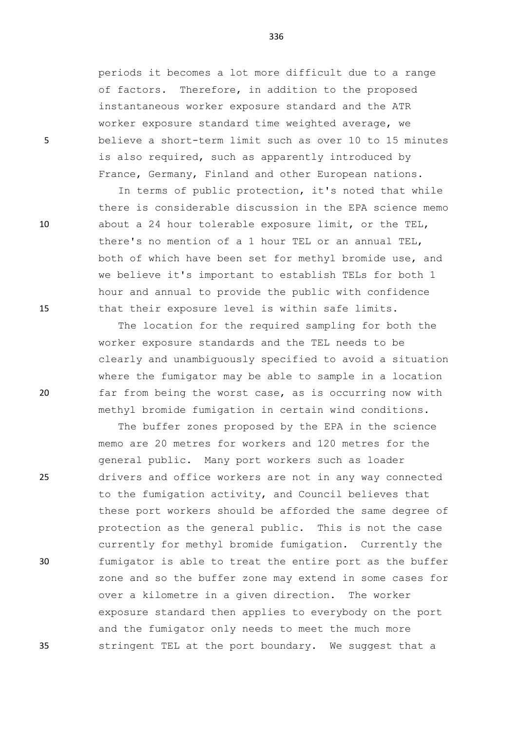periods it becomes a lot more difficult due to a range of factors. Therefore, in addition to the proposed instantaneous worker exposure standard and the ATR worker exposure standard time weighted average, we believe a short-term limit such as over 10 to 15 minutes is also required, such as apparently introduced by France, Germany, Finland and other European nations.

In terms of public protection, it's noted that while there is considerable discussion in the EPA science memo about a 24 hour tolerable exposure limit, or the TEL, there's no mention of a 1 hour TEL or an annual TEL, both of which have been set for methyl bromide use, and we believe it's important to establish TELs for both 1 hour and annual to provide the public with confidence that their exposure level is within safe limits.

The location for the required sampling for both the worker exposure standards and the TEL needs to be clearly and unambiguously specified to avoid a situation where the fumigator may be able to sample in a location far from being the worst case, as is occurring now with methyl bromide fumigation in certain wind conditions.

The buffer zones proposed by the EPA in the science memo are 20 metres for workers and 120 metres for the general public. Many port workers such as loader drivers and office workers are not in any way connected to the fumigation activity, and Council believes that these port workers should be afforded the same degree of protection as the general public. This is not the case currently for methyl bromide fumigation. Currently the fumigator is able to treat the entire port as the buffer zone and so the buffer zone may extend in some cases for over a kilometre in a given direction. The worker exposure standard then applies to everybody on the port and the fumigator only needs to meet the much more stringent TEL at the port boundary. We suggest that a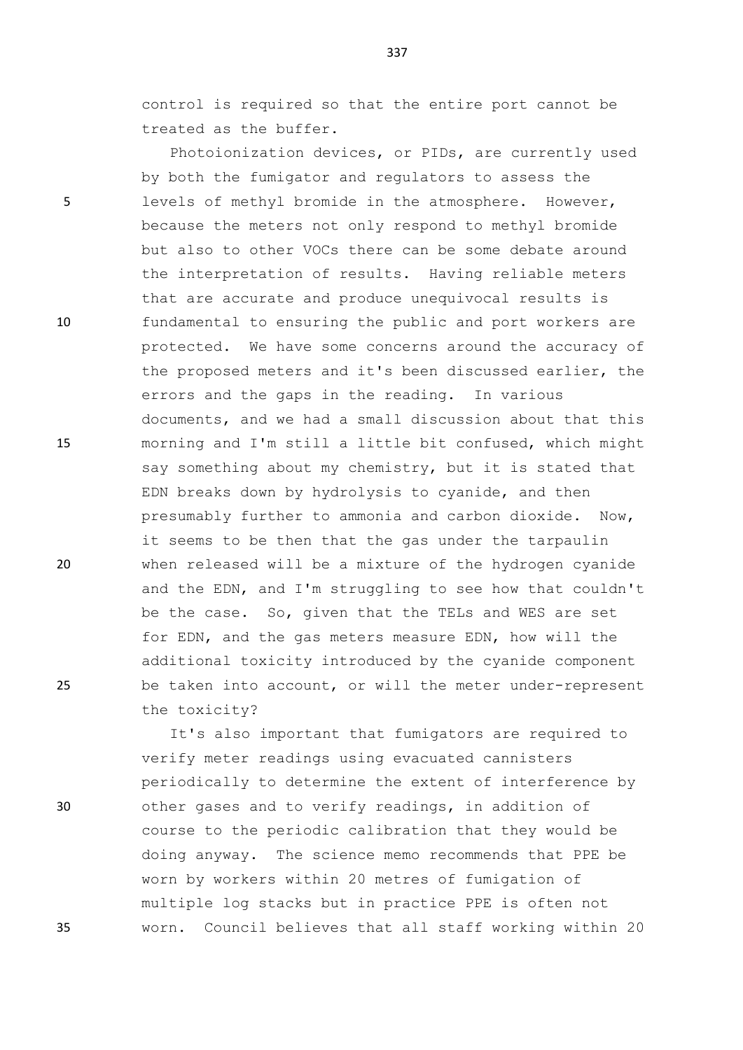control is required so that the entire port cannot be treated as the buffer.

Photoionization devices, or PIDs, are currently used by both the fumigator and regulators to assess the levels of methyl bromide in the atmosphere. However, because the meters not only respond to methyl bromide but also to other VOCs there can be some debate around the interpretation of results. Having reliable meters that are accurate and produce unequivocal results is fundamental to ensuring the public and port workers are protected. We have some concerns around the accuracy of the proposed meters and it's been discussed earlier, the errors and the gaps in the reading. In various documents, and we had a small discussion about that this morning and I'm still a little bit confused, which might say something about my chemistry, but it is stated that EDN breaks down by hydrolysis to cyanide, and then presumably further to ammonia and carbon dioxide. Now, it seems to be then that the gas under the tarpaulin when released will be a mixture of the hydrogen cyanide and the EDN, and I'm struggling to see how that couldn't be the case. So, given that the TELs and WES are set for EDN, and the gas meters measure EDN, how will the additional toxicity introduced by the cyanide component be taken into account, or will the meter under-represent the toxicity?

It's also important that fumigators are required to verify meter readings using evacuated cannisters periodically to determine the extent of interference by other gases and to verify readings, in addition of course to the periodic calibration that they would be doing anyway. The science memo recommends that PPE be worn by workers within 20 metres of fumigation of multiple log stacks but in practice PPE is often not worn. Council believes that all staff working within 20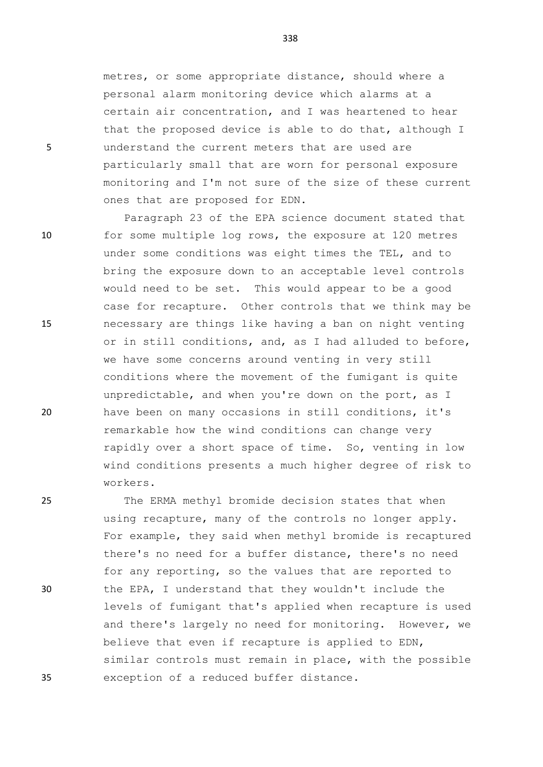metres, or some appropriate distance, should where a personal alarm monitoring device which alarms at a certain air concentration, and I was heartened to hear that the proposed device is able to do that, although I understand the current meters that are used are particularly small that are worn for personal exposure monitoring and I'm not sure of the size of these current ones that are proposed for EDN.

Paragraph 23 of the EPA science document stated that for some multiple log rows, the exposure at 120 metres under some conditions was eight times the TEL, and to bring the exposure down to an acceptable level controls would need to be set. This would appear to be a good case for recapture. Other controls that we think may be necessary are things like having a ban on night venting or in still conditions, and, as I had alluded to before, we have some concerns around venting in very still conditions where the movement of the fumigant is quite unpredictable, and when you're down on the port, as I have been on many occasions in still conditions, it's remarkable how the wind conditions can change very rapidly over a short space of time. So, venting in low wind conditions presents a much higher degree of risk to workers.

The ERMA methyl bromide decision states that when using recapture, many of the controls no longer apply. For example, they said when methyl bromide is recaptured there's no need for a buffer distance, there's no need for any reporting, so the values that are reported to the EPA, I understand that they wouldn't include the levels of fumigant that's applied when recapture is used and there's largely no need for monitoring. However, we believe that even if recapture is applied to EDN, similar controls must remain in place, with the possible exception of a reduced buffer distance.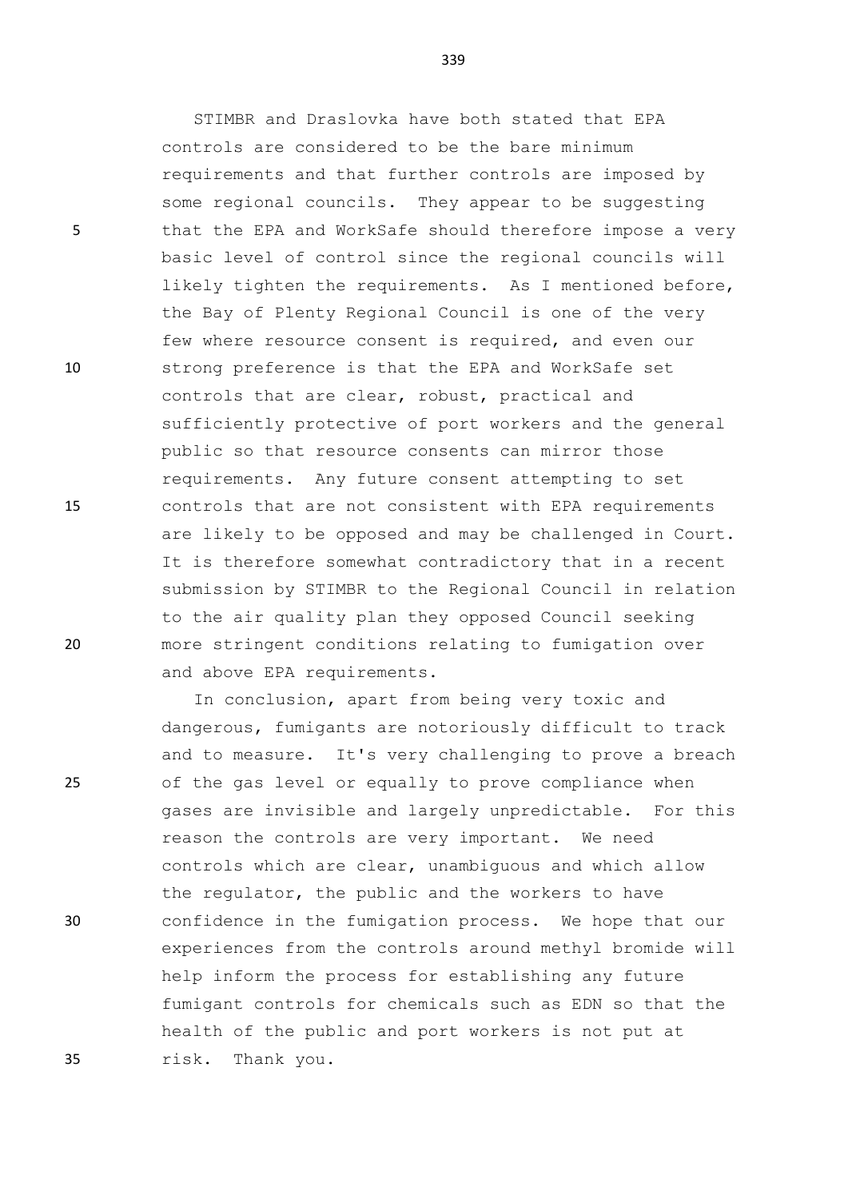STIMBR and Draslovka have both stated that EPA controls are considered to be the bare minimum requirements and that further controls are imposed by some regional councils. They appear to be suggesting that the EPA and WorkSafe should therefore impose a very basic level of control since the regional councils will likely tighten the requirements. As I mentioned before, the Bay of Plenty Regional Council is one of the very few where resource consent is required, and even our strong preference is that the EPA and WorkSafe set controls that are clear, robust, practical and sufficiently protective of port workers and the general public so that resource consents can mirror those requirements. Any future consent attempting to set controls that are not consistent with EPA requirements are likely to be opposed and may be challenged in Court. It is therefore somewhat contradictory that in a recent submission by STIMBR to the Regional Council in relation to the air quality plan they opposed Council seeking more stringent conditions relating to fumigation over and above EPA requirements.

In conclusion, apart from being very toxic and dangerous, fumigants are notoriously difficult to track and to measure. It's very challenging to prove a breach of the gas level or equally to prove compliance when gases are invisible and largely unpredictable. For this reason the controls are very important. We need controls which are clear, unambiguous and which allow the regulator, the public and the workers to have confidence in the fumigation process. We hope that our experiences from the controls around methyl bromide will help inform the process for establishing any future fumigant controls for chemicals such as EDN so that the health of the public and port workers is not put at risk. Thank you.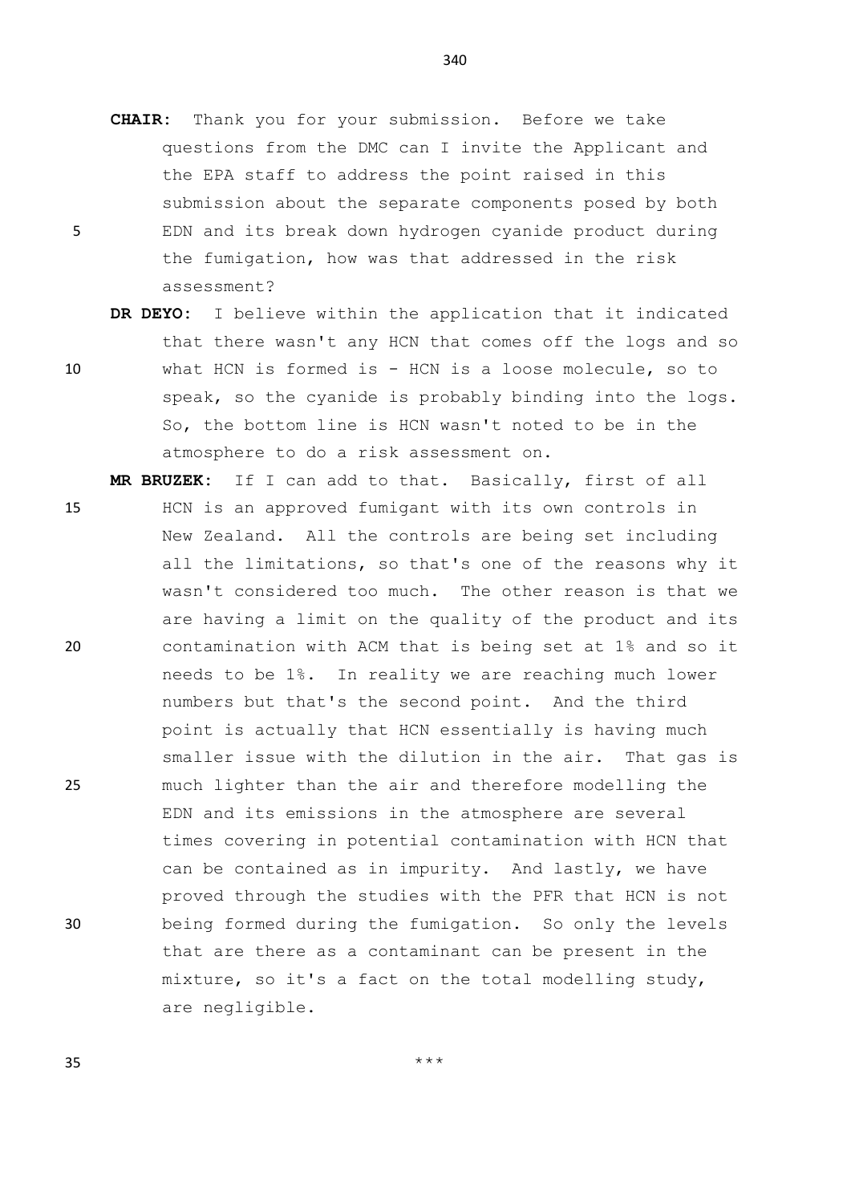**CHAIR:** Thank you for your submission. Before we take questions from the DMC can I invite the Applicant and the EPA staff to address the point raised in this submission about the separate components posed by both EDN and its break down hydrogen cyanide product during the fumigation, how was that addressed in the risk assessment?

**DR DEYO:** I believe within the application that it indicated that there wasn't any HCN that comes off the logs and so what HCN is formed is - HCN is a loose molecule, so to speak, so the cyanide is probably binding into the logs. So, the bottom line is HCN wasn't noted to be in the atmosphere to do a risk assessment on.

**MR BRUZEK:** If I can add to that. Basically, first of all HCN is an approved fumigant with its own controls in New Zealand. All the controls are being set including all the limitations, so that's one of the reasons why it wasn't considered too much. The other reason is that we are having a limit on the quality of the product and its contamination with ACM that is being set at 1% and so it needs to be 1%. In reality we are reaching much lower numbers but that's the second point. And the third point is actually that HCN essentially is having much smaller issue with the dilution in the air. That gas is much lighter than the air and therefore modelling the EDN and its emissions in the atmosphere are several times covering in potential contamination with HCN that can be contained as in impurity. And lastly, we have proved through the studies with the PFR that HCN is not being formed during the fumigation. So only the levels that are there as a contaminant can be present in the mixture, so it's a fact on the total modelling study, are negligible.

***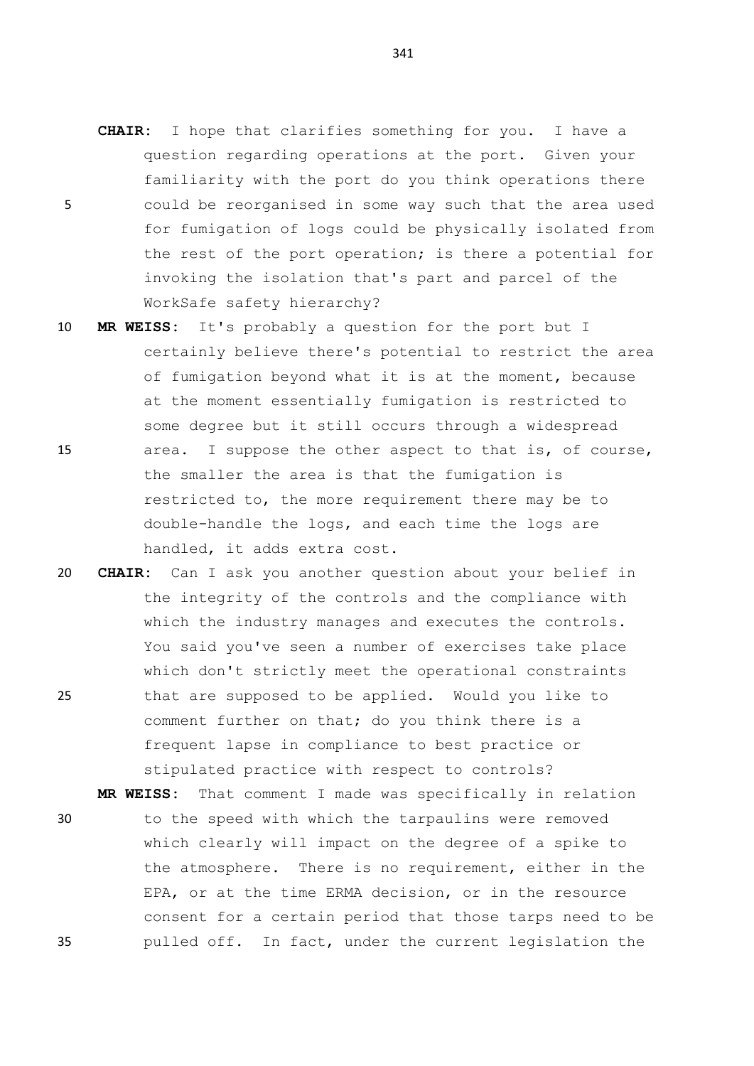**CHAIR:** I hope that clarifies something for you. I have a question regarding operations at the port. Given your familiarity with the port do you think operations there could be reorganised in some way such that the area used for fumigation of logs could be physically isolated from the rest of the port operation; is there a potential for invoking the isolation that's part and parcel of the WorkSafe safety hierarchy?

**MR WEISS:** It's probably a question for the port but I certainly believe there's potential to restrict the area of fumigation beyond what it is at the moment, because at the moment essentially fumigation is restricted to some degree but it still occurs through a widespread area. I suppose the other aspect to that is, of course, the smaller the area is that the fumigation is restricted to, the more requirement there may be to double-handle the logs, and each time the logs are handled, it adds extra cost.

**CHAIR:** Can I ask you another question about your belief in the integrity of the controls and the compliance with which the industry manages and executes the controls. You said you've seen a number of exercises take place which don't strictly meet the operational constraints that are supposed to be applied. Would you like to comment further on that; do you think there is a frequent lapse in compliance to best practice or stipulated practice with respect to controls?

**MR WEISS:** That comment I made was specifically in relation to the speed with which the tarpaulins were removed which clearly will impact on the degree of a spike to the atmosphere. There is no requirement, either in the EPA, or at the time ERMA decision, or in the resource consent for a certain period that those tarps need to be pulled off. In fact, under the current legislation the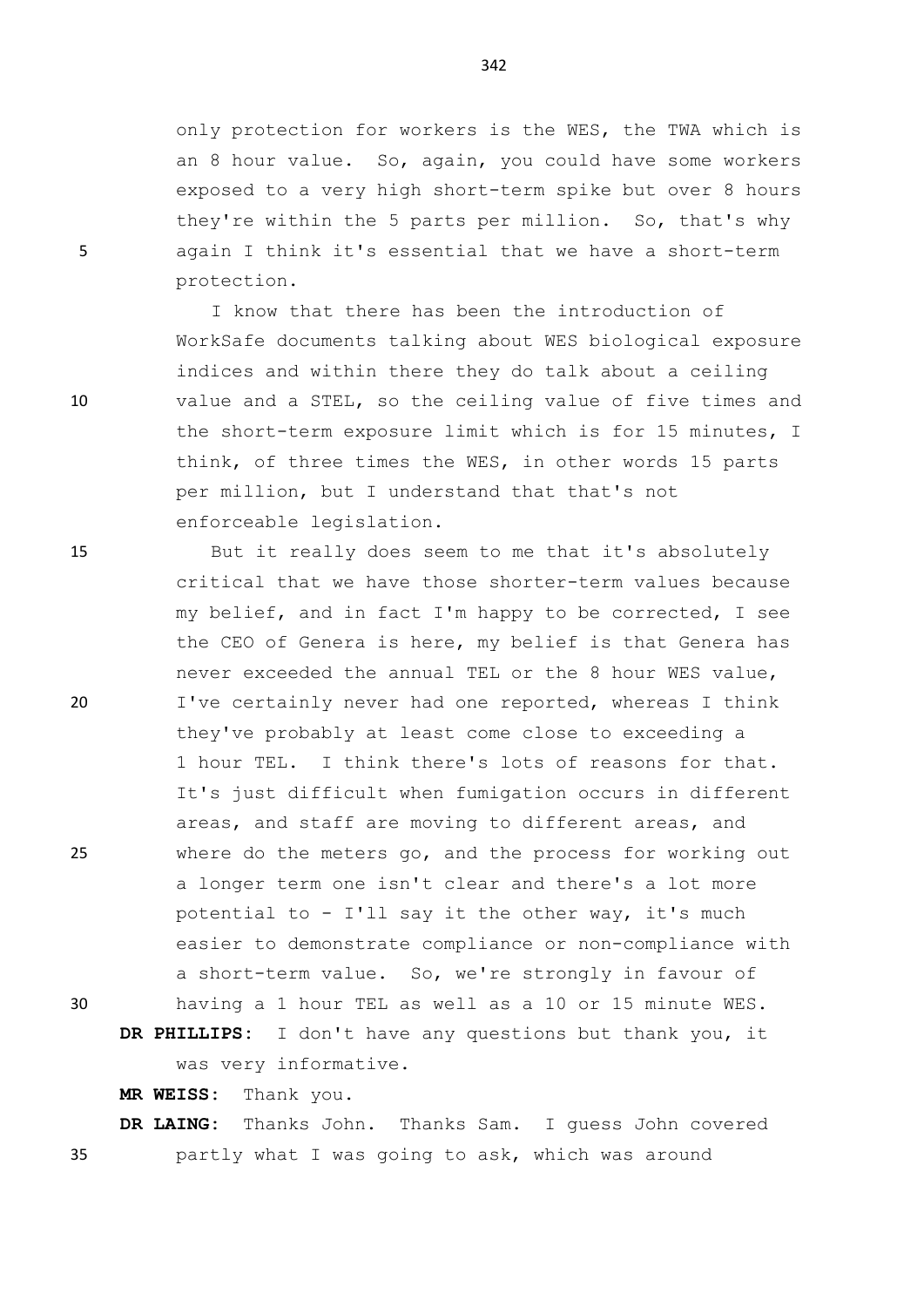only protection for workers is the WES, the TWA which is an 8 hour value. So, again, you could have some workers exposed to a very high short-term spike but over 8 hours they're within the 5 parts per million. So, that's why again I think it's essential that we have a short-term protection.

I know that there has been the introduction of WorkSafe documents talking about WES biological exposure indices and within there they do talk about a ceiling value and a STEL, so the ceiling value of five times and the short-term exposure limit which is for 15 minutes, I think, of three times the WES, in other words 15 parts per million, but I understand that that's not enforceable legislation.

But it really does seem to me that it's absolutely critical that we have those shorter-term values because my belief, and in fact I'm happy to be corrected, I see the CEO of Genera is here, my belief is that Genera has never exceeded the annual TEL or the 8 hour WES value, I've certainly never had one reported, whereas I think they've probably at least come close to exceeding a 1 hour TEL. I think there's lots of reasons for that. It's just difficult when fumigation occurs in different areas, and staff are moving to different areas, and where do the meters go, and the process for working out a longer term one isn't clear and there's a lot more potential to - I'll say it the other way, it's much easier to demonstrate compliance or non-compliance with a short-term value. So, we're strongly in favour of having a 1 hour TEL as well as a 10 or 15 minute WES.

**DR PHILLIPS:** I don't have any questions but thank you, it was very informative.

**MR WEISS:** Thank you.

**DR LAING:** Thanks John. Thanks Sam. I guess John covered partly what I was going to ask, which was around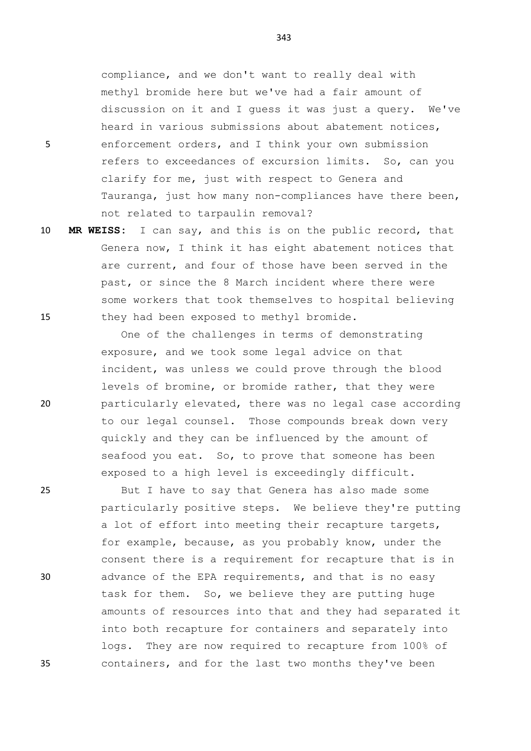compliance, and we don't want to really deal with methyl bromide here but we've had a fair amount of discussion on it and I guess it was just a query. We've heard in various submissions about abatement notices, enforcement orders, and I think your own submission refers to exceedances of excursion limits. So, can you clarify for me, just with respect to Genera and Tauranga, just how many non-compliances have there been, not related to tarpaulin removal?

**MR WEISS:** I can say, and this is on the public record, that Genera now, I think it has eight abatement notices that are current, and four of those have been served in the past, or since the 8 March incident where there were some workers that took themselves to hospital believing they had been exposed to methyl bromide.

One of the challenges in terms of demonstrating exposure, and we took some legal advice on that incident, was unless we could prove through the blood levels of bromine, or bromide rather, that they were particularly elevated, there was no legal case according to our legal counsel. Those compounds break down very quickly and they can be influenced by the amount of seafood you eat. So, to prove that someone has been exposed to a high level is exceedingly difficult.

But I have to say that Genera has also made some particularly positive steps. We believe they're putting a lot of effort into meeting their recapture targets, for example, because, as you probably know, under the consent there is a requirement for recapture that is in advance of the EPA requirements, and that is no easy task for them. So, we believe they are putting huge amounts of resources into that and they had separated it into both recapture for containers and separately into logs. They are now required to recapture from 100% of containers, and for the last two months they've been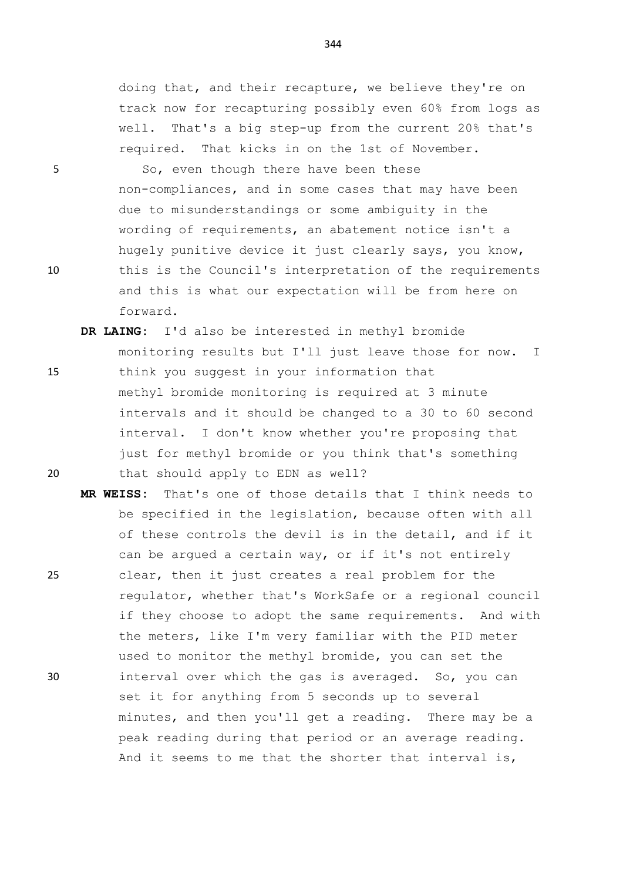doing that, and their recapture, we believe they're on track now for recapturing possibly even 60% from logs as well. That's a big step-up from the current 20% that's required. That kicks in on the 1st of November.

So, even though there have been these non-compliances, and in some cases that may have been due to misunderstandings or some ambiguity in the wording of requirements, an abatement notice isn't a hugely punitive device it just clearly says, you know, this is the Council's interpretation of the requirements and this is what our expectation will be from here on forward.

**DR LAING:** I'd also be interested in methyl bromide monitoring results but I'll just leave those for now. I think you suggest in your information that methyl bromide monitoring is required at 3 minute intervals and it should be changed to a 30 to 60 second interval. I don't know whether you're proposing that just for methyl bromide or you think that's something that should apply to EDN as well?

**MR WEISS:** That's one of those details that I think needs to be specified in the legislation, because often with all of these controls the devil is in the detail, and if it can be argued a certain way, or if it's not entirely clear, then it just creates a real problem for the regulator, whether that's WorkSafe or a regional council if they choose to adopt the same requirements. And with the meters, like I'm very familiar with the PID meter used to monitor the methyl bromide, you can set the interval over which the gas is averaged. So, you can set it for anything from 5 seconds up to several minutes, and then you'll get a reading. There may be a peak reading during that period or an average reading. And it seems to me that the shorter that interval is,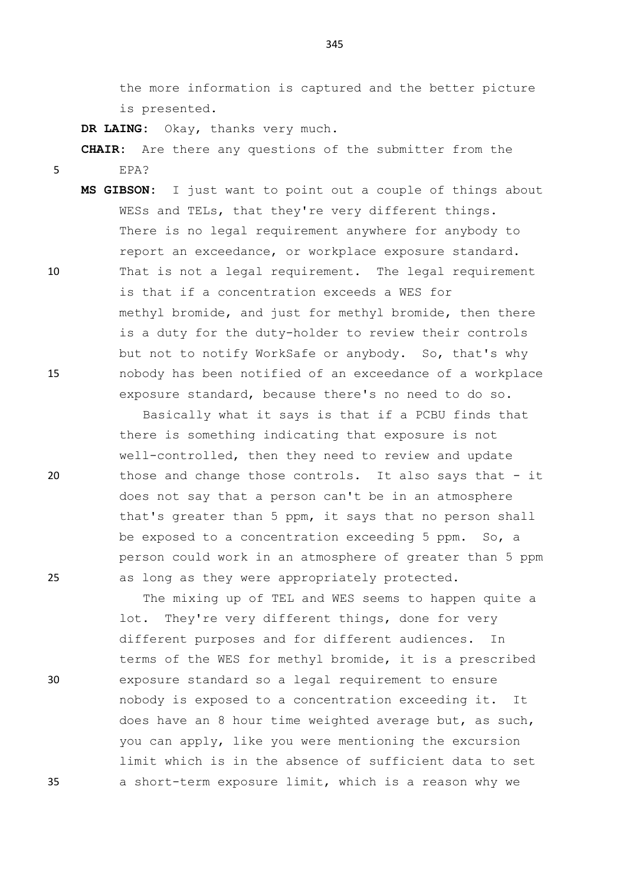the more information is captured and the better picture is presented.

**DR LAING:** Okay, thanks very much.

**CHAIR:** Are there any questions of the submitter from the EPA?

**MS GIBSON:** I just want to point out a couple of things about WESs and TELs, that they're very different things. There is no legal requirement anywhere for anybody to report an exceedance, or workplace exposure standard. That is not a legal requirement. The legal requirement is that if a concentration exceeds a WES for methyl bromide, and just for methyl bromide, then there is a duty for the duty-holder to review their controls but not to notify WorkSafe or anybody. So, that's why nobody has been notified of an exceedance of a workplace exposure standard, because there's no need to do so.

Basically what it says is that if a PCBU finds that there is something indicating that exposure is not well-controlled, then they need to review and update those and change those controls. It also says that - it does not say that a person can't be in an atmosphere that's greater than 5 ppm, it says that no person shall be exposed to a concentration exceeding 5 ppm. So, a person could work in an atmosphere of greater than 5 ppm as long as they were appropriately protected.

The mixing up of TEL and WES seems to happen quite a lot. They're very different things, done for very different purposes and for different audiences. In terms of the WES for methyl bromide, it is a prescribed exposure standard so a legal requirement to ensure nobody is exposed to a concentration exceeding it. It does have an 8 hour time weighted average but, as such, you can apply, like you were mentioning the excursion limit which is in the absence of sufficient data to set a short-term exposure limit, which is a reason why we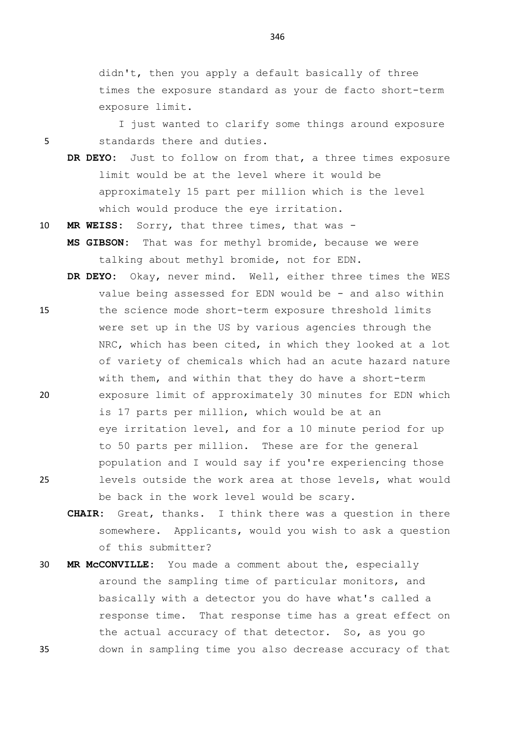didn't, then you apply a default basically of three times the exposure standard as your de facto short-term exposure limit.

I just wanted to clarify some things around exposure standards there and duties.

**DR DEYO:** Just to follow on from that, a three times exposure limit would be at the level where it would be approximately 15 part per million which is the level which would produce the eye irritation.

**MR WEISS:** Sorry, that three times, that was -

**MS GIBSON:** That was for methyl bromide, because we were talking about methyl bromide, not for EDN.

**DR DEYO:** Okay, never mind. Well, either three times the WES value being assessed for EDN would be - and also within the science mode short-term exposure threshold limits were set up in the US by various agencies through the NRC, which has been cited, in which they looked at a lot of variety of chemicals which had an acute hazard nature with them, and within that they do have a short-term exposure limit of approximately 30 minutes for EDN which is 17 parts per million, which would be at an eye irritation level, and for a 10 minute period for up to 50 parts per million. These are for the general population and I would say if you're experiencing those levels outside the work area at those levels, what would be back in the work level would be scary.

**CHAIR:** Great, thanks. I think there was a question in there somewhere. Applicants, would you wish to ask a question of this submitter?

**MR McCONVILLE:** You made a comment about the, especially around the sampling time of particular monitors, and basically with a detector you do have what's called a response time. That response time has a great effect on the actual accuracy of that detector. So, as you go down in sampling time you also decrease accuracy of that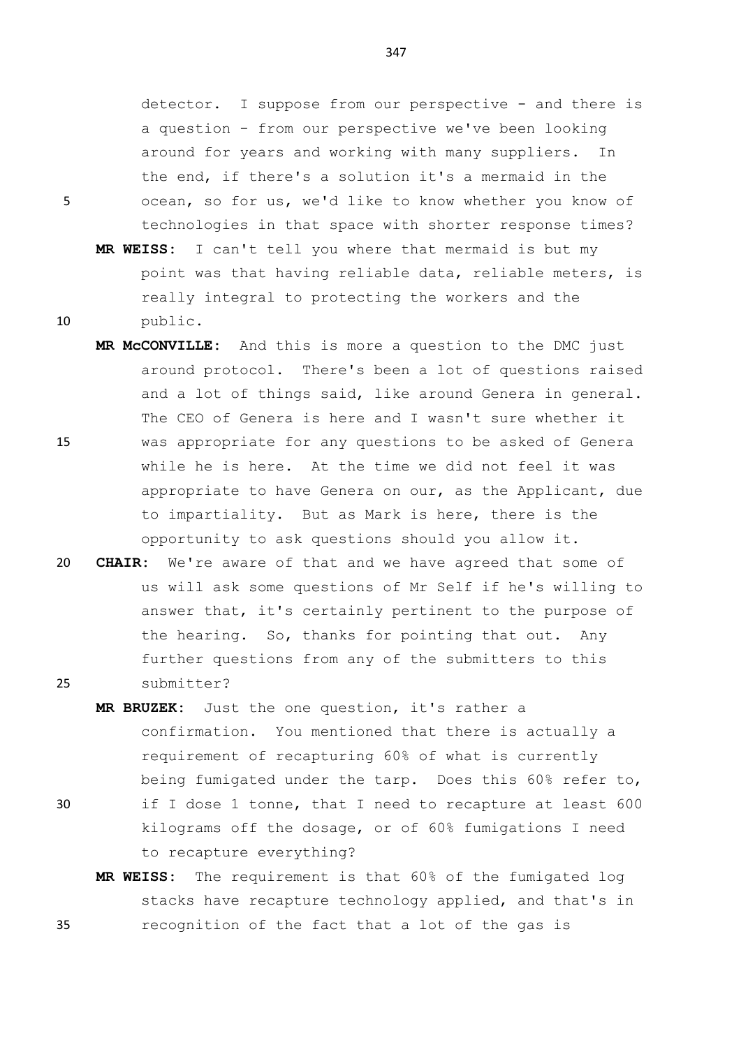detector. I suppose from our perspective - and there is a question - from our perspective we've been looking around for years and working with many suppliers. In the end, if there's a solution it's a mermaid in the ocean, so for us, we'd like to know whether you know of technologies in that space with shorter response times?

**MR WEISS:** I can't tell you where that mermaid is but my point was that having reliable data, reliable meters, is really integral to protecting the workers and the public.

**MR McCONVILLE:** And this is more a question to the DMC just around protocol. There's been a lot of questions raised and a lot of things said, like around Genera in general. The CEO of Genera is here and I wasn't sure whether it was appropriate for any questions to be asked of Genera while he is here. At the time we did not feel it was appropriate to have Genera on our, as the Applicant, due to impartiality. But as Mark is here, there is the opportunity to ask questions should you allow it.

**CHAIR:** We're aware of that and we have agreed that some of us will ask some questions of Mr Self if he's willing to answer that, it's certainly pertinent to the purpose of the hearing. So, thanks for pointing that out. Any further questions from any of the submitters to this submitter?

**MR BRUZEK:** Just the one question, it's rather a confirmation. You mentioned that there is actually a requirement of recapturing 60% of what is currently being fumigated under the tarp. Does this 60% refer to, if I dose 1 tonne, that I need to recapture at least 600 kilograms off the dosage, or of 60% fumigations I need to recapture everything?

**MR WEISS:** The requirement is that 60% of the fumigated log stacks have recapture technology applied, and that's in recognition of the fact that a lot of the gas is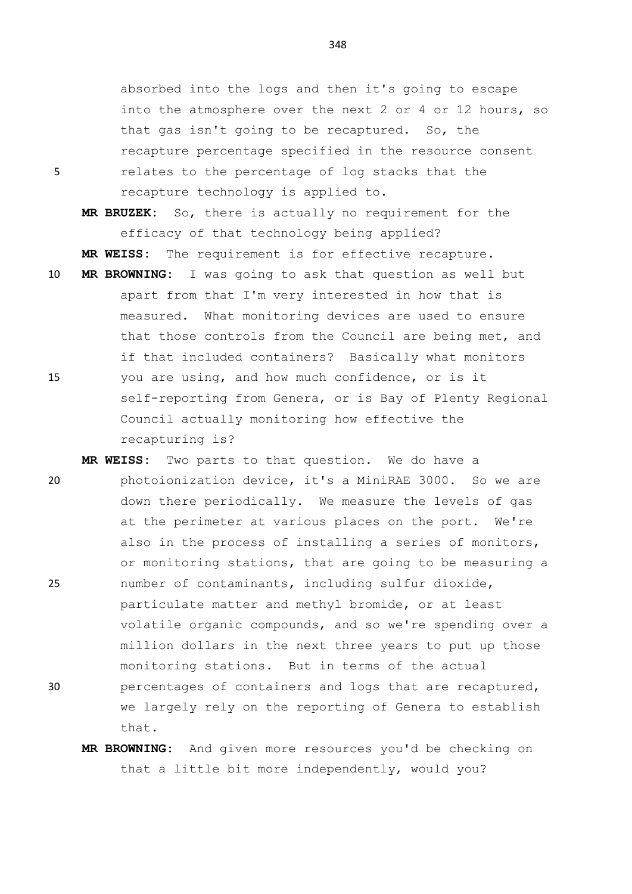absorbed into the logs and then it's going to escape into the atmosphere over the next 2 or 4 or 12 hours, so that gas isn't going to be recaptured. So, the recapture percentage specified in the resource consent relates to the percentage of log stacks that the recapture technology is applied to.

**MR BRUZEK:** So, there is actually no requirement for the efficacy of that technology being applied?

**MR WEISS:** The requirement is for effective recapture.

**MR BROWNING:** I was going to ask that question as well but apart from that I'm very interested in how that is measured. What monitoring devices are used to ensure that those controls from the Council are being met, and if that included containers? Basically what monitors you are using, and how much confidence, or is it self-reporting from Genera, or is Bay of Plenty Regional Council actually monitoring how effective the recapturing is?

**MR WEISS:** Two parts to that question. We do have a photoionization device, it's a MiniRAE 3000. So we are down there periodically. We measure the levels of gas at the perimeter at various places on the port. We're also in the process of installing a series of monitors, or monitoring stations, that are going to be measuring a number of contaminants, including sulfur dioxide, particulate matter and methyl bromide, or at least volatile organic compounds, and so we're spending over a million dollars in the next three years to put up those monitoring stations. But in terms of the actual percentages of containers and logs that are recaptured, we largely rely on the reporting of Genera to establish that.

**MR BROWNING:** And given more resources you'd be checking on that a little bit more independently, would you?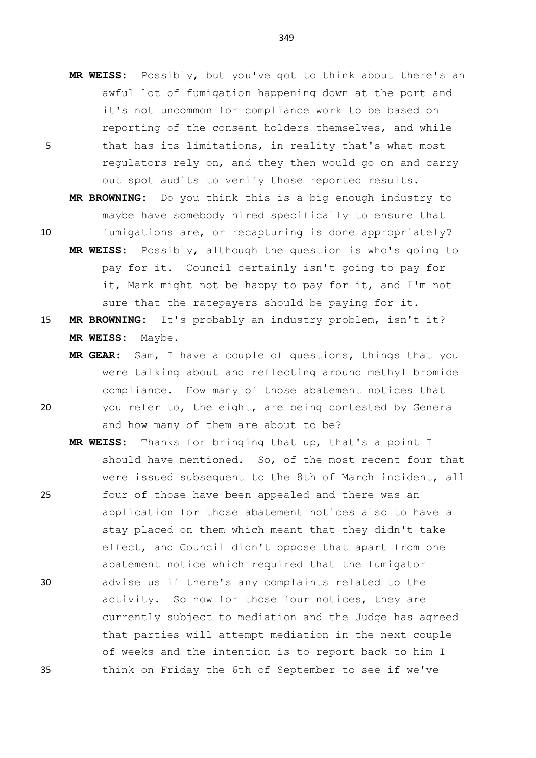**MR WEISS:** Possibly, but you've got to think about there's an awful lot of fumigation happening down at the port and it's not uncommon for compliance work to be based on reporting of the consent holders themselves, and while that has its limitations, in reality that's what most regulators rely on, and they then would go on and carry out spot audits to verify those reported results.

**MR BROWNING:** Do you think this is a big enough industry to maybe have somebody hired specifically to ensure that fumigations are, or recapturing is done appropriately?

**MR WEISS:** Possibly, although the question is who's going to pay for it. Council certainly isn't going to pay for it, Mark might not be happy to pay for it, and I'm not sure that the ratepayers should be paying for it.

**MR BROWNING:** It's probably an industry problem, isn't it?

**MR WEISS:** Maybe.

**MR GEAR:** Sam, I have a couple of questions, things that you were talking about and reflecting around methyl bromide compliance. How many of those abatement notices that you refer to, the eight, are being contested by Genera and how many of them are about to be?

**MR WEISS:** Thanks for bringing that up, that's a point I should have mentioned. So, of the most recent four that were issued subsequent to the 8th of March incident, all four of those have been appealed and there was an application for those abatement notices also to have a stay placed on them which meant that they didn't take effect, and Council didn't oppose that apart from one abatement notice which required that the fumigator advise us if there's any complaints related to the activity. So now for those four notices, they are currently subject to mediation and the Judge has agreed that parties will attempt mediation in the next couple of weeks and the intention is to report back to him I think on Friday the 6th of September to see if we've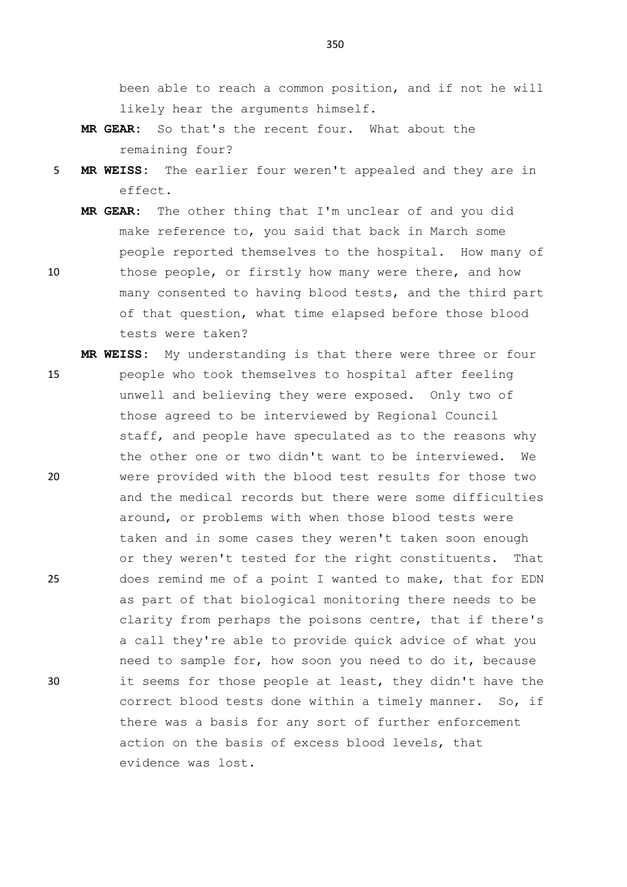been able to reach a common position, and if not he will likely hear the arguments himself.

**MR GEAR:** So that's the recent four. What about the remaining four?

**MR WEISS:** The earlier four weren't appealed and they are in effect.

**MR GEAR:** The other thing that I'm unclear of and you did make reference to, you said that back in March some people reported themselves to the hospital. How many of those people, or firstly how many were there, and how many consented to having blood tests, and the third part of that question, what time elapsed before those blood tests were taken?

**MR WEISS:** My understanding is that there were three or four people who took themselves to hospital after feeling unwell and believing they were exposed. Only two of those agreed to be interviewed by Regional Council staff, and people have speculated as to the reasons why the other one or two didn't want to be interviewed. We were provided with the blood test results for those two and the medical records but there were some difficulties around, or problems with when those blood tests were taken and in some cases they weren't taken soon enough or they weren't tested for the right constituents. That does remind me of a point I wanted to make, that for EDN as part of that biological monitoring there needs to be clarity from perhaps the poisons centre, that if there's a call they're able to provide quick advice of what you need to sample for, how soon you need to do it, because it seems for those people at least, they didn't have the correct blood tests done within a timely manner. So, if there was a basis for any sort of further enforcement action on the basis of excess blood levels, that evidence was lost.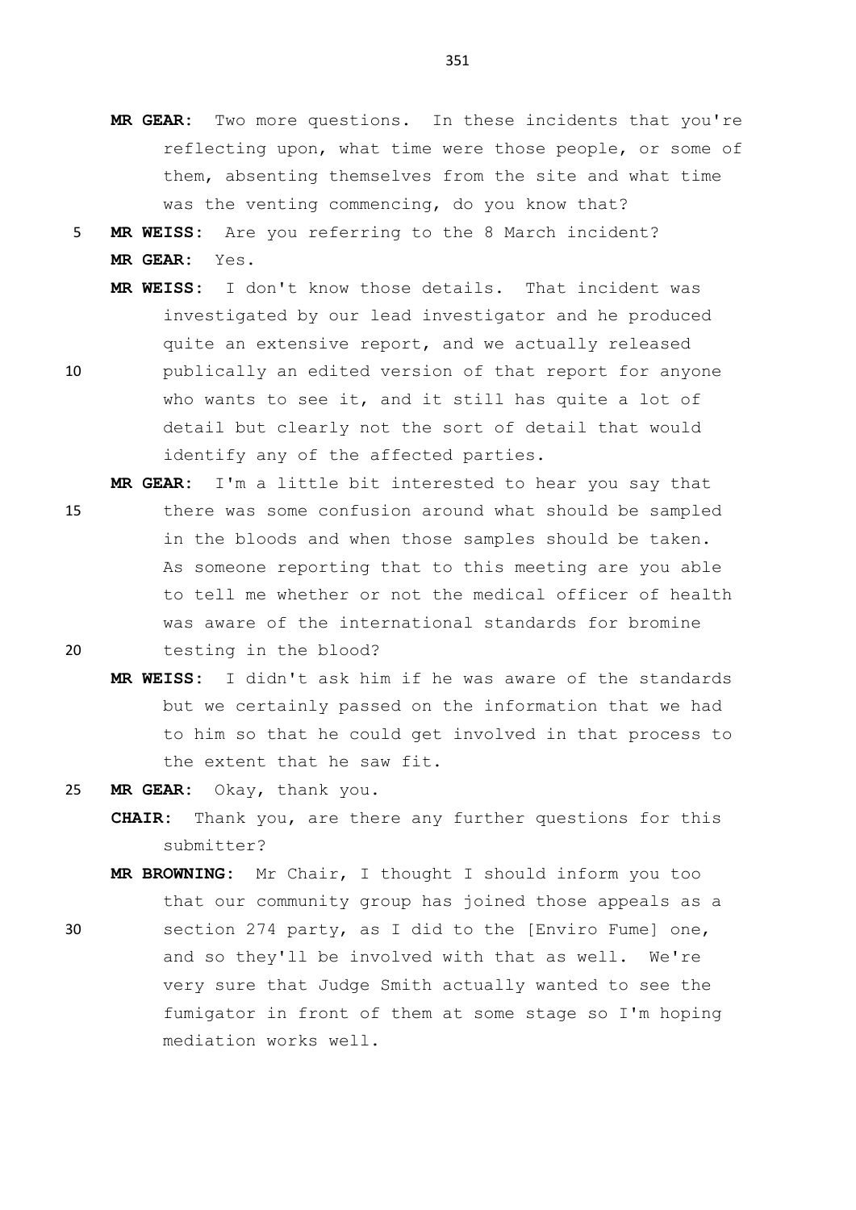**MR GEAR:** Two more questions. In these incidents that you're reflecting upon, what time were those people, or some of them, absenting themselves from the site and what time was the venting commencing, do you know that?

**MR WEISS:** Are you referring to the 8 March incident?

**MR GEAR:** Yes.

**MR WEISS:** I don't know those details. That incident was investigated by our lead investigator and he produced quite an extensive report, and we actually released publically an edited version of that report for anyone who wants to see it, and it still has quite a lot of detail but clearly not the sort of detail that would identify any of the affected parties.

**MR GEAR:** I'm a little bit interested to hear you say that there was some confusion around what should be sampled in the bloods and when those samples should be taken. As someone reporting that to this meeting are you able to tell me whether or not the medical officer of health was aware of the international standards for bromine testing in the blood?

**MR WEISS:** I didn't ask him if he was aware of the standards but we certainly passed on the information that we had to him so that he could get involved in that process to the extent that he saw fit.

**MR GEAR:** Okay, thank you.

**CHAIR:** Thank you, are there any further questions for this submitter?

**MR BROWNING:** Mr Chair, I thought I should inform you too that our community group has joined those appeals as a section 274 party, as I did to the [Enviro Fume] one, and so they'll be involved with that as well. We're very sure that Judge Smith actually wanted to see the fumigator in front of them at some stage so I'm hoping mediation works well.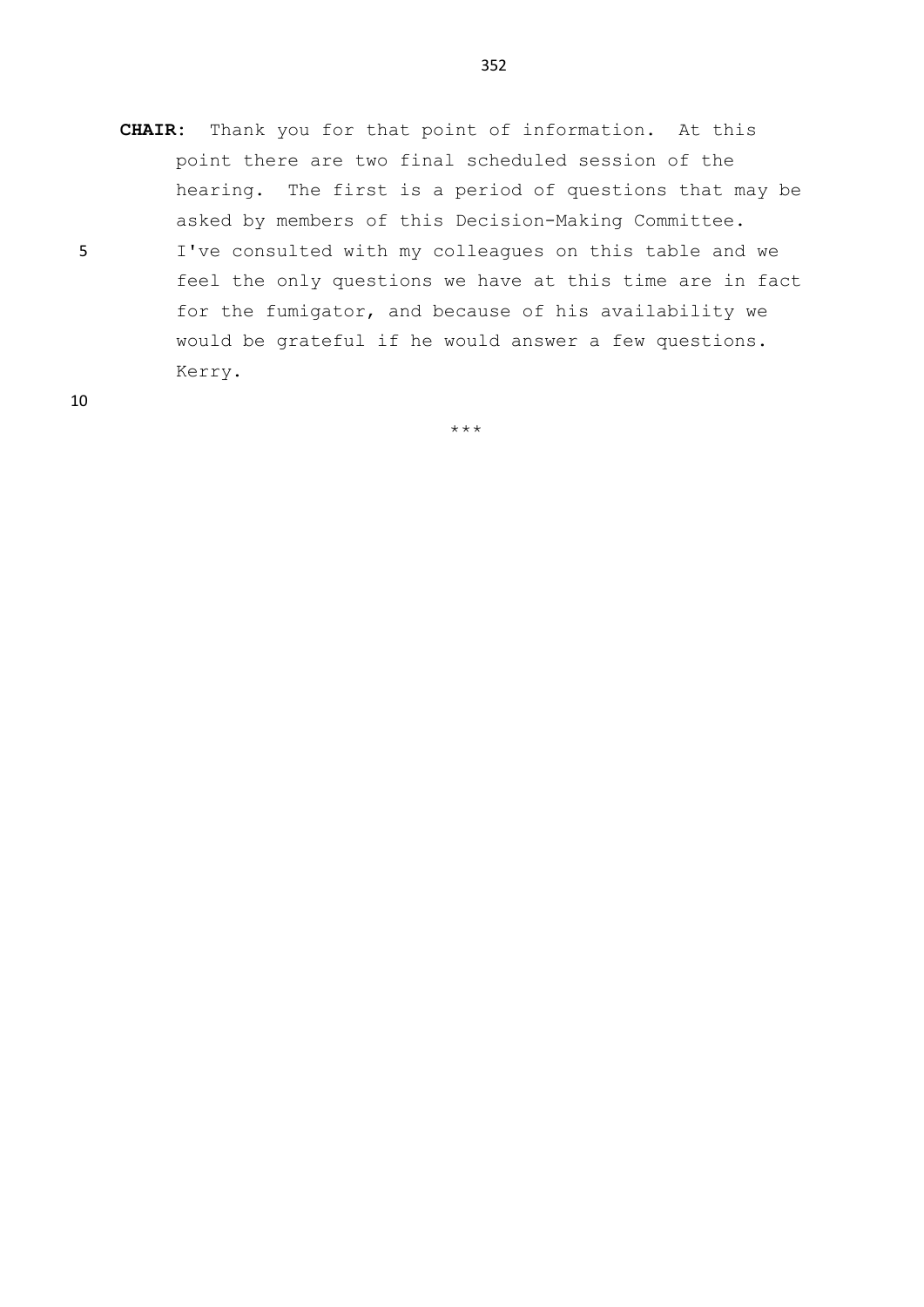**CHAIR:** Thank you for that point of information. At this point there are two final scheduled session of the hearing. The first is a period of questions that may be asked by members of this Decision-Making Committee. I've consulted with my colleagues on this table and we feel the only questions we have at this time are in fact for the fumigator, and because of his availability we would be grateful if he would answer a few questions. Kerry.

\*\*\*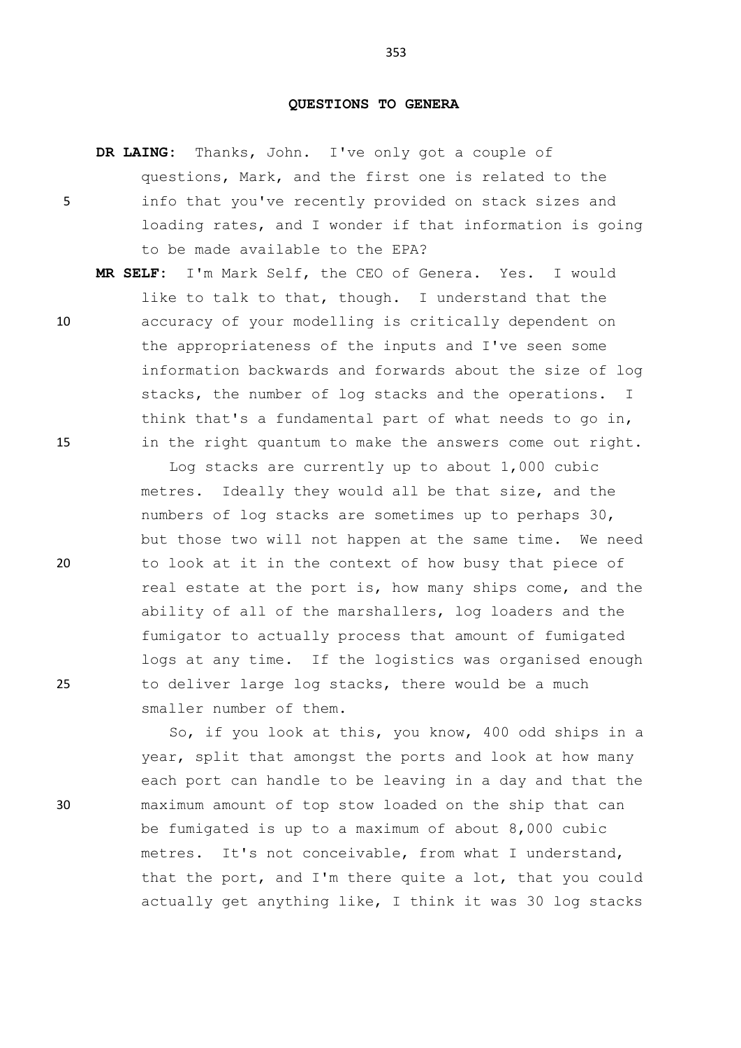**QUESTIONS TO GENERA**

**DR LAING:** Thanks, John. I've only got a couple of questions, Mark, and the first one is related to the info that you've recently provided on stack sizes and loading rates, and I wonder if that information is going to be made available to the EPA?

**MR SELF:** I'm Mark Self, the CEO of Genera. Yes. I would like to talk to that, though. I understand that the accuracy of your modelling is critically dependent on the appropriateness of the inputs and I've seen some information backwards and forwards about the size of log stacks, the number of log stacks and the operations. I think that's a fundamental part of what needs to go in, in the right quantum to make the answers come out right.

Log stacks are currently up to about 1,000 cubic metres. Ideally they would all be that size, and the numbers of log stacks are sometimes up to perhaps 30, but those two will not happen at the same time. We need to look at it in the context of how busy that piece of real estate at the port is, how many ships come, and the ability of all of the marshallers, log loaders and the fumigator to actually process that amount of fumigated logs at any time. If the logistics was organised enough to deliver large log stacks, there would be a much smaller number of them.

So, if you look at this, you know, 400 odd ships in a year, split that amongst the ports and look at how many each port can handle to be leaving in a day and that the maximum amount of top stow loaded on the ship that can be fumigated is up to a maximum of about 8,000 cubic metres. It's not conceivable, from what I understand, that the port, and I'm there quite a lot, that you could actually get anything like, I think it was 30 log stacks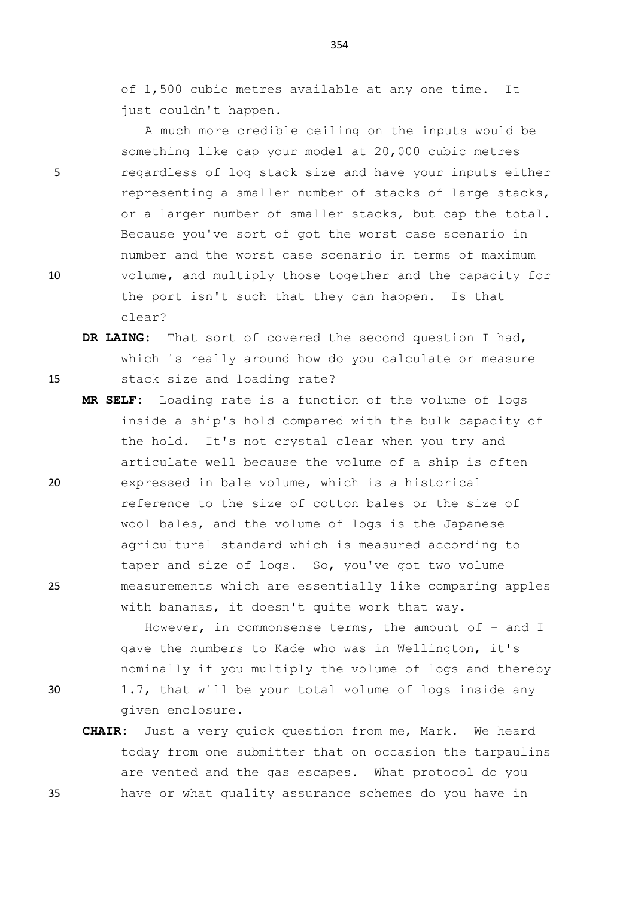of 1,500 cubic metres available at any one time. It just couldn't happen.

A much more credible ceiling on the inputs would be something like cap your model at 20,000 cubic metres regardless of log stack size and have your inputs either representing a smaller number of stacks of large stacks, or a larger number of smaller stacks, but cap the total. Because you've sort of got the worst case scenario in number and the worst case scenario in terms of maximum volume, and multiply those together and the capacity for the port isn't such that they can happen. Is that clear?

**DR LAING:** That sort of covered the second question I had, which is really around how do you calculate or measure stack size and loading rate?

**MR SELF:** Loading rate is a function of the volume of logs inside a ship's hold compared with the bulk capacity of the hold. It's not crystal clear when you try and articulate well because the volume of a ship is often expressed in bale volume, which is a historical reference to the size of cotton bales or the size of wool bales, and the volume of logs is the Japanese agricultural standard which is measured according to taper and size of logs. So, you've got two volume measurements which are essentially like comparing apples with bananas, it doesn't quite work that way.

However, in commonsense terms, the amount of - and I gave the numbers to Kade who was in Wellington, it's nominally if you multiply the volume of logs and thereby 1.7, that will be your total volume of logs inside any given enclosure.

**CHAIR:** Just a very quick question from me, Mark. We heard today from one submitter that on occasion the tarpaulins are vented and the gas escapes. What protocol do you have or what quality assurance schemes do you have in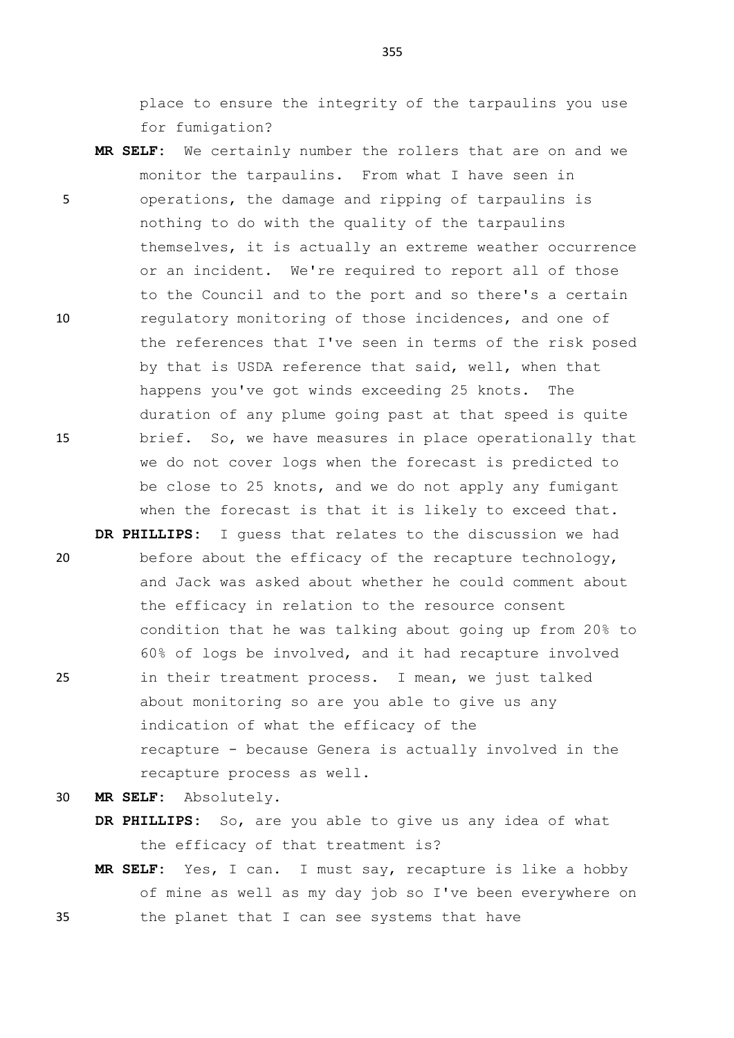place to ensure the integrity of the tarpaulins you use for fumigation?

**MR SELF:** We certainly number the rollers that are on and we monitor the tarpaulins. From what I have seen in operations, the damage and ripping of tarpaulins is nothing to do with the quality of the tarpaulins themselves, it is actually an extreme weather occurrence or an incident. We're required to report all of those to the Council and to the port and so there's a certain regulatory monitoring of those incidences, and one of the references that I've seen in terms of the risk posed by that is USDA reference that said, well, when that happens you've got winds exceeding 25 knots. The duration of any plume going past at that speed is quite brief. So, we have measures in place operationally that we do not cover logs when the forecast is predicted to be close to 25 knots, and we do not apply any fumigant when the forecast is that it is likely to exceed that.

**DR PHILLIPS:** I guess that relates to the discussion we had before about the efficacy of the recapture technology, and Jack was asked about whether he could comment about the efficacy in relation to the resource consent condition that he was talking about going up from 20% to 60% of logs be involved, and it had recapture involved in their treatment process. I mean, we just talked about monitoring so are you able to give us any indication of what the efficacy of the recapture - because Genera is actually involved in the recapture process as well.

**MR SELF:** Absolutely.

**DR PHILLIPS:** So, are you able to give us any idea of what the efficacy of that treatment is?

**MR SELF:** Yes, I can. I must say, recapture is like a hobby of mine as well as my day job so I've been everywhere on the planet that I can see systems that have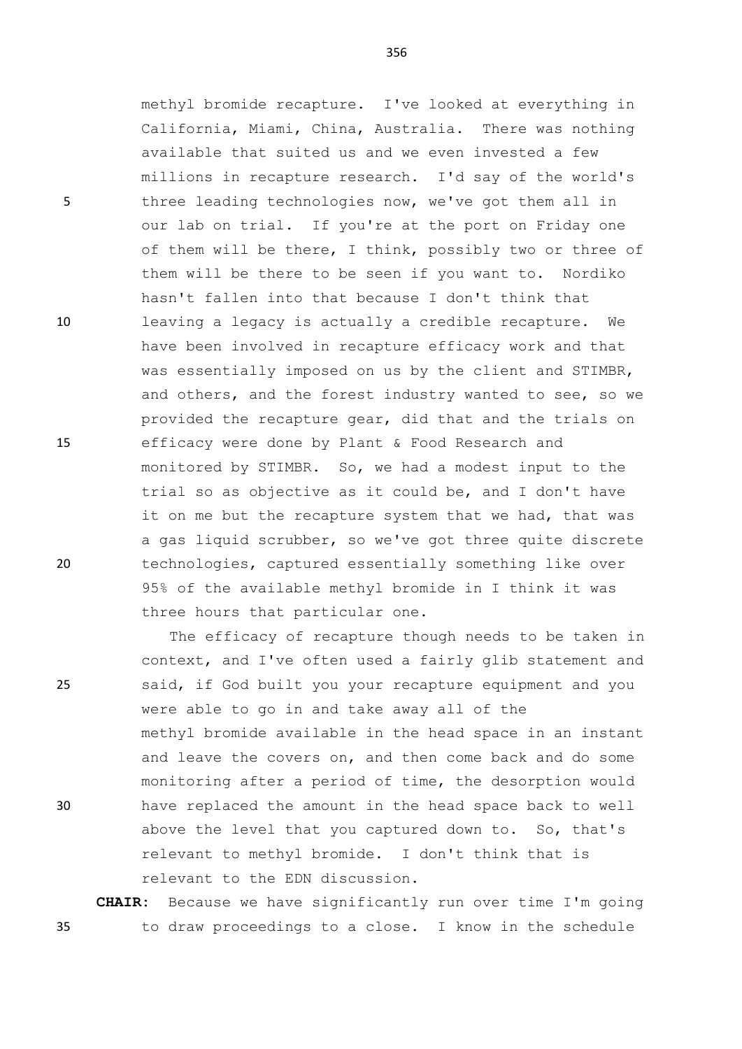methyl bromide recapture. I've looked at everything in California, Miami, China, Australia. There was nothing available that suited us and we even invested a few millions in recapture research. I'd say of the world's three leading technologies now, we've got them all in our lab on trial. If you're at the port on Friday one of them will be there, I think, possibly two or three of them will be there to be seen if you want to. Nordiko hasn't fallen into that because I don't think that leaving a legacy is actually a credible recapture. We have been involved in recapture efficacy work and that was essentially imposed on us by the client and STIMBR, and others, and the forest industry wanted to see, so we provided the recapture gear, did that and the trials on efficacy were done by Plant & Food Research and monitored by STIMBR. So, we had a modest input to the trial so as objective as it could be, and I don't have it on me but the recapture system that we had, that was a gas liquid scrubber, so we've got three quite discrete technologies, captured essentially something like over 95% of the available methyl bromide in I think it was three hours that particular one.

The efficacy of recapture though needs to be taken in context, and I've often used a fairly glib statement and said, if God built you your recapture equipment and you were able to go in and take away all of the methyl bromide available in the head space in an instant and leave the covers on, and then come back and do some monitoring after a period of time, the desorption would have replaced the amount in the head space back to well above the level that you captured down to. So, that's relevant to methyl bromide. I don't think that is relevant to the EDN discussion.

**CHAIR:** Because we have significantly run over time I'm going to draw proceedings to a close. I know in the schedule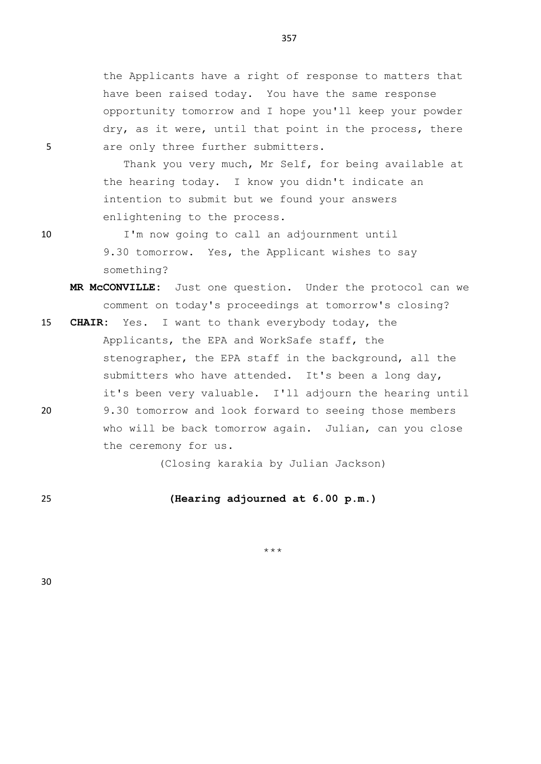the Applicants have a right of response to matters that have been raised today. You have the same response opportunity tomorrow and I hope you'll keep your powder dry, as it were, until that point in the process, there are only three further submitters.

Thank you very much, Mr Self, for being available at the hearing today. I know you didn't indicate an intention to submit but we found your answers enlightening to the process.

I'm now going to call an adjournment until 9.30 tomorrow. Yes, the Applicant wishes to say something?

**MR McCONVILLE:** Just one question. Under the protocol can we comment on today's proceedings at tomorrow's closing?

**CHAIR:** Yes. I want to thank everybody today, the Applicants, the EPA and WorkSafe staff, the stenographer, the EPA staff in the background, all the submitters who have attended. It's been a long day, it's been very valuable. I'll adjourn the hearing until 9.30 tomorrow and look forward to seeing those members who will be back tomorrow again. Julian, can you close the ceremony for us.

(Closing karakia by Julian Jackson)

**(Hearing adjourned at 6.00 p.m.)**

***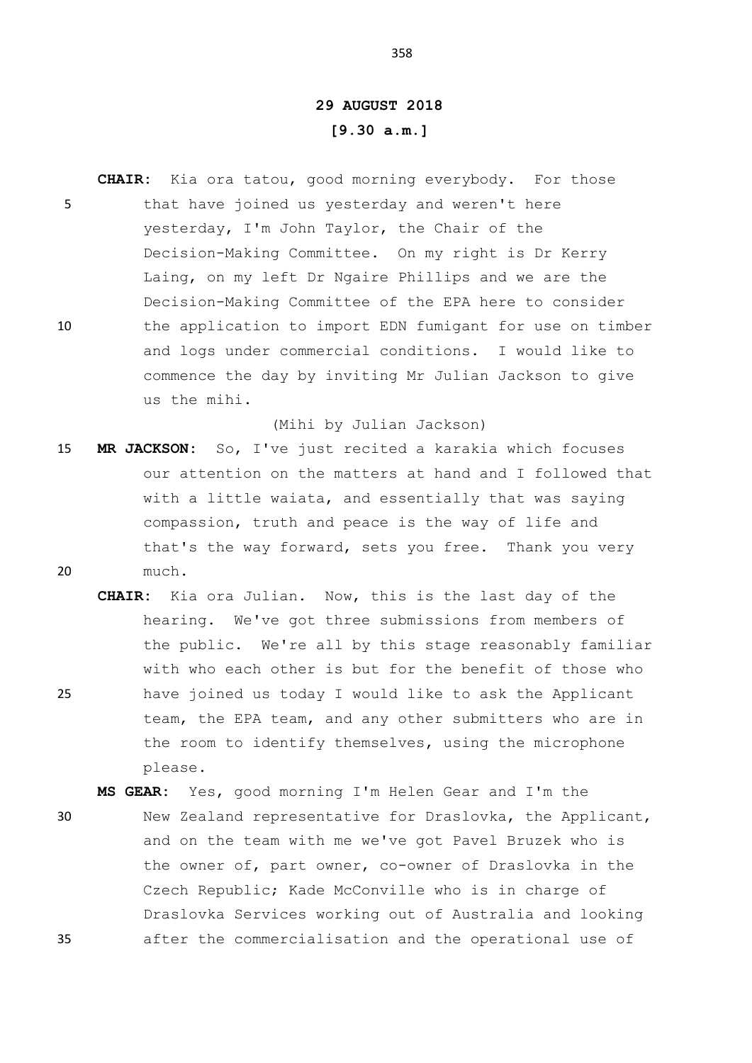**29 AUGUST 2018**

**[9.30 a.m.]**

**CHAIR:** Kia ora tatou, good morning everybody. For those that have joined us yesterday and weren't here yesterday, I'm John Taylor, the Chair of the Decision-Making Committee. On my right is Dr Kerry Laing, on my left Dr Ngaire Phillips and we are the Decision-Making Committee of the EPA here to consider the application to import EDN fumigant for use on timber and logs under commercial conditions. I would like to commence the day by inviting Mr Julian Jackson to give us the mihi.

(Mihi by Julian Jackson)

**MR JACKSON:** So, I've just recited a karakia which focuses our attention on the matters at hand and I followed that with a little waiata, and essentially that was saying compassion, truth and peace is the way of life and that's the way forward, sets you free. Thank you very much.

**CHAIR:** Kia ora Julian. Now, this is the last day of the hearing. We've got three submissions from members of the public. We're all by this stage reasonably familiar with who each other is but for the benefit of those who have joined us today I would like to ask the Applicant team, the EPA team, and any other submitters who are in the room to identify themselves, using the microphone please.

**MS GEAR:** Yes, good morning I'm Helen Gear and I'm the New Zealand representative for Draslovka, the Applicant, and on the team with me we've got Pavel Bruzek who is the owner of, part owner, co-owner of Draslovka in the Czech Republic; Kade McConville who is in charge of Draslovka Services working out of Australia and looking after the commercialisation and the operational use of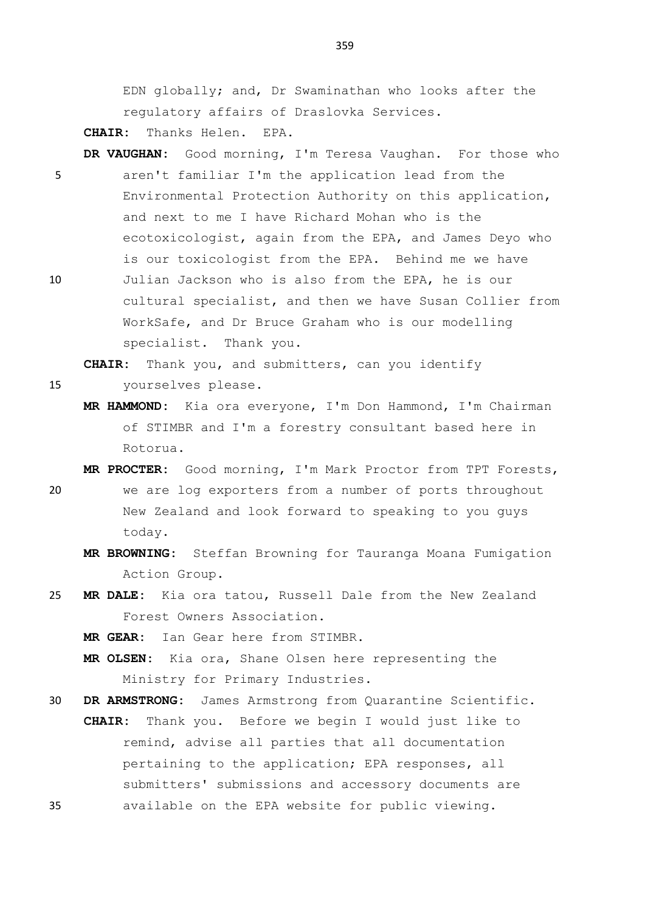EDN globally; and, Dr Swaminathan who looks after the regulatory affairs of Draslovka Services.

**CHAIR:** Thanks Helen. EPA.

**DR VAUGHAN:** Good morning, I'm Teresa Vaughan. For those who aren't familiar I'm the application lead from the Environmental Protection Authority on this application, and next to me I have Richard Mohan who is the ecotoxicologist, again from the EPA, and James Deyo who is our toxicologist from the EPA. Behind me we have Julian Jackson who is also from the EPA, he is our cultural specialist, and then we have Susan Collier from WorkSafe, and Dr Bruce Graham who is our modelling specialist. Thank you.

**CHAIR:** Thank you, and submitters, can you identify yourselves please.

**MR HAMMOND:** Kia ora everyone, I'm Don Hammond, I'm Chairman of STIMBR and I'm a forestry consultant based here in Rotorua.

**MR PROCTER:** Good morning, I'm Mark Proctor from TPT Forests, we are log exporters from a number of ports throughout New Zealand and look forward to speaking to you guys today.

**MR BROWNING:** Steffan Browning for Tauranga Moana Fumigation Action Group.

**MR DALE:** Kia ora tatou, Russell Dale from the New Zealand Forest Owners Association.

**MR GEAR:** Ian Gear here from STIMBR.

**MR OLSEN:** Kia ora, Shane Olsen here representing the Ministry for Primary Industries.

**DR ARMSTRONG:** James Armstrong from Quarantine Scientific.

**CHAIR:** Thank you. Before we begin I would just like to remind, advise all parties that all documentation pertaining to the application; EPA responses, all submitters' submissions and accessory documents are available on the EPA website for public viewing.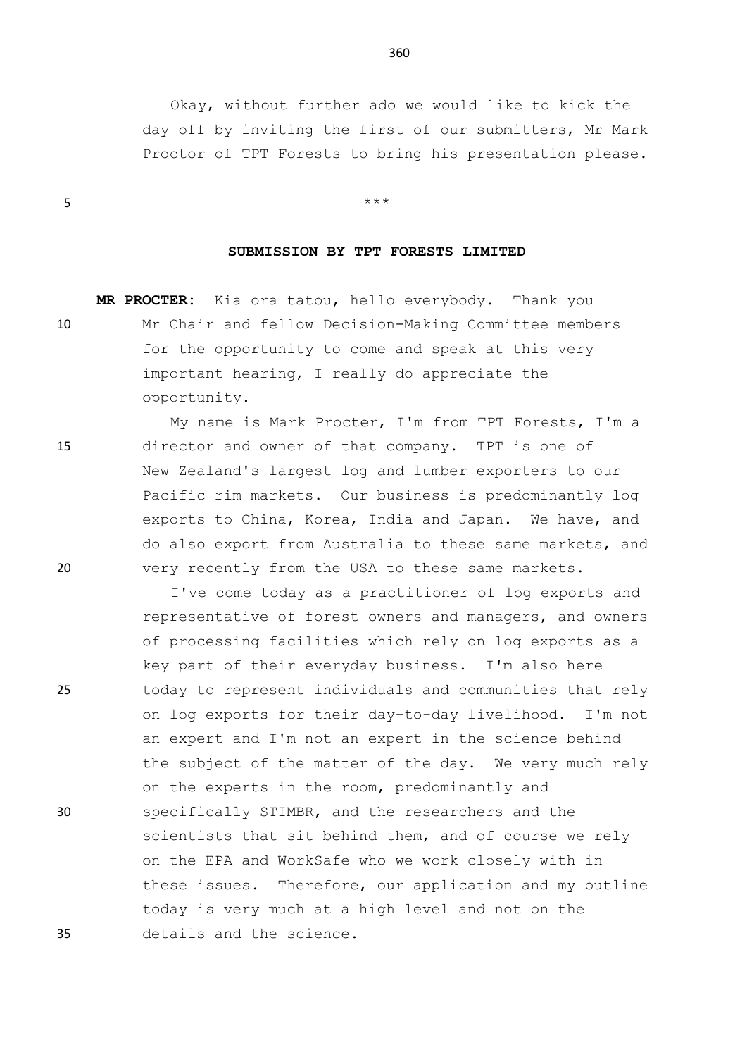Okay, without further ado we would like to kick the day off by inviting the first of our submitters, Mr Mark Proctor of TPT Forests to bring his presentation please.

***

**SUBMISSION BY TPT FORESTS LIMITED**

**MR PROCTER:** Kia ora tatou, hello everybody. Thank you Mr Chair and fellow Decision-Making Committee members for the opportunity to come and speak at this very important hearing, I really do appreciate the opportunity.

My name is Mark Procter, I'm from TPT Forests, I'm a director and owner of that company. TPT is one of New Zealand's largest log and lumber exporters to our Pacific rim markets. Our business is predominantly log exports to China, Korea, India and Japan. We have, and do also export from Australia to these same markets, and very recently from the USA to these same markets.

I've come today as a practitioner of log exports and representative of forest owners and managers, and owners of processing facilities which rely on log exports as a key part of their everyday business. I'm also here today to represent individuals and communities that rely on log exports for their day-to-day livelihood. I'm not an expert and I'm not an expert in the science behind the subject of the matter of the day. We very much rely on the experts in the room, predominantly and specifically STIMBR, and the researchers and the scientists that sit behind them, and of course we rely on the EPA and WorkSafe who we work closely with in these issues. Therefore, our application and my outline today is very much at a high level and not on the details and the science.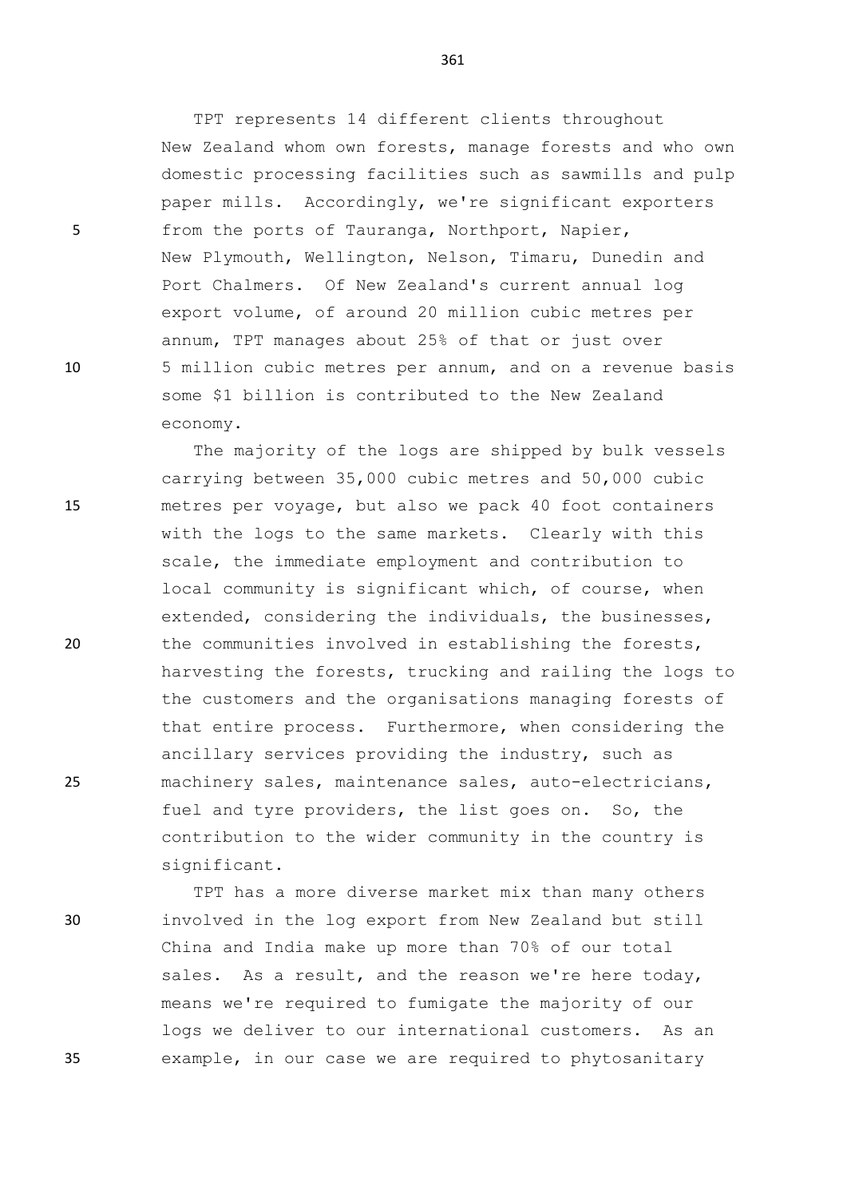TPT represents 14 different clients throughout New Zealand whom own forests, manage forests and who own domestic processing facilities such as sawmills and pulp paper mills. Accordingly, we're significant exporters from the ports of Tauranga, Northport, Napier, New Plymouth, Wellington, Nelson, Timaru, Dunedin and Port Chalmers. Of New Zealand's current annual log export volume, of around 20 million cubic metres per annum, TPT manages about 25% of that or just over 5 million cubic metres per annum, and on a revenue basis some $1 billion is contributed to the New Zealand economy.

The majority of the logs are shipped by bulk vessels carrying between 35,000 cubic metres and 50,000 cubic metres per voyage, but also we pack 40 foot containers with the logs to the same markets. Clearly with this scale, the immediate employment and contribution to local community is significant which, of course, when extended, considering the individuals, the businesses, the communities involved in establishing the forests, harvesting the forests, trucking and railing the logs to the customers and the organisations managing forests of that entire process. Furthermore, when considering the ancillary services providing the industry, such as machinery sales, maintenance sales, auto-electricians, fuel and tyre providers, the list goes on. So, the contribution to the wider community in the country is significant.

TPT has a more diverse market mix than many others involved in the log export from New Zealand but still China and India make up more than 70% of our total sales. As a result, and the reason we're here today, means we're required to fumigate the majority of our logs we deliver to our international customers. As an example, in our case we are required to phytosanitary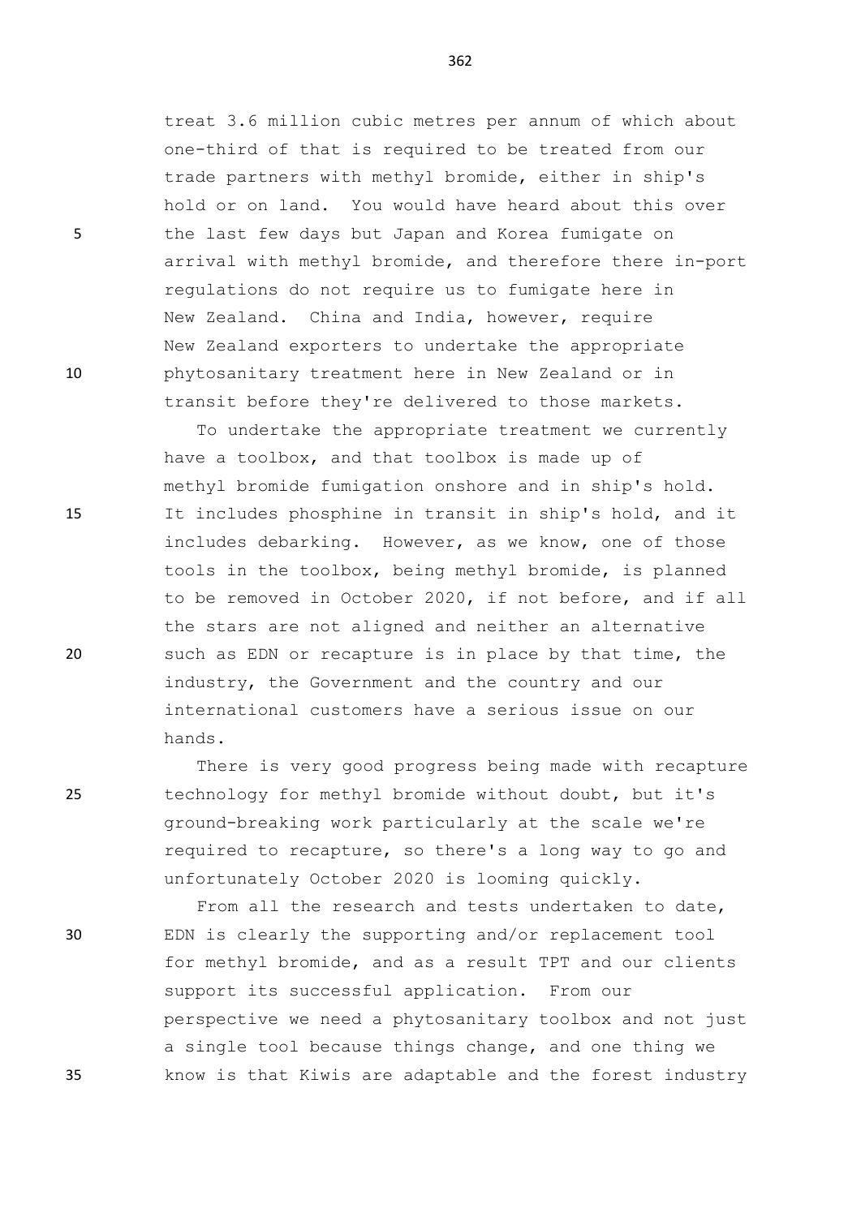treat 3.6 million cubic metres per annum of which about one-third of that is required to be treated from our trade partners with methyl bromide, either in ship's hold or on land. You would have heard about this over the last few days but Japan and Korea fumigate on arrival with methyl bromide, and therefore there in-port regulations do not require us to fumigate here in New Zealand. China and India, however, require New Zealand exporters to undertake the appropriate phytosanitary treatment here in New Zealand or in transit before they're delivered to those markets.

To undertake the appropriate treatment we currently have a toolbox, and that toolbox is made up of methyl bromide fumigation onshore and in ship's hold. It includes phosphine in transit in ship's hold, and it includes debarking. However, as we know, one of those tools in the toolbox, being methyl bromide, is planned to be removed in October 2020, if not before, and if all the stars are not aligned and neither an alternative such as EDN or recapture is in place by that time, the industry, the Government and the country and our international customers have a serious issue on our hands.

There is very good progress being made with recapture technology for methyl bromide without doubt, but it's ground-breaking work particularly at the scale we're required to recapture, so there's a long way to go and unfortunately October 2020 is looming quickly.

From all the research and tests undertaken to date, EDN is clearly the supporting and/or replacement tool for methyl bromide, and as a result TPT and our clients support its successful application. From our perspective we need a phytosanitary toolbox and not just a single tool because things change, and one thing we know is that Kiwis are adaptable and the forest industry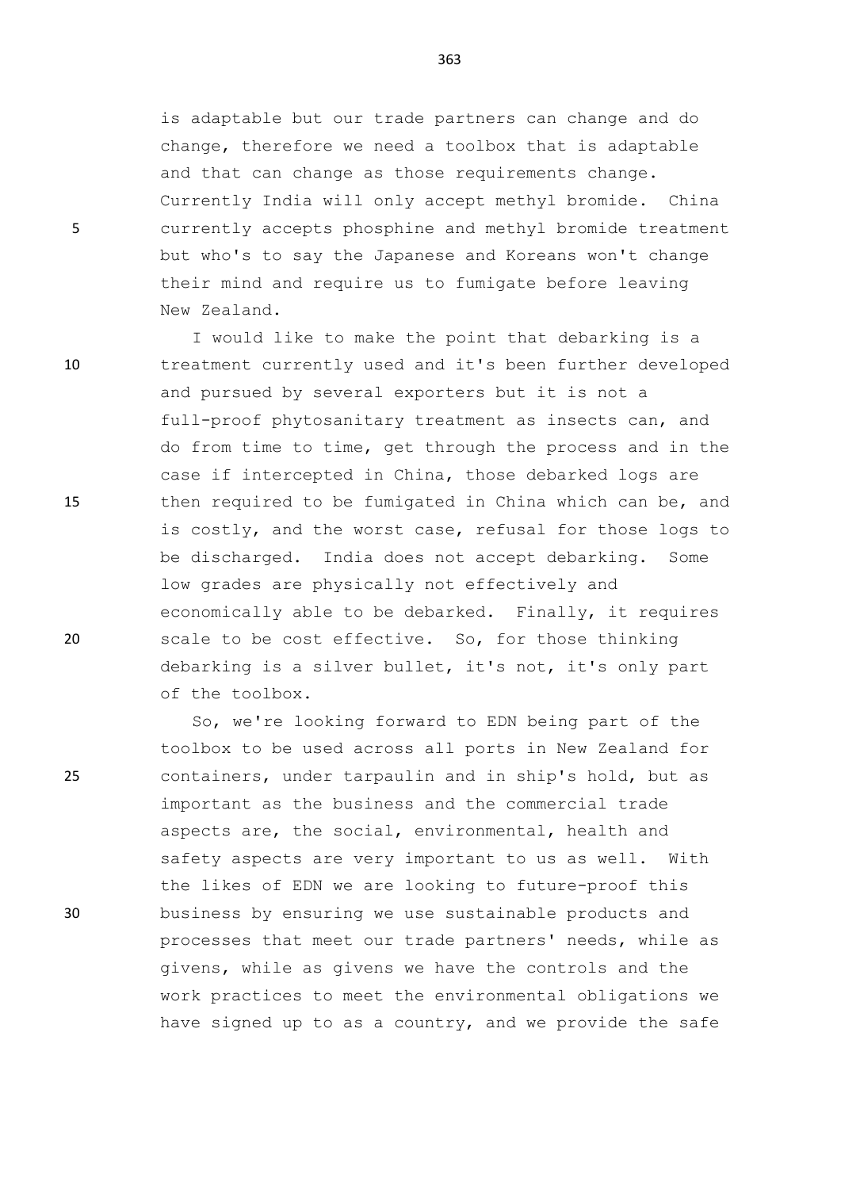is adaptable but our trade partners can change and do change, therefore we need a toolbox that is adaptable and that can change as those requirements change. Currently India will only accept methyl bromide. China currently accepts phosphine and methyl bromide treatment but who's to say the Japanese and Koreans won't change their mind and require us to fumigate before leaving New Zealand.

I would like to make the point that debarking is a treatment currently used and it's been further developed and pursued by several exporters but it is not a full-proof phytosanitary treatment as insects can, and do from time to time, get through the process and in the case if intercepted in China, those debarked logs are then required to be fumigated in China which can be, and is costly, and the worst case, refusal for those logs to be discharged. India does not accept debarking. Some low grades are physically not effectively and economically able to be debarked. Finally, it requires scale to be cost effective. So, for those thinking debarking is a silver bullet, it's not, it's only part of the toolbox.

So, we're looking forward to EDN being part of the toolbox to be used across all ports in New Zealand for containers, under tarpaulin and in ship's hold, but as important as the business and the commercial trade aspects are, the social, environmental, health and safety aspects are very important to us as well. With the likes of EDN we are looking to future-proof this business by ensuring we use sustainable products and processes that meet our trade partners' needs, while as givens, while as givens we have the controls and the work practices to meet the environmental obligations we have signed up to as a country, and we provide the safe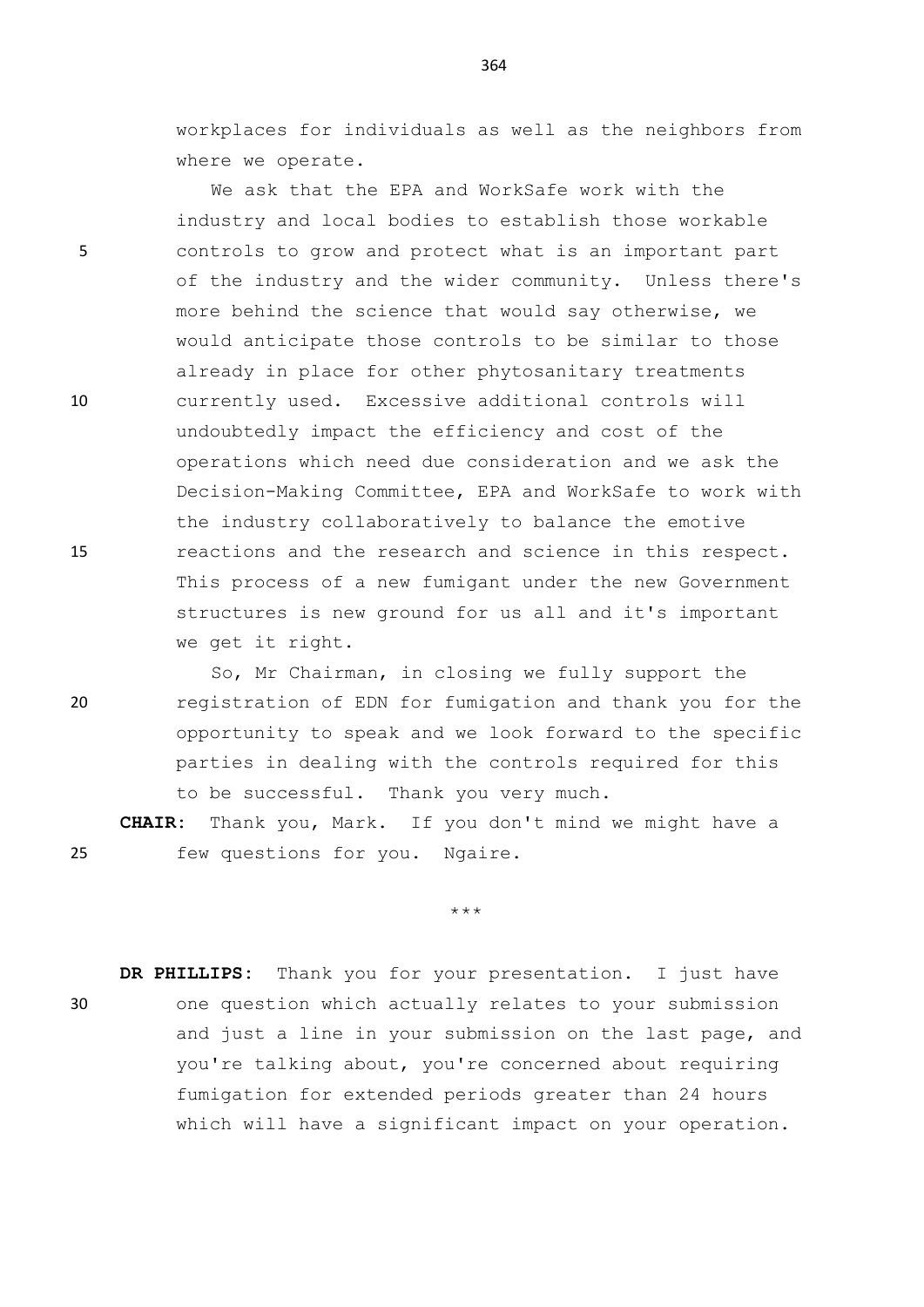workplaces for individuals as well as the neighbors from where we operate.

We ask that the EPA and WorkSafe work with the industry and local bodies to establish those workable controls to grow and protect what is an important part of the industry and the wider community. Unless there's more behind the science that would say otherwise, we would anticipate those controls to be similar to those already in place for other phytosanitary treatments currently used. Excessive additional controls will undoubtedly impact the efficiency and cost of the operations which need due consideration and we ask the Decision-Making Committee, EPA and WorkSafe to work with the industry collaboratively to balance the emotive reactions and the research and science in this respect. This process of a new fumigant under the new Government structures is new ground for us all and it's important we get it right.

So, Mr Chairman, in closing we fully support the registration of EDN for fumigation and thank you for the opportunity to speak and we look forward to the specific parties in dealing with the controls required for this to be successful. Thank you very much.

**CHAIR:** Thank you, Mark. If you don't mind we might have a few questions for you. Ngaire.

\*\*\*

**DR PHILLIPS:** Thank you for your presentation. I just have one question which actually relates to your submission and just a line in your submission on the last page, and you're talking about, you're concerned about requiring fumigation for extended periods greater than 24 hours which will have a significant impact on your operation.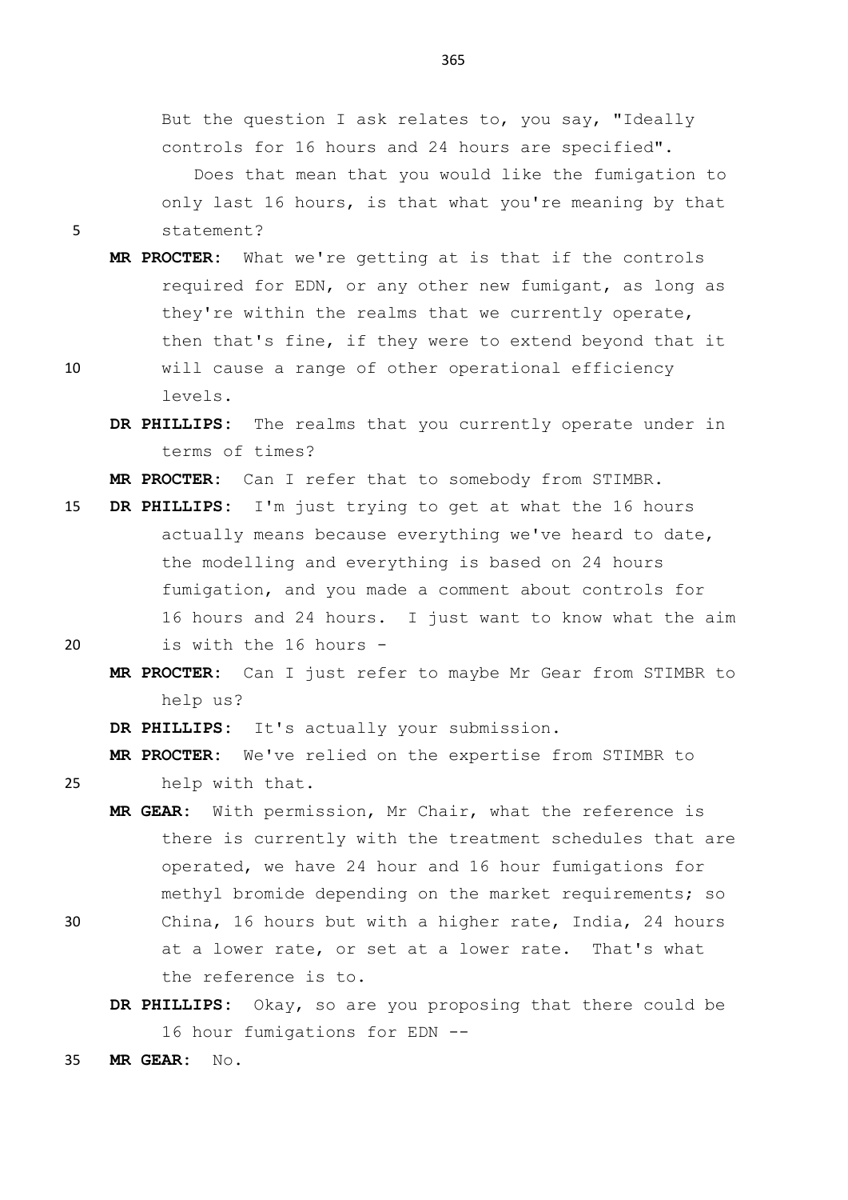But the question I ask relates to, you say, "Ideally controls for 16 hours and 24 hours are specified".

Does that mean that you would like the fumigation to only last 16 hours, is that what you're meaning by that statement?

**MR PROCTER:** What we're getting at is that if the controls required for EDN, or any other new fumigant, as long as they're within the realms that we currently operate, then that's fine, if they were to extend beyond that it will cause a range of other operational efficiency levels.

**DR PHILLIPS:** The realms that you currently operate under in terms of times?

**MR PROCTER:** Can I refer that to somebody from STIMBR.

**DR PHILLIPS:** I'm just trying to get at what the 16 hours actually means because everything we've heard to date, the modelling and everything is based on 24 hours fumigation, and you made a comment about controls for 16 hours and 24 hours. I just want to know what the aim is with the 16 hours -

**MR PROCTER:** Can I just refer to maybe Mr Gear from STIMBR to help us?

**DR PHILLIPS:** It's actually your submission.

**MR PROCTER:** We've relied on the expertise from STIMBR to help with that.

**MR GEAR:** With permission, Mr Chair, what the reference is there is currently with the treatment schedules that are operated, we have 24 hour and 16 hour fumigations for methyl bromide depending on the market requirements; so China, 16 hours but with a higher rate, India, 24 hours at a lower rate, or set at a lower rate. That's what the reference is to.

**DR PHILLIPS:** Okay, so are you proposing that there could be 16 hour fumigations for EDN --

**MR GEAR:** No.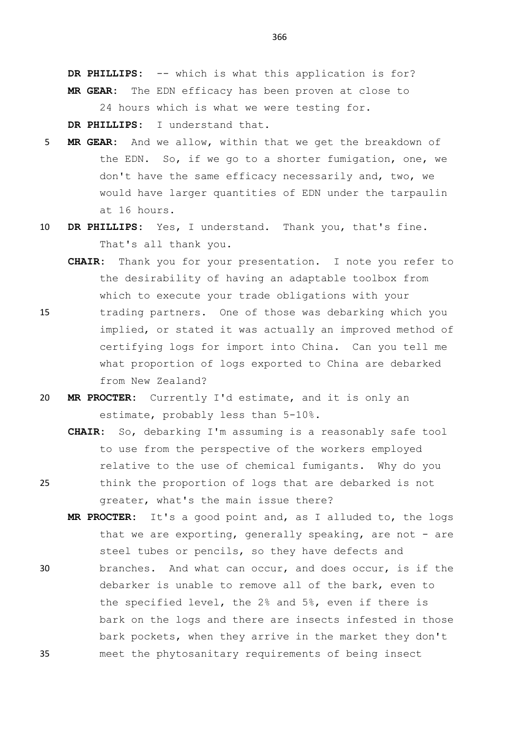**DR PHILLIPS:** -- which is what this application is for?

**MR GEAR:** The EDN efficacy has been proven at close to 24 hours which is what we were testing for.

**DR PHILLIPS:** I understand that.

**MR GEAR:** And we allow, within that we get the breakdown of the EDN. So, if we go to a shorter fumigation, one, we don't have the same efficacy necessarily and, two, we would have larger quantities of EDN under the tarpaulin at 16 hours.

**DR PHILLIPS:** Yes, I understand. Thank you, that's fine. That's all thank you.

**CHAIR:** Thank you for your presentation. I note you refer to the desirability of having an adaptable toolbox from which to execute your trade obligations with your trading partners. One of those was debarking which you implied, or stated it was actually an improved method of certifying logs for import into China. Can you tell me what proportion of logs exported to China are debarked from New Zealand?

**MR PROCTER:** Currently I'd estimate, and it is only an estimate, probably less than 5-10%.

**CHAIR:** So, debarking I'm assuming is a reasonably safe tool to use from the perspective of the workers employed relative to the use of chemical fumigants. Why do you think the proportion of logs that are debarked is not greater, what's the main issue there?

**MR PROCTER:** It's a good point and, as I alluded to, the logs that we are exporting, generally speaking, are not - are steel tubes or pencils, so they have defects and branches. And what can occur, and does occur, is if the debarker is unable to remove all of the bark, even to the specified level, the 2% and 5%, even if there is bark on the logs and there are insects infested in those bark pockets, when they arrive in the market they don't meet the phytosanitary requirements of being insect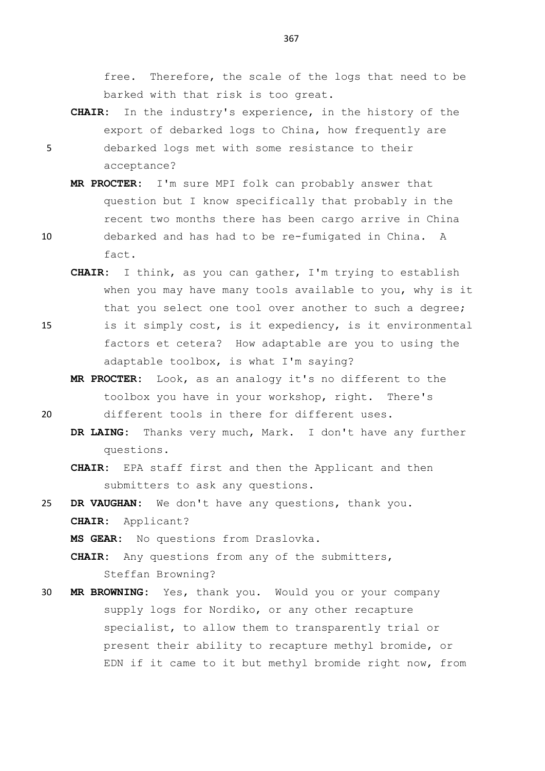free. Therefore, the scale of the logs that need to be barked with that risk is too great.

**CHAIR:** In the industry's experience, in the history of the export of debarked logs to China, how frequently are debarked logs met with some resistance to their acceptance?

**MR PROCTER:** I'm sure MPI folk can probably answer that question but I know specifically that probably in the recent two months there has been cargo arrive in China debarked and has had to be re-fumigated in China. A fact.

**CHAIR:** I think, as you can gather, I'm trying to establish when you may have many tools available to you, why is it that you select one tool over another to such a degree; is it simply cost, is it expediency, is it environmental factors et cetera? How adaptable are you to using the adaptable toolbox, is what I'm saying?

**MR PROCTER:** Look, as an analogy it's no different to the toolbox you have in your workshop, right. There's different tools in there for different uses.

**DR LAING:** Thanks very much, Mark. I don't have any further questions.

**CHAIR:** EPA staff first and then the Applicant and then submitters to ask any questions.

**DR VAUGHAN:** We don't have any questions, thank you.

**CHAIR:** Applicant?

**MS GEAR:** No questions from Draslovka.

**CHAIR:** Any questions from any of the submitters, Steffan Browning?

**MR BROWNING:** Yes, thank you. Would you or your company supply logs for Nordiko, or any other recapture specialist, to allow them to transparently trial or present their ability to recapture methyl bromide, or EDN if it came to it but methyl bromide right now, from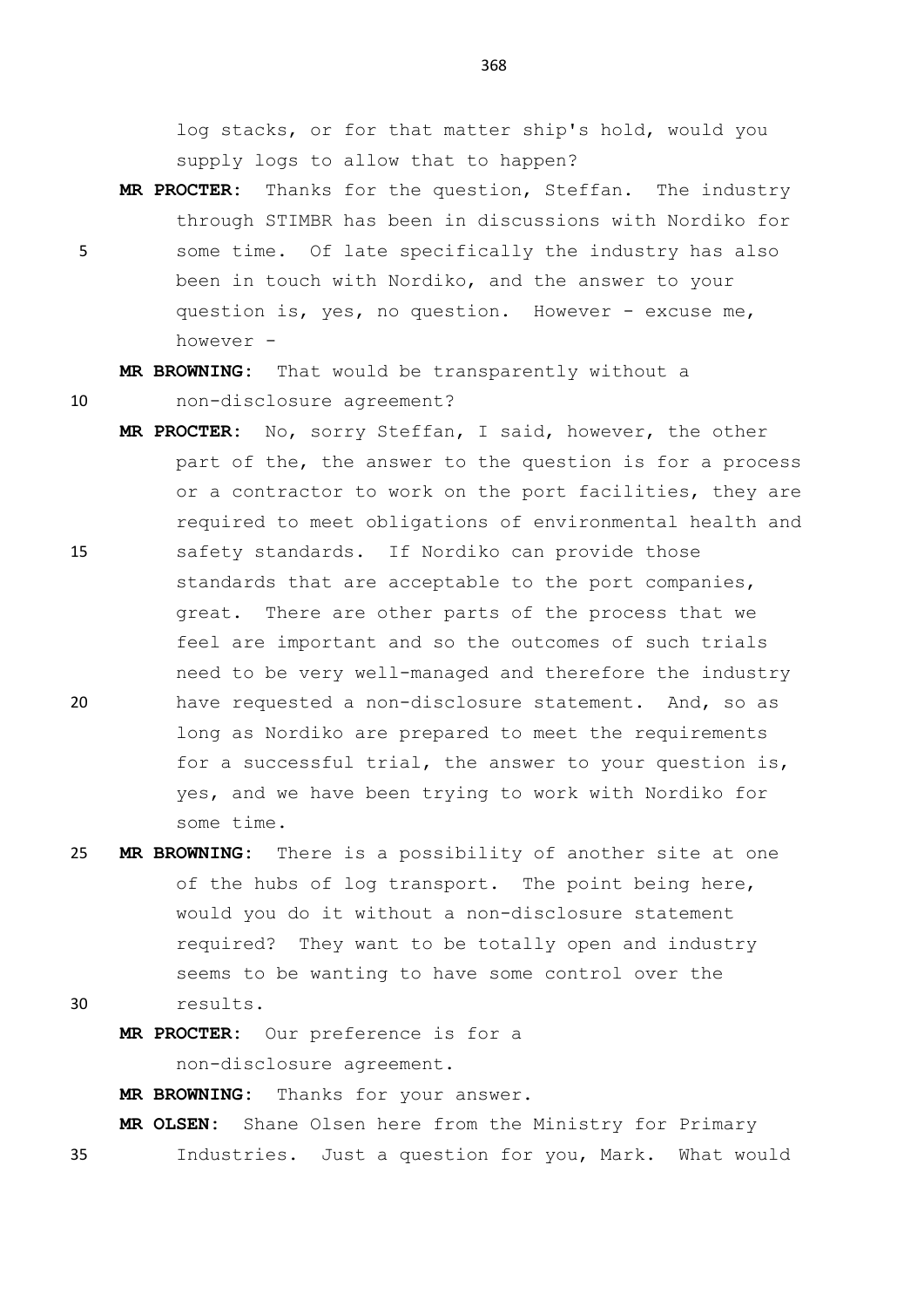log stacks, or for that matter ship's hold, would you supply logs to allow that to happen?

**MR PROCTER:** Thanks for the question, Steffan. The industry through STIMBR has been in discussions with Nordiko for some time. Of late specifically the industry has also been in touch with Nordiko, and the answer to your question is, yes, no question. However - excuse me, however -

**MR BROWNING:** That would be transparently without a non-disclosure agreement?

**MR PROCTER:** No, sorry Steffan, I said, however, the other part of the, the answer to the question is for a process or a contractor to work on the port facilities, they are required to meet obligations of environmental health and safety standards. If Nordiko can provide those standards that are acceptable to the port companies, great. There are other parts of the process that we feel are important and so the outcomes of such trials need to be very well-managed and therefore the industry have requested a non-disclosure statement. And, so as long as Nordiko are prepared to meet the requirements for a successful trial, the answer to your question is, yes, and we have been trying to work with Nordiko for some time.

**MR BROWNING:** There is a possibility of another site at one of the hubs of log transport. The point being here, would you do it without a non-disclosure statement required? They want to be totally open and industry seems to be wanting to have some control over the results.

**MR PROCTER:** Our preference is for a non-disclosure agreement.

**MR BROWNING:** Thanks for your answer.

**MR OLSEN:** Shane Olsen here from the Ministry for Primary Industries. Just a question for you, Mark. What would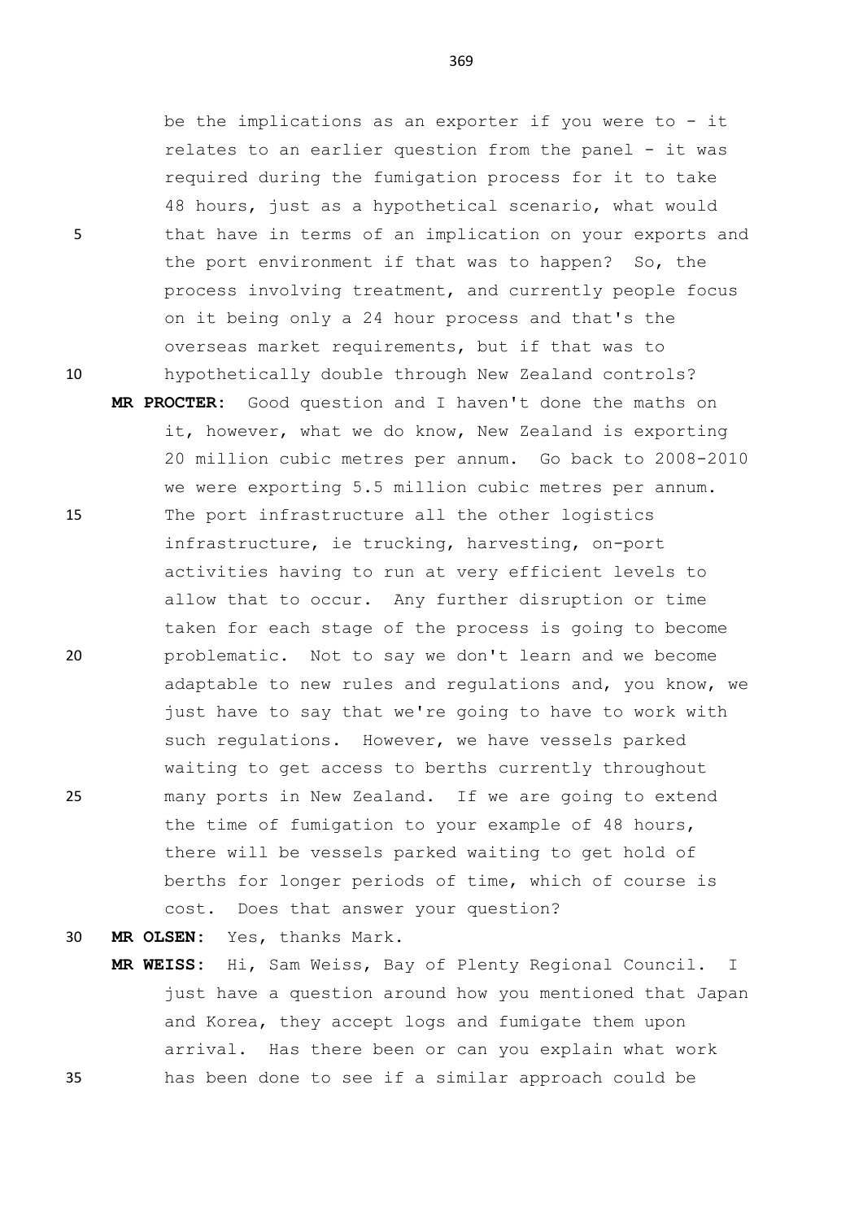be the implications as an exporter if you were to - it relates to an earlier question from the panel - it was required during the fumigation process for it to take 48 hours, just as a hypothetical scenario, what would that have in terms of an implication on your exports and the port environment if that was to happen? So, the process involving treatment, and currently people focus on it being only a 24 hour process and that's the overseas market requirements, but if that was to hypothetically double through New Zealand controls?

**MR PROCTER:** Good question and I haven't done the maths on it, however, what we do know, New Zealand is exporting 20 million cubic metres per annum. Go back to 2008-2010 we were exporting 5.5 million cubic metres per annum. The port infrastructure all the other logistics infrastructure, ie trucking, harvesting, on-port activities having to run at very efficient levels to allow that to occur. Any further disruption or time taken for each stage of the process is going to become problematic. Not to say we don't learn and we become adaptable to new rules and regulations and, you know, we just have to say that we're going to have to work with such regulations. However, we have vessels parked waiting to get access to berths currently throughout many ports in New Zealand. If we are going to extend the time of fumigation to your example of 48 hours, there will be vessels parked waiting to get hold of berths for longer periods of time, which of course is cost. Does that answer your question?

**MR OLSEN:** Yes, thanks Mark.

**MR WEISS:** Hi, Sam Weiss, Bay of Plenty Regional Council. I just have a question around how you mentioned that Japan and Korea, they accept logs and fumigate them upon arrival. Has there been or can you explain what work has been done to see if a similar approach could be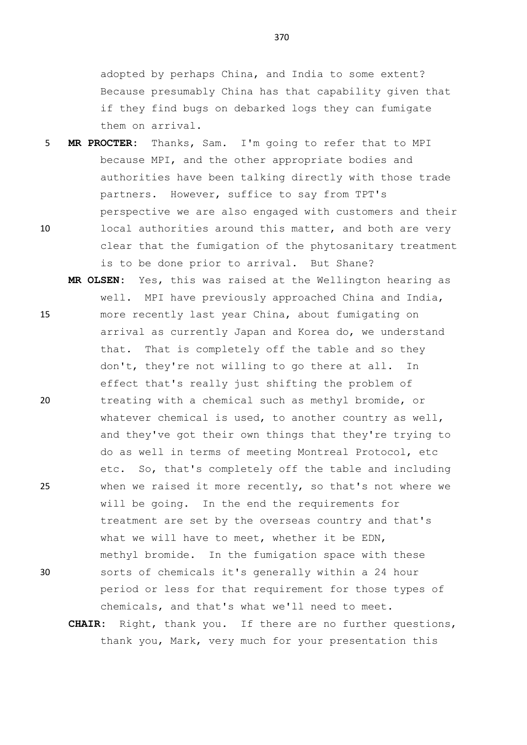adopted by perhaps China, and India to some extent? Because presumably China has that capability given that if they find bugs on debarked logs they can fumigate them on arrival.

**MR PROCTER:** Thanks, Sam. I'm going to refer that to MPI because MPI, and the other appropriate bodies and authorities have been talking directly with those trade partners. However, suffice to say from TPT's perspective we are also engaged with customers and their local authorities around this matter, and both are very clear that the fumigation of the phytosanitary treatment is to be done prior to arrival. But Shane?

**MR OLSEN:** Yes, this was raised at the Wellington hearing as well. MPI have previously approached China and India, more recently last year China, about fumigating on arrival as currently Japan and Korea do, we understand that. That is completely off the table and so they don't, they're not willing to go there at all. In effect that's really just shifting the problem of treating with a chemical such as methyl bromide, or whatever chemical is used, to another country as well, and they've got their own things that they're trying to do as well in terms of meeting Montreal Protocol, etc etc. So, that's completely off the table and including when we raised it more recently, so that's not where we will be going. In the end the requirements for treatment are set by the overseas country and that's what we will have to meet, whether it be EDN, methyl bromide. In the fumigation space with these sorts of chemicals it's generally within a 24 hour period or less for that requirement for those types of chemicals, and that's what we'll need to meet.

**CHAIR:** Right, thank you. If there are no further questions, thank you, Mark, very much for your presentation this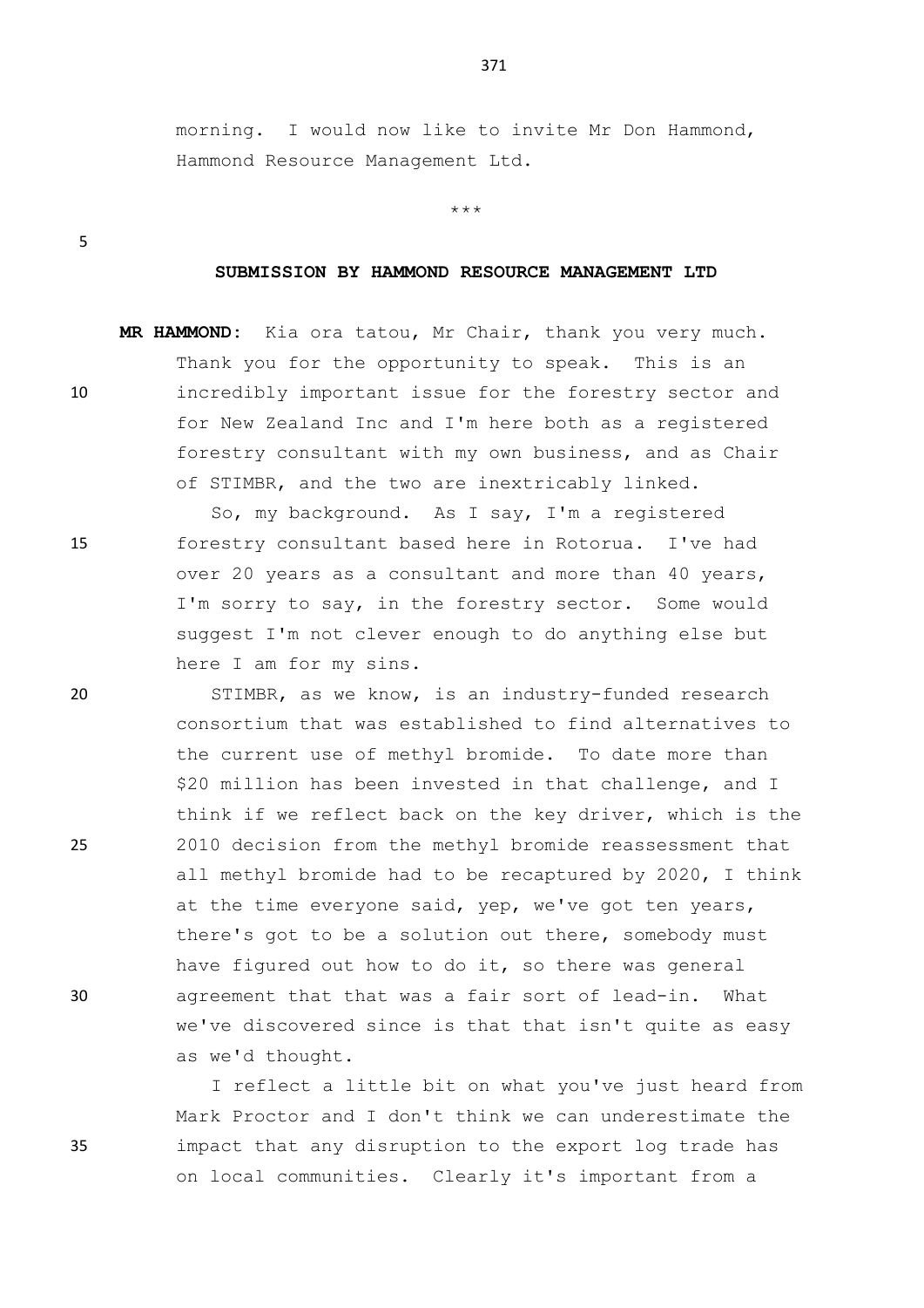morning. I would now like to invite Mr Don Hammond, Hammond Resource Management Ltd.

\*\*\*

**SUBMISSION BY HAMMOND RESOURCE MANAGEMENT LTD**

**MR HAMMOND:** Kia ora tatou, Mr Chair, thank you very much. Thank you for the opportunity to speak. This is an incredibly important issue for the forestry sector and for New Zealand Inc and I'm here both as a registered forestry consultant with my own business, and as Chair of STIMBR, and the two are inextricably linked.

So, my background. As I say, I'm a registered forestry consultant based here in Rotorua. I've had over 20 years as a consultant and more than 40 years, I'm sorry to say, in the forestry sector. Some would suggest I'm not clever enough to do anything else but here I am for my sins.

STIMBR, as we know, is an industry-funded research consortium that was established to find alternatives to the current use of methyl bromide. To date more than $20 million has been invested in that challenge, and I think if we reflect back on the key driver, which is the 2010 decision from the methyl bromide reassessment that all methyl bromide had to be recaptured by 2020, I think at the time everyone said, yep, we've got ten years, there's got to be a solution out there, somebody must have figured out how to do it, so there was general agreement that that was a fair sort of lead-in. What we've discovered since is that that isn't quite as easy as we'd thought.

I reflect a little bit on what you've just heard from Mark Proctor and I don't think we can underestimate the impact that any disruption to the export log trade has on local communities. Clearly it's important from a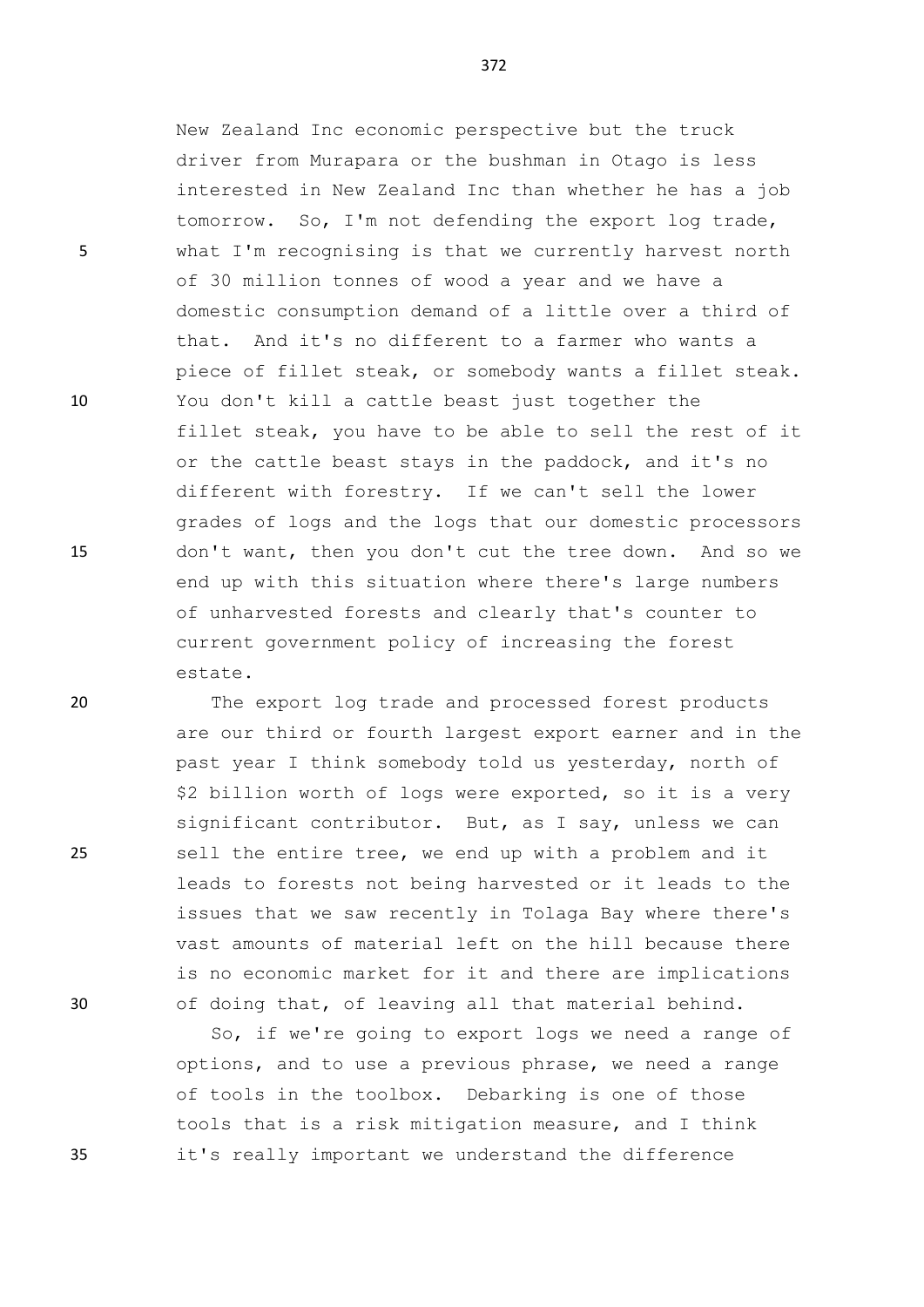New Zealand Inc economic perspective but the truck driver from Murapara or the bushman in Otago is less interested in New Zealand Inc than whether he has a job tomorrow. So, I'm not defending the export log trade, what I'm recognising is that we currently harvest north of 30 million tonnes of wood a year and we have a domestic consumption demand of a little over a third of that. And it's no different to a farmer who wants a piece of fillet steak, or somebody wants a fillet steak. You don't kill a cattle beast just together the fillet steak, you have to be able to sell the rest of it or the cattle beast stays in the paddock, and it's no different with forestry. If we can't sell the lower grades of logs and the logs that our domestic processors don't want, then you don't cut the tree down. And so we end up with this situation where there's large numbers of unharvested forests and clearly that's counter to current government policy of increasing the forest estate.

The export log trade and processed forest products are our third or fourth largest export earner and in the past year I think somebody told us yesterday, north of $2 billion worth of logs were exported, so it is a very significant contributor. But, as I say, unless we can sell the entire tree, we end up with a problem and it leads to forests not being harvested or it leads to the issues that we saw recently in Tolaga Bay where there's vast amounts of material left on the hill because there is no economic market for it and there are implications of doing that, of leaving all that material behind.

So, if we're going to export logs we need a range of options, and to use a previous phrase, we need a range of tools in the toolbox. Debarking is one of those tools that is a risk mitigation measure, and I think it's really important we understand the difference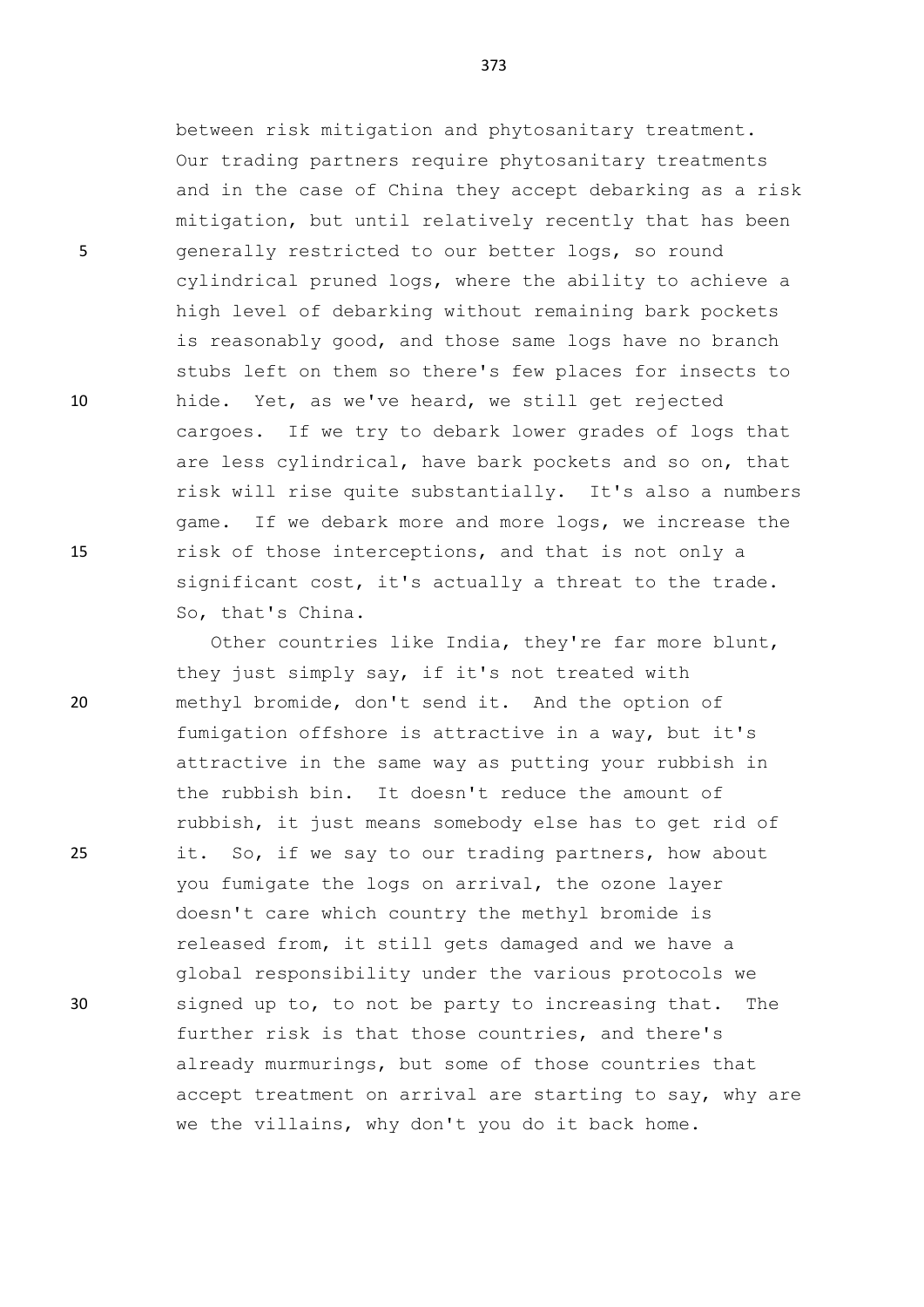between risk mitigation and phytosanitary treatment. Our trading partners require phytosanitary treatments and in the case of China they accept debarking as a risk mitigation, but until relatively recently that has been generally restricted to our better logs, so round cylindrical pruned logs, where the ability to achieve a high level of debarking without remaining bark pockets is reasonably good, and those same logs have no branch stubs left on them so there's few places for insects to hide. Yet, as we've heard, we still get rejected cargoes. If we try to debark lower grades of logs that are less cylindrical, have bark pockets and so on, that risk will rise quite substantially. It's also a numbers game. If we debark more and more logs, we increase the risk of those interceptions, and that is not only a significant cost, it's actually a threat to the trade. So, that's China.

Other countries like India, they're far more blunt, they just simply say, if it's not treated with methyl bromide, don't send it. And the option of fumigation offshore is attractive in a way, but it's attractive in the same way as putting your rubbish in the rubbish bin. It doesn't reduce the amount of rubbish, it just means somebody else has to get rid of it. So, if we say to our trading partners, how about you fumigate the logs on arrival, the ozone layer doesn't care which country the methyl bromide is released from, it still gets damaged and we have a global responsibility under the various protocols we signed up to, to not be party to increasing that. The further risk is that those countries, and there's already murmurings, but some of those countries that accept treatment on arrival are starting to say, why are we the villains, why don't you do it back home.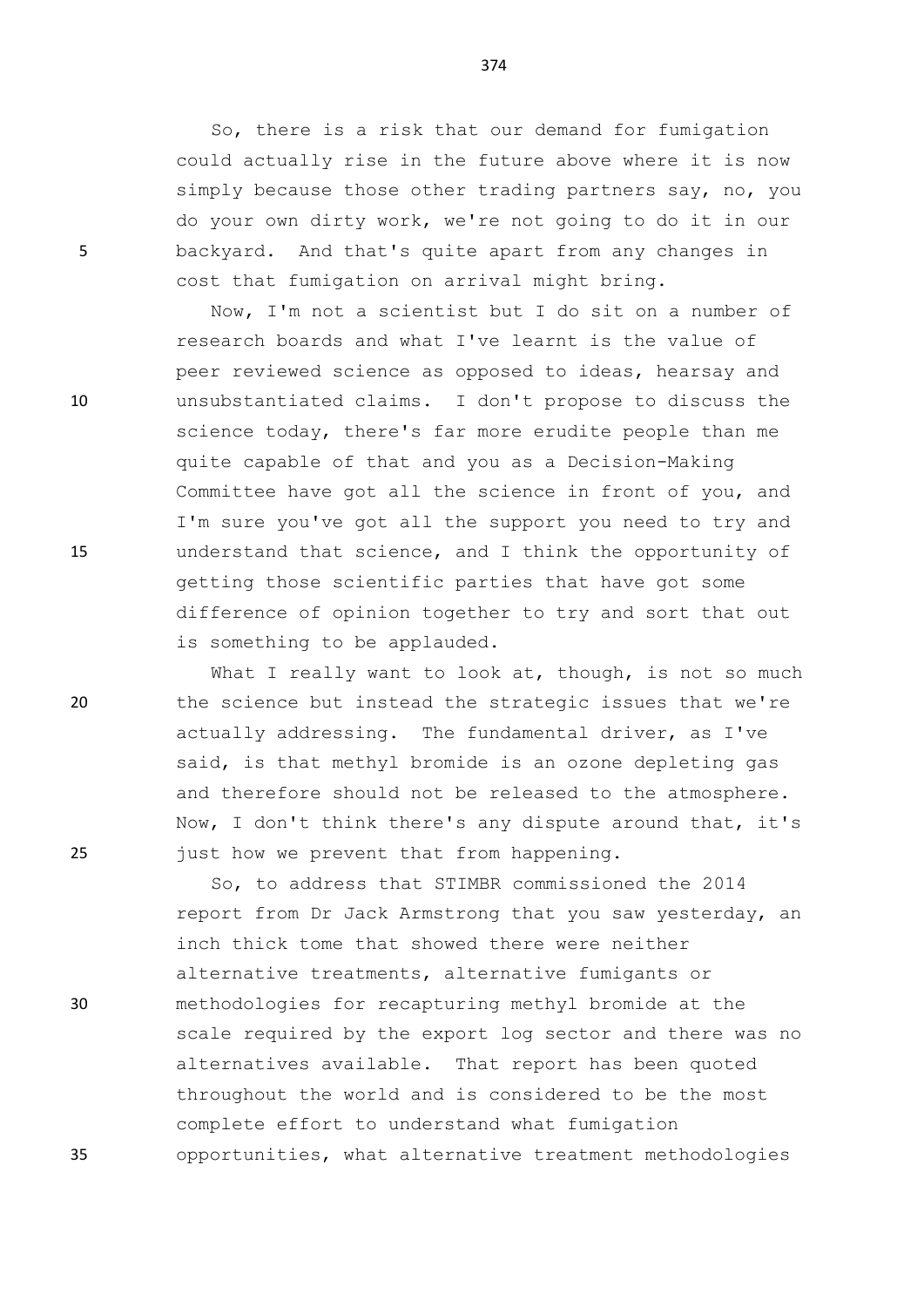So, there is a risk that our demand for fumigation could actually rise in the future above where it is now simply because those other trading partners say, no, you do your own dirty work, we're not going to do it in our backyard. And that's quite apart from any changes in cost that fumigation on arrival might bring.

Now, I'm not a scientist but I do sit on a number of research boards and what I've learnt is the value of peer reviewed science as opposed to ideas, hearsay and unsubstantiated claims. I don't propose to discuss the science today, there's far more erudite people than me quite capable of that and you as a Decision-Making Committee have got all the science in front of you, and I'm sure you've got all the support you need to try and understand that science, and I think the opportunity of getting those scientific parties that have got some difference of opinion together to try and sort that out is something to be applauded.

What I really want to look at, though, is not so much the science but instead the strategic issues that we're actually addressing. The fundamental driver, as I've said, is that methyl bromide is an ozone depleting gas and therefore should not be released to the atmosphere. Now, I don't think there's any dispute around that, it's just how we prevent that from happening.

So, to address that STIMBR commissioned the 2014 report from Dr Jack Armstrong that you saw yesterday, an inch thick tome that showed there were neither alternative treatments, alternative fumigants or methodologies for recapturing methyl bromide at the scale required by the export log sector and there was no alternatives available. That report has been quoted throughout the world and is considered to be the most complete effort to understand what fumigation opportunities, what alternative treatment methodologies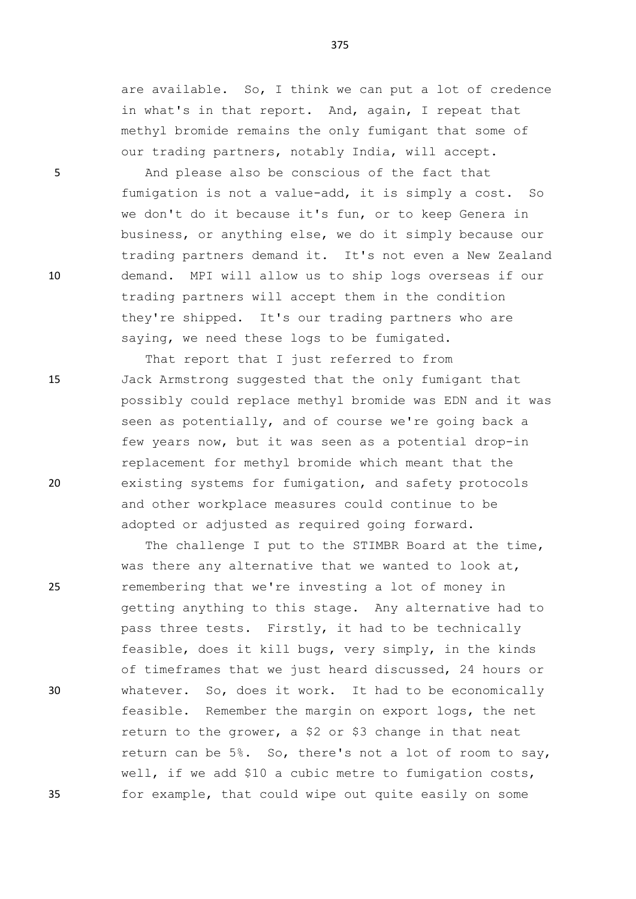are available. So, I think we can put a lot of credence in what's in that report. And, again, I repeat that methyl bromide remains the only fumigant that some of our trading partners, notably India, will accept.

And please also be conscious of the fact that fumigation is not a value-add, it is simply a cost. So we don't do it because it's fun, or to keep Genera in business, or anything else, we do it simply because our trading partners demand it. It's not even a New Zealand demand. MPI will allow us to ship logs overseas if our trading partners will accept them in the condition they're shipped. It's our trading partners who are saying, we need these logs to be fumigated.

That report that I just referred to from Jack Armstrong suggested that the only fumigant that possibly could replace methyl bromide was EDN and it was seen as potentially, and of course we're going back a few years now, but it was seen as a potential drop-in replacement for methyl bromide which meant that the existing systems for fumigation, and safety protocols and other workplace measures could continue to be adopted or adjusted as required going forward.

The challenge I put to the STIMBR Board at the time, was there any alternative that we wanted to look at, remembering that we're investing a lot of money in getting anything to this stage. Any alternative had to pass three tests. Firstly, it had to be technically feasible, does it kill bugs, very simply, in the kinds of timeframes that we just heard discussed, 24 hours or whatever. So, does it work. It had to be economically feasible. Remember the margin on export logs, the net return to the grower, a $2 or $3 change in that neat return can be 5%. So, there's not a lot of room to say, well, if we add $10 a cubic metre to fumigation costs, for example, that could wipe out quite easily on some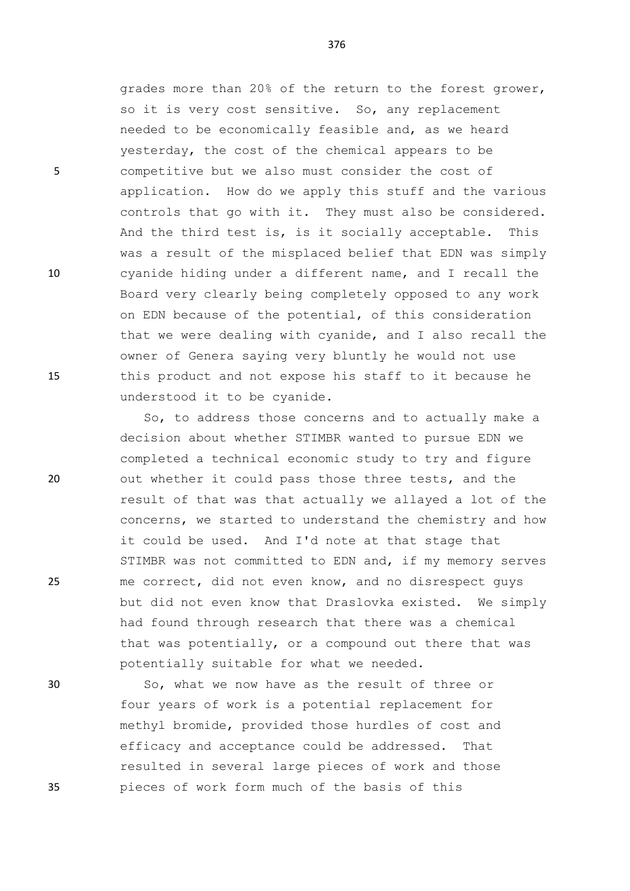grades more than 20% of the return to the forest grower, so it is very cost sensitive. So, any replacement needed to be economically feasible and, as we heard yesterday, the cost of the chemical appears to be competitive but we also must consider the cost of application. How do we apply this stuff and the various controls that go with it. They must also be considered. And the third test is, is it socially acceptable. This was a result of the misplaced belief that EDN was simply cyanide hiding under a different name, and I recall the Board very clearly being completely opposed to any work on EDN because of the potential, of this consideration that we were dealing with cyanide, and I also recall the owner of Genera saying very bluntly he would not use this product and not expose his staff to it because he understood it to be cyanide.

So, to address those concerns and to actually make a decision about whether STIMBR wanted to pursue EDN we completed a technical economic study to try and figure out whether it could pass those three tests, and the result of that was that actually we allayed a lot of the concerns, we started to understand the chemistry and how it could be used. And I'd note at that stage that STIMBR was not committed to EDN and, if my memory serves me correct, did not even know, and no disrespect guys but did not even know that Draslovka existed. We simply had found through research that there was a chemical that was potentially, or a compound out there that was potentially suitable for what we needed.

So, what we now have as the result of three or four years of work is a potential replacement for methyl bromide, provided those hurdles of cost and efficacy and acceptance could be addressed. That resulted in several large pieces of work and those pieces of work form much of the basis of this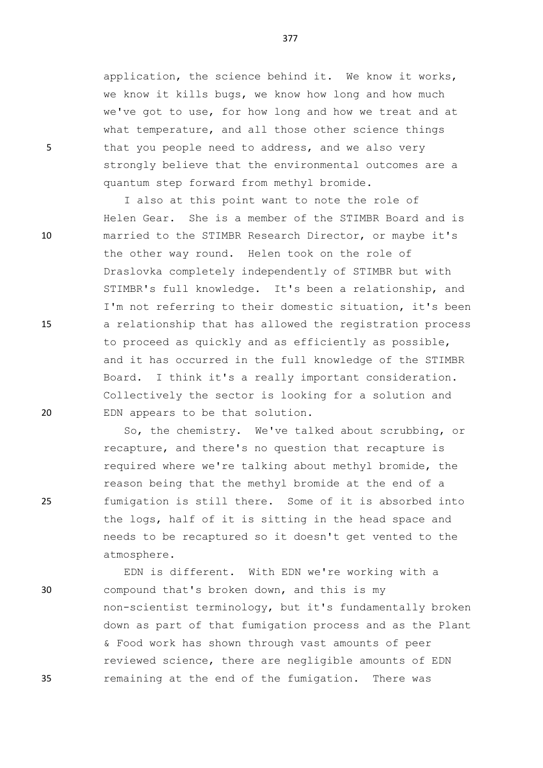application, the science behind it. We know it works, we know it kills bugs, we know how long and how much we've got to use, for how long and how we treat and at what temperature, and all those other science things that you people need to address, and we also very strongly believe that the environmental outcomes are a quantum step forward from methyl bromide.

I also at this point want to note the role of Helen Gear. She is a member of the STIMBR Board and is married to the STIMBR Research Director, or maybe it's the other way round. Helen took on the role of Draslovka completely independently of STIMBR but with STIMBR's full knowledge. It's been a relationship, and I'm not referring to their domestic situation, it's been a relationship that has allowed the registration process to proceed as quickly and as efficiently as possible, and it has occurred in the full knowledge of the STIMBR Board. I think it's a really important consideration. Collectively the sector is looking for a solution and EDN appears to be that solution.

So, the chemistry. We've talked about scrubbing, or recapture, and there's no question that recapture is required where we're talking about methyl bromide, the reason being that the methyl bromide at the end of a fumigation is still there. Some of it is absorbed into the logs, half of it is sitting in the head space and needs to be recaptured so it doesn't get vented to the atmosphere.

EDN is different. With EDN we're working with a compound that's broken down, and this is my non-scientist terminology, but it's fundamentally broken down as part of that fumigation process and as the Plant & Food work has shown through vast amounts of peer reviewed science, there are negligible amounts of EDN remaining at the end of the fumigation. There was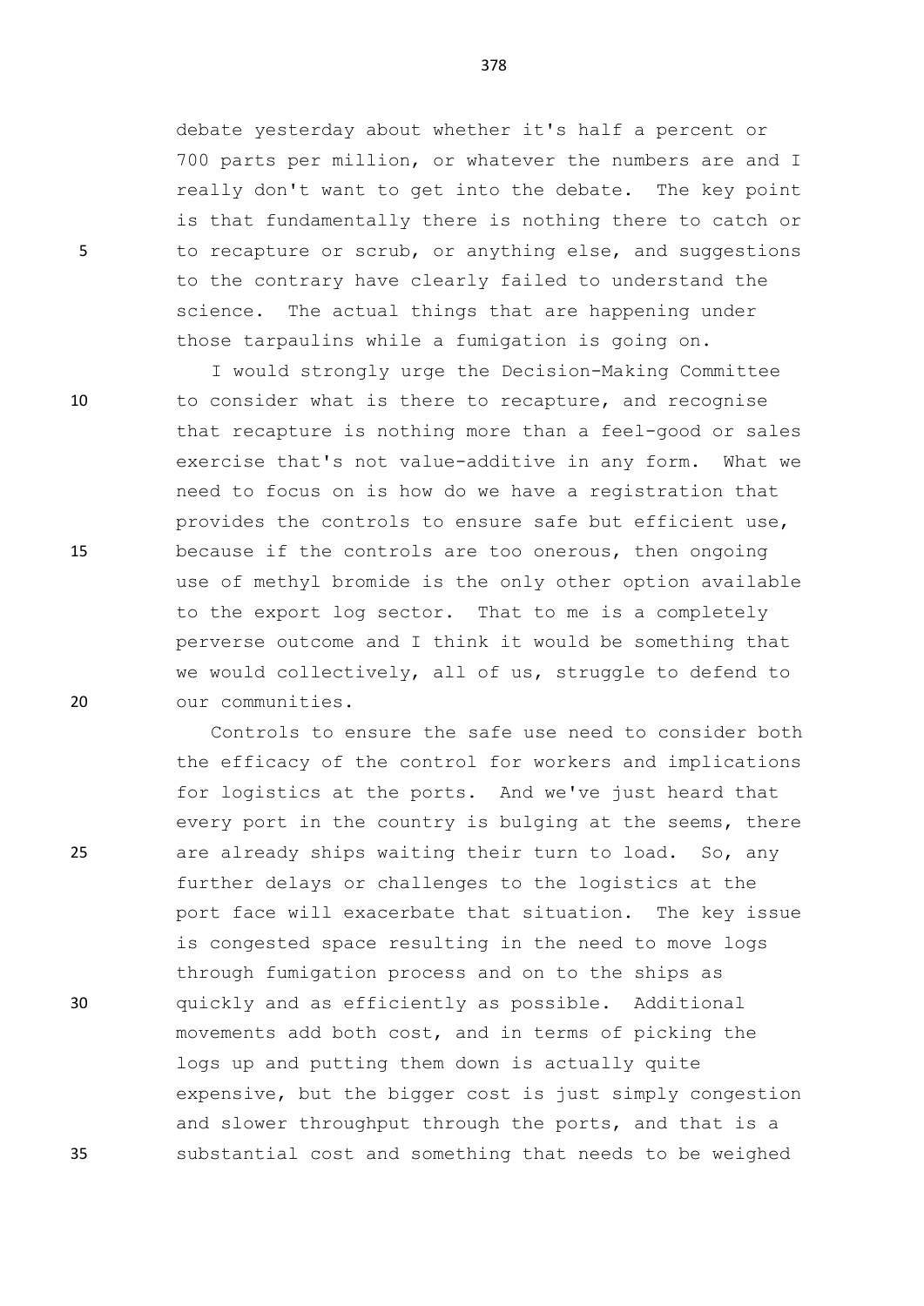debate yesterday about whether it's half a percent or 700 parts per million, or whatever the numbers are and I really don't want to get into the debate. The key point is that fundamentally there is nothing there to catch or to recapture or scrub, or anything else, and suggestions to the contrary have clearly failed to understand the science. The actual things that are happening under those tarpaulins while a fumigation is going on.

I would strongly urge the Decision-Making Committee to consider what is there to recapture, and recognise that recapture is nothing more than a feel-good or sales exercise that's not value-additive in any form. What we need to focus on is how do we have a registration that provides the controls to ensure safe but efficient use, because if the controls are too onerous, then ongoing use of methyl bromide is the only other option available to the export log sector. That to me is a completely perverse outcome and I think it would be something that we would collectively, all of us, struggle to defend to our communities.

Controls to ensure the safe use need to consider both the efficacy of the control for workers and implications for logistics at the ports. And we've just heard that every port in the country is bulging at the seems, there are already ships waiting their turn to load. So, any further delays or challenges to the logistics at the port face will exacerbate that situation. The key issue is congested space resulting in the need to move logs through fumigation process and on to the ships as quickly and as efficiently as possible. Additional movements add both cost, and in terms of picking the logs up and putting them down is actually quite expensive, but the bigger cost is just simply congestion and slower throughput through the ports, and that is a substantial cost and something that needs to be weighed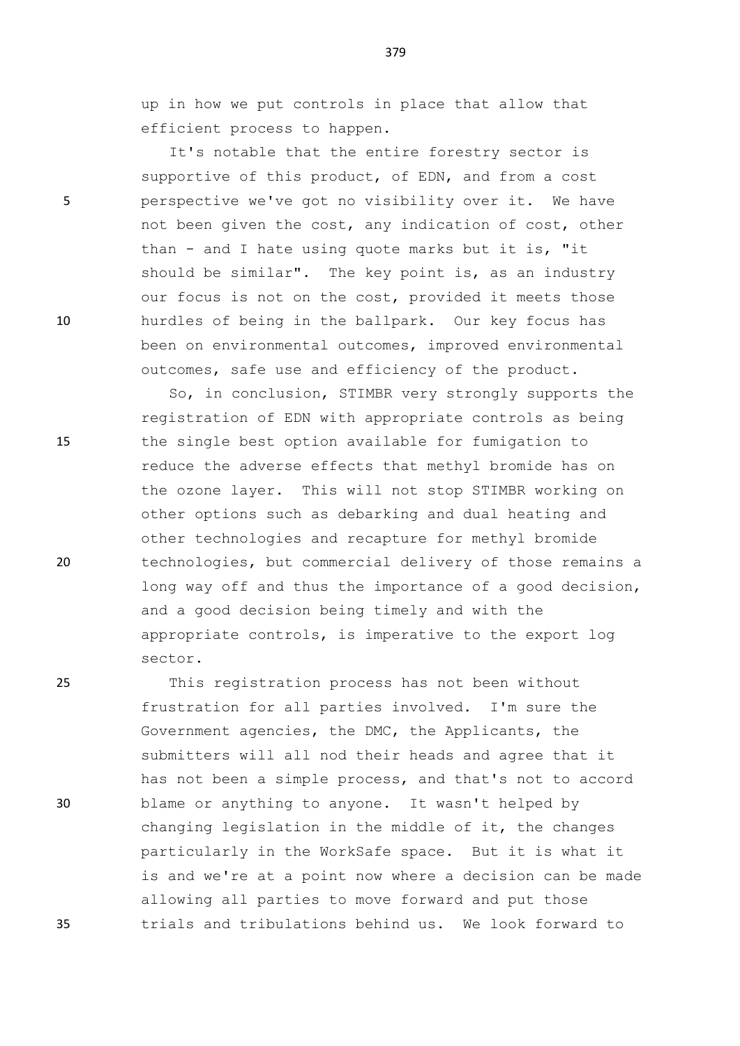up in how we put controls in place that allow that efficient process to happen.

It's notable that the entire forestry sector is supportive of this product, of EDN, and from a cost perspective we've got no visibility over it. We have not been given the cost, any indication of cost, other than - and I hate using quote marks but it is, "it should be similar". The key point is, as an industry our focus is not on the cost, provided it meets those hurdles of being in the ballpark. Our key focus has been on environmental outcomes, improved environmental outcomes, safe use and efficiency of the product.

So, in conclusion, STIMBR very strongly supports the registration of EDN with appropriate controls as being the single best option available for fumigation to reduce the adverse effects that methyl bromide has on the ozone layer. This will not stop STIMBR working on other options such as debarking and dual heating and other technologies and recapture for methyl bromide technologies, but commercial delivery of those remains a long way off and thus the importance of a good decision, and a good decision being timely and with the appropriate controls, is imperative to the export log sector.

This registration process has not been without frustration for all parties involved. I'm sure the Government agencies, the DMC, the Applicants, the submitters will all nod their heads and agree that it has not been a simple process, and that's not to accord blame or anything to anyone. It wasn't helped by changing legislation in the middle of it, the changes particularly in the WorkSafe space. But it is what it is and we're at a point now where a decision can be made allowing all parties to move forward and put those trials and tribulations behind us. We look forward to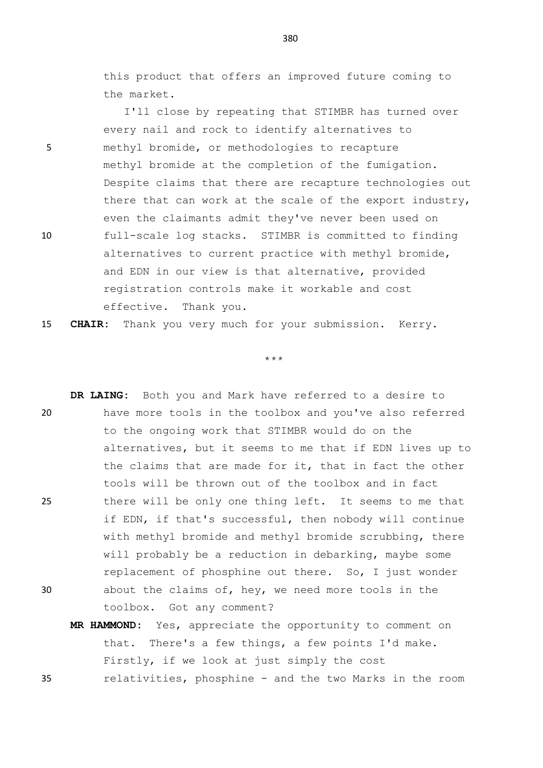this product that offers an improved future coming to the market.

I'll close by repeating that STIMBR has turned over every nail and rock to identify alternatives to methyl bromide, or methodologies to recapture methyl bromide at the completion of the fumigation. Despite claims that there are recapture technologies out there that can work at the scale of the export industry, even the claimants admit they've never been used on full-scale log stacks. STIMBR is committed to finding alternatives to current practice with methyl bromide, and EDN in our view is that alternative, provided registration controls make it workable and cost effective. Thank you.

**CHAIR:** Thank you very much for your submission. Kerry.

\*\*\*

**DR LAING:** Both you and Mark have referred to a desire to have more tools in the toolbox and you've also referred to the ongoing work that STIMBR would do on the alternatives, but it seems to me that if EDN lives up to the claims that are made for it, that in fact the other tools will be thrown out of the toolbox and in fact there will be only one thing left. It seems to me that if EDN, if that's successful, then nobody will continue with methyl bromide and methyl bromide scrubbing, there will probably be a reduction in debarking, maybe some replacement of phosphine out there. So, I just wonder about the claims of, hey, we need more tools in the toolbox. Got any comment?

**MR HAMMOND:** Yes, appreciate the opportunity to comment on that. There's a few things, a few points I'd make. Firstly, if we look at just simply the cost relativities, phosphine - and the two Marks in the room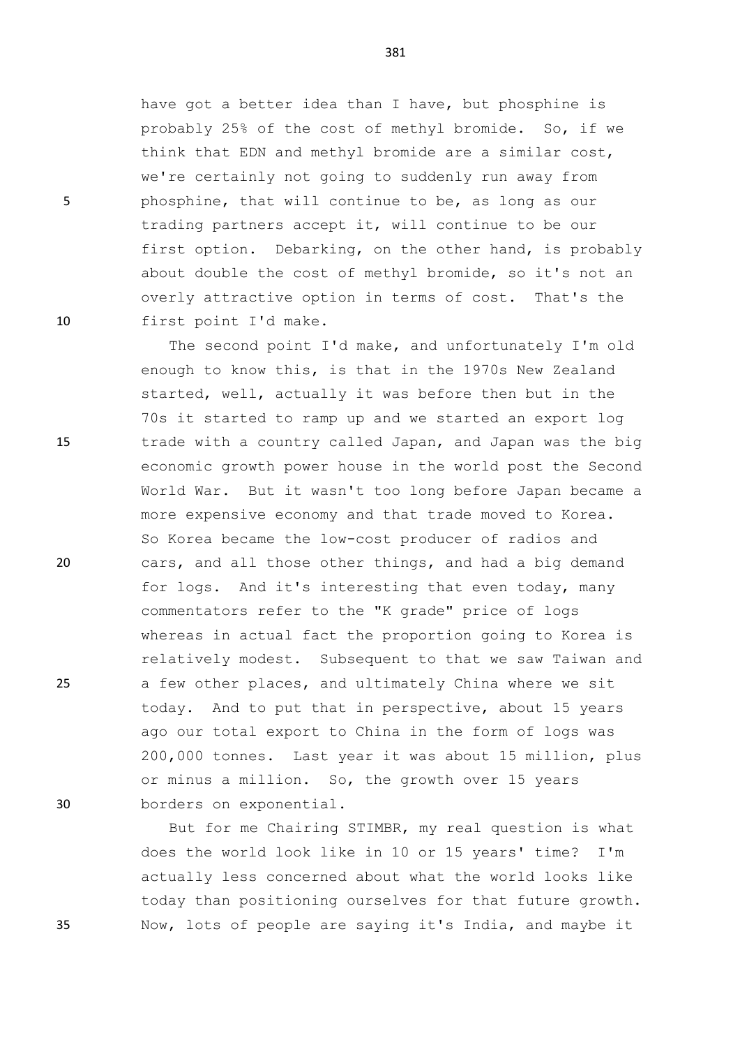have got a better idea than I have, but phosphine is probably 25% of the cost of methyl bromide. So, if we think that EDN and methyl bromide are a similar cost, we're certainly not going to suddenly run away from phosphine, that will continue to be, as long as our trading partners accept it, will continue to be our first option. Debarking, on the other hand, is probably about double the cost of methyl bromide, so it's not an overly attractive option in terms of cost. That's the first point I'd make.

The second point I'd make, and unfortunately I'm old enough to know this, is that in the 1970s New Zealand started, well, actually it was before then but in the 70s it started to ramp up and we started an export log trade with a country called Japan, and Japan was the big economic growth power house in the world post the Second World War. But it wasn't too long before Japan became a more expensive economy and that trade moved to Korea. So Korea became the low-cost producer of radios and cars, and all those other things, and had a big demand for logs. And it's interesting that even today, many commentators refer to the "K grade" price of logs whereas in actual fact the proportion going to Korea is relatively modest. Subsequent to that we saw Taiwan and a few other places, and ultimately China where we sit today. And to put that in perspective, about 15 years ago our total export to China in the form of logs was 200,000 tonnes. Last year it was about 15 million, plus or minus a million. So, the growth over 15 years borders on exponential.

But for me Chairing STIMBR, my real question is what does the world look like in 10 or 15 years' time? I'm actually less concerned about what the world looks like today than positioning ourselves for that future growth. Now, lots of people are saying it's India, and maybe it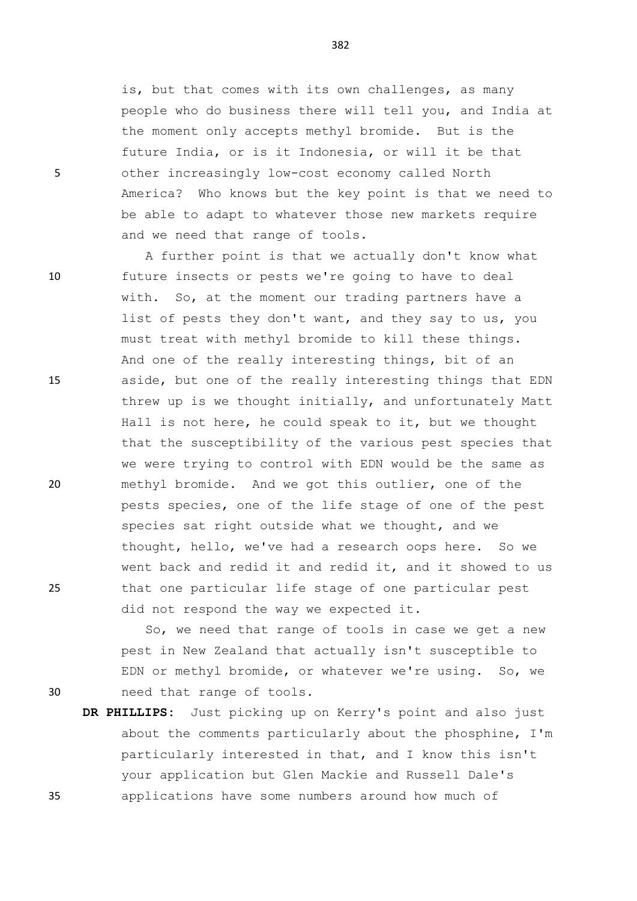is, but that comes with its own challenges, as many people who do business there will tell you, and India at the moment only accepts methyl bromide. But is the future India, or is it Indonesia, or will it be that other increasingly low-cost economy called North America? Who knows but the key point is that we need to be able to adapt to whatever those new markets require and we need that range of tools.

A further point is that we actually don't know what future insects or pests we're going to have to deal with. So, at the moment our trading partners have a list of pests they don't want, and they say to us, you must treat with methyl bromide to kill these things. And one of the really interesting things, bit of an aside, but one of the really interesting things that EDN threw up is we thought initially, and unfortunately Matt Hall is not here, he could speak to it, but we thought that the susceptibility of the various pest species that we were trying to control with EDN would be the same as methyl bromide. And we got this outlier, one of the pests species, one of the life stage of one of the pest species sat right outside what we thought, and we thought, hello, we've had a research oops here. So we went back and redid it and redid it, and it showed to us that one particular life stage of one particular pest did not respond the way we expected it.

So, we need that range of tools in case we get a new pest in New Zealand that actually isn't susceptible to EDN or methyl bromide, or whatever we're using. So, we need that range of tools.

**DR PHILLIPS:** Just picking up on Kerry's point and also just about the comments particularly about the phosphine, I'm particularly interested in that, and I know this isn't your application but Glen Mackie and Russell Dale's applications have some numbers around how much of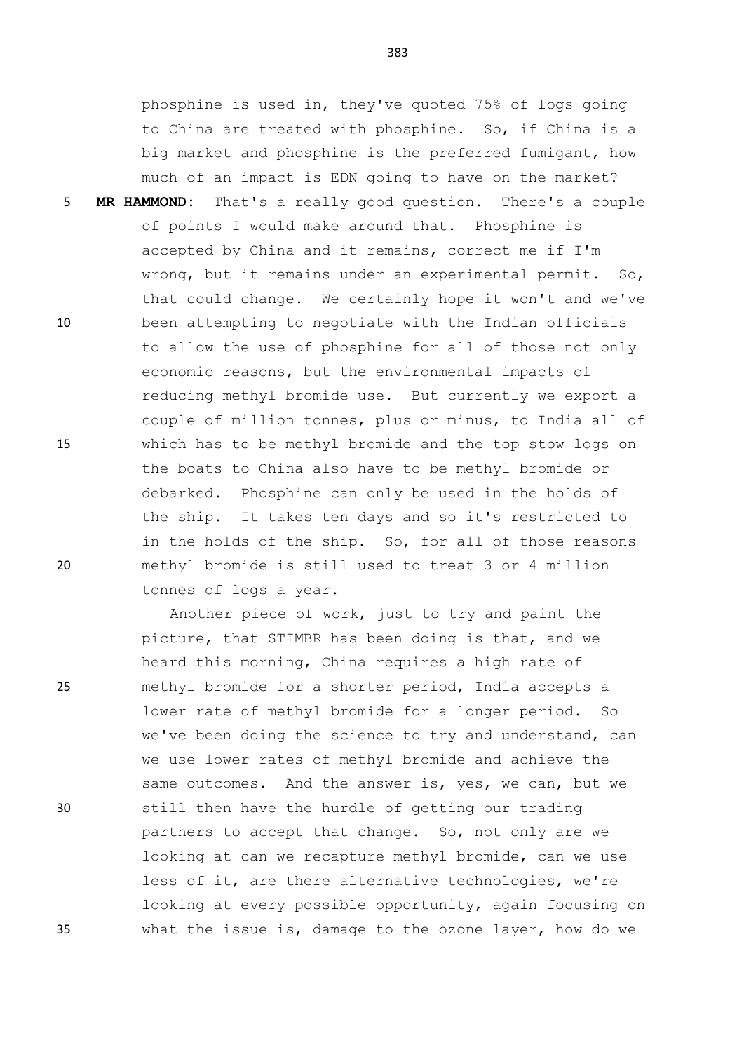phosphine is used in, they've quoted 75% of logs going to China are treated with phosphine. So, if China is a big market and phosphine is the preferred fumigant, how much of an impact is EDN going to have on the market?

**MR HAMMOND:** That's a really good question. There's a couple of points I would make around that. Phosphine is accepted by China and it remains, correct me if I'm wrong, but it remains under an experimental permit. So, that could change. We certainly hope it won't and we've been attempting to negotiate with the Indian officials to allow the use of phosphine for all of those not only economic reasons, but the environmental impacts of reducing methyl bromide use. But currently we export a couple of million tonnes, plus or minus, to India all of which has to be methyl bromide and the top stow logs on the boats to China also have to be methyl bromide or debarked. Phosphine can only be used in the holds of the ship. It takes ten days and so it's restricted to in the holds of the ship. So, for all of those reasons methyl bromide is still used to treat 3 or 4 million tonnes of logs a year.

Another piece of work, just to try and paint the picture, that STIMBR has been doing is that, and we heard this morning, China requires a high rate of methyl bromide for a shorter period, India accepts a lower rate of methyl bromide for a longer period. So we've been doing the science to try and understand, can we use lower rates of methyl bromide and achieve the same outcomes. And the answer is, yes, we can, but we still then have the hurdle of getting our trading partners to accept that change. So, not only are we looking at can we recapture methyl bromide, can we use less of it, are there alternative technologies, we're looking at every possible opportunity, again focusing on what the issue is, damage to the ozone layer, how do we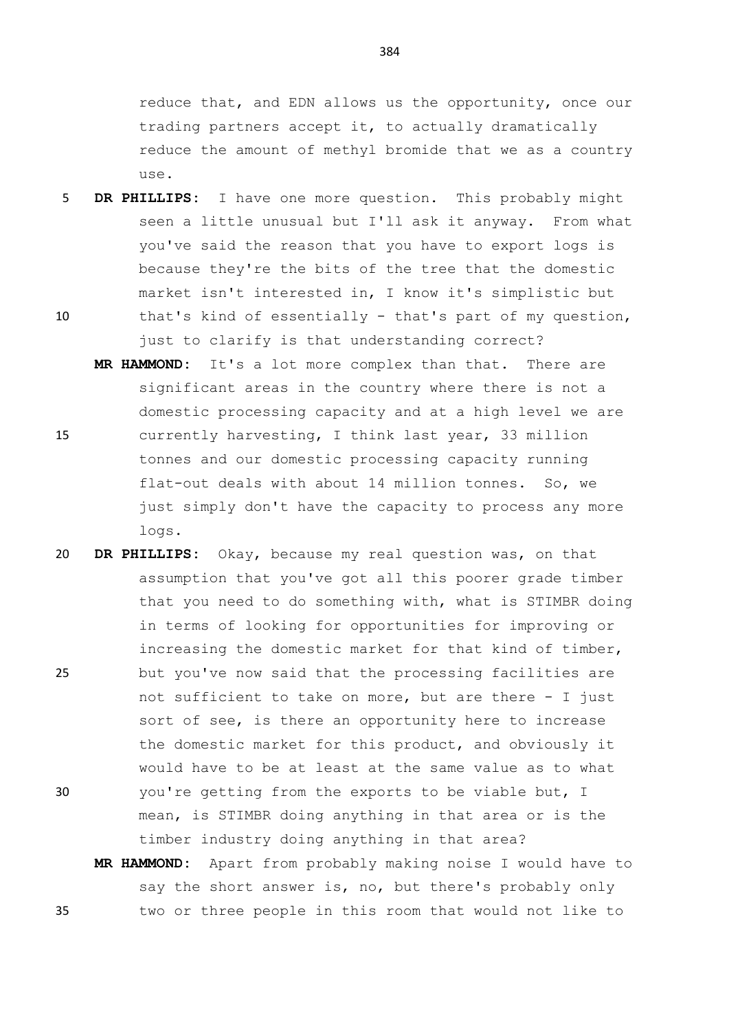reduce that, and EDN allows us the opportunity, once our trading partners accept it, to actually dramatically reduce the amount of methyl bromide that we as a country use.

**DR PHILLIPS:** I have one more question. This probably might seen a little unusual but I'll ask it anyway. From what you've said the reason that you have to export logs is because they're the bits of the tree that the domestic market isn't interested in, I know it's simplistic but that's kind of essentially - that's part of my question, just to clarify is that understanding correct?

**MR HAMMOND:** It's a lot more complex than that. There are significant areas in the country where there is not a domestic processing capacity and at a high level we are currently harvesting, I think last year, 33 million tonnes and our domestic processing capacity running flat-out deals with about 14 million tonnes. So, we just simply don't have the capacity to process any more logs.

**DR PHILLIPS:** Okay, because my real question was, on that assumption that you've got all this poorer grade timber that you need to do something with, what is STIMBR doing in terms of looking for opportunities for improving or increasing the domestic market for that kind of timber, but you've now said that the processing facilities are not sufficient to take on more, but are there - I just sort of see, is there an opportunity here to increase the domestic market for this product, and obviously it would have to be at least at the same value as to what you're getting from the exports to be viable but, I mean, is STIMBR doing anything in that area or is the timber industry doing anything in that area?

**MR HAMMOND:** Apart from probably making noise I would have to say the short answer is, no, but there's probably only two or three people in this room that would not like to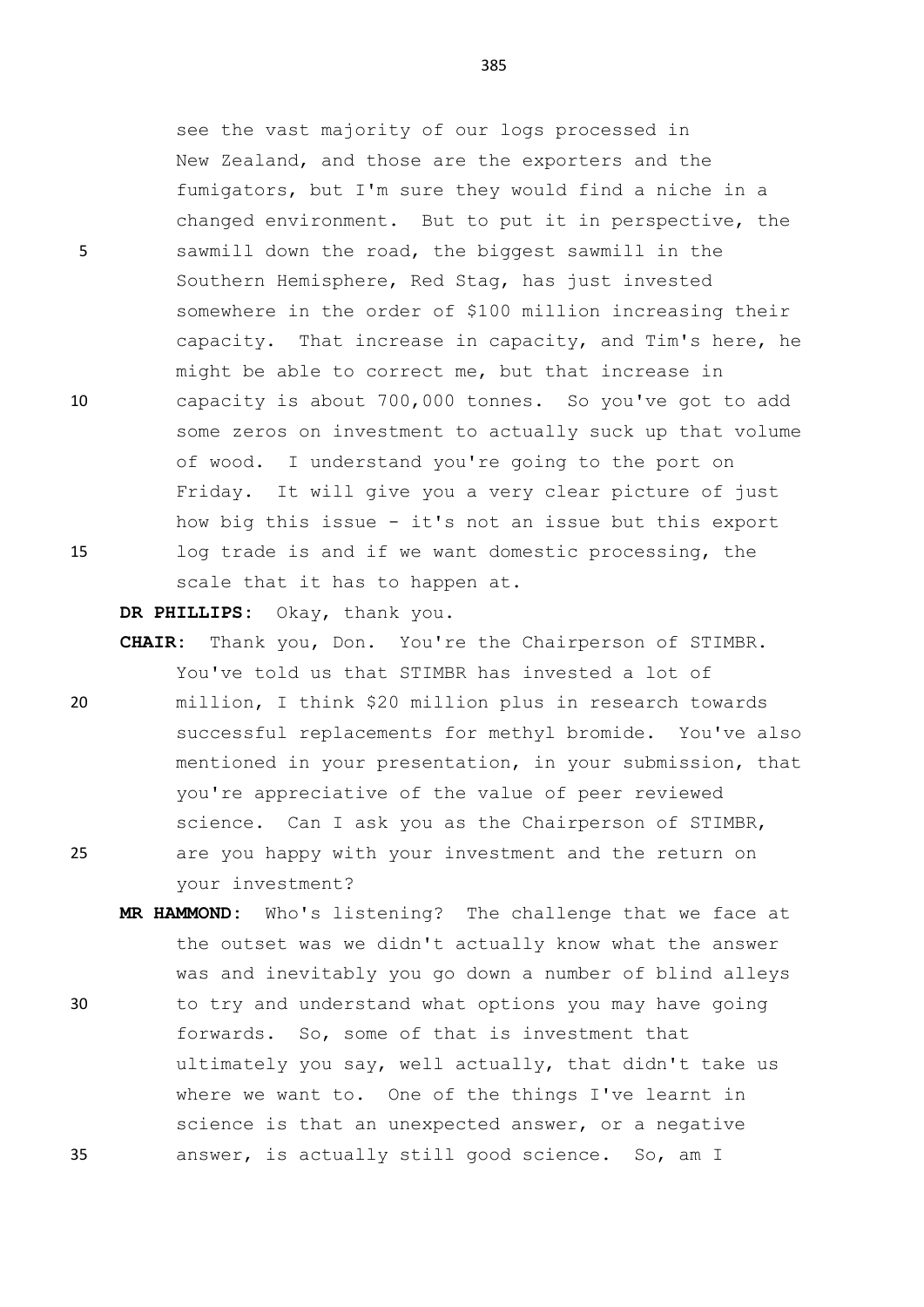see the vast majority of our logs processed in New Zealand, and those are the exporters and the fumigators, but I'm sure they would find a niche in a changed environment. But to put it in perspective, the sawmill down the road, the biggest sawmill in the Southern Hemisphere, Red Stag, has just invested somewhere in the order of $100 million increasing their capacity. That increase in capacity, and Tim's here, he might be able to correct me, but that increase in capacity is about 700,000 tonnes. So you've got to add some zeros on investment to actually suck up that volume of wood. I understand you're going to the port on Friday. It will give you a very clear picture of just how big this issue - it's not an issue but this export log trade is and if we want domestic processing, the scale that it has to happen at.

**DR PHILLIPS:** Okay, thank you.

**CHAIR:** Thank you, Don. You're the Chairperson of STIMBR. You've told us that STIMBR has invested a lot of million, I think $20 million plus in research towards successful replacements for methyl bromide. You've also mentioned in your presentation, in your submission, that you're appreciative of the value of peer reviewed science. Can I ask you as the Chairperson of STIMBR, are you happy with your investment and the return on your investment?

**MR HAMMOND:** Who's listening? The challenge that we face at the outset was we didn't actually know what the answer was and inevitably you go down a number of blind alleys to try and understand what options you may have going forwards. So, some of that is investment that ultimately you say, well actually, that didn't take us where we want to. One of the things I've learnt in science is that an unexpected answer, or a negative answer, is actually still good science. So, am I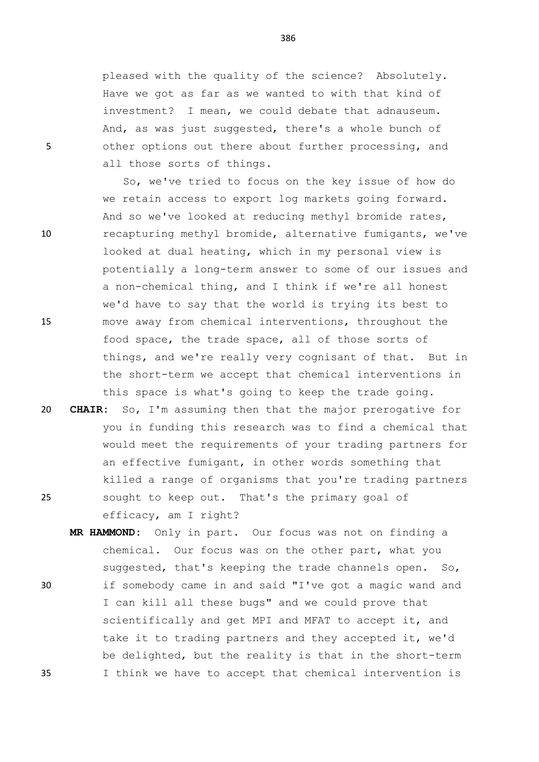pleased with the quality of the science? Absolutely. Have we got as far as we wanted to with that kind of investment? I mean, we could debate that adnauseum. And, as was just suggested, there's a whole bunch of other options out there about further processing, and all those sorts of things.

So, we've tried to focus on the key issue of how do we retain access to export log markets going forward. And so we've looked at reducing methyl bromide rates, recapturing methyl bromide, alternative fumigants, we've looked at dual heating, which in my personal view is potentially a long-term answer to some of our issues and a non-chemical thing, and I think if we're all honest we'd have to say that the world is trying its best to move away from chemical interventions, throughout the food space, the trade space, all of those sorts of things, and we're really very cognisant of that. But in the short-term we accept that chemical interventions in this space is what's going to keep the trade going.

**CHAIR:** So, I'm assuming then that the major prerogative for you in funding this research was to find a chemical that would meet the requirements of your trading partners for an effective fumigant, in other words something that killed a range of organisms that you're trading partners sought to keep out. That's the primary goal of efficacy, am I right?

**MR HAMMOND:** Only in part. Our focus was not on finding a chemical. Our focus was on the other part, what you suggested, that's keeping the trade channels open. So, if somebody came in and said "I've got a magic wand and I can kill all these bugs" and we could prove that scientifically and get MPI and MFAT to accept it, and take it to trading partners and they accepted it, we'd be delighted, but the reality is that in the short-term I think we have to accept that chemical intervention is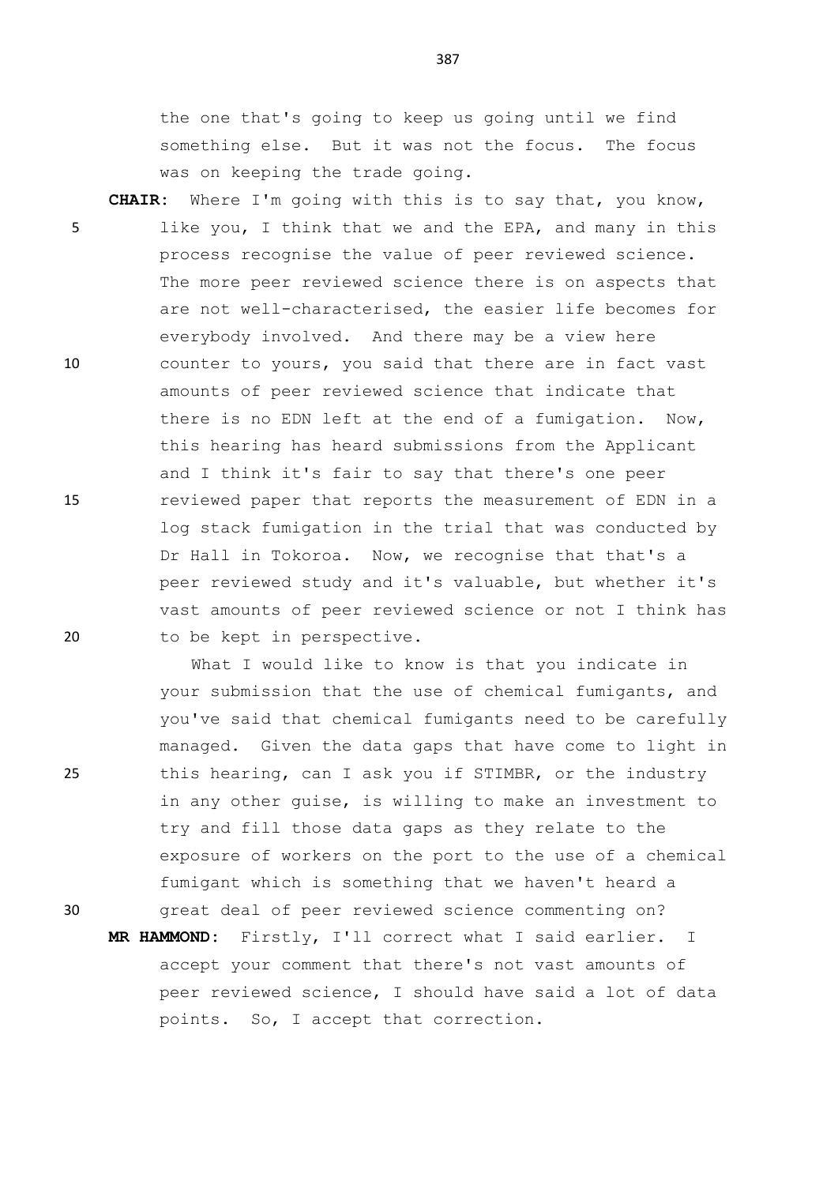the one that's going to keep us going until we find something else. But it was not the focus. The focus was on keeping the trade going.

**CHAIR:** Where I'm going with this is to say that, you know, like you, I think that we and the EPA, and many in this process recognise the value of peer reviewed science. The more peer reviewed science there is on aspects that are not well-characterised, the easier life becomes for everybody involved. And there may be a view here counter to yours, you said that there are in fact vast amounts of peer reviewed science that indicate that there is no EDN left at the end of a fumigation. Now, this hearing has heard submissions from the Applicant and I think it's fair to say that there's one peer reviewed paper that reports the measurement of EDN in a log stack fumigation in the trial that was conducted by Dr Hall in Tokoroa. Now, we recognise that that's a peer reviewed study and it's valuable, but whether it's vast amounts of peer reviewed science or not I think has to be kept in perspective.

What I would like to know is that you indicate in your submission that the use of chemical fumigants, and you've said that chemical fumigants need to be carefully managed. Given the data gaps that have come to light in this hearing, can I ask you if STIMBR, or the industry in any other guise, is willing to make an investment to try and fill those data gaps as they relate to the exposure of workers on the port to the use of a chemical fumigant which is something that we haven't heard a great deal of peer reviewed science commenting on?

**MR HAMMOND:** Firstly, I'll correct what I said earlier. I accept your comment that there's not vast amounts of peer reviewed science, I should have said a lot of data points. So, I accept that correction.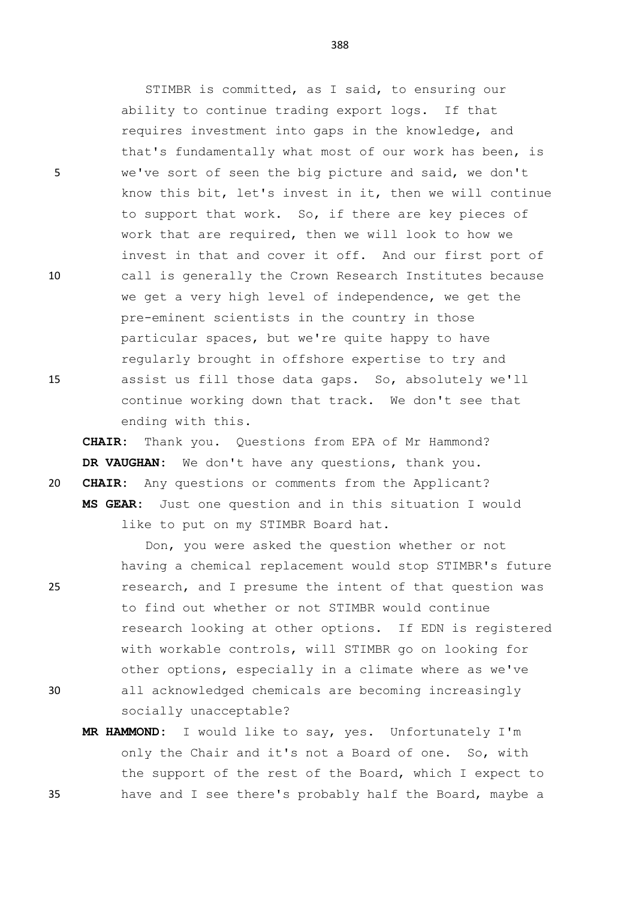STIMBR is committed, as I said, to ensuring our ability to continue trading export logs. If that requires investment into gaps in the knowledge, and that's fundamentally what most of our work has been, is we've sort of seen the big picture and said, we don't know this bit, let's invest in it, then we will continue to support that work. So, if there are key pieces of work that are required, then we will look to how we invest in that and cover it off. And our first port of call is generally the Crown Research Institutes because we get a very high level of independence, we get the pre-eminent scientists in the country in those particular spaces, but we're quite happy to have regularly brought in offshore expertise to try and assist us fill those data gaps. So, absolutely we'll continue working down that track. We don't see that ending with this.

**CHAIR:** Thank you. Questions from EPA of Mr Hammond?

**DR VAUGHAN:** We don't have any questions, thank you.

**CHAIR:** Any questions or comments from the Applicant?

**MS GEAR:** Just one question and in this situation I would like to put on my STIMBR Board hat.

Don, you were asked the question whether or not having a chemical replacement would stop STIMBR's future research, and I presume the intent of that question was to find out whether or not STIMBR would continue research looking at other options. If EDN is registered with workable controls, will STIMBR go on looking for other options, especially in a climate where as we've all acknowledged chemicals are becoming increasingly socially unacceptable?

**MR HAMMOND:** I would like to say, yes. Unfortunately I'm only the Chair and it's not a Board of one. So, with the support of the rest of the Board, which I expect to have and I see there's probably half the Board, maybe a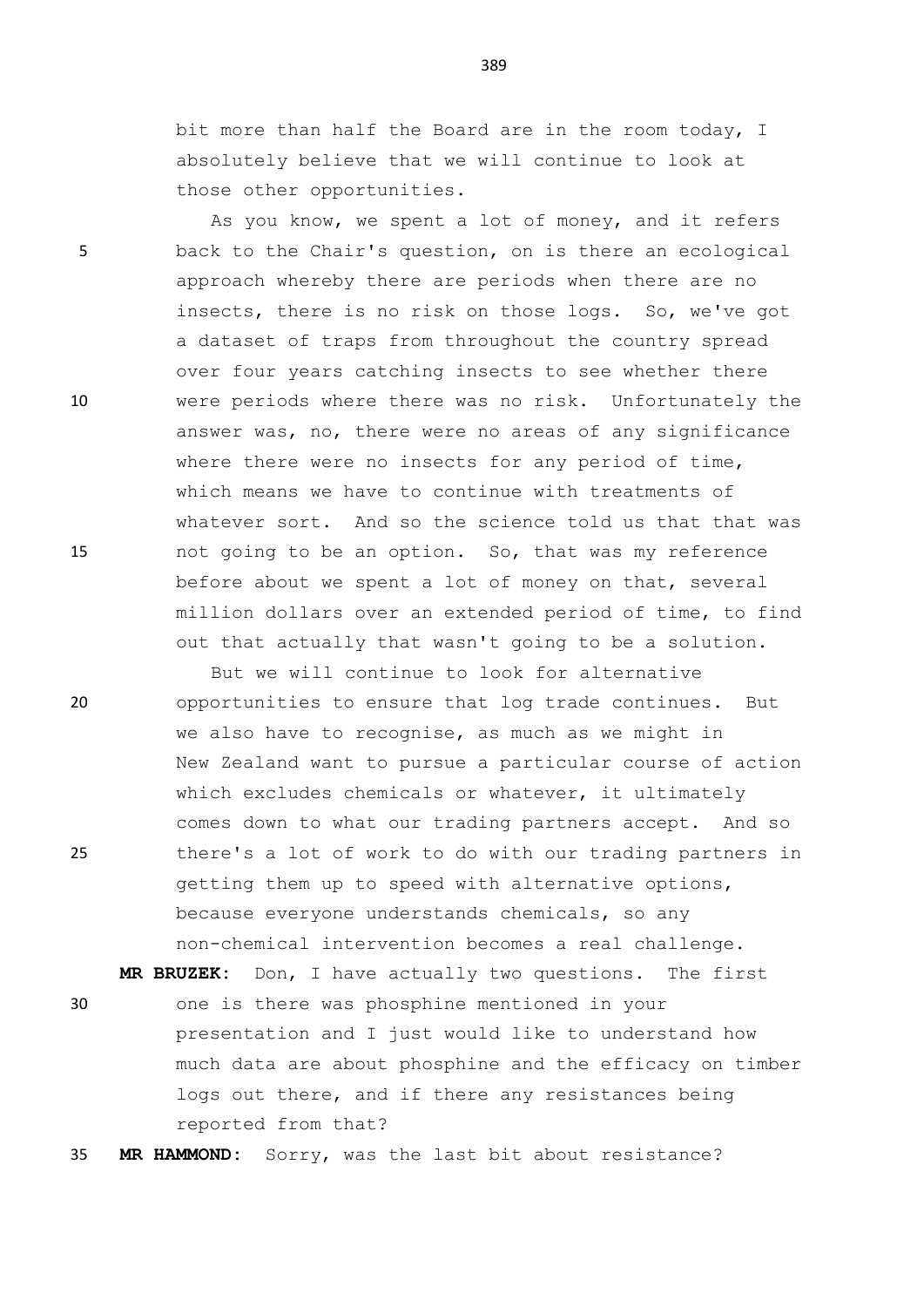bit more than half the Board are in the room today, I absolutely believe that we will continue to look at those other opportunities.

As you know, we spent a lot of money, and it refers back to the Chair's question, on is there an ecological approach whereby there are periods when there are no insects, there is no risk on those logs. So, we've got a dataset of traps from throughout the country spread over four years catching insects to see whether there were periods where there was no risk. Unfortunately the answer was, no, there were no areas of any significance where there were no insects for any period of time, which means we have to continue with treatments of whatever sort. And so the science told us that that was not going to be an option. So, that was my reference before about we spent a lot of money on that, several million dollars over an extended period of time, to find out that actually that wasn't going to be a solution.

But we will continue to look for alternative opportunities to ensure that log trade continues. But we also have to recognise, as much as we might in New Zealand want to pursue a particular course of action which excludes chemicals or whatever, it ultimately comes down to what our trading partners accept. And so there's a lot of work to do with our trading partners in getting them up to speed with alternative options, because everyone understands chemicals, so any non-chemical intervention becomes a real challenge.

**MR BRUZEK:** Don, I have actually two questions. The first one is there was phosphine mentioned in your presentation and I just would like to understand how much data are about phosphine and the efficacy on timber logs out there, and if there any resistances being reported from that?

**MR HAMMOND:** Sorry, was the last bit about resistance?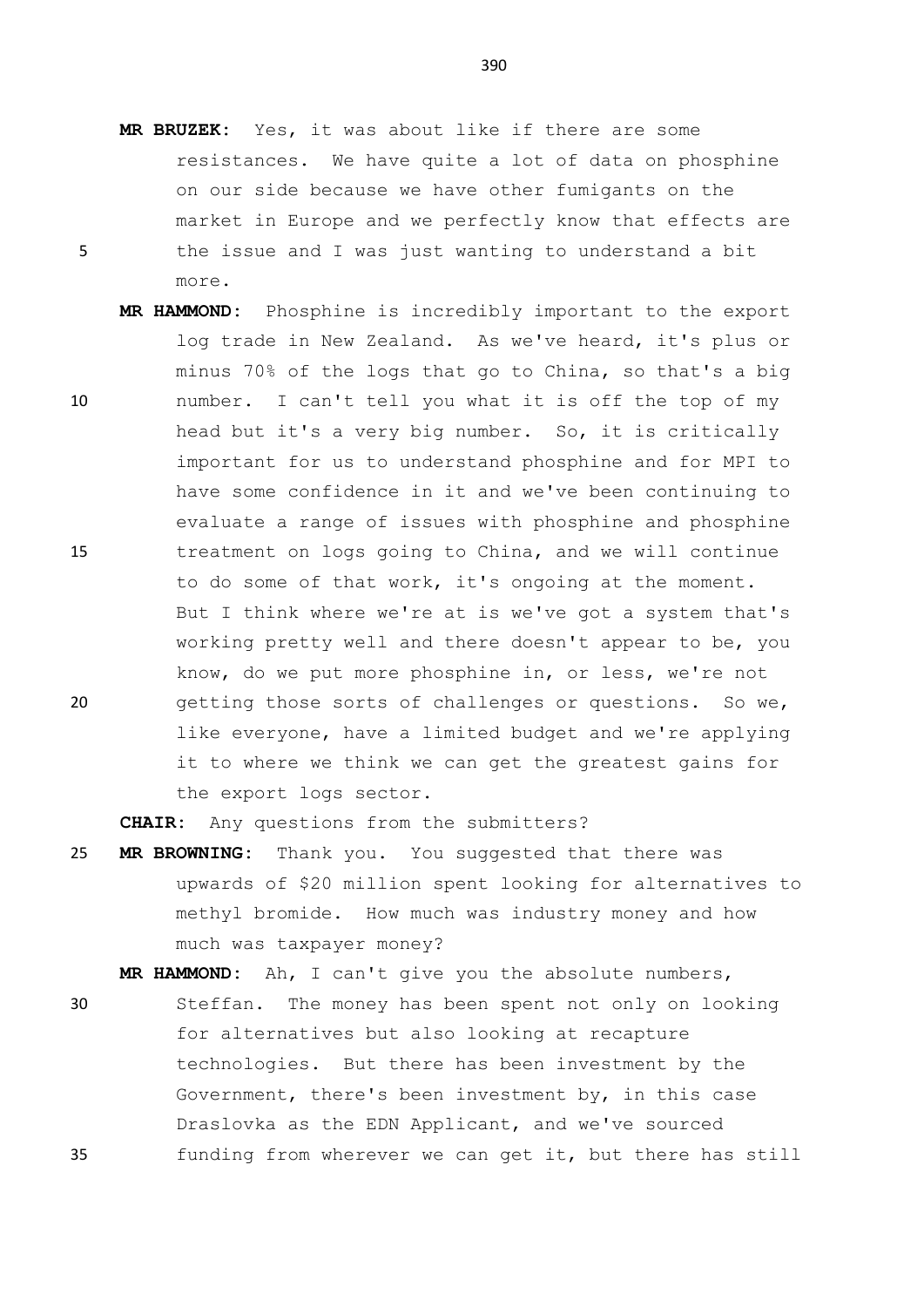**MR BRUZEK:** Yes, it was about like if there are some resistances. We have quite a lot of data on phosphine on our side because we have other fumigants on the market in Europe and we perfectly know that effects are the issue and I was just wanting to understand a bit more.

**MR HAMMOND:** Phosphine is incredibly important to the export log trade in New Zealand. As we've heard, it's plus or minus 70% of the logs that go to China, so that's a big number. I can't tell you what it is off the top of my head but it's a very big number. So, it is critically important for us to understand phosphine and for MPI to have some confidence in it and we've been continuing to evaluate a range of issues with phosphine and phosphine treatment on logs going to China, and we will continue to do some of that work, it's ongoing at the moment. But I think where we're at is we've got a system that's working pretty well and there doesn't appear to be, you know, do we put more phosphine in, or less, we're not getting those sorts of challenges or questions. So we, like everyone, have a limited budget and we're applying it to where we think we can get the greatest gains for the export logs sector.

**CHAIR:** Any questions from the submitters?

**MR BROWNING:** Thank you. You suggested that there was upwards of $20 million spent looking for alternatives to methyl bromide. How much was industry money and how much was taxpayer money?

**MR HAMMOND:** Ah, I can't give you the absolute numbers, Steffan. The money has been spent not only on looking for alternatives but also looking at recapture technologies. But there has been investment by the Government, there's been investment by, in this case Draslovka as the EDN Applicant, and we've sourced funding from wherever we can get it, but there has still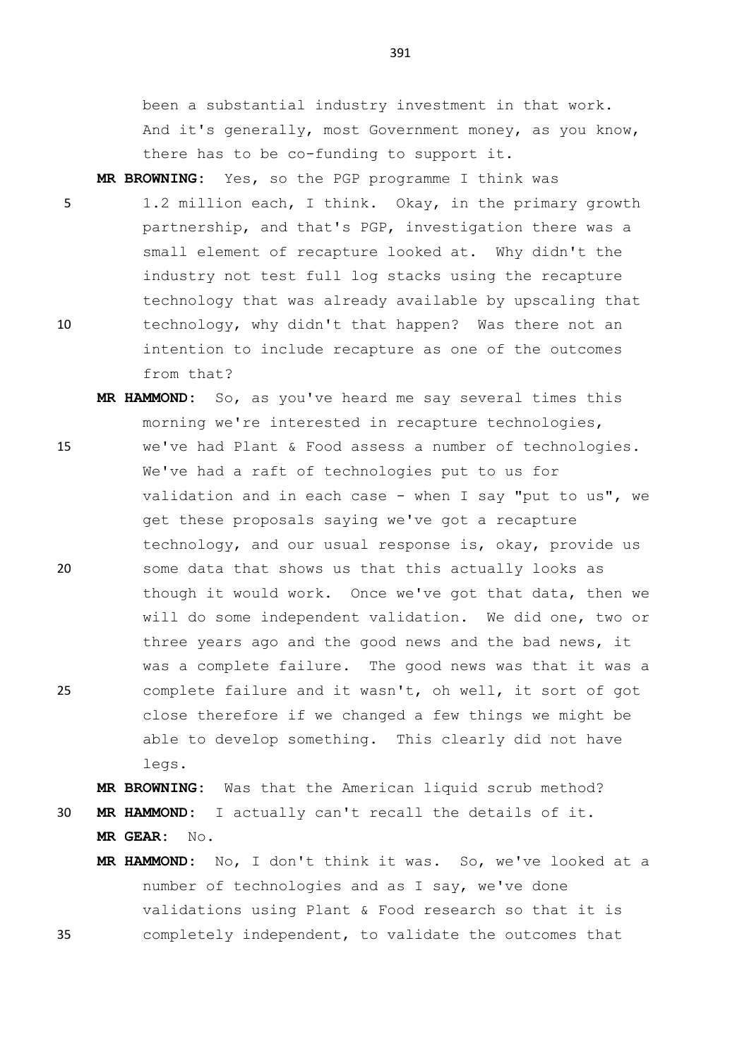been a substantial industry investment in that work. And it's generally, most Government money, as you know, there has to be co-funding to support it.

**MR BROWNING:** Yes, so the PGP programme I think was 1.2 million each, I think. Okay, in the primary growth partnership, and that's PGP, investigation there was a small element of recapture looked at. Why didn't the industry not test full log stacks using the recapture technology that was already available by upscaling that technology, why didn't that happen? Was there not an intention to include recapture as one of the outcomes from that?

**MR HAMMOND:** So, as you've heard me say several times this morning we're interested in recapture technologies, we've had Plant & Food assess a number of technologies. We've had a raft of technologies put to us for validation and in each case - when I say "put to us", we get these proposals saying we've got a recapture technology, and our usual response is, okay, provide us some data that shows us that this actually looks as though it would work. Once we've got that data, then we will do some independent validation. We did one, two or three years ago and the good news and the bad news, it was a complete failure. The good news was that it was a complete failure and it wasn't, oh well, it sort of got close therefore if we changed a few things we might be able to develop something. This clearly did not have legs.

**MR BROWNING:** Was that the American liquid scrub method?

**MR HAMMOND:** I actually can't recall the details of it.

**MR GEAR:** No.

**MR HAMMOND:** No, I don't think it was. So, we've looked at a number of technologies and as I say, we've done validations using Plant & Food research so that it is completely independent, to validate the outcomes that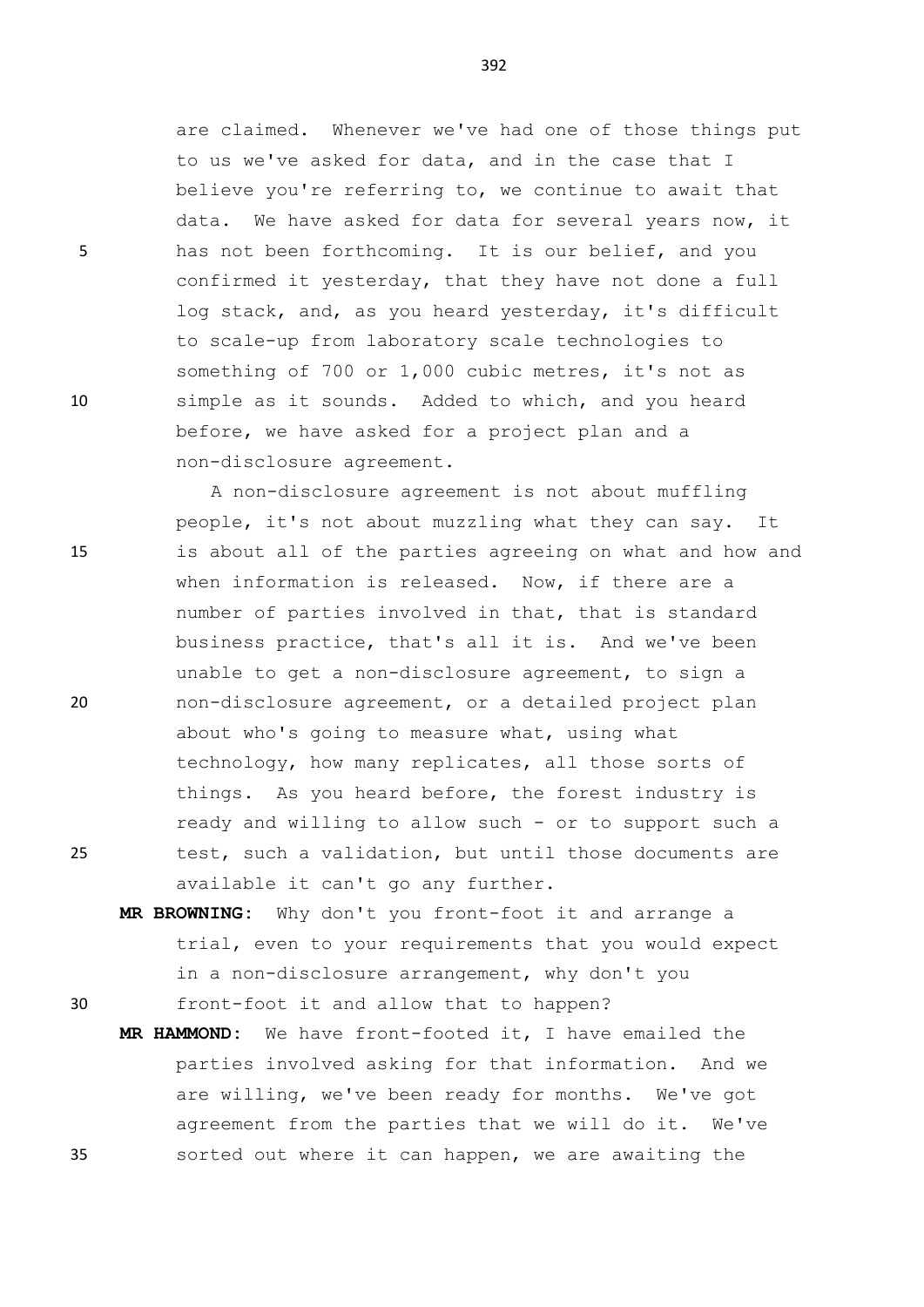are claimed. Whenever we've had one of those things put to us we've asked for data, and in the case that I believe you're referring to, we continue to await that data. We have asked for data for several years now, it has not been forthcoming. It is our belief, and you confirmed it yesterday, that they have not done a full log stack, and, as you heard yesterday, it's difficult to scale-up from laboratory scale technologies to something of 700 or 1,000 cubic metres, it's not as simple as it sounds. Added to which, and you heard before, we have asked for a project plan and a non-disclosure agreement.

A non-disclosure agreement is not about muffling people, it's not about muzzling what they can say. It is about all of the parties agreeing on what and how and when information is released. Now, if there are a number of parties involved in that, that is standard business practice, that's all it is. And we've been unable to get a non-disclosure agreement, to sign a non-disclosure agreement, or a detailed project plan about who's going to measure what, using what technology, how many replicates, all those sorts of things. As you heard before, the forest industry is ready and willing to allow such - or to support such a test, such a validation, but until those documents are available it can't go any further.

**MR BROWNING:** Why don't you front-foot it and arrange a trial, even to your requirements that you would expect in a non-disclosure arrangement, why don't you front-foot it and allow that to happen?

**MR HAMMOND:** We have front-footed it, I have emailed the parties involved asking for that information. And we are willing, we've been ready for months. We've got agreement from the parties that we will do it. We've sorted out where it can happen, we are awaiting the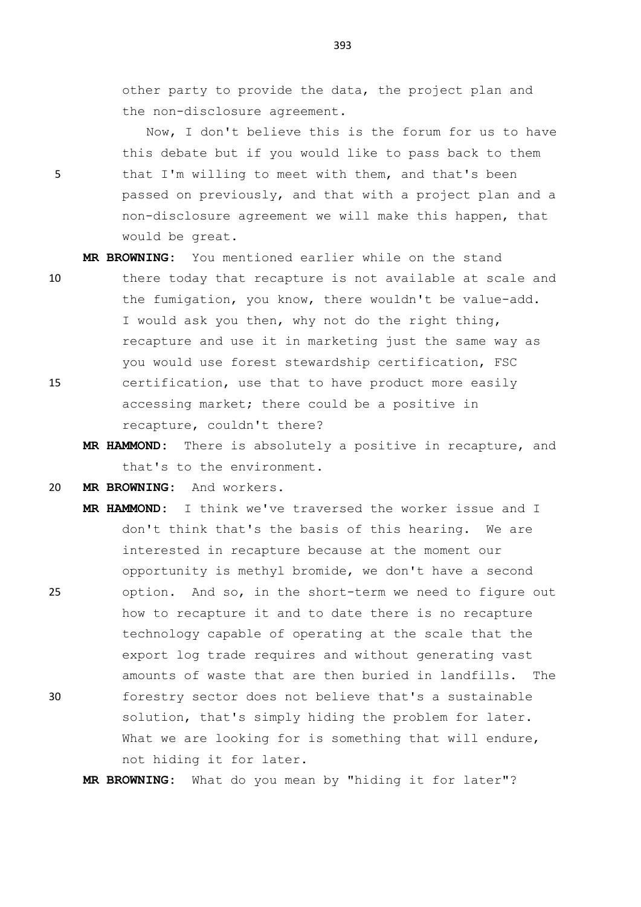other party to provide the data, the project plan and the non-disclosure agreement.

Now, I don't believe this is the forum for us to have this debate but if you would like to pass back to them that I'm willing to meet with them, and that's been passed on previously, and that with a project plan and a non-disclosure agreement we will make this happen, that would be great.

**MR BROWNING:** You mentioned earlier while on the stand there today that recapture is not available at scale and the fumigation, you know, there wouldn't be value-add. I would ask you then, why not do the right thing, recapture and use it in marketing just the same way as you would use forest stewardship certification, FSC certification, use that to have product more easily accessing market; there could be a positive in recapture, couldn't there?

**MR HAMMOND:** There is absolutely a positive in recapture, and that's to the environment.

**MR BROWNING:** And workers.

**MR HAMMOND:** I think we've traversed the worker issue and I don't think that's the basis of this hearing. We are interested in recapture because at the moment our opportunity is methyl bromide, we don't have a second option. And so, in the short-term we need to figure out how to recapture it and to date there is no recapture technology capable of operating at the scale that the export log trade requires and without generating vast amounts of waste that are then buried in landfills. The forestry sector does not believe that's a sustainable solution, that's simply hiding the problem for later. What we are looking for is something that will endure, not hiding it for later.

**MR BROWNING:** What do you mean by "hiding it for later"?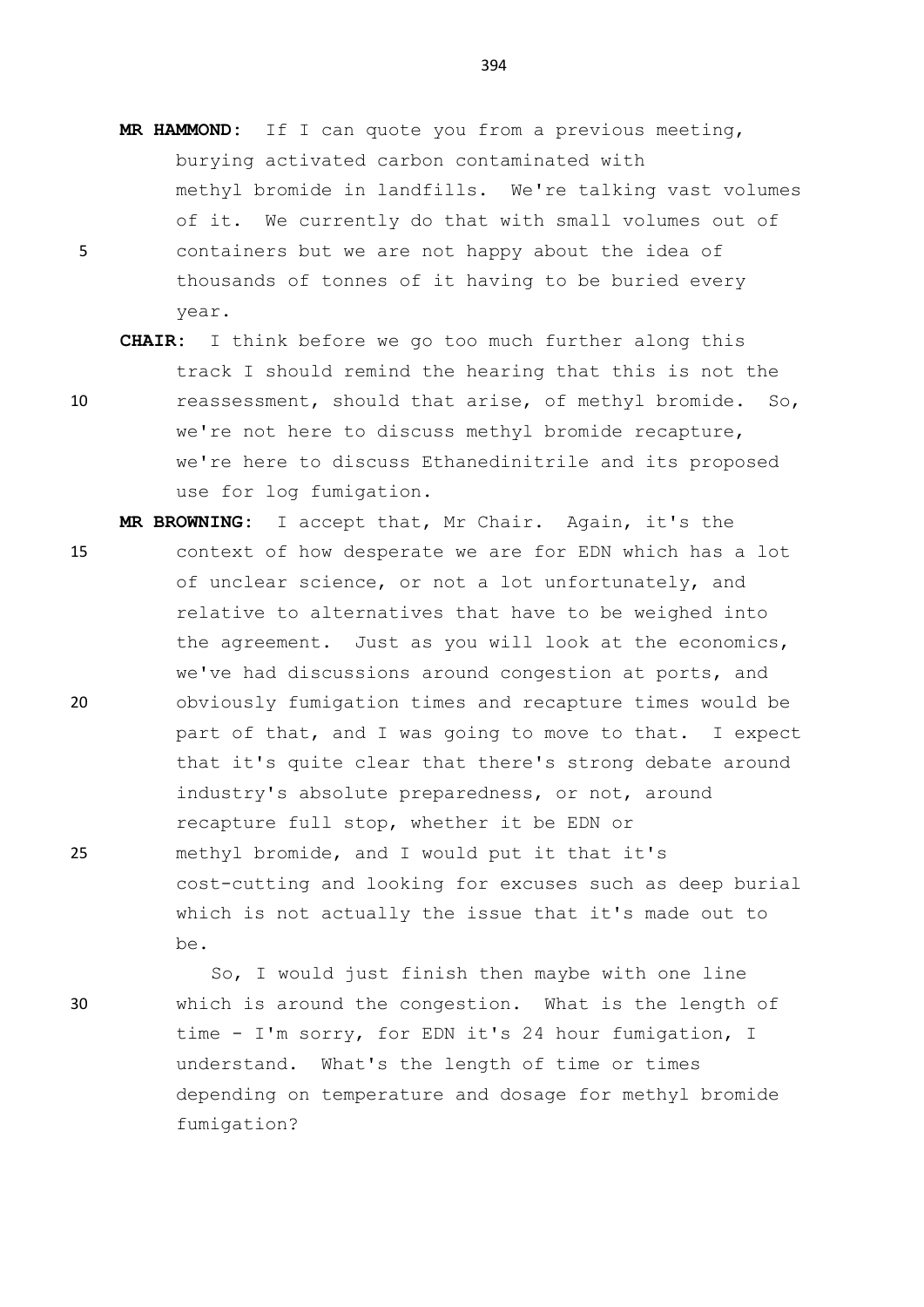**MR HAMMOND:** If I can quote you from a previous meeting, burying activated carbon contaminated with methyl bromide in landfills. We're talking vast volumes of it. We currently do that with small volumes out of containers but we are not happy about the idea of thousands of tonnes of it having to be buried every year.

**CHAIR:** I think before we go too much further along this track I should remind the hearing that this is not the reassessment, should that arise, of methyl bromide. So, we're not here to discuss methyl bromide recapture, we're here to discuss Ethanedinitrile and its proposed use for log fumigation.

**MR BROWNING:** I accept that, Mr Chair. Again, it's the context of how desperate we are for EDN which has a lot of unclear science, or not a lot unfortunately, and relative to alternatives that have to be weighed into the agreement. Just as you will look at the economics, we've had discussions around congestion at ports, and obviously fumigation times and recapture times would be part of that, and I was going to move to that. I expect that it's quite clear that there's strong debate around industry's absolute preparedness, or not, around recapture full stop, whether it be EDN or methyl bromide, and I would put it that it's cost-cutting and looking for excuses such as deep burial which is not actually the issue that it's made out to be.

So, I would just finish then maybe with one line which is around the congestion. What is the length of time - I'm sorry, for EDN it's 24 hour fumigation, I understand. What's the length of time or times depending on temperature and dosage for methyl bromide fumigation?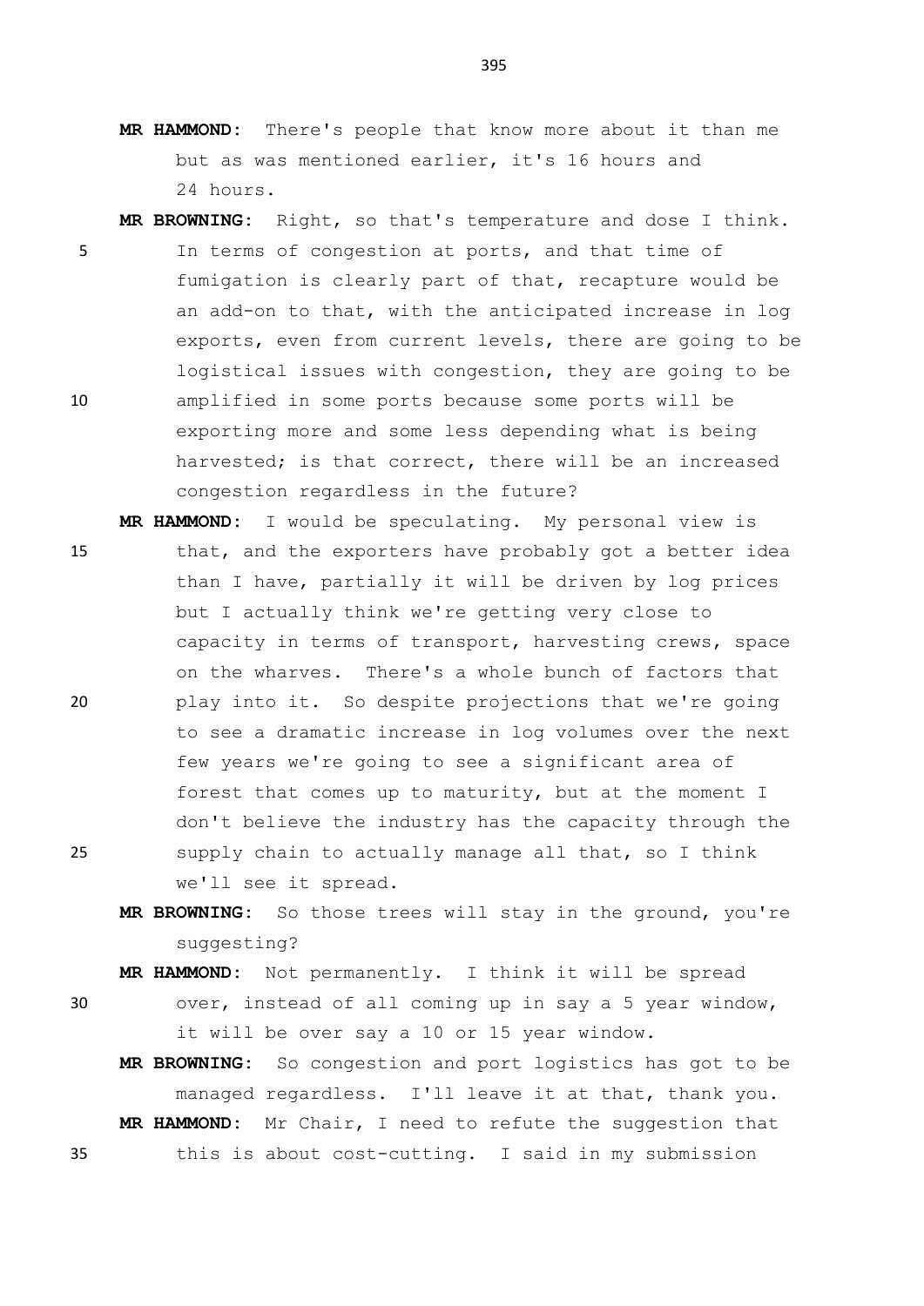**MR HAMMOND:** There's people that know more about it than me but as was mentioned earlier, it's 16 hours and 24 hours.

**MR BROWNING:** Right, so that's temperature and dose I think. In terms of congestion at ports, and that time of fumigation is clearly part of that, recapture would be an add-on to that, with the anticipated increase in log exports, even from current levels, there are going to be logistical issues with congestion, they are going to be amplified in some ports because some ports will be exporting more and some less depending what is being harvested; is that correct, there will be an increased congestion regardless in the future?

**MR HAMMOND:** I would be speculating. My personal view is that, and the exporters have probably got a better idea than I have, partially it will be driven by log prices but I actually think we're getting very close to capacity in terms of transport, harvesting crews, space on the wharves. There's a whole bunch of factors that play into it. So despite projections that we're going to see a dramatic increase in log volumes over the next few years we're going to see a significant area of forest that comes up to maturity, but at the moment I don't believe the industry has the capacity through the supply chain to actually manage all that, so I think we'll see it spread.

**MR BROWNING:** So those trees will stay in the ground, you're suggesting?

**MR HAMMOND:** Not permanently. I think it will be spread over, instead of all coming up in say a 5 year window, it will be over say a 10 or 15 year window.

**MR BROWNING:** So congestion and port logistics has got to be managed regardless. I'll leave it at that, thank you.

**MR HAMMOND:** Mr Chair, I need to refute the suggestion that this is about cost-cutting. I said in my submission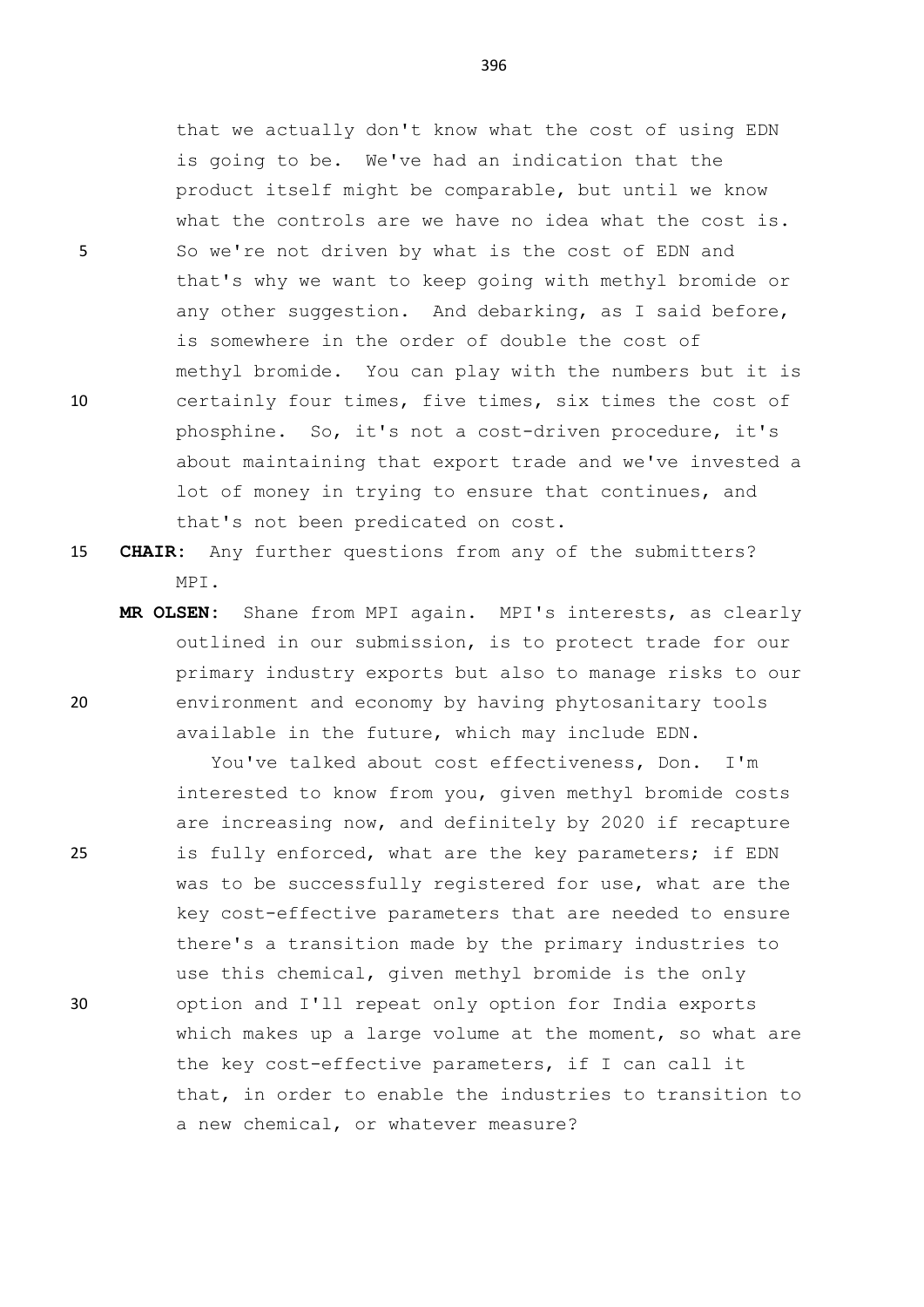that we actually don't know what the cost of using EDN is going to be. We've had an indication that the product itself might be comparable, but until we know what the controls are we have no idea what the cost is. So we're not driven by what is the cost of EDN and that's why we want to keep going with methyl bromide or any other suggestion. And debarking, as I said before, is somewhere in the order of double the cost of methyl bromide. You can play with the numbers but it is certainly four times, five times, six times the cost of phosphine. So, it's not a cost-driven procedure, it's about maintaining that export trade and we've invested a lot of money in trying to ensure that continues, and that's not been predicated on cost.

**CHAIR:** Any further questions from any of the submitters? MPI.

**MR OLSEN:** Shane from MPI again. MPI's interests, as clearly outlined in our submission, is to protect trade for our primary industry exports but also to manage risks to our environment and economy by having phytosanitary tools available in the future, which may include EDN.

You've talked about cost effectiveness, Don. I'm interested to know from you, given methyl bromide costs are increasing now, and definitely by 2020 if recapture is fully enforced, what are the key parameters; if EDN was to be successfully registered for use, what are the key cost-effective parameters that are needed to ensure there's a transition made by the primary industries to use this chemical, given methyl bromide is the only option and I'll repeat only option for India exports which makes up a large volume at the moment, so what are the key cost-effective parameters, if I can call it that, in order to enable the industries to transition to a new chemical, or whatever measure?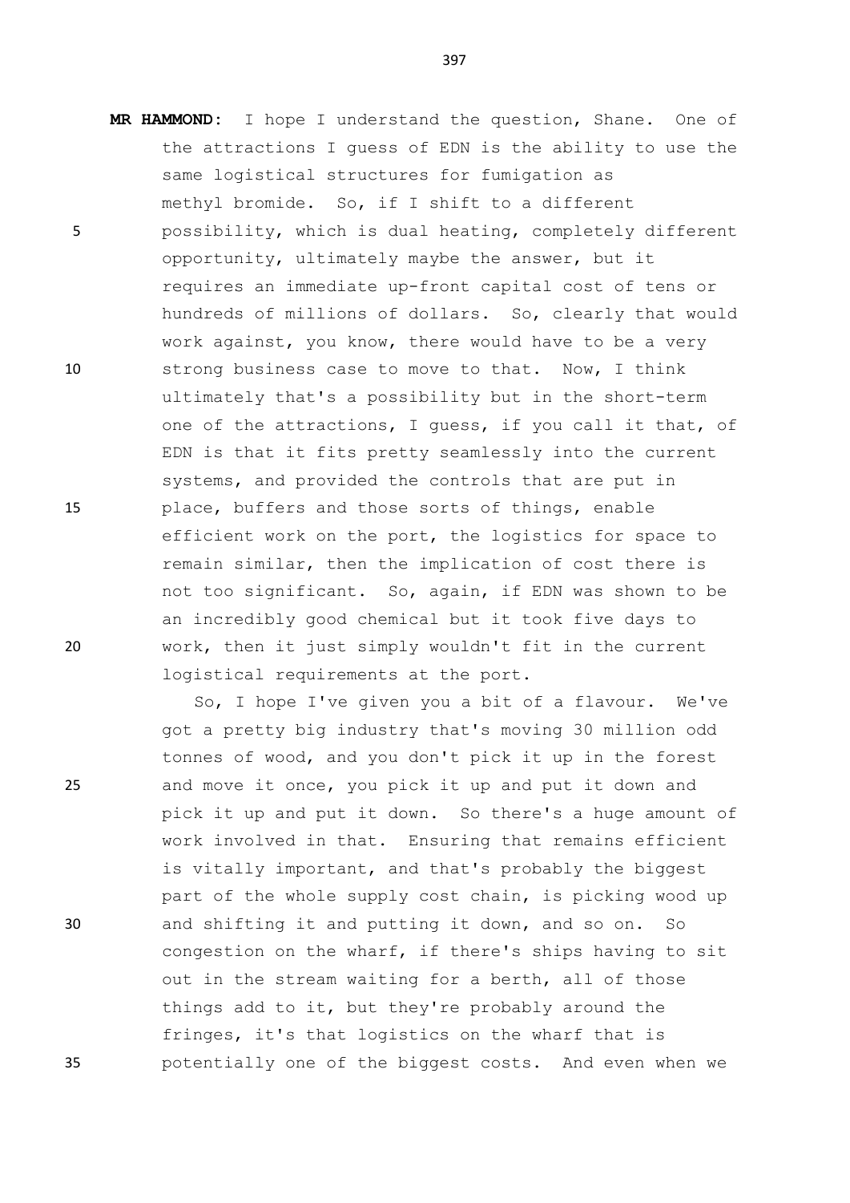**MR HAMMOND:** I hope I understand the question, Shane. One of the attractions I guess of EDN is the ability to use the same logistical structures for fumigation as methyl bromide. So, if I shift to a different possibility, which is dual heating, completely different opportunity, ultimately maybe the answer, but it requires an immediate up-front capital cost of tens or hundreds of millions of dollars. So, clearly that would work against, you know, there would have to be a very strong business case to move to that. Now, I think ultimately that's a possibility but in the short-term one of the attractions, I guess, if you call it that, of EDN is that it fits pretty seamlessly into the current systems, and provided the controls that are put in place, buffers and those sorts of things, enable efficient work on the port, the logistics for space to remain similar, then the implication of cost there is not too significant. So, again, if EDN was shown to be an incredibly good chemical but it took five days to work, then it just simply wouldn't fit in the current logistical requirements at the port.

So, I hope I've given you a bit of a flavour. We've got a pretty big industry that's moving 30 million odd tonnes of wood, and you don't pick it up in the forest and move it once, you pick it up and put it down and pick it up and put it down. So there's a huge amount of work involved in that. Ensuring that remains efficient is vitally important, and that's probably the biggest part of the whole supply cost chain, is picking wood up and shifting it and putting it down, and so on. So congestion on the wharf, if there's ships having to sit out in the stream waiting for a berth, all of those things add to it, but they're probably around the fringes, it's that logistics on the wharf that is potentially one of the biggest costs. And even when we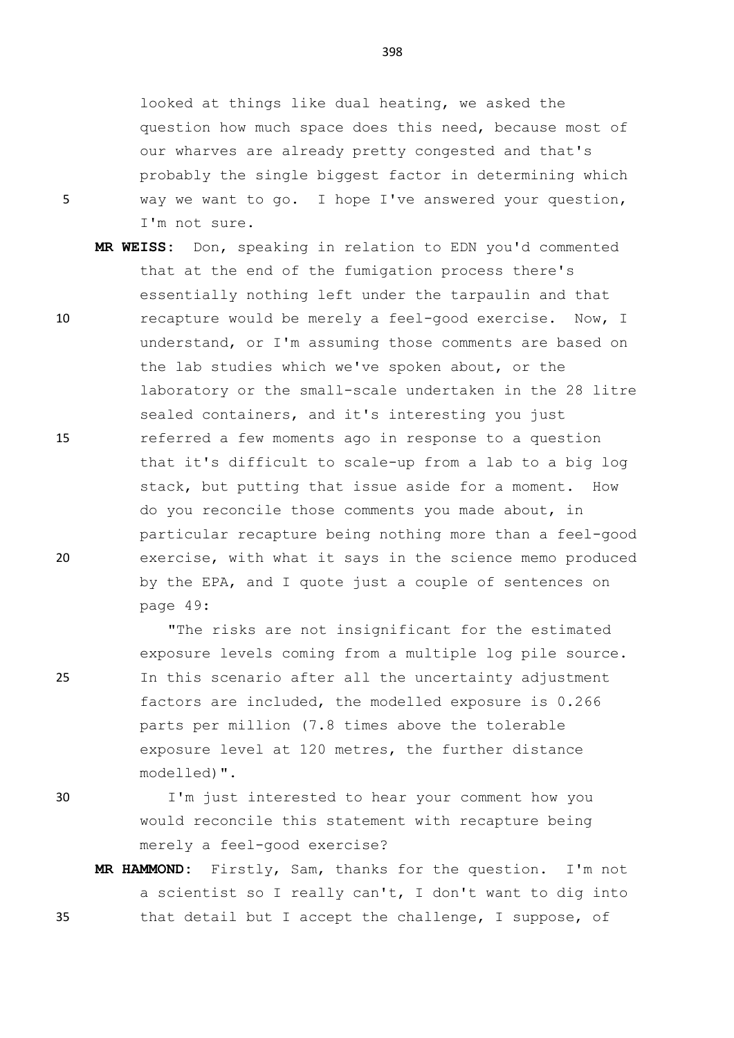looked at things like dual heating, we asked the question how much space does this need, because most of our wharves are already pretty congested and that's probably the single biggest factor in determining which way we want to go. I hope I've answered your question, I'm not sure.

**MR WEISS:** Don, speaking in relation to EDN you'd commented that at the end of the fumigation process there's essentially nothing left under the tarpaulin and that recapture would be merely a feel-good exercise. Now, I understand, or I'm assuming those comments are based on the lab studies which we've spoken about, or the laboratory or the small-scale undertaken in the 28 litre sealed containers, and it's interesting you just referred a few moments ago in response to a question that it's difficult to scale-up from a lab to a big log stack, but putting that issue aside for a moment. How do you reconcile those comments you made about, in particular recapture being nothing more than a feel-good exercise, with what it says in the science memo produced by the EPA, and I quote just a couple of sentences on page 49:

"The risks are not insignificant for the estimated exposure levels coming from a multiple log pile source. In this scenario after all the uncertainty adjustment factors are included, the modelled exposure is 0.266 parts per million (7.8 times above the tolerable exposure level at 120 metres, the further distance modelled)".

I'm just interested to hear your comment how you would reconcile this statement with recapture being merely a feel-good exercise?

**MR HAMMOND:** Firstly, Sam, thanks for the question. I'm not a scientist so I really can't, I don't want to dig into that detail but I accept the challenge, I suppose, of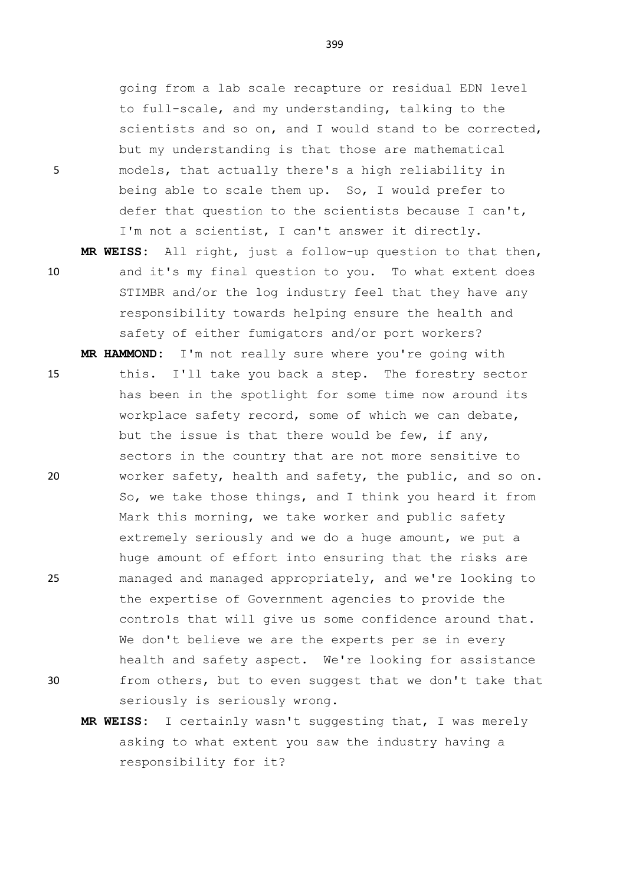going from a lab scale recapture or residual EDN level to full-scale, and my understanding, talking to the scientists and so on, and I would stand to be corrected, but my understanding is that those are mathematical models, that actually there's a high reliability in being able to scale them up. So, I would prefer to defer that question to the scientists because I can't, I'm not a scientist, I can't answer it directly.

**MR WEISS:** All right, just a follow-up question to that then, and it's my final question to you. To what extent does STIMBR and/or the log industry feel that they have any responsibility towards helping ensure the health and safety of either fumigators and/or port workers?

**MR HAMMOND:** I'm not really sure where you're going with this. I'll take you back a step. The forestry sector has been in the spotlight for some time now around its workplace safety record, some of which we can debate, but the issue is that there would be few, if any, sectors in the country that are not more sensitive to worker safety, health and safety, the public, and so on. So, we take those things, and I think you heard it from Mark this morning, we take worker and public safety extremely seriously and we do a huge amount, we put a huge amount of effort into ensuring that the risks are managed and managed appropriately, and we're looking to the expertise of Government agencies to provide the controls that will give us some confidence around that. We don't believe we are the experts per se in every health and safety aspect. We're looking for assistance from others, but to even suggest that we don't take that seriously is seriously wrong.

**MR WEISS:** I certainly wasn't suggesting that, I was merely asking to what extent you saw the industry having a responsibility for it?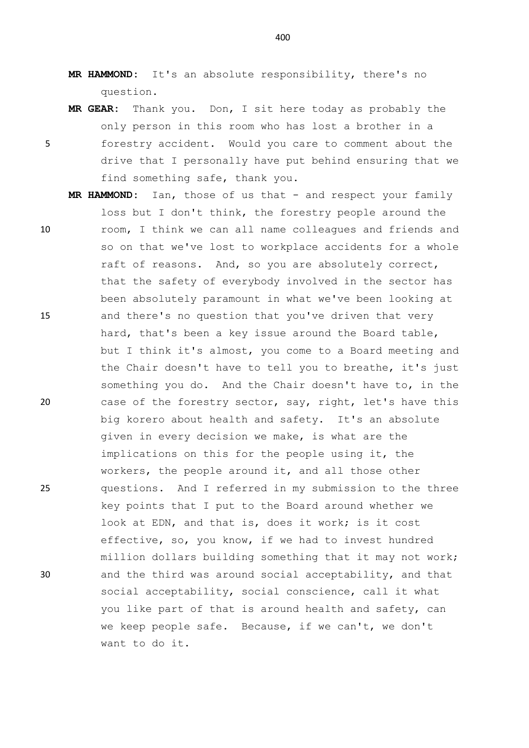**MR HAMMOND:** It's an absolute responsibility, there's no question.

**MR GEAR:** Thank you. Don, I sit here today as probably the only person in this room who has lost a brother in a forestry accident. Would you care to comment about the drive that I personally have put behind ensuring that we find something safe, thank you.

**MR HAMMOND:** Ian, those of us that - and respect your family loss but I don't think, the forestry people around the room, I think we can all name colleagues and friends and so on that we've lost to workplace accidents for a whole raft of reasons. And, so you are absolutely correct, that the safety of everybody involved in the sector has been absolutely paramount in what we've been looking at and there's no question that you've driven that very hard, that's been a key issue around the Board table, but I think it's almost, you come to a Board meeting and the Chair doesn't have to tell you to breathe, it's just something you do. And the Chair doesn't have to, in the case of the forestry sector, say, right, let's have this big korero about health and safety. It's an absolute given in every decision we make, is what are the implications on this for the people using it, the workers, the people around it, and all those other questions. And I referred in my submission to the three key points that I put to the Board around whether we look at EDN, and that is, does it work; is it cost effective, so, you know, if we had to invest hundred million dollars building something that it may not work; and the third was around social acceptability, and that social acceptability, social conscience, call it what you like part of that is around health and safety, can we keep people safe. Because, if we can't, we don't want to do it.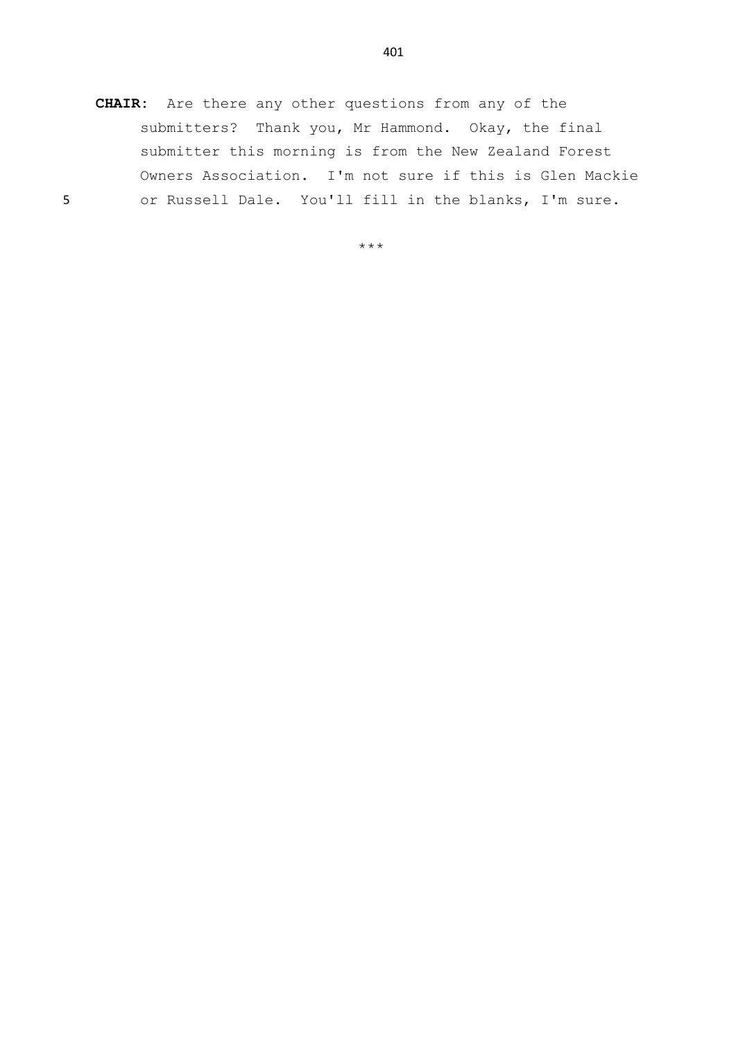**CHAIR:** Are there any other questions from any of the submitters? Thank you, Mr Hammond. Okay, the final submitter this morning is from the New Zealand Forest Owners Association. I'm not sure if this is Glen Mackie or Russell Dale. You'll fill in the blanks, I'm sure.

***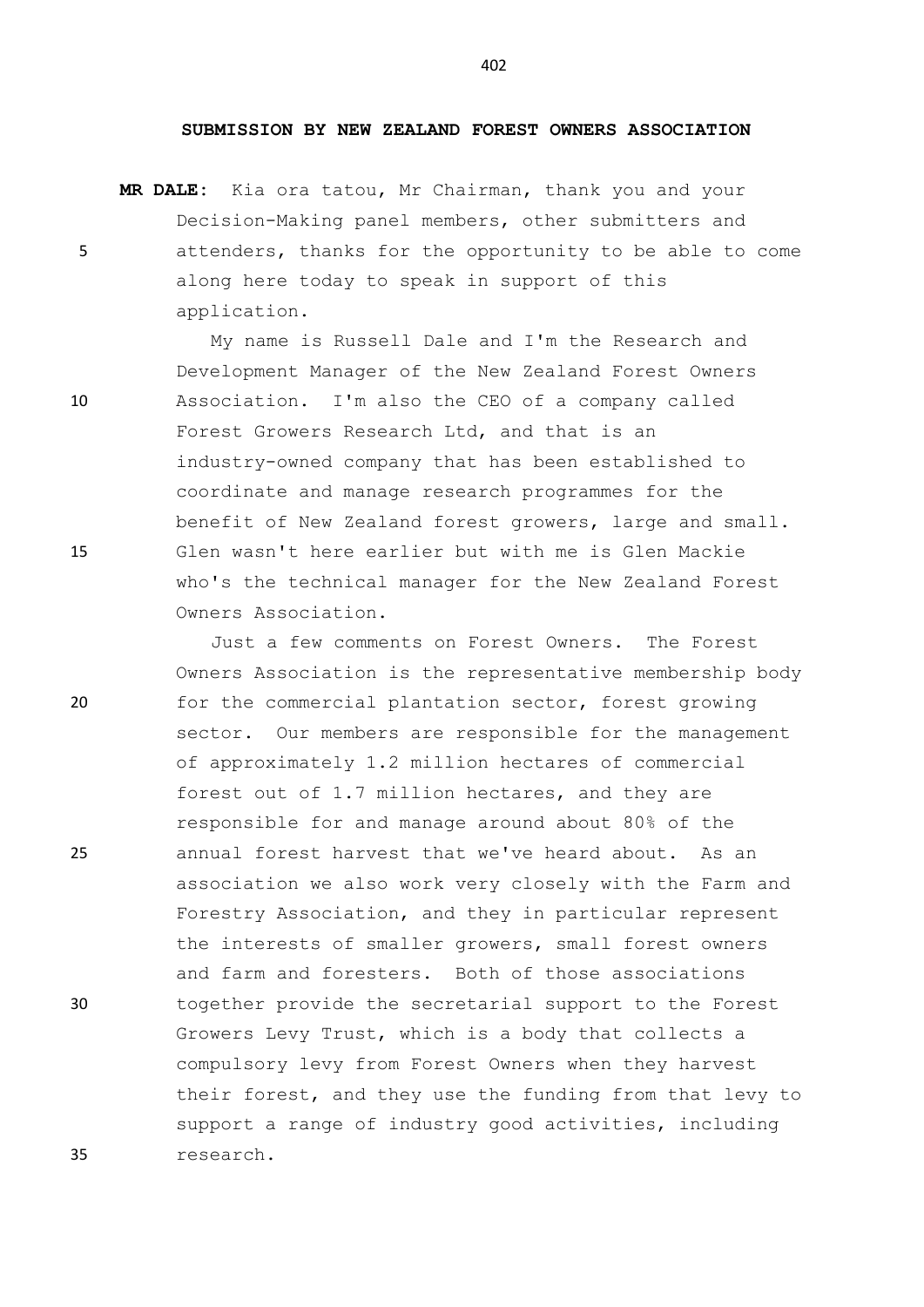**SUBMISSION BY NEW ZEALAND FOREST OWNERS ASSOCIATION**

**MR DALE:** Kia ora tatou, Mr Chairman, thank you and your Decision-Making panel members, other submitters and attenders, thanks for the opportunity to be able to come along here today to speak in support of this application.

My name is Russell Dale and I'm the Research and Development Manager of the New Zealand Forest Owners Association. I'm also the CEO of a company called Forest Growers Research Ltd, and that is an industry-owned company that has been established to coordinate and manage research programmes for the benefit of New Zealand forest growers, large and small. Glen wasn't here earlier but with me is Glen Mackie who's the technical manager for the New Zealand Forest Owners Association.

Just a few comments on Forest Owners. The Forest Owners Association is the representative membership body for the commercial plantation sector, forest growing sector. Our members are responsible for the management of approximately 1.2 million hectares of commercial forest out of 1.7 million hectares, and they are responsible for and manage around about 80% of the annual forest harvest that we've heard about. As an association we also work very closely with the Farm and Forestry Association, and they in particular represent the interests of smaller growers, small forest owners and farm and foresters. Both of those associations together provide the secretarial support to the Forest Growers Levy Trust, which is a body that collects a compulsory levy from Forest Owners when they harvest their forest, and they use the funding from that levy to support a range of industry good activities, including research.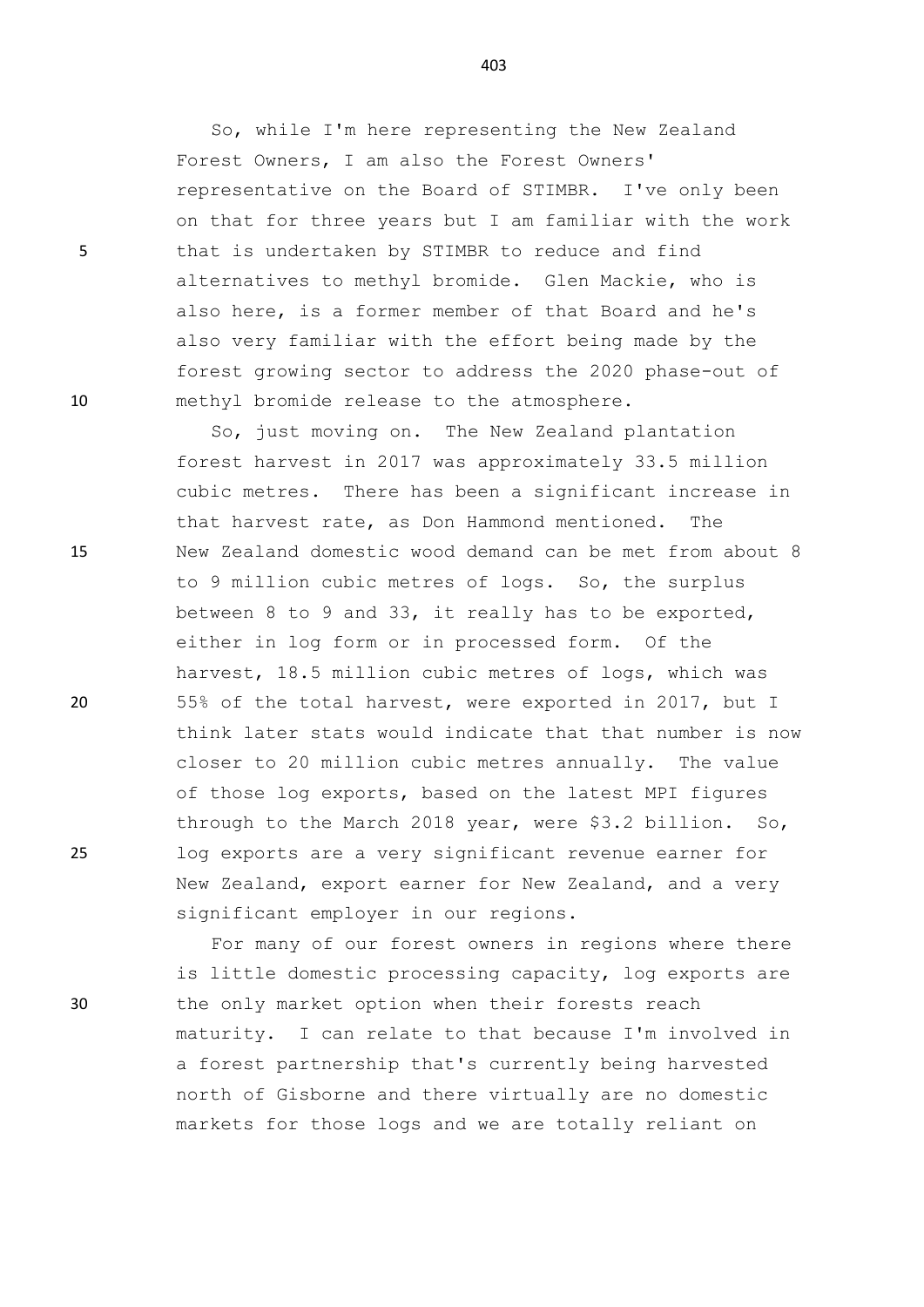So, while I'm here representing the New Zealand Forest Owners, I am also the Forest Owners' representative on the Board of STIMBR. I've only been on that for three years but I am familiar with the work that is undertaken by STIMBR to reduce and find alternatives to methyl bromide. Glen Mackie, who is also here, is a former member of that Board and he's also very familiar with the effort being made by the forest growing sector to address the 2020 phase-out of methyl bromide release to the atmosphere.

So, just moving on. The New Zealand plantation forest harvest in 2017 was approximately 33.5 million cubic metres. There has been a significant increase in that harvest rate, as Don Hammond mentioned. The New Zealand domestic wood demand can be met from about 8 to 9 million cubic metres of logs. So, the surplus between 8 to 9 and 33, it really has to be exported, either in log form or in processed form. Of the harvest, 18.5 million cubic metres of logs, which was 55% of the total harvest, were exported in 2017, but I think later stats would indicate that that number is now closer to 20 million cubic metres annually. The value of those log exports, based on the latest MPI figures through to the March 2018 year, were $3.2 billion. So, log exports are a very significant revenue earner for New Zealand, export earner for New Zealand, and a very significant employer in our regions.

For many of our forest owners in regions where there is little domestic processing capacity, log exports are the only market option when their forests reach maturity. I can relate to that because I'm involved in a forest partnership that's currently being harvested north of Gisborne and there virtually are no domestic markets for those logs and we are totally reliant on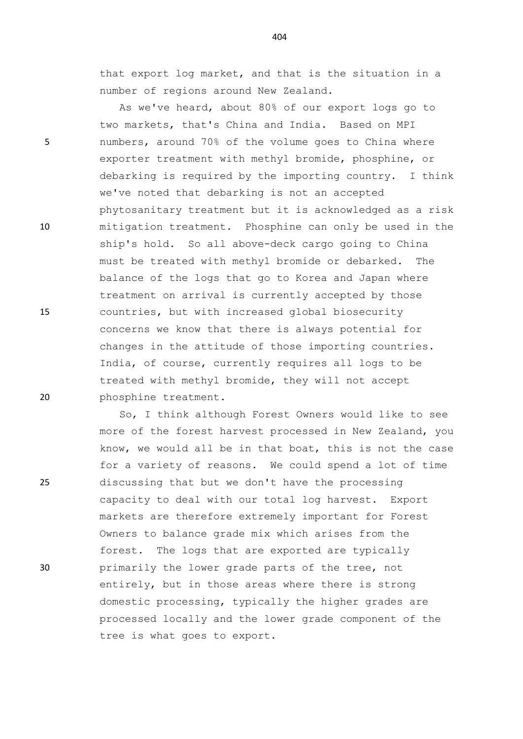that export log market, and that is the situation in a number of regions around New Zealand.

As we've heard, about 80% of our export logs go to two markets, that's China and India. Based on MPI numbers, around 70% of the volume goes to China where exporter treatment with methyl bromide, phosphine, or debarking is required by the importing country. I think we've noted that debarking is not an accepted phytosanitary treatment but it is acknowledged as a risk mitigation treatment. Phosphine can only be used in the ship's hold. So all above-deck cargo going to China must be treated with methyl bromide or debarked. The balance of the logs that go to Korea and Japan where treatment on arrival is currently accepted by those countries, but with increased global biosecurity concerns we know that there is always potential for changes in the attitude of those importing countries. India, of course, currently requires all logs to be treated with methyl bromide, they will not accept phosphine treatment.

So, I think although Forest Owners would like to see more of the forest harvest processed in New Zealand, you know, we would all be in that boat, this is not the case for a variety of reasons. We could spend a lot of time discussing that but we don't have the processing capacity to deal with our total log harvest. Export markets are therefore extremely important for Forest Owners to balance grade mix which arises from the forest. The logs that are exported are typically primarily the lower grade parts of the tree, not entirely, but in those areas where there is strong domestic processing, typically the higher grades are processed locally and the lower grade component of the tree is what goes to export.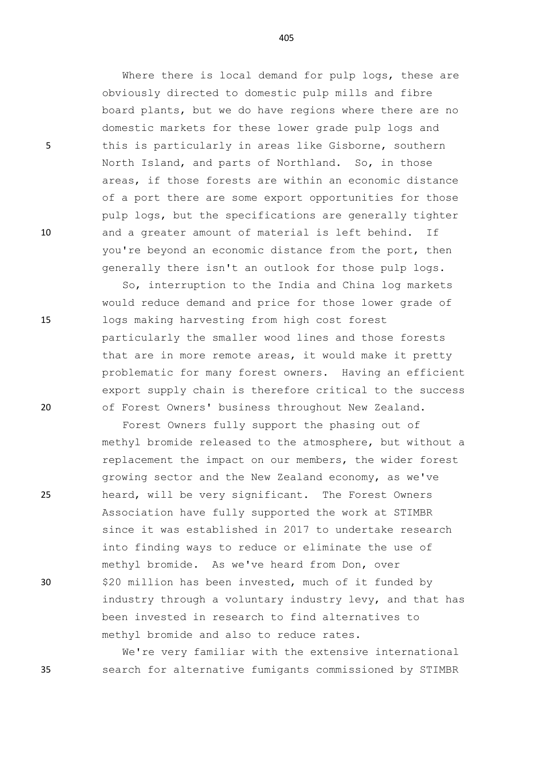Where there is local demand for pulp logs, these are obviously directed to domestic pulp mills and fibre board plants, but we do have regions where there are no domestic markets for these lower grade pulp logs and this is particularly in areas like Gisborne, southern North Island, and parts of Northland. So, in those areas, if those forests are within an economic distance of a port there are some export opportunities for those pulp logs, but the specifications are generally tighter and a greater amount of material is left behind. If you're beyond an economic distance from the port, then generally there isn't an outlook for those pulp logs.

So, interruption to the India and China log markets would reduce demand and price for those lower grade of logs making harvesting from high cost forest particularly the smaller wood lines and those forests that are in more remote areas, it would make it pretty problematic for many forest owners. Having an efficient export supply chain is therefore critical to the success of Forest Owners' business throughout New Zealand.

Forest Owners fully support the phasing out of methyl bromide released to the atmosphere, but without a replacement the impact on our members, the wider forest growing sector and the New Zealand economy, as we've heard, will be very significant. The Forest Owners Association have fully supported the work at STIMBR since it was established in 2017 to undertake research into finding ways to reduce or eliminate the use of methyl bromide. As we've heard from Don, over $20 million has been invested, much of it funded by industry through a voluntary industry levy, and that has been invested in research to find alternatives to methyl bromide and also to reduce rates.

We're very familiar with the extensive international search for alternative fumigants commissioned by STIMBR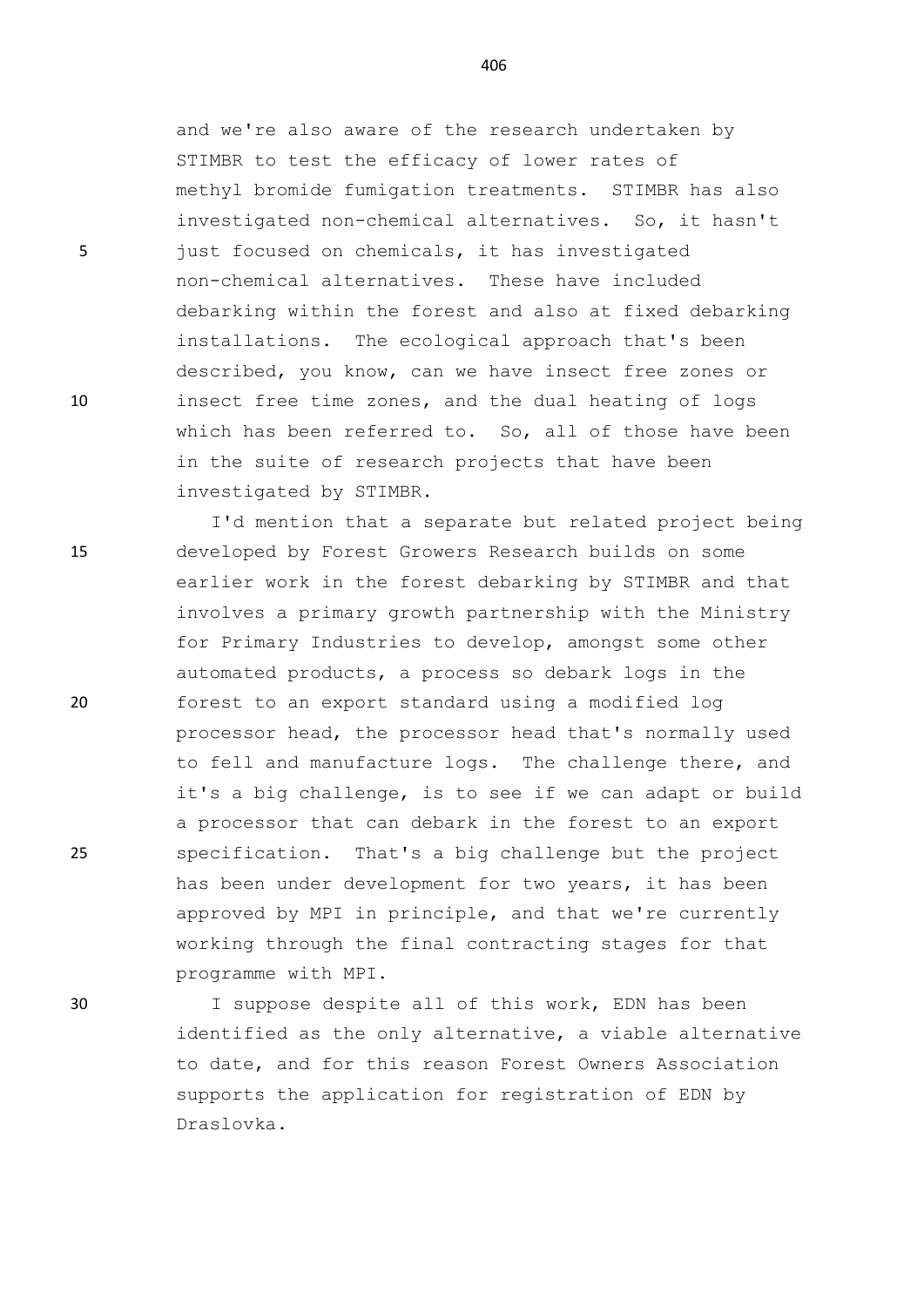and we're also aware of the research undertaken by STIMBR to test the efficacy of lower rates of methyl bromide fumigation treatments. STIMBR has also investigated non-chemical alternatives. So, it hasn't just focused on chemicals, it has investigated non-chemical alternatives. These have included debarking within the forest and also at fixed debarking installations. The ecological approach that's been described, you know, can we have insect free zones or insect free time zones, and the dual heating of logs which has been referred to. So, all of those have been in the suite of research projects that have been investigated by STIMBR.

I'd mention that a separate but related project being developed by Forest Growers Research builds on some earlier work in the forest debarking by STIMBR and that involves a primary growth partnership with the Ministry for Primary Industries to develop, amongst some other automated products, a process so debark logs in the forest to an export standard using a modified log processor head, the processor head that's normally used to fell and manufacture logs. The challenge there, and it's a big challenge, is to see if we can adapt or build a processor that can debark in the forest to an export specification. That's a big challenge but the project has been under development for two years, it has been approved by MPI in principle, and that we're currently working through the final contracting stages for that programme with MPI.

I suppose despite all of this work, EDN has been identified as the only alternative, a viable alternative to date, and for this reason Forest Owners Association supports the application for registration of EDN by Draslovka.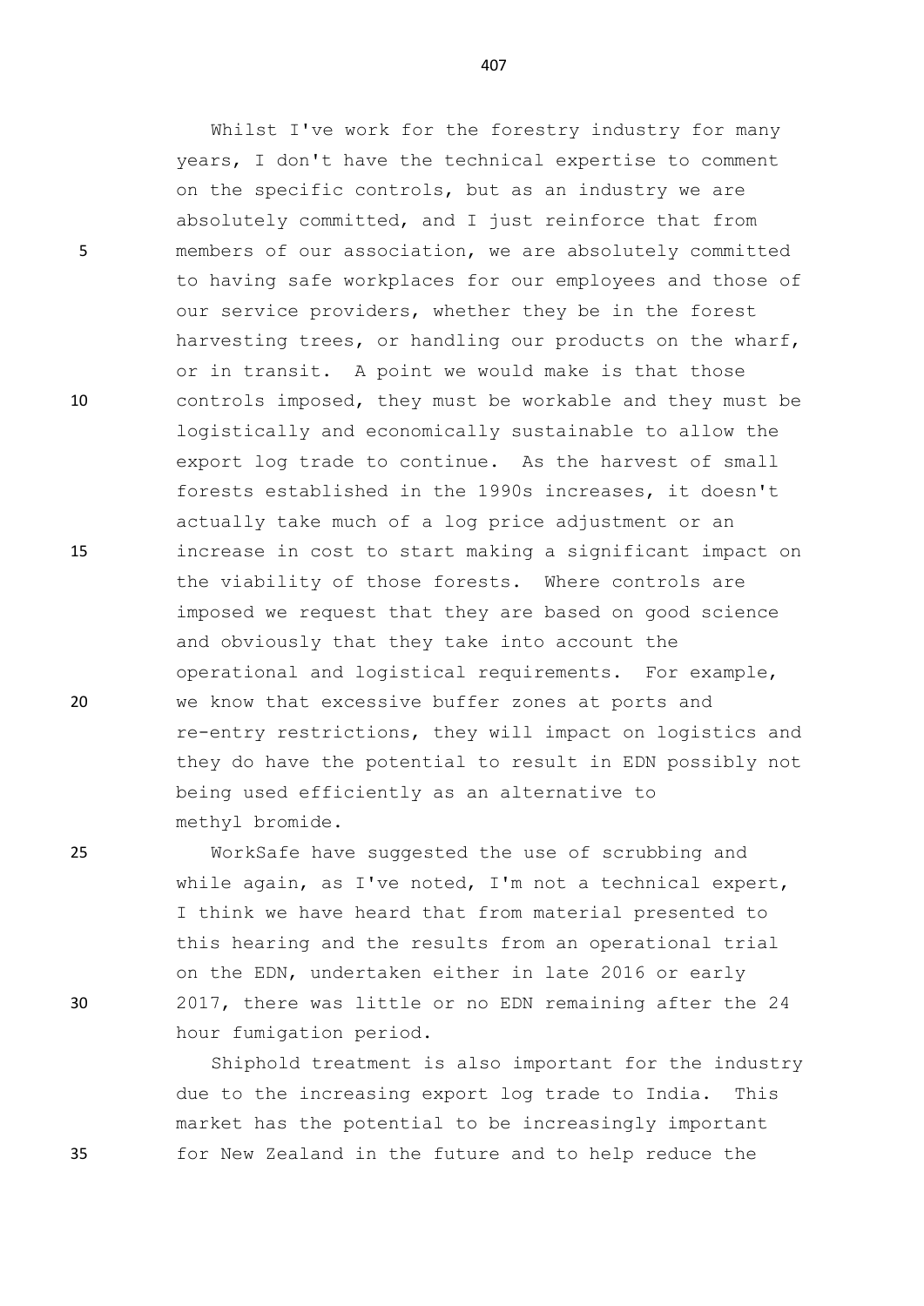Whilst I've work for the forestry industry for many years, I don't have the technical expertise to comment on the specific controls, but as an industry we are absolutely committed, and I just reinforce that from members of our association, we are absolutely committed to having safe workplaces for our employees and those of our service providers, whether they be in the forest harvesting trees, or handling our products on the wharf, or in transit. A point we would make is that those controls imposed, they must be workable and they must be logistically and economically sustainable to allow the export log trade to continue. As the harvest of small forests established in the 1990s increases, it doesn't actually take much of a log price adjustment or an increase in cost to start making a significant impact on the viability of those forests. Where controls are imposed we request that they are based on good science and obviously that they take into account the operational and logistical requirements. For example, we know that excessive buffer zones at ports and re-entry restrictions, they will impact on logistics and they do have the potential to result in EDN possibly not being used efficiently as an alternative to methyl bromide.

WorkSafe have suggested the use of scrubbing and while again, as I've noted, I'm not a technical expert, I think we have heard that from material presented to this hearing and the results from an operational trial on the EDN, undertaken either in late 2016 or early 2017, there was little or no EDN remaining after the 24 hour fumigation period.

Shiphold treatment is also important for the industry due to the increasing export log trade to India. This market has the potential to be increasingly important for New Zealand in the future and to help reduce the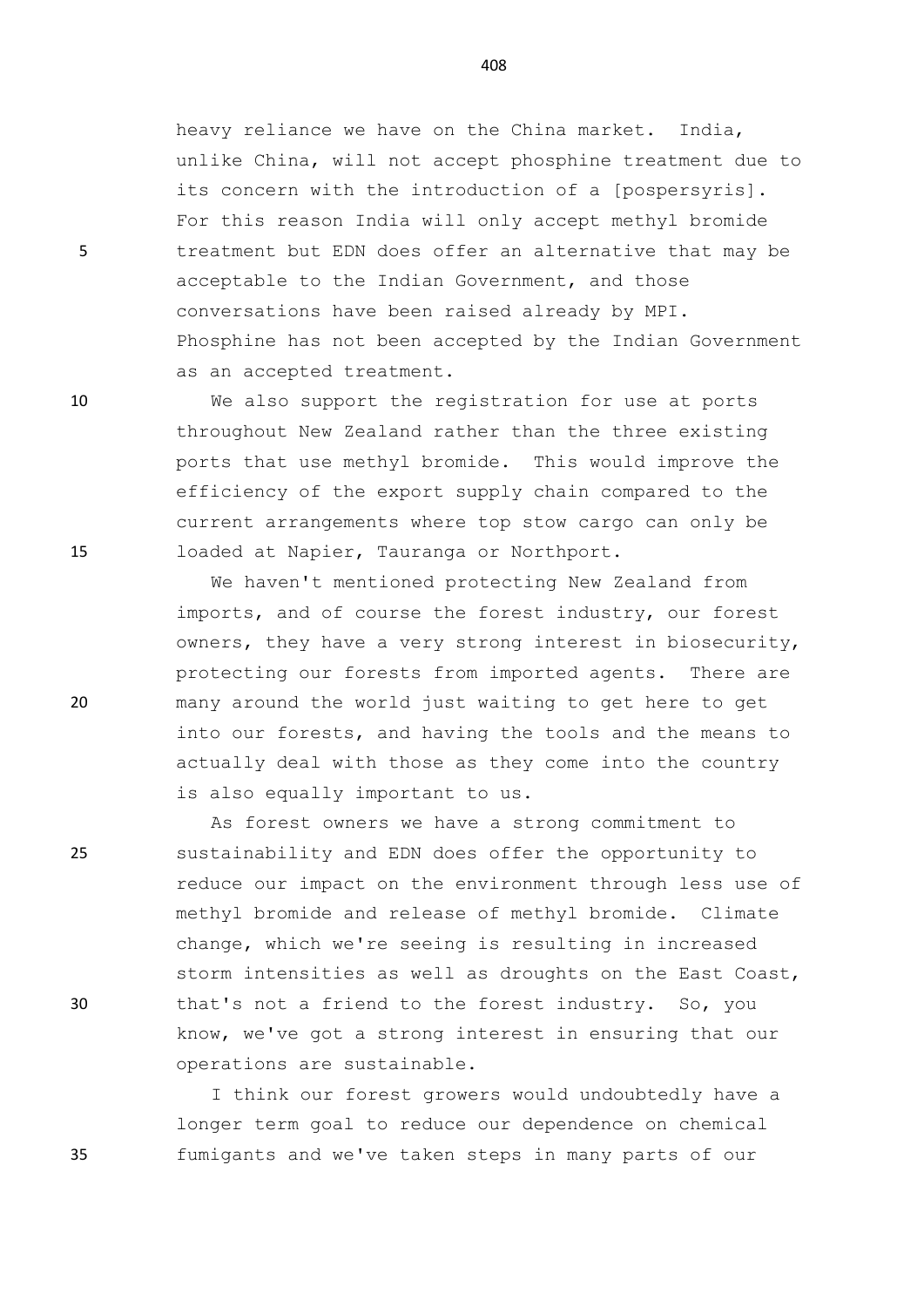heavy reliance we have on the China market. India, unlike China, will not accept phosphine treatment due to its concern with the introduction of a [pospersyris]. For this reason India will only accept methyl bromide treatment but EDN does offer an alternative that may be acceptable to the Indian Government, and those conversations have been raised already by MPI. Phosphine has not been accepted by the Indian Government as an accepted treatment.

We also support the registration for use at ports throughout New Zealand rather than the three existing ports that use methyl bromide. This would improve the efficiency of the export supply chain compared to the current arrangements where top stow cargo can only be loaded at Napier, Tauranga or Northport.

We haven't mentioned protecting New Zealand from imports, and of course the forest industry, our forest owners, they have a very strong interest in biosecurity, protecting our forests from imported agents. There are many around the world just waiting to get here to get into our forests, and having the tools and the means to actually deal with those as they come into the country is also equally important to us.

As forest owners we have a strong commitment to sustainability and EDN does offer the opportunity to reduce our impact on the environment through less use of methyl bromide and release of methyl bromide. Climate change, which we're seeing is resulting in increased storm intensities as well as droughts on the East Coast, that's not a friend to the forest industry. So, you know, we've got a strong interest in ensuring that our operations are sustainable.

I think our forest growers would undoubtedly have a longer term goal to reduce our dependence on chemical fumigants and we've taken steps in many parts of our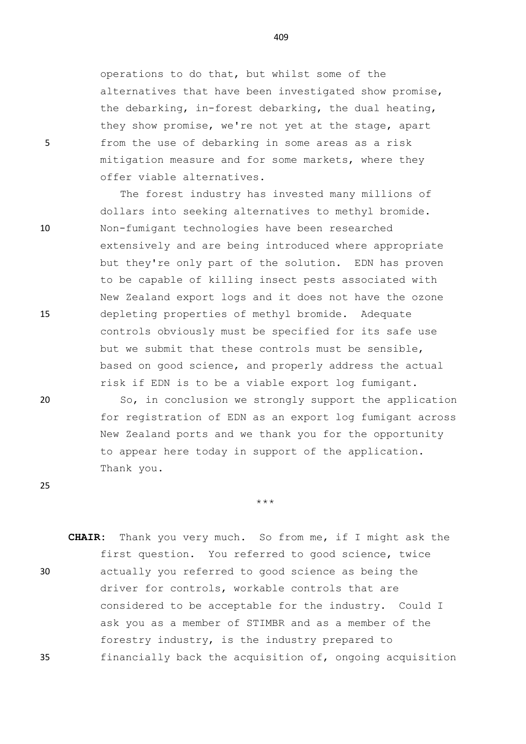operations to do that, but whilst some of the alternatives that have been investigated show promise, the debarking, in-forest debarking, the dual heating, they show promise, we're not yet at the stage, apart from the use of debarking in some areas as a risk mitigation measure and for some markets, where they offer viable alternatives.

The forest industry has invested many millions of dollars into seeking alternatives to methyl bromide. Non-fumigant technologies have been researched extensively and are being introduced where appropriate but they're only part of the solution. EDN has proven to be capable of killing insect pests associated with New Zealand export logs and it does not have the ozone depleting properties of methyl bromide. Adequate controls obviously must be specified for its safe use but we submit that these controls must be sensible, based on good science, and properly address the actual risk if EDN is to be a viable export log fumigant.

So, in conclusion we strongly support the application for registration of EDN as an export log fumigant across New Zealand ports and we thank you for the opportunity to appear here today in support of the application. Thank you.

\*\*\*

**CHAIR:** Thank you very much. So from me, if I might ask the first question. You referred to good science, twice actually you referred to good science as being the driver for controls, workable controls that are considered to be acceptable for the industry. Could I ask you as a member of STIMBR and as a member of the forestry industry, is the industry prepared to financially back the acquisition of, ongoing acquisition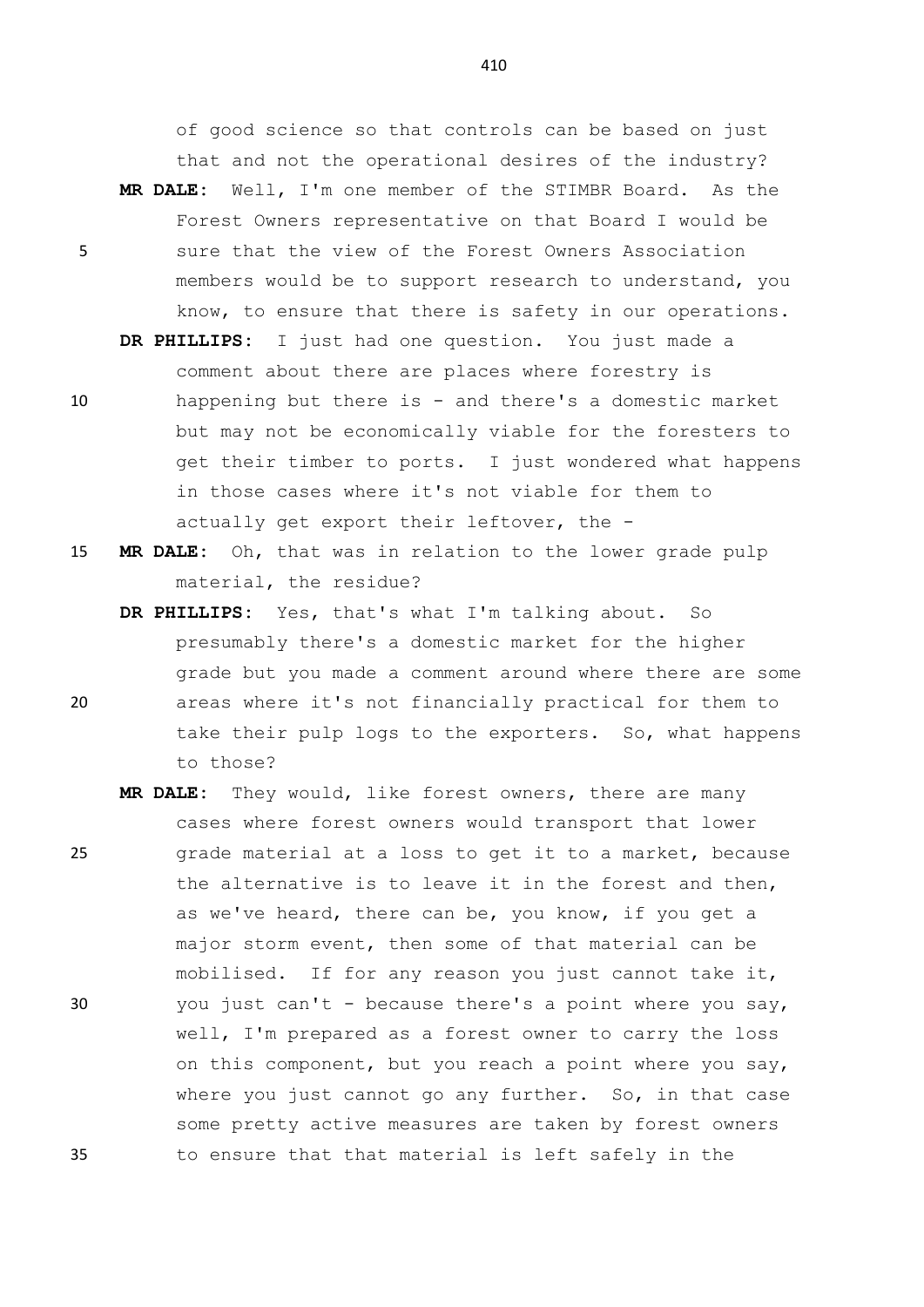of good science so that controls can be based on just that and not the operational desires of the industry?

**MR DALE:** Well, I'm one member of the STIMBR Board. As the Forest Owners representative on that Board I would be sure that the view of the Forest Owners Association members would be to support research to understand, you know, to ensure that there is safety in our operations.

**DR PHILLIPS:** I just had one question. You just made a comment about there are places where forestry is happening but there is - and there's a domestic market but may not be economically viable for the foresters to get their timber to ports. I just wondered what happens in those cases where it's not viable for them to actually get export their leftover, the -

**MR DALE:** Oh, that was in relation to the lower grade pulp material, the residue?

**DR PHILLIPS:** Yes, that's what I'm talking about. So presumably there's a domestic market for the higher grade but you made a comment around where there are some areas where it's not financially practical for them to take their pulp logs to the exporters. So, what happens to those?

**MR DALE:** They would, like forest owners, there are many cases where forest owners would transport that lower grade material at a loss to get it to a market, because the alternative is to leave it in the forest and then, as we've heard, there can be, you know, if you get a major storm event, then some of that material can be mobilised. If for any reason you just cannot take it, you just can't - because there's a point where you say, well, I'm prepared as a forest owner to carry the loss on this component, but you reach a point where you say, where you just cannot go any further. So, in that case some pretty active measures are taken by forest owners to ensure that that material is left safely in the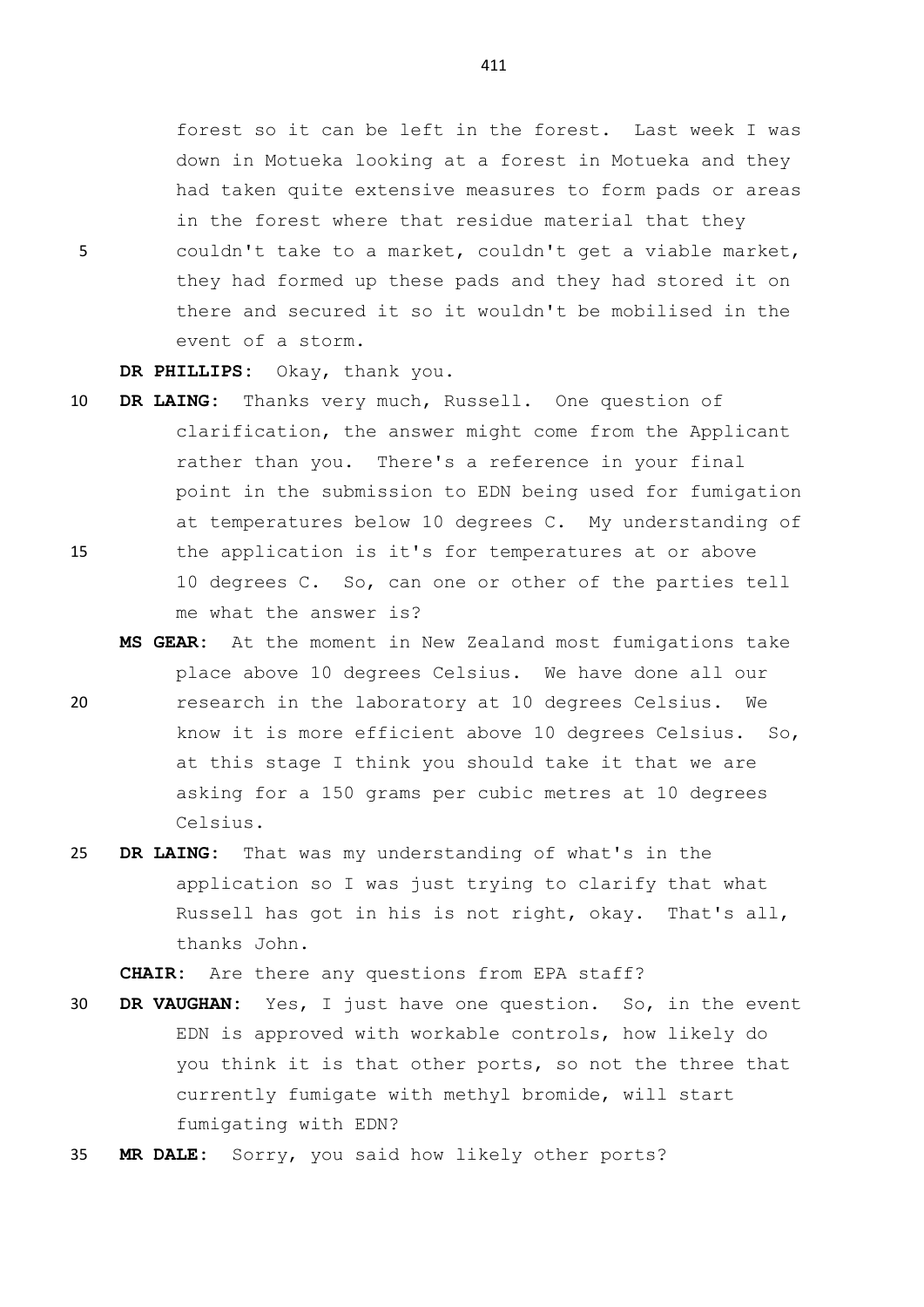forest so it can be left in the forest. Last week I was down in Motueka looking at a forest in Motueka and they had taken quite extensive measures to form pads or areas in the forest where that residue material that they couldn't take to a market, couldn't get a viable market, they had formed up these pads and they had stored it on there and secured it so it wouldn't be mobilised in the event of a storm.

**DR PHILLIPS:** Okay, thank you.

**DR LAING:** Thanks very much, Russell. One question of clarification, the answer might come from the Applicant rather than you. There's a reference in your final point in the submission to EDN being used for fumigation at temperatures below 10 degrees C. My understanding of the application is it's for temperatures at or above 10 degrees C. So, can one or other of the parties tell me what the answer is?

**MS GEAR:** At the moment in New Zealand most fumigations take place above 10 degrees Celsius. We have done all our research in the laboratory at 10 degrees Celsius. We know it is more efficient above 10 degrees Celsius. So, at this stage I think you should take it that we are asking for a 150 grams per cubic metres at 10 degrees Celsius.

**DR LAING:** That was my understanding of what's in the application so I was just trying to clarify that what Russell has got in his is not right, okay. That's all, thanks John.

**CHAIR:** Are there any questions from EPA staff?

**DR VAUGHAN:** Yes, I just have one question. So, in the event EDN is approved with workable controls, how likely do you think it is that other ports, so not the three that currently fumigate with methyl bromide, will start fumigating with EDN?

**MR DALE:** Sorry, you said how likely other ports?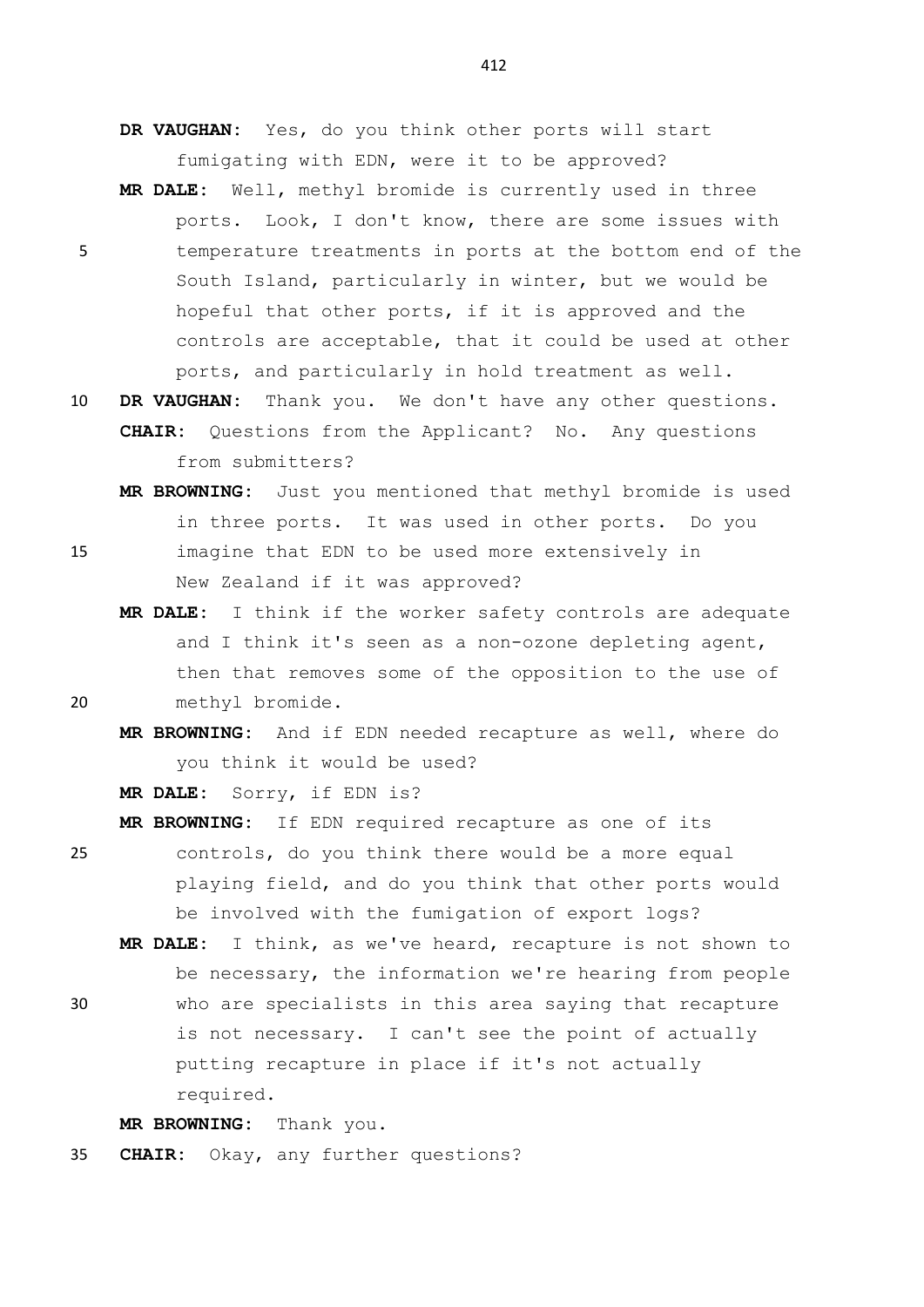**DR VAUGHAN:** Yes, do you think other ports will start fumigating with EDN, were it to be approved?

**MR DALE:** Well, methyl bromide is currently used in three ports. Look, I don't know, there are some issues with temperature treatments in ports at the bottom end of the South Island, particularly in winter, but we would be hopeful that other ports, if it is approved and the controls are acceptable, that it could be used at other ports, and particularly in hold treatment as well.

**DR VAUGHAN:** Thank you. We don't have any other questions.

**CHAIR:** Questions from the Applicant? No. Any questions from submitters?

**MR BROWNING:** Just you mentioned that methyl bromide is used in three ports. It was used in other ports. Do you imagine that EDN to be used more extensively in New Zealand if it was approved?

**MR DALE:** I think if the worker safety controls are adequate and I think it's seen as a non-ozone depleting agent, then that removes some of the opposition to the use of methyl bromide.

**MR BROWNING:** And if EDN needed recapture as well, where do you think it would be used?

**MR DALE:** Sorry, if EDN is?

**MR BROWNING:** If EDN required recapture as one of its controls, do you think there would be a more equal playing field, and do you think that other ports would be involved with the fumigation of export logs?

**MR DALE:** I think, as we've heard, recapture is not shown to be necessary, the information we're hearing from people who are specialists in this area saying that recapture is not necessary. I can't see the point of actually putting recapture in place if it's not actually required.

**MR BROWNING:** Thank you.

**CHAIR:** Okay, any further questions?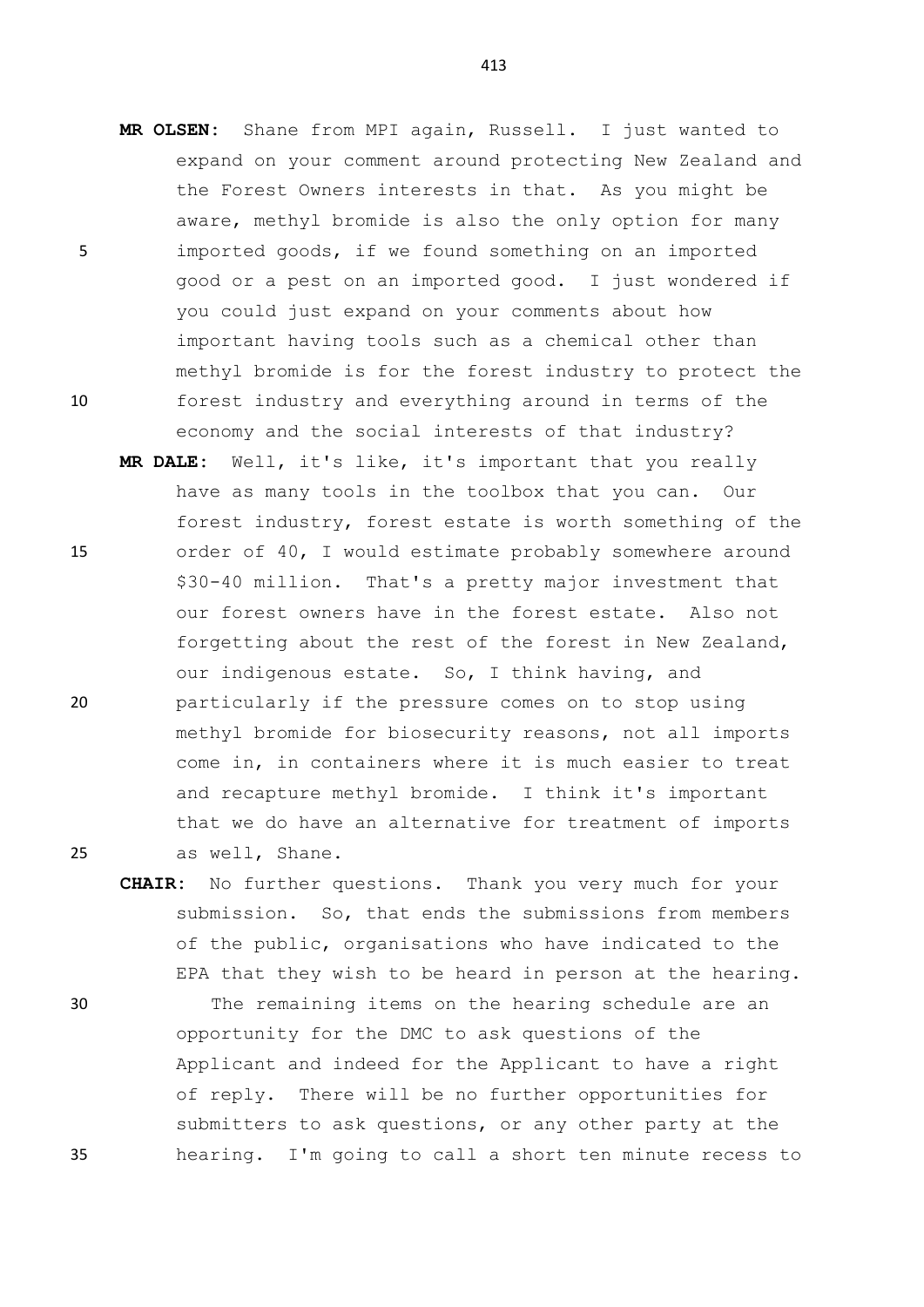**MR OLSEN:** Shane from MPI again, Russell. I just wanted to expand on your comment around protecting New Zealand and the Forest Owners interests in that. As you might be aware, methyl bromide is also the only option for many imported goods, if we found something on an imported good or a pest on an imported good. I just wondered if you could just expand on your comments about how important having tools such as a chemical other than methyl bromide is for the forest industry to protect the forest industry and everything around in terms of the economy and the social interests of that industry?

**MR DALE:** Well, it's like, it's important that you really have as many tools in the toolbox that you can. Our forest industry, forest estate is worth something of the order of 40, I would estimate probably somewhere around $30-40 million. That's a pretty major investment that our forest owners have in the forest estate. Also not forgetting about the rest of the forest in New Zealand, our indigenous estate. So, I think having, and particularly if the pressure comes on to stop using methyl bromide for biosecurity reasons, not all imports come in, in containers where it is much easier to treat and recapture methyl bromide. I think it's important that we do have an alternative for treatment of imports as well, Shane.

**CHAIR:** No further questions. Thank you very much for your submission. So, that ends the submissions from members of the public, organisations who have indicated to the EPA that they wish to be heard in person at the hearing.

The remaining items on the hearing schedule are an opportunity for the DMC to ask questions of the Applicant and indeed for the Applicant to have a right of reply. There will be no further opportunities for submitters to ask questions, or any other party at the hearing. I'm going to call a short ten minute recess to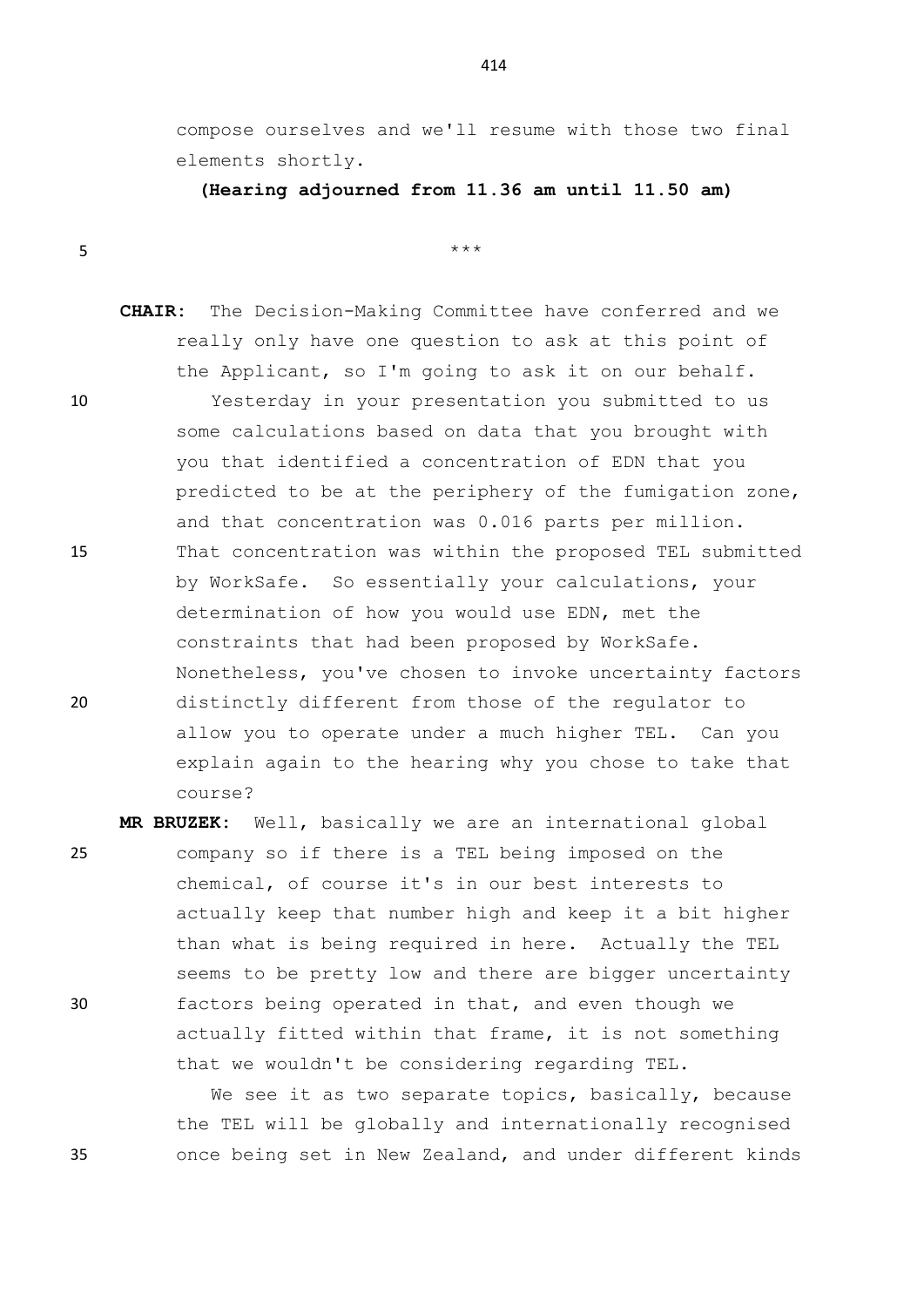compose ourselves and we'll resume with those two final elements shortly.

**(Hearing adjourned from 11.36 am until 11.50 am)**

\*\*\*

**CHAIR:** The Decision-Making Committee have conferred and we really only have one question to ask at this point of the Applicant, so I'm going to ask it on our behalf.

Yesterday in your presentation you submitted to us some calculations based on data that you brought with you that identified a concentration of EDN that you predicted to be at the periphery of the fumigation zone, and that concentration was 0.016 parts per million. That concentration was within the proposed TEL submitted by WorkSafe. So essentially your calculations, your determination of how you would use EDN, met the constraints that had been proposed by WorkSafe. Nonetheless, you've chosen to invoke uncertainty factors distinctly different from those of the regulator to allow you to operate under a much higher TEL. Can you explain again to the hearing why you chose to take that course?

**MR BRUZEK:** Well, basically we are an international global company so if there is a TEL being imposed on the chemical, of course it's in our best interests to actually keep that number high and keep it a bit higher than what is being required in here. Actually the TEL seems to be pretty low and there are bigger uncertainty factors being operated in that, and even though we actually fitted within that frame, it is not something that we wouldn't be considering regarding TEL.

We see it as two separate topics, basically, because the TEL will be globally and internationally recognised once being set in New Zealand, and under different kinds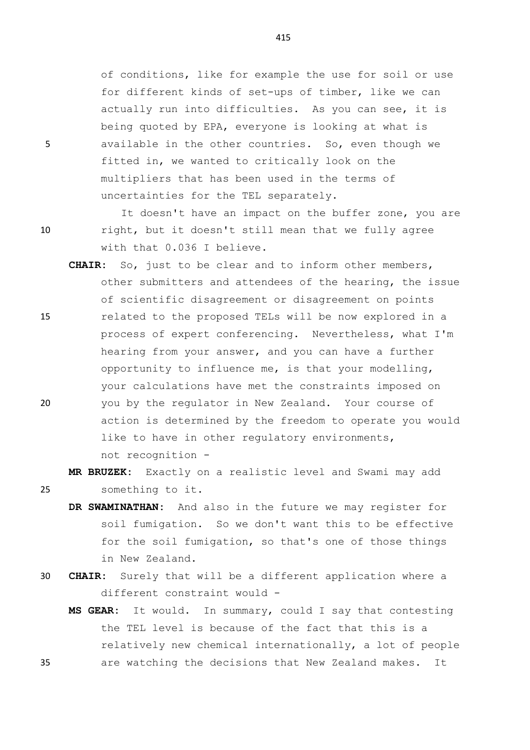of conditions, like for example the use for soil or use for different kinds of set-ups of timber, like we can actually run into difficulties. As you can see, it is being quoted by EPA, everyone is looking at what is available in the other countries. So, even though we fitted in, we wanted to critically look on the multipliers that has been used in the terms of uncertainties for the TEL separately.

It doesn't have an impact on the buffer zone, you are right, but it doesn't still mean that we fully agree with that 0.036 I believe.

**CHAIR:** So, just to be clear and to inform other members, other submitters and attendees of the hearing, the issue of scientific disagreement or disagreement on points related to the proposed TELs will be now explored in a process of expert conferencing. Nevertheless, what I'm hearing from your answer, and you can have a further opportunity to influence me, is that your modelling, your calculations have met the constraints imposed on you by the regulator in New Zealand. Your course of action is determined by the freedom to operate you would like to have in other regulatory environments, not recognition -

**MR BRUZEK:** Exactly on a realistic level and Swami may add something to it.

**DR SWAMINATHAN:** And also in the future we may register for soil fumigation. So we don't want this to be effective for the soil fumigation, so that's one of those things in New Zealand.

**CHAIR:** Surely that will be a different application where a different constraint would -

**MS GEAR:** It would. In summary, could I say that contesting the TEL level is because of the fact that this is a relatively new chemical internationally, a lot of people are watching the decisions that New Zealand makes. It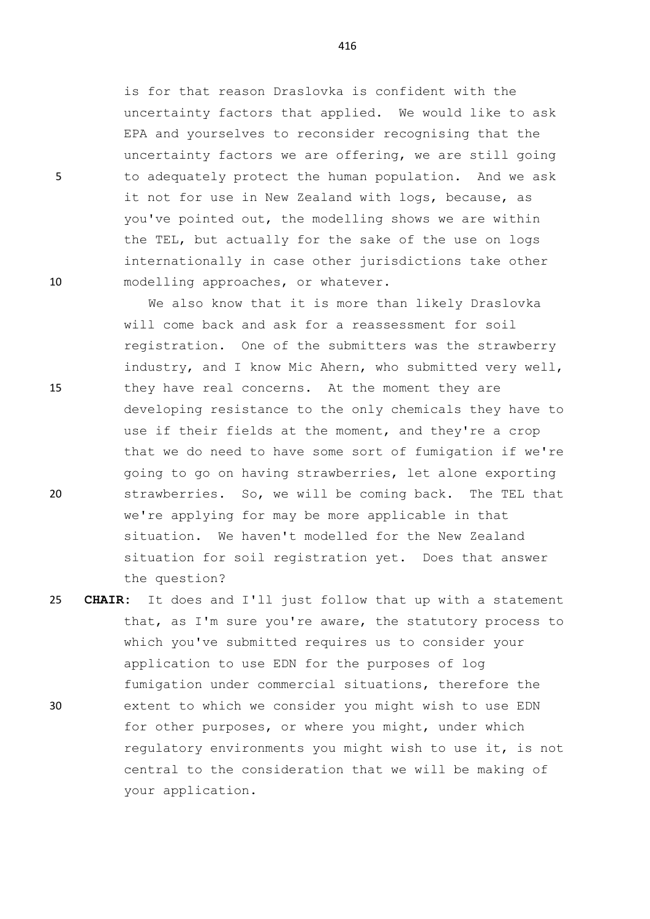is for that reason Draslovka is confident with the uncertainty factors that applied. We would like to ask EPA and yourselves to reconsider recognising that the uncertainty factors we are offering, we are still going to adequately protect the human population. And we ask it not for use in New Zealand with logs, because, as you've pointed out, the modelling shows we are within the TEL, but actually for the sake of the use on logs internationally in case other jurisdictions take other modelling approaches, or whatever.

We also know that it is more than likely Draslovka will come back and ask for a reassessment for soil registration. One of the submitters was the strawberry industry, and I know Mic Ahern, who submitted very well, they have real concerns. At the moment they are developing resistance to the only chemicals they have to use if their fields at the moment, and they're a crop that we do need to have some sort of fumigation if we're going to go on having strawberries, let alone exporting strawberries. So, we will be coming back. The TEL that we're applying for may be more applicable in that situation. We haven't modelled for the New Zealand situation for soil registration yet. Does that answer the question?

**CHAIR**: It does and I'll just follow that up with a statement that, as I'm sure you're aware, the statutory process to which you've submitted requires us to consider your application to use EDN for the purposes of log fumigation under commercial situations, therefore the extent to which we consider you might wish to use EDN for other purposes, or where you might, under which regulatory environments you might wish to use it, is not central to the consideration that we will be making of your application.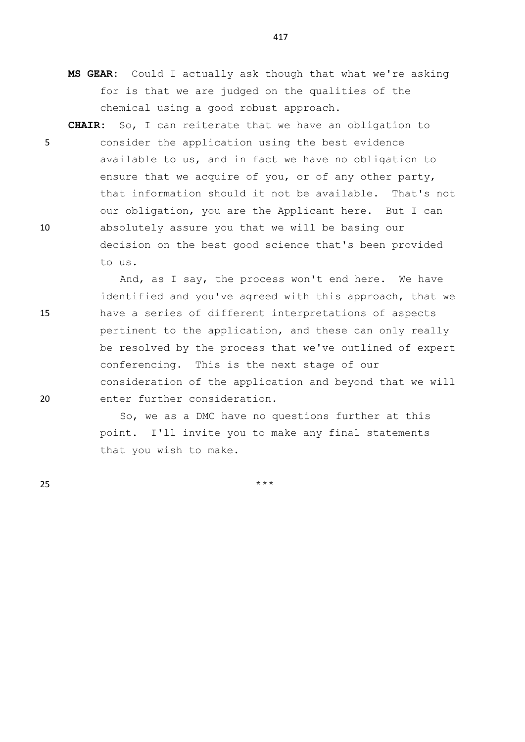**MS GEAR:** Could I actually ask though that what we're asking for is that we are judged on the qualities of the chemical using a good robust approach.

**CHAIR:** So, I can reiterate that we have an obligation to consider the application using the best evidence available to us, and in fact we have no obligation to ensure that we acquire of you, or of any other party, that information should it not be available. That's not our obligation, you are the Applicant here. But I can absolutely assure you that we will be basing our decision on the best good science that's been provided to us.

And, as I say, the process won't end here. We have identified and you've agreed with this approach, that we have a series of different interpretations of aspects pertinent to the application, and these can only really be resolved by the process that we've outlined of expert conferencing. This is the next stage of our consideration of the application and beyond that we will enter further consideration.

So, we as a DMC have no questions further at this point. I'll invite you to make any final statements that you wish to make.

***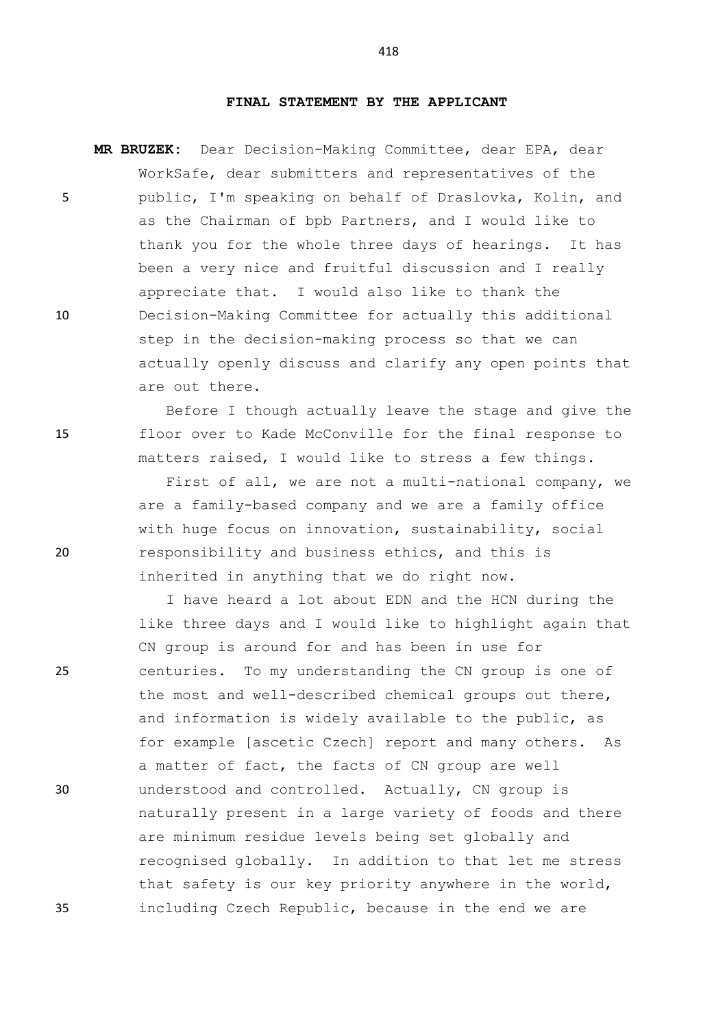## FINAL STATEMENT BY THE APPLICANT

**MR BRUZEK:** Dear Decision-Making Committee, dear EPA, dear WorkSafe, dear submitters and representatives of the public, I'm speaking on behalf of Draslovka, Kolin, and as the Chairman of bpb Partners, and I would like to thank you for the whole three days of hearings. It has been a very nice and fruitful discussion and I really appreciate that. I would also like to thank the Decision-Making Committee for actually this additional step in the decision-making process so that we can actually openly discuss and clarify any open points that are out there.

Before I though actually leave the stage and give the floor over to Kade McConville for the final response to matters raised, I would like to stress a few things.

First of all, we are not a multi-national company, we are a family-based company and we are a family office with huge focus on innovation, sustainability, social responsibility and business ethics, and this is inherited in anything that we do right now.

I have heard a lot about EDN and the HCN during the like three days and I would like to highlight again that CN group is around for and has been in use for centuries. To my understanding the CN group is one of the most and well-described chemical groups out there, and information is widely available to the public, as for example [ascetic Czech] report and many others. As a matter of fact, the facts of CN group are well understood and controlled. Actually, CN group is naturally present in a large variety of foods and there are minimum residue levels being set globally and recognised globally. In addition to that let me stress that safety is our key priority anywhere in the world, including Czech Republic, because in the end we are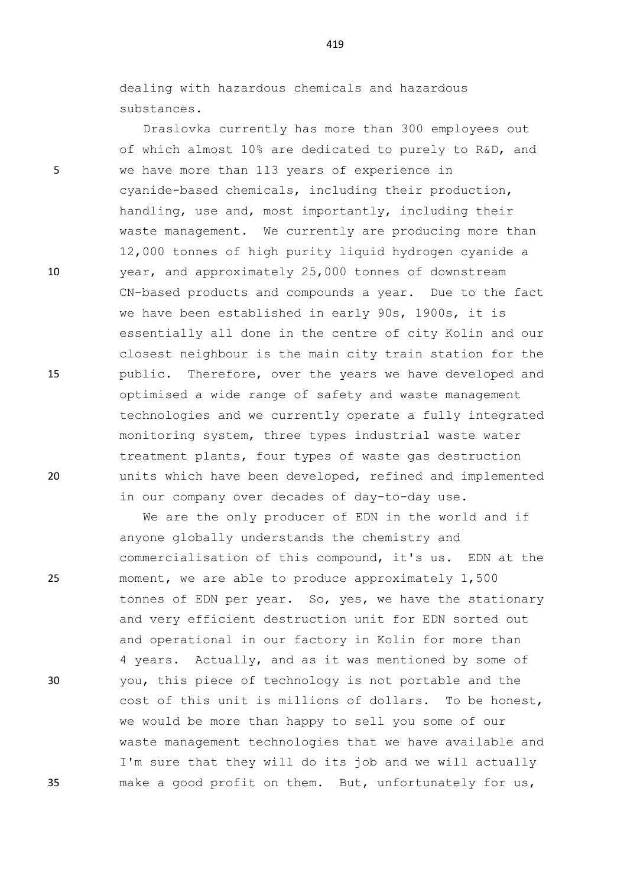dealing with hazardous chemicals and hazardous substances.

Draslovka currently has more than 300 employees out of which almost 10% are dedicated to purely to R&D, and we have more than 113 years of experience in cyanide-based chemicals, including their production, handling, use and, most importantly, including their waste management. We currently are producing more than 12,000 tonnes of high purity liquid hydrogen cyanide a year, and approximately 25,000 tonnes of downstream CN-based products and compounds a year. Due to the fact we have been established in early 90s, 1900s, it is essentially all done in the centre of city Kolin and our closest neighbour is the main city train station for the public. Therefore, over the years we have developed and optimised a wide range of safety and waste management technologies and we currently operate a fully integrated monitoring system, three types industrial waste water treatment plants, four types of waste gas destruction units which have been developed, refined and implemented in our company over decades of day-to-day use.

We are the only producer of EDN in the world and if anyone globally understands the chemistry and commercialisation of this compound, it's us. EDN at the moment, we are able to produce approximately 1,500 tonnes of EDN per year. So, yes, we have the stationary and very efficient destruction unit for EDN sorted out and operational in our factory in Kolin for more than 4 years. Actually, and as it was mentioned by some of you, this piece of technology is not portable and the cost of this unit is millions of dollars. To be honest, we would be more than happy to sell you some of our waste management technologies that we have available and I'm sure that they will do its job and we will actually make a good profit on them. But, unfortunately for us,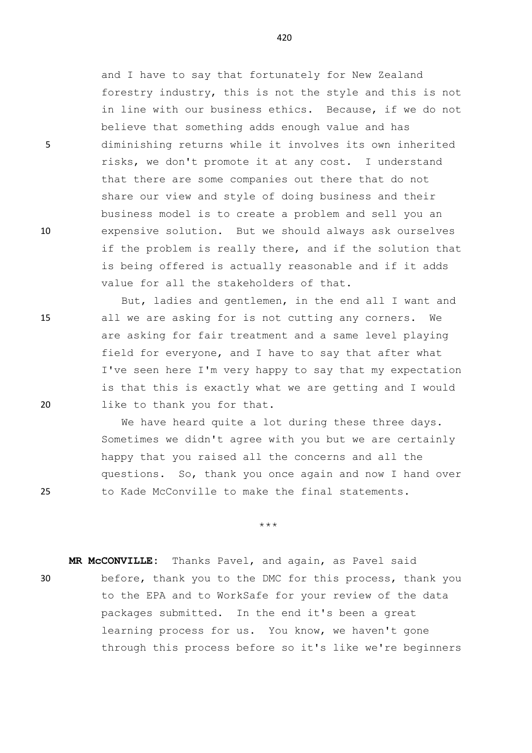and I have to say that fortunately for New Zealand forestry industry, this is not the style and this is not in line with our business ethics. Because, if we do not believe that something adds enough value and has diminishing returns while it involves its own inherited risks, we don't promote it at any cost. I understand that there are some companies out there that do not share our view and style of doing business and their business model is to create a problem and sell you an expensive solution. But we should always ask ourselves if the problem is really there, and if the solution that is being offered is actually reasonable and if it adds value for all the stakeholders of that.

But, ladies and gentlemen, in the end all I want and all we are asking for is not cutting any corners. We are asking for fair treatment and a same level playing field for everyone, and I have to say that after what I've seen here I'm very happy to say that my expectation is that this is exactly what we are getting and I would like to thank you for that.

We have heard quite a lot during these three days. Sometimes we didn't agree with you but we are certainly happy that you raised all the concerns and all the questions. So, thank you once again and now I hand over to Kade McConville to make the final statements.

\*\*\*

**MR McCONVILLE:** Thanks Pavel, and again, as Pavel said before, thank you to the DMC for this process, thank you to the EPA and to WorkSafe for your review of the data packages submitted. In the end it's been a great learning process for us. You know, we haven't gone through this process before so it's like we're beginners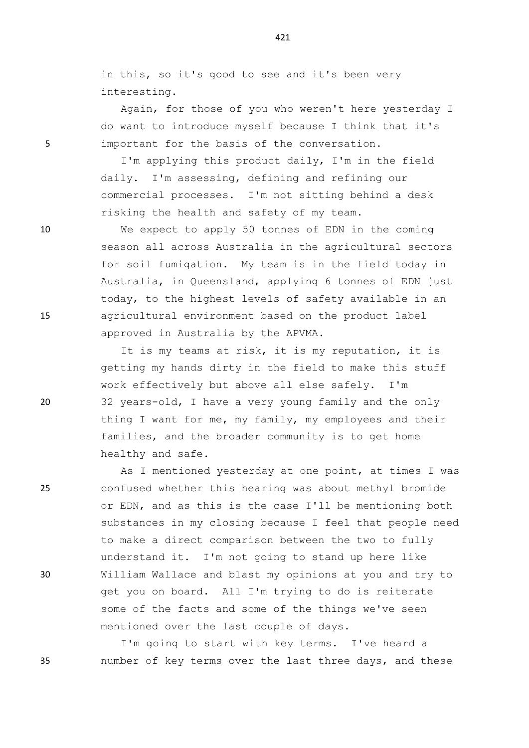in this, so it's good to see and it's been very interesting.

Again, for those of you who weren't here yesterday I do want to introduce myself because I think that it's important for the basis of the conversation.

I'm applying this product daily, I'm in the field daily. I'm assessing, defining and refining our commercial processes. I'm not sitting behind a desk risking the health and safety of my team.

We expect to apply 50 tonnes of EDN in the coming season all across Australia in the agricultural sectors for soil fumigation. My team is in the field today in Australia, in Queensland, applying 6 tonnes of EDN just today, to the highest levels of safety available in an agricultural environment based on the product label approved in Australia by the APVMA.

It is my teams at risk, it is my reputation, it is getting my hands dirty in the field to make this stuff work effectively but above all else safely. I'm 32 years-old, I have a very young family and the only thing I want for me, my family, my employees and their families, and the broader community is to get home healthy and safe.

As I mentioned yesterday at one point, at times I was confused whether this hearing was about methyl bromide or EDN, and as this is the case I'll be mentioning both substances in my closing because I feel that people need to make a direct comparison between the two to fully understand it. I'm not going to stand up here like William Wallace and blast my opinions at you and try to get you on board. All I'm trying to do is reiterate some of the facts and some of the things we've seen mentioned over the last couple of days.

I'm going to start with key terms. I've heard a number of key terms over the last three days, and these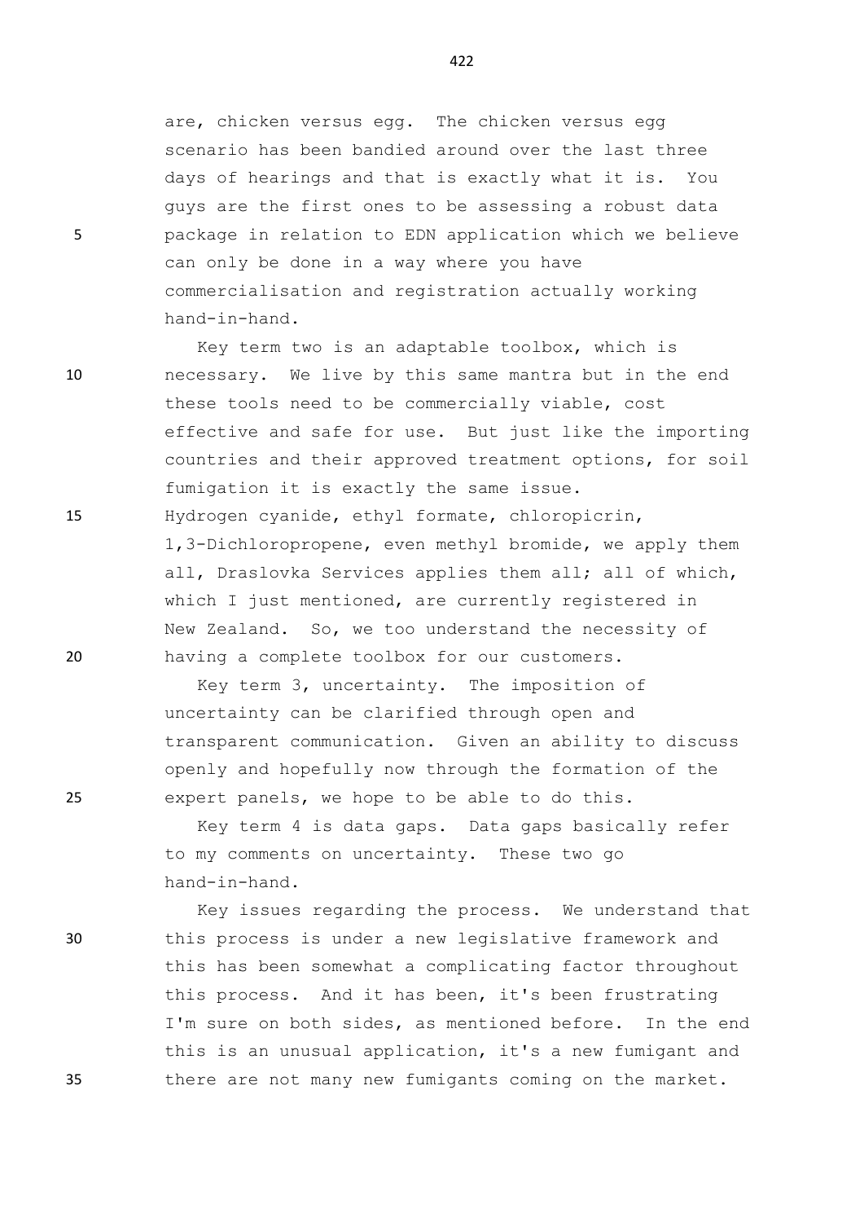are, chicken versus egg. The chicken versus egg scenario has been bandied around over the last three days of hearings and that is exactly what it is. You guys are the first ones to be assessing a robust data package in relation to EDN application which we believe can only be done in a way where you have commercialisation and registration actually working hand-in-hand.

Key term two is an adaptable toolbox, which is necessary. We live by this same mantra but in the end these tools need to be commercially viable, cost effective and safe for use. But just like the importing countries and their approved treatment options, for soil fumigation it is exactly the same issue. Hydrogen cyanide, ethyl formate, chloropicrin, 1,3-Dichloropropene, even methyl bromide, we apply them all, Draslovka Services applies them all; all of which, which I just mentioned, are currently registered in New Zealand. So, we too understand the necessity of having a complete toolbox for our customers.

Key term 3, uncertainty. The imposition of uncertainty can be clarified through open and transparent communication. Given an ability to discuss openly and hopefully now through the formation of the expert panels, we hope to be able to do this.

Key term 4 is data gaps. Data gaps basically refer to my comments on uncertainty. These two go hand-in-hand.

Key issues regarding the process. We understand that this process is under a new legislative framework and this has been somewhat a complicating factor throughout this process. And it has been, it's been frustrating I'm sure on both sides, as mentioned before. In the end this is an unusual application, it's a new fumigant and there are not many new fumigants coming on the market.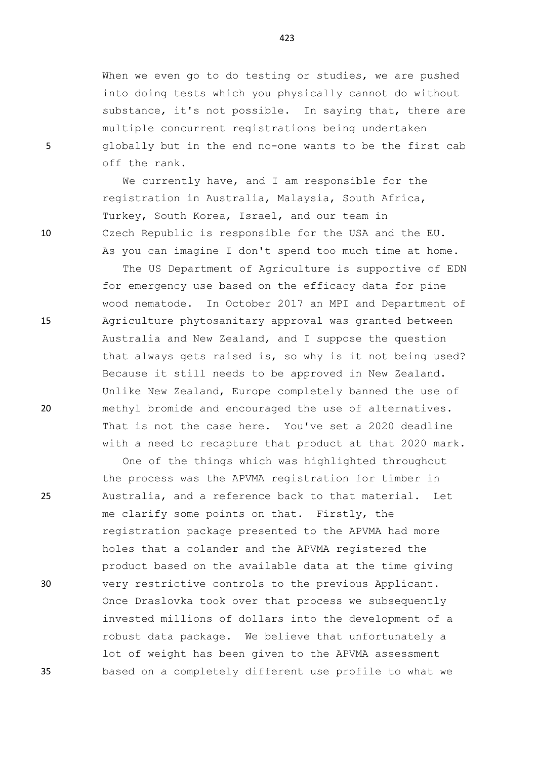When we even go to do testing or studies, we are pushed into doing tests which you physically cannot do without substance, it's not possible. In saying that, there are multiple concurrent registrations being undertaken globally but in the end no-one wants to be the first cab off the rank.

We currently have, and I am responsible for the registration in Australia, Malaysia, South Africa, Turkey, South Korea, Israel, and our team in Czech Republic is responsible for the USA and the EU. As you can imagine I don't spend too much time at home.

The US Department of Agriculture is supportive of EDN for emergency use based on the efficacy data for pine wood nematode. In October 2017 an MPI and Department of Agriculture phytosanitary approval was granted between Australia and New Zealand, and I suppose the question that always gets raised is, so why is it not being used? Because it still needs to be approved in New Zealand. Unlike New Zealand, Europe completely banned the use of methyl bromide and encouraged the use of alternatives. That is not the case here. You've set a 2020 deadline with a need to recapture that product at that 2020 mark.

One of the things which was highlighted throughout the process was the APVMA registration for timber in Australia, and a reference back to that material. Let me clarify some points on that. Firstly, the registration package presented to the APVMA had more holes that a colander and the APVMA registered the product based on the available data at the time giving very restrictive controls to the previous Applicant. Once Draslovka took over that process we subsequently invested millions of dollars into the development of a robust data package. We believe that unfortunately a lot of weight has been given to the APVMA assessment based on a completely different use profile to what we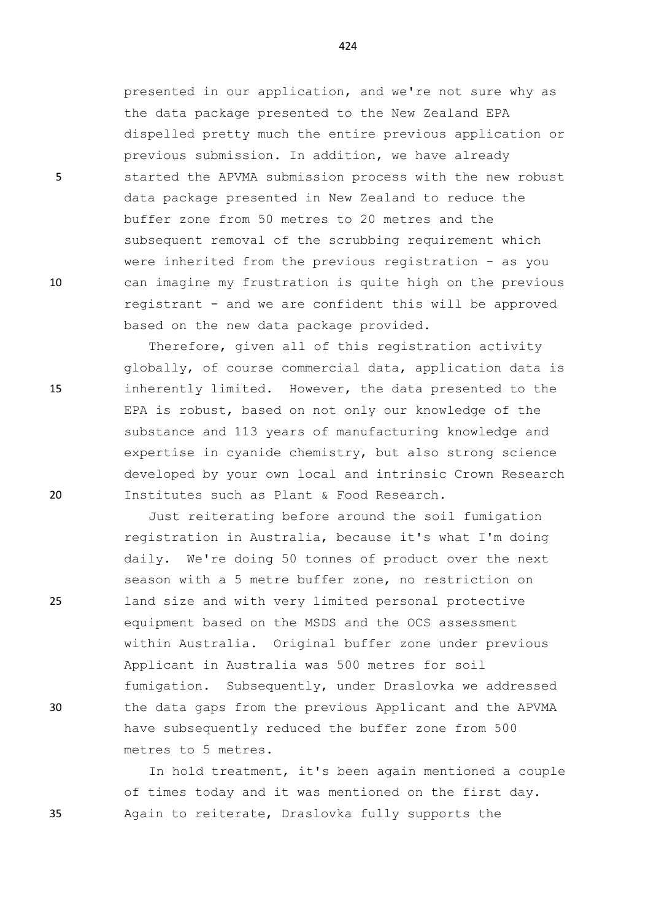presented in our application, and we're not sure why as the data package presented to the New Zealand EPA dispelled pretty much the entire previous application or previous submission. In addition, we have already started the APVMA submission process with the new robust data package presented in New Zealand to reduce the buffer zone from 50 metres to 20 metres and the subsequent removal of the scrubbing requirement which were inherited from the previous registration - as you can imagine my frustration is quite high on the previous registrant - and we are confident this will be approved based on the new data package provided.

Therefore, given all of this registration activity globally, of course commercial data, application data is inherently limited. However, the data presented to the EPA is robust, based on not only our knowledge of the substance and 113 years of manufacturing knowledge and expertise in cyanide chemistry, but also strong science developed by your own local and intrinsic Crown Research Institutes such as Plant & Food Research.

Just reiterating before around the soil fumigation registration in Australia, because it's what I'm doing daily. We're doing 50 tonnes of product over the next season with a 5 metre buffer zone, no restriction on land size and with very limited personal protective equipment based on the MSDS and the OCS assessment within Australia. Original buffer zone under previous Applicant in Australia was 500 metres for soil fumigation. Subsequently, under Draslovka we addressed the data gaps from the previous Applicant and the APVMA have subsequently reduced the buffer zone from 500 metres to 5 metres.

In hold treatment, it's been again mentioned a couple of times today and it was mentioned on the first day. Again to reiterate, Draslovka fully supports the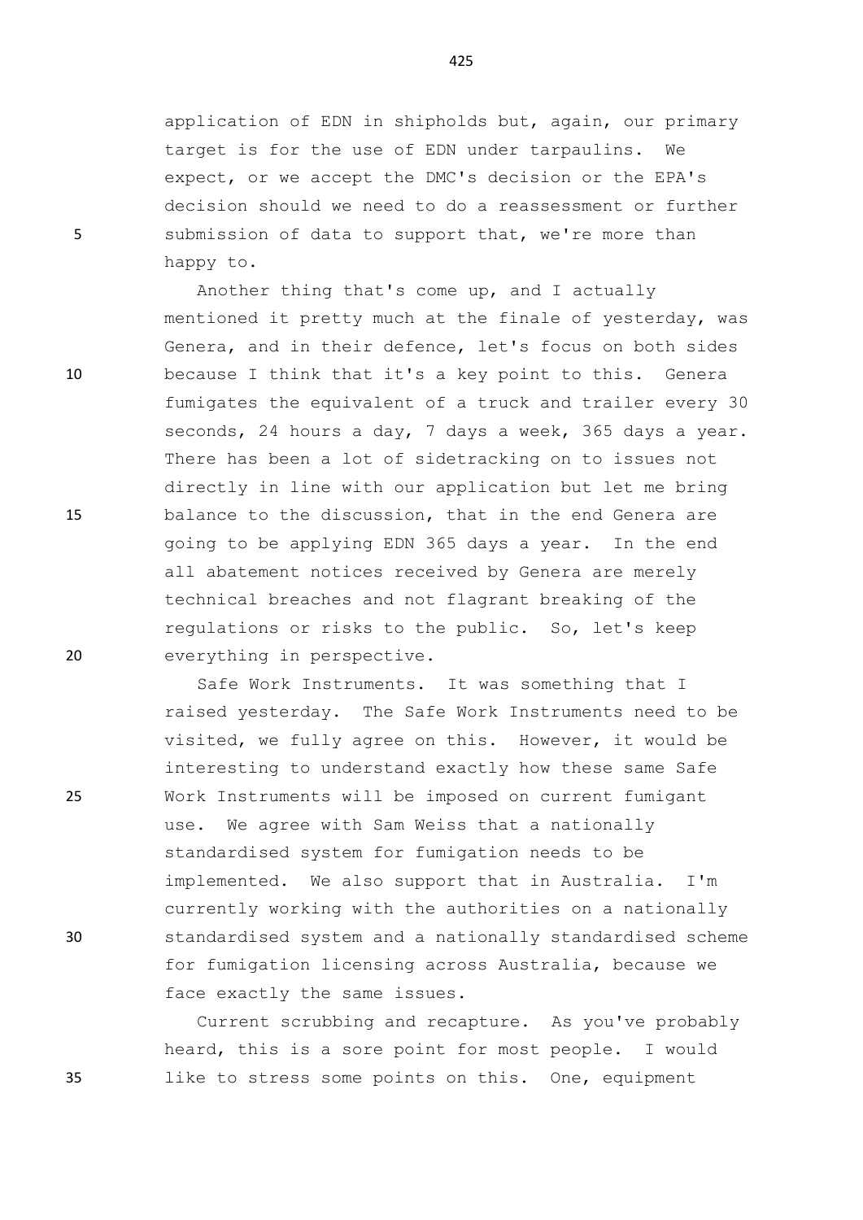application of EDN in shipholds but, again, our primary target is for the use of EDN under tarpaulins. We expect, or we accept the DMC's decision or the EPA's decision should we need to do a reassessment or further submission of data to support that, we're more than happy to.

Another thing that's come up, and I actually mentioned it pretty much at the finale of yesterday, was Genera, and in their defence, let's focus on both sides because I think that it's a key point to this. Genera fumigates the equivalent of a truck and trailer every 30 seconds, 24 hours a day, 7 days a week, 365 days a year. There has been a lot of sidetracking on to issues not directly in line with our application but let me bring balance to the discussion, that in the end Genera are going to be applying EDN 365 days a year. In the end all abatement notices received by Genera are merely technical breaches and not flagrant breaking of the regulations or risks to the public. So, let's keep everything in perspective.

Safe Work Instruments. It was something that I raised yesterday. The Safe Work Instruments need to be visited, we fully agree on this. However, it would be interesting to understand exactly how these same Safe Work Instruments will be imposed on current fumigant use. We agree with Sam Weiss that a nationally standardised system for fumigation needs to be implemented. We also support that in Australia. I'm currently working with the authorities on a nationally standardised system and a nationally standardised scheme for fumigation licensing across Australia, because we face exactly the same issues.

Current scrubbing and recapture. As you've probably heard, this is a sore point for most people. I would like to stress some points on this. One, equipment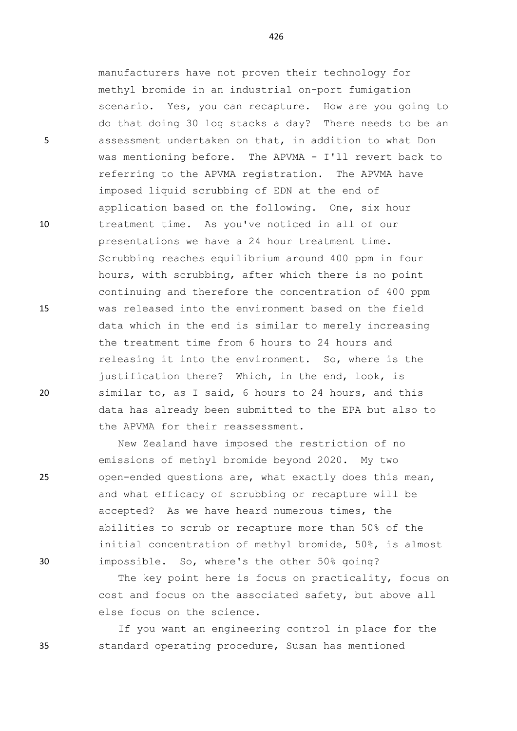manufacturers have not proven their technology for methyl bromide in an industrial on-port fumigation scenario. Yes, you can recapture. How are you going to do that doing 30 log stacks a day? There needs to be an assessment undertaken on that, in addition to what Don was mentioning before. The APVMA - I'll revert back to referring to the APVMA registration. The APVMA have imposed liquid scrubbing of EDN at the end of application based on the following. One, six hour treatment time. As you've noticed in all of our presentations we have a 24 hour treatment time. Scrubbing reaches equilibrium around 400 ppm in four hours, with scrubbing, after which there is no point continuing and therefore the concentration of 400 ppm was released into the environment based on the field data which in the end is similar to merely increasing the treatment time from 6 hours to 24 hours and releasing it into the environment. So, where is the justification there? Which, in the end, look, is similar to, as I said, 6 hours to 24 hours, and this data has already been submitted to the EPA but also to the APVMA for their reassessment.

New Zealand have imposed the restriction of no emissions of methyl bromide beyond 2020. My two open-ended questions are, what exactly does this mean, and what efficacy of scrubbing or recapture will be accepted? As we have heard numerous times, the abilities to scrub or recapture more than 50% of the initial concentration of methyl bromide, 50%, is almost impossible. So, where's the other 50% going?

The key point here is focus on practicality, focus on cost and focus on the associated safety, but above all else focus on the science.

If you want an engineering control in place for the standard operating procedure, Susan has mentioned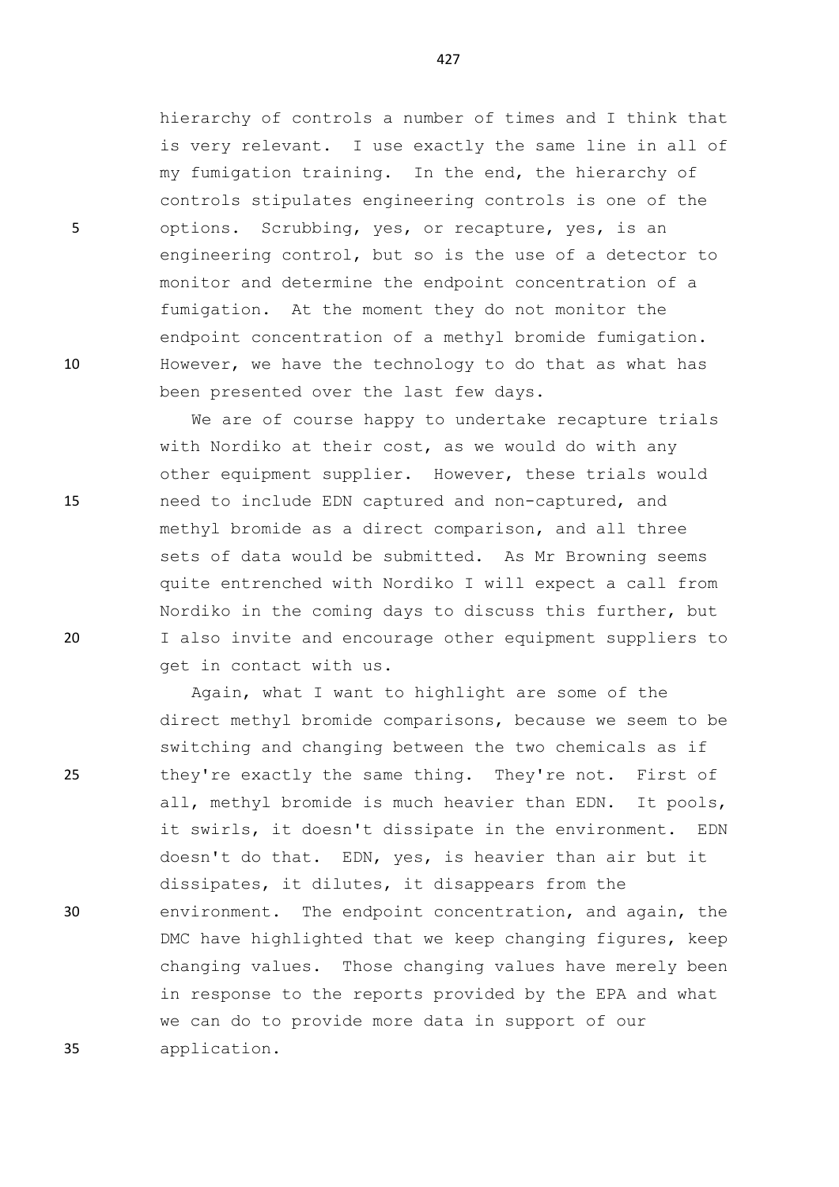hierarchy of controls a number of times and I think that is very relevant. I use exactly the same line in all of my fumigation training. In the end, the hierarchy of controls stipulates engineering controls is one of the options. Scrubbing, yes, or recapture, yes, is an engineering control, but so is the use of a detector to monitor and determine the endpoint concentration of a fumigation. At the moment they do not monitor the endpoint concentration of a methyl bromide fumigation. However, we have the technology to do that as what has been presented over the last few days.

We are of course happy to undertake recapture trials with Nordiko at their cost, as we would do with any other equipment supplier. However, these trials would need to include EDN captured and non-captured, and methyl bromide as a direct comparison, and all three sets of data would be submitted. As Mr Browning seems quite entrenched with Nordiko I will expect a call from Nordiko in the coming days to discuss this further, but I also invite and encourage other equipment suppliers to get in contact with us.

Again, what I want to highlight are some of the direct methyl bromide comparisons, because we seem to be switching and changing between the two chemicals as if they're exactly the same thing. They're not. First of all, methyl bromide is much heavier than EDN. It pools, it swirls, it doesn't dissipate in the environment. EDN doesn't do that. EDN, yes, is heavier than air but it dissipates, it dilutes, it disappears from the environment. The endpoint concentration, and again, the DMC have highlighted that we keep changing figures, keep changing values. Those changing values have merely been in response to the reports provided by the EPA and what we can do to provide more data in support of our application.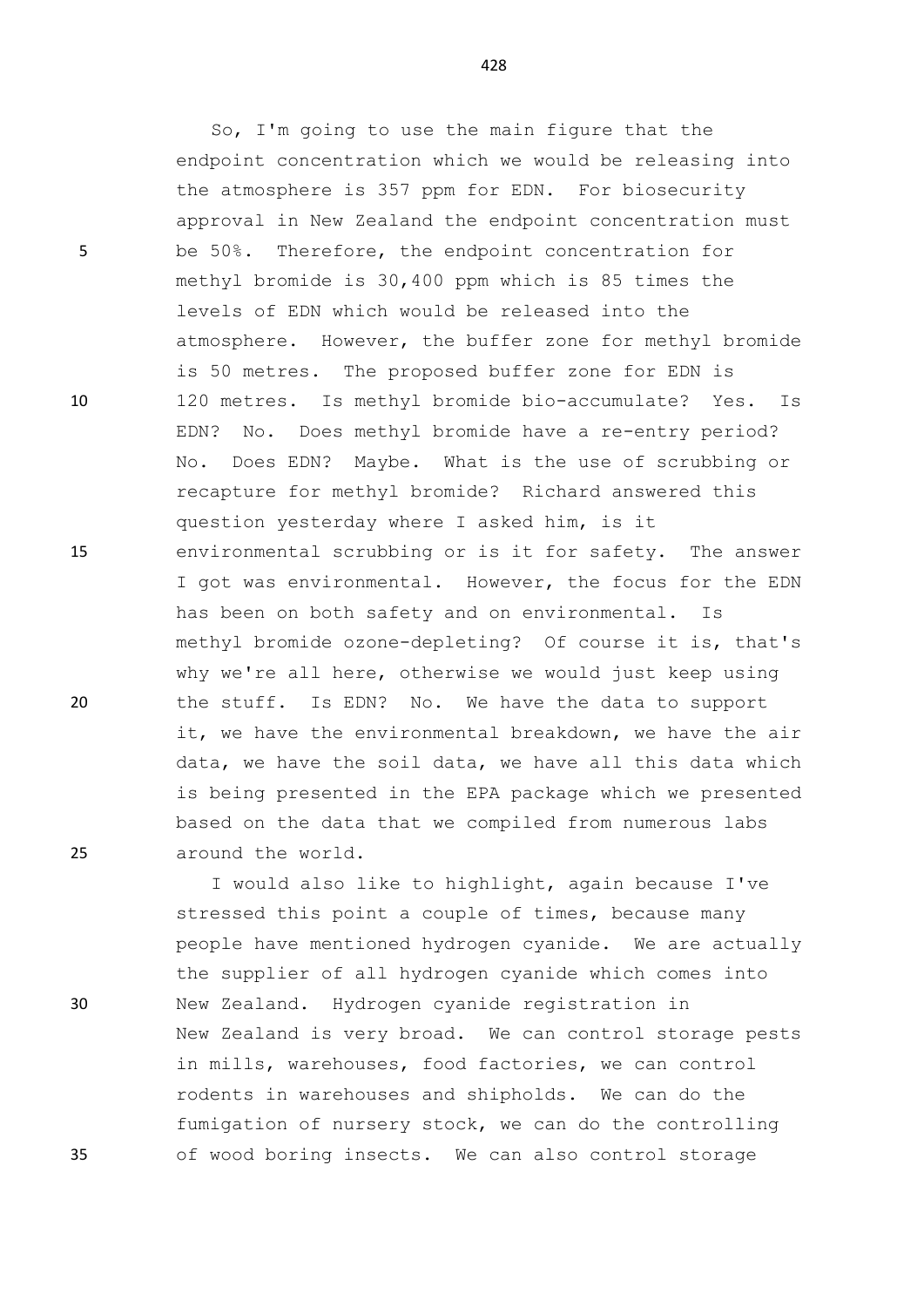So, I'm going to use the main figure that the endpoint concentration which we would be releasing into the atmosphere is 357 ppm for EDN. For biosecurity approval in New Zealand the endpoint concentration must be 50%. Therefore, the endpoint concentration for methyl bromide is 30,400 ppm which is 85 times the levels of EDN which would be released into the atmosphere. However, the buffer zone for methyl bromide is 50 metres. The proposed buffer zone for EDN is 120 metres. Is methyl bromide bio-accumulate? Yes. Is EDN? No. Does methyl bromide have a re-entry period? No. Does EDN? Maybe. What is the use of scrubbing or recapture for methyl bromide? Richard answered this question yesterday where I asked him, is it environmental scrubbing or is it for safety. The answer I got was environmental. However, the focus for the EDN has been on both safety and on environmental. Is methyl bromide ozone-depleting? Of course it is, that's why we're all here, otherwise we would just keep using the stuff. Is EDN? No. We have the data to support it, we have the environmental breakdown, we have the air data, we have the soil data, we have all this data which is being presented in the EPA package which we presented based on the data that we compiled from numerous labs around the world.

I would also like to highlight, again because I've stressed this point a couple of times, because many people have mentioned hydrogen cyanide. We are actually the supplier of all hydrogen cyanide which comes into New Zealand. Hydrogen cyanide registration in New Zealand is very broad. We can control storage pests in mills, warehouses, food factories, we can control rodents in warehouses and shipholds. We can do the fumigation of nursery stock, we can do the controlling of wood boring insects. We can also control storage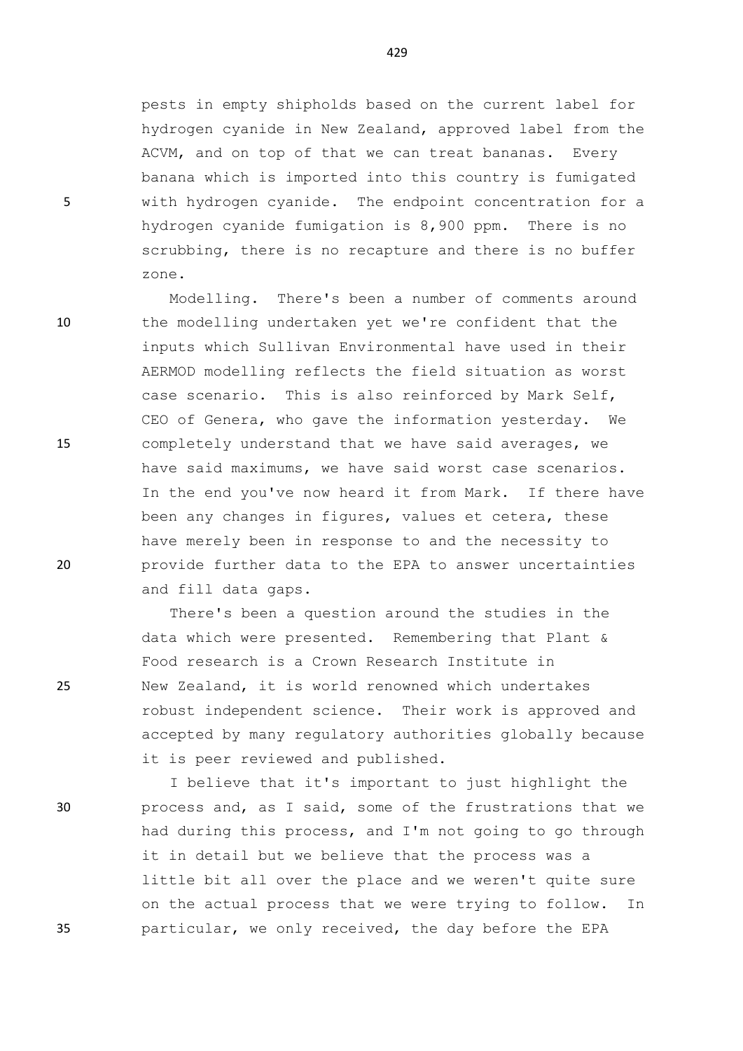pests in empty shipholds based on the current label for hydrogen cyanide in New Zealand, approved label from the ACVM, and on top of that we can treat bananas. Every banana which is imported into this country is fumigated with hydrogen cyanide. The endpoint concentration for a hydrogen cyanide fumigation is 8,900 ppm. There is no scrubbing, there is no recapture and there is no buffer zone.

Modelling. There's been a number of comments around the modelling undertaken yet we're confident that the inputs which Sullivan Environmental have used in their AERMOD modelling reflects the field situation as worst case scenario. This is also reinforced by Mark Self, CEO of Genera, who gave the information yesterday. We completely understand that we have said averages, we have said maximums, we have said worst case scenarios. In the end you've now heard it from Mark. If there have been any changes in figures, values et cetera, these have merely been in response to and the necessity to provide further data to the EPA to answer uncertainties and fill data gaps.

There's been a question around the studies in the data which were presented. Remembering that Plant & Food research is a Crown Research Institute in New Zealand, it is world renowned which undertakes robust independent science. Their work is approved and accepted by many regulatory authorities globally because it is peer reviewed and published.

I believe that it's important to just highlight the process and, as I said, some of the frustrations that we had during this process, and I'm not going to go through it in detail but we believe that the process was a little bit all over the place and we weren't quite sure on the actual process that we were trying to follow. In particular, we only received, the day before the EPA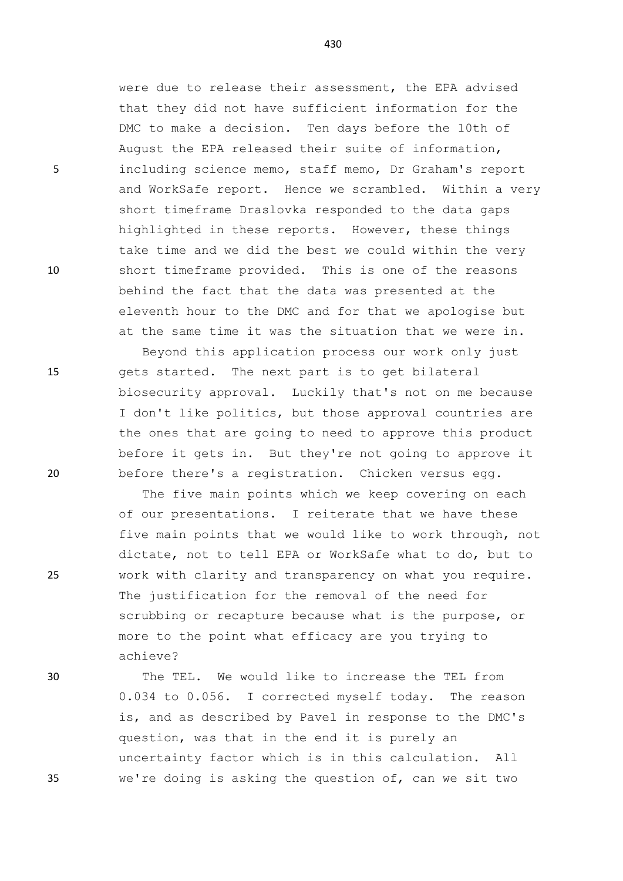were due to release their assessment, the EPA advised that they did not have sufficient information for the DMC to make a decision. Ten days before the 10th of August the EPA released their suite of information, including science memo, staff memo, Dr Graham's report and WorkSafe report. Hence we scrambled. Within a very short timeframe Draslovka responded to the data gaps highlighted in these reports. However, these things take time and we did the best we could within the very short timeframe provided. This is one of the reasons behind the fact that the data was presented at the eleventh hour to the DMC and for that we apologise but at the same time it was the situation that we were in.

Beyond this application process our work only just gets started. The next part is to get bilateral biosecurity approval. Luckily that's not on me because I don't like politics, but those approval countries are the ones that are going to need to approve this product before it gets in. But they're not going to approve it before there's a registration. Chicken versus egg.

The five main points which we keep covering on each of our presentations. I reiterate that we have these five main points that we would like to work through, not dictate, not to tell EPA or WorkSafe what to do, but to work with clarity and transparency on what you require. The justification for the removal of the need for scrubbing or recapture because what is the purpose, or more to the point what efficacy are you trying to achieve?

The TEL. We would like to increase the TEL from 0.034 to 0.056. I corrected myself today. The reason is, and as described by Pavel in response to the DMC's question, was that in the end it is purely an uncertainty factor which is in this calculation. All we're doing is asking the question of, can we sit two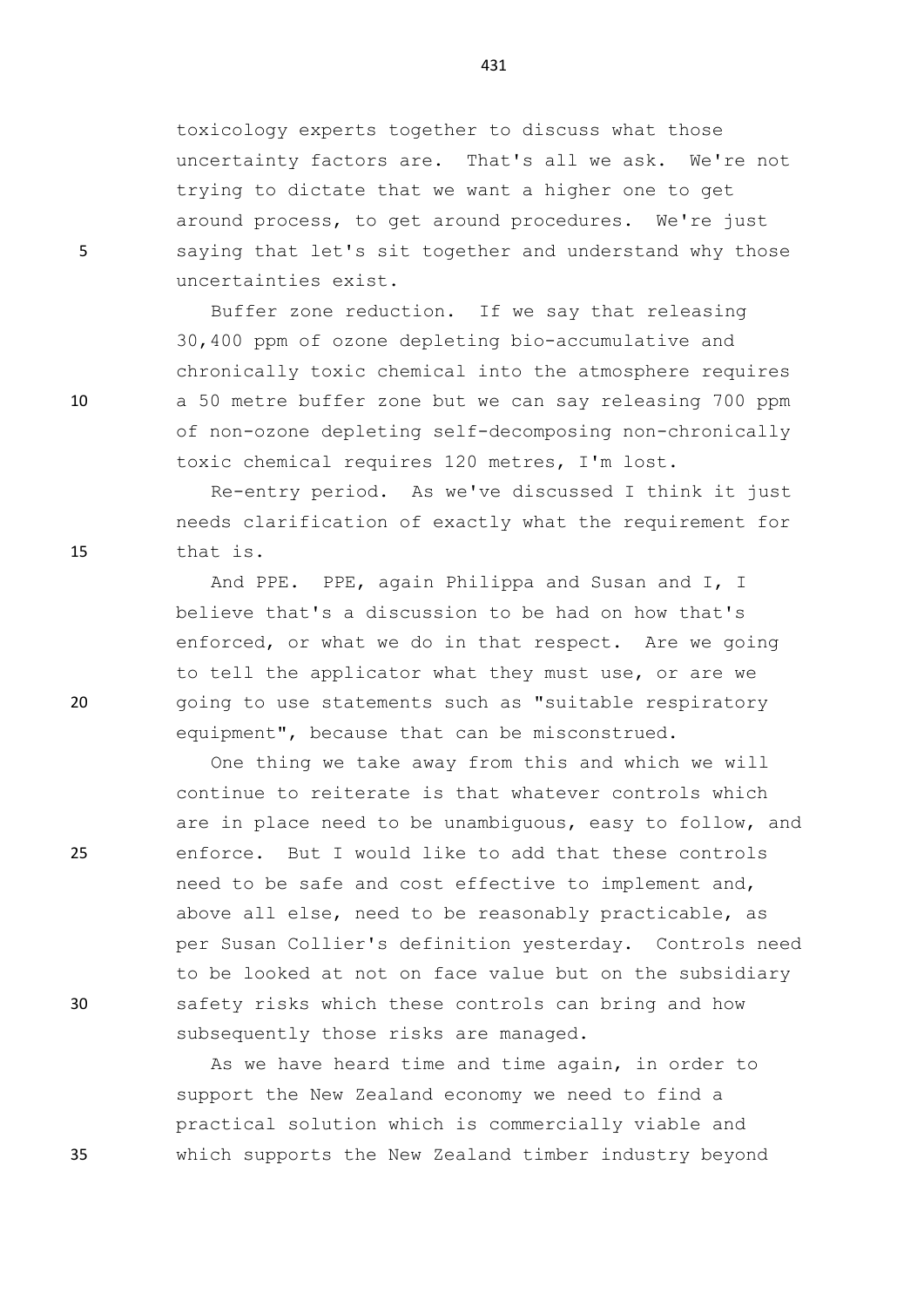toxicology experts together to discuss what those uncertainty factors are. That's all we ask. We're not trying to dictate that we want a higher one to get around process, to get around procedures. We're just saying that let's sit together and understand why those uncertainties exist.

Buffer zone reduction. If we say that releasing 30,400 ppm of ozone depleting bio-accumulative and chronically toxic chemical into the atmosphere requires a 50 metre buffer zone but we can say releasing 700 ppm of non-ozone depleting self-decomposing non-chronically toxic chemical requires 120 metres, I'm lost.

Re-entry period. As we've discussed I think it just needs clarification of exactly what the requirement for that is.

And PPE. PPE, again Philippa and Susan and I, I believe that's a discussion to be had on how that's enforced, or what we do in that respect. Are we going to tell the applicator what they must use, or are we going to use statements such as "suitable respiratory equipment", because that can be misconstrued.

One thing we take away from this and which we will continue to reiterate is that whatever controls which are in place need to be unambiguous, easy to follow, and enforce. But I would like to add that these controls need to be safe and cost effective to implement and, above all else, need to be reasonably practicable, as per Susan Collier's definition yesterday. Controls need to be looked at not on face value but on the subsidiary safety risks which these controls can bring and how subsequently those risks are managed.

As we have heard time and time again, in order to support the New Zealand economy we need to find a practical solution which is commercially viable and which supports the New Zealand timber industry beyond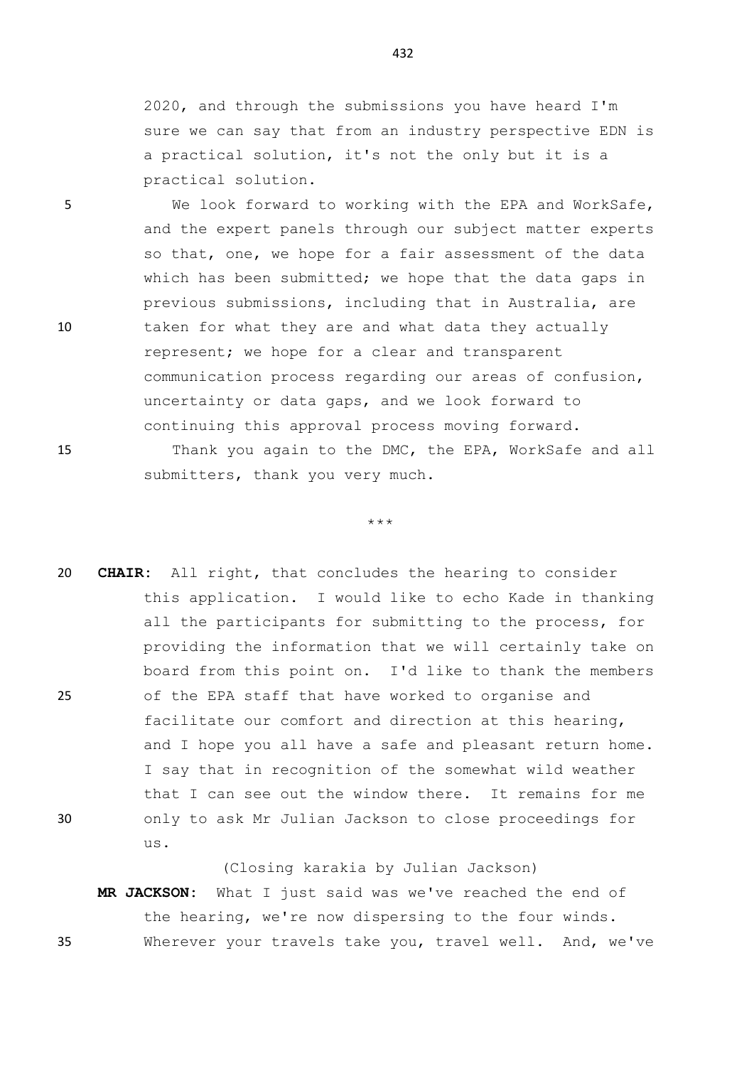2020, and through the submissions you have heard I'm sure we can say that from an industry perspective EDN is a practical solution, it's not the only but it is a practical solution.

We look forward to working with the EPA and WorkSafe, and the expert panels through our subject matter experts so that, one, we hope for a fair assessment of the data which has been submitted; we hope that the data gaps in previous submissions, including that in Australia, are taken for what they are and what data they actually represent; we hope for a clear and transparent communication process regarding our areas of confusion, uncertainty or data gaps, and we look forward to continuing this approval process moving forward.

Thank you again to the DMC, the EPA, WorkSafe and all submitters, thank you very much.

\*\*\*

**CHAIR:** All right, that concludes the hearing to consider this application. I would like to echo Kade in thanking all the participants for submitting to the process, for providing the information that we will certainly take on board from this point on. I'd like to thank the members of the EPA staff that have worked to organise and facilitate our comfort and direction at this hearing, and I hope you all have a safe and pleasant return home. I say that in recognition of the somewhat wild weather that I can see out the window there. It remains for me only to ask Mr Julian Jackson to close proceedings for us.

(Closing karakia by Julian Jackson)

**MR JACKSON:** What I just said was we've reached the end of the hearing, we're now dispersing to the four winds. Wherever your travels take you, travel well. And, we've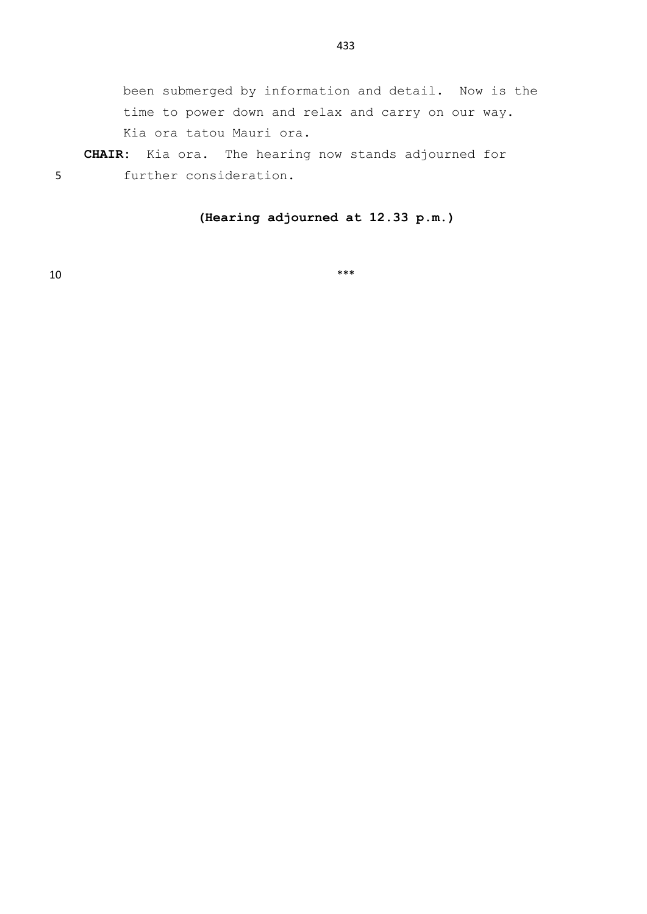been submerged by information and detail. Now is the time to power down and relax and carry on our way. Kia ora tatou Mauri ora.

**CHAIR:** Kia ora. The hearing now stands adjourned for further consideration.

**(Hearing adjourned at 12.33 p.m.)**

***